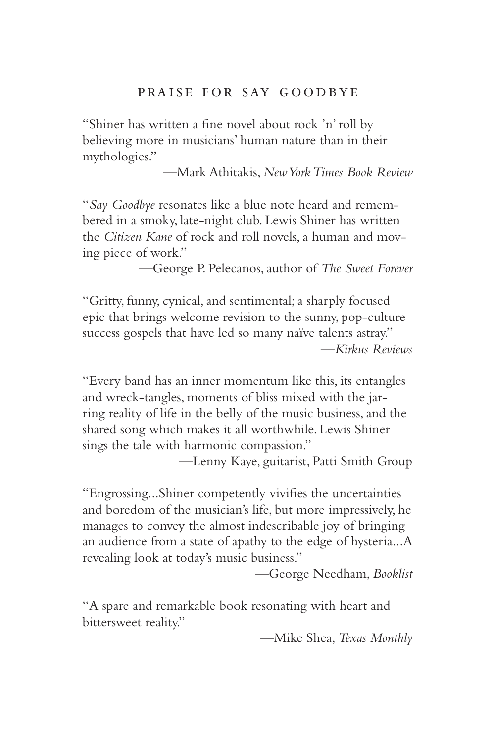# PRAISE FOR SAY GOODBYE

"Shiner has written a fine novel about rock 'n' roll by believing more in musicians' human nature than in their mythologies."

—Mark Athitakis, *New York Times Book Review*

"*Say Goodbye* resonates like a blue note heard and remembered in a smoky, late-night club. Lewis Shiner has written the *Citizen Kane* of rock and roll novels, a human and moving piece of work."

—George P. Pelecanos, author of *The Sweet Forever*

"Gritty, funny, cynical, and sentimental; a sharply focused epic that brings welcome revision to the sunny, pop-culture success gospels that have led so many naïve talents astray."

—*Kirkus Reviews*

"Every band has an inner momentum like this, its entangles and wreck-tangles, moments of bliss mixed with the jarring reality of life in the belly of the music business, and the shared song which makes it all worthwhile. Lewis Shiner sings the tale with harmonic compassion."

—Lenny Kaye, guitarist, Patti Smith Group

"Engrossing...Shiner competently vivifies the uncertainties and boredom of the musician's life, but more impressively, he manages to convey the almost indescribable joy of bringing an audience from a state of apathy to the edge of hysteria...A revealing look at today's music business."

—George Needham, *Booklist*

"A spare and remarkable book resonating with heart and bittersweet reality."

—Mike Shea, *Texas Monthly*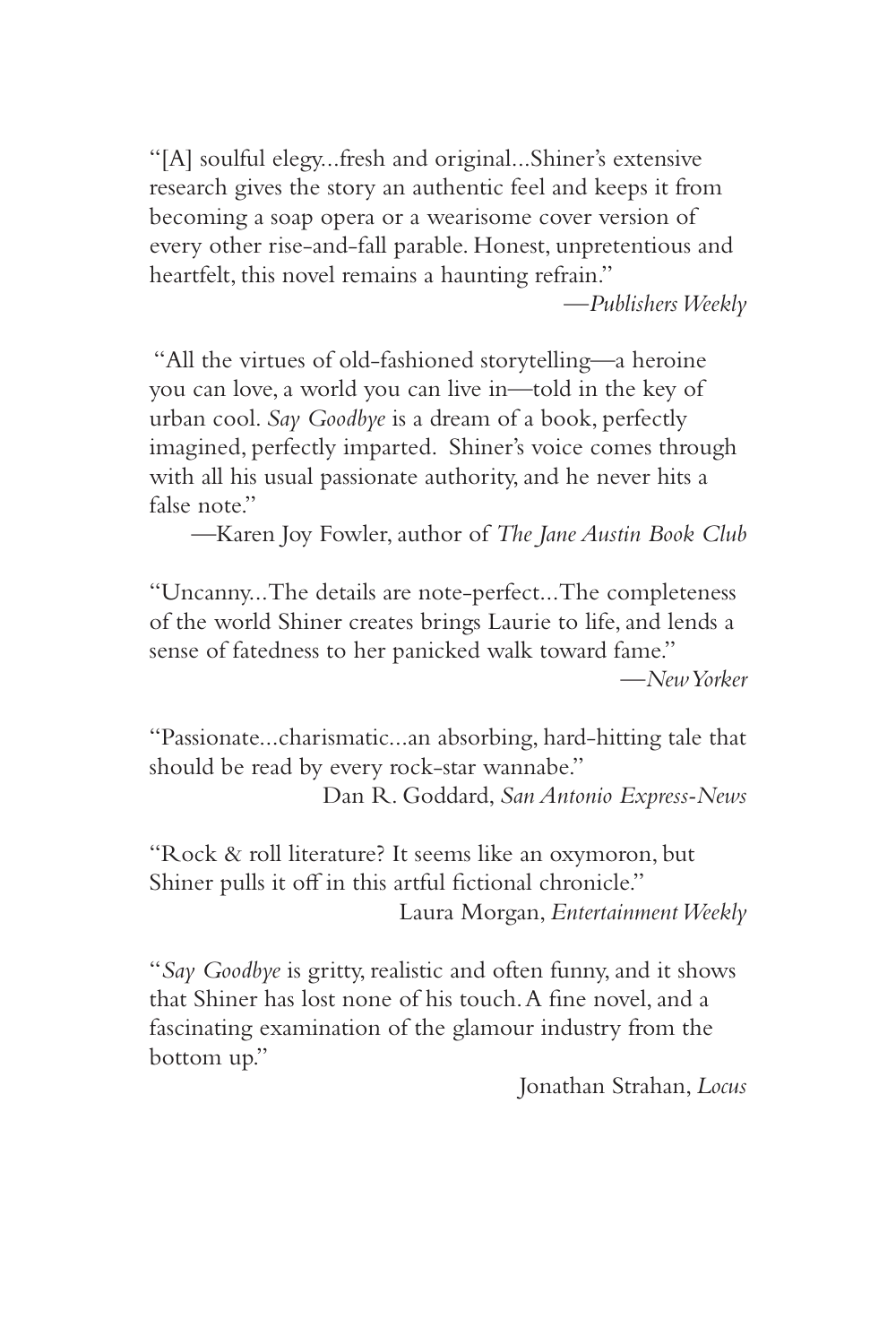"[A] soulful elegy...fresh and original...Shiner's extensive research gives the story an authentic feel and keeps it from becoming a soap opera or a wearisome cover version of every other rise-and-fall parable. Honest, unpretentious and heartfelt, this novel remains a haunting refrain."

—*Publishers Weekly*

"All the virtues of old-fashioned storytelling—a heroine you can love, a world you can live in—told in the key of urban cool. *Say Goodbye* is a dream of a book, perfectly imagined, perfectly imparted. Shiner's voice comes through with all his usual passionate authority, and he never hits a false note."

—Karen Joy Fowler, author of *The Jane Austin Book Club*

"Uncanny...The details are note-perfect...The completeness of the world Shiner creates brings Laurie to life, and lends a sense of fatedness to her panicked walk toward fame."

—*New Yorker*

"Passionate...charismatic...an absorbing, hard-hitting tale that should be read by every rock-star wannabe."

Dan R. Goddard, *San Antonio Express-News*

"Rock & roll literature? It seems like an oxymoron, but Shiner pulls it off in this artful fictional chronicle."

Laura Morgan, *Entertainment Weekly*

"*Say Goodbye* is gritty, realistic and often funny, and it shows that Shiner has lost none of his touch. A fine novel, and a fascinating examination of the glamour industry from the bottom up."

Jonathan Strahan, *Locus*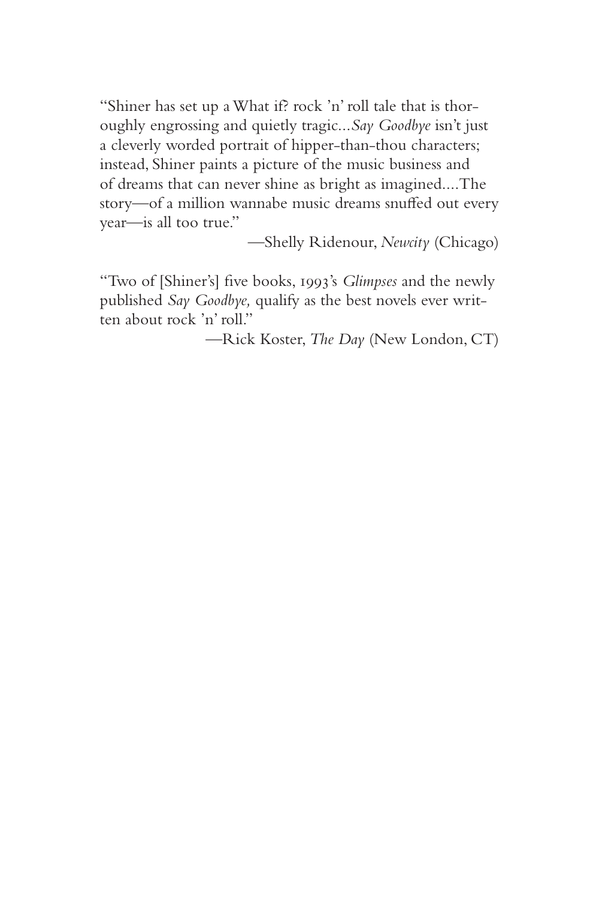"Shiner has set up a What if? rock 'n' roll tale that is thoroughly engrossing and quietly tragic...*Say Goodbye* isn't just a cleverly worded portrait of hipper-than-thou characters; instead, Shiner paints a picture of the music business and of dreams that can never shine as bright as imagined....The story—of a million wannabe music dreams snuffed out every year—is all too true."

—Shelly Ridenour, *Newcity* (Chicago)

"Two of [Shiner's] five books, 1993's *Glimpses* and the newly published *Say Goodbye,* qualify as the best novels ever written about rock 'n' roll."

—Rick Koster, *The Day* (New London, CT)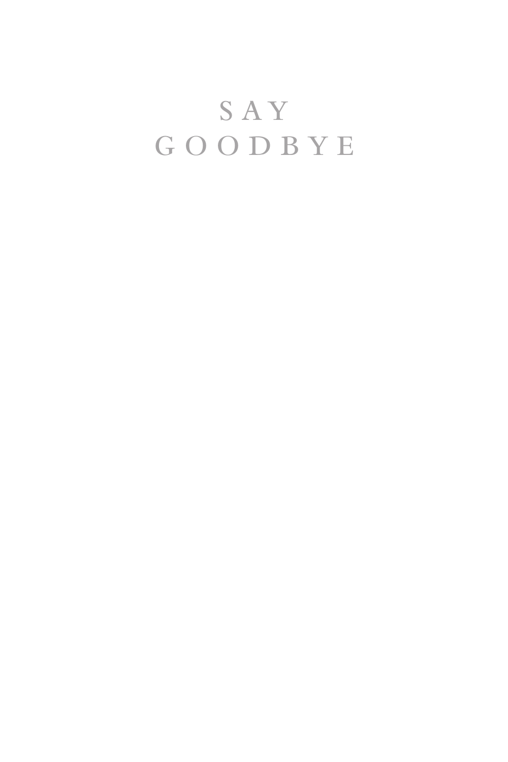# SAY GOODBYE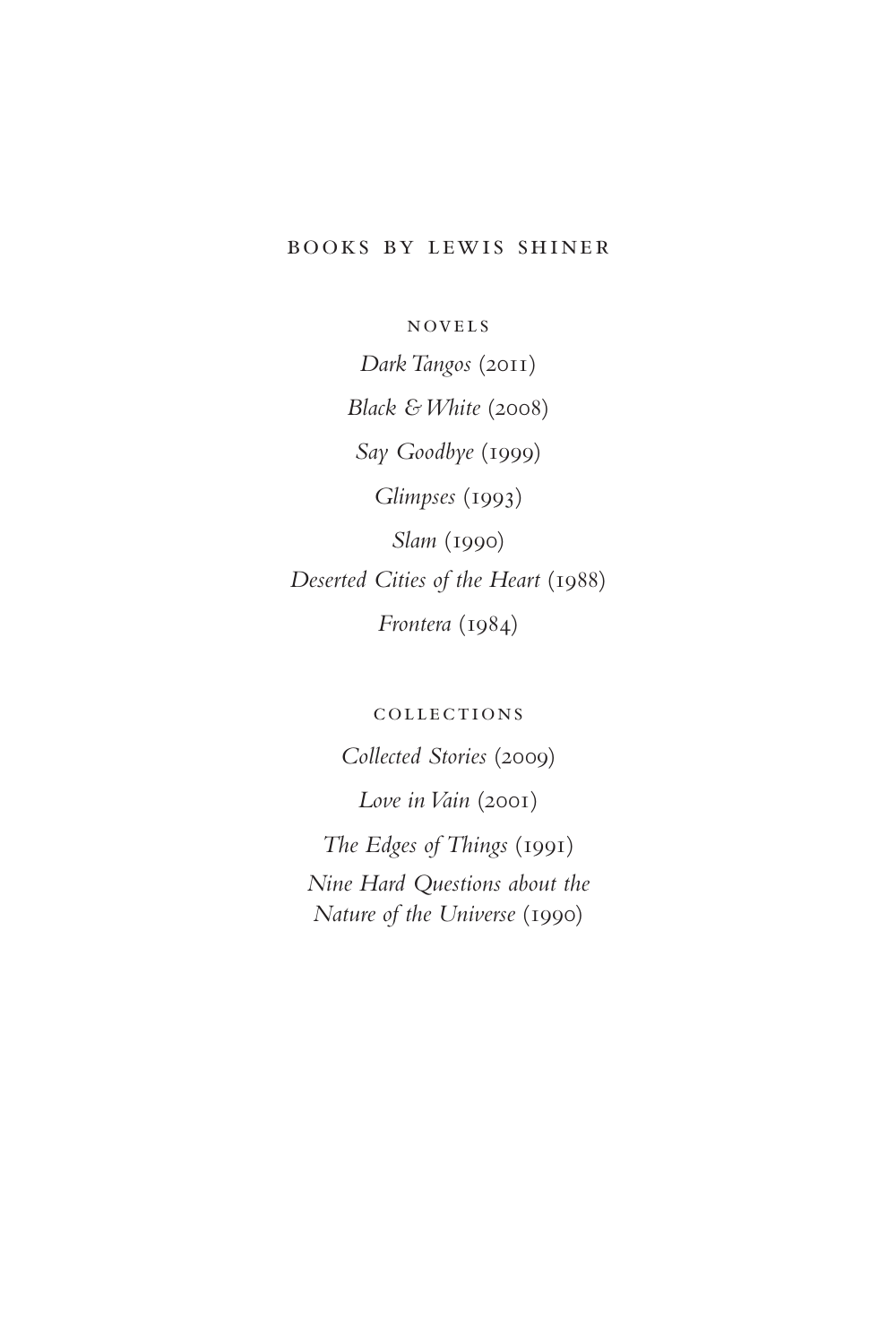# BOOKS BY LEWIS SHINER

## NOVELS

*Dark Tangos* (2011)

*Black & White* (2008)

*Say Goodbye* (1999)

*Glimpses* (1993)

*Slam* (1990)

*Deserted Cities of the Heart* (1988)

*Frontera* (1984)

## COLLECTIONS

*Collected Stories* (2009)

*Love in Vain* (2001)

*The Edges of Things* (1991)

*Nine Hard Questions about the Nature of the Universe* (1990)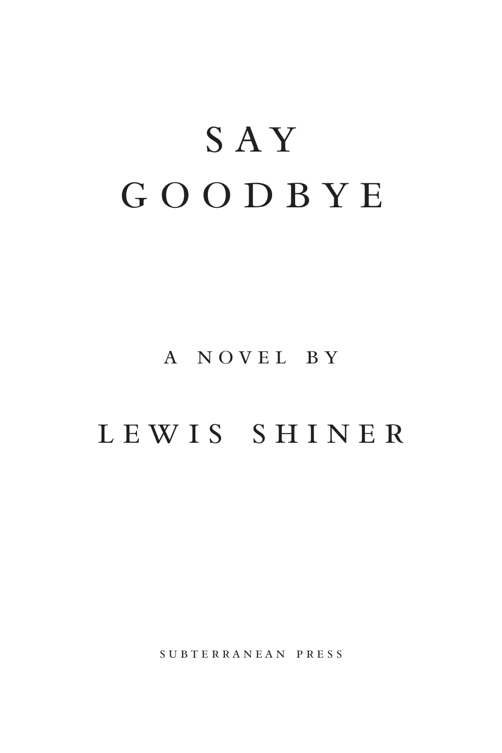# SAY GOODBYE

A NOVEL BY

LEWIS SHINER

SUBTERRANEAN PRESS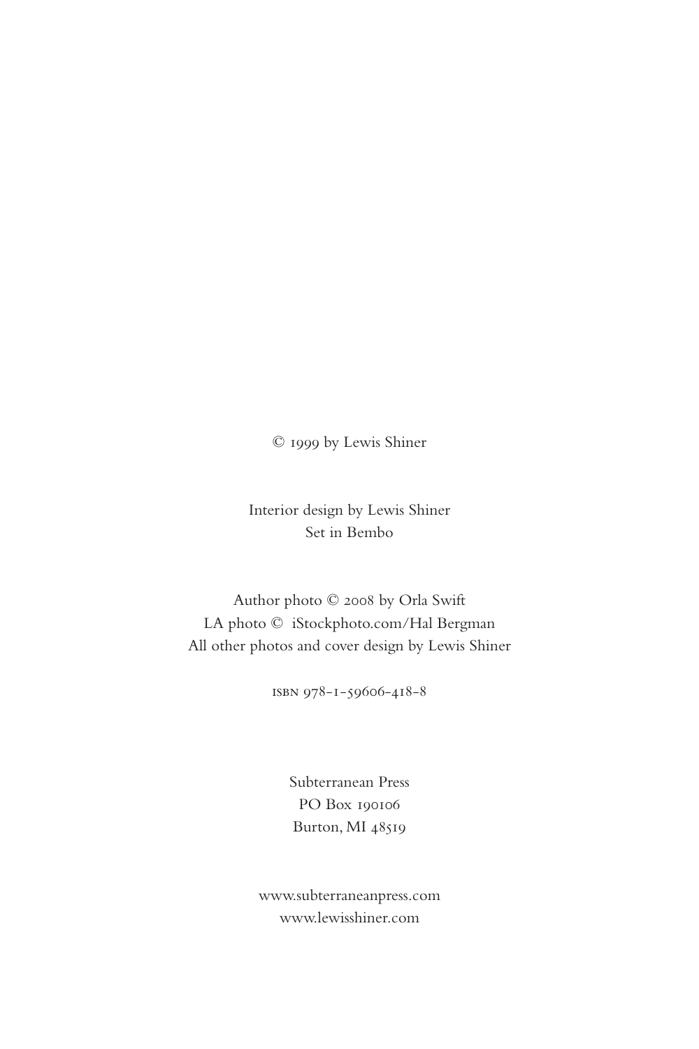© 1999 by Lewis Shiner

Interior design by Lewis Shiner
Set in Bembo

Author photo © 2008 by Orla Swift
LA photo © iStockphoto.com/Hal Bergman
All other photos and cover design by Lewis Shiner

isbn 978-1-59606-418-8

Subterranean Press
PO Box 190106
Burton, MI 48519

www.subterraneanpress.com
www.lewisshiner.com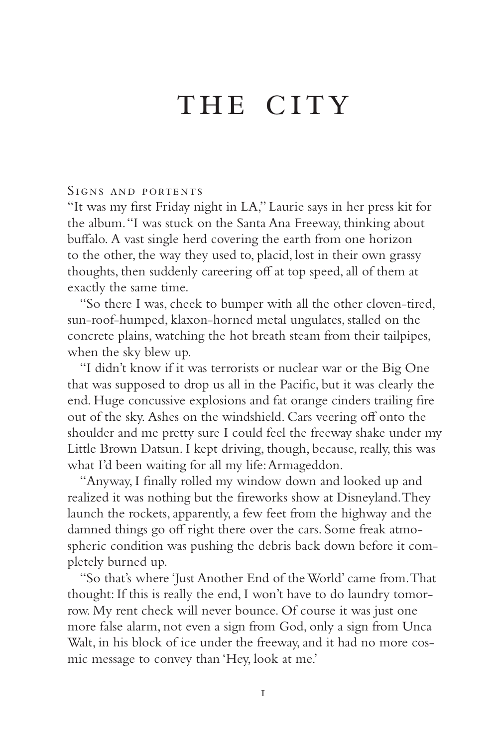# THE CITY

Signs and portents

"It was my first Friday night in LA," Laurie says in her press kit for the album. "I was stuck on the Santa Ana Freeway, thinking about buffalo. A vast single herd covering the earth from one horizon to the other, the way they used to, placid, lost in their own grassy thoughts, then suddenly careering off at top speed, all of them at exactly the same time.

"So there I was, cheek to bumper with all the other cloven-tired, sun-roof-humped, klaxon-horned metal ungulates, stalled on the concrete plains, watching the hot breath steam from their tailpipes, when the sky blew up.

"I didn't know if it was terrorists or nuclear war or the Big One that was supposed to drop us all in the Pacific, but it was clearly the end. Huge concussive explosions and fat orange cinders trailing fire out of the sky. Ashes on the windshield. Cars veering off onto the shoulder and me pretty sure I could feel the freeway shake under my Little Brown Datsun. I kept driving, though, because, really, this was what I'd been waiting for all my life: Armageddon.

"Anyway, I finally rolled my window down and looked up and realized it was nothing but the fireworks show at Disneyland. They launch the rockets, apparently, a few feet from the highway and the damned things go off right there over the cars. Some freak atmospheric condition was pushing the debris back down before it completely burned up.

"So that's where 'Just Another End of the World' came from. That thought: If this is really the end, I won't have to do laundry tomorrow. My rent check will never bounce. Of course it was just one more false alarm, not even a sign from God, only a sign from Unca Walt, in his block of ice under the freeway, and it had no more cosmic message to convey than 'Hey, look at me.'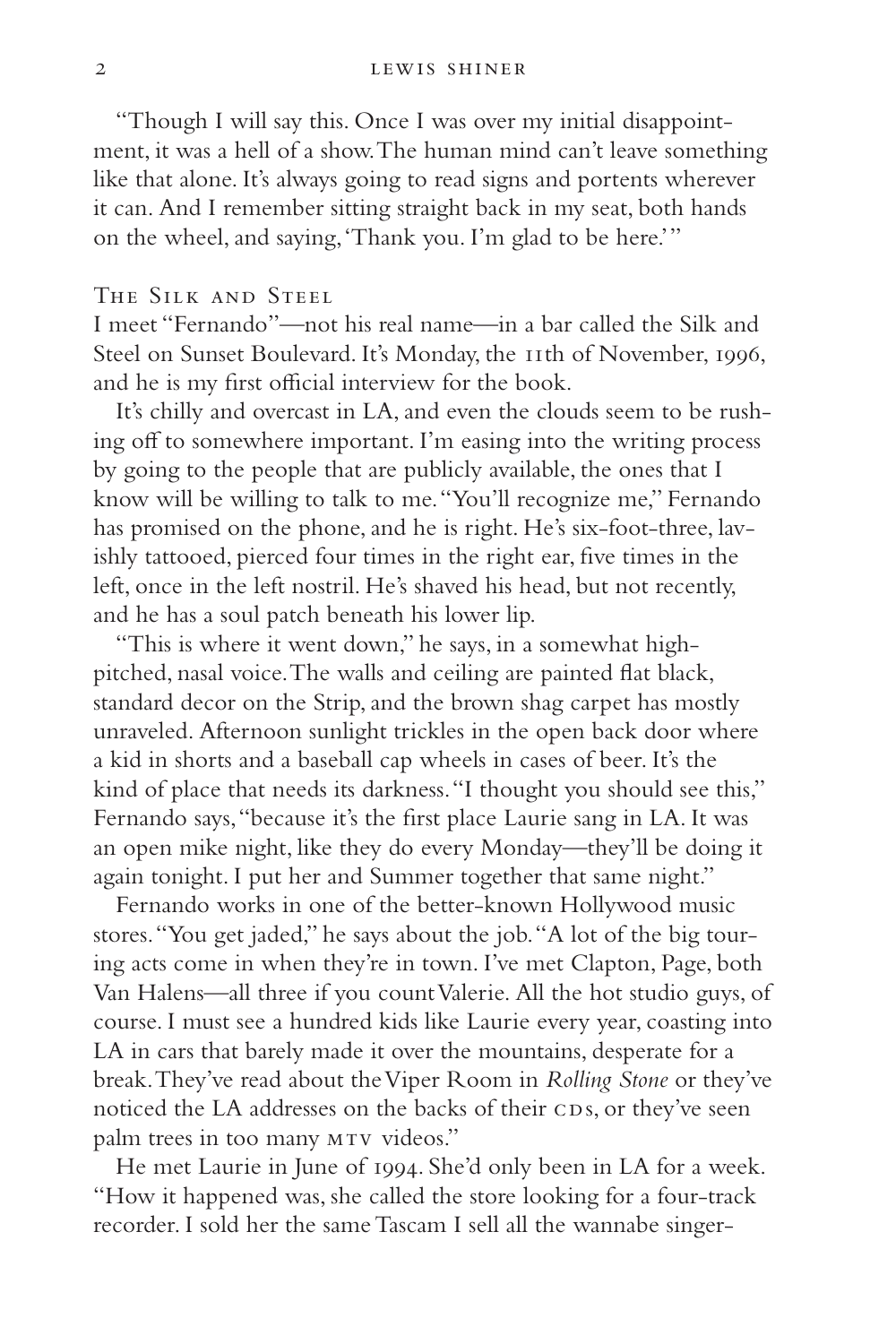"Though I will say this. Once I was over my initial disappointment, it was a hell of a show. The human mind can't leave something like that alone. It's always going to read signs and portents wherever it can. And I remember sitting straight back in my seat, both hands on the wheel, and saying, 'Thank you. I'm glad to be here.'"

## The Silk and Steel

I meet "Fernando"—not his real name—in a bar called the Silk and Steel on Sunset Boulevard. It's Monday, the 11th of November, 1996, and he is my first official interview for the book.

It's chilly and overcast in LA, and even the clouds seem to be rushing off to somewhere important. I'm easing into the writing process by going to the people that are publicly available, the ones that I know will be willing to talk to me. "You'll recognize me," Fernando has promised on the phone, and he is right. He's six-foot-three, lavishly tattooed, pierced four times in the right ear, five times in the left, once in the left nostril. He's shaved his head, but not recently, and he has a soul patch beneath his lower lip.

"This is where it went down," he says, in a somewhat high-pitched, nasal voice. The walls and ceiling are painted flat black, standard decor on the Strip, and the brown shag carpet has mostly unraveled. Afternoon sunlight trickles in the open back door where a kid in shorts and a baseball cap wheels in cases of beer. It's the kind of place that needs its darkness. "I thought you should see this," Fernando says, "because it's the first place Laurie sang in LA. It was an open mike night, like they do every Monday—they'll be doing it again tonight. I put her and Summer together that same night."

Fernando works in one of the better-known Hollywood music stores. "You get jaded," he says about the job. "A lot of the big touring acts come in when they're in town. I've met Clapton, Page, both Van Halens—all three if you count Valerie. All the hot studio guys, of course. I must see a hundred kids like Laurie every year, coasting into LA in cars that barely made it over the mountains, desperate for a break. They've read about the Viper Room in *Rolling Stone* or they've noticed the LA addresses on the backs of their CDs, or they've seen palm trees in too many MTV videos."

He met Laurie in June of 1994. She'd only been in LA for a week. "How it happened was, she called the store looking for a four-track recorder. I sold her the same Tascam I sell all the wannabe singer-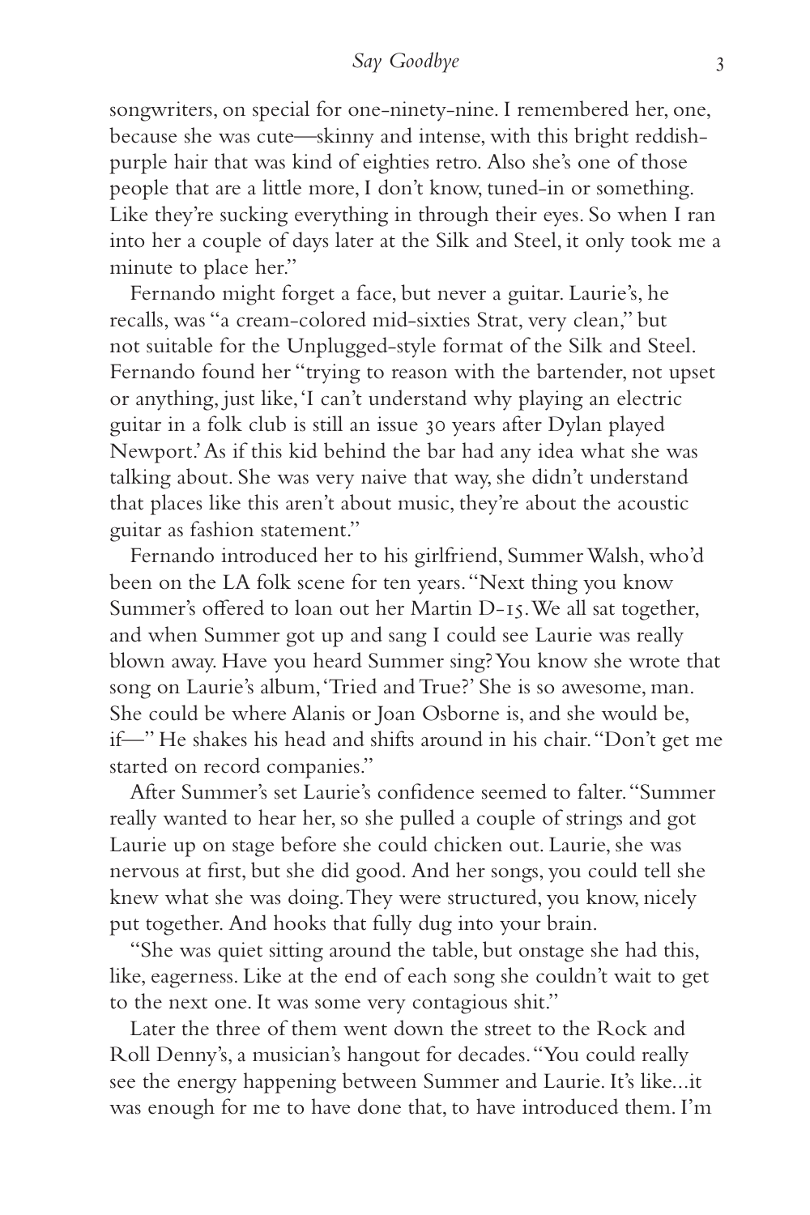songwriters, on special for one-ninety-nine. I remembered her, one, because she was cute—skinny and intense, with this bright reddish-purple hair that was kind of eighties retro. Also she's one of those people that are a little more, I don't know, tuned-in or something. Like they're sucking everything in through their eyes. So when I ran into her a couple of days later at the Silk and Steel, it only took me a minute to place her."

Fernando might forget a face, but never a guitar. Laurie's, he recalls, was "a cream-colored mid-sixties Strat, very clean," but not suitable for the Unplugged-style format of the Silk and Steel. Fernando found her "trying to reason with the bartender, not upset or anything, just like, 'I can't understand why playing an electric guitar in a folk club is still an issue 30 years after Dylan played Newport.' As if this kid behind the bar had any idea what she was talking about. She was very naive that way, she didn't understand that places like this aren't about music, they're about the acoustic guitar as fashion statement."

Fernando introduced her to his girlfriend, Summer Walsh, who'd been on the LA folk scene for ten years. "Next thing you know Summer's offered to loan out her Martin D-15. We all sat together, and when Summer got up and sang I could see Laurie was really blown away. Have you heard Summer sing? You know she wrote that song on Laurie's album, 'Tried and True?' She is so awesome, man. She could be where Alanis or Joan Osborne is, and she would be, if—" He shakes his head and shifts around in his chair. "Don't get me started on record companies."

After Summer's set Laurie's confidence seemed to falter. "Summer really wanted to hear her, so she pulled a couple of strings and got Laurie up on stage before she could chicken out. Laurie, she was nervous at first, but she did good. And her songs, you could tell she knew what she was doing. They were structured, you know, nicely put together. And hooks that fully dug into your brain.

"She was quiet sitting around the table, but onstage she had this, like, eagerness. Like at the end of each song she couldn't wait to get to the next one. It was some very contagious shit."

Later the three of them went down the street to the Rock and Roll Denny's, a musician's hangout for decades. "You could really see the energy happening between Summer and Laurie. It's like...it was enough for me to have done that, to have introduced them. I'm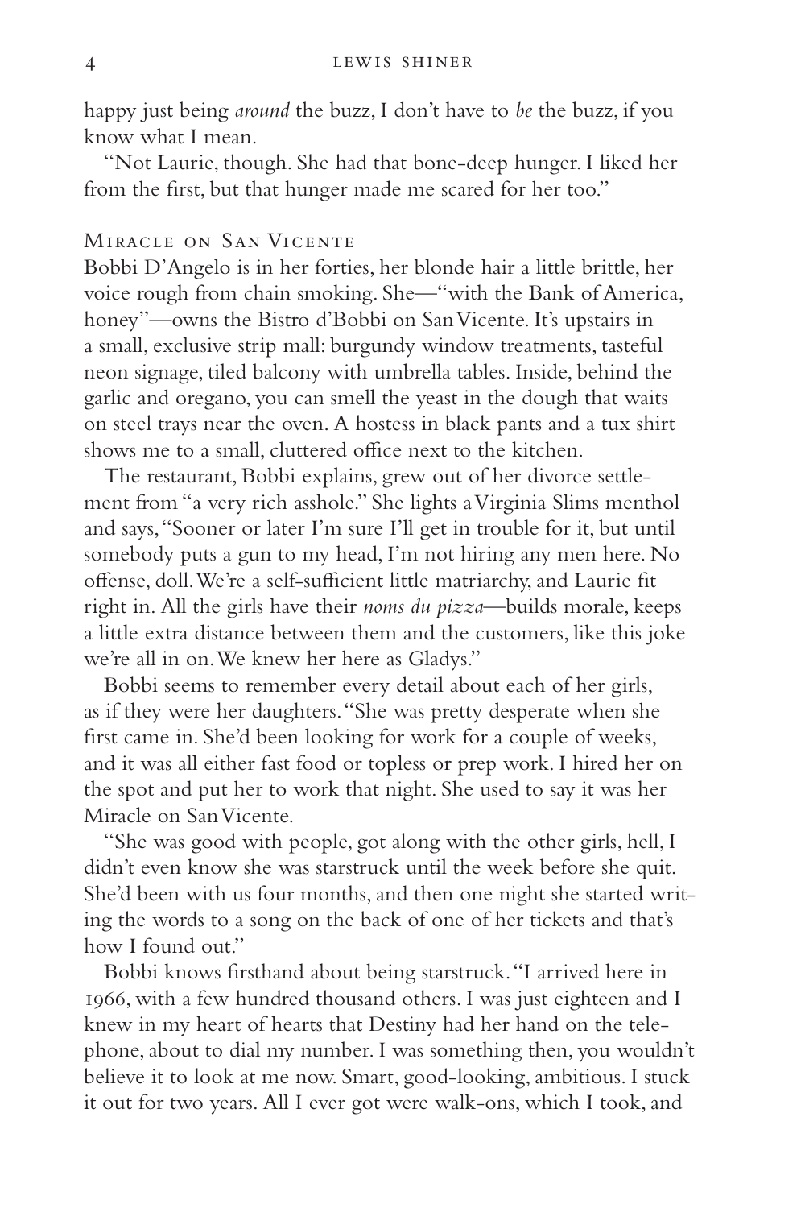happy just being *around* the buzz, I don't have to *be* the buzz, if you know what I mean.

"Not Laurie, though. She had that bone-deep hunger. I liked her from the first, but that hunger made me scared for her too."

### Miracle on San Vicente

Bobbi D'Angelo is in her forties, her blonde hair a little brittle, her voice rough from chain smoking. She—"with the Bank of America, honey"—owns the Bistro d'Bobbi on San Vicente. It's upstairs in a small, exclusive strip mall: burgundy window treatments, tasteful neon signage, tiled balcony with umbrella tables. Inside, behind the garlic and oregano, you can smell the yeast in the dough that waits on steel trays near the oven. A hostess in black pants and a tux shirt shows me to a small, cluttered office next to the kitchen.

The restaurant, Bobbi explains, grew out of her divorce settlement from "a very rich asshole." She lights a Virginia Slims menthol and says, "Sooner or later I'm sure I'll get in trouble for it, but until somebody puts a gun to my head, I'm not hiring any men here. No offense, doll. We're a self-sufficient little matriarchy, and Laurie fit right in. All the girls have their *noms du pizza*—builds morale, keeps a little extra distance between them and the customers, like this joke we're all in on. We knew her here as Gladys."

Bobbi seems to remember every detail about each of her girls, as if they were her daughters. "She was pretty desperate when she first came in. She'd been looking for work for a couple of weeks, and it was all either fast food or topless or prep work. I hired her on the spot and put her to work that night. She used to say it was her Miracle on San Vicente.

"She was good with people, got along with the other girls, hell, I didn't even know she was starstruck until the week before she quit. She'd been with us four months, and then one night she started writing the words to a song on the back of one of her tickets and that's how I found out."

Bobbi knows firsthand about being starstruck. "I arrived here in 1966, with a few hundred thousand others. I was just eighteen and I knew in my heart of hearts that Destiny had her hand on the telephone, about to dial my number. I was something then, you wouldn't believe it to look at me now. Smart, good-looking, ambitious. I stuck it out for two years. All I ever got were walk-ons, which I took, and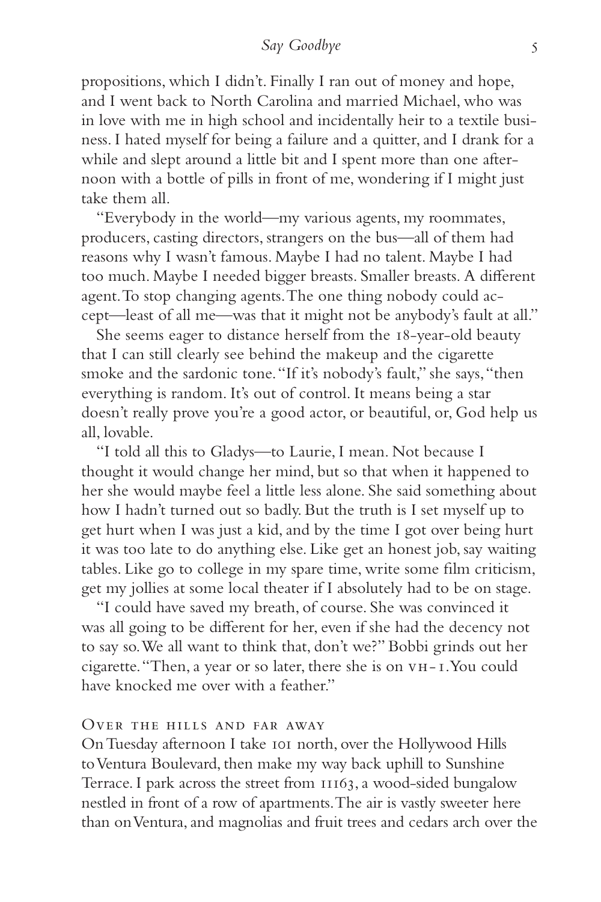propositions, which I didn't. Finally I ran out of money and hope, and I went back to North Carolina and married Michael, who was in love with me in high school and incidentally heir to a textile business. I hated myself for being a failure and a quitter, and I drank for a while and slept around a little bit and I spent more than one afternoon with a bottle of pills in front of me, wondering if I might just take them all.

"Everybody in the world—my various agents, my roommates, producers, casting directors, strangers on the bus—all of them had reasons why I wasn't famous. Maybe I had no talent. Maybe I had too much. Maybe I needed bigger breasts. Smaller breasts. A different agent. To stop changing agents. The one thing nobody could accept—least of all me—was that it might not be anybody's fault at all."

She seems eager to distance herself from the 18-year-old beauty that I can still clearly see behind the makeup and the cigarette smoke and the sardonic tone. "If it's nobody's fault," she says, "then everything is random. It's out of control. It means being a star doesn't really prove you're a good actor, or beautiful, or, God help us all, lovable.

"I told all this to Gladys—to Laurie, I mean. Not because I thought it would change her mind, but so that when it happened to her she would maybe feel a little less alone. She said something about how I hadn't turned out so badly. But the truth is I set myself up to get hurt when I was just a kid, and by the time I got over being hurt it was too late to do anything else. Like get an honest job, say waiting tables. Like go to college in my spare time, write some film criticism, get my jollies at some local theater if I absolutely had to be on stage.

"I could have saved my breath, of course. She was convinced it was all going to be different for her, even if she had the decency not to say so. We all want to think that, don't we?" Bobbi grinds out her cigarette. "Then, a year or so later, there she is on VH-1. You could have knocked me over with a feather."

Over the hills and far away

On Tuesday afternoon I take 101 north, over the Hollywood Hills to Ventura Boulevard, then make my way back uphill to Sunshine Terrace. I park across the street from 11163, a wood-sided bungalow nestled in front of a row of apartments. The air is vastly sweeter here than on Ventura, and magnolias and fruit trees and cedars arch over the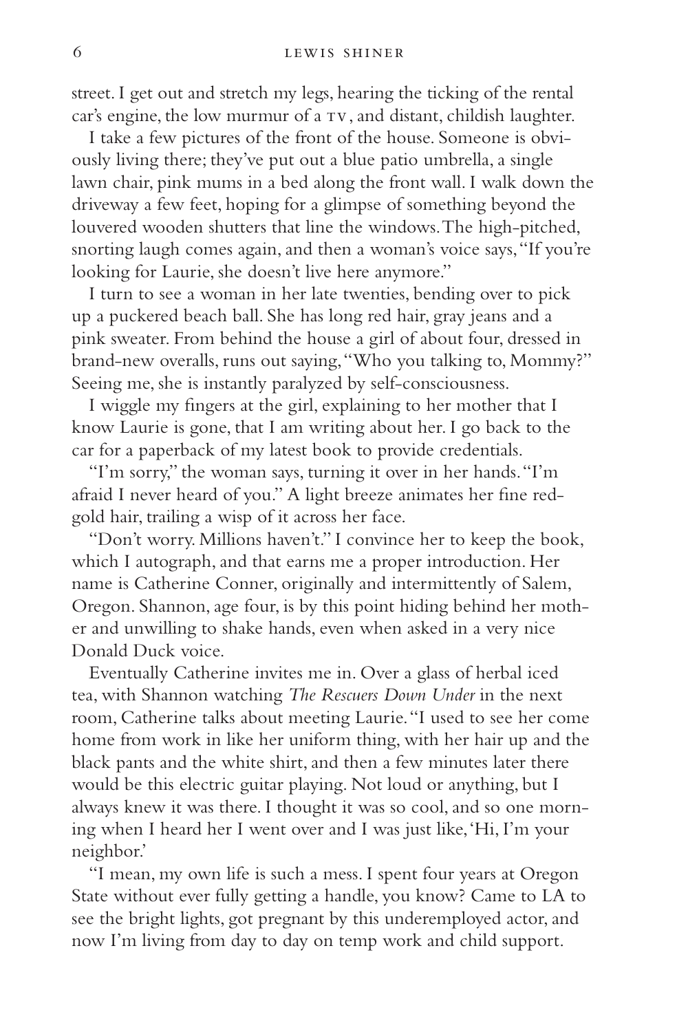street. I get out and stretch my legs, hearing the ticking of the rental car's engine, the low murmur of a TV, and distant, childish laughter.

I take a few pictures of the front of the house. Someone is obviously living there; they've put out a blue patio umbrella, a single lawn chair, pink mums in a bed along the front wall. I walk down the driveway a few feet, hoping for a glimpse of something beyond the louvered wooden shutters that line the windows. The high-pitched, snorting laugh comes again, and then a woman's voice says, "If you're looking for Laurie, she doesn't live here anymore."

I turn to see a woman in her late twenties, bending over to pick up a puckered beach ball. She has long red hair, gray jeans and a pink sweater. From behind the house a girl of about four, dressed in brand-new overalls, runs out saying, "Who you talking to, Mommy?" Seeing me, she is instantly paralyzed by self-consciousness.

I wiggle my fingers at the girl, explaining to her mother that I know Laurie is gone, that I am writing about her. I go back to the car for a paperback of my latest book to provide credentials.

"I'm sorry," the woman says, turning it over in her hands. "I'm afraid I never heard of you." A light breeze animates her fine red-gold hair, trailing a wisp of it across her face.

"Don't worry. Millions haven't." I convince her to keep the book, which I autograph, and that earns me a proper introduction. Her name is Catherine Conner, originally and intermittently of Salem, Oregon. Shannon, age four, is by this point hiding behind her mother and unwilling to shake hands, even when asked in a very nice Donald Duck voice.

Eventually Catherine invites me in. Over a glass of herbal iced tea, with Shannon watching *The Rescuers Down Under* in the next room, Catherine talks about meeting Laurie. "I used to see her come home from work in like her uniform thing, with her hair up and the black pants and the white shirt, and then a few minutes later there would be this electric guitar playing. Not loud or anything, but I always knew it was there. I thought it was so cool, and so one morning when I heard her I went over and I was just like, 'Hi, I'm your neighbor.'

"I mean, my own life is such a mess. I spent four years at Oregon State without ever fully getting a handle, you know? Came to LA to see the bright lights, got pregnant by this underemployed actor, and now I'm living from day to day on temp work and child support.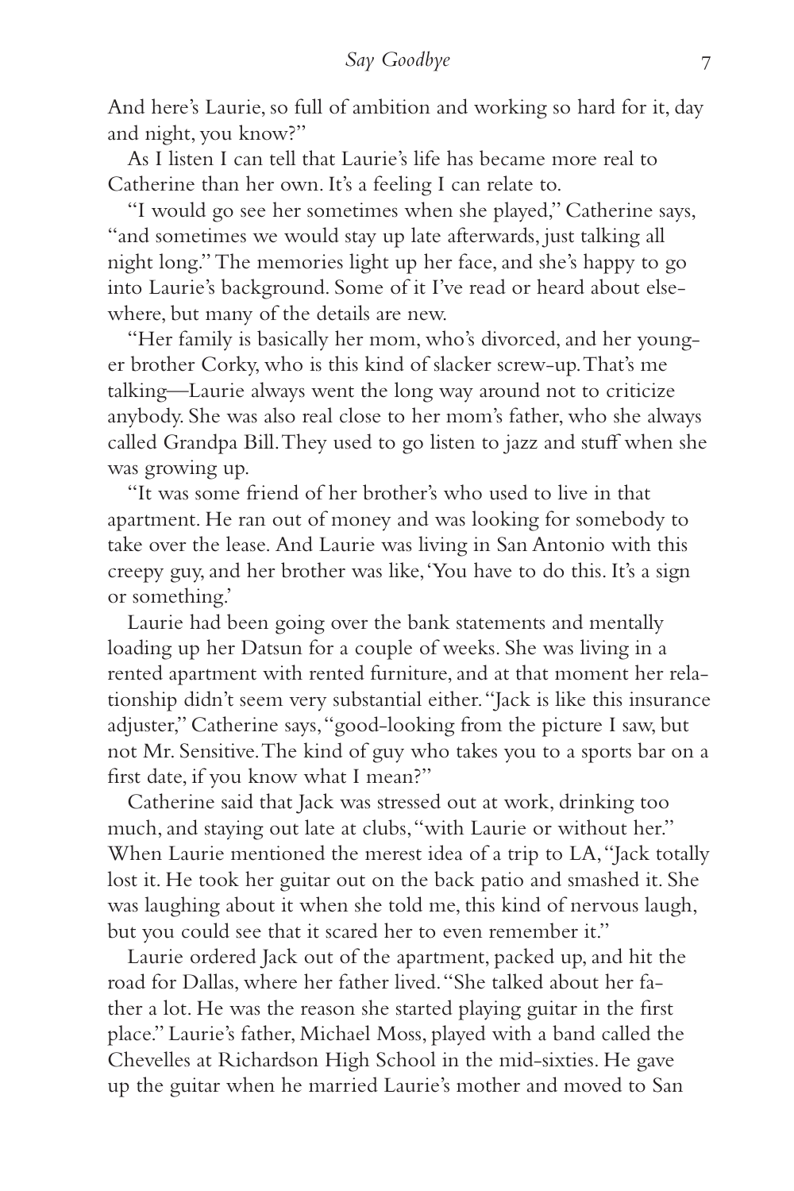And here's Laurie, so full of ambition and working so hard for it, day and night, you know?"

As I listen I can tell that Laurie's life has became more real to Catherine than her own. It's a feeling I can relate to.

"I would go see her sometimes when she played," Catherine says, "and sometimes we would stay up late afterwards, just talking all night long." The memories light up her face, and she's happy to go into Laurie's background. Some of it I've read or heard about elsewhere, but many of the details are new.

"Her family is basically her mom, who's divorced, and her younger brother Corky, who is this kind of slacker screw-up. That's me talking—Laurie always went the long way around not to criticize anybody. She was also real close to her mom's father, who she always called Grandpa Bill. They used to go listen to jazz and stuff when she was growing up.

"It was some friend of her brother's who used to live in that apartment. He ran out of money and was looking for somebody to take over the lease. And Laurie was living in San Antonio with this creepy guy, and her brother was like, 'You have to do this. It's a sign or something.'

Laurie had been going over the bank statements and mentally loading up her Datsun for a couple of weeks. She was living in a rented apartment with rented furniture, and at that moment her relationship didn't seem very substantial either. "Jack is like this insurance adjuster," Catherine says, "good-looking from the picture I saw, but not Mr. Sensitive. The kind of guy who takes you to a sports bar on a first date, if you know what I mean?"

Catherine said that Jack was stressed out at work, drinking too much, and staying out late at clubs, "with Laurie or without her." When Laurie mentioned the merest idea of a trip to LA, "Jack totally lost it. He took her guitar out on the back patio and smashed it. She was laughing about it when she told me, this kind of nervous laugh, but you could see that it scared her to even remember it."

Laurie ordered Jack out of the apartment, packed up, and hit the road for Dallas, where her father lived. "She talked about her father a lot. He was the reason she started playing guitar in the first place." Laurie's father, Michael Moss, played with a band called the Chevelles at Richardson High School in the mid-sixties. He gave up the guitar when he married Laurie's mother and moved to San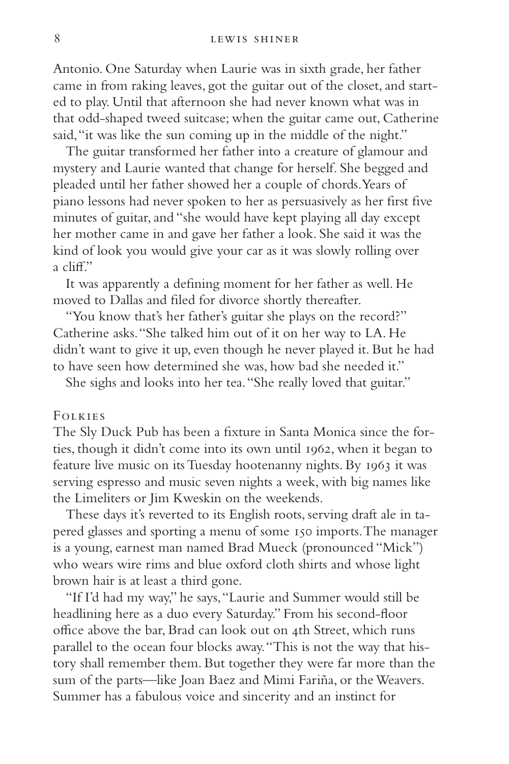Antonio. One Saturday when Laurie was in sixth grade, her father came in from raking leaves, got the guitar out of the closet, and started to play. Until that afternoon she had never known what was in that odd-shaped tweed suitcase; when the guitar came out, Catherine said, "it was like the sun coming up in the middle of the night."

The guitar transformed her father into a creature of glamour and mystery and Laurie wanted that change for herself. She begged and pleaded until her father showed her a couple of chords. Years of piano lessons had never spoken to her as persuasively as her first five minutes of guitar, and "she would have kept playing all day except her mother came in and gave her father a look. She said it was the kind of look you would give your car as it was slowly rolling over a cliff."

It was apparently a defining moment for her father as well. He moved to Dallas and filed for divorce shortly thereafter.

"You know that's her father's guitar she plays on the record?" Catherine asks. "She talked him out of it on her way to LA. He didn't want to give it up, even though he never played it. But he had to have seen how determined she was, how bad she needed it."

She sighs and looks into her tea. "She really loved that guitar."

## Folkies

The Sly Duck Pub has been a fixture in Santa Monica since the forties, though it didn't come into its own until 1962, when it began to feature live music on its Tuesday hootenanny nights. By 1963 it was serving espresso and music seven nights a week, with big names like the Limeliters or Jim Kweskin on the weekends.

These days it's reverted to its English roots, serving draft ale in tapered glasses and sporting a menu of some 150 imports. The manager is a young, earnest man named Brad Mueck (pronounced "Mick") who wears wire rims and blue oxford cloth shirts and whose light brown hair is at least a third gone.

"If I'd had my way," he says, "Laurie and Summer would still be headlining here as a duo every Saturday." From his second-floor office above the bar, Brad can look out on 4th Street, which runs parallel to the ocean four blocks away. "This is not the way that history shall remember them. But together they were far more than the sum of the parts—like Joan Baez and Mimi Fariña, or the Weavers. Summer has a fabulous voice and sincerity and an instinct for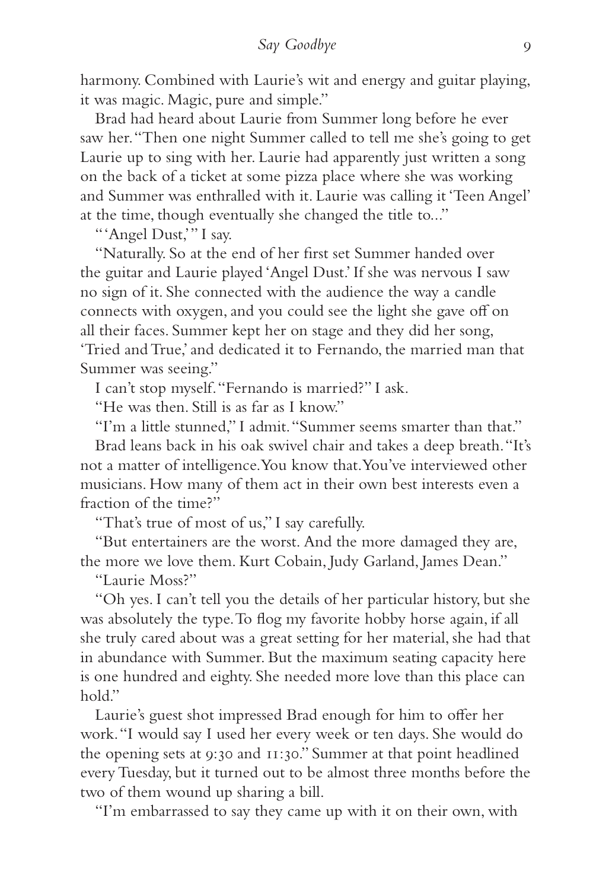harmony. Combined with Laurie's wit and energy and guitar playing, it was magic. Magic, pure and simple."

Brad had heard about Laurie from Summer long before he ever saw her. "Then one night Summer called to tell me she's going to get Laurie up to sing with her. Laurie had apparently just written a song on the back of a ticket at some pizza place where she was working and Summer was enthralled with it. Laurie was calling it 'Teen Angel' at the time, though eventually she changed the title to..."

"'Angel Dust,'" I say.

"Naturally. So at the end of her first set Summer handed over the guitar and Laurie played 'Angel Dust.' If she was nervous I saw no sign of it. She connected with the audience the way a candle connects with oxygen, and you could see the light she gave off on all their faces. Summer kept her on stage and they did her song, 'Tried and True,' and dedicated it to Fernando, the married man that Summer was seeing."

I can't stop myself. "Fernando is married?" I ask.

"He was then. Still is as far as I know."

"I'm a little stunned," I admit. "Summer seems smarter than that."

Brad leans back in his oak swivel chair and takes a deep breath. "It's not a matter of intelligence. You know that. You've interviewed other musicians. How many of them act in their own best interests even a fraction of the time?"

"That's true of most of us," I say carefully.

"But entertainers are the worst. And the more damaged they are, the more we love them. Kurt Cobain, Judy Garland, James Dean."

"Laurie Moss?"

"Oh yes. I can't tell you the details of her particular history, but she was absolutely the type. To flog my favorite hobby horse again, if all she truly cared about was a great setting for her material, she had that in abundance with Summer. But the maximum seating capacity here is one hundred and eighty. She needed more love than this place can hold."

Laurie's guest shot impressed Brad enough for him to offer her work. "I would say I used her every week or ten days. She would do the opening sets at 9:30 and 11:30." Summer at that point headlined every Tuesday, but it turned out to be almost three months before the two of them wound up sharing a bill.

"I'm embarrassed to say they came up with it on their own, with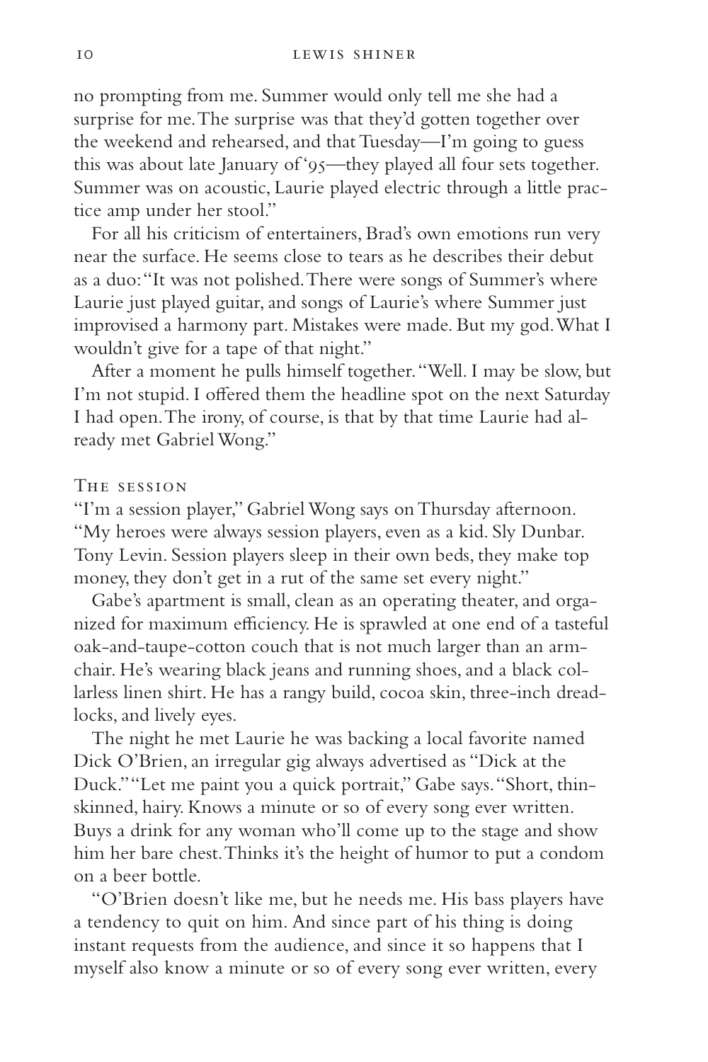no prompting from me. Summer would only tell me she had a surprise for me. The surprise was that they'd gotten together over the weekend and rehearsed, and that Tuesday—I'm going to guess this was about late January of '95—they played all four sets together. Summer was on acoustic, Laurie played electric through a little practice amp under her stool."

For all his criticism of entertainers, Brad's own emotions run very near the surface. He seems close to tears as he describes their debut as a duo: "It was not polished. There were songs of Summer's where Laurie just played guitar, and songs of Laurie's where Summer just improvised a harmony part. Mistakes were made. But my god. What I wouldn't give for a tape of that night."

After a moment he pulls himself together. "Well. I may be slow, but I'm not stupid. I offered them the headline spot on the next Saturday I had open. The irony, of course, is that by that time Laurie had already met Gabriel Wong."

### The session

"I'm a session player," Gabriel Wong says on Thursday afternoon. "My heroes were always session players, even as a kid. Sly Dunbar. Tony Levin. Session players sleep in their own beds, they make top money, they don't get in a rut of the same set every night."

Gabe's apartment is small, clean as an operating theater, and organized for maximum efficiency. He is sprawled at one end of a tasteful oak-and-taupe-cotton couch that is not much larger than an armchair. He's wearing black jeans and running shoes, and a black collarless linen shirt. He has a rangy build, cocoa skin, three-inch dreadlocks, and lively eyes.

The night he met Laurie he was backing a local favorite named Dick O'Brien, an irregular gig always advertised as "Dick at the Duck." "Let me paint you a quick portrait," Gabe says. "Short, thin-skinned, hairy. Knows a minute or so of every song ever written. Buys a drink for any woman who'll come up to the stage and show him her bare chest. Thinks it's the height of humor to put a condom on a beer bottle.

"O'Brien doesn't like me, but he needs me. His bass players have a tendency to quit on him. And since part of his thing is doing instant requests from the audience, and since it so happens that I myself also know a minute or so of every song ever written, every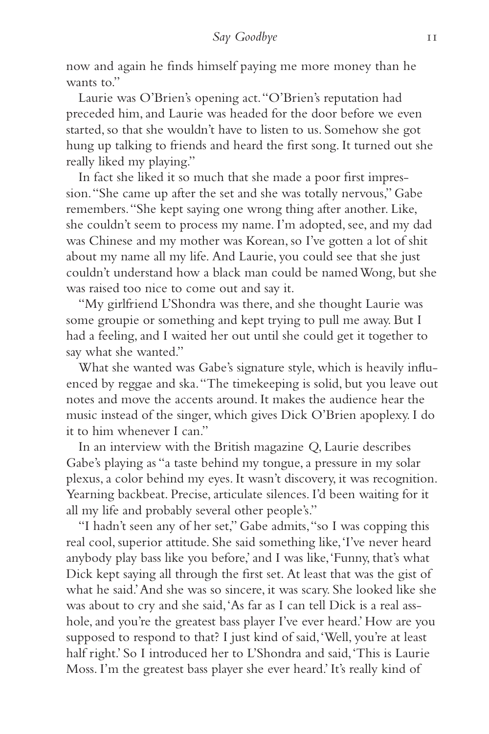now and again he finds himself paying me more money than he wants to."

Laurie was O'Brien's opening act. "O'Brien's reputation had preceded him, and Laurie was headed for the door before we even started, so that she wouldn't have to listen to us. Somehow she got hung up talking to friends and heard the first song. It turned out she really liked my playing."

In fact she liked it so much that she made a poor first impression. "She came up after the set and she was totally nervous," Gabe remembers. "She kept saying one wrong thing after another. Like, she couldn't seem to process my name. I'm adopted, see, and my dad was Chinese and my mother was Korean, so I've gotten a lot of shit about my name all my life. And Laurie, you could see that she just couldn't understand how a black man could be named Wong, but she was raised too nice to come out and say it.

"My girlfriend L'Shondra was there, and she thought Laurie was some groupie or something and kept trying to pull me away. But I had a feeling, and I waited her out until she could get it together to say what she wanted."

What she wanted was Gabe's signature style, which is heavily influenced by reggae and ska. "The timekeeping is solid, but you leave out notes and move the accents around. It makes the audience hear the music instead of the singer, which gives Dick O'Brien apoplexy. I do it to him whenever I can."

In an interview with the British magazine *Q*, Laurie describes Gabe's playing as "a taste behind my tongue, a pressure in my solar plexus, a color behind my eyes. It wasn't discovery, it was recognition. Yearning backbeat. Precise, articulate silences. I'd been waiting for it all my life and probably several other people's."

"I hadn't seen any of her set," Gabe admits, "so I was copping this real cool, superior attitude. She said something like, 'I've never heard anybody play bass like you before,' and I was like, 'Funny, that's what Dick kept saying all through the first set. At least that was the gist of what he said.' And she was so sincere, it was scary. She looked like she was about to cry and she said, 'As far as I can tell Dick is a real asshole, and you're the greatest bass player I've ever heard.' How are you supposed to respond to that? I just kind of said, 'Well, you're at least half right.' So I introduced her to L'Shondra and said, 'This is Laurie Moss. I'm the greatest bass player she ever heard.' It's really kind of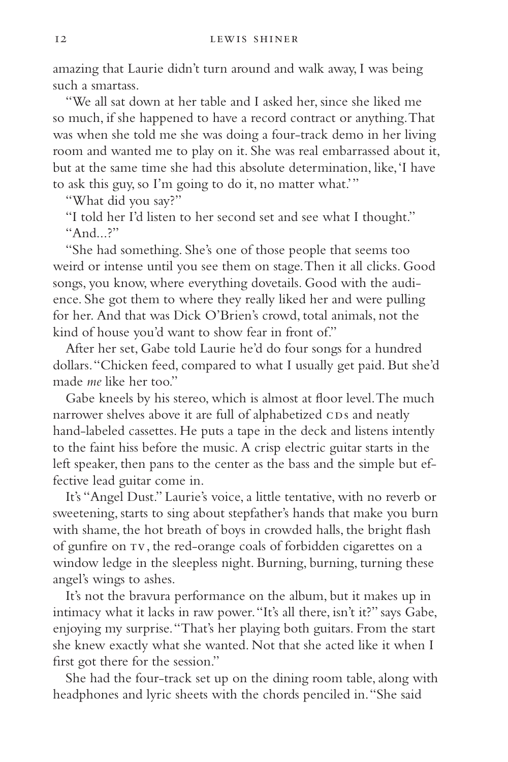amazing that Laurie didn't turn around and walk away, I was being such a smartass.

"We all sat down at her table and I asked her, since she liked me so much, if she happened to have a record contract or anything. That was when she told me she was doing a four-track demo in her living room and wanted me to play on it. She was real embarrassed about it, but at the same time she had this absolute determination, like, 'I have to ask this guy, so I'm going to do it, no matter what.'"

"What did you say?"

"I told her I'd listen to her second set and see what I thought."

"And...?"

"She had something. She's one of those people that seems too weird or intense until you see them on stage. Then it all clicks. Good songs, you know, where everything dovetails. Good with the audience. She got them to where they really liked her and were pulling for her. And that was Dick O'Brien's crowd, total animals, not the kind of house you'd want to show fear in front of."

After her set, Gabe told Laurie he'd do four songs for a hundred dollars. "Chicken feed, compared to what I usually get paid. But she'd made *me* like her too."

Gabe kneels by his stereo, which is almost at floor level. The much narrower shelves above it are full of alphabetized CDs and neatly hand-labeled cassettes. He puts a tape in the deck and listens intently to the faint hiss before the music. A crisp electric guitar starts in the left speaker, then pans to the center as the bass and the simple but effective lead guitar come in.

It's "Angel Dust." Laurie's voice, a little tentative, with no reverb or sweetening, starts to sing about stepfather's hands that make you burn with shame, the hot breath of boys in crowded halls, the bright flash of gunfire on TV, the red-orange coals of forbidden cigarettes on a window ledge in the sleepless night. Burning, burning, turning these angel's wings to ashes.

It's not the bravura performance on the album, but it makes up in intimacy what it lacks in raw power. "It's all there, isn't it?" says Gabe, enjoying my surprise. "That's her playing both guitars. From the start she knew exactly what she wanted. Not that she acted like it when I first got there for the session."

She had the four-track set up on the dining room table, along with headphones and lyric sheets with the chords penciled in. "She said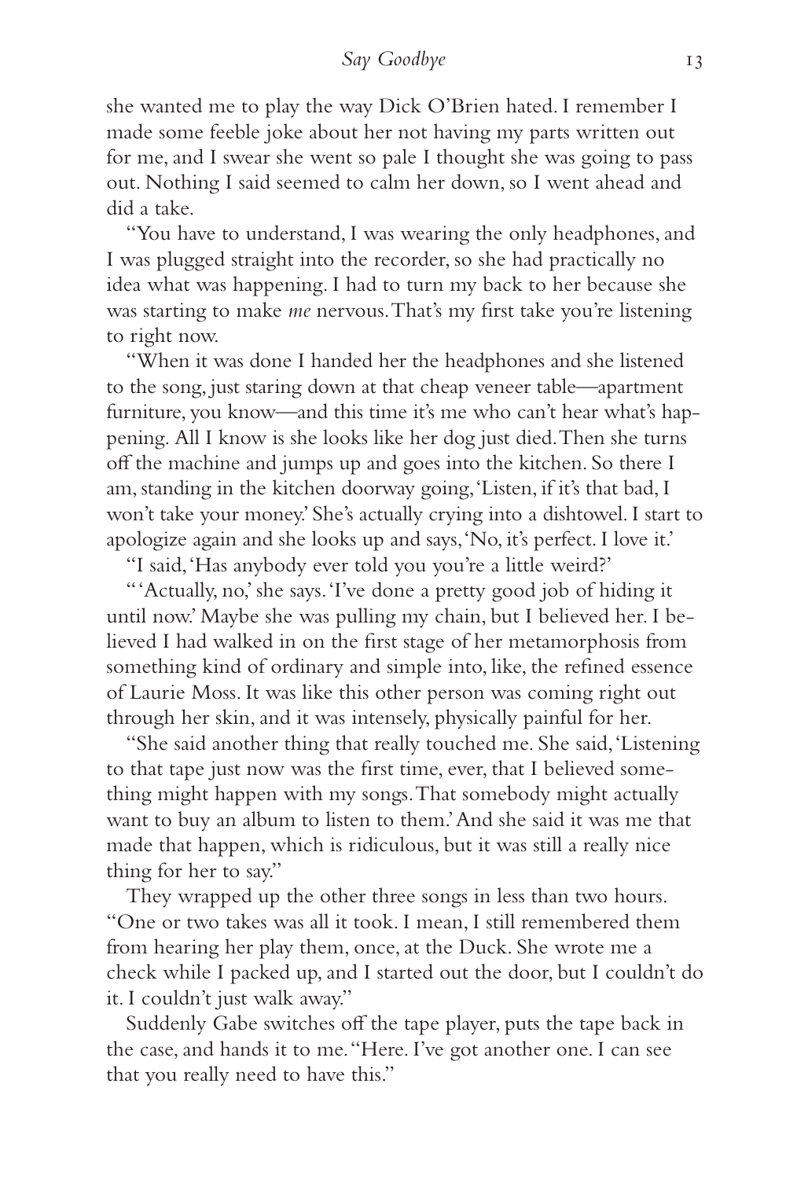she wanted me to play the way Dick O'Brien hated. I remember I made some feeble joke about her not having my parts written out for me, and I swear she went so pale I thought she was going to pass out. Nothing I said seemed to calm her down, so I went ahead and did a take.

"You have to understand, I was wearing the only headphones, and I was plugged straight into the recorder, so she had practically no idea what was happening. I had to turn my back to her because she was starting to make *me* nervous. That's my first take you're listening to right now.

"When it was done I handed her the headphones and she listened to the song, just staring down at that cheap veneer table—apartment furniture, you know—and this time it's me who can't hear what's happening. All I know is she looks like her dog just died. Then she turns off the machine and jumps up and goes into the kitchen. So there I am, standing in the kitchen doorway going, 'Listen, if it's that bad, I won't take your money.' She's actually crying into a dishtowel. I start to apologize again and she looks up and says, 'No, it's perfect. I love it.'

"I said, 'Has anybody ever told you you're a little weird?'

"'Actually, no,' she says. 'I've done a pretty good job of hiding it until now.' Maybe she was pulling my chain, but I believed her. I believed I had walked in on the first stage of her metamorphosis from something kind of ordinary and simple into, like, the refined essence of Laurie Moss. It was like this other person was coming right out through her skin, and it was intensely, physically painful for her.

"She said another thing that really touched me. She said, 'Listening to that tape just now was the first time, ever, that I believed something might happen with my songs. That somebody might actually want to buy an album to listen to them.' And she said it was me that made that happen, which is ridiculous, but it was still a really nice thing for her to say."

They wrapped up the other three songs in less than two hours. "One or two takes was all it took. I mean, I still remembered them from hearing her play them, once, at the Duck. She wrote me a check while I packed up, and I started out the door, but I couldn't do it. I couldn't just walk away."

Suddenly Gabe switches off the tape player, puts the tape back in the case, and hands it to me. "Here. I've got another one. I can see that you really need to have this."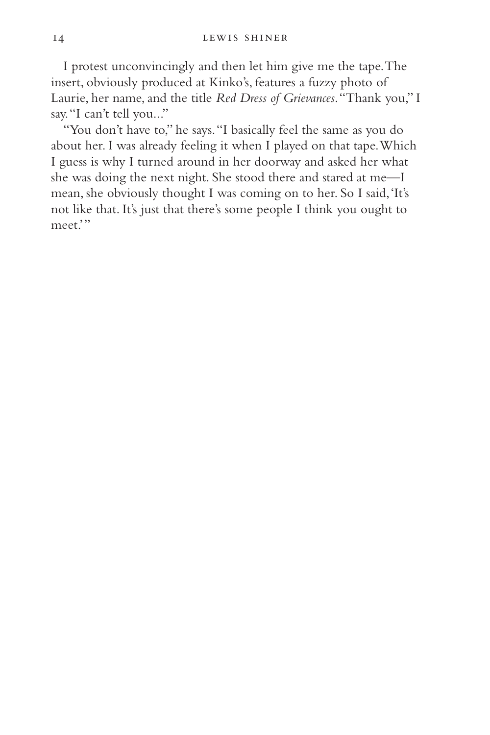I protest unconvincingly and then let him give me the tape. The insert, obviously produced at Kinko's, features a fuzzy photo of Laurie, her name, and the title *Red Dress of Grievances*. "Thank you," I say. "I can't tell you..."

"You don't have to," he says. "I basically feel the same as you do about her. I was already feeling it when I played on that tape. Which I guess is why I turned around in her doorway and asked her what she was doing the next night. She stood there and stared at me—I mean, she obviously thought I was coming on to her. So I said, 'It's not like that. It's just that there's some people I think you ought to meet.'"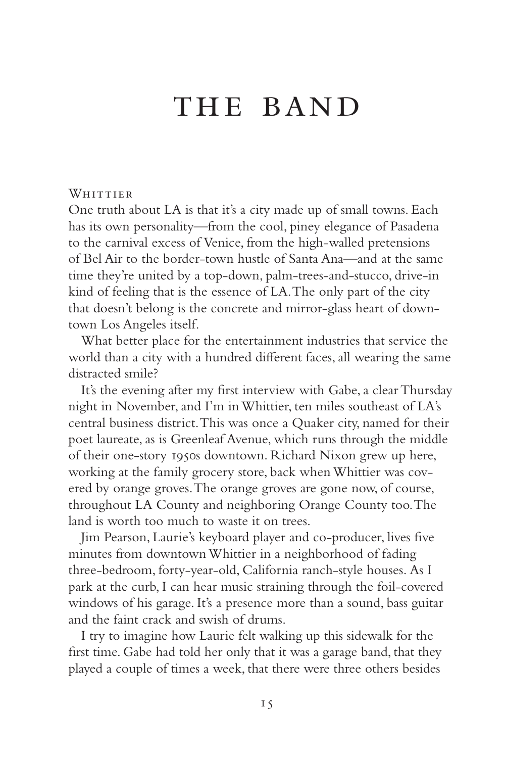# THE BAND

WHITTIER

One truth about LA is that it's a city made up of small towns. Each has its own personality—from the cool, piney elegance of Pasadena to the carnival excess of Venice, from the high-walled pretensions of Bel Air to the border-town hustle of Santa Ana—and at the same time they're united by a top-down, palm-trees-and-stucco, drive-in kind of feeling that is the essence of LA. The only part of the city that doesn't belong is the concrete and mirror-glass heart of downtown Los Angeles itself.

What better place for the entertainment industries that service the world than a city with a hundred different faces, all wearing the same distracted smile?

It's the evening after my first interview with Gabe, a clear Thursday night in November, and I'm in Whittier, ten miles southeast of LA's central business district. This was once a Quaker city, named for their poet laureate, as is Greenleaf Avenue, which runs through the middle of their one-story 1950s downtown. Richard Nixon grew up here, working at the family grocery store, back when Whittier was covered by orange groves. The orange groves are gone now, of course, throughout LA County and neighboring Orange County too. The land is worth too much to waste it on trees.

Jim Pearson, Laurie's keyboard player and co-producer, lives five minutes from downtown Whittier in a neighborhood of fading three-bedroom, forty-year-old, California ranch-style houses. As I park at the curb, I can hear music straining through the foil-covered windows of his garage. It's a presence more than a sound, bass guitar and the faint crack and swish of drums.

I try to imagine how Laurie felt walking up this sidewalk for the first time. Gabe had told her only that it was a garage band, that they played a couple of times a week, that there were three others besides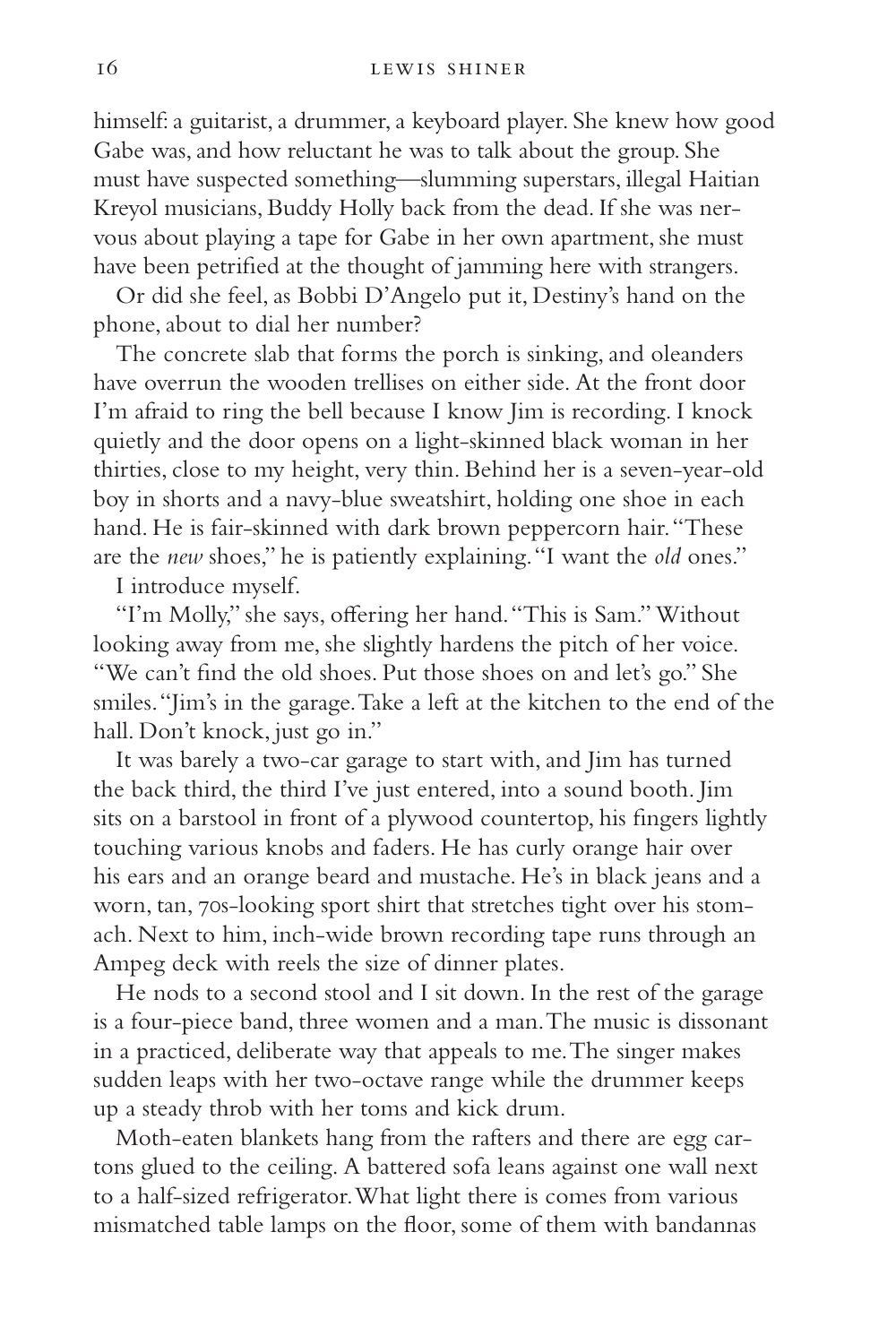himself: a guitarist, a drummer, a keyboard player. She knew how good Gabe was, and how reluctant he was to talk about the group. She must have suspected something—slumming superstars, illegal Haitian Kreyol musicians, Buddy Holly back from the dead. If she was nervous about playing a tape for Gabe in her own apartment, she must have been petrified at the thought of jamming here with strangers.

Or did she feel, as Bobbi D'Angelo put it, Destiny's hand on the phone, about to dial her number?

The concrete slab that forms the porch is sinking, and oleanders have overrun the wooden trellises on either side. At the front door I'm afraid to ring the bell because I know Jim is recording. I knock quietly and the door opens on a light-skinned black woman in her thirties, close to my height, very thin. Behind her is a seven-year-old boy in shorts and a navy-blue sweatshirt, holding one shoe in each hand. He is fair-skinned with dark brown peppercorn hair. "These are the *new* shoes," he is patiently explaining. "I want the *old* ones."

I introduce myself.

"I'm Molly," she says, offering her hand. "This is Sam." Without looking away from me, she slightly hardens the pitch of her voice. "We can't find the old shoes. Put those shoes on and let's go." She smiles. "Jim's in the garage. Take a left at the kitchen to the end of the hall. Don't knock, just go in."

It was barely a two-car garage to start with, and Jim has turned the back third, the third I've just entered, into a sound booth. Jim sits on a barstool in front of a plywood countertop, his fingers lightly touching various knobs and faders. He has curly orange hair over his ears and an orange beard and mustache. He's in black jeans and a worn, tan, 70s-looking sport shirt that stretches tight over his stomach. Next to him, inch-wide brown recording tape runs through an Ampeg deck with reels the size of dinner plates.

He nods to a second stool and I sit down. In the rest of the garage is a four-piece band, three women and a man. The music is dissonant in a practiced, deliberate way that appeals to me. The singer makes sudden leaps with her two-octave range while the drummer keeps up a steady throb with her toms and kick drum.

Moth-eaten blankets hang from the rafters and there are egg cartons glued to the ceiling. A battered sofa leans against one wall next to a half-sized refrigerator. What light there is comes from various mismatched table lamps on the floor, some of them with bandannas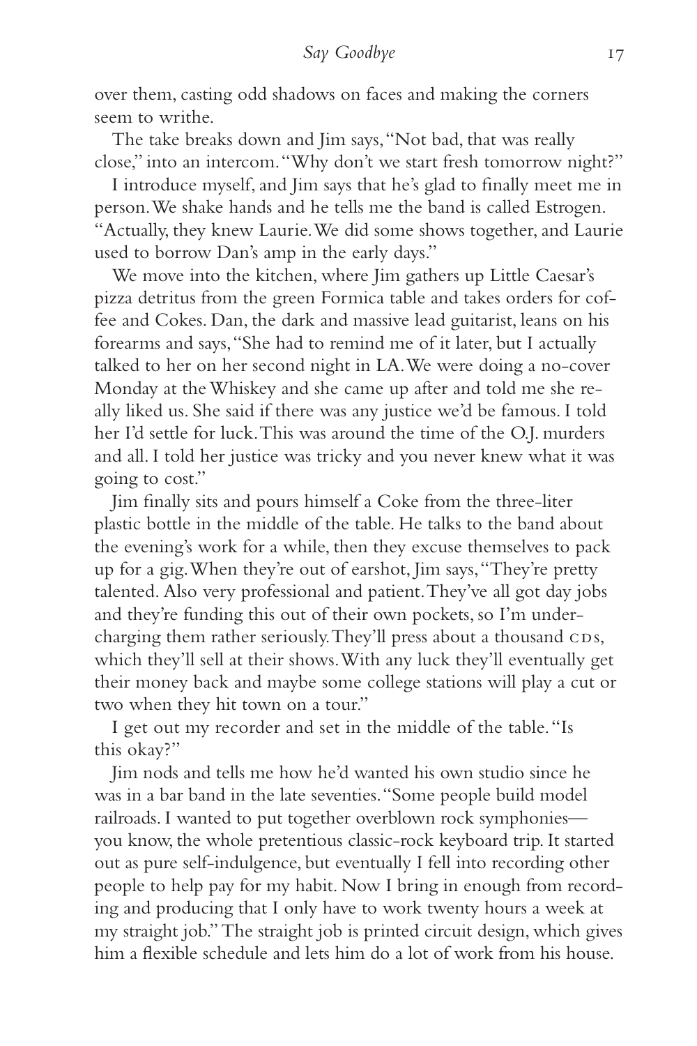over them, casting odd shadows on faces and making the corners seem to writhe.

The take breaks down and Jim says, "Not bad, that was really close," into an intercom. "Why don't we start fresh tomorrow night?"

I introduce myself, and Jim says that he's glad to finally meet me in person. We shake hands and he tells me the band is called Estrogen. "Actually, they knew Laurie. We did some shows together, and Laurie used to borrow Dan's amp in the early days."

We move into the kitchen, where Jim gathers up Little Caesar's pizza detritus from the green Formica table and takes orders for coffee and Cokes. Dan, the dark and massive lead guitarist, leans on his forearms and says, "She had to remind me of it later, but I actually talked to her on her second night in LA. We were doing a no-cover Monday at the Whiskey and she came up after and told me she really liked us. She said if there was any justice we'd be famous. I told her I'd settle for luck. This was around the time of the O.J. murders and all. I told her justice was tricky and you never knew what it was going to cost."

Jim finally sits and pours himself a Coke from the three-liter plastic bottle in the middle of the table. He talks to the band about the evening's work for a while, then they excuse themselves to pack up for a gig. When they're out of earshot, Jim says, "They're pretty talented. Also very professional and patient. They've all got day jobs and they're funding this out of their own pockets, so I'm undercharging them rather seriously. They'll press about a thousand CDs, which they'll sell at their shows. With any luck they'll eventually get their money back and maybe some college stations will play a cut or two when they hit town on a tour."

I get out my recorder and set in the middle of the table. "Is this okay?"

Jim nods and tells me how he'd wanted his own studio since he was in a bar band in the late seventies. "Some people build model railroads. I wanted to put together overblown rock symphonies—you know, the whole pretentious classic-rock keyboard trip. It started out as pure self-indulgence, but eventually I fell into recording other people to help pay for my habit. Now I bring in enough from recording and producing that I only have to work twenty hours a week at my straight job." The straight job is printed circuit design, which gives him a flexible schedule and lets him do a lot of work from his house.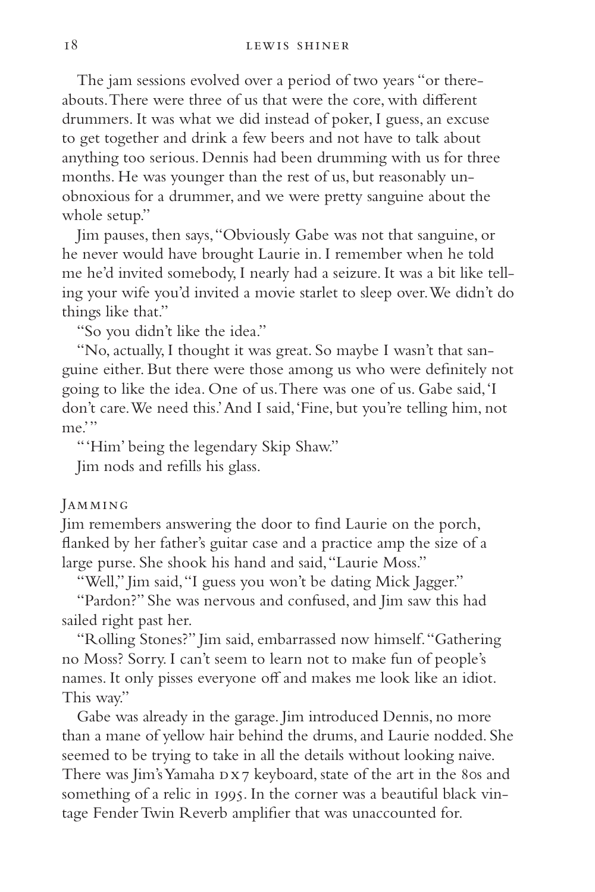The jam sessions evolved over a period of two years "or thereabouts. There were three of us that were the core, with different drummers. It was what we did instead of poker, I guess, an excuse to get together and drink a few beers and not have to talk about anything too serious. Dennis had been drumming with us for three months. He was younger than the rest of us, but reasonably unobnoxious for a drummer, and we were pretty sanguine about the whole setup."

Jim pauses, then says, "Obviously Gabe was not that sanguine, or he never would have brought Laurie in. I remember when he told me he'd invited somebody, I nearly had a seizure. It was a bit like telling your wife you'd invited a movie starlet to sleep over. We didn't do things like that."

"So you didn't like the idea."

"No, actually, I thought it was great. So maybe I wasn't that sanguine either. But there were those among us who were definitely not going to like the idea. One of us. There was one of us. Gabe said, 'I don't care. We need this.' And I said, 'Fine, but you're telling him, not me.'"

"'Him' being the legendary Skip Shaw."

Jim nods and refills his glass.

### Jamming

Jim remembers answering the door to find Laurie on the porch, flanked by her father's guitar case and a practice amp the size of a large purse. She shook his hand and said, "Laurie Moss."

"Well," Jim said, "I guess you won't be dating Mick Jagger."

"Pardon?" She was nervous and confused, and Jim saw this had sailed right past her.

"Rolling Stones?" Jim said, embarrassed now himself. "Gathering no Moss? Sorry. I can't seem to learn not to make fun of people's names. It only pisses everyone off and makes me look like an idiot. This way."

Gabe was already in the garage. Jim introduced Dennis, no more than a mane of yellow hair behind the drums, and Laurie nodded. She seemed to be trying to take in all the details without looking naive. There was Jim's Yamaha DX7 keyboard, state of the art in the 80s and something of a relic in 1995. In the corner was a beautiful black vintage Fender Twin Reverb amplifier that was unaccounted for.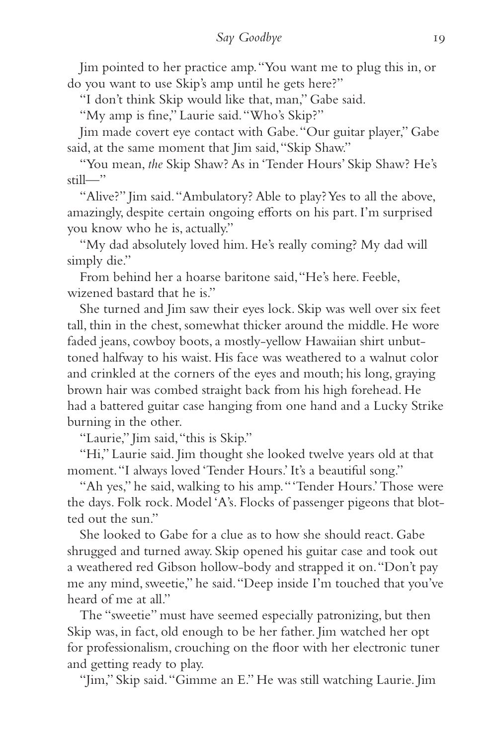Jim pointed to her practice amp. "You want me to plug this in, or do you want to use Skip's amp until he gets here?"

"I don't think Skip would like that, man," Gabe said.

"My amp is fine," Laurie said. "Who's Skip?"

Jim made covert eye contact with Gabe. "Our guitar player," Gabe said, at the same moment that Jim said, "Skip Shaw."

"You mean, *the* Skip Shaw? As in 'Tender Hours' Skip Shaw? He's still—"

"Alive?" Jim said. "Ambulatory? Able to play? Yes to all the above, amazingly, despite certain ongoing efforts on his part. I'm surprised you know who he is, actually."

"My dad absolutely loved him. He's really coming? My dad will simply die."

From behind her a hoarse baritone said, "He's here. Feeble, wizened bastard that he is."

She turned and Jim saw their eyes lock. Skip was well over six feet tall, thin in the chest, somewhat thicker around the middle. He wore faded jeans, cowboy boots, a mostly-yellow Hawaiian shirt unbuttoned halfway to his waist. His face was weathered to a walnut color and crinkled at the corners of the eyes and mouth; his long, graying brown hair was combed straight back from his high forehead. He had a battered guitar case hanging from one hand and a Lucky Strike burning in the other.

"Laurie," Jim said, "this is Skip."

"Hi," Laurie said. Jim thought she looked twelve years old at that moment. "I always loved 'Tender Hours.' It's a beautiful song."

"Ah yes," he said, walking to his amp. "'Tender Hours.' Those were the days. Folk rock. Model 'A's. Flocks of passenger pigeons that blotted out the sun."

She looked to Gabe for a clue as to how she should react. Gabe shrugged and turned away. Skip opened his guitar case and took out a weathered red Gibson hollow-body and strapped it on. "Don't pay me any mind, sweetie," he said. "Deep inside I'm touched that you've heard of me at all."

The "sweetie" must have seemed especially patronizing, but then Skip was, in fact, old enough to be her father. Jim watched her opt for professionalism, crouching on the floor with her electronic tuner and getting ready to play.

"Jim," Skip said. "Gimme an E." He was still watching Laurie. Jim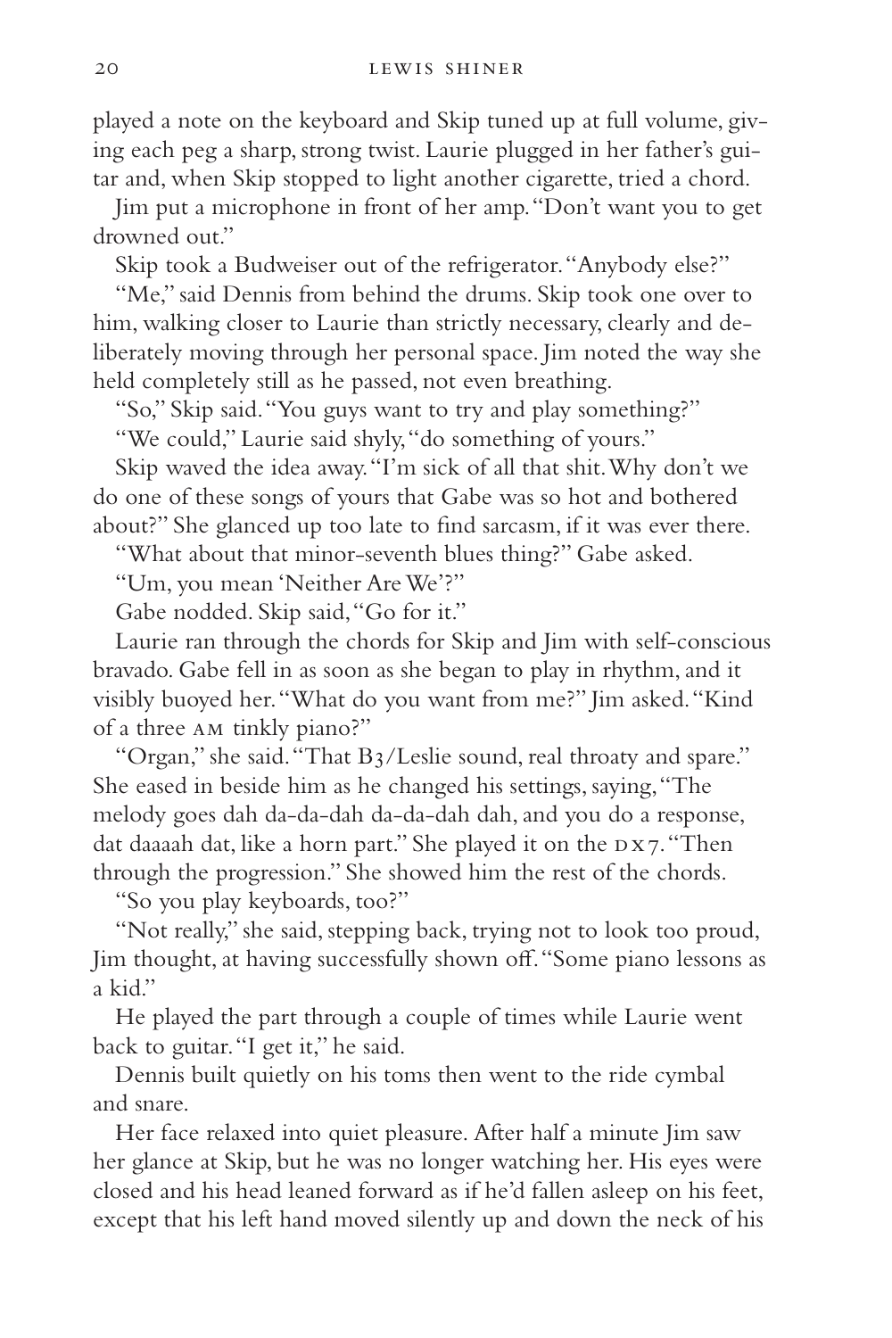played a note on the keyboard and Skip tuned up at full volume, giving each peg a sharp, strong twist. Laurie plugged in her father's guitar and, when Skip stopped to light another cigarette, tried a chord.

Jim put a microphone in front of her amp. "Don't want you to get drowned out."

Skip took a Budweiser out of the refrigerator. "Anybody else?"

"Me," said Dennis from behind the drums. Skip took one over to him, walking closer to Laurie than strictly necessary, clearly and deliberately moving through her personal space. Jim noted the way she held completely still as he passed, not even breathing.

"So," Skip said. "You guys want to try and play something?"

"We could," Laurie said shyly, "do something of yours."

Skip waved the idea away. "I'm sick of all that shit. Why don't we do one of these songs of yours that Gabe was so hot and bothered about?" She glanced up too late to find sarcasm, if it was ever there.

"What about that minor-seventh blues thing?" Gabe asked.

"Um, you mean 'Neither Are We'?"

Gabe nodded. Skip said, "Go for it."

Laurie ran through the chords for Skip and Jim with self-conscious bravado. Gabe fell in as soon as she began to play in rhythm, and it visibly buoyed her. "What do you want from me?" Jim asked. "Kind of a three AM tinkly piano?"

"Organ," she said. "That B3/Leslie sound, real throaty and spare." She eased in beside him as he changed his settings, saying, "The melody goes dah da-da-dah da-da-dah dah, and you do a response, dat daaaah dat, like a horn part." She played it on the DX7. "Then through the progression." She showed him the rest of the chords.

"So you play keyboards, too?"

"Not really," she said, stepping back, trying not to look too proud, Jim thought, at having successfully shown off. "Some piano lessons as a kid."

He played the part through a couple of times while Laurie went back to guitar. "I get it," he said.

Dennis built quietly on his toms then went to the ride cymbal and snare.

Her face relaxed into quiet pleasure. After half a minute Jim saw her glance at Skip, but he was no longer watching her. His eyes were closed and his head leaned forward as if he'd fallen asleep on his feet, except that his left hand moved silently up and down the neck of his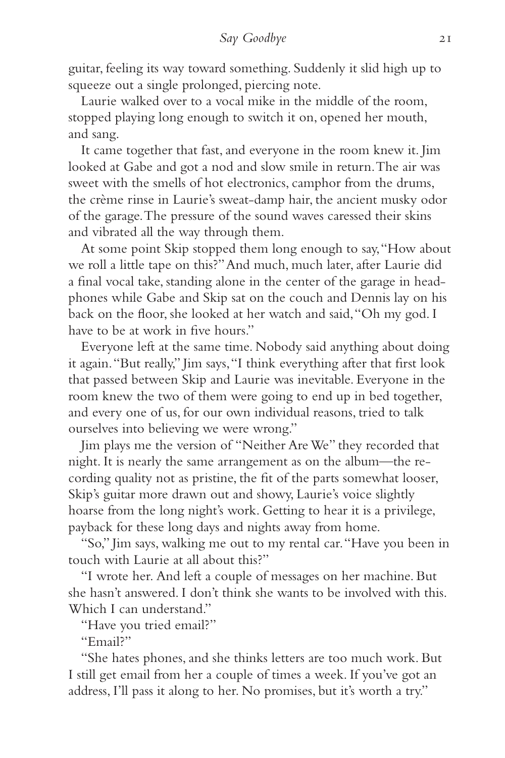guitar, feeling its way toward something. Suddenly it slid high up to squeeze out a single prolonged, piercing note.

Laurie walked over to a vocal mike in the middle of the room, stopped playing long enough to switch it on, opened her mouth, and sang.

It came together that fast, and everyone in the room knew it. Jim looked at Gabe and got a nod and slow smile in return. The air was sweet with the smells of hot electronics, camphor from the drums, the crème rinse in Laurie's sweat-damp hair, the ancient musky odor of the garage. The pressure of the sound waves caressed their skins and vibrated all the way through them.

At some point Skip stopped them long enough to say, "How about we roll a little tape on this?" And much, much later, after Laurie did a final vocal take, standing alone in the center of the garage in headphones while Gabe and Skip sat on the couch and Dennis lay on his back on the floor, she looked at her watch and said, "Oh my god. I have to be at work in five hours."

Everyone left at the same time. Nobody said anything about doing it again. "But really," Jim says, "I think everything after that first look that passed between Skip and Laurie was inevitable. Everyone in the room knew the two of them were going to end up in bed together, and every one of us, for our own individual reasons, tried to talk ourselves into believing we were wrong."

Jim plays me the version of "Neither Are We" they recorded that night. It is nearly the same arrangement as on the album—the recording quality not as pristine, the fit of the parts somewhat looser, Skip's guitar more drawn out and showy, Laurie's voice slightly hoarse from the long night's work. Getting to hear it is a privilege, payback for these long days and nights away from home.

"So," Jim says, walking me out to my rental car. "Have you been in touch with Laurie at all about this?"

"I wrote her. And left a couple of messages on her machine. But she hasn't answered. I don't think she wants to be involved with this. Which I can understand."

"Have you tried email?"

"Email?"

"She hates phones, and she thinks letters are too much work. But I still get email from her a couple of times a week. If you've got an address, I'll pass it along to her. No promises, but it's worth a try."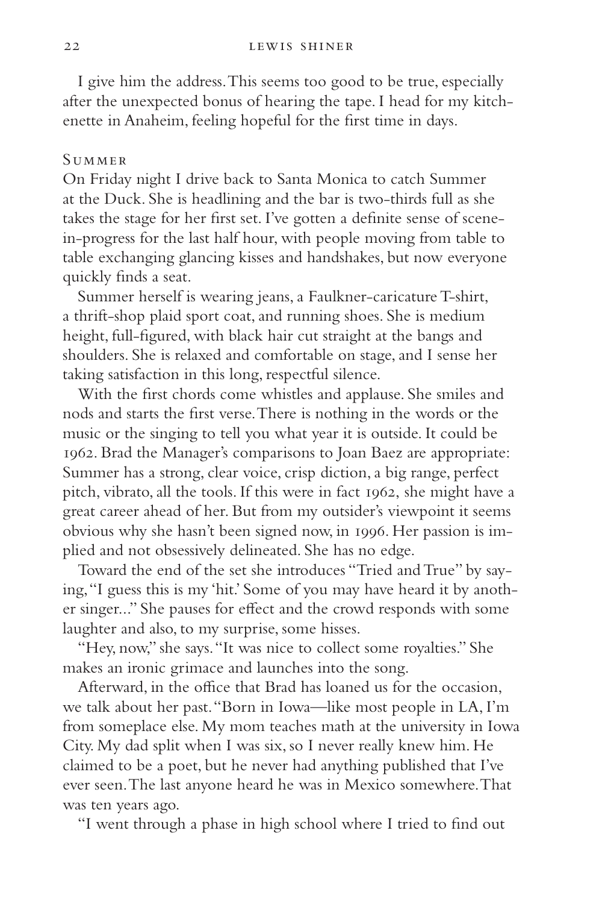I give him the address. This seems too good to be true, especially after the unexpected bonus of hearing the tape. I head for my kitchenette in Anaheim, feeling hopeful for the first time in days.

### Summer

On Friday night I drive back to Santa Monica to catch Summer at the Duck. She is headlining and the bar is two-thirds full as she takes the stage for her first set. I've gotten a definite sense of scene-in-progress for the last half hour, with people moving from table to table exchanging glancing kisses and handshakes, but now everyone quickly finds a seat.

Summer herself is wearing jeans, a Faulkner-caricature T-shirt, a thrift-shop plaid sport coat, and running shoes. She is medium height, full-figured, with black hair cut straight at the bangs and shoulders. She is relaxed and comfortable on stage, and I sense her taking satisfaction in this long, respectful silence.

With the first chords come whistles and applause. She smiles and nods and starts the first verse. There is nothing in the words or the music or the singing to tell you what year it is outside. It could be 1962. Brad the Manager's comparisons to Joan Baez are appropriate: Summer has a strong, clear voice, crisp diction, a big range, perfect pitch, vibrato, all the tools. If this were in fact 1962, she might have a great career ahead of her. But from my outsider's viewpoint it seems obvious why she hasn't been signed now, in 1996. Her passion is implied and not obsessively delineated. She has no edge.

Toward the end of the set she introduces "Tried and True" by saying, "I guess this is my 'hit.' Some of you may have heard it by another singer..." She pauses for effect and the crowd responds with some laughter and also, to my surprise, some hisses.

"Hey, now," she says. "It was nice to collect some royalties." She makes an ironic grimace and launches into the song.

Afterward, in the office that Brad has loaned us for the occasion, we talk about her past. "Born in Iowa—like most people in LA, I'm from someplace else. My mom teaches math at the university in Iowa City. My dad split when I was six, so I never really knew him. He claimed to be a poet, but he never had anything published that I've ever seen. The last anyone heard he was in Mexico somewhere. That was ten years ago.

"I went through a phase in high school where I tried to find out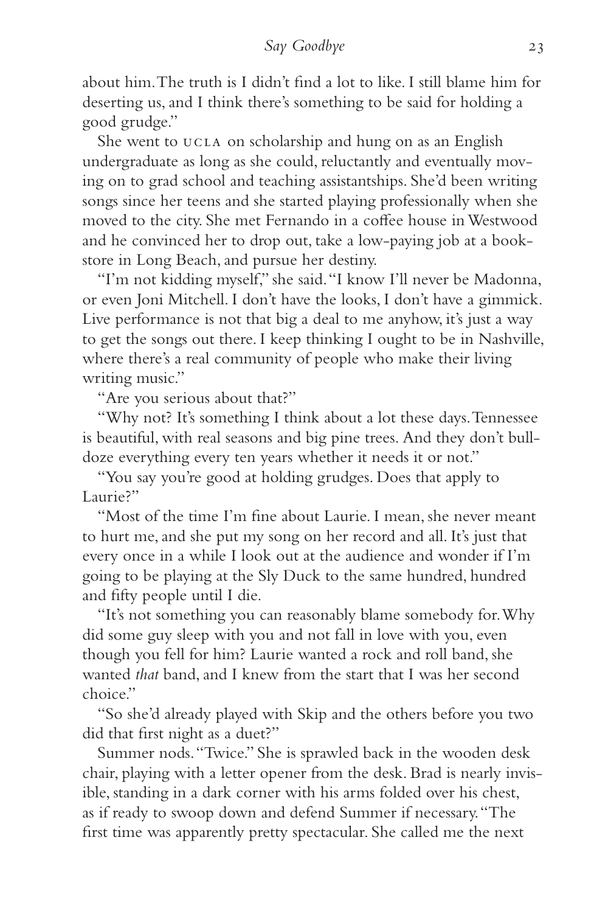about him. The truth is I didn't find a lot to like. I still blame him for deserting us, and I think there's something to be said for holding a good grudge."

She went to UCLA on scholarship and hung on as an English undergraduate as long as she could, reluctantly and eventually moving on to grad school and teaching assistantships. She'd been writing songs since her teens and she started playing professionally when she moved to the city. She met Fernando in a coffee house in Westwood and he convinced her to drop out, take a low-paying job at a bookstore in Long Beach, and pursue her destiny.

"I'm not kidding myself," she said. "I know I'll never be Madonna, or even Joni Mitchell. I don't have the looks, I don't have a gimmick. Live performance is not that big a deal to me anyhow, it's just a way to get the songs out there. I keep thinking I ought to be in Nashville, where there's a real community of people who make their living writing music."

"Are you serious about that?"

"Why not? It's something I think about a lot these days. Tennessee is beautiful, with real seasons and big pine trees. And they don't bulldoze everything every ten years whether it needs it or not."

"You say you're good at holding grudges. Does that apply to Laurie?"

"Most of the time I'm fine about Laurie. I mean, she never meant to hurt me, and she put my song on her record and all. It's just that every once in a while I look out at the audience and wonder if I'm going to be playing at the Sly Duck to the same hundred, hundred and fifty people until I die.

"It's not something you can reasonably blame somebody for. Why did some guy sleep with you and not fall in love with you, even though you fell for him? Laurie wanted a rock and roll band, she wanted *that* band, and I knew from the start that I was her second choice."

"So she'd already played with Skip and the others before you two did that first night as a duet?"

Summer nods. "Twice." She is sprawled back in the wooden desk chair, playing with a letter opener from the desk. Brad is nearly invisible, standing in a dark corner with his arms folded over his chest, as if ready to swoop down and defend Summer if necessary. "The first time was apparently pretty spectacular. She called me the next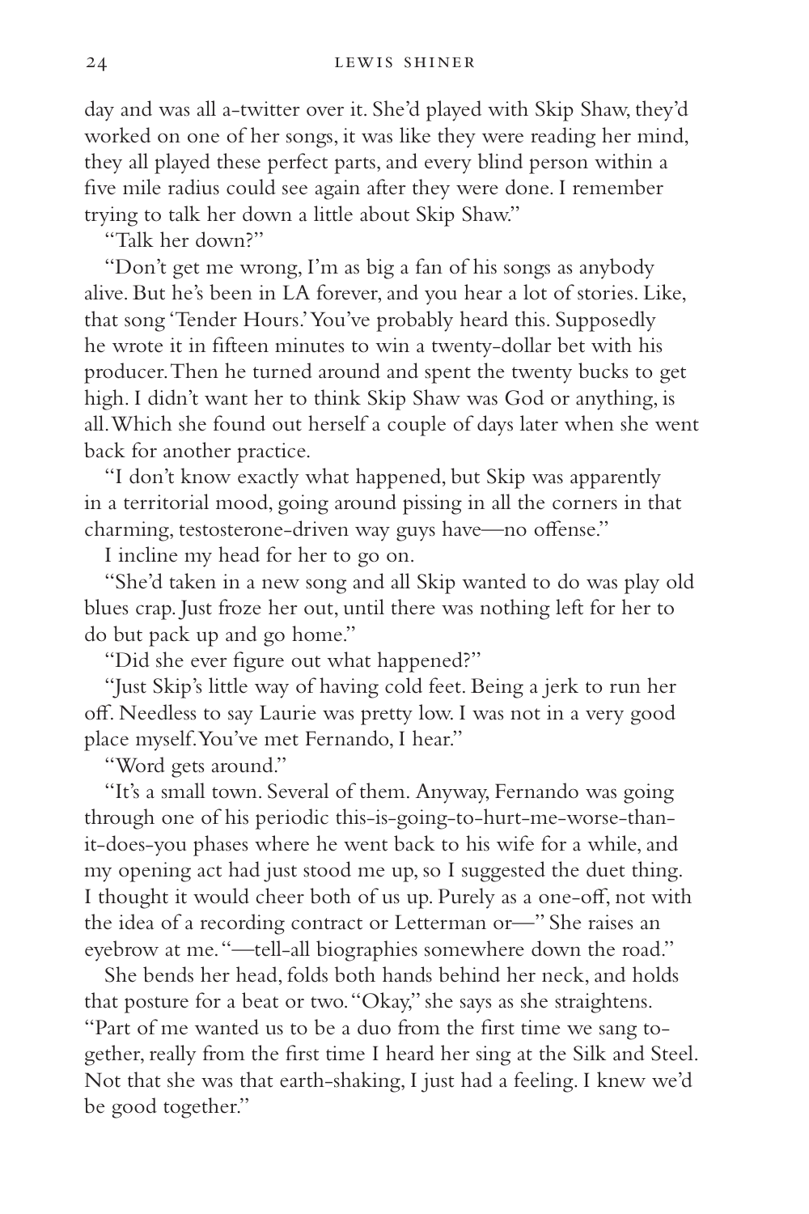day and was all a-twitter over it. She'd played with Skip Shaw, they'd worked on one of her songs, it was like they were reading her mind, they all played these perfect parts, and every blind person within a five mile radius could see again after they were done. I remember trying to talk her down a little about Skip Shaw."

"Talk her down?"

"Don't get me wrong, I'm as big a fan of his songs as anybody alive. But he's been in LA forever, and you hear a lot of stories. Like, that song 'Tender Hours.' You've probably heard this. Supposedly he wrote it in fifteen minutes to win a twenty-dollar bet with his producer. Then he turned around and spent the twenty bucks to get high. I didn't want her to think Skip Shaw was God or anything, is all. Which she found out herself a couple of days later when she went back for another practice.

"I don't know exactly what happened, but Skip was apparently in a territorial mood, going around pissing in all the corners in that charming, testosterone-driven way guys have—no offense."

I incline my head for her to go on.

"She'd taken in a new song and all Skip wanted to do was play old blues crap. Just froze her out, until there was nothing left for her to do but pack up and go home."

"Did she ever figure out what happened?"

"Just Skip's little way of having cold feet. Being a jerk to run her off. Needless to say Laurie was pretty low. I was not in a very good place myself. You've met Fernando, I hear."

"Word gets around."

"It's a small town. Several of them. Anyway, Fernando was going through one of his periodic this-is-going-to-hurt-me-worse-than-it-does-you phases where he went back to his wife for a while, and my opening act had just stood me up, so I suggested the duet thing. I thought it would cheer both of us up. Purely as a one-off, not with the idea of a recording contract or Letterman or—" She raises an eyebrow at me. "—tell-all biographies somewhere down the road."

She bends her head, folds both hands behind her neck, and holds that posture for a beat or two. "Okay," she says as she straightens. "Part of me wanted us to be a duo from the first time we sang together, really from the first time I heard her sing at the Silk and Steel. Not that she was that earth-shaking, I just had a feeling. I knew we'd be good together."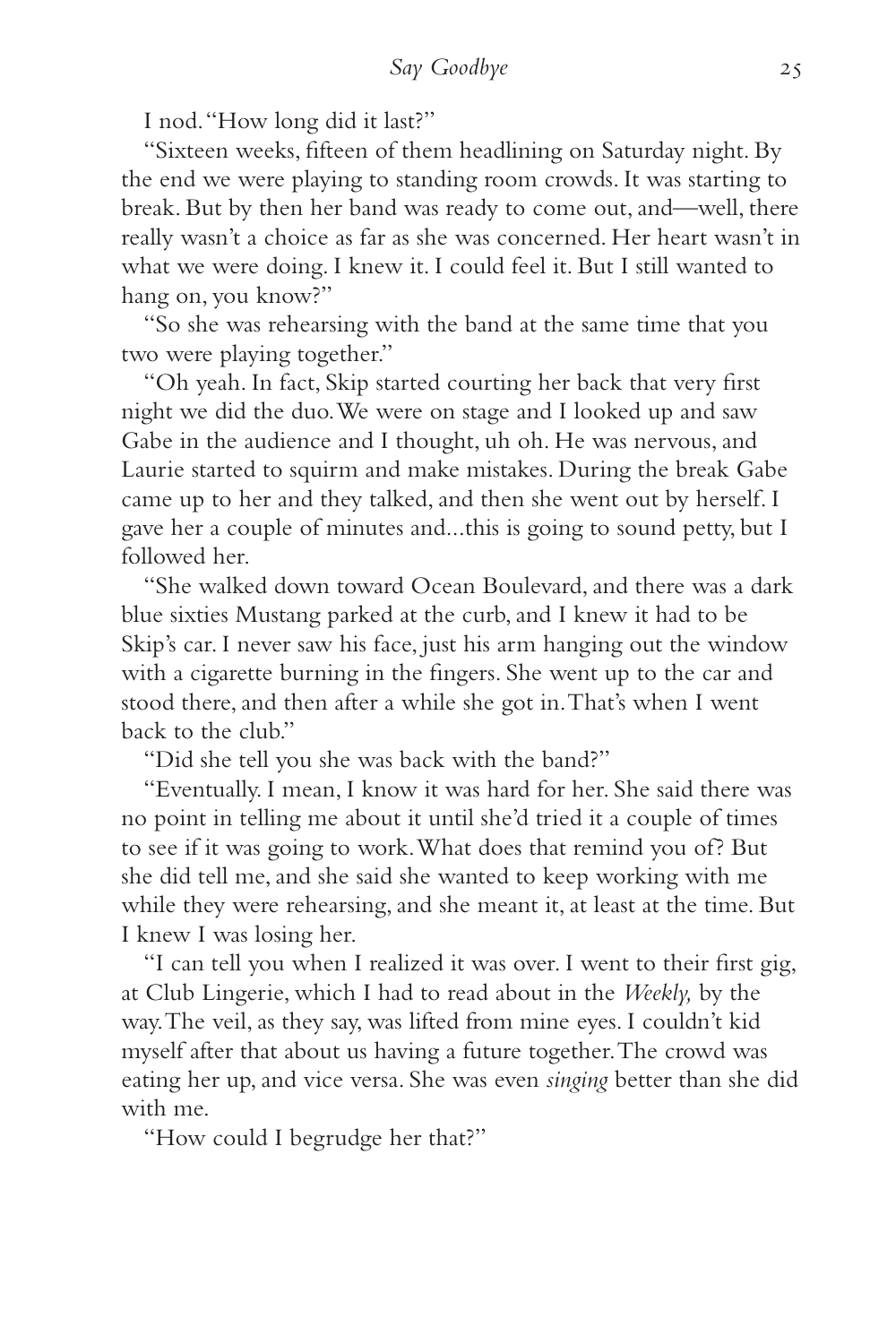I nod. "How long did it last?"

"Sixteen weeks, fifteen of them headlining on Saturday night. By the end we were playing to standing room crowds. It was starting to break. But by then her band was ready to come out, and—well, there really wasn't a choice as far as she was concerned. Her heart wasn't in what we were doing. I knew it. I could feel it. But I still wanted to hang on, you know?"

"So she was rehearsing with the band at the same time that you two were playing together."

"Oh yeah. In fact, Skip started courting her back that very first night we did the duo. We were on stage and I looked up and saw Gabe in the audience and I thought, uh oh. He was nervous, and Laurie started to squirm and make mistakes. During the break Gabe came up to her and they talked, and then she went out by herself. I gave her a couple of minutes and...this is going to sound petty, but I followed her.

"She walked down toward Ocean Boulevard, and there was a dark blue sixties Mustang parked at the curb, and I knew it had to be Skip's car. I never saw his face, just his arm hanging out the window with a cigarette burning in the fingers. She went up to the car and stood there, and then after a while she got in. That's when I went back to the club."

"Did she tell you she was back with the band?"

"Eventually. I mean, I know it was hard for her. She said there was no point in telling me about it until she'd tried it a couple of times to see if it was going to work. What does that remind you of? But she did tell me, and she said she wanted to keep working with me while they were rehearsing, and she meant it, at least at the time. But I knew I was losing her.

"I can tell you when I realized it was over. I went to their first gig, at Club Lingerie, which I had to read about in the *Weekly,* by the way. The veil, as they say, was lifted from mine eyes. I couldn't kid myself after that about us having a future together. The crowd was eating her up, and vice versa. She was even *singing* better than she did with me.

"How could I begrudge her that?"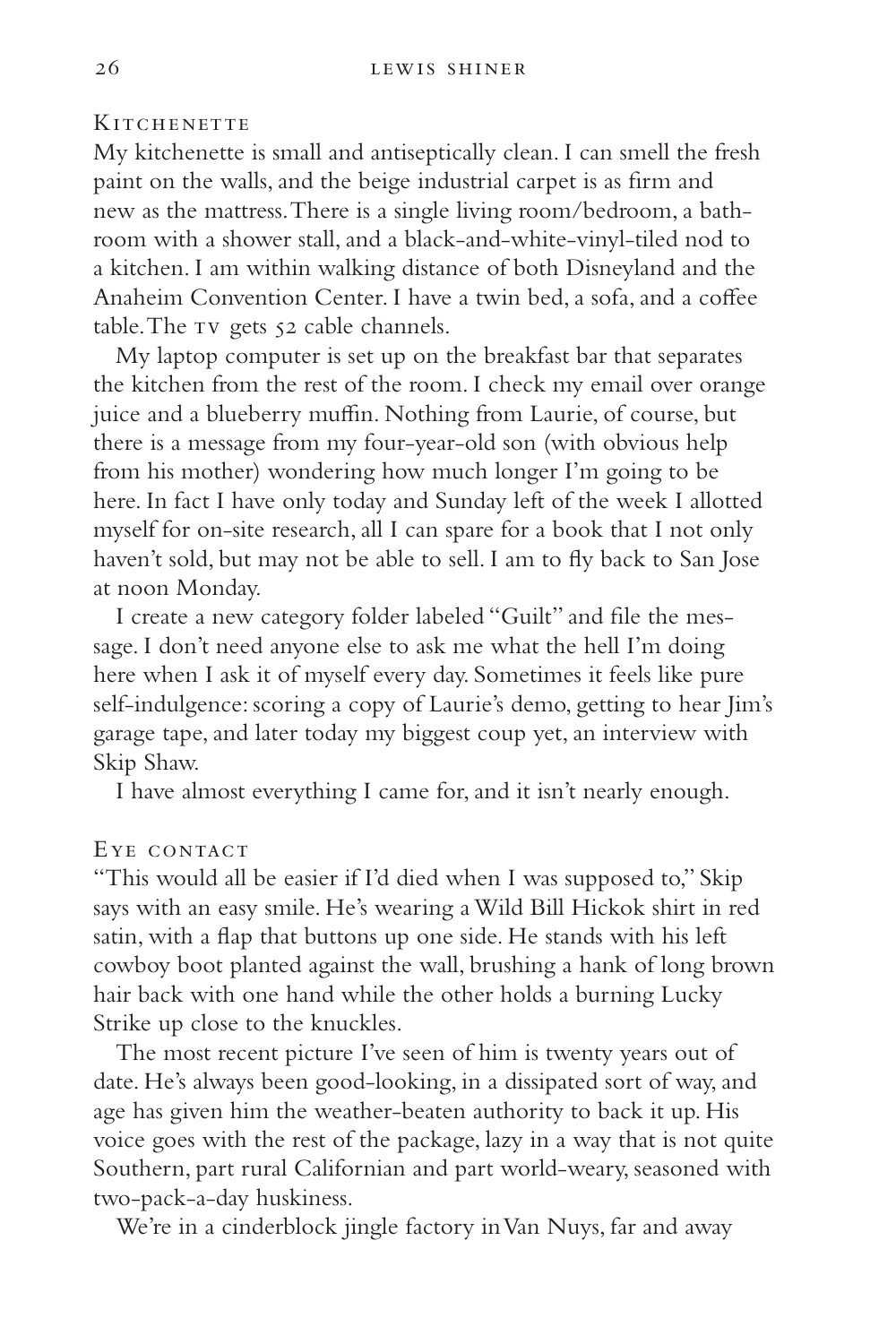### Kitchenette

My kitchenette is small and antiseptically clean. I can smell the fresh paint on the walls, and the beige industrial carpet is as firm and new as the mattress. There is a single living room/bedroom, a bathroom with a shower stall, and a black-and-white-vinyl-tiled nod to a kitchen. I am within walking distance of both Disneyland and the Anaheim Convention Center. I have a twin bed, a sofa, and a coffee table. The TV gets 52 cable channels.

My laptop computer is set up on the breakfast bar that separates the kitchen from the rest of the room. I check my email over orange juice and a blueberry muffin. Nothing from Laurie, of course, but there is a message from my four-year-old son (with obvious help from his mother) wondering how much longer I'm going to be here. In fact I have only today and Sunday left of the week I allotted myself for on-site research, all I can spare for a book that I not only haven't sold, but may not be able to sell. I am to fly back to San Jose at noon Monday.

I create a new category folder labeled "Guilt" and file the message. I don't need anyone else to ask me what the hell I'm doing here when I ask it of myself every day. Sometimes it feels like pure self-indulgence: scoring a copy of Laurie's demo, getting to hear Jim's garage tape, and later today my biggest coup yet, an interview with Skip Shaw.

I have almost everything I came for, and it isn't nearly enough.

### Eye contact

"This would all be easier if I'd died when I was supposed to," Skip says with an easy smile. He's wearing a Wild Bill Hickok shirt in red satin, with a flap that buttons up one side. He stands with his left cowboy boot planted against the wall, brushing a hank of long brown hair back with one hand while the other holds a burning Lucky Strike up close to the knuckles.

The most recent picture I've seen of him is twenty years out of date. He's always been good-looking, in a dissipated sort of way, and age has given him the weather-beaten authority to back it up. His voice goes with the rest of the package, lazy in a way that is not quite Southern, part rural Californian and part world-weary, seasoned with two-pack-a-day huskiness.

We're in a cinderblock jingle factory in Van Nuys, far and away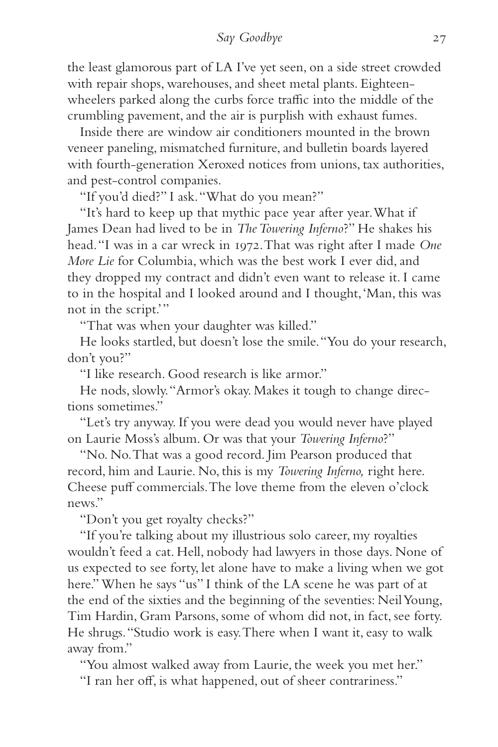the least glamorous part of LA I've yet seen, on a side street crowded with repair shops, warehouses, and sheet metal plants. Eighteen-wheelers parked along the curbs force traffic into the middle of the crumbling pavement, and the air is purplish with exhaust fumes.

Inside there are window air conditioners mounted in the brown veneer paneling, mismatched furniture, and bulletin boards layered with fourth-generation Xeroxed notices from unions, tax authorities, and pest-control companies.

"If you'd died?" I ask. "What do you mean?"

"It's hard to keep up that mythic pace year after year. What if James Dean had lived to be in *The Towering Inferno*?" He shakes his head. "I was in a car wreck in 1972. That was right after I made *One More Lie* for Columbia, which was the best work I ever did, and they dropped my contract and didn't even want to release it. I came to in the hospital and I looked around and I thought, 'Man, this was not in the script.'"

"That was when your daughter was killed."

He looks startled, but doesn't lose the smile. "You do your research, don't you?"

"I like research. Good research is like armor."

He nods, slowly. "Armor's okay. Makes it tough to change directions sometimes."

"Let's try anyway. If you were dead you would never have played on Laurie Moss's album. Or was that your *Towering Inferno*?"

"No. No. That was a good record. Jim Pearson produced that record, him and Laurie. No, this is my *Towering Inferno,* right here. Cheese puff commercials. The love theme from the eleven o'clock news."

"Don't you get royalty checks?"

"If you're talking about my illustrious solo career, my royalties wouldn't feed a cat. Hell, nobody had lawyers in those days. None of us expected to see forty, let alone have to make a living when we got here." When he says "us" I think of the LA scene he was part of at the end of the sixties and the beginning of the seventies: Neil Young, Tim Hardin, Gram Parsons, some of whom did not, in fact, see forty. He shrugs. "Studio work is easy. There when I want it, easy to walk away from."

"You almost walked away from Laurie, the week you met her."

"I ran her off, is what happened, out of sheer contrariness."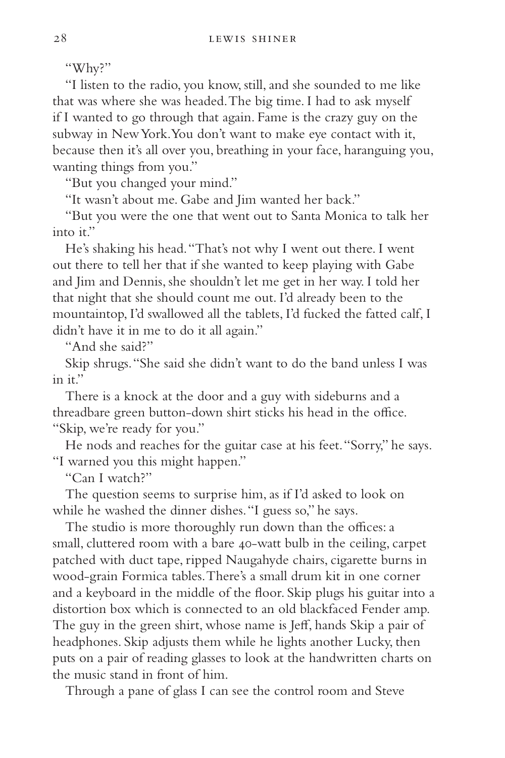"Why?"

"I listen to the radio, you know, still, and she sounded to me like that was where she was headed. The big time. I had to ask myself if I wanted to go through that again. Fame is the crazy guy on the subway in New York. You don't want to make eye contact with it, because then it's all over you, breathing in your face, haranguing you, wanting things from you."

"But you changed your mind."

"It wasn't about me. Gabe and Jim wanted her back."

"But you were the one that went out to Santa Monica to talk her into it."

He's shaking his head. "That's not why I went out there. I went out there to tell her that if she wanted to keep playing with Gabe and Jim and Dennis, she shouldn't let me get in her way. I told her that night that she should count me out. I'd already been to the mountaintop, I'd swallowed all the tablets, I'd fucked the fatted calf, I didn't have it in me to do it all again."

"And she said?"

Skip shrugs. "She said she didn't want to do the band unless I was in it."

There is a knock at the door and a guy with sideburns and a threadbare green button-down shirt sticks his head in the office. "Skip, we're ready for you."

He nods and reaches for the guitar case at his feet. "Sorry," he says. "I warned you this might happen."

"Can I watch?"

The question seems to surprise him, as if I'd asked to look on while he washed the dinner dishes. "I guess so," he says.

The studio is more thoroughly run down than the offices: a small, cluttered room with a bare 40-watt bulb in the ceiling, carpet patched with duct tape, ripped Naugahyde chairs, cigarette burns in wood-grain Formica tables. There's a small drum kit in one corner and a keyboard in the middle of the floor. Skip plugs his guitar into a distortion box which is connected to an old blackfaced Fender amp. The guy in the green shirt, whose name is Jeff, hands Skip a pair of headphones. Skip adjusts them while he lights another Lucky, then puts on a pair of reading glasses to look at the handwritten charts on the music stand in front of him.

Through a pane of glass I can see the control room and Steve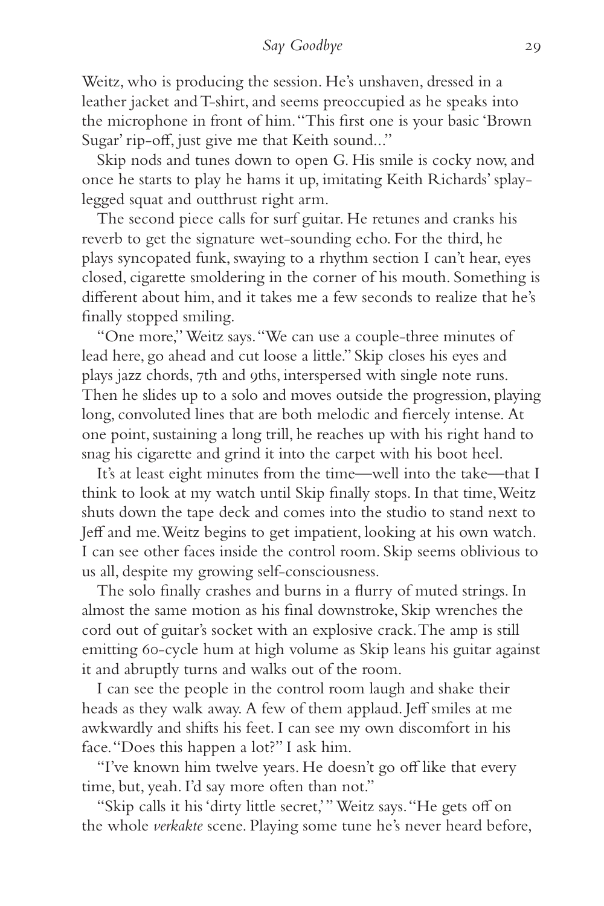Weitz, who is producing the session. He's unshaven, dressed in a leather jacket and T-shirt, and seems preoccupied as he speaks into the microphone in front of him. "This first one is your basic 'Brown Sugar' rip-off, just give me that Keith sound..."

Skip nods and tunes down to open G. His smile is cocky now, and once he starts to play he hams it up, imitating Keith Richards' splay-legged squat and outthrust right arm.

The second piece calls for surf guitar. He retunes and cranks his reverb to get the signature wet-sounding echo. For the third, he plays syncopated funk, swaying to a rhythm section I can't hear, eyes closed, cigarette smoldering in the corner of his mouth. Something is different about him, and it takes me a few seconds to realize that he's finally stopped smiling.

"One more," Weitz says. "We can use a couple-three minutes of lead here, go ahead and cut loose a little." Skip closes his eyes and plays jazz chords, 7th and 9ths, interspersed with single note runs. Then he slides up to a solo and moves outside the progression, playing long, convoluted lines that are both melodic and fiercely intense. At one point, sustaining a long trill, he reaches up with his right hand to snag his cigarette and grind it into the carpet with his boot heel.

It's at least eight minutes from the time—well into the take—that I think to look at my watch until Skip finally stops. In that time, Weitz shuts down the tape deck and comes into the studio to stand next to Jeff and me. Weitz begins to get impatient, looking at his own watch. I can see other faces inside the control room. Skip seems oblivious to us all, despite my growing self-consciousness.

The solo finally crashes and burns in a flurry of muted strings. In almost the same motion as his final downstroke, Skip wrenches the cord out of guitar's socket with an explosive crack. The amp is still emitting 60-cycle hum at high volume as Skip leans his guitar against it and abruptly turns and walks out of the room.

I can see the people in the control room laugh and shake their heads as they walk away. A few of them applaud. Jeff smiles at me awkwardly and shifts his feet. I can see my own discomfort in his face. "Does this happen a lot?" I ask him.

"I've known him twelve years. He doesn't go off like that every time, but, yeah. I'd say more often than not."

"Skip calls it his 'dirty little secret,'" Weitz says. "He gets off on the whole *verkakte* scene. Playing some tune he's never heard before,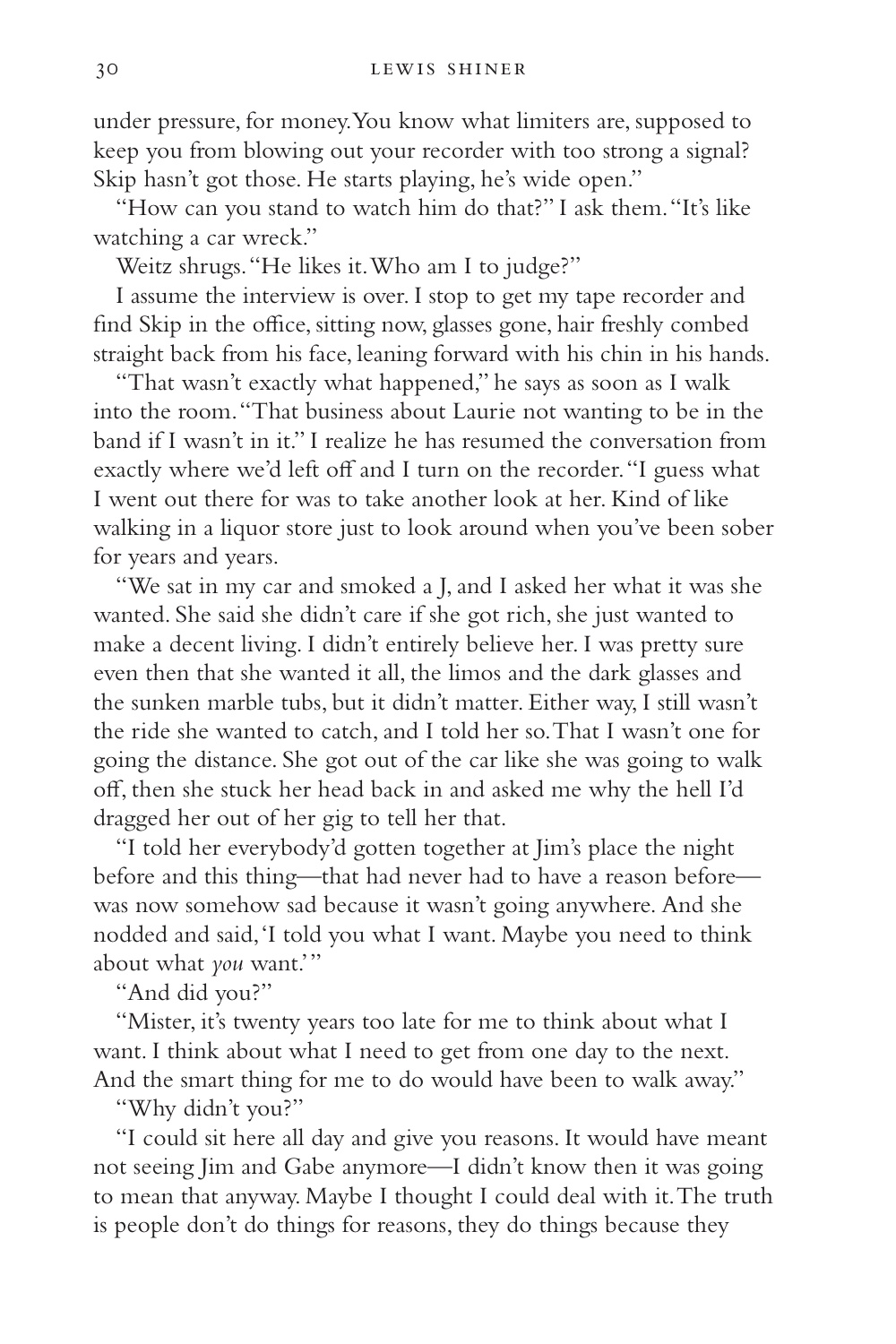under pressure, for money. You know what limiters are, supposed to keep you from blowing out your recorder with too strong a signal? Skip hasn't got those. He starts playing, he's wide open."

"How can you stand to watch him do that?" I ask them. "It's like watching a car wreck."

Weitz shrugs. "He likes it. Who am I to judge?"

I assume the interview is over. I stop to get my tape recorder and find Skip in the office, sitting now, glasses gone, hair freshly combed straight back from his face, leaning forward with his chin in his hands.

"That wasn't exactly what happened," he says as soon as I walk into the room. "That business about Laurie not wanting to be in the band if I wasn't in it." I realize he has resumed the conversation from exactly where we'd left off and I turn on the recorder. "I guess what I went out there for was to take another look at her. Kind of like walking in a liquor store just to look around when you've been sober for years and years.

"We sat in my car and smoked a J, and I asked her what it was she wanted. She said she didn't care if she got rich, she just wanted to make a decent living. I didn't entirely believe her. I was pretty sure even then that she wanted it all, the limos and the dark glasses and the sunken marble tubs, but it didn't matter. Either way, I still wasn't the ride she wanted to catch, and I told her so. That I wasn't one for going the distance. She got out of the car like she was going to walk off, then she stuck her head back in and asked me why the hell I'd dragged her out of her gig to tell her that.

"I told her everybody'd gotten together at Jim's place the night before and this thing—that had never had to have a reason before—was now somehow sad because it wasn't going anywhere. And she nodded and said, 'I told you what I want. Maybe you need to think about what *you* want.'"

"And did you?"

"Mister, it's twenty years too late for me to think about what I want. I think about what I need to get from one day to the next. And the smart thing for me to do would have been to walk away."

"Why didn't you?"

"I could sit here all day and give you reasons. It would have meant not seeing Jim and Gabe anymore—I didn't know then it was going to mean that anyway. Maybe I thought I could deal with it. The truth is people don't do things for reasons, they do things because they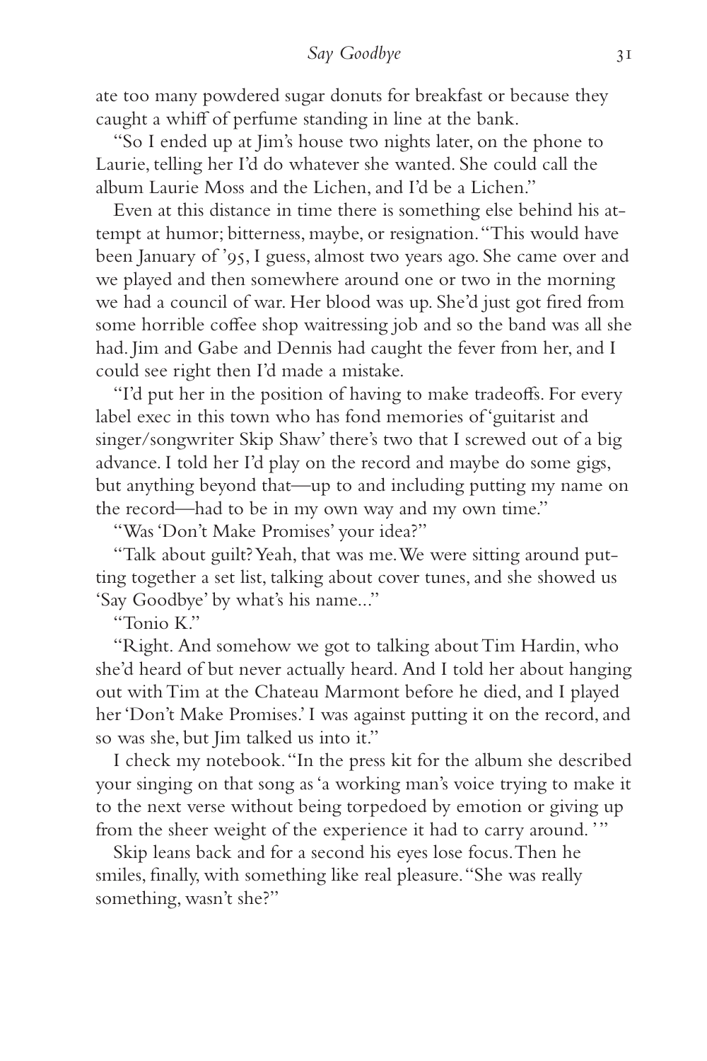ate too many powdered sugar donuts for breakfast or because they caught a whiff of perfume standing in line at the bank.

"So I ended up at Jim's house two nights later, on the phone to Laurie, telling her I'd do whatever she wanted. She could call the album Laurie Moss and the Lichen, and I'd be a Lichen."

Even at this distance in time there is something else behind his attempt at humor; bitterness, maybe, or resignation. "This would have been January of '95, I guess, almost two years ago. She came over and we played and then somewhere around one or two in the morning we had a council of war. Her blood was up. She'd just got fired from some horrible coffee shop waitressing job and so the band was all she had. Jim and Gabe and Dennis had caught the fever from her, and I could see right then I'd made a mistake.

"I'd put her in the position of having to make tradeoffs. For every label exec in this town who has fond memories of 'guitarist and singer/songwriter Skip Shaw' there's two that I screwed out of a big advance. I told her I'd play on the record and maybe do some gigs, but anything beyond that—up to and including putting my name on the record—had to be in my own way and my own time."

"Was 'Don't Make Promises' your idea?"

"Talk about guilt? Yeah, that was me. We were sitting around putting together a set list, talking about cover tunes, and she showed us 'Say Goodbye' by what's his name..."

"Tonio K."

"Right. And somehow we got to talking about Tim Hardin, who she'd heard of but never actually heard. And I told her about hanging out with Tim at the Chateau Marmont before he died, and I played her 'Don't Make Promises.' I was against putting it on the record, and so was she, but Jim talked us into it."

I check my notebook. "In the press kit for the album she described your singing on that song as 'a working man's voice trying to make it to the next verse without being torpedoed by emotion or giving up from the sheer weight of the experience it had to carry around.'"

Skip leans back and for a second his eyes lose focus. Then he smiles, finally, with something like real pleasure. "She was really something, wasn't she?"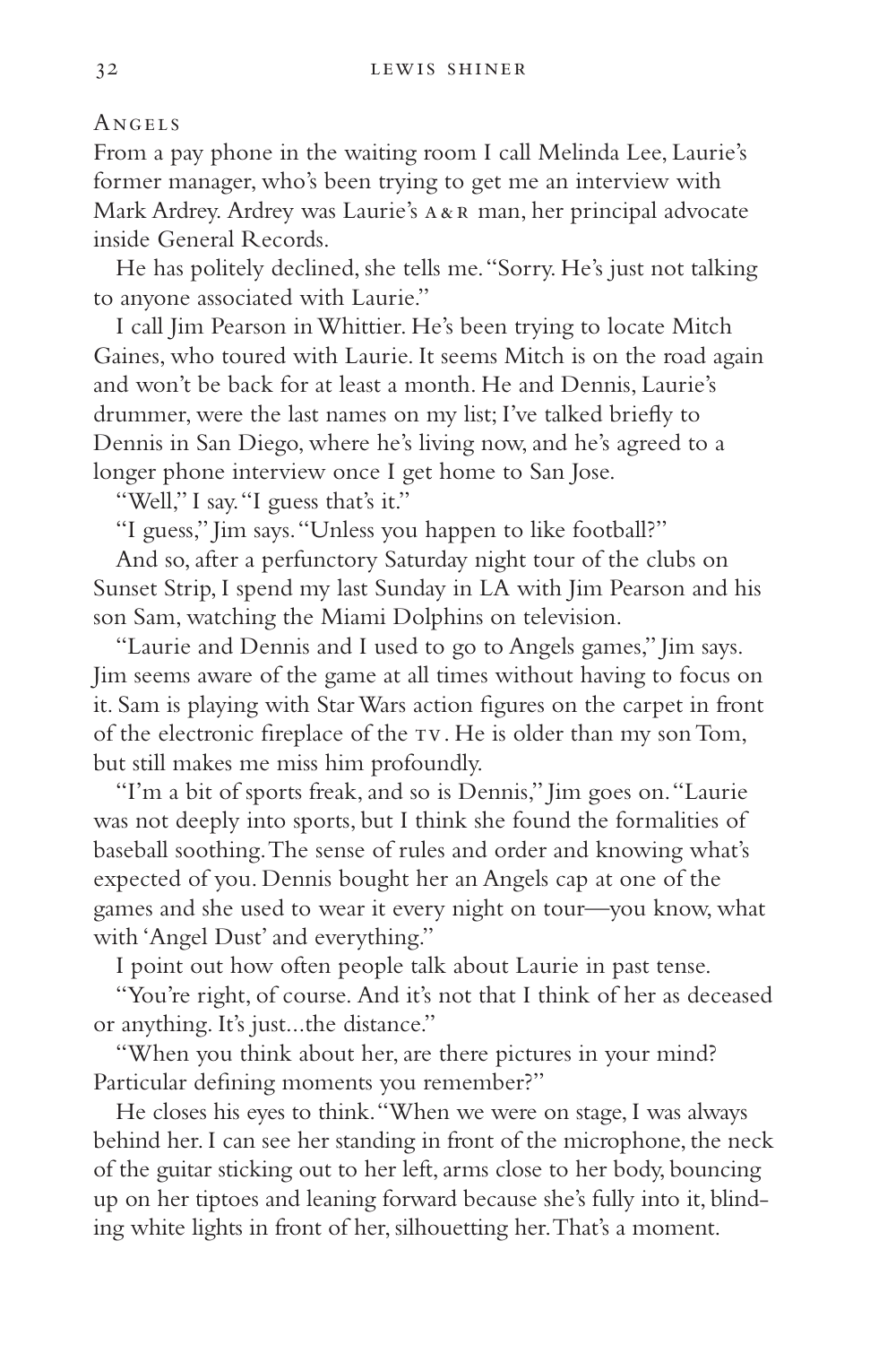Angels

From a pay phone in the waiting room I call Melinda Lee, Laurie's former manager, who's been trying to get me an interview with Mark Ardrey. Ardrey was Laurie's A&R man, her principal advocate inside General Records.

He has politely declined, she tells me. "Sorry. He's just not talking to anyone associated with Laurie."

I call Jim Pearson in Whittier. He's been trying to locate Mitch Gaines, who toured with Laurie. It seems Mitch is on the road again and won't be back for at least a month. He and Dennis, Laurie's drummer, were the last names on my list; I've talked briefly to Dennis in San Diego, where he's living now, and he's agreed to a longer phone interview once I get home to San Jose.

"Well," I say. "I guess that's it."

"I guess," Jim says. "Unless you happen to like football?"

And so, after a perfunctory Saturday night tour of the clubs on Sunset Strip, I spend my last Sunday in LA with Jim Pearson and his son Sam, watching the Miami Dolphins on television.

"Laurie and Dennis and I used to go to Angels games," Jim says. Jim seems aware of the game at all times without having to focus on it. Sam is playing with Star Wars action figures on the carpet in front of the electronic fireplace of the TV. He is older than my son Tom, but still makes me miss him profoundly.

"I'm a bit of sports freak, and so is Dennis," Jim goes on. "Laurie was not deeply into sports, but I think she found the formalities of baseball soothing. The sense of rules and order and knowing what's expected of you. Dennis bought her an Angels cap at one of the games and she used to wear it every night on tour—you know, what with 'Angel Dust' and everything."

I point out how often people talk about Laurie in past tense.

"You're right, of course. And it's not that I think of her as deceased or anything. It's just...the distance."

"When you think about her, are there pictures in your mind? Particular defining moments you remember?"

He closes his eyes to think. "When we were on stage, I was always behind her. I can see her standing in front of the microphone, the neck of the guitar sticking out to her left, arms close to her body, bouncing up on her tiptoes and leaning forward because she's fully into it, blinding white lights in front of her, silhouetting her. That's a moment.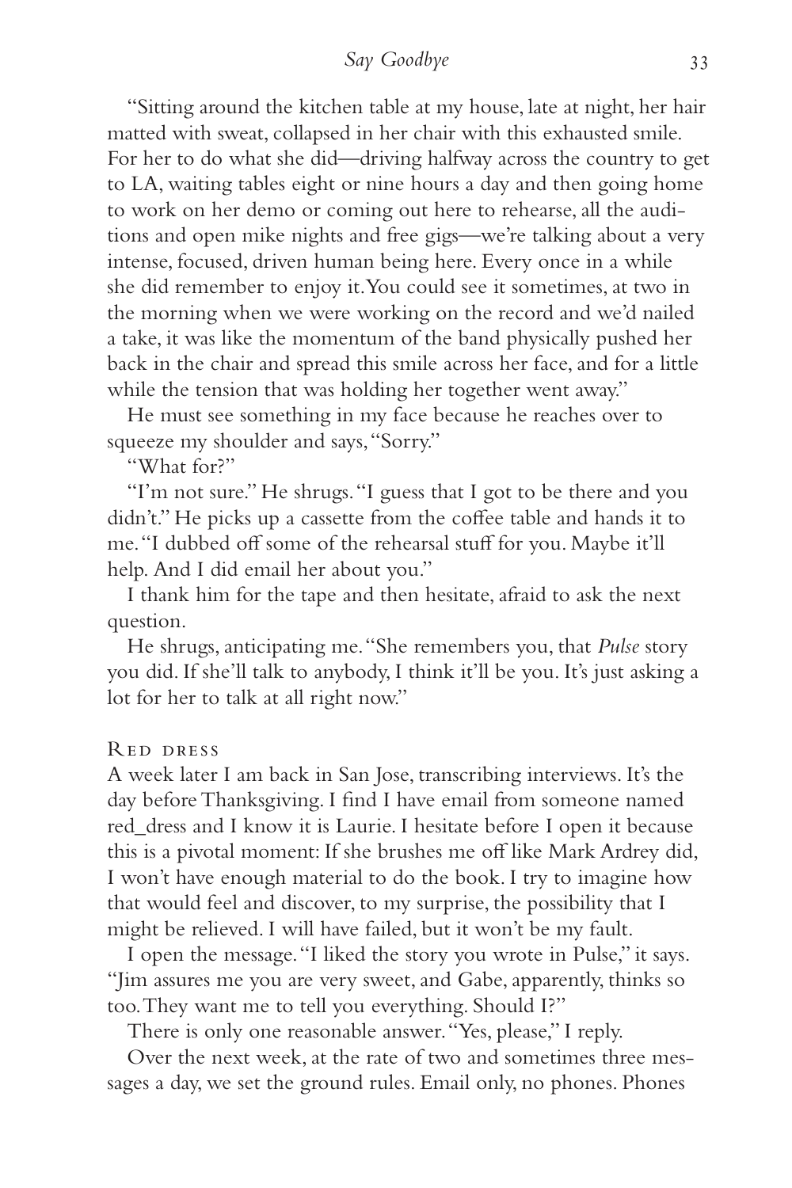"Sitting around the kitchen table at my house, late at night, her hair matted with sweat, collapsed in her chair with this exhausted smile. For her to do what she did—driving halfway across the country to get to LA, waiting tables eight or nine hours a day and then going home to work on her demo or coming out here to rehearse, all the auditions and open mike nights and free gigs—we're talking about a very intense, focused, driven human being here. Every once in a while she did remember to enjoy it. You could see it sometimes, at two in the morning when we were working on the record and we'd nailed a take, it was like the momentum of the band physically pushed her back in the chair and spread this smile across her face, and for a little while the tension that was holding her together went away."

He must see something in my face because he reaches over to squeeze my shoulder and says, "Sorry."

"What for?"

"I'm not sure." He shrugs. "I guess that I got to be there and you didn't." He picks up a cassette from the coffee table and hands it to me. "I dubbed off some of the rehearsal stuff for you. Maybe it'll help. And I did email her about you."

I thank him for the tape and then hesitate, afraid to ask the next question.

He shrugs, anticipating me. "She remembers you, that *Pulse* story you did. If she'll talk to anybody, I think it'll be you. It's just asking a lot for her to talk at all right now."

### Red dress

A week later I am back in San Jose, transcribing interviews. It's the day before Thanksgiving. I find I have email from someone named red_dress and I know it is Laurie. I hesitate before I open it because this is a pivotal moment: If she brushes me off like Mark Ardrey did, I won't have enough material to do the book. I try to imagine how that would feel and discover, to my surprise, the possibility that I might be relieved. I will have failed, but it won't be my fault.

I open the message. "I liked the story you wrote in Pulse," it says. "Jim assures me you are very sweet, and Gabe, apparently, thinks so too. They want me to tell you everything. Should I?"

There is only one reasonable answer. "Yes, please," I reply.

Over the next week, at the rate of two and sometimes three messages a day, we set the ground rules. Email only, no phones. Phones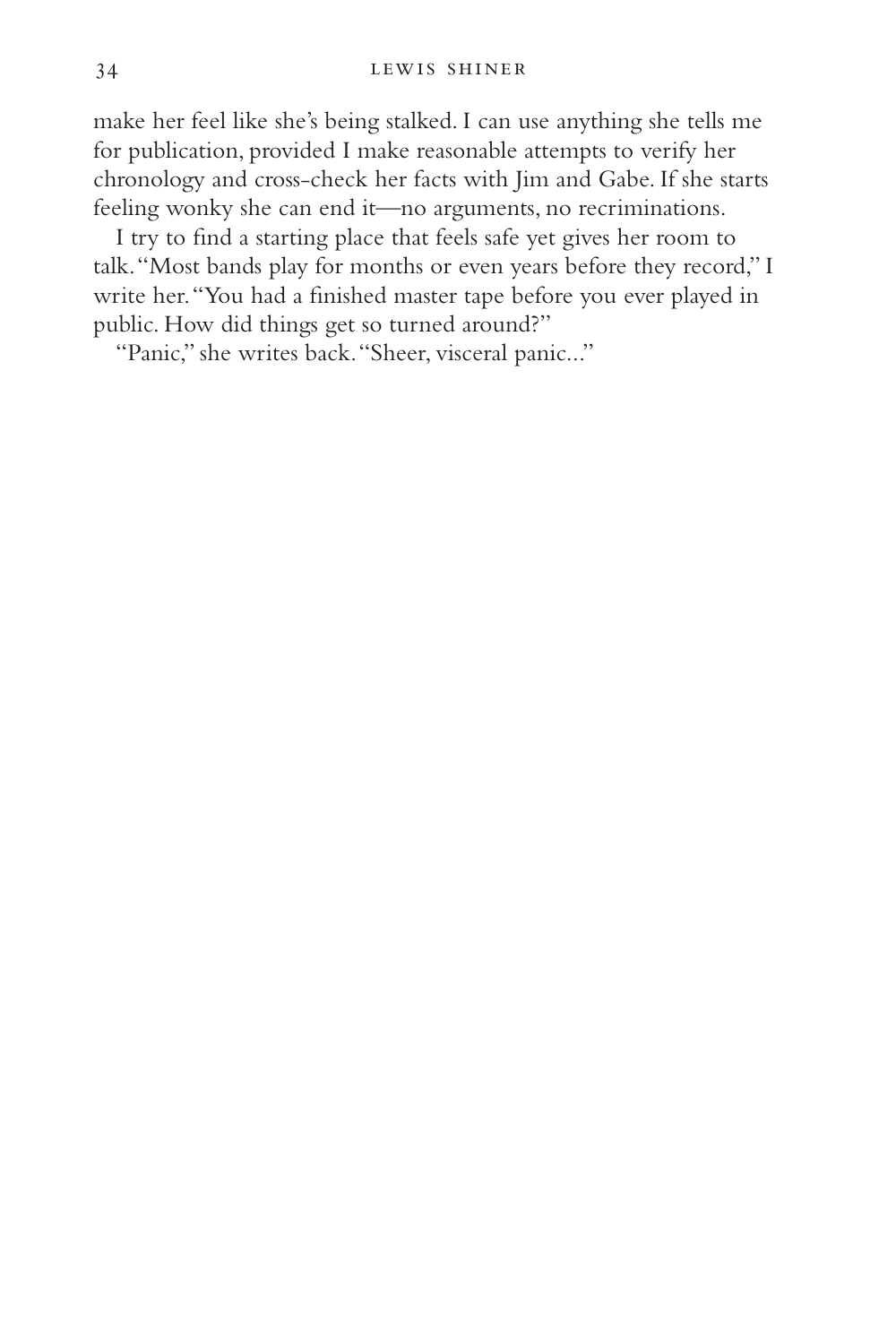make her feel like she's being stalked. I can use anything she tells me for publication, provided I make reasonable attempts to verify her chronology and cross-check her facts with Jim and Gabe. If she starts feeling wonky she can end it—no arguments, no recriminations.

I try to find a starting place that feels safe yet gives her room to talk. "Most bands play for months or even years before they record," I write her. "You had a finished master tape before you ever played in public. How did things get so turned around?"

"Panic," she writes back. "Sheer, visceral panic..."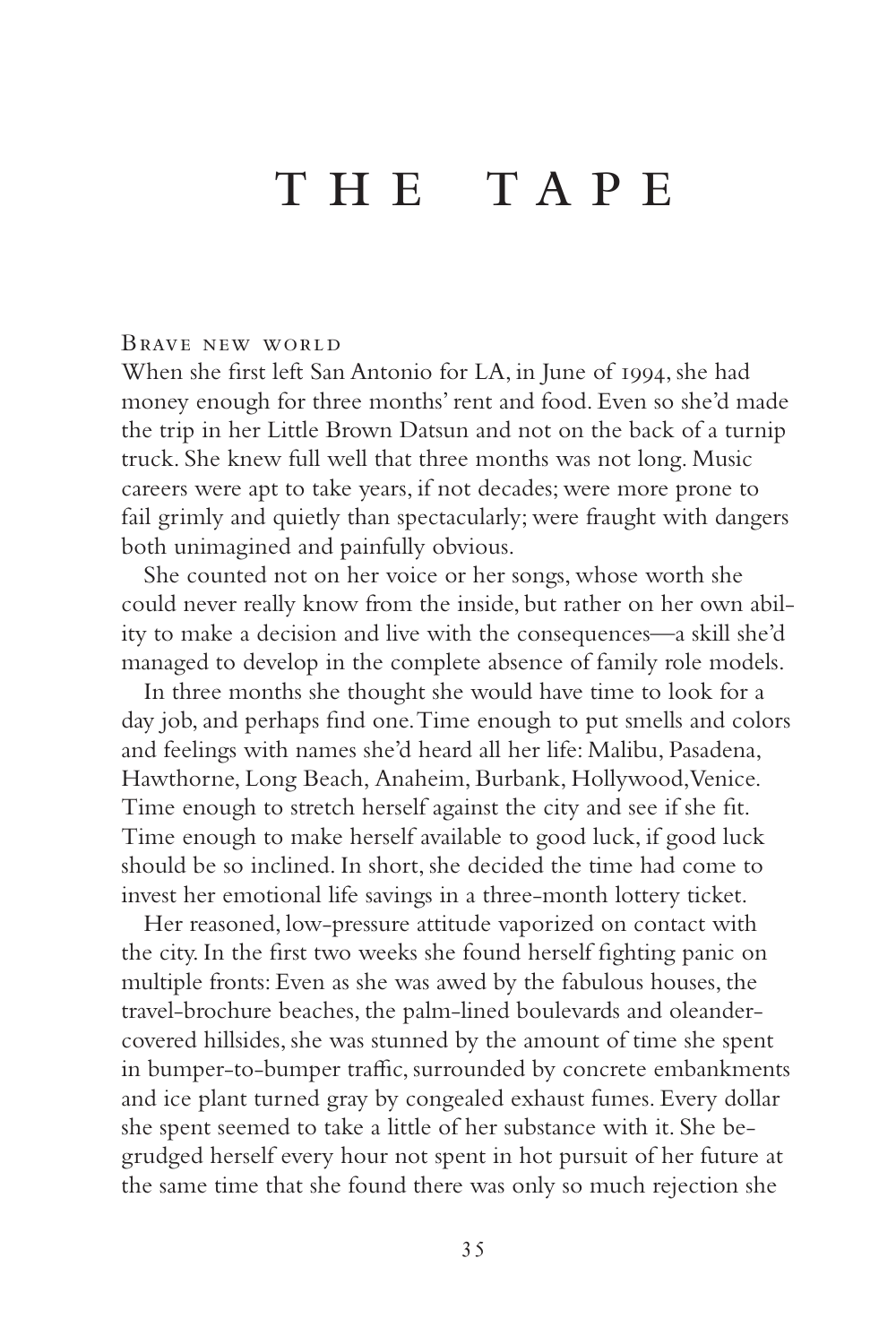# THE TAPE

Brave new world

When she first left San Antonio for LA, in June of 1994, she had money enough for three months' rent and food. Even so she'd made the trip in her Little Brown Datsun and not on the back of a turnip truck. She knew full well that three months was not long. Music careers were apt to take years, if not decades; were more prone to fail grimly and quietly than spectacularly; were fraught with dangers both unimagined and painfully obvious.

She counted not on her voice or her songs, whose worth she could never really know from the inside, but rather on her own ability to make a decision and live with the consequences—a skill she'd managed to develop in the complete absence of family role models.

In three months she thought she would have time to look for a day job, and perhaps find one. Time enough to put smells and colors and feelings with names she'd heard all her life: Malibu, Pasadena, Hawthorne, Long Beach, Anaheim, Burbank, Hollywood, Venice. Time enough to stretch herself against the city and see if she fit. Time enough to make herself available to good luck, if good luck should be so inclined. In short, she decided the time had come to invest her emotional life savings in a three-month lottery ticket.

Her reasoned, low-pressure attitude vaporized on contact with the city. In the first two weeks she found herself fighting panic on multiple fronts: Even as she was awed by the fabulous houses, the travel-brochure beaches, the palm-lined boulevards and oleander-covered hillsides, she was stunned by the amount of time she spent in bumper-to-bumper traffic, surrounded by concrete embankments and ice plant turned gray by congealed exhaust fumes. Every dollar she spent seemed to take a little of her substance with it. She begrudged herself every hour not spent in hot pursuit of her future at the same time that she found there was only so much rejection she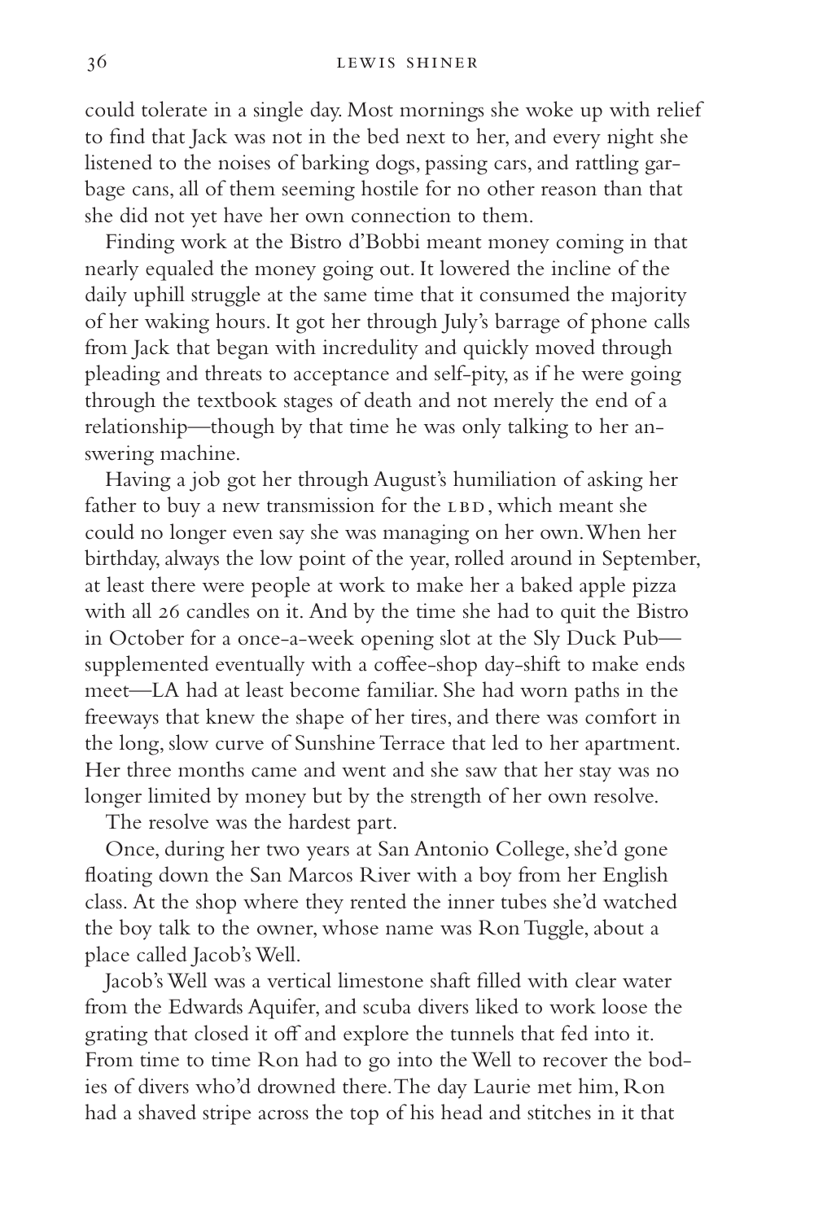could tolerate in a single day. Most mornings she woke up with relief to find that Jack was not in the bed next to her, and every night she listened to the noises of barking dogs, passing cars, and rattling garbage cans, all of them seeming hostile for no other reason than that she did not yet have her own connection to them.

Finding work at the Bistro d'Bobbi meant money coming in that nearly equaled the money going out. It lowered the incline of the daily uphill struggle at the same time that it consumed the majority of her waking hours. It got her through July's barrage of phone calls from Jack that began with incredulity and quickly moved through pleading and threats to acceptance and self-pity, as if he were going through the textbook stages of death and not merely the end of a relationship—though by that time he was only talking to her answering machine.

Having a job got her through August's humiliation of asking her father to buy a new transmission for the LBD, which meant she could no longer even say she was managing on her own. When her birthday, always the low point of the year, rolled around in September, at least there were people at work to make her a baked apple pizza with all 26 candles on it. And by the time she had to quit the Bistro in October for a once-a-week opening slot at the Sly Duck Pub—supplemented eventually with a coffee-shop day-shift to make ends meet—LA had at least become familiar. She had worn paths in the freeways that knew the shape of her tires, and there was comfort in the long, slow curve of Sunshine Terrace that led to her apartment. Her three months came and went and she saw that her stay was no longer limited by money but by the strength of her own resolve.

The resolve was the hardest part.

Once, during her two years at San Antonio College, she'd gone floating down the San Marcos River with a boy from her English class. At the shop where they rented the inner tubes she'd watched the boy talk to the owner, whose name was Ron Tuggle, about a place called Jacob's Well.

Jacob's Well was a vertical limestone shaft filled with clear water from the Edwards Aquifer, and scuba divers liked to work loose the grating that closed it off and explore the tunnels that fed into it. From time to time Ron had to go into the Well to recover the bodies of divers who'd drowned there. The day Laurie met him, Ron had a shaved stripe across the top of his head and stitches in it that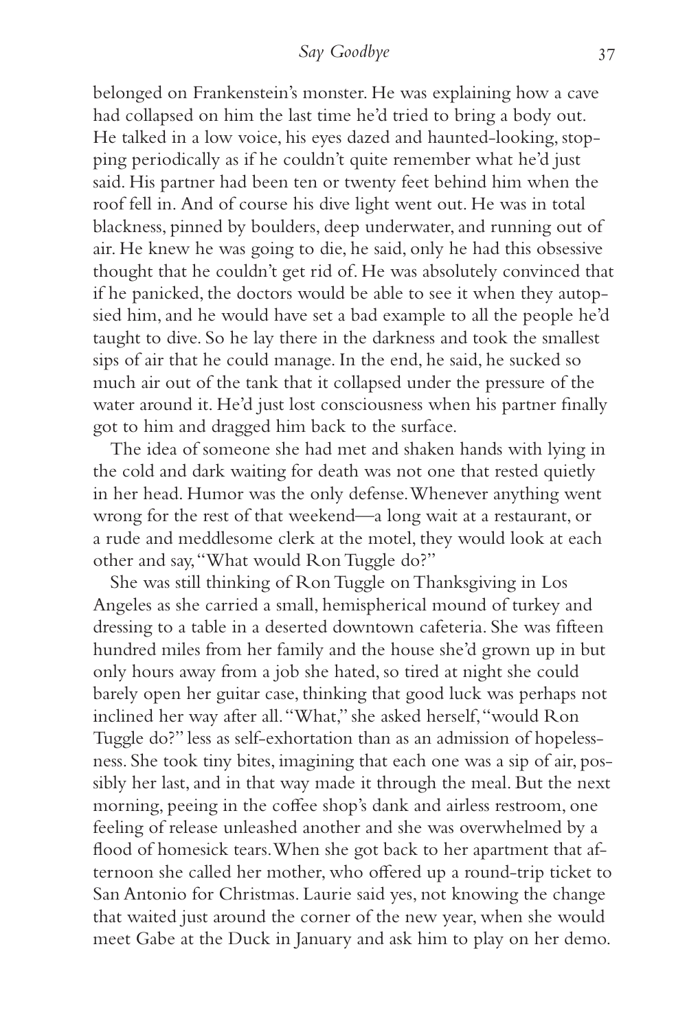belonged on Frankenstein's monster. He was explaining how a cave had collapsed on him the last time he'd tried to bring a body out. He talked in a low voice, his eyes dazed and haunted-looking, stopping periodically as if he couldn't quite remember what he'd just said. His partner had been ten or twenty feet behind him when the roof fell in. And of course his dive light went out. He was in total blackness, pinned by boulders, deep underwater, and running out of air. He knew he was going to die, he said, only he had this obsessive thought that he couldn't get rid of. He was absolutely convinced that if he panicked, the doctors would be able to see it when they autopsied him, and he would have set a bad example to all the people he'd taught to dive. So he lay there in the darkness and took the smallest sips of air that he could manage. In the end, he said, he sucked so much air out of the tank that it collapsed under the pressure of the water around it. He'd just lost consciousness when his partner finally got to him and dragged him back to the surface.

The idea of someone she had met and shaken hands with lying in the cold and dark waiting for death was not one that rested quietly in her head. Humor was the only defense. Whenever anything went wrong for the rest of that weekend—a long wait at a restaurant, or a rude and meddlesome clerk at the motel, they would look at each other and say, "What would Ron Tuggle do?"

She was still thinking of Ron Tuggle on Thanksgiving in Los Angeles as she carried a small, hemispherical mound of turkey and dressing to a table in a deserted downtown cafeteria. She was fifteen hundred miles from her family and the house she'd grown up in but only hours away from a job she hated, so tired at night she could barely open her guitar case, thinking that good luck was perhaps not inclined her way after all. "What," she asked herself, "would Ron Tuggle do?" less as self-exhortation than as an admission of hopelessness. She took tiny bites, imagining that each one was a sip of air, possibly her last, and in that way made it through the meal. But the next morning, peeing in the coffee shop's dank and airless restroom, one feeling of release unleashed another and she was overwhelmed by a flood of homesick tears. When she got back to her apartment that afternoon she called her mother, who offered up a round-trip ticket to San Antonio for Christmas. Laurie said yes, not knowing the change that waited just around the corner of the new year, when she would meet Gabe at the Duck in January and ask him to play on her demo.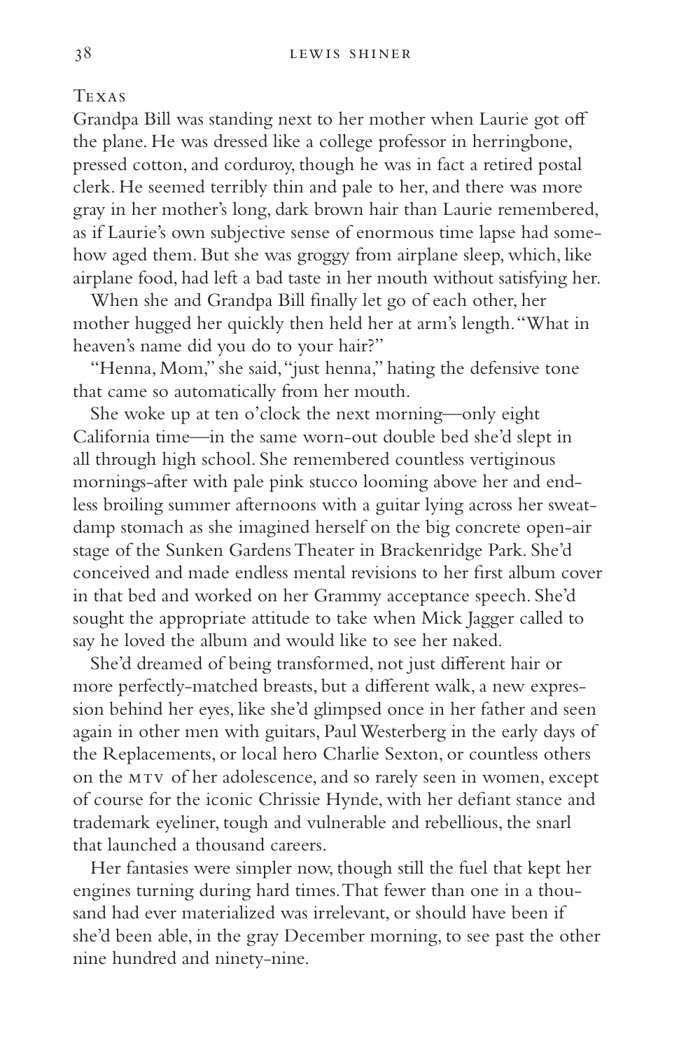Texas

Grandpa Bill was standing next to her mother when Laurie got off the plane. He was dressed like a college professor in herringbone, pressed cotton, and corduroy, though he was in fact a retired postal clerk. He seemed terribly thin and pale to her, and there was more gray in her mother's long, dark brown hair than Laurie remembered, as if Laurie's own subjective sense of enormous time lapse had somehow aged them. But she was groggy from airplane sleep, which, like airplane food, had left a bad taste in her mouth without satisfying her.

When she and Grandpa Bill finally let go of each other, her mother hugged her quickly then held her at arm's length. "What in heaven's name did you do to your hair?"

"Henna, Mom," she said, "just henna," hating the defensive tone that came so automatically from her mouth.

She woke up at ten o'clock the next morning—only eight California time—in the same worn-out double bed she'd slept in all through high school. She remembered countless vertiginous mornings-after with pale pink stucco looming above her and endless broiling summer afternoons with a guitar lying across her sweat-damp stomach as she imagined herself on the big concrete open-air stage of the Sunken Gardens Theater in Brackenridge Park. She'd conceived and made endless mental revisions to her first album cover in that bed and worked on her Grammy acceptance speech. She'd sought the appropriate attitude to take when Mick Jagger called to say he loved the album and would like to see her naked.

She'd dreamed of being transformed, not just different hair or more perfectly-matched breasts, but a different walk, a new expression behind her eyes, like she'd glimpsed once in her father and seen again in other men with guitars, Paul Westerberg in the early days of the Replacements, or local hero Charlie Sexton, or countless others on the MTV of her adolescence, and so rarely seen in women, except of course for the iconic Chrissie Hynde, with her defiant stance and trademark eyeliner, tough and vulnerable and rebellious, the snarl that launched a thousand careers.

Her fantasies were simpler now, though still the fuel that kept her engines turning during hard times. That fewer than one in a thousand had ever materialized was irrelevant, or should have been if she'd been able, in the gray December morning, to see past the other nine hundred and ninety-nine.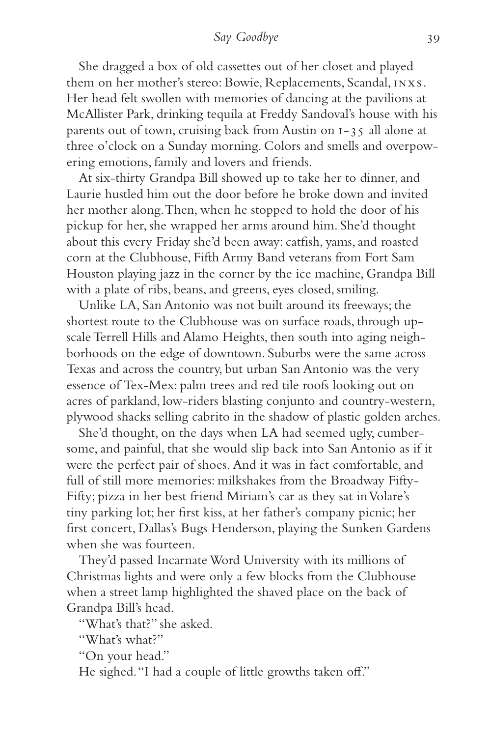She dragged a box of old cassettes out of her closet and played them on her mother's stereo: Bowie, Replacements, Scandal, INXS. Her head felt swollen with memories of dancing at the pavilions at McAllister Park, drinking tequila at Freddy Sandoval's house with his parents out of town, cruising back from Austin on I-35 all alone at three o'clock on a Sunday morning. Colors and smells and overpowering emotions, family and lovers and friends.

At six-thirty Grandpa Bill showed up to take her to dinner, and Laurie hustled him out the door before he broke down and invited her mother along. Then, when he stopped to hold the door of his pickup for her, she wrapped her arms around him. She'd thought about this every Friday she'd been away: catfish, yams, and roasted corn at the Clubhouse, Fifth Army Band veterans from Fort Sam Houston playing jazz in the corner by the ice machine, Grandpa Bill with a plate of ribs, beans, and greens, eyes closed, smiling.

Unlike LA, San Antonio was not built around its freeways; the shortest route to the Clubhouse was on surface roads, through upscale Terrell Hills and Alamo Heights, then south into aging neighborhoods on the edge of downtown. Suburbs were the same across Texas and across the country, but urban San Antonio was the very essence of Tex-Mex: palm trees and red tile roofs looking out on acres of parkland, low-riders blasting conjunto and country-western, plywood shacks selling cabrito in the shadow of plastic golden arches.

She'd thought, on the days when LA had seemed ugly, cumbersome, and painful, that she would slip back into San Antonio as if it were the perfect pair of shoes. And it was in fact comfortable, and full of still more memories: milkshakes from the Broadway Fifty-Fifty; pizza in her best friend Miriam's car as they sat in Volare's tiny parking lot; her first kiss, at her father's company picnic; her first concert, Dallas's Bugs Henderson, playing the Sunken Gardens when she was fourteen.

They'd passed Incarnate Word University with its millions of Christmas lights and were only a few blocks from the Clubhouse when a street lamp highlighted the shaved place on the back of Grandpa Bill's head.

"What's that?" she asked.

"What's what?"

"On your head."

He sighed. "I had a couple of little growths taken off."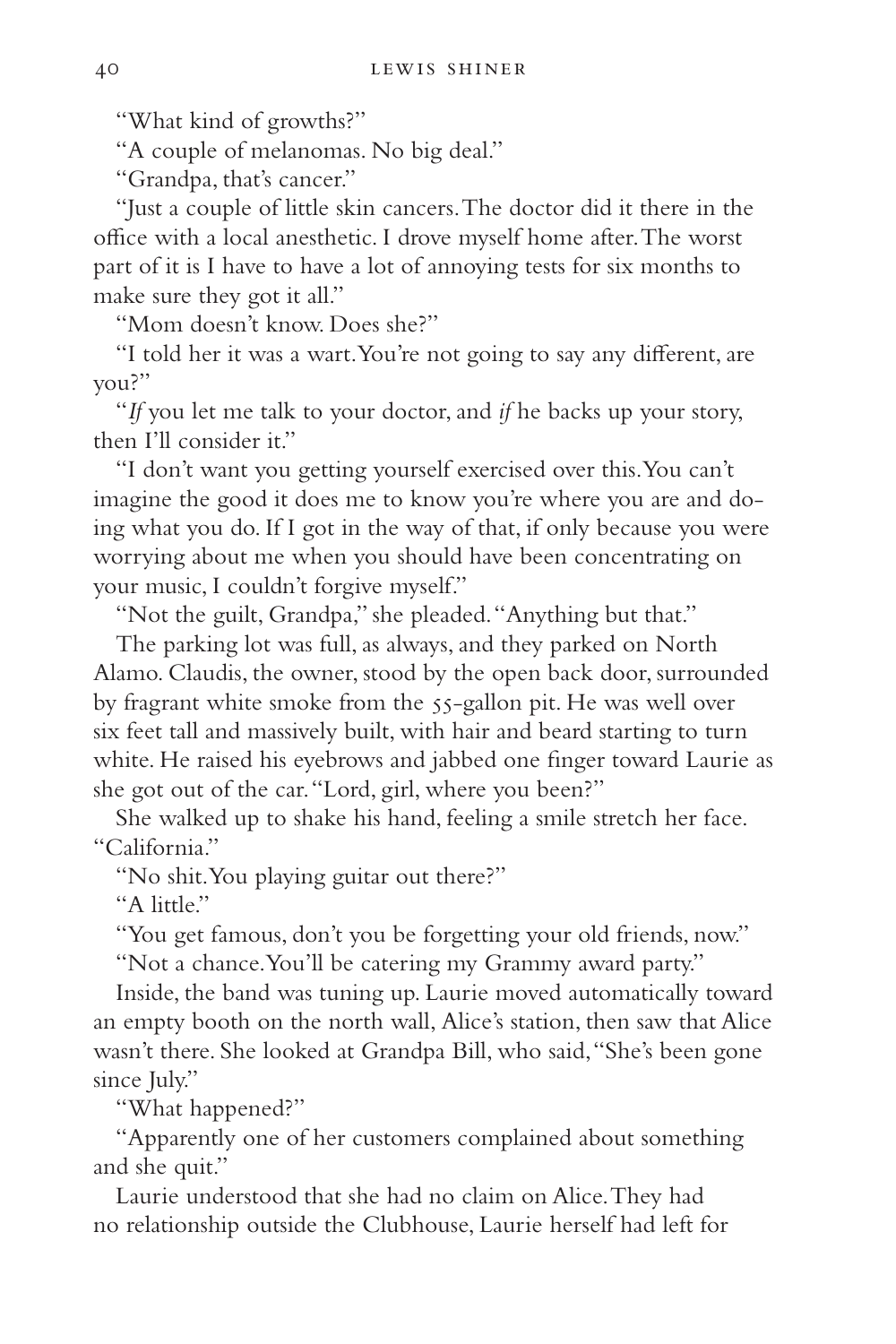"What kind of growths?"

"A couple of melanomas. No big deal."

"Grandpa, that's cancer."

"Just a couple of little skin cancers. The doctor did it there in the office with a local anesthetic. I drove myself home after. The worst part of it is I have to have a lot of annoying tests for six months to make sure they got it all."

"Mom doesn't know. Does she?"

"I told her it was a wart. You're not going to say any different, are you?"

"*If* you let me talk to your doctor, and *if* he backs up your story, then I'll consider it."

"I don't want you getting yourself exercised over this. You can't imagine the good it does me to know you're where you are and doing what you do. If I got in the way of that, if only because you were worrying about me when you should have been concentrating on your music, I couldn't forgive myself."

"Not the guilt, Grandpa," she pleaded. "Anything but that."

The parking lot was full, as always, and they parked on North Alamo. Claudis, the owner, stood by the open back door, surrounded by fragrant white smoke from the 55-gallon pit. He was well over six feet tall and massively built, with hair and beard starting to turn white. He raised his eyebrows and jabbed one finger toward Laurie as she got out of the car. "Lord, girl, where you been?"

She walked up to shake his hand, feeling a smile stretch her face. "California."

"No shit. You playing guitar out there?"

"A little."

"You get famous, don't you be forgetting your old friends, now."

"Not a chance. You'll be catering my Grammy award party."

Inside, the band was tuning up. Laurie moved automatically toward an empty booth on the north wall, Alice's station, then saw that Alice wasn't there. She looked at Grandpa Bill, who said, "She's been gone since July."

"What happened?"

"Apparently one of her customers complained about something and she quit."

Laurie understood that she had no claim on Alice. They had no relationship outside the Clubhouse, Laurie herself had left for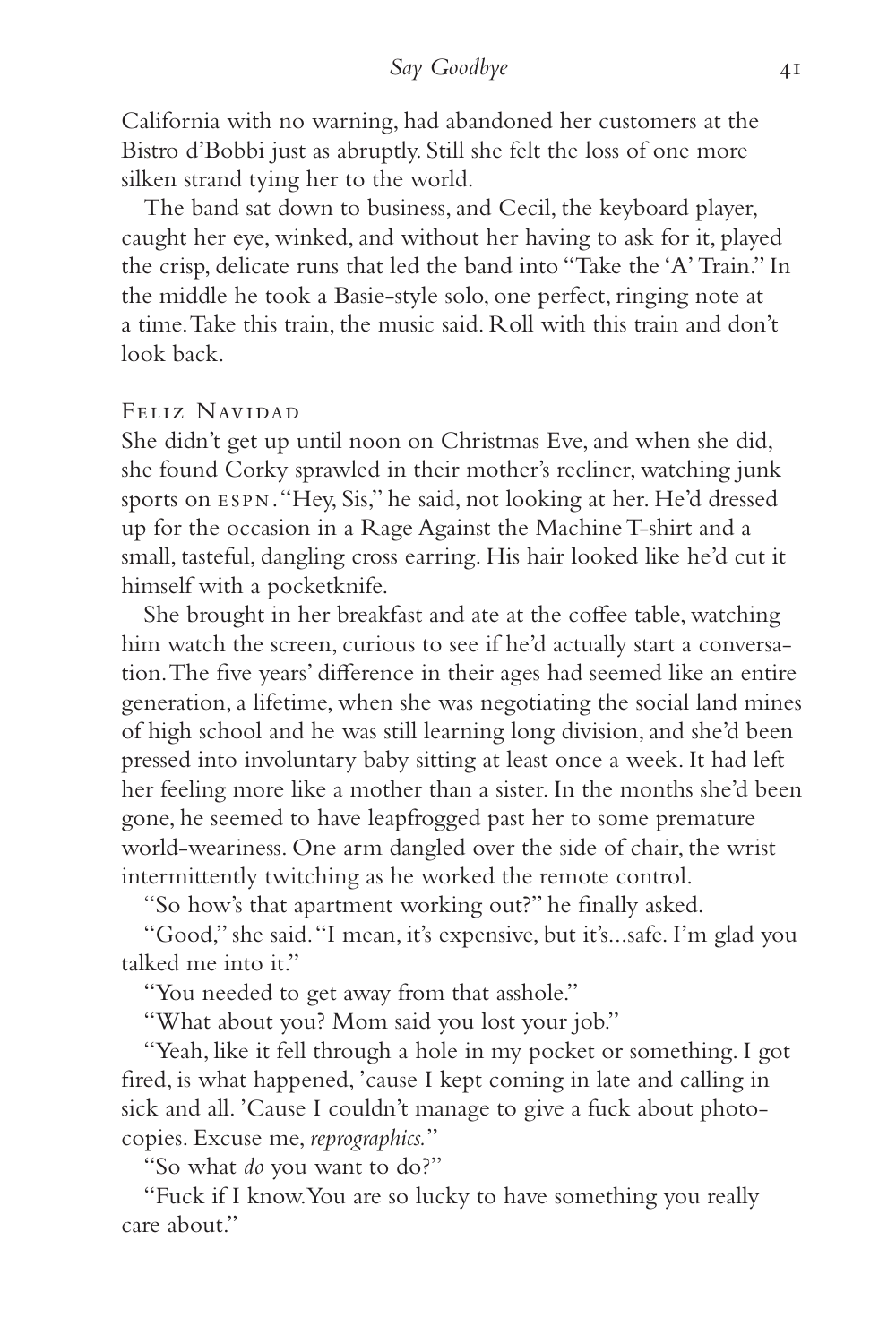California with no warning, had abandoned her customers at the Bistro d'Bobbi just as abruptly. Still she felt the loss of one more silken strand tying her to the world.

The band sat down to business, and Cecil, the keyboard player, caught her eye, winked, and without her having to ask for it, played the crisp, delicate runs that led the band into "Take the 'A' Train." In the middle he took a Basie-style solo, one perfect, ringing note at a time. Take this train, the music said. Roll with this train and don't look back.

### Feliz Navidad

She didn't get up until noon on Christmas Eve, and when she did, she found Corky sprawled in their mother's recliner, watching junk sports on ESPN. "Hey, Sis," he said, not looking at her. He'd dressed up for the occasion in a Rage Against the Machine T-shirt and a small, tasteful, dangling cross earring. His hair looked like he'd cut it himself with a pocketknife.

She brought in her breakfast and ate at the coffee table, watching him watch the screen, curious to see if he'd actually start a conversation. The five years' difference in their ages had seemed like an entire generation, a lifetime, when she was negotiating the social land mines of high school and he was still learning long division, and she'd been pressed into involuntary baby sitting at least once a week. It had left her feeling more like a mother than a sister. In the months she'd been gone, he seemed to have leapfrogged past her to some premature world-weariness. One arm dangled over the side of chair, the wrist intermittently twitching as he worked the remote control.

"So how's that apartment working out?" he finally asked.

"Good," she said. "I mean, it's expensive, but it's...safe. I'm glad you talked me into it."

"You needed to get away from that asshole."

"What about you? Mom said you lost your job."

"Yeah, like it fell through a hole in my pocket or something. I got fired, is what happened, 'cause I kept coming in late and calling in sick and all. 'Cause I couldn't manage to give a fuck about photocopies. Excuse me, *reprographics.*"

"So what *do* you want to do?"

"Fuck if I know. You are so lucky to have something you really care about."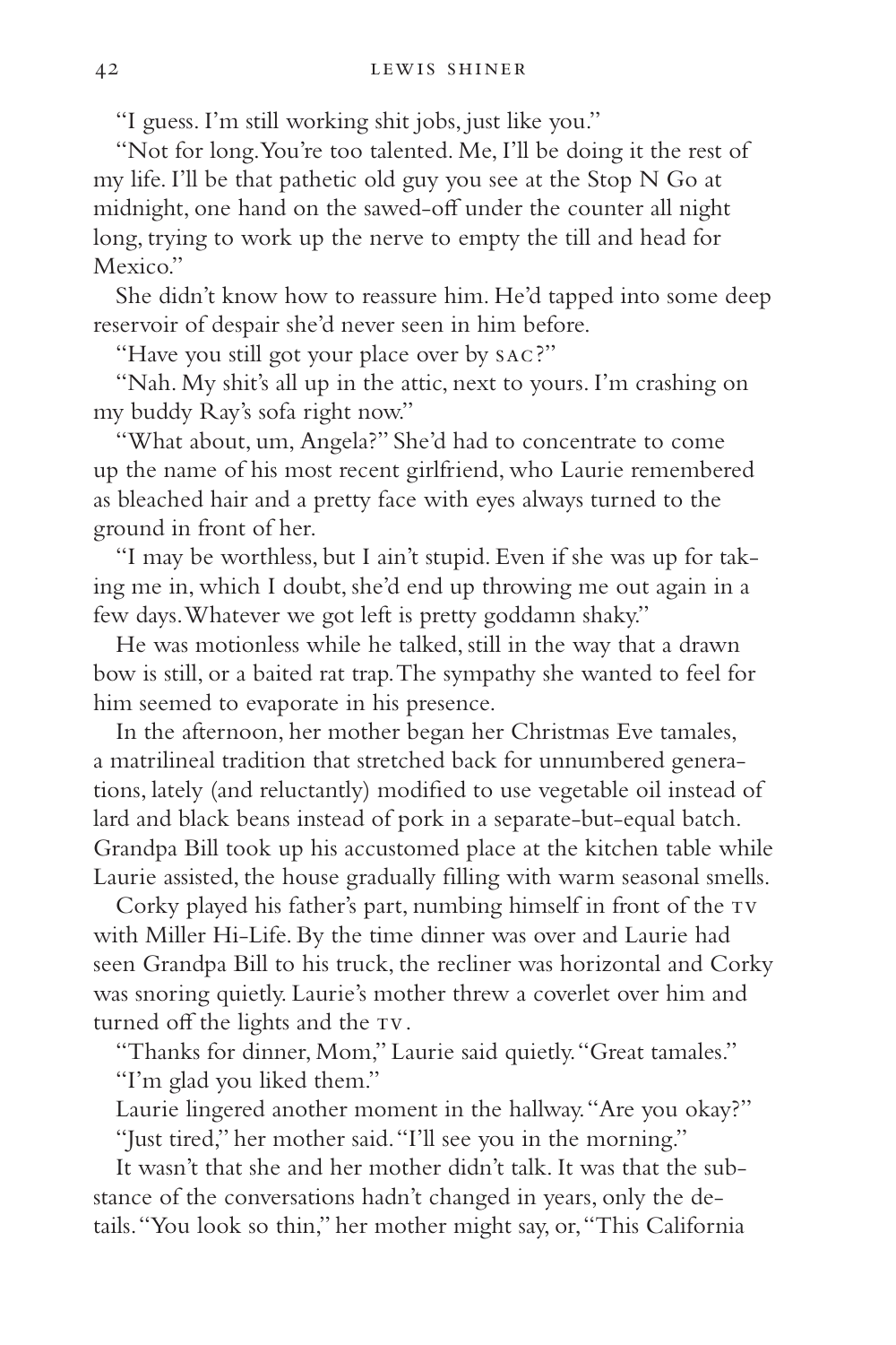"I guess. I'm still working shit jobs, just like you."

"Not for long. You're too talented. Me, I'll be doing it the rest of my life. I'll be that pathetic old guy you see at the Stop N Go at midnight, one hand on the sawed-off under the counter all night long, trying to work up the nerve to empty the till and head for Mexico."

She didn't know how to reassure him. He'd tapped into some deep reservoir of despair she'd never seen in him before.

"Have you still got your place over by SAC?"

"Nah. My shit's all up in the attic, next to yours. I'm crashing on my buddy Ray's sofa right now."

"What about, um, Angela?" She'd had to concentrate to come up the name of his most recent girlfriend, who Laurie remembered as bleached hair and a pretty face with eyes always turned to the ground in front of her.

"I may be worthless, but I ain't stupid. Even if she was up for taking me in, which I doubt, she'd end up throwing me out again in a few days. Whatever we got left is pretty goddamn shaky."

He was motionless while he talked, still in the way that a drawn bow is still, or a baited rat trap. The sympathy she wanted to feel for him seemed to evaporate in his presence.

In the afternoon, her mother began her Christmas Eve tamales, a matrilineal tradition that stretched back for unnumbered generations, lately (and reluctantly) modified to use vegetable oil instead of lard and black beans instead of pork in a separate-but-equal batch. Grandpa Bill took up his accustomed place at the kitchen table while Laurie assisted, the house gradually filling with warm seasonal smells.

Corky played his father's part, numbing himself in front of the TV with Miller Hi-Life. By the time dinner was over and Laurie had seen Grandpa Bill to his truck, the recliner was horizontal and Corky was snoring quietly. Laurie's mother threw a coverlet over him and turned off the lights and the TV.

"Thanks for dinner, Mom," Laurie said quietly. "Great tamales."

"I'm glad you liked them."

Laurie lingered another moment in the hallway. "Are you okay?"

"Just tired," her mother said. "I'll see you in the morning."

It wasn't that she and her mother didn't talk. It was that the substance of the conversations hadn't changed in years, only the details. "You look so thin," her mother might say, or, "This California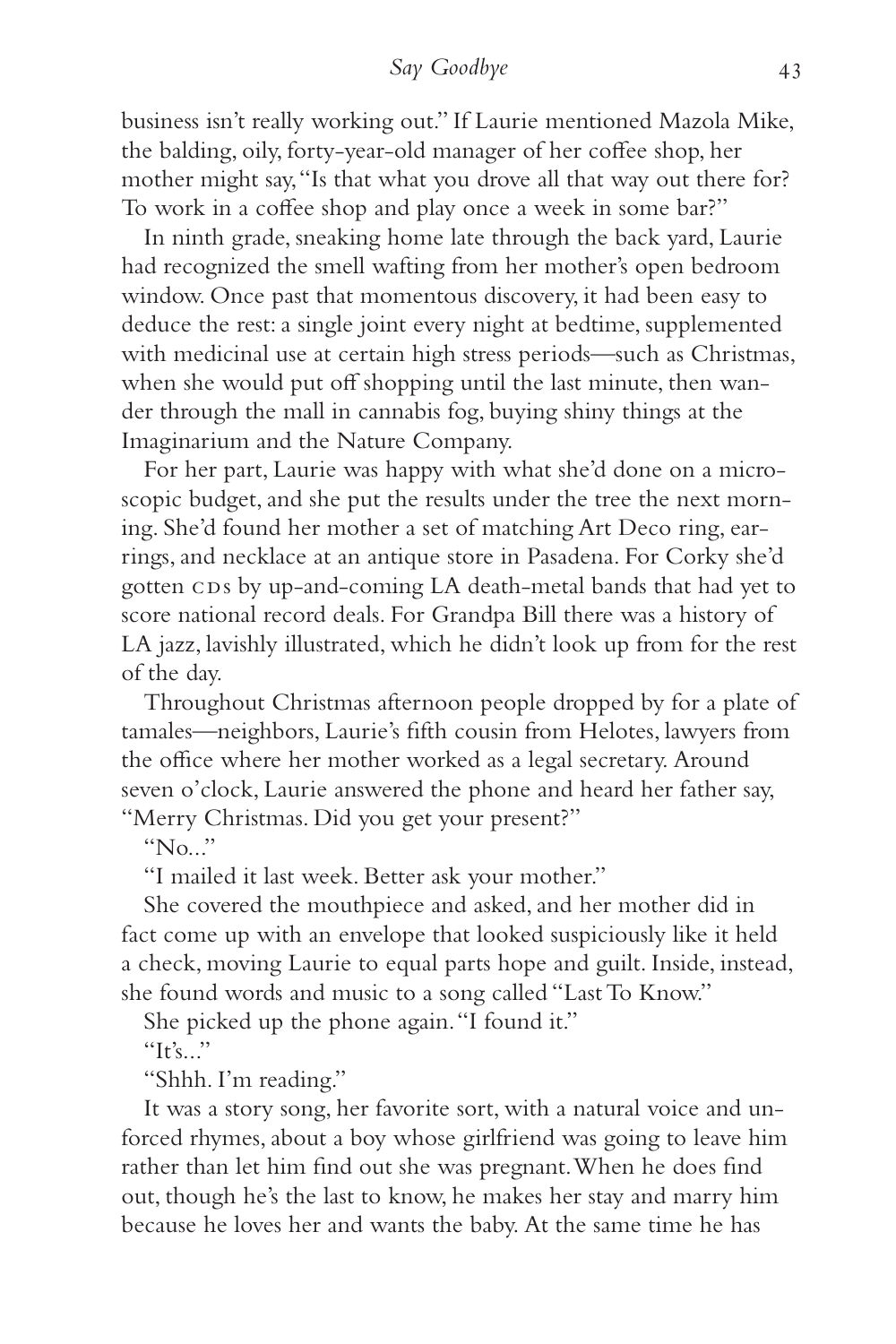business isn't really working out." If Laurie mentioned Mazola Mike, the balding, oily, forty-year-old manager of her coffee shop, her mother might say, "Is that what you drove all that way out there for? To work in a coffee shop and play once a week in some bar?"

In ninth grade, sneaking home late through the back yard, Laurie had recognized the smell wafting from her mother's open bedroom window. Once past that momentous discovery, it had been easy to deduce the rest: a single joint every night at bedtime, supplemented with medicinal use at certain high stress periods—such as Christmas, when she would put off shopping until the last minute, then wander through the mall in cannabis fog, buying shiny things at the Imaginarium and the Nature Company.

For her part, Laurie was happy with what she'd done on a microscopic budget, and she put the results under the tree the next morning. She'd found her mother a set of matching Art Deco ring, earrings, and necklace at an antique store in Pasadena. For Corky she'd gotten CDs by up-and-coming LA death-metal bands that had yet to score national record deals. For Grandpa Bill there was a history of LA jazz, lavishly illustrated, which he didn't look up from for the rest of the day.

Throughout Christmas afternoon people dropped by for a plate of tamales—neighbors, Laurie's fifth cousin from Helotes, lawyers from the office where her mother worked as a legal secretary. Around seven o'clock, Laurie answered the phone and heard her father say, "Merry Christmas. Did you get your present?"

"No..."

"I mailed it last week. Better ask your mother."

She covered the mouthpiece and asked, and her mother did in fact come up with an envelope that looked suspiciously like it held a check, moving Laurie to equal parts hope and guilt. Inside, instead, she found words and music to a song called "Last To Know."

She picked up the phone again. "I found it."

"It's..."

"Shhh. I'm reading."

It was a story song, her favorite sort, with a natural voice and unforced rhymes, about a boy whose girlfriend was going to leave him rather than let him find out she was pregnant. When he does find out, though he's the last to know, he makes her stay and marry him because he loves her and wants the baby. At the same time he has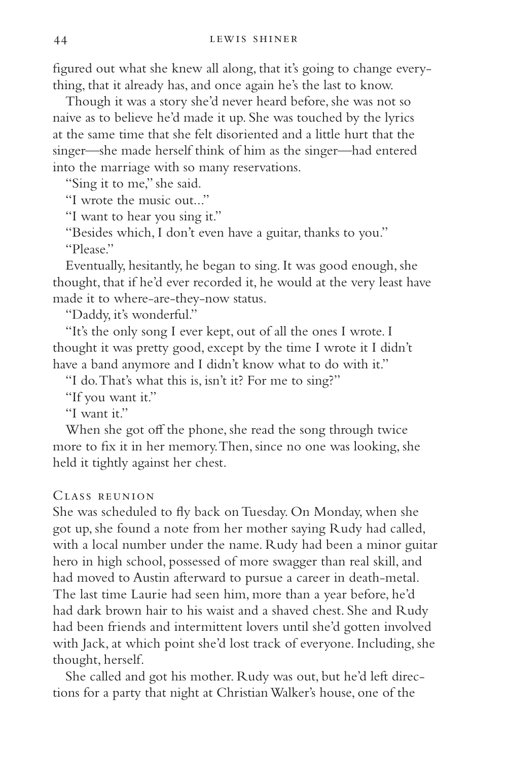figured out what she knew all along, that it's going to change everything, that it already has, and once again he's the last to know.

Though it was a story she'd never heard before, she was not so naive as to believe he'd made it up. She was touched by the lyrics at the same time that she felt disoriented and a little hurt that the singer—she made herself think of him as the singer—had entered into the marriage with so many reservations.

"Sing it to me," she said.

"I wrote the music out..."

"I want to hear you sing it."

"Besides which, I don't even have a guitar, thanks to you."

"Please."

Eventually, hesitantly, he began to sing. It was good enough, she thought, that if he'd ever recorded it, he would at the very least have made it to where-are-they-now status.

"Daddy, it's wonderful."

"It's the only song I ever kept, out of all the ones I wrote. I thought it was pretty good, except by the time I wrote it I didn't have a band anymore and I didn't know what to do with it."

"I do. That's what this is, isn't it? For me to sing?"

"If you want it."

"I want it."

When she got off the phone, she read the song through twice more to fix it in her memory. Then, since no one was looking, she held it tightly against her chest.

### Class reunion

She was scheduled to fly back on Tuesday. On Monday, when she got up, she found a note from her mother saying Rudy had called, with a local number under the name. Rudy had been a minor guitar hero in high school, possessed of more swagger than real skill, and had moved to Austin afterward to pursue a career in death-metal. The last time Laurie had seen him, more than a year before, he'd had dark brown hair to his waist and a shaved chest. She and Rudy had been friends and intermittent lovers until she'd gotten involved with Jack, at which point she'd lost track of everyone. Including, she thought, herself.

She called and got his mother. Rudy was out, but he'd left directions for a party that night at Christian Walker's house, one of the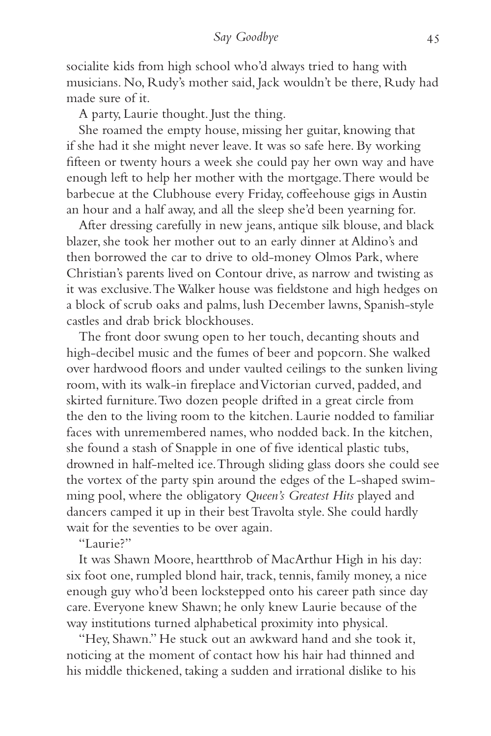socialite kids from high school who'd always tried to hang with musicians. No, Rudy's mother said, Jack wouldn't be there, Rudy had made sure of it.

A party, Laurie thought. Just the thing.

She roamed the empty house, missing her guitar, knowing that if she had it she might never leave. It was so safe here. By working fifteen or twenty hours a week she could pay her own way and have enough left to help her mother with the mortgage. There would be barbecue at the Clubhouse every Friday, coffeehouse gigs in Austin an hour and a half away, and all the sleep she'd been yearning for.

After dressing carefully in new jeans, antique silk blouse, and black blazer, she took her mother out to an early dinner at Aldino's and then borrowed the car to drive to old-money Olmos Park, where Christian's parents lived on Contour drive, as narrow and twisting as it was exclusive. The Walker house was fieldstone and high hedges on a block of scrub oaks and palms, lush December lawns, Spanish-style castles and drab brick blockhouses.

The front door swung open to her touch, decanting shouts and high-decibel music and the fumes of beer and popcorn. She walked over hardwood floors and under vaulted ceilings to the sunken living room, with its walk-in fireplace and Victorian curved, padded, and skirted furniture. Two dozen people drifted in a great circle from the den to the living room to the kitchen. Laurie nodded to familiar faces with unremembered names, who nodded back. In the kitchen, she found a stash of Snapple in one of five identical plastic tubs, drowned in half-melted ice. Through sliding glass doors she could see the vortex of the party spin around the edges of the L-shaped swimming pool, where the obligatory *Queen's Greatest Hits* played and dancers camped it up in their best Travolta style. She could hardly wait for the seventies to be over again.

"Laurie?"

It was Shawn Moore, heartthrob of MacArthur High in his day: six foot one, rumpled blond hair, track, tennis, family money, a nice enough guy who'd been lockstepped onto his career path since day care. Everyone knew Shawn; he only knew Laurie because of the way institutions turned alphabetical proximity into physical.

"Hey, Shawn." He stuck out an awkward hand and she took it, noticing at the moment of contact how his hair had thinned and his middle thickened, taking a sudden and irrational dislike to his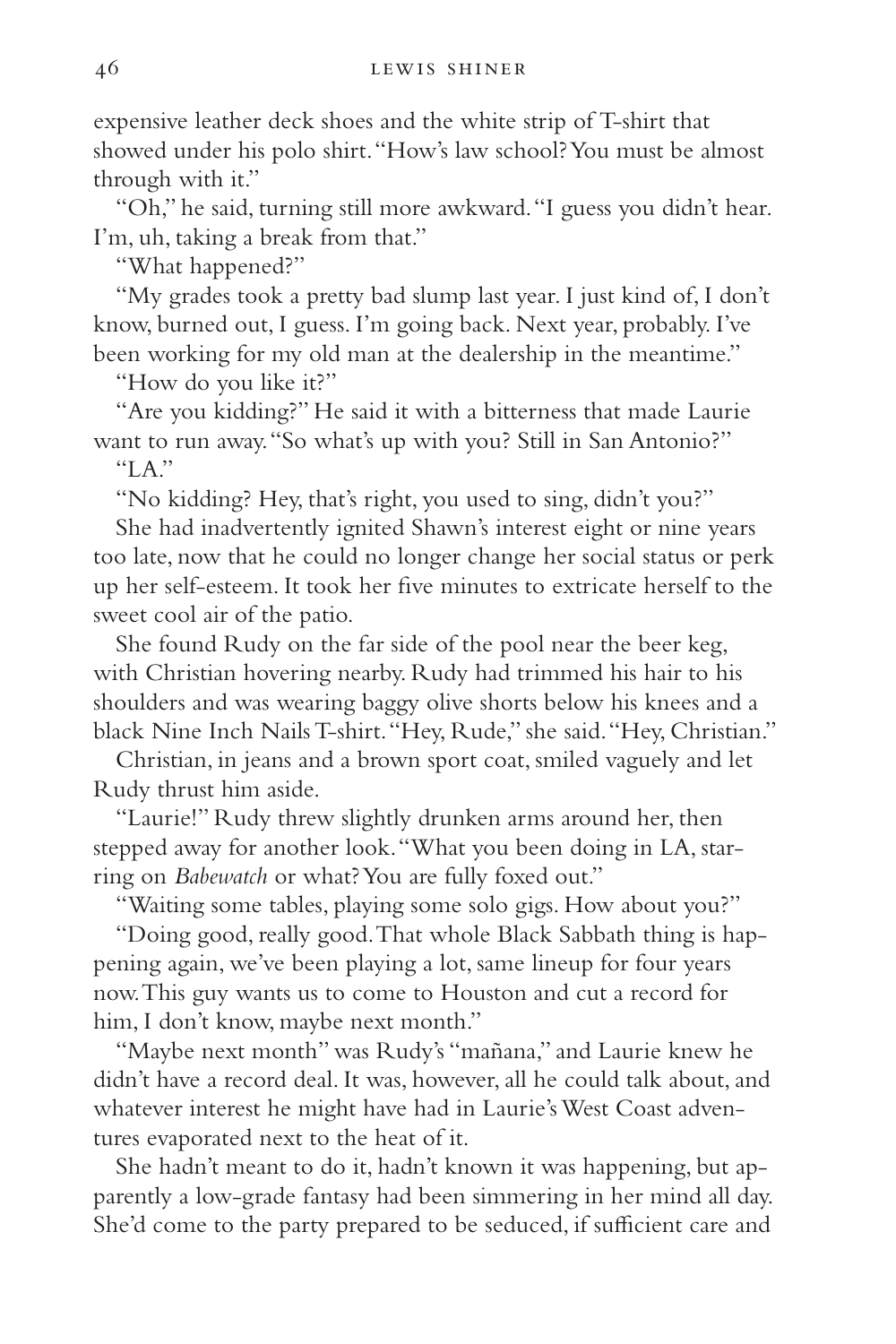expensive leather deck shoes and the white strip of T-shirt that showed under his polo shirt. "How's law school? You must be almost through with it."

"Oh," he said, turning still more awkward. "I guess you didn't hear. I'm, uh, taking a break from that."

"What happened?"

"My grades took a pretty bad slump last year. I just kind of, I don't know, burned out, I guess. I'm going back. Next year, probably. I've been working for my old man at the dealership in the meantime."

"How do you like it?"

"Are you kidding?" He said it with a bitterness that made Laurie want to run away. "So what's up with you? Still in San Antonio?"

"LA."

"No kidding? Hey, that's right, you used to sing, didn't you?"

She had inadvertently ignited Shawn's interest eight or nine years too late, now that he could no longer change her social status or perk up her self-esteem. It took her five minutes to extricate herself to the sweet cool air of the patio.

She found Rudy on the far side of the pool near the beer keg, with Christian hovering nearby. Rudy had trimmed his hair to his shoulders and was wearing baggy olive shorts below his knees and a black Nine Inch Nails T-shirt. "Hey, Rude," she said. "Hey, Christian."

Christian, in jeans and a brown sport coat, smiled vaguely and let Rudy thrust him aside.

"Laurie!" Rudy threw slightly drunken arms around her, then stepped away for another look. "What you been doing in LA, starring on *Babewatch* or what? You are fully foxed out."

"Waiting some tables, playing some solo gigs. How about you?"

"Doing good, really good. That whole Black Sabbath thing is happening again, we've been playing a lot, same lineup for four years now. This guy wants us to come to Houston and cut a record for him, I don't know, maybe next month."

"Maybe next month" was Rudy's "mañana," and Laurie knew he didn't have a record deal. It was, however, all he could talk about, and whatever interest he might have had in Laurie's West Coast adventures evaporated next to the heat of it.

She hadn't meant to do it, hadn't known it was happening, but apparently a low-grade fantasy had been simmering in her mind all day. She'd come to the party prepared to be seduced, if sufficient care and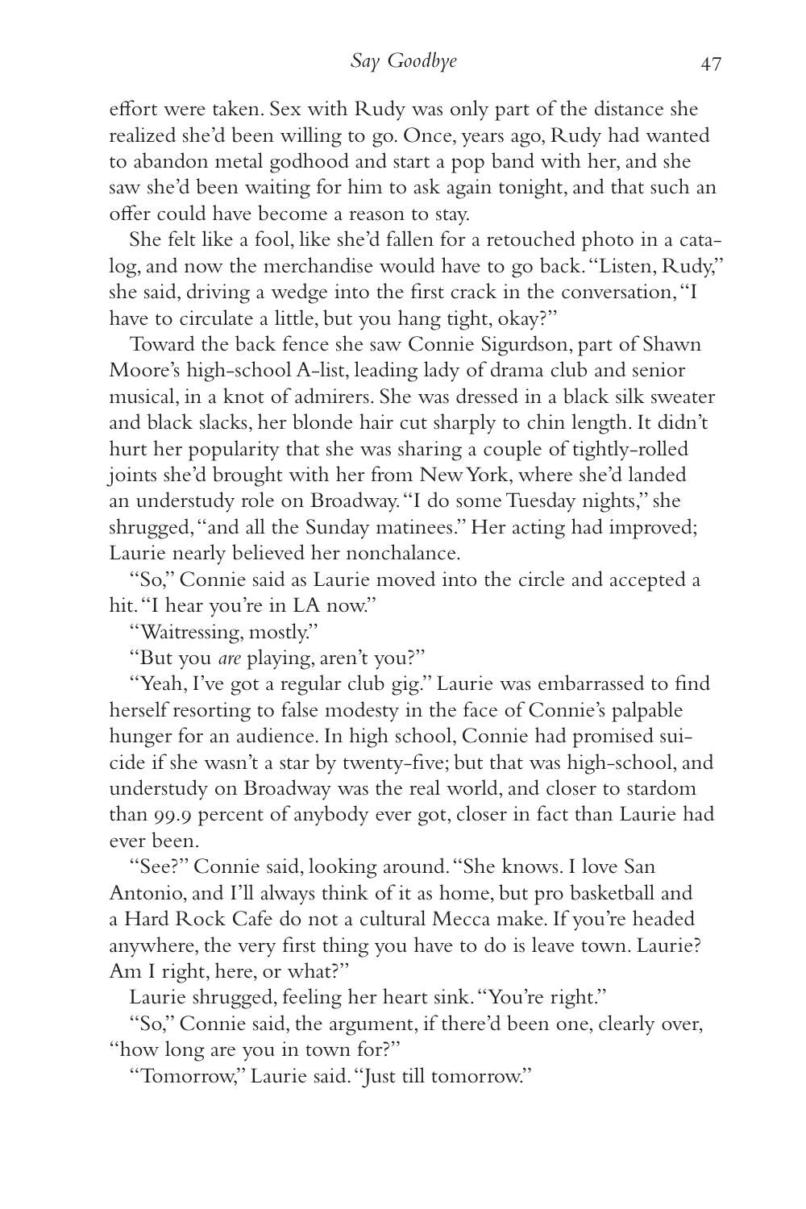effort were taken. Sex with Rudy was only part of the distance she realized she'd been willing to go. Once, years ago, Rudy had wanted to abandon metal godhood and start a pop band with her, and she saw she'd been waiting for him to ask again tonight, and that such an offer could have become a reason to stay.

She felt like a fool, like she'd fallen for a retouched photo in a catalog, and now the merchandise would have to go back. "Listen, Rudy," she said, driving a wedge into the first crack in the conversation, "I have to circulate a little, but you hang tight, okay?"

Toward the back fence she saw Connie Sigurdson, part of Shawn Moore's high-school A-list, leading lady of drama club and senior musical, in a knot of admirers. She was dressed in a black silk sweater and black slacks, her blonde hair cut sharply to chin length. It didn't hurt her popularity that she was sharing a couple of tightly-rolled joints she'd brought with her from New York, where she'd landed an understudy role on Broadway. "I do some Tuesday nights," she shrugged, "and all the Sunday matinees." Her acting had improved; Laurie nearly believed her nonchalance.

"So," Connie said as Laurie moved into the circle and accepted a hit. "I hear you're in LA now."

"Waitressing, mostly."

"But you *are* playing, aren't you?"

"Yeah, I've got a regular club gig." Laurie was embarrassed to find herself resorting to false modesty in the face of Connie's palpable hunger for an audience. In high school, Connie had promised suicide if she wasn't a star by twenty-five; but that was high-school, and understudy on Broadway was the real world, and closer to stardom than 99.9 percent of anybody ever got, closer in fact than Laurie had ever been.

"See?" Connie said, looking around. "She knows. I love San Antonio, and I'll always think of it as home, but pro basketball and a Hard Rock Cafe do not a cultural Mecca make. If you're headed anywhere, the very first thing you have to do is leave town. Laurie? Am I right, here, or what?"

Laurie shrugged, feeling her heart sink. "You're right."

"So," Connie said, the argument, if there'd been one, clearly over, "how long are you in town for?"

"Tomorrow," Laurie said. "Just till tomorrow."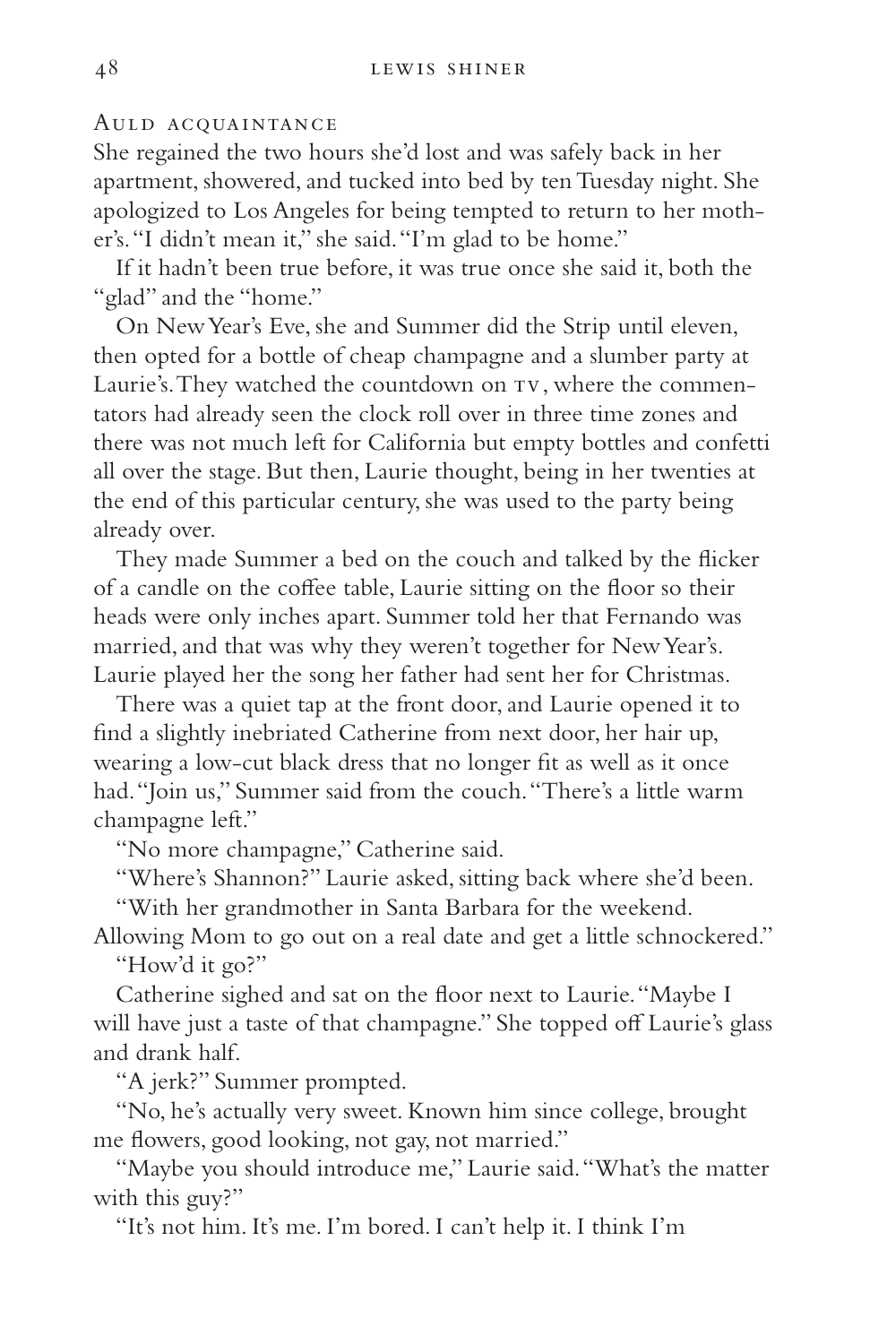Auld acquaintance

She regained the two hours she'd lost and was safely back in her apartment, showered, and tucked into bed by ten Tuesday night. She apologized to Los Angeles for being tempted to return to her mother's. "I didn't mean it," she said. "I'm glad to be home."

If it hadn't been true before, it was true once she said it, both the "glad" and the "home."

On New Year's Eve, she and Summer did the Strip until eleven, then opted for a bottle of cheap champagne and a slumber party at Laurie's. They watched the countdown on TV, where the commentators had already seen the clock roll over in three time zones and there was not much left for California but empty bottles and confetti all over the stage. But then, Laurie thought, being in her twenties at the end of this particular century, she was used to the party being already over.

They made Summer a bed on the couch and talked by the flicker of a candle on the coffee table, Laurie sitting on the floor so their heads were only inches apart. Summer told her that Fernando was married, and that was why they weren't together for New Year's. Laurie played her the song her father had sent her for Christmas.

There was a quiet tap at the front door, and Laurie opened it to find a slightly inebriated Catherine from next door, her hair up, wearing a low-cut black dress that no longer fit as well as it once had. "Join us," Summer said from the couch. "There's a little warm champagne left."

"No more champagne," Catherine said.

"Where's Shannon?" Laurie asked, sitting back where she'd been.

"With her grandmother in Santa Barbara for the weekend. Allowing Mom to go out on a real date and get a little schnockered."

"How'd it go?"

Catherine sighed and sat on the floor next to Laurie. "Maybe I will have just a taste of that champagne." She topped off Laurie's glass and drank half.

"A jerk?" Summer prompted.

"No, he's actually very sweet. Known him since college, brought me flowers, good looking, not gay, not married."

"Maybe you should introduce me," Laurie said. "What's the matter with this guy?"

"It's not him. It's me. I'm bored. I can't help it. I think I'm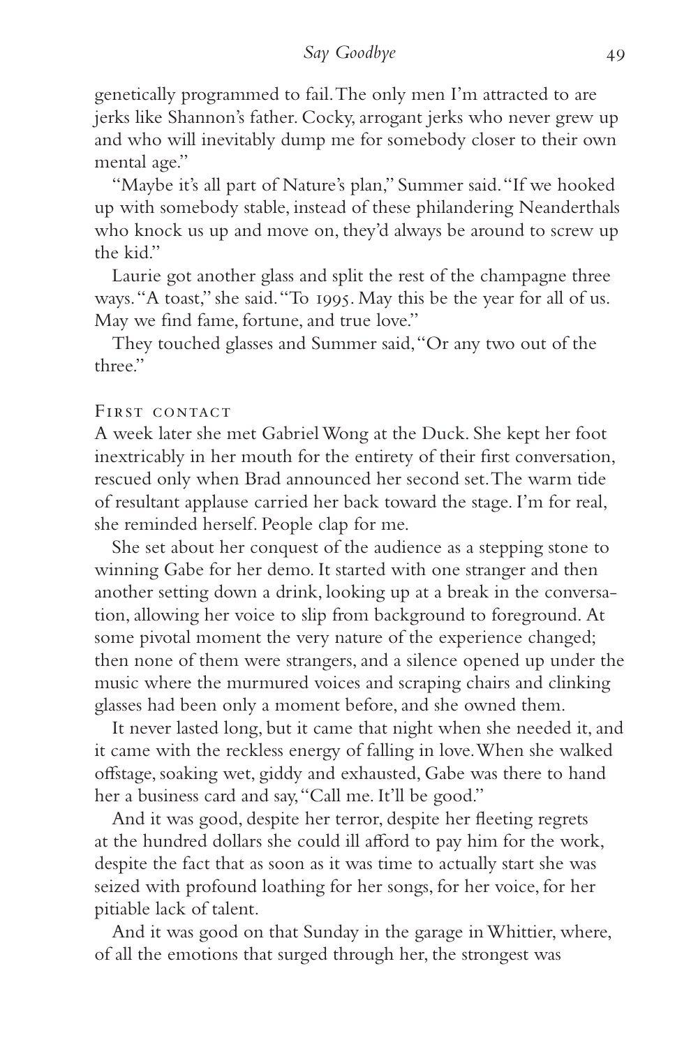genetically programmed to fail. The only men I'm attracted to are jerks like Shannon's father. Cocky, arrogant jerks who never grew up and who will inevitably dump me for somebody closer to their own mental age."

"Maybe it's all part of Nature's plan," Summer said. "If we hooked up with somebody stable, instead of these philandering Neanderthals who knock us up and move on, they'd always be around to screw up the kid."

Laurie got another glass and split the rest of the champagne three ways. "A toast," she said. "To 1995. May this be the year for all of us. May we find fame, fortune, and true love."

They touched glasses and Summer said, "Or any two out of the three."

First contact

A week later she met Gabriel Wong at the Duck. She kept her foot inextricably in her mouth for the entirety of their first conversation, rescued only when Brad announced her second set. The warm tide of resultant applause carried her back toward the stage. I'm for real, she reminded herself. People clap for me.

She set about her conquest of the audience as a stepping stone to winning Gabe for her demo. It started with one stranger and then another setting down a drink, looking up at a break in the conversation, allowing her voice to slip from background to foreground. At some pivotal moment the very nature of the experience changed; then none of them were strangers, and a silence opened up under the music where the murmured voices and scraping chairs and clinking glasses had been only a moment before, and she owned them.

It never lasted long, but it came that night when she needed it, and it came with the reckless energy of falling in love. When she walked offstage, soaking wet, giddy and exhausted, Gabe was there to hand her a business card and say, "Call me. It'll be good."

And it was good, despite her terror, despite her fleeting regrets at the hundred dollars she could ill afford to pay him for the work, despite the fact that as soon as it was time to actually start she was seized with profound loathing for her songs, for her voice, for her pitiable lack of talent.

And it was good on that Sunday in the garage in Whittier, where, of all the emotions that surged through her, the strongest was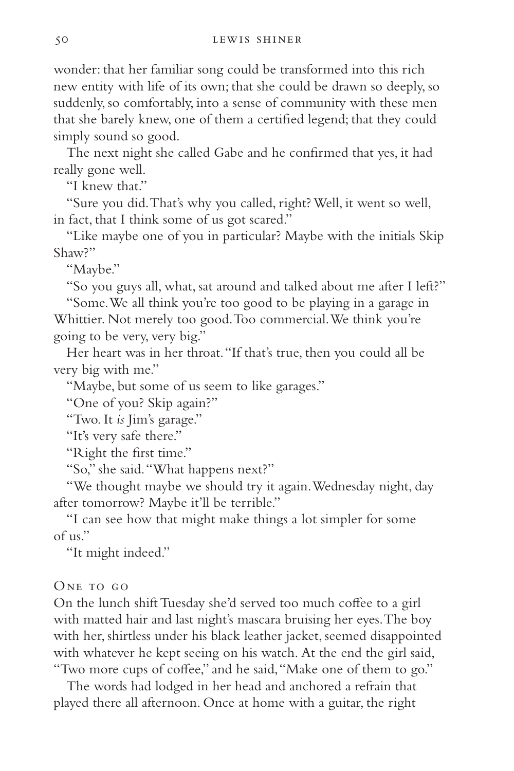wonder: that her familiar song could be transformed into this rich new entity with life of its own; that she could be drawn so deeply, so suddenly, so comfortably, into a sense of community with these men that she barely knew, one of them a certified legend; that they could simply sound so good.

The next night she called Gabe and he confirmed that yes, it had really gone well.

"I knew that."

"Sure you did. That's why you called, right? Well, it went so well, in fact, that I think some of us got scared."

"Like maybe one of you in particular? Maybe with the initials Skip Shaw?"

"Maybe."

"So you guys all, what, sat around and talked about me after I left?"

"Some. We all think you're too good to be playing in a garage in Whittier. Not merely too good. Too commercial. We think you're going to be very, very big."

Her heart was in her throat. "If that's true, then you could all be very big with me."

"Maybe, but some of us seem to like garages."

"One of you? Skip again?"

"Two. It *is* Jim's garage."

"It's very safe there."

"Right the first time."

"So," she said. "What happens next?"

"We thought maybe we should try it again. Wednesday night, day after tomorrow? Maybe it'll be terrible."

"I can see how that might make things a lot simpler for some of us."

"It might indeed."

## One to go

On the lunch shift Tuesday she'd served too much coffee to a girl with matted hair and last night's mascara bruising her eyes. The boy with her, shirtless under his black leather jacket, seemed disappointed with whatever he kept seeing on his watch. At the end the girl said, "Two more cups of coffee," and he said, "Make one of them to go."

The words had lodged in her head and anchored a refrain that played there all afternoon. Once at home with a guitar, the right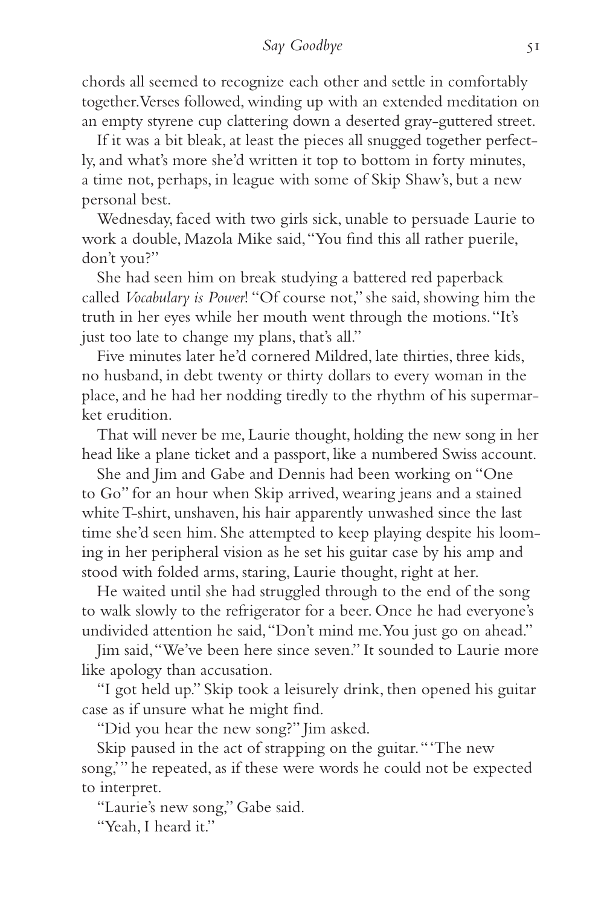chords all seemed to recognize each other and settle in comfortably together. Verses followed, winding up with an extended meditation on an empty styrene cup clattering down a deserted gray-guttered street.

If it was a bit bleak, at least the pieces all snugged together perfectly, and what's more she'd written it top to bottom in forty minutes, a time not, perhaps, in league with some of Skip Shaw's, but a new personal best.

Wednesday, faced with two girls sick, unable to persuade Laurie to work a double, Mazola Mike said, "You find this all rather puerile, don't you?"

She had seen him on break studying a battered red paperback called *Vocabulary is Power*! "Of course not," she said, showing him the truth in her eyes while her mouth went through the motions. "It's just too late to change my plans, that's all."

Five minutes later he'd cornered Mildred, late thirties, three kids, no husband, in debt twenty or thirty dollars to every woman in the place, and he had her nodding tiredly to the rhythm of his supermarket erudition.

That will never be me, Laurie thought, holding the new song in her head like a plane ticket and a passport, like a numbered Swiss account.

She and Jim and Gabe and Dennis had been working on "One to Go" for an hour when Skip arrived, wearing jeans and a stained white T-shirt, unshaven, his hair apparently unwashed since the last time she'd seen him. She attempted to keep playing despite his looming in her peripheral vision as he set his guitar case by his amp and stood with folded arms, staring, Laurie thought, right at her.

He waited until she had struggled through to the end of the song to walk slowly to the refrigerator for a beer. Once he had everyone's undivided attention he said, "Don't mind me. You just go on ahead."

Jim said, "We've been here since seven." It sounded to Laurie more like apology than accusation.

"I got held up." Skip took a leisurely drink, then opened his guitar case as if unsure what he might find.

"Did you hear the new song?" Jim asked.

Skip paused in the act of strapping on the guitar. "'The new song,'" he repeated, as if these were words he could not be expected to interpret.

"Laurie's new song," Gabe said.

"Yeah, I heard it."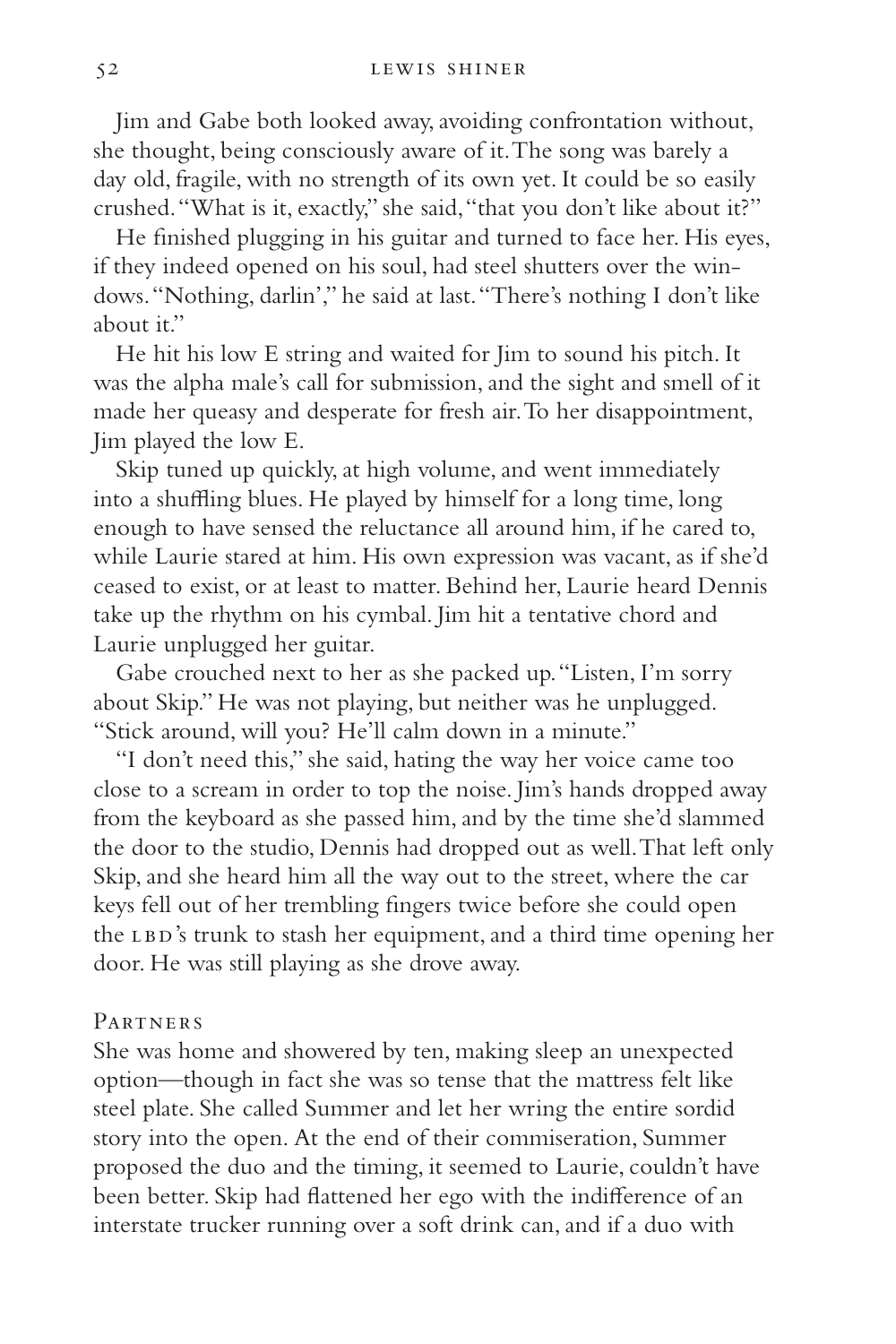Jim and Gabe both looked away, avoiding confrontation without, she thought, being consciously aware of it. The song was barely a day old, fragile, with no strength of its own yet. It could be so easily crushed. "What is it, exactly," she said, "that you don't like about it?"

He finished plugging in his guitar and turned to face her. His eyes, if they indeed opened on his soul, had steel shutters over the windows. "Nothing, darlin'," he said at last. "There's nothing I don't like about it."

He hit his low E string and waited for Jim to sound his pitch. It was the alpha male's call for submission, and the sight and smell of it made her queasy and desperate for fresh air. To her disappointment, Jim played the low E.

Skip tuned up quickly, at high volume, and went immediately into a shuffling blues. He played by himself for a long time, long enough to have sensed the reluctance all around him, if he cared to, while Laurie stared at him. His own expression was vacant, as if she'd ceased to exist, or at least to matter. Behind her, Laurie heard Dennis take up the rhythm on his cymbal. Jim hit a tentative chord and Laurie unplugged her guitar.

Gabe crouched next to her as she packed up. "Listen, I'm sorry about Skip." He was not playing, but neither was he unplugged. "Stick around, will you? He'll calm down in a minute."

"I don't need this," she said, hating the way her voice came too close to a scream in order to top the noise. Jim's hands dropped away from the keyboard as she passed him, and by the time she'd slammed the door to the studio, Dennis had dropped out as well. That left only Skip, and she heard him all the way out to the street, where the car keys fell out of her trembling fingers twice before she could open the LBD's trunk to stash her equipment, and a third time opening her door. He was still playing as she drove away.

## Partners

She was home and showered by ten, making sleep an unexpected option—though in fact she was so tense that the mattress felt like steel plate. She called Summer and let her wring the entire sordid story into the open. At the end of their commiseration, Summer proposed the duo and the timing, it seemed to Laurie, couldn't have been better. Skip had flattened her ego with the indifference of an interstate trucker running over a soft drink can, and if a duo with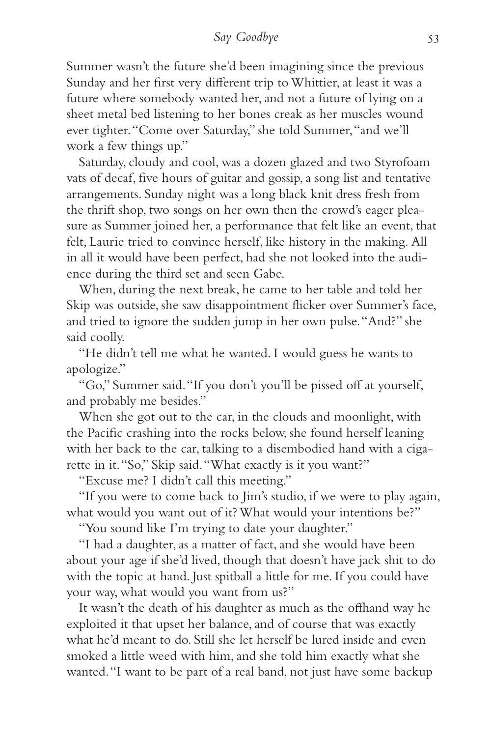Summer wasn't the future she'd been imagining since the previous Sunday and her first very different trip to Whittier, at least it was a future where somebody wanted her, and not a future of lying on a sheet metal bed listening to her bones creak as her muscles wound ever tighter. "Come over Saturday," she told Summer, "and we'll work a few things up."

Saturday, cloudy and cool, was a dozen glazed and two Styrofoam vats of decaf, five hours of guitar and gossip, a song list and tentative arrangements. Sunday night was a long black knit dress fresh from the thrift shop, two songs on her own then the crowd's eager pleasure as Summer joined her, a performance that felt like an event, that felt, Laurie tried to convince herself, like history in the making. All in all it would have been perfect, had she not looked into the audience during the third set and seen Gabe.

When, during the next break, he came to her table and told her Skip was outside, she saw disappointment flicker over Summer's face, and tried to ignore the sudden jump in her own pulse. "And?" she said coolly.

"He didn't tell me what he wanted. I would guess he wants to apologize."

"Go," Summer said. "If you don't you'll be pissed off at yourself, and probably me besides."

When she got out to the car, in the clouds and moonlight, with the Pacific crashing into the rocks below, she found herself leaning with her back to the car, talking to a disembodied hand with a cigarette in it. "So," Skip said. "What exactly is it you want?"

"Excuse me? I didn't call this meeting."

"If you were to come back to Jim's studio, if we were to play again, what would you want out of it? What would your intentions be?"

"You sound like I'm trying to date your daughter."

"I had a daughter, as a matter of fact, and she would have been about your age if she'd lived, though that doesn't have jack shit to do with the topic at hand. Just spitball a little for me. If you could have your way, what would you want from us?"

It wasn't the death of his daughter as much as the offhand way he exploited it that upset her balance, and of course that was exactly what he'd meant to do. Still she let herself be lured inside and even smoked a little weed with him, and she told him exactly what she wanted. "I want to be part of a real band, not just have some backup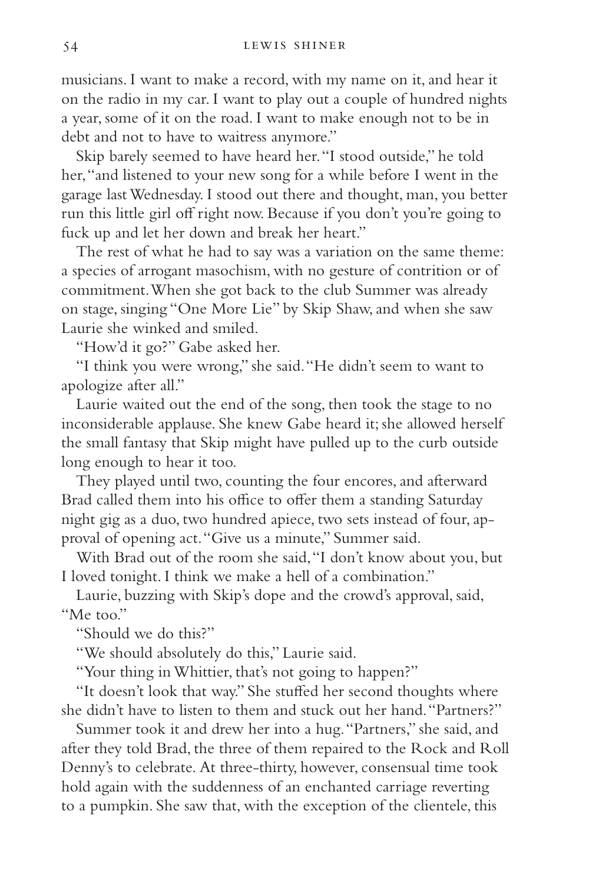musicians. I want to make a record, with my name on it, and hear it on the radio in my car. I want to play out a couple of hundred nights a year, some of it on the road. I want to make enough not to be in debt and not to have to waitress anymore."

Skip barely seemed to have heard her. "I stood outside," he told her, "and listened to your new song for a while before I went in the garage last Wednesday. I stood out there and thought, man, you better run this little girl off right now. Because if you don't you're going to fuck up and let her down and break her heart."

The rest of what he had to say was a variation on the same theme: a species of arrogant masochism, with no gesture of contrition or of commitment. When she got back to the club Summer was already on stage, singing "One More Lie" by Skip Shaw, and when she saw Laurie she winked and smiled.

"How'd it go?" Gabe asked her.

"I think you were wrong," she said. "He didn't seem to want to apologize after all."

Laurie waited out the end of the song, then took the stage to no inconsiderable applause. She knew Gabe heard it; she allowed herself the small fantasy that Skip might have pulled up to the curb outside long enough to hear it too.

They played until two, counting the four encores, and afterward Brad called them into his office to offer them a standing Saturday night gig as a duo, two hundred apiece, two sets instead of four, approval of opening act. "Give us a minute," Summer said.

With Brad out of the room she said, "I don't know about you, but I loved tonight. I think we make a hell of a combination."

Laurie, buzzing with Skip's dope and the crowd's approval, said, "Me too."

"Should we do this?"

"We should absolutely do this," Laurie said.

"Your thing in Whittier, that's not going to happen?"

"It doesn't look that way." She stuffed her second thoughts where she didn't have to listen to them and stuck out her hand. "Partners?"

Summer took it and drew her into a hug. "Partners," she said, and after they told Brad, the three of them repaired to the Rock and Roll Denny's to celebrate. At three-thirty, however, consensual time took hold again with the suddenness of an enchanted carriage reverting to a pumpkin. She saw that, with the exception of the clientele, this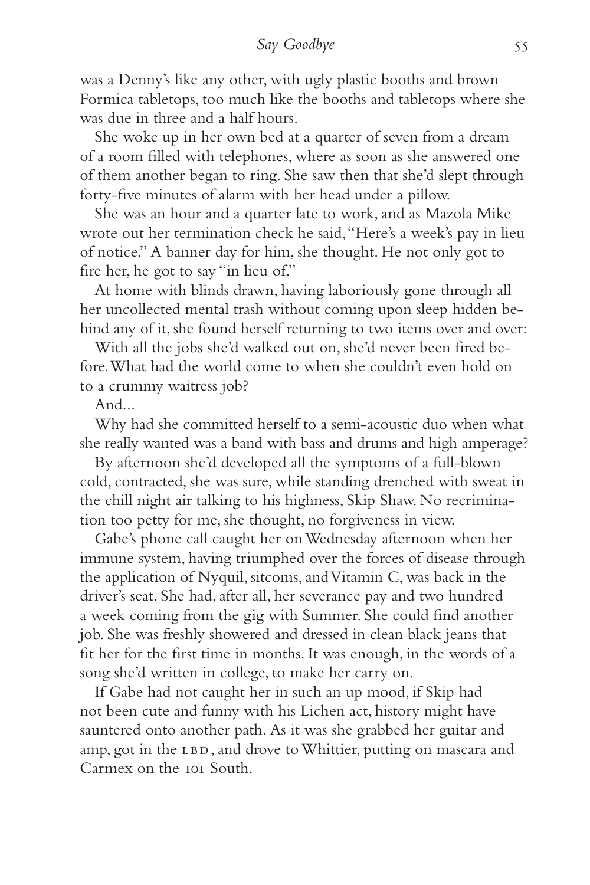was a Denny's like any other, with ugly plastic booths and brown Formica tabletops, too much like the booths and tabletops where she was due in three and a half hours.

She woke up in her own bed at a quarter of seven from a dream of a room filled with telephones, where as soon as she answered one of them another began to ring. She saw then that she'd slept through forty-five minutes of alarm with her head under a pillow.

She was an hour and a quarter late to work, and as Mazola Mike wrote out her termination check he said, "Here's a week's pay in lieu of notice." A banner day for him, she thought. He not only got to fire her, he got to say "in lieu of."

At home with blinds drawn, having laboriously gone through all her uncollected mental trash without coming upon sleep hidden behind any of it, she found herself returning to two items over and over:

With all the jobs she'd walked out on, she'd never been fired before. What had the world come to when she couldn't even hold on to a crummy waitress job?

And...

Why had she committed herself to a semi-acoustic duo when what she really wanted was a band with bass and drums and high amperage?

By afternoon she'd developed all the symptoms of a full-blown cold, contracted, she was sure, while standing drenched with sweat in the chill night air talking to his highness, Skip Shaw. No recrimination too petty for me, she thought, no forgiveness in view.

Gabe's phone call caught her on Wednesday afternoon when her immune system, having triumphed over the forces of disease through the application of Nyquil, sitcoms, and Vitamin C, was back in the driver's seat. She had, after all, her severance pay and two hundred a week coming from the gig with Summer. She could find another job. She was freshly showered and dressed in clean black jeans that fit her for the first time in months. It was enough, in the words of a song she'd written in college, to make her carry on.

If Gabe had not caught her in such an up mood, if Skip had not been cute and funny with his Lichen act, history might have sauntered onto another path. As it was she grabbed her guitar and amp, got in the LBD, and drove to Whittier, putting on mascara and Carmex on the 101 South.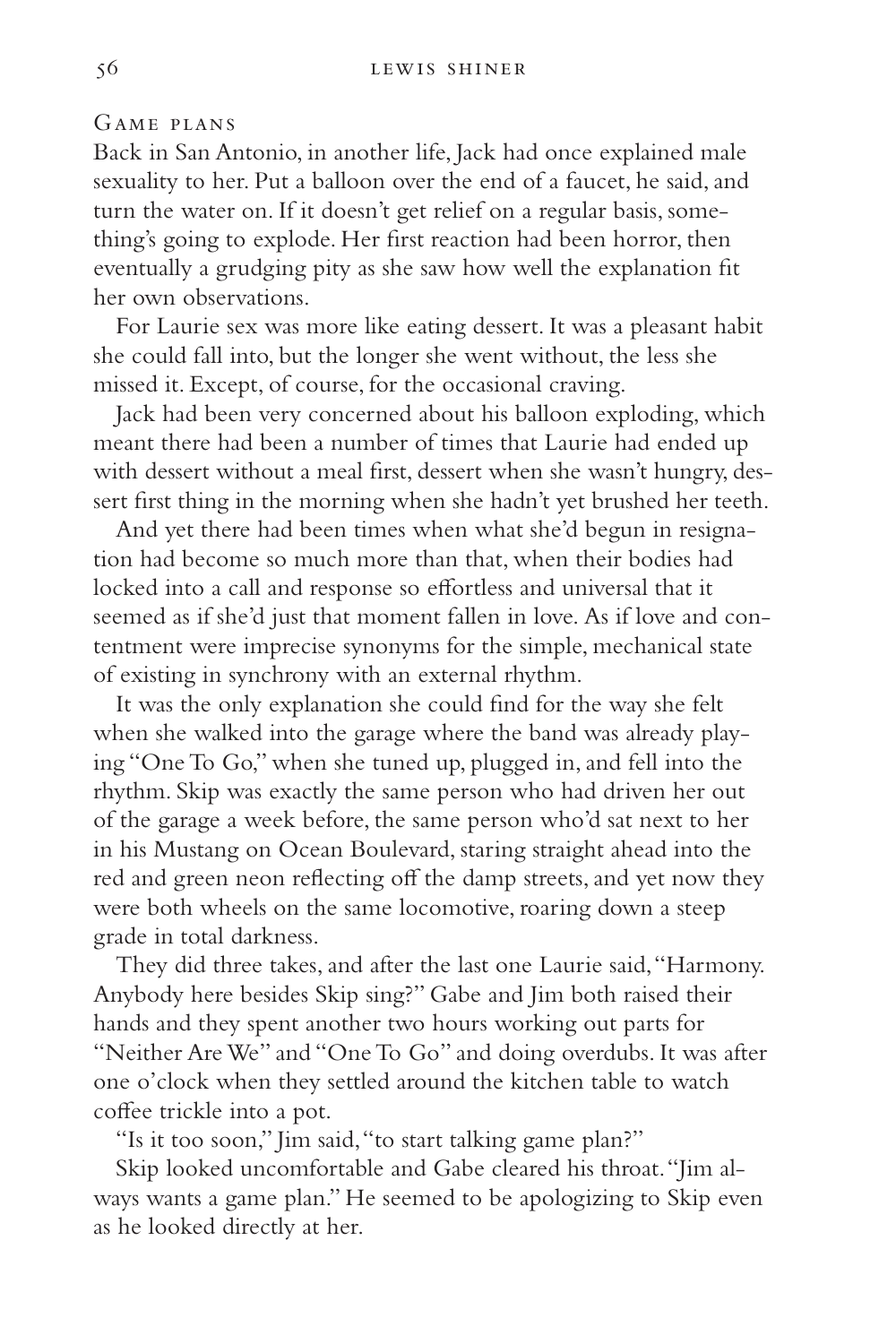### Game plans

Back in San Antonio, in another life, Jack had once explained male sexuality to her. Put a balloon over the end of a faucet, he said, and turn the water on. If it doesn't get relief on a regular basis, something's going to explode. Her first reaction had been horror, then eventually a grudging pity as she saw how well the explanation fit her own observations.

For Laurie sex was more like eating dessert. It was a pleasant habit she could fall into, but the longer she went without, the less she missed it. Except, of course, for the occasional craving.

Jack had been very concerned about his balloon exploding, which meant there had been a number of times that Laurie had ended up with dessert without a meal first, dessert when she wasn't hungry, dessert first thing in the morning when she hadn't yet brushed her teeth.

And yet there had been times when what she'd begun in resignation had become so much more than that, when their bodies had locked into a call and response so effortless and universal that it seemed as if she'd just that moment fallen in love. As if love and contentment were imprecise synonyms for the simple, mechanical state of existing in synchrony with an external rhythm.

It was the only explanation she could find for the way she felt when she walked into the garage where the band was already playing "One To Go," when she tuned up, plugged in, and fell into the rhythm. Skip was exactly the same person who had driven her out of the garage a week before, the same person who'd sat next to her in his Mustang on Ocean Boulevard, staring straight ahead into the red and green neon reflecting off the damp streets, and yet now they were both wheels on the same locomotive, roaring down a steep grade in total darkness.

They did three takes, and after the last one Laurie said, "Harmony. Anybody here besides Skip sing?" Gabe and Jim both raised their hands and they spent another two hours working out parts for "Neither Are We" and "One To Go" and doing overdubs. It was after one o'clock when they settled around the kitchen table to watch coffee trickle into a pot.

"Is it too soon," Jim said, "to start talking game plan?"

Skip looked uncomfortable and Gabe cleared his throat. "Jim always wants a game plan." He seemed to be apologizing to Skip even as he looked directly at her.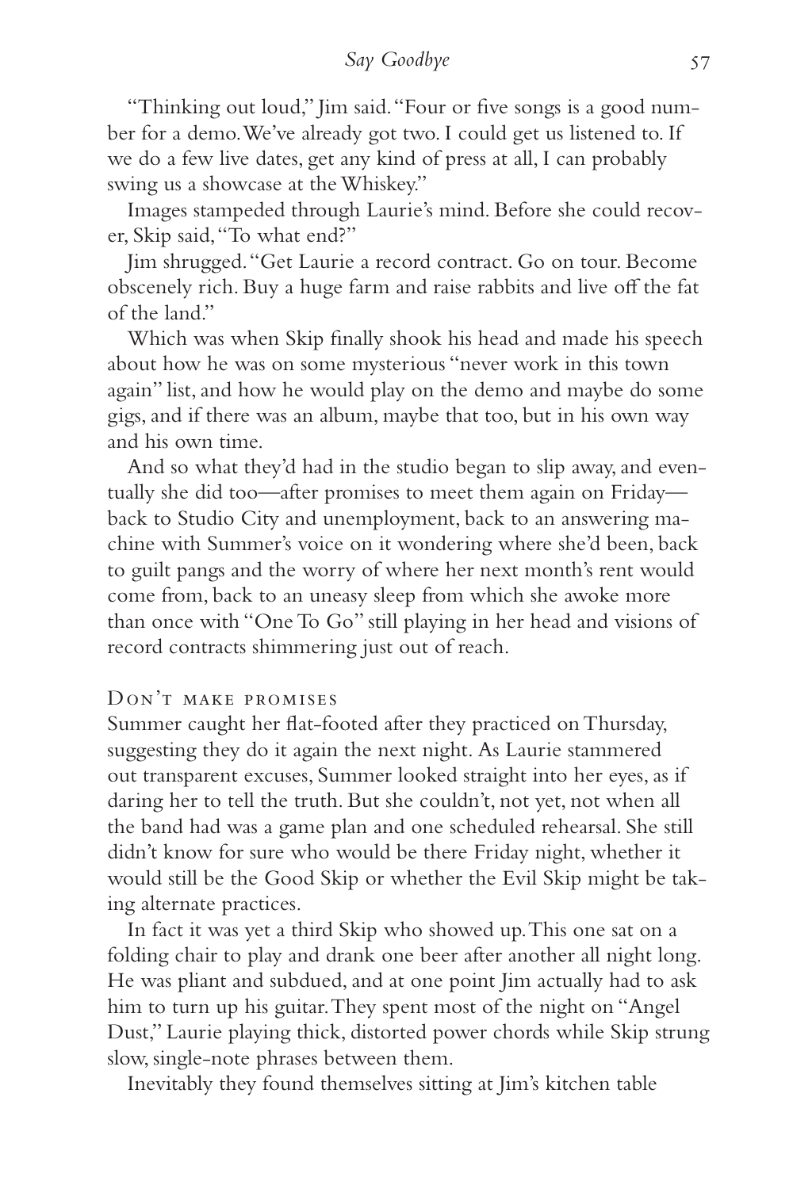"Thinking out loud," Jim said. "Four or five songs is a good number for a demo. We've already got two. I could get us listened to. If we do a few live dates, get any kind of press at all, I can probably swing us a showcase at the Whiskey."

Images stampeded through Laurie's mind. Before she could recover, Skip said, "To what end?"

Jim shrugged. "Get Laurie a record contract. Go on tour. Become obscenely rich. Buy a huge farm and raise rabbits and live off the fat of the land."

Which was when Skip finally shook his head and made his speech about how he was on some mysterious "never work in this town again" list, and how he would play on the demo and maybe do some gigs, and if there was an album, maybe that too, but in his own way and his own time.

And so what they'd had in the studio began to slip away, and eventually she did too—after promises to meet them again on Friday—back to Studio City and unemployment, back to an answering machine with Summer's voice on it wondering where she'd been, back to guilt pangs and the worry of where her next month's rent would come from, back to an uneasy sleep from which she awoke more than once with "One To Go" still playing in her head and visions of record contracts shimmering just out of reach.

Don't make promises

Summer caught her flat-footed after they practiced on Thursday, suggesting they do it again the next night. As Laurie stammered out transparent excuses, Summer looked straight into her eyes, as if daring her to tell the truth. But she couldn't, not yet, not when all the band had was a game plan and one scheduled rehearsal. She still didn't know for sure who would be there Friday night, whether it would still be the Good Skip or whether the Evil Skip might be taking alternate practices.

In fact it was yet a third Skip who showed up. This one sat on a folding chair to play and drank one beer after another all night long. He was pliant and subdued, and at one point Jim actually had to ask him to turn up his guitar. They spent most of the night on "Angel Dust," Laurie playing thick, distorted power chords while Skip strung slow, single-note phrases between them.

Inevitably they found themselves sitting at Jim's kitchen table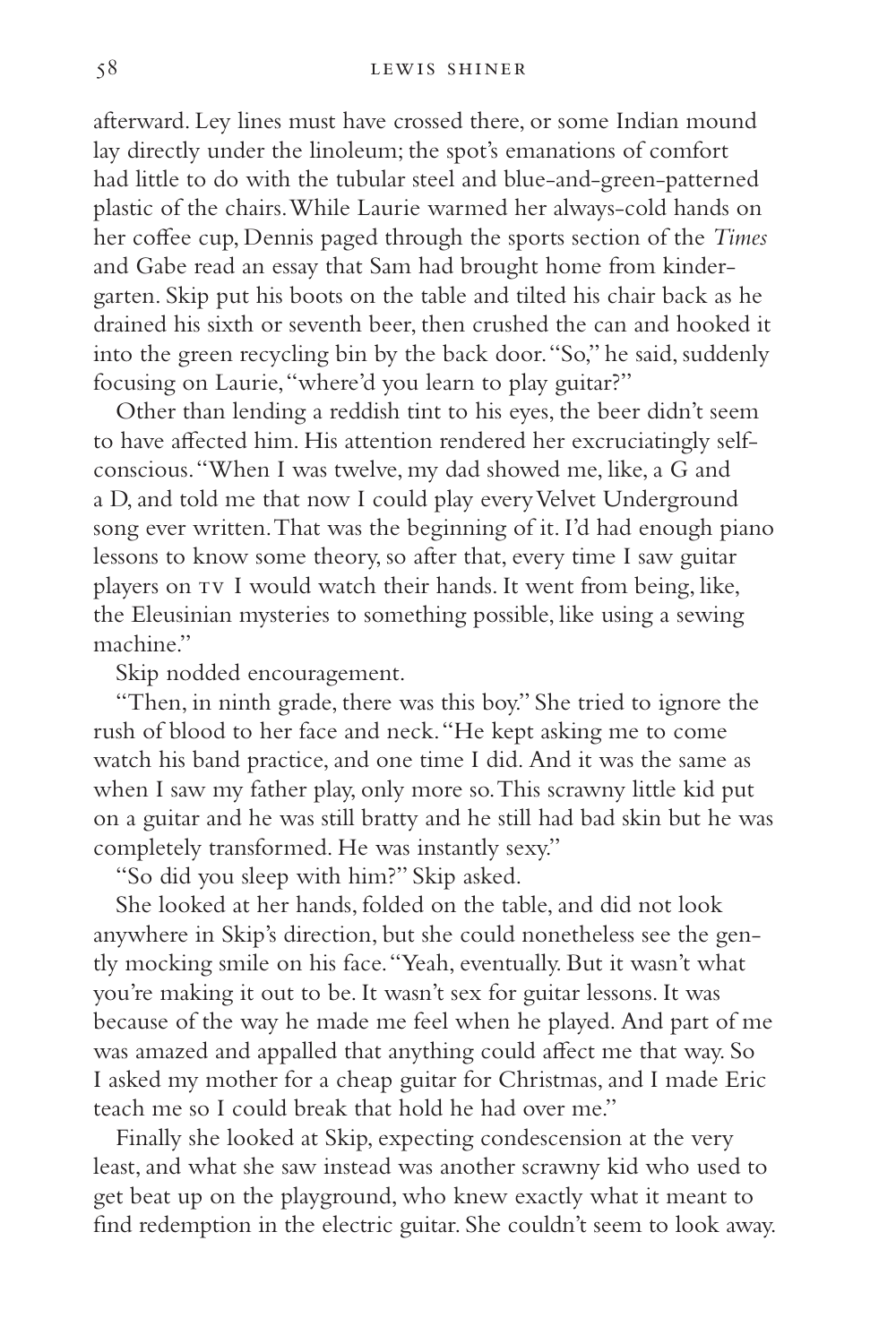afterward. Ley lines must have crossed there, or some Indian mound lay directly under the linoleum; the spot's emanations of comfort had little to do with the tubular steel and blue-and-green-patterned plastic of the chairs. While Laurie warmed her always-cold hands on her coffee cup, Dennis paged through the sports section of the *Times* and Gabe read an essay that Sam had brought home from kindergarten. Skip put his boots on the table and tilted his chair back as he drained his sixth or seventh beer, then crushed the can and hooked it into the green recycling bin by the back door. "So," he said, suddenly focusing on Laurie, "where'd you learn to play guitar?"

Other than lending a reddish tint to his eyes, the beer didn't seem to have affected him. His attention rendered her excruciatingly self-conscious. "When I was twelve, my dad showed me, like, a G and a D, and told me that now I could play every Velvet Underground song ever written. That was the beginning of it. I'd had enough piano lessons to know some theory, so after that, every time I saw guitar players on TV I would watch their hands. It went from being, like, the Eleusinian mysteries to something possible, like using a sewing machine."

Skip nodded encouragement.

"Then, in ninth grade, there was this boy." She tried to ignore the rush of blood to her face and neck. "He kept asking me to come watch his band practice, and one time I did. And it was the same as when I saw my father play, only more so. This scrawny little kid put on a guitar and he was still bratty and he still had bad skin but he was completely transformed. He was instantly sexy."

"So did you sleep with him?" Skip asked.

She looked at her hands, folded on the table, and did not look anywhere in Skip's direction, but she could nonetheless see the gently mocking smile on his face. "Yeah, eventually. But it wasn't what you're making it out to be. It wasn't sex for guitar lessons. It was because of the way he made me feel when he played. And part of me was amazed and appalled that anything could affect me that way. So I asked my mother for a cheap guitar for Christmas, and I made Eric teach me so I could break that hold he had over me."

Finally she looked at Skip, expecting condescension at the very least, and what she saw instead was another scrawny kid who used to get beat up on the playground, who knew exactly what it meant to find redemption in the electric guitar. She couldn't seem to look away.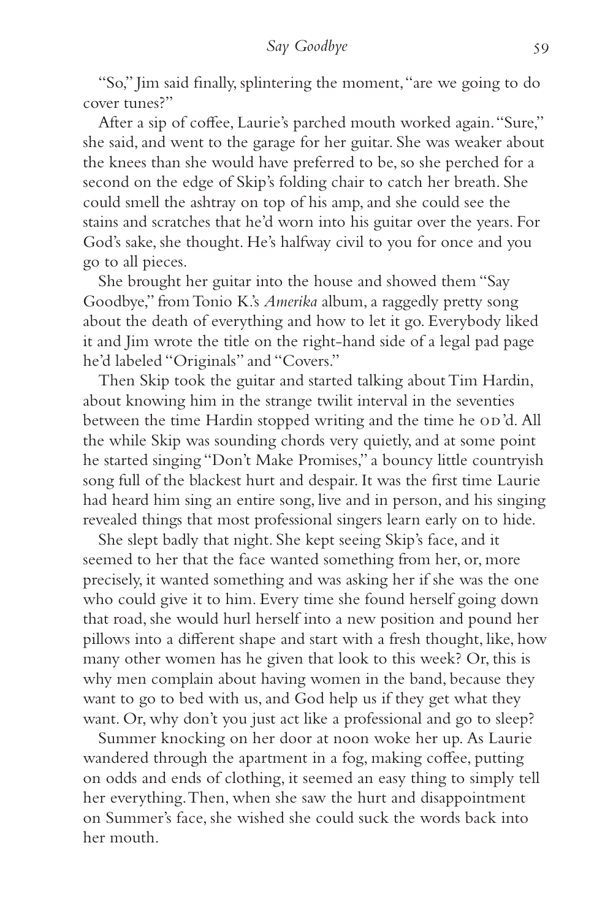"So," Jim said finally, splintering the moment, "are we going to do cover tunes?"

After a sip of coffee, Laurie's parched mouth worked again. "Sure," she said, and went to the garage for her guitar. She was weaker about the knees than she would have preferred to be, so she perched for a second on the edge of Skip's folding chair to catch her breath. She could smell the ashtray on top of his amp, and she could see the stains and scratches that he'd worn into his guitar over the years. For God's sake, she thought. He's halfway civil to you for once and you go to all pieces.

She brought her guitar into the house and showed them "Say Goodbye," from Tonio K.'s *Amerika* album, a raggedly pretty song about the death of everything and how to let it go. Everybody liked it and Jim wrote the title on the right-hand side of a legal pad page he'd labeled "Originals" and "Covers."

Then Skip took the guitar and started talking about Tim Hardin, about knowing him in the strange twilit interval in the seventies between the time Hardin stopped writing and the time he OD'd. All the while Skip was sounding chords very quietly, and at some point he started singing "Don't Make Promises," a bouncy little countryish song full of the blackest hurt and despair. It was the first time Laurie had heard him sing an entire song, live and in person, and his singing revealed things that most professional singers learn early on to hide.

She slept badly that night. She kept seeing Skip's face, and it seemed to her that the face wanted something from her, or, more precisely, it wanted something and was asking her if she was the one who could give it to him. Every time she found herself going down that road, she would hurl herself into a new position and pound her pillows into a different shape and start with a fresh thought, like, how many other women has he given that look to this week? Or, this is why men complain about having women in the band, because they want to go to bed with us, and God help us if they get what they want. Or, why don't you just act like a professional and go to sleep?

Summer knocking on her door at noon woke her up. As Laurie wandered through the apartment in a fog, making coffee, putting on odds and ends of clothing, it seemed an easy thing to simply tell her everything. Then, when she saw the hurt and disappointment on Summer's face, she wished she could suck the words back into her mouth.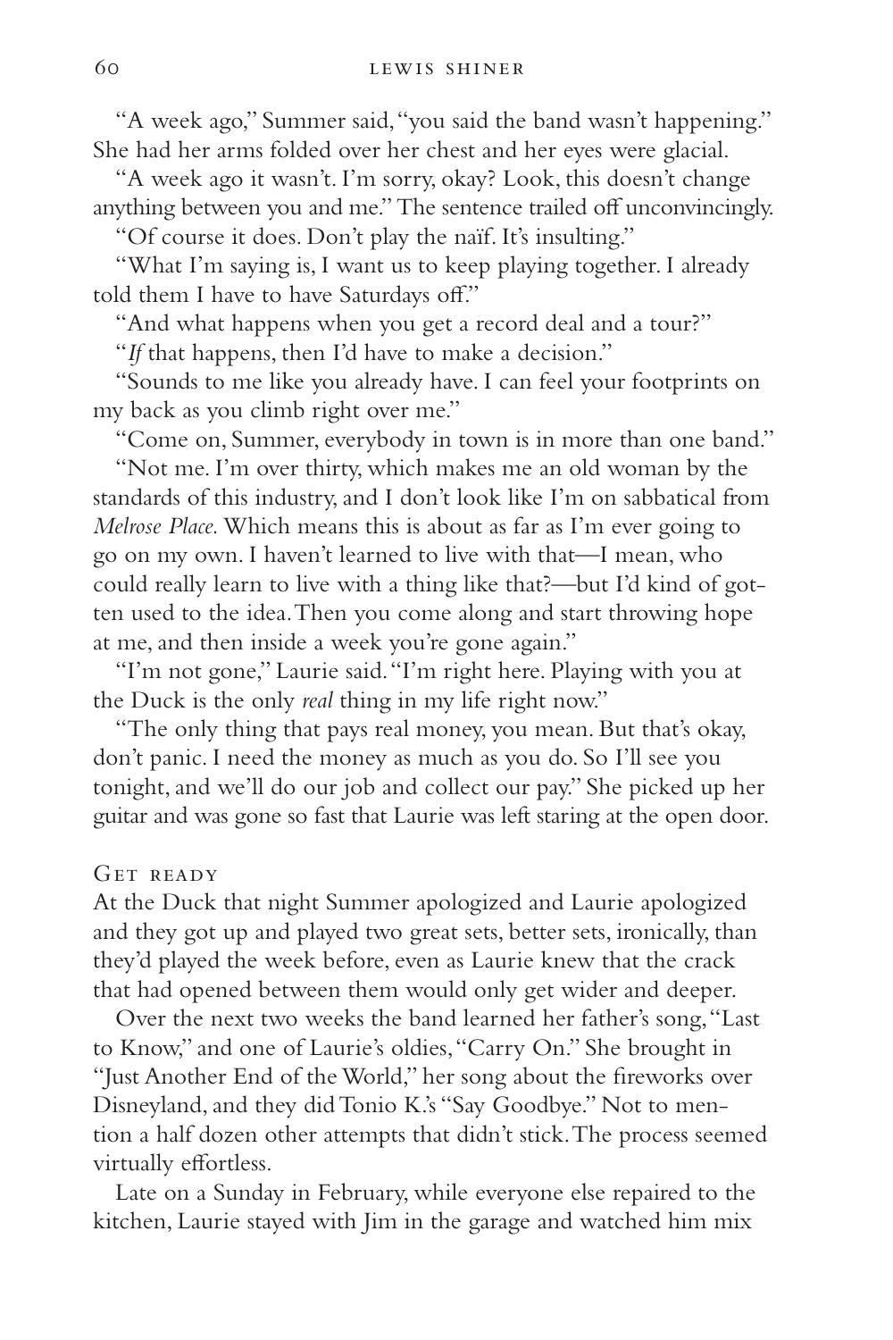"A week ago," Summer said, "you said the band wasn't happening." She had her arms folded over her chest and her eyes were glacial.

"A week ago it wasn't. I'm sorry, okay? Look, this doesn't change anything between you and me." The sentence trailed off unconvincingly.

"Of course it does. Don't play the naïf. It's insulting."

"What I'm saying is, I want us to keep playing together. I already told them I have to have Saturdays off."

"And what happens when you get a record deal and a tour?"

"*If* that happens, then I'd have to make a decision."

"Sounds to me like you already have. I can feel your footprints on my back as you climb right over me."

"Come on, Summer, everybody in town is in more than one band."

"Not me. I'm over thirty, which makes me an old woman by the standards of this industry, and I don't look like I'm on sabbatical from *Melrose Place.* Which means this is about as far as I'm ever going to go on my own. I haven't learned to live with that—I mean, who could really learn to live with a thing like that?—but I'd kind of gotten used to the idea. Then you come along and start throwing hope at me, and then inside a week you're gone again."

"I'm not gone," Laurie said. "I'm right here. Playing with you at the Duck is the only *real* thing in my life right now."

"The only thing that pays real money, you mean. But that's okay, don't panic. I need the money as much as you do. So I'll see you tonight, and we'll do our job and collect our pay." She picked up her guitar and was gone so fast that Laurie was left staring at the open door.

GET READY

At the Duck that night Summer apologized and Laurie apologized and they got up and played two great sets, better sets, ironically, than they'd played the week before, even as Laurie knew that the crack that had opened between them would only get wider and deeper.

Over the next two weeks the band learned her father's song, "Last to Know," and one of Laurie's oldies, "Carry On." She brought in "Just Another End of the World," her song about the fireworks over Disneyland, and they did Tonio K.'s "Say Goodbye." Not to mention a half dozen other attempts that didn't stick. The process seemed virtually effortless.

Late on a Sunday in February, while everyone else repaired to the kitchen, Laurie stayed with Jim in the garage and watched him mix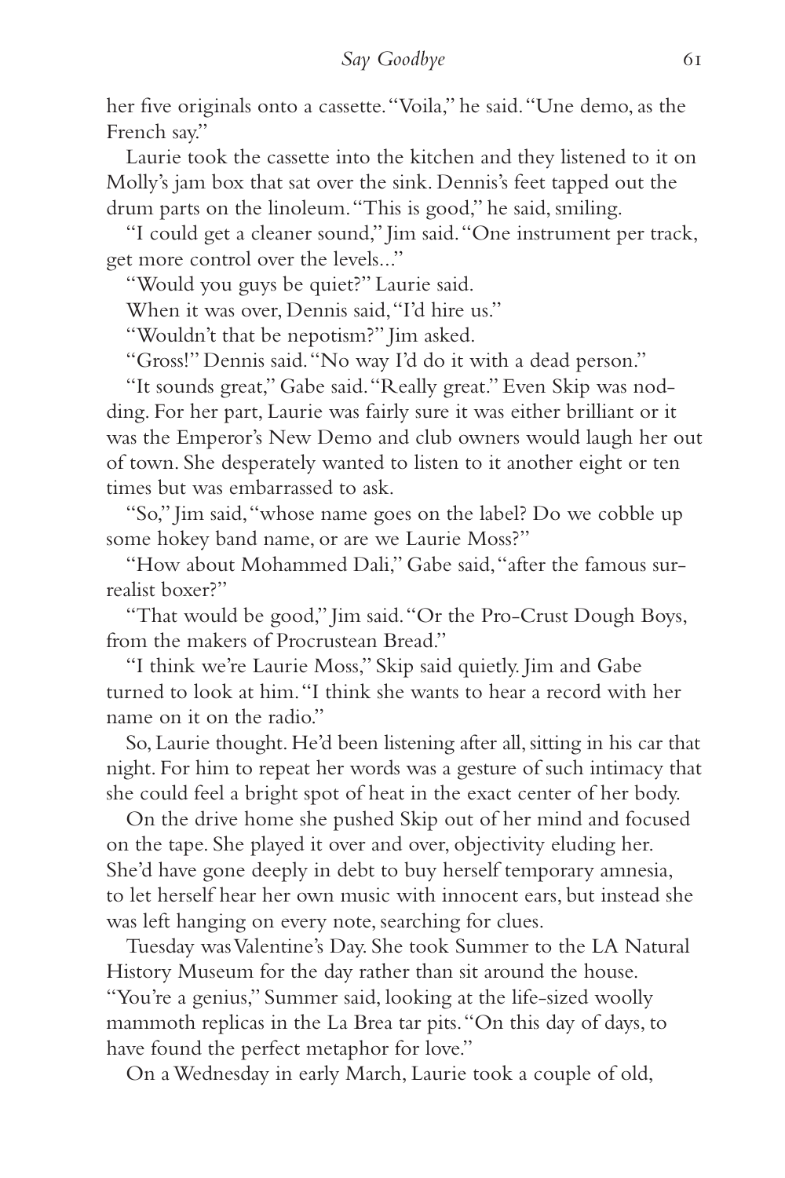her five originals onto a cassette. "Voila," he said. "Une demo, as the French say."

Laurie took the cassette into the kitchen and they listened to it on Molly's jam box that sat over the sink. Dennis's feet tapped out the drum parts on the linoleum. "This is good," he said, smiling.

"I could get a cleaner sound," Jim said. "One instrument per track, get more control over the levels..."

"Would you guys be quiet?" Laurie said.

When it was over, Dennis said, "I'd hire us."

"Wouldn't that be nepotism?" Jim asked.

"Gross!" Dennis said. "No way I'd do it with a dead person."

"It sounds great," Gabe said. "Really great." Even Skip was nodding. For her part, Laurie was fairly sure it was either brilliant or it was the Emperor's New Demo and club owners would laugh her out of town. She desperately wanted to listen to it another eight or ten times but was embarrassed to ask.

"So," Jim said, "whose name goes on the label? Do we cobble up some hokey band name, or are we Laurie Moss?"

"How about Mohammed Dali," Gabe said, "after the famous surrealist boxer?"

"That would be good," Jim said. "Or the Pro-Crust Dough Boys, from the makers of Procrustean Bread."

"I think we're Laurie Moss," Skip said quietly. Jim and Gabe turned to look at him. "I think she wants to hear a record with her name on it on the radio."

So, Laurie thought. He'd been listening after all, sitting in his car that night. For him to repeat her words was a gesture of such intimacy that she could feel a bright spot of heat in the exact center of her body.

On the drive home she pushed Skip out of her mind and focused on the tape. She played it over and over, objectivity eluding her. She'd have gone deeply in debt to buy herself temporary amnesia, to let herself hear her own music with innocent ears, but instead she was left hanging on every note, searching for clues.

Tuesday was Valentine's Day. She took Summer to the LA Natural History Museum for the day rather than sit around the house. "You're a genius," Summer said, looking at the life-sized woolly mammoth replicas in the La Brea tar pits. "On this day of days, to have found the perfect metaphor for love."

On a Wednesday in early March, Laurie took a couple of old,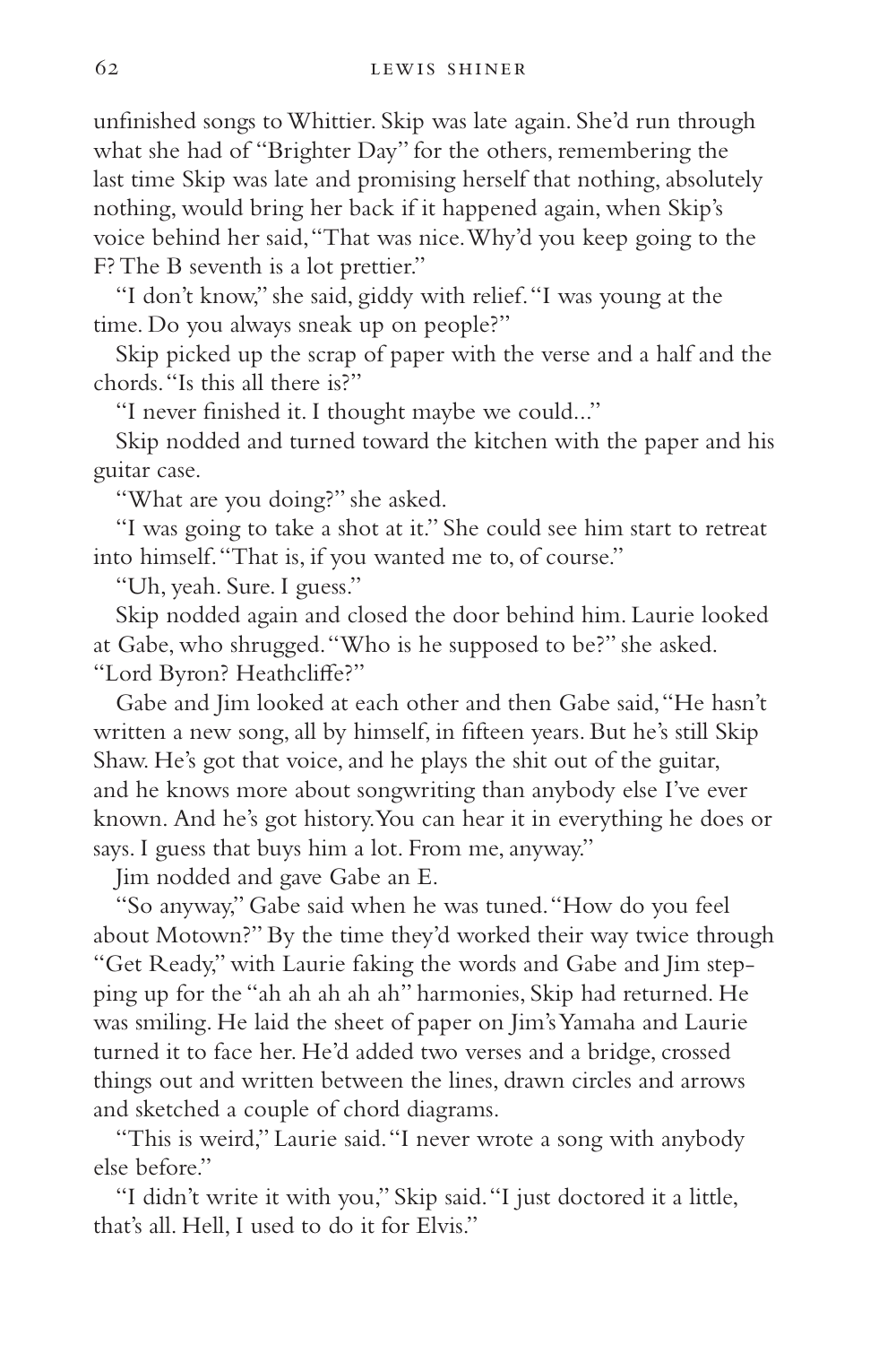unfinished songs to Whittier. Skip was late again. She'd run through what she had of "Brighter Day" for the others, remembering the last time Skip was late and promising herself that nothing, absolutely nothing, would bring her back if it happened again, when Skip's voice behind her said, "That was nice. Why'd you keep going to the F? The B seventh is a lot prettier."

"I don't know," she said, giddy with relief. "I was young at the time. Do you always sneak up on people?"

Skip picked up the scrap of paper with the verse and a half and the chords. "Is this all there is?"

"I never finished it. I thought maybe we could..."

Skip nodded and turned toward the kitchen with the paper and his guitar case.

"What are you doing?" she asked.

"I was going to take a shot at it." She could see him start to retreat into himself. "That is, if you wanted me to, of course."

"Uh, yeah. Sure. I guess."

Skip nodded again and closed the door behind him. Laurie looked at Gabe, who shrugged. "Who is he supposed to be?" she asked. "Lord Byron? Heathcliffe?"

Gabe and Jim looked at each other and then Gabe said, "He hasn't written a new song, all by himself, in fifteen years. But he's still Skip Shaw. He's got that voice, and he plays the shit out of the guitar, and he knows more about songwriting than anybody else I've ever known. And he's got history. You can hear it in everything he does or says. I guess that buys him a lot. From me, anyway."

Jim nodded and gave Gabe an E.

"So anyway," Gabe said when he was tuned. "How do you feel about Motown?" By the time they'd worked their way twice through "Get Ready," with Laurie faking the words and Gabe and Jim stepping up for the "ah ah ah ah ah" harmonies, Skip had returned. He was smiling. He laid the sheet of paper on Jim's Yamaha and Laurie turned it to face her. He'd added two verses and a bridge, crossed things out and written between the lines, drawn circles and arrows and sketched a couple of chord diagrams.

"This is weird," Laurie said. "I never wrote a song with anybody else before."

"I didn't write it with you," Skip said. "I just doctored it a little, that's all. Hell, I used to do it for Elvis."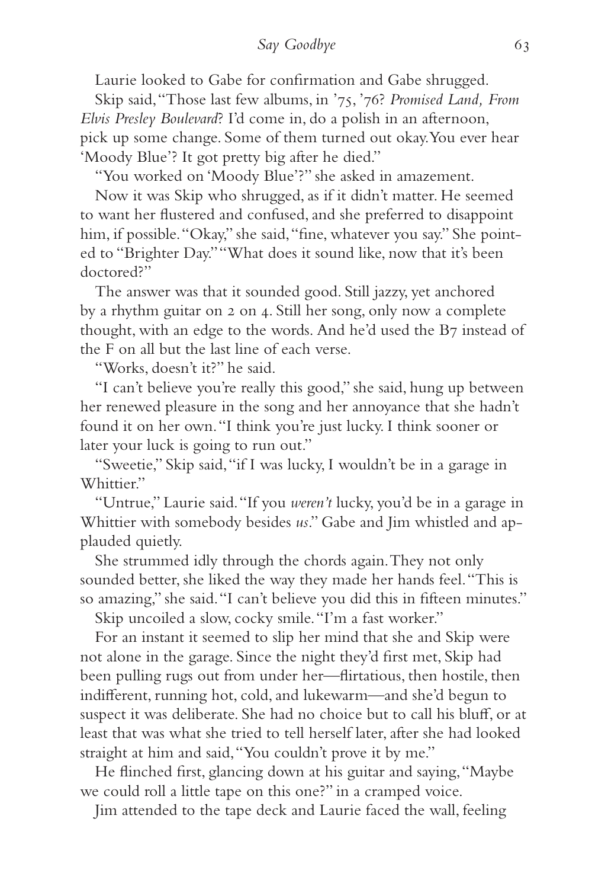Laurie looked to Gabe for confirmation and Gabe shrugged.

Skip said, "Those last few albums, in '75, '76? *Promised Land, From Elvis Presley Boulevard*? I'd come in, do a polish in an afternoon, pick up some change. Some of them turned out okay. You ever hear 'Moody Blue'? It got pretty big after he died."

"You worked on 'Moody Blue'?" she asked in amazement.

Now it was Skip who shrugged, as if it didn't matter. He seemed to want her flustered and confused, and she preferred to disappoint him, if possible. "Okay," she said, "fine, whatever you say." She pointed to "Brighter Day." "What does it sound like, now that it's been doctored?"

The answer was that it sounded good. Still jazzy, yet anchored by a rhythm guitar on 2 on 4. Still her song, only now a complete thought, with an edge to the words. And he'd used the B7 instead of the F on all but the last line of each verse.

"Works, doesn't it?" he said.

"I can't believe you're really this good," she said, hung up between her renewed pleasure in the song and her annoyance that she hadn't found it on her own. "I think you're just lucky. I think sooner or later your luck is going to run out."

"Sweetie," Skip said, "if I was lucky, I wouldn't be in a garage in Whittier."

"Untrue," Laurie said. "If you *weren't* lucky, you'd be in a garage in Whittier with somebody besides *us*." Gabe and Jim whistled and applauded quietly.

She strummed idly through the chords again. They not only sounded better, she liked the way they made her hands feel. "This is so amazing," she said. "I can't believe you did this in fifteen minutes."

Skip uncoiled a slow, cocky smile. "I'm a fast worker."

For an instant it seemed to slip her mind that she and Skip were not alone in the garage. Since the night they'd first met, Skip had been pulling rugs out from under her—flirtatious, then hostile, then indifferent, running hot, cold, and lukewarm—and she'd begun to suspect it was deliberate. She had no choice but to call his bluff, or at least that was what she tried to tell herself later, after she had looked straight at him and said, "You couldn't prove it by me."

He flinched first, glancing down at his guitar and saying, "Maybe we could roll a little tape on this one?" in a cramped voice.

Jim attended to the tape deck and Laurie faced the wall, feeling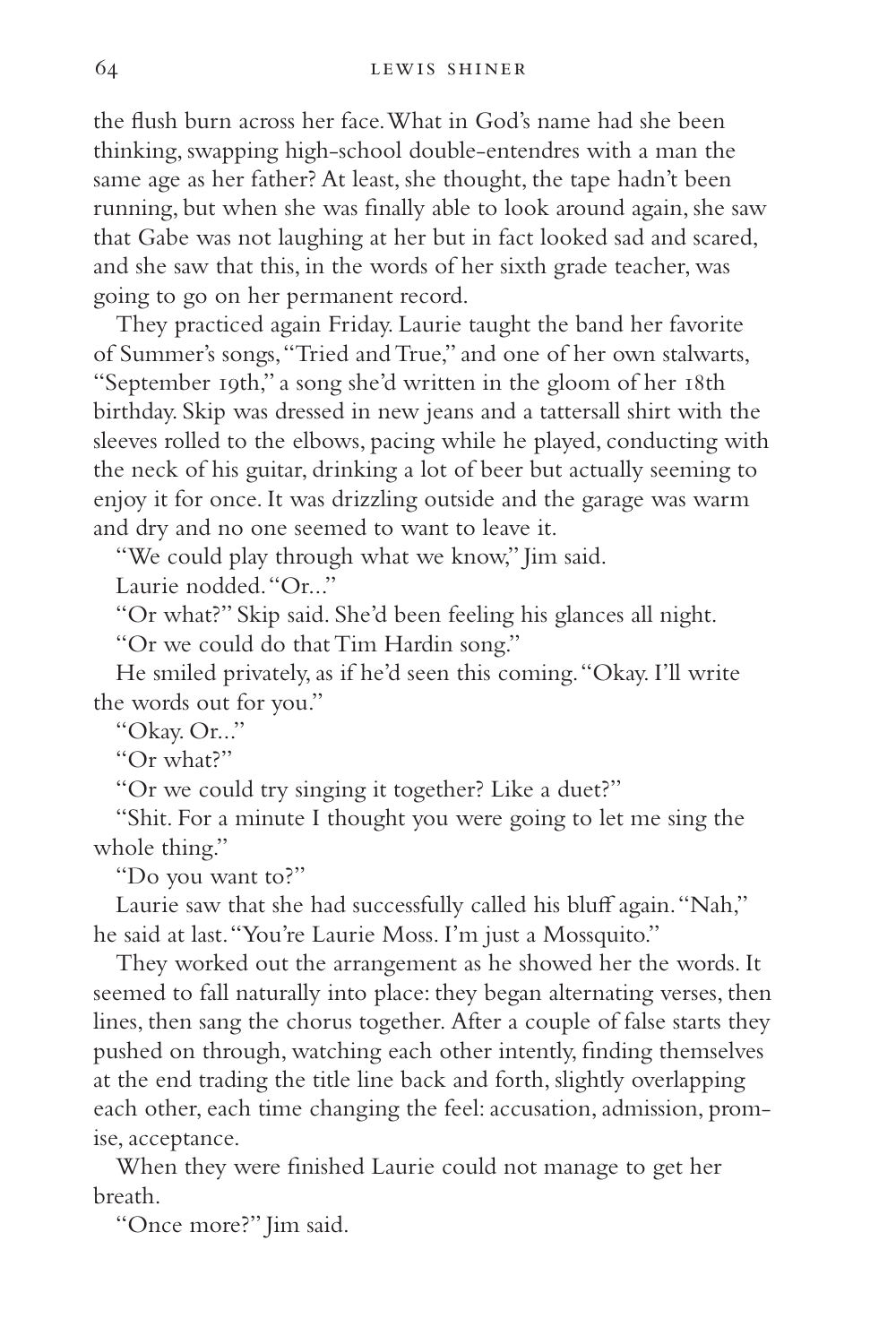the flush burn across her face. What in God's name had she been thinking, swapping high-school double-entendres with a man the same age as her father? At least, she thought, the tape hadn't been running, but when she was finally able to look around again, she saw that Gabe was not laughing at her but in fact looked sad and scared, and she saw that this, in the words of her sixth grade teacher, was going to go on her permanent record.

They practiced again Friday. Laurie taught the band her favorite of Summer's songs, "Tried and True," and one of her own stalwarts, "September 19th," a song she'd written in the gloom of her 18th birthday. Skip was dressed in new jeans and a tattersall shirt with the sleeves rolled to the elbows, pacing while he played, conducting with the neck of his guitar, drinking a lot of beer but actually seeming to enjoy it for once. It was drizzling outside and the garage was warm and dry and no one seemed to want to leave it.

"We could play through what we know," Jim said.

Laurie nodded. "Or..."

"Or what?" Skip said. She'd been feeling his glances all night.

"Or we could do that Tim Hardin song."

He smiled privately, as if he'd seen this coming. "Okay. I'll write the words out for you."

"Okay. Or..."

"Or what?"

"Or we could try singing it together? Like a duet?"

"Shit. For a minute I thought you were going to let me sing the whole thing."

"Do you want to?"

Laurie saw that she had successfully called his bluff again. "Nah," he said at last. "You're Laurie Moss. I'm just a Mossquito."

They worked out the arrangement as he showed her the words. It seemed to fall naturally into place: they began alternating verses, then lines, then sang the chorus together. After a couple of false starts they pushed on through, watching each other intently, finding themselves at the end trading the title line back and forth, slightly overlapping each other, each time changing the feel: accusation, admission, promise, acceptance.

When they were finished Laurie could not manage to get her breath.

"Once more?" Jim said.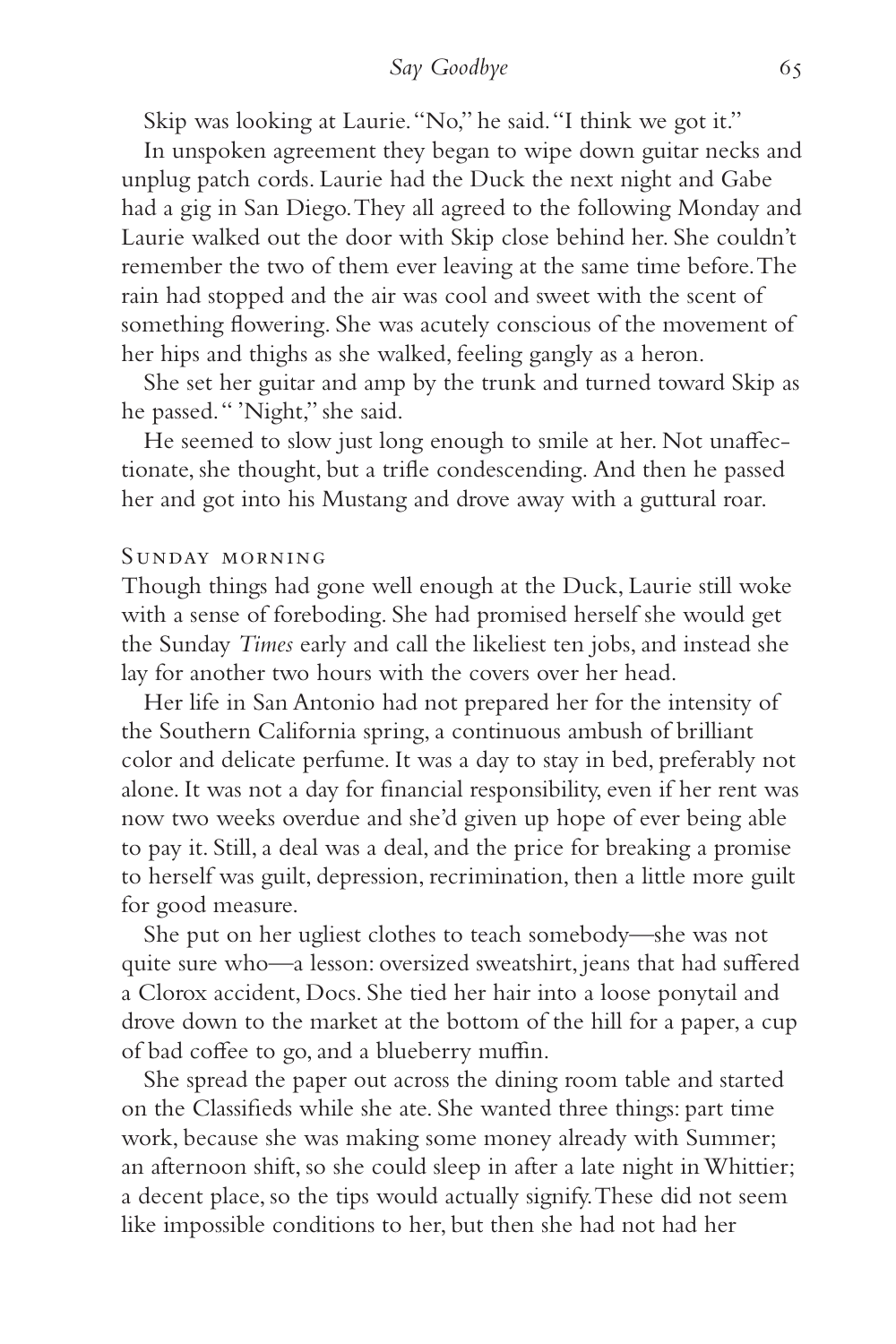Skip was looking at Laurie. "No," he said. "I think we got it."

In unspoken agreement they began to wipe down guitar necks and unplug patch cords. Laurie had the Duck the next night and Gabe had a gig in San Diego. They all agreed to the following Monday and Laurie walked out the door with Skip close behind her. She couldn't remember the two of them ever leaving at the same time before. The rain had stopped and the air was cool and sweet with the scent of something flowering. She was acutely conscious of the movement of her hips and thighs as she walked, feeling gangly as a heron.

She set her guitar and amp by the trunk and turned toward Skip as he passed. " 'Night," she said.

He seemed to slow just long enough to smile at her. Not unaffectionate, she thought, but a trifle condescending. And then he passed her and got into his Mustang and drove away with a guttural roar.

SUNDAY MORNING

Though things had gone well enough at the Duck, Laurie still woke with a sense of foreboding. She had promised herself she would get the Sunday *Times* early and call the likeliest ten jobs, and instead she lay for another two hours with the covers over her head.

Her life in San Antonio had not prepared her for the intensity of the Southern California spring, a continuous ambush of brilliant color and delicate perfume. It was a day to stay in bed, preferably not alone. It was not a day for financial responsibility, even if her rent was now two weeks overdue and she'd given up hope of ever being able to pay it. Still, a deal was a deal, and the price for breaking a promise to herself was guilt, depression, recrimination, then a little more guilt for good measure.

She put on her ugliest clothes to teach somebody—she was not quite sure who—a lesson: oversized sweatshirt, jeans that had suffered a Clorox accident, Docs. She tied her hair into a loose ponytail and drove down to the market at the bottom of the hill for a paper, a cup of bad coffee to go, and a blueberry muffin.

She spread the paper out across the dining room table and started on the Classifieds while she ate. She wanted three things: part time work, because she was making some money already with Summer; an afternoon shift, so she could sleep in after a late night in Whittier; a decent place, so the tips would actually signify. These did not seem like impossible conditions to her, but then she had not had her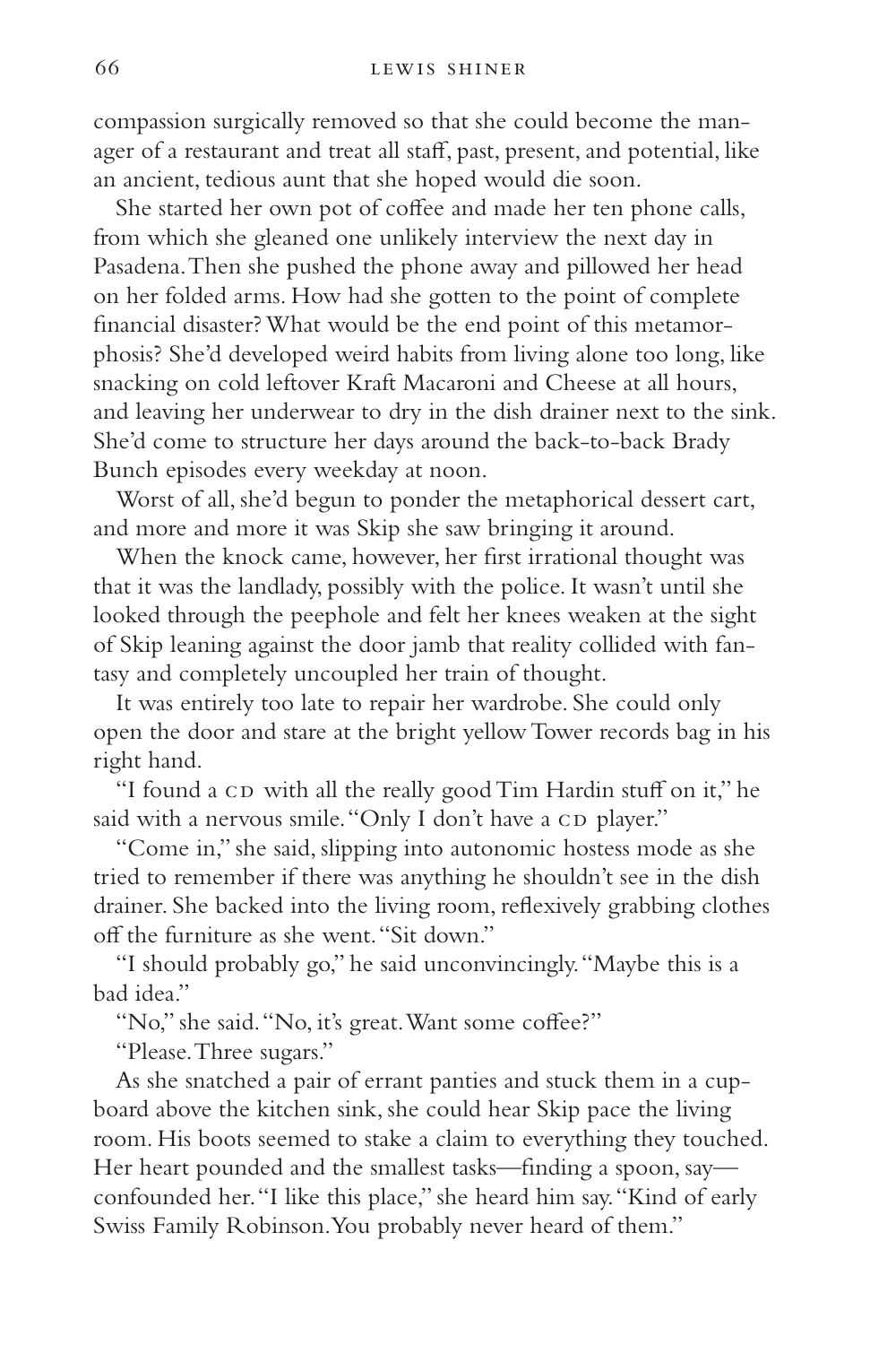compassion surgically removed so that she could become the manager of a restaurant and treat all staff, past, present, and potential, like an ancient, tedious aunt that she hoped would die soon.

She started her own pot of coffee and made her ten phone calls, from which she gleaned one unlikely interview the next day in Pasadena. Then she pushed the phone away and pillowed her head on her folded arms. How had she gotten to the point of complete financial disaster? What would be the end point of this metamorphosis? She'd developed weird habits from living alone too long, like snacking on cold leftover Kraft Macaroni and Cheese at all hours, and leaving her underwear to dry in the dish drainer next to the sink. She'd come to structure her days around the back-to-back Brady Bunch episodes every weekday at noon.

Worst of all, she'd begun to ponder the metaphorical dessert cart, and more and more it was Skip she saw bringing it around.

When the knock came, however, her first irrational thought was that it was the landlady, possibly with the police. It wasn't until she looked through the peephole and felt her knees weaken at the sight of Skip leaning against the door jamb that reality collided with fantasy and completely uncoupled her train of thought.

It was entirely too late to repair her wardrobe. She could only open the door and stare at the bright yellow Tower records bag in his right hand.

"I found a CD with all the really good Tim Hardin stuff on it," he said with a nervous smile. "Only I don't have a CD player."

"Come in," she said, slipping into autonomic hostess mode as she tried to remember if there was anything he shouldn't see in the dish drainer. She backed into the living room, reflexively grabbing clothes off the furniture as she went. "Sit down."

"I should probably go," he said unconvincingly. "Maybe this is a bad idea."

"No," she said. "No, it's great. Want some coffee?"

"Please. Three sugars."

As she snatched a pair of errant panties and stuck them in a cupboard above the kitchen sink, she could hear Skip pace the living room. His boots seemed to stake a claim to everything they touched. Her heart pounded and the smallest tasks—finding a spoon, say—confounded her. "I like this place," she heard him say. "Kind of early Swiss Family Robinson. You probably never heard of them."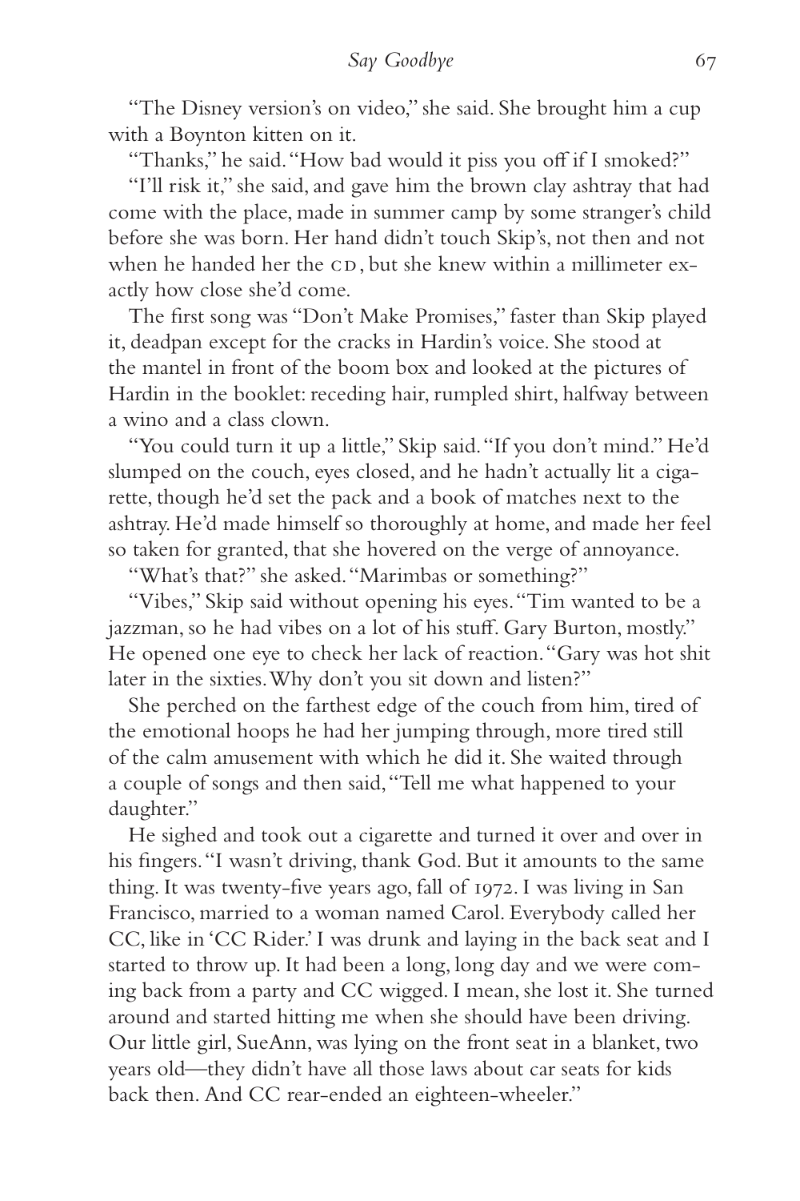"The Disney version's on video," she said. She brought him a cup with a Boynton kitten on it.

"Thanks," he said. "How bad would it piss you off if I smoked?"

"I'll risk it," she said, and gave him the brown clay ashtray that had come with the place, made in summer camp by some stranger's child before she was born. Her hand didn't touch Skip's, not then and not when he handed her the CD, but she knew within a millimeter exactly how close she'd come.

The first song was "Don't Make Promises," faster than Skip played it, deadpan except for the cracks in Hardin's voice. She stood at the mantel in front of the boom box and looked at the pictures of Hardin in the booklet: receding hair, rumpled shirt, halfway between a wino and a class clown.

"You could turn it up a little," Skip said. "If you don't mind." He'd slumped on the couch, eyes closed, and he hadn't actually lit a cigarette, though he'd set the pack and a book of matches next to the ashtray. He'd made himself so thoroughly at home, and made her feel so taken for granted, that she hovered on the verge of annoyance.

"What's that?" she asked. "Marimbas or something?"

"Vibes," Skip said without opening his eyes. "Tim wanted to be a jazzman, so he had vibes on a lot of his stuff. Gary Burton, mostly." He opened one eye to check her lack of reaction. "Gary was hot shit later in the sixties. Why don't you sit down and listen?"

She perched on the farthest edge of the couch from him, tired of the emotional hoops he had her jumping through, more tired still of the calm amusement with which he did it. She waited through a couple of songs and then said, "Tell me what happened to your daughter."

He sighed and took out a cigarette and turned it over and over in his fingers. "I wasn't driving, thank God. But it amounts to the same thing. It was twenty-five years ago, fall of 1972. I was living in San Francisco, married to a woman named Carol. Everybody called her CC, like in 'CC Rider.' I was drunk and laying in the back seat and I started to throw up. It had been a long, long day and we were coming back from a party and CC wigged. I mean, she lost it. She turned around and started hitting me when she should have been driving. Our little girl, SueAnn, was lying on the front seat in a blanket, two years old—they didn't have all those laws about car seats for kids back then. And CC rear-ended an eighteen-wheeler."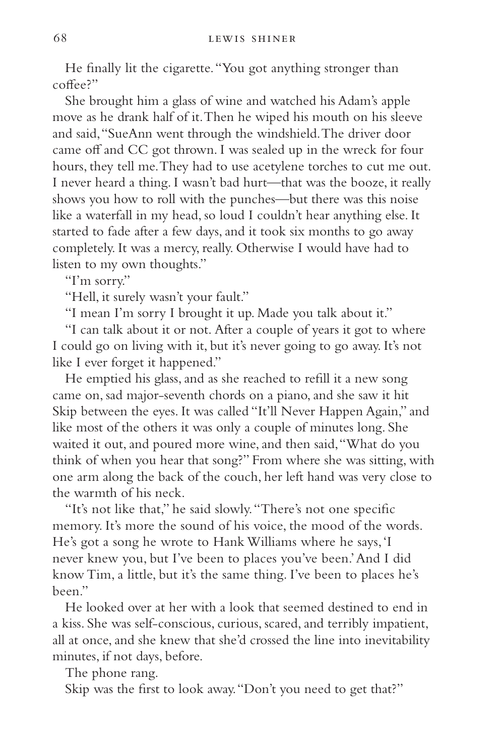He finally lit the cigarette. "You got anything stronger than coffee?"

She brought him a glass of wine and watched his Adam's apple move as he drank half of it. Then he wiped his mouth on his sleeve and said, "SueAnn went through the windshield. The driver door came off and CC got thrown. I was sealed up in the wreck for four hours, they tell me. They had to use acetylene torches to cut me out. I never heard a thing. I wasn't bad hurt—that was the booze, it really shows you how to roll with the punches—but there was this noise like a waterfall in my head, so loud I couldn't hear anything else. It started to fade after a few days, and it took six months to go away completely. It was a mercy, really. Otherwise I would have had to listen to my own thoughts."

"I'm sorry."

"Hell, it surely wasn't your fault."

"I mean I'm sorry I brought it up. Made you talk about it."

"I can talk about it or not. After a couple of years it got to where I could go on living with it, but it's never going to go away. It's not like I ever forget it happened."

He emptied his glass, and as she reached to refill it a new song came on, sad major-seventh chords on a piano, and she saw it hit Skip between the eyes. It was called "It'll Never Happen Again," and like most of the others it was only a couple of minutes long. She waited it out, and poured more wine, and then said, "What do you think of when you hear that song?" From where she was sitting, with one arm along the back of the couch, her left hand was very close to the warmth of his neck.

"It's not like that," he said slowly. "There's not one specific memory. It's more the sound of his voice, the mood of the words. He's got a song he wrote to Hank Williams where he says, 'I never knew you, but I've been to places you've been.' And I did know Tim, a little, but it's the same thing. I've been to places he's been."

He looked over at her with a look that seemed destined to end in a kiss. She was self-conscious, curious, scared, and terribly impatient, all at once, and she knew that she'd crossed the line into inevitability minutes, if not days, before.

The phone rang.

Skip was the first to look away. "Don't you need to get that?"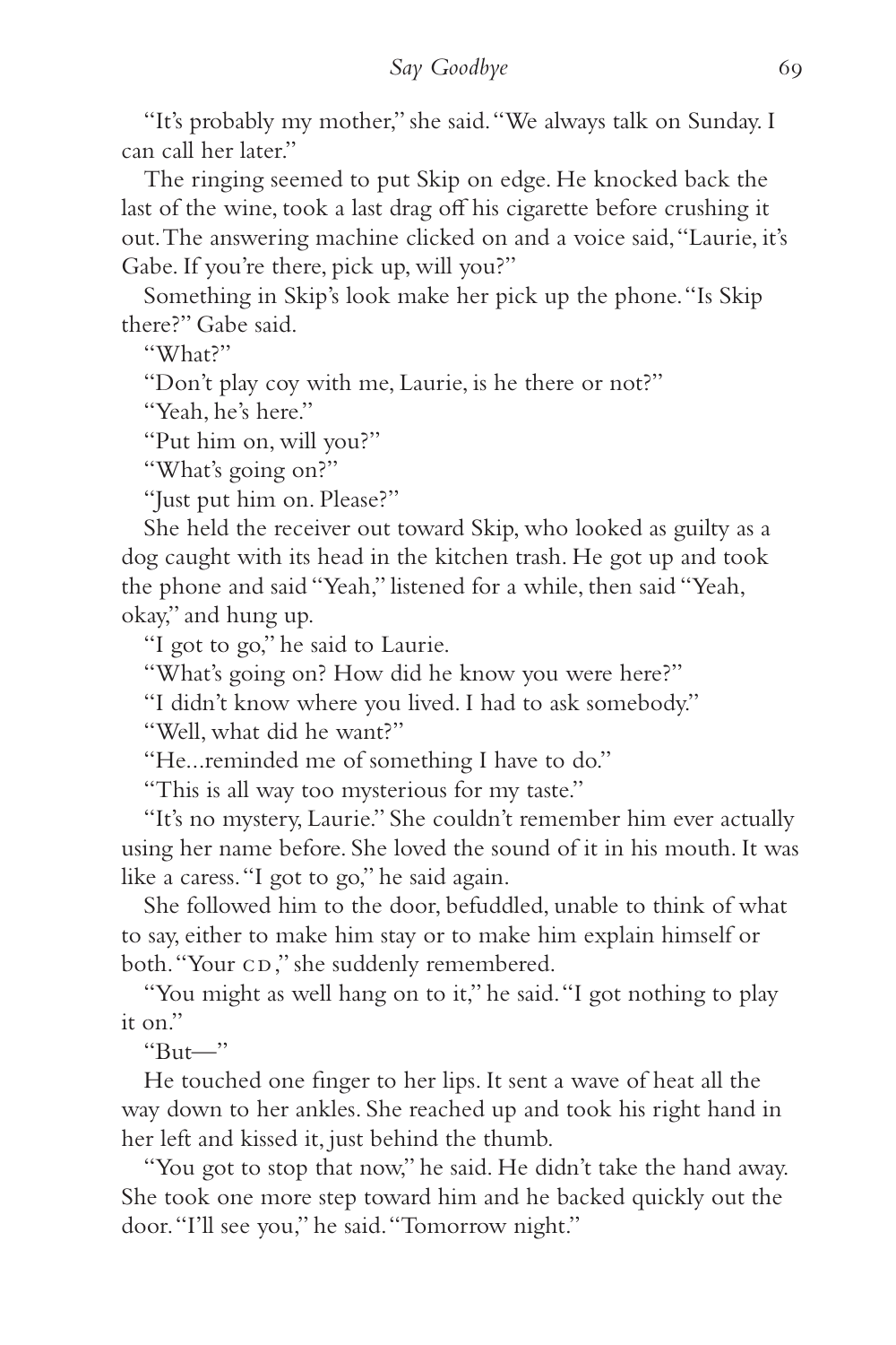"It's probably my mother," she said. "We always talk on Sunday. I can call her later."

The ringing seemed to put Skip on edge. He knocked back the last of the wine, took a last drag off his cigarette before crushing it out. The answering machine clicked on and a voice said, "Laurie, it's Gabe. If you're there, pick up, will you?"

Something in Skip's look make her pick up the phone. "Is Skip there?" Gabe said.

"What?"

"Don't play coy with me, Laurie, is he there or not?"

"Yeah, he's here."

"Put him on, will you?"

"What's going on?"

"Just put him on. Please?"

She held the receiver out toward Skip, who looked as guilty as a dog caught with its head in the kitchen trash. He got up and took the phone and said "Yeah," listened for a while, then said "Yeah, okay," and hung up.

"I got to go," he said to Laurie.

"What's going on? How did he know you were here?"

"I didn't know where you lived. I had to ask somebody."

"Well, what did he want?"

"He...reminded me of something I have to do."

"This is all way too mysterious for my taste."

"It's no mystery, Laurie." She couldn't remember him ever actually using her name before. She loved the sound of it in his mouth. It was like a caress. "I got to go," he said again.

She followed him to the door, befuddled, unable to think of what to say, either to make him stay or to make him explain himself or both. "Your CD," she suddenly remembered.

"You might as well hang on to it," he said. "I got nothing to play it on."

"But—"

He touched one finger to her lips. It sent a wave of heat all the way down to her ankles. She reached up and took his right hand in her left and kissed it, just behind the thumb.

"You got to stop that now," he said. He didn't take the hand away. She took one more step toward him and he backed quickly out the door. "I'll see you," he said. "Tomorrow night."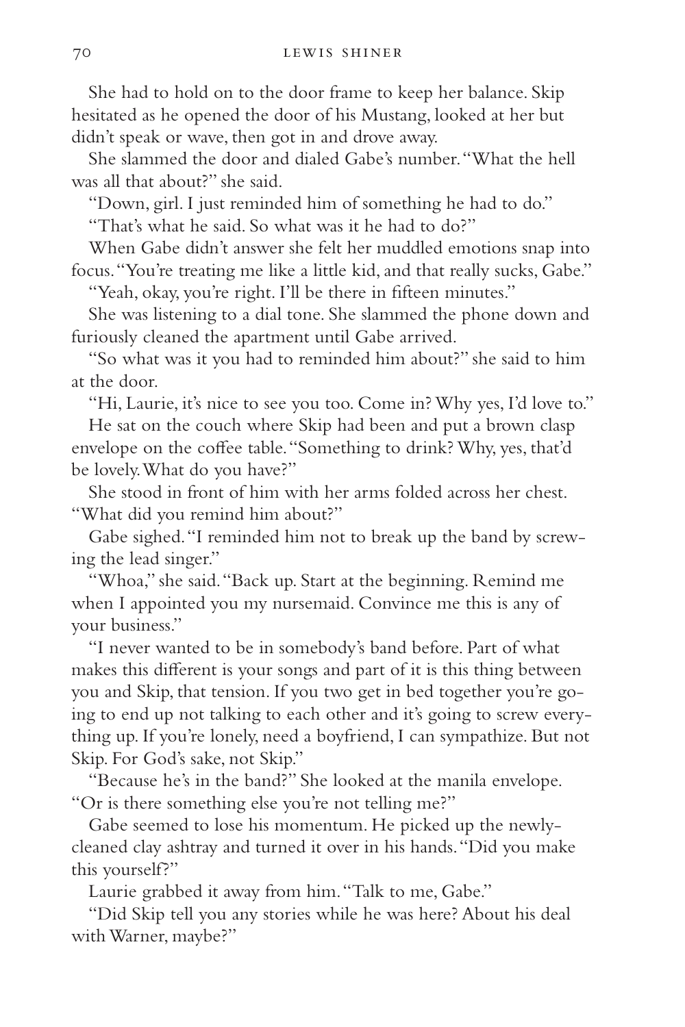She had to hold on to the door frame to keep her balance. Skip hesitated as he opened the door of his Mustang, looked at her but didn't speak or wave, then got in and drove away.

She slammed the door and dialed Gabe's number. "What the hell was all that about?" she said.

"Down, girl. I just reminded him of something he had to do."

"That's what he said. So what was it he had to do?"

When Gabe didn't answer she felt her muddled emotions snap into focus. "You're treating me like a little kid, and that really sucks, Gabe."

"Yeah, okay, you're right. I'll be there in fifteen minutes."

She was listening to a dial tone. She slammed the phone down and furiously cleaned the apartment until Gabe arrived.

"So what was it you had to reminded him about?" she said to him at the door.

"Hi, Laurie, it's nice to see you too. Come in? Why yes, I'd love to."

He sat on the couch where Skip had been and put a brown clasp envelope on the coffee table. "Something to drink? Why, yes, that'd be lovely. What do you have?"

She stood in front of him with her arms folded across her chest. "What did you remind him about?"

Gabe sighed. "I reminded him not to break up the band by screwing the lead singer."

"Whoa," she said. "Back up. Start at the beginning. Remind me when I appointed you my nursemaid. Convince me this is any of your business."

"I never wanted to be in somebody's band before. Part of what makes this different is your songs and part of it is this thing between you and Skip, that tension. If you two get in bed together you're going to end up not talking to each other and it's going to screw everything up. If you're lonely, need a boyfriend, I can sympathize. But not Skip. For God's sake, not Skip."

"Because he's in the band?" She looked at the manila envelope. "Or is there something else you're not telling me?"

Gabe seemed to lose his momentum. He picked up the newly-cleaned clay ashtray and turned it over in his hands. "Did you make this yourself?"

Laurie grabbed it away from him. "Talk to me, Gabe."

"Did Skip tell you any stories while he was here? About his deal with Warner, maybe?"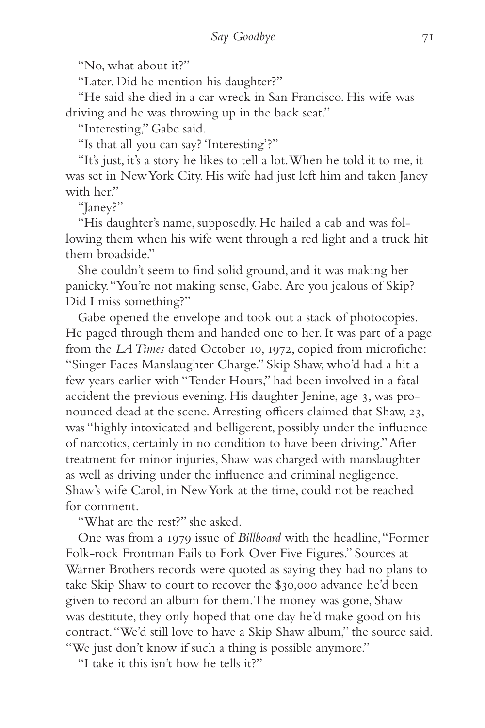"No, what about it?"

"Later. Did he mention his daughter?"

"He said she died in a car wreck in San Francisco. His wife was driving and he was throwing up in the back seat."

"Interesting," Gabe said.

"Is that all you can say? 'Interesting'?"

"It's just, it's a story he likes to tell a lot. When he told it to me, it was set in New York City. His wife had just left him and taken Janey with her."

"Janey?"

"His daughter's name, supposedly. He hailed a cab and was following them when his wife went through a red light and a truck hit them broadside."

She couldn't seem to find solid ground, and it was making her panicky. "You're not making sense, Gabe. Are you jealous of Skip? Did I miss something?"

Gabe opened the envelope and took out a stack of photocopies. He paged through them and handed one to her. It was part of a page from the *LA Times* dated October 10, 1972, copied from microfiche: "Singer Faces Manslaughter Charge." Skip Shaw, who'd had a hit a few years earlier with "Tender Hours," had been involved in a fatal accident the previous evening. His daughter Jenine, age 3, was pronounced dead at the scene. Arresting officers claimed that Shaw, 23, was "highly intoxicated and belligerent, possibly under the influence of narcotics, certainly in no condition to have been driving." After treatment for minor injuries, Shaw was charged with manslaughter as well as driving under the influence and criminal negligence. Shaw's wife Carol, in New York at the time, could not be reached for comment.

"What are the rest?" she asked.

One was from a 1979 issue of *Billboard* with the headline, "Former Folk-rock Frontman Fails to Fork Over Five Figures." Sources at Warner Brothers records were quoted as saying they had no plans to take Skip Shaw to court to recover the $30,000 advance he'd been given to record an album for them. The money was gone, Shaw was destitute, they only hoped that one day he'd make good on his contract. "We'd still love to have a Skip Shaw album," the source said. "We just don't know if such a thing is possible anymore."

"I take it this isn't how he tells it?"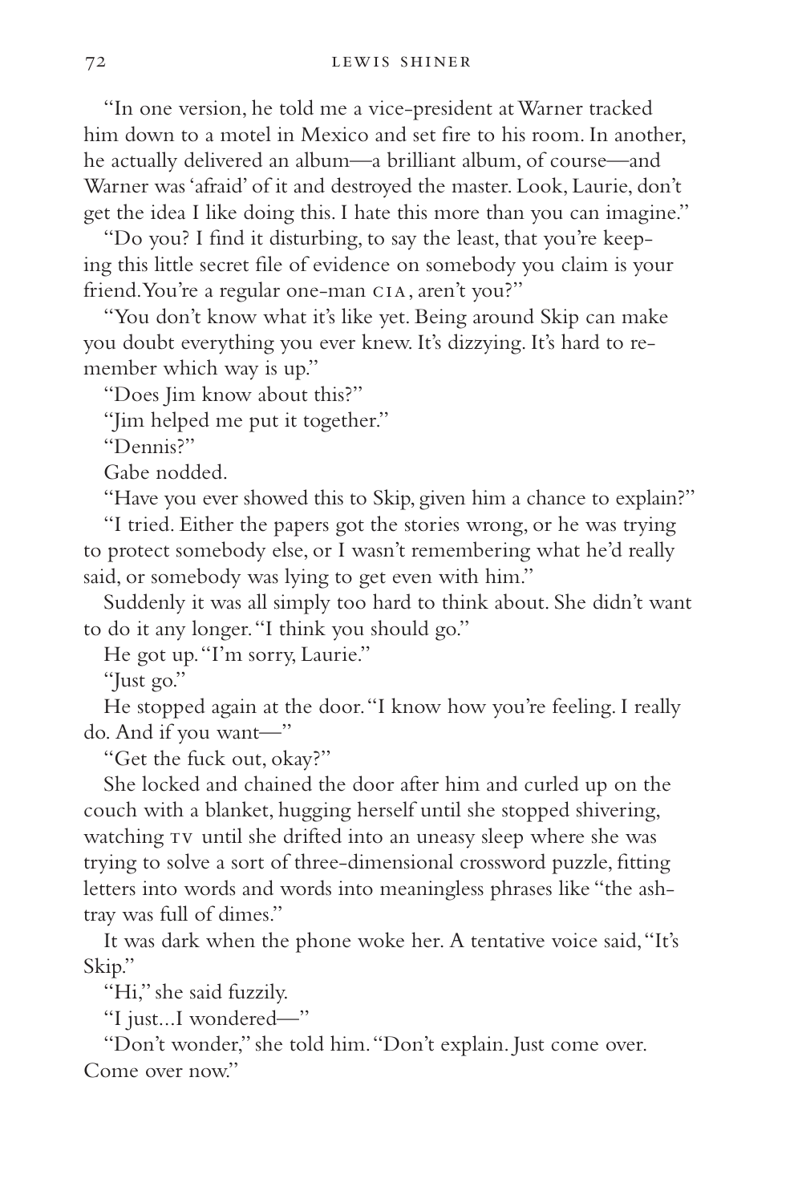"In one version, he told me a vice-president at Warner tracked him down to a motel in Mexico and set fire to his room. In another, he actually delivered an album—a brilliant album, of course—and Warner was 'afraid' of it and destroyed the master. Look, Laurie, don't get the idea I like doing this. I hate this more than you can imagine."

"Do you? I find it disturbing, to say the least, that you're keeping this little secret file of evidence on somebody you claim is your friend. You're a regular one-man CIA, aren't you?"

"You don't know what it's like yet. Being around Skip can make you doubt everything you ever knew. It's dizzying. It's hard to remember which way is up."

"Does Jim know about this?"

"Jim helped me put it together."

"Dennis?"

Gabe nodded.

"Have you ever showed this to Skip, given him a chance to explain?"

"I tried. Either the papers got the stories wrong, or he was trying to protect somebody else, or I wasn't remembering what he'd really said, or somebody was lying to get even with him."

Suddenly it was all simply too hard to think about. She didn't want to do it any longer. "I think you should go."

He got up. "I'm sorry, Laurie."

"Just go."

He stopped again at the door. "I know how you're feeling. I really do. And if you want—"

"Get the fuck out, okay?"

She locked and chained the door after him and curled up on the couch with a blanket, hugging herself until she stopped shivering, watching TV until she drifted into an uneasy sleep where she was trying to solve a sort of three-dimensional crossword puzzle, fitting letters into words and words into meaningless phrases like "the ashtray was full of dimes."

It was dark when the phone woke her. A tentative voice said, "It's Skip."

"Hi," she said fuzzily.

"I just...I wondered—"

"Don't wonder," she told him. "Don't explain. Just come over. Come over now."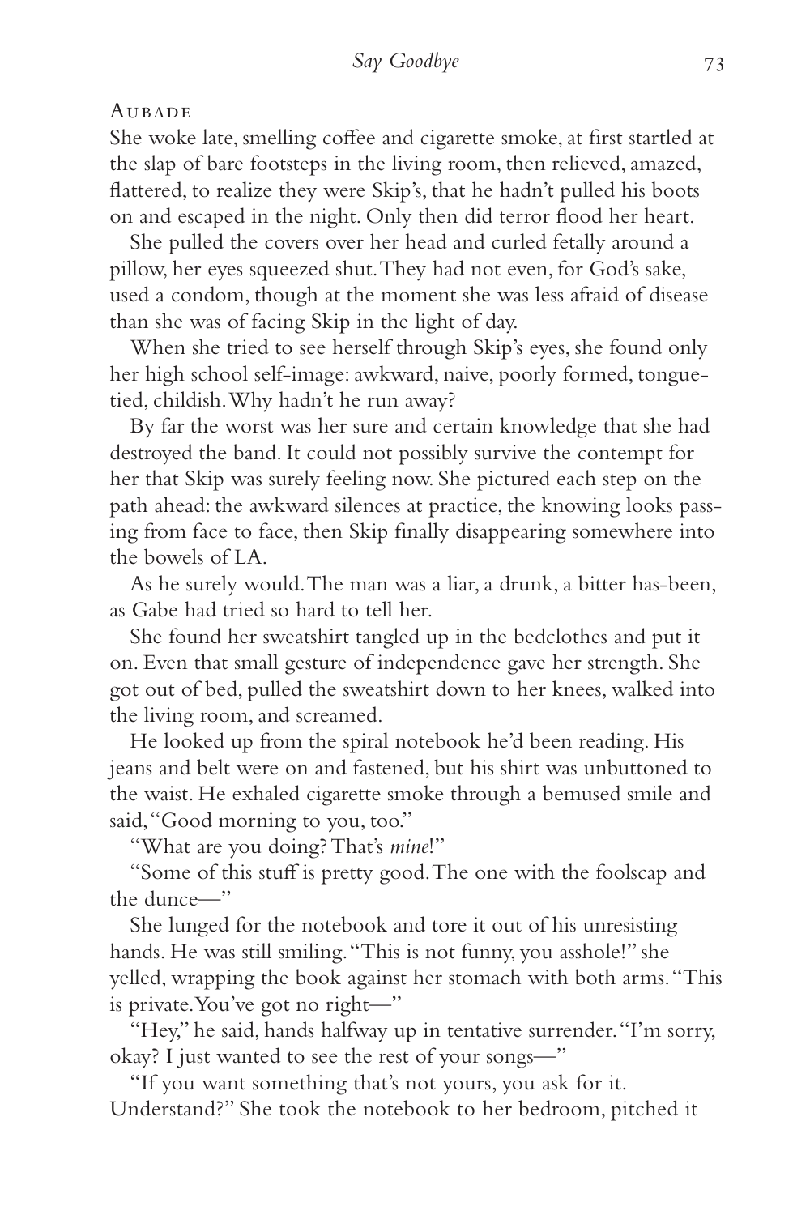### Aubade

She woke late, smelling coffee and cigarette smoke, at first startled at the slap of bare footsteps in the living room, then relieved, amazed, flattered, to realize they were Skip's, that he hadn't pulled his boots on and escaped in the night. Only then did terror flood her heart.

She pulled the covers over her head and curled fetally around a pillow, her eyes squeezed shut. They had not even, for God's sake, used a condom, though at the moment she was less afraid of disease than she was of facing Skip in the light of day.

When she tried to see herself through Skip's eyes, she found only her high school self-image: awkward, naive, poorly formed, tongue-tied, childish. Why hadn't he run away?

By far the worst was her sure and certain knowledge that she had destroyed the band. It could not possibly survive the contempt for her that Skip was surely feeling now. She pictured each step on the path ahead: the awkward silences at practice, the knowing looks passing from face to face, then Skip finally disappearing somewhere into the bowels of LA.

As he surely would. The man was a liar, a drunk, a bitter has-been, as Gabe had tried so hard to tell her.

She found her sweatshirt tangled up in the bedclothes and put it on. Even that small gesture of independence gave her strength. She got out of bed, pulled the sweatshirt down to her knees, walked into the living room, and screamed.

He looked up from the spiral notebook he'd been reading. His jeans and belt were on and fastened, but his shirt was unbuttoned to the waist. He exhaled cigarette smoke through a bemused smile and said, "Good morning to you, too."

"What are you doing? That's *mine*!"

"Some of this stuff is pretty good. The one with the foolscap and the dunce—"

She lunged for the notebook and tore it out of his unresisting hands. He was still smiling. "This is not funny, you asshole!" she yelled, wrapping the book against her stomach with both arms. "This is private. You've got no right—"

"Hey," he said, hands halfway up in tentative surrender. "I'm sorry, okay? I just wanted to see the rest of your songs—"

"If you want something that's not yours, you ask for it. Understand?" She took the notebook to her bedroom, pitched it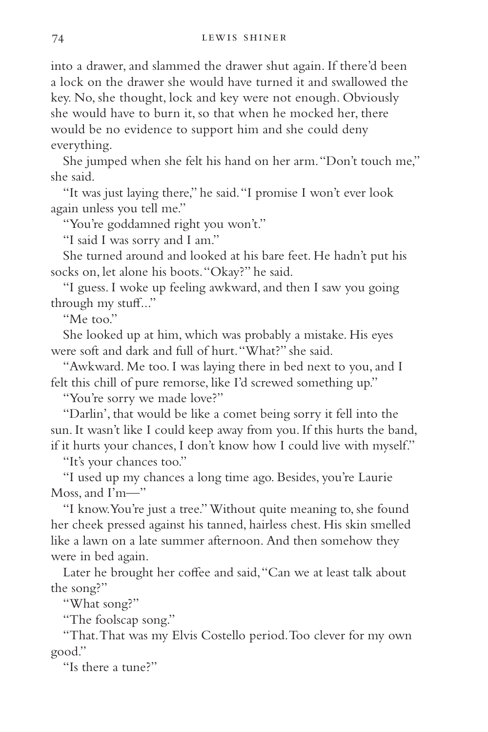into a drawer, and slammed the drawer shut again. If there'd been a lock on the drawer she would have turned it and swallowed the key. No, she thought, lock and key were not enough. Obviously she would have to burn it, so that when he mocked her, there would be no evidence to support him and she could deny everything.

She jumped when she felt his hand on her arm. "Don't touch me," she said.

"It was just laying there," he said. "I promise I won't ever look again unless you tell me."

"You're goddamned right you won't."

"I said I was sorry and I am."

She turned around and looked at his bare feet. He hadn't put his socks on, let alone his boots. "Okay?" he said.

"I guess. I woke up feeling awkward, and then I saw you going through my stuff..."

"Me too."

She looked up at him, which was probably a mistake. His eyes were soft and dark and full of hurt. "What?" she said.

"Awkward. Me too. I was laying there in bed next to you, and I felt this chill of pure remorse, like I'd screwed something up."

"You're sorry we made love?"

"Darlin', that would be like a comet being sorry it fell into the sun. It wasn't like I could keep away from you. If this hurts the band, if it hurts your chances, I don't know how I could live with myself."

"It's your chances too."

"I used up my chances a long time ago. Besides, you're Laurie Moss, and I'm—"

"I know. You're just a tree." Without quite meaning to, she found her cheek pressed against his tanned, hairless chest. His skin smelled like a lawn on a late summer afternoon. And then somehow they were in bed again.

Later he brought her coffee and said, "Can we at least talk about the song?"

"What song?"

"The foolscap song."

"That. That was my Elvis Costello period. Too clever for my own good."

"Is there a tune?"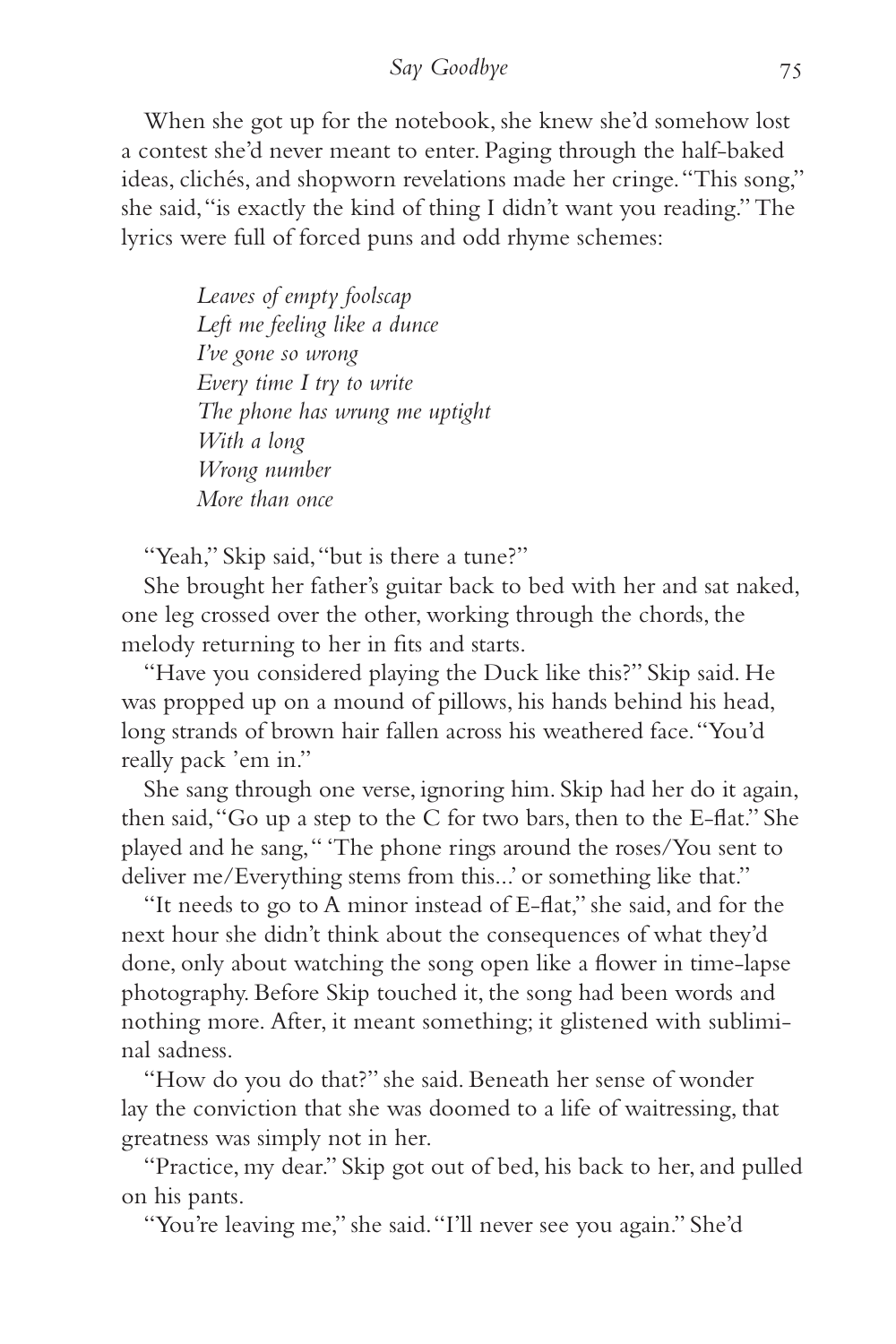When she got up for the notebook, she knew she'd somehow lost a contest she'd never meant to enter. Paging through the half-baked ideas, clichés, and shopworn revelations made her cringe. "This song," she said, "is exactly the kind of thing I didn't want you reading." The lyrics were full of forced puns and odd rhyme schemes:

> *Leaves of empty foolscap*
> *Left me feeling like a dunce*
> *I've gone so wrong*
> *Every time I try to write*
> *The phone has wrung me uptight*
> *With a long*
> *Wrong number*
> *More than once*

"Yeah," Skip said, "but is there a tune?"

She brought her father's guitar back to bed with her and sat naked, one leg crossed over the other, working through the chords, the melody returning to her in fits and starts.

"Have you considered playing the Duck like this?" Skip said. He was propped up on a mound of pillows, his hands behind his head, long strands of brown hair fallen across his weathered face. "You'd really pack 'em in."

She sang through one verse, ignoring him. Skip had her do it again, then said, "Go up a step to the C for two bars, then to the E-flat." She played and he sang, " 'The phone rings around the roses/You sent to deliver me/Everything stems from this...' or something like that."

"It needs to go to A minor instead of E-flat," she said, and for the next hour she didn't think about the consequences of what they'd done, only about watching the song open like a flower in time-lapse photography. Before Skip touched it, the song had been words and nothing more. After, it meant something; it glistened with subliminal sadness.

"How do you do that?" she said. Beneath her sense of wonder lay the conviction that she was doomed to a life of waitressing, that greatness was simply not in her.

"Practice, my dear." Skip got out of bed, his back to her, and pulled on his pants.

"You're leaving me," she said. "I'll never see you again." She'd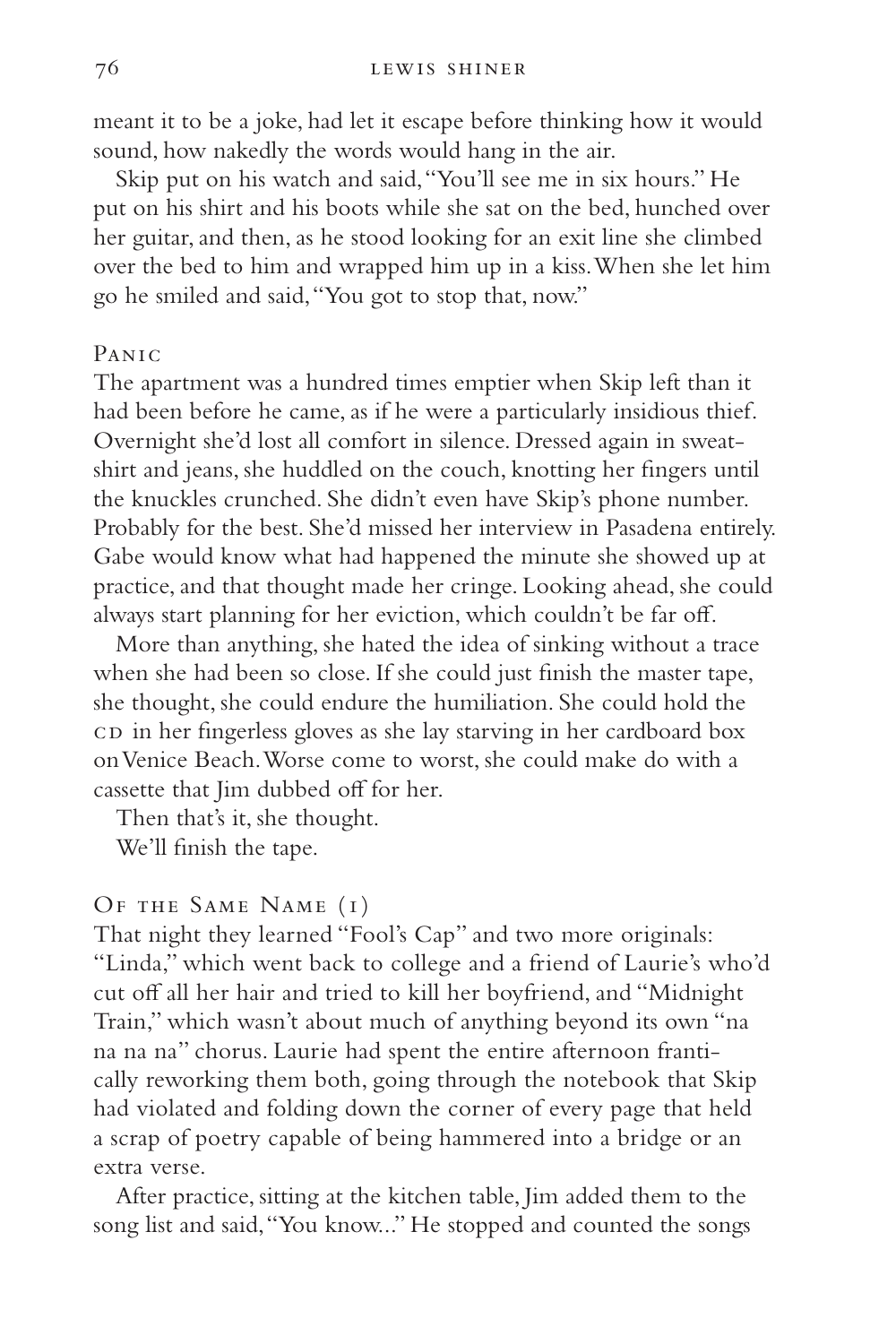meant it to be a joke, had let it escape before thinking how it would sound, how nakedly the words would hang in the air.

Skip put on his watch and said, "You'll see me in six hours." He put on his shirt and his boots while she sat on the bed, hunched over her guitar, and then, as he stood looking for an exit line she climbed over the bed to him and wrapped him up in a kiss. When she let him go he smiled and said, "You got to stop that, now."

### Panic

The apartment was a hundred times emptier when Skip left than it had been before he came, as if he were a particularly insidious thief. Overnight she'd lost all comfort in silence. Dressed again in sweatshirt and jeans, she huddled on the couch, knotting her fingers until the knuckles crunched. She didn't even have Skip's phone number. Probably for the best. She'd missed her interview in Pasadena entirely. Gabe would know what had happened the minute she showed up at practice, and that thought made her cringe. Looking ahead, she could always start planning for her eviction, which couldn't be far off.

More than anything, she hated the idea of sinking without a trace when she had been so close. If she could just finish the master tape, she thought, she could endure the humiliation. She could hold the CD in her fingerless gloves as she lay starving in her cardboard box on Venice Beach. Worse come to worst, she could make do with a cassette that Jim dubbed off for her.

Then that's it, she thought.

We'll finish the tape.

### Of the Same Name (1)

That night they learned "Fool's Cap" and two more originals: "Linda," which went back to college and a friend of Laurie's who'd cut off all her hair and tried to kill her boyfriend, and "Midnight Train," which wasn't about much of anything beyond its own "na na na na" chorus. Laurie had spent the entire afternoon frantically reworking them both, going through the notebook that Skip had violated and folding down the corner of every page that held a scrap of poetry capable of being hammered into a bridge or an extra verse.

After practice, sitting at the kitchen table, Jim added them to the song list and said, "You know..." He stopped and counted the songs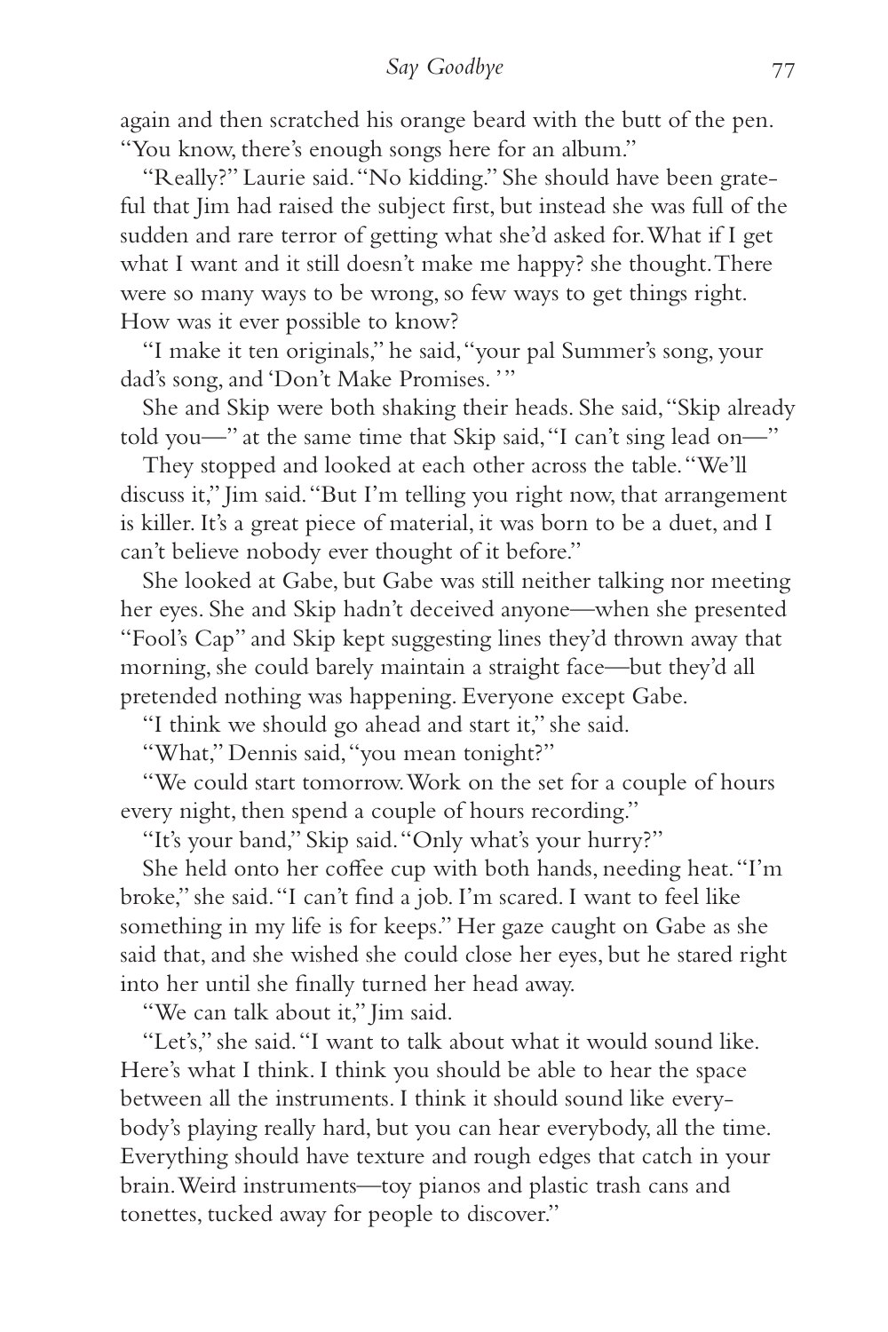again and then scratched his orange beard with the butt of the pen. "You know, there's enough songs here for an album."

"Really?" Laurie said. "No kidding." She should have been grateful that Jim had raised the subject first, but instead she was full of the sudden and rare terror of getting what she'd asked for. What if I get what I want and it still doesn't make me happy? she thought. There were so many ways to be wrong, so few ways to get things right. How was it ever possible to know?

"I make it ten originals," he said, "your pal Summer's song, your dad's song, and 'Don't Make Promises.'"

She and Skip were both shaking their heads. She said, "Skip already told you—" at the same time that Skip said, "I can't sing lead on—"

They stopped and looked at each other across the table. "We'll discuss it," Jim said. "But I'm telling you right now, that arrangement is killer. It's a great piece of material, it was born to be a duet, and I can't believe nobody ever thought of it before."

She looked at Gabe, but Gabe was still neither talking nor meeting her eyes. She and Skip hadn't deceived anyone—when she presented "Fool's Cap" and Skip kept suggesting lines they'd thrown away that morning, she could barely maintain a straight face—but they'd all pretended nothing was happening. Everyone except Gabe.

"I think we should go ahead and start it," she said.

"What," Dennis said, "you mean tonight?"

"We could start tomorrow. Work on the set for a couple of hours every night, then spend a couple of hours recording."

"It's your band," Skip said. "Only what's your hurry?"

She held onto her coffee cup with both hands, needing heat. "I'm broke," she said. "I can't find a job. I'm scared. I want to feel like something in my life is for keeps." Her gaze caught on Gabe as she said that, and she wished she could close her eyes, but he stared right into her until she finally turned her head away.

"We can talk about it," Jim said.

"Let's," she said. "I want to talk about what it would sound like. Here's what I think. I think you should be able to hear the space between all the instruments. I think it should sound like everybody's playing really hard, but you can hear everybody, all the time. Everything should have texture and rough edges that catch in your brain. Weird instruments—toy pianos and plastic trash cans and tonettes, tucked away for people to discover."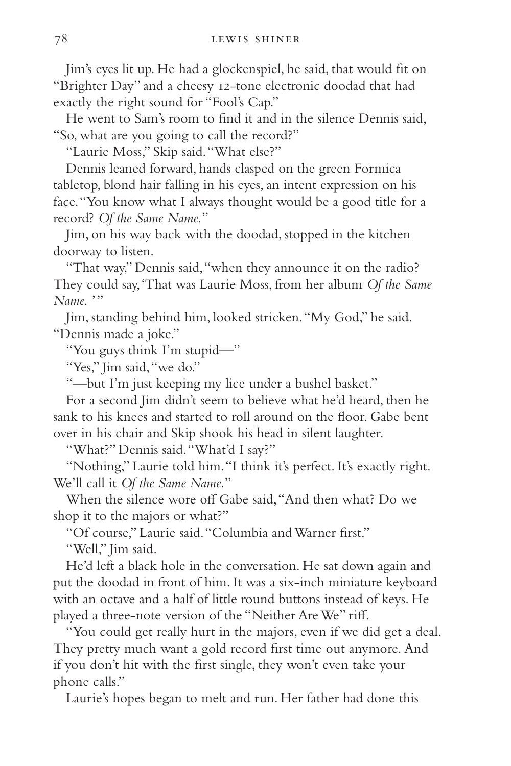Jim's eyes lit up. He had a glockenspiel, he said, that would fit on "Brighter Day" and a cheesy 12-tone electronic doodad that had exactly the right sound for "Fool's Cap."

He went to Sam's room to find it and in the silence Dennis said, "So, what are you going to call the record?"

"Laurie Moss," Skip said. "What else?"

Dennis leaned forward, hands clasped on the green Formica tabletop, blond hair falling in his eyes, an intent expression on his face. "You know what I always thought would be a good title for a record? *Of the Same Name.*"

Jim, on his way back with the doodad, stopped in the kitchen doorway to listen.

"That way," Dennis said, "when they announce it on the radio? They could say, 'That was Laurie Moss, from her album *Of the Same Name.*'"

Jim, standing behind him, looked stricken. "My God," he said. "Dennis made a joke."

"You guys think I'm stupid—"

"Yes," Jim said, "we do."

"—but I'm just keeping my lice under a bushel basket."

For a second Jim didn't seem to believe what he'd heard, then he sank to his knees and started to roll around on the floor. Gabe bent over in his chair and Skip shook his head in silent laughter.

"What?" Dennis said. "What'd I say?"

"Nothing," Laurie told him. "I think it's perfect. It's exactly right. We'll call it *Of the Same Name.*"

When the silence wore off Gabe said, "And then what? Do we shop it to the majors or what?"

"Of course," Laurie said. "Columbia and Warner first."

"Well," Jim said.

He'd left a black hole in the conversation. He sat down again and put the doodad in front of him. It was a six-inch miniature keyboard with an octave and a half of little round buttons instead of keys. He played a three-note version of the "Neither Are We" riff.

"You could get really hurt in the majors, even if we did get a deal. They pretty much want a gold record first time out anymore. And if you don't hit with the first single, they won't even take your phone calls."

Laurie's hopes began to melt and run. Her father had done this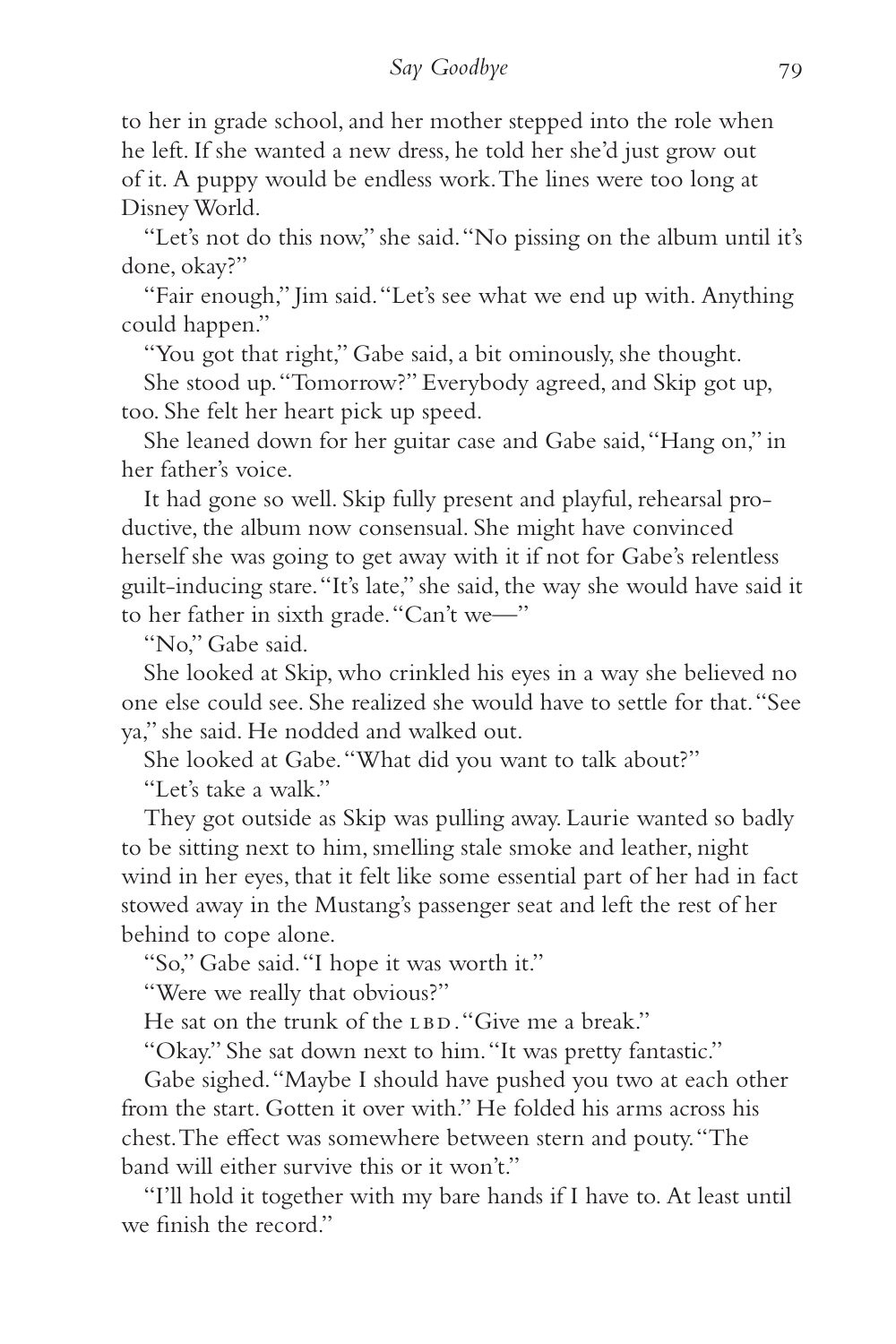to her in grade school, and her mother stepped into the role when he left. If she wanted a new dress, he told her she'd just grow out of it. A puppy would be endless work. The lines were too long at Disney World.

"Let's not do this now," she said. "No pissing on the album until it's done, okay?"

"Fair enough," Jim said. "Let's see what we end up with. Anything could happen."

"You got that right," Gabe said, a bit ominously, she thought.

She stood up. "Tomorrow?" Everybody agreed, and Skip got up, too. She felt her heart pick up speed.

She leaned down for her guitar case and Gabe said, "Hang on," in her father's voice.

It had gone so well. Skip fully present and playful, rehearsal productive, the album now consensual. She might have convinced herself she was going to get away with it if not for Gabe's relentless guilt-inducing stare. "It's late," she said, the way she would have said it to her father in sixth grade. "Can't we—"

"No," Gabe said.

She looked at Skip, who crinkled his eyes in a way she believed no one else could see. She realized she would have to settle for that. "See ya," she said. He nodded and walked out.

She looked at Gabe. "What did you want to talk about?"

"Let's take a walk."

They got outside as Skip was pulling away. Laurie wanted so badly to be sitting next to him, smelling stale smoke and leather, night wind in her eyes, that it felt like some essential part of her had in fact stowed away in the Mustang's passenger seat and left the rest of her behind to cope alone.

"So," Gabe said. "I hope it was worth it."

"Were we really that obvious?"

He sat on the trunk of the LBD. "Give me a break."

"Okay." She sat down next to him. "It was pretty fantastic."

Gabe sighed. "Maybe I should have pushed you two at each other from the start. Gotten it over with." He folded his arms across his chest. The effect was somewhere between stern and pouty. "The band will either survive this or it won't."

"I'll hold it together with my bare hands if I have to. At least until we finish the record."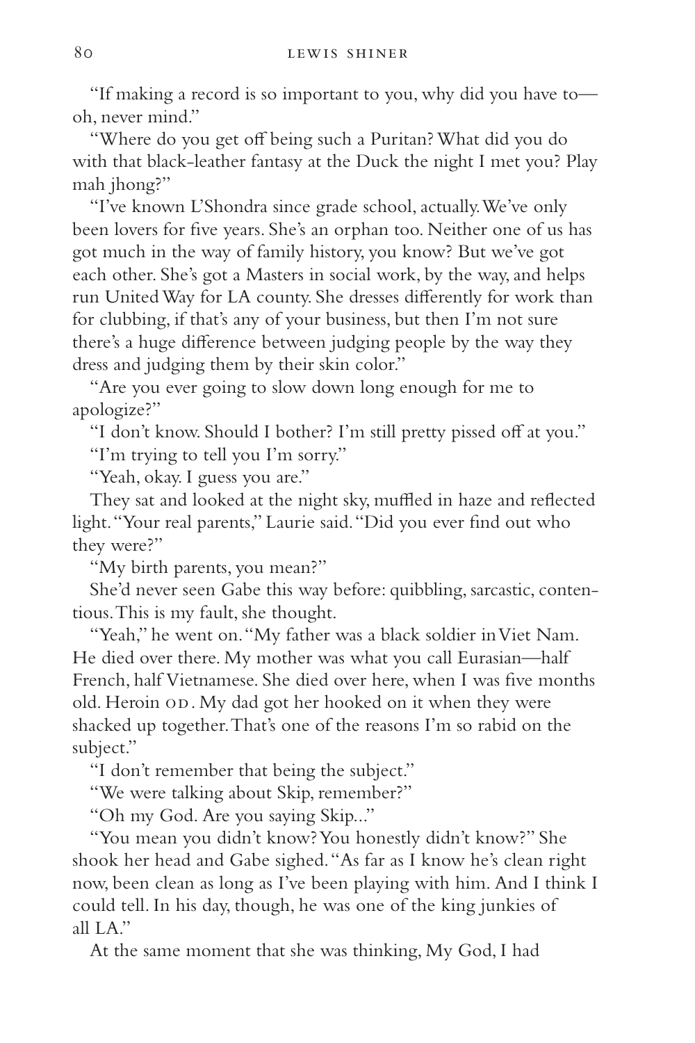"If making a record is so important to you, why did you have to—oh, never mind."

"Where do you get off being such a Puritan? What did you do with that black-leather fantasy at the Duck the night I met you? Play mah jhong?"

"I've known L'Shondra since grade school, actually. We've only been lovers for five years. She's an orphan too. Neither one of us has got much in the way of family history, you know? But we've got each other. She's got a Masters in social work, by the way, and helps run United Way for LA county. She dresses differently for work than for clubbing, if that's any of your business, but then I'm not sure there's a huge difference between judging people by the way they dress and judging them by their skin color."

"Are you ever going to slow down long enough for me to apologize?"

"I don't know. Should I bother? I'm still pretty pissed off at you."

"I'm trying to tell you I'm sorry."

"Yeah, okay. I guess you are."

They sat and looked at the night sky, muffled in haze and reflected light. "Your real parents," Laurie said. "Did you ever find out who they were?"

"My birth parents, you mean?"

She'd never seen Gabe this way before: quibbling, sarcastic, contentious. This is my fault, she thought.

"Yeah," he went on. "My father was a black soldier in Viet Nam. He died over there. My mother was what you call Eurasian—half French, half Vietnamese. She died over here, when I was five months old. Heroin OD. My dad got her hooked on it when they were shacked up together. That's one of the reasons I'm so rabid on the subject."

"I don't remember that being the subject."

"We were talking about Skip, remember?"

"Oh my God. Are you saying Skip..."

"You mean you didn't know? You honestly didn't know?" She shook her head and Gabe sighed. "As far as I know he's clean right now, been clean as long as I've been playing with him. And I think I could tell. In his day, though, he was one of the king junkies of all LA."

At the same moment that she was thinking, My God, I had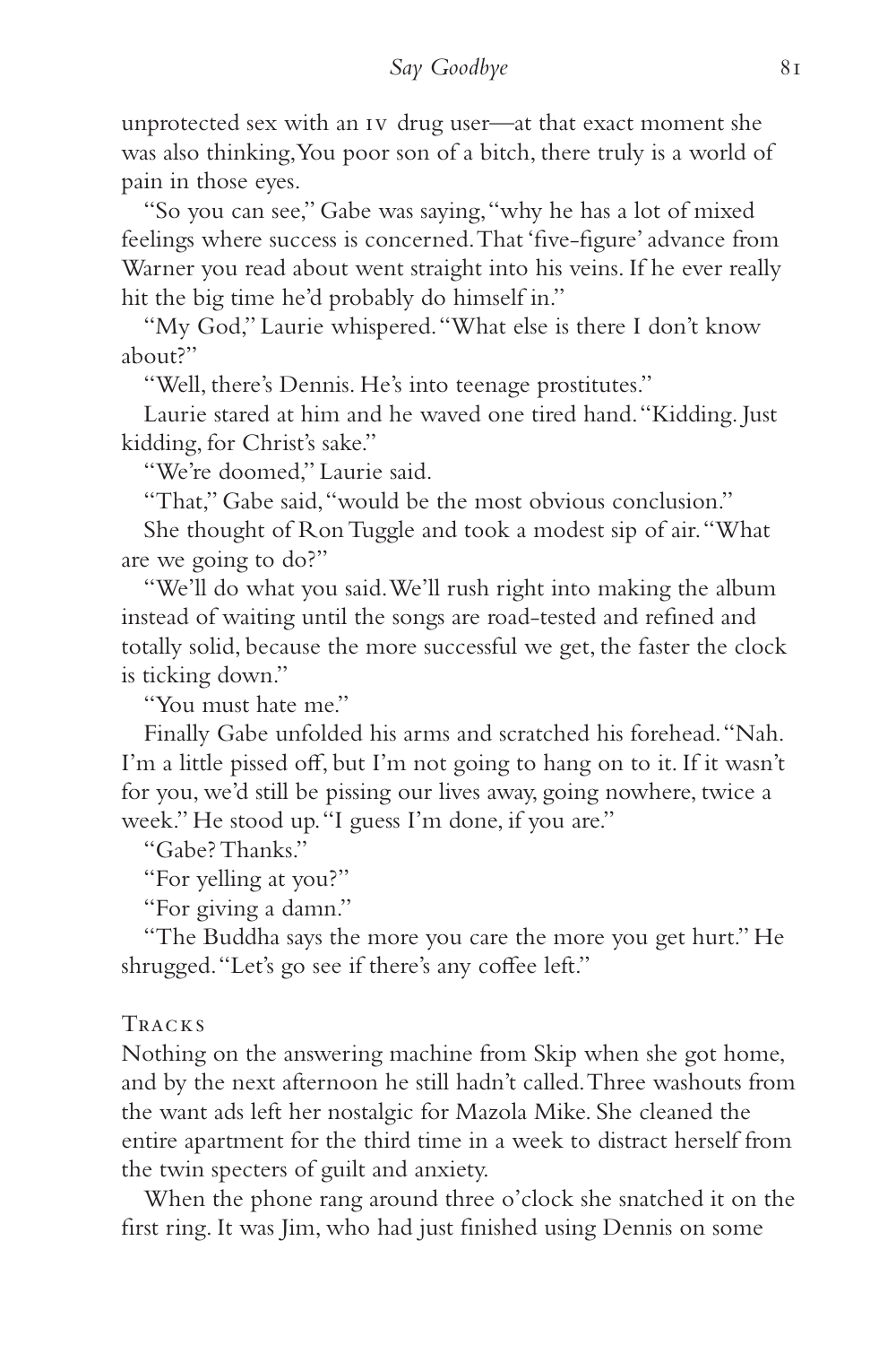unprotected sex with an IV drug user—at that exact moment she was also thinking, You poor son of a bitch, there truly is a world of pain in those eyes.

"So you can see," Gabe was saying, "why he has a lot of mixed feelings where success is concerned. That 'five-figure' advance from Warner you read about went straight into his veins. If he ever really hit the big time he'd probably do himself in."

"My God," Laurie whispered. "What else is there I don't know about?"

"Well, there's Dennis. He's into teenage prostitutes."

Laurie stared at him and he waved one tired hand. "Kidding. Just kidding, for Christ's sake."

"We're doomed," Laurie said.

"That," Gabe said, "would be the most obvious conclusion."

She thought of Ron Tuggle and took a modest sip of air. "What are we going to do?"

"We'll do what you said. We'll rush right into making the album instead of waiting until the songs are road-tested and refined and totally solid, because the more successful we get, the faster the clock is ticking down."

"You must hate me."

Finally Gabe unfolded his arms and scratched his forehead. "Nah. I'm a little pissed off, but I'm not going to hang on to it. If it wasn't for you, we'd still be pissing our lives away, going nowhere, twice a week." He stood up. "I guess I'm done, if you are."

"Gabe? Thanks."

"For yelling at you?"

"For giving a damn."

"The Buddha says the more you care the more you get hurt." He shrugged. "Let's go see if there's any coffee left."

TRACKS

Nothing on the answering machine from Skip when she got home, and by the next afternoon he still hadn't called. Three washouts from the want ads left her nostalgic for Mazola Mike. She cleaned the entire apartment for the third time in a week to distract herself from the twin specters of guilt and anxiety.

When the phone rang around three o'clock she snatched it on the first ring. It was Jim, who had just finished using Dennis on some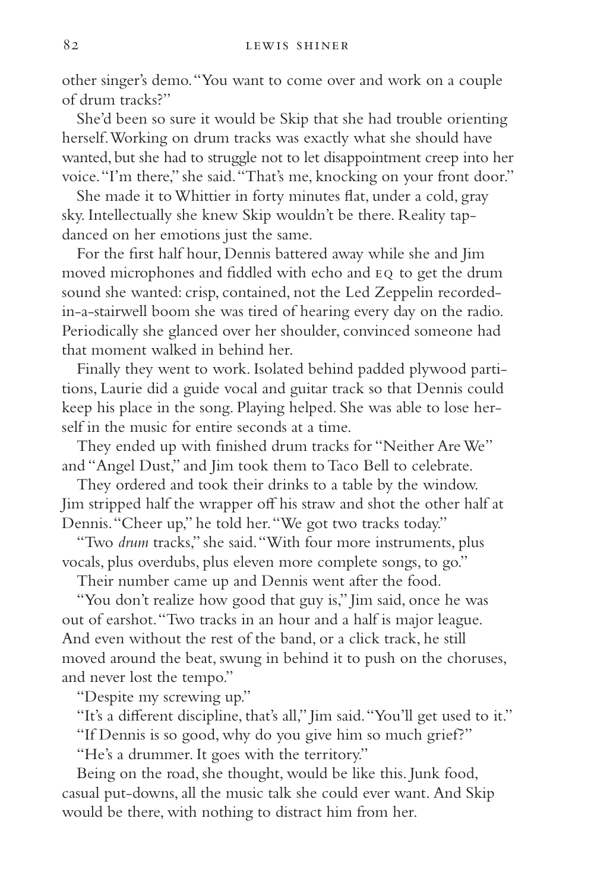other singer's demo. "You want to come over and work on a couple of drum tracks?"

She'd been so sure it would be Skip that she had trouble orienting herself. Working on drum tracks was exactly what she should have wanted, but she had to struggle not to let disappointment creep into her voice. "I'm there," she said. "That's me, knocking on your front door."

She made it to Whittier in forty minutes flat, under a cold, gray sky. Intellectually she knew Skip wouldn't be there. Reality tap-danced on her emotions just the same.

For the first half hour, Dennis battered away while she and Jim moved microphones and fiddled with echo and EQ to get the drum sound she wanted: crisp, contained, not the Led Zeppelin recorded-in-a-stairwell boom she was tired of hearing every day on the radio. Periodically she glanced over her shoulder, convinced someone had that moment walked in behind her.

Finally they went to work. Isolated behind padded plywood partitions, Laurie did a guide vocal and guitar track so that Dennis could keep his place in the song. Playing helped. She was able to lose herself in the music for entire seconds at a time.

They ended up with finished drum tracks for "Neither Are We" and "Angel Dust," and Jim took them to Taco Bell to celebrate.

They ordered and took their drinks to a table by the window. Jim stripped half the wrapper off his straw and shot the other half at Dennis. "Cheer up," he told her. "We got two tracks today."

"Two *drum* tracks," she said. "With four more instruments, plus vocals, plus overdubs, plus eleven more complete songs, to go."

Their number came up and Dennis went after the food.

"You don't realize how good that guy is," Jim said, once he was out of earshot. "Two tracks in an hour and a half is major league. And even without the rest of the band, or a click track, he still moved around the beat, swung in behind it to push on the choruses, and never lost the tempo."

"Despite my screwing up."

"It's a different discipline, that's all," Jim said. "You'll get used to it."

"If Dennis is so good, why do you give him so much grief?"

"He's a drummer. It goes with the territory."

Being on the road, she thought, would be like this. Junk food, casual put-downs, all the music talk she could ever want. And Skip would be there, with nothing to distract him from her.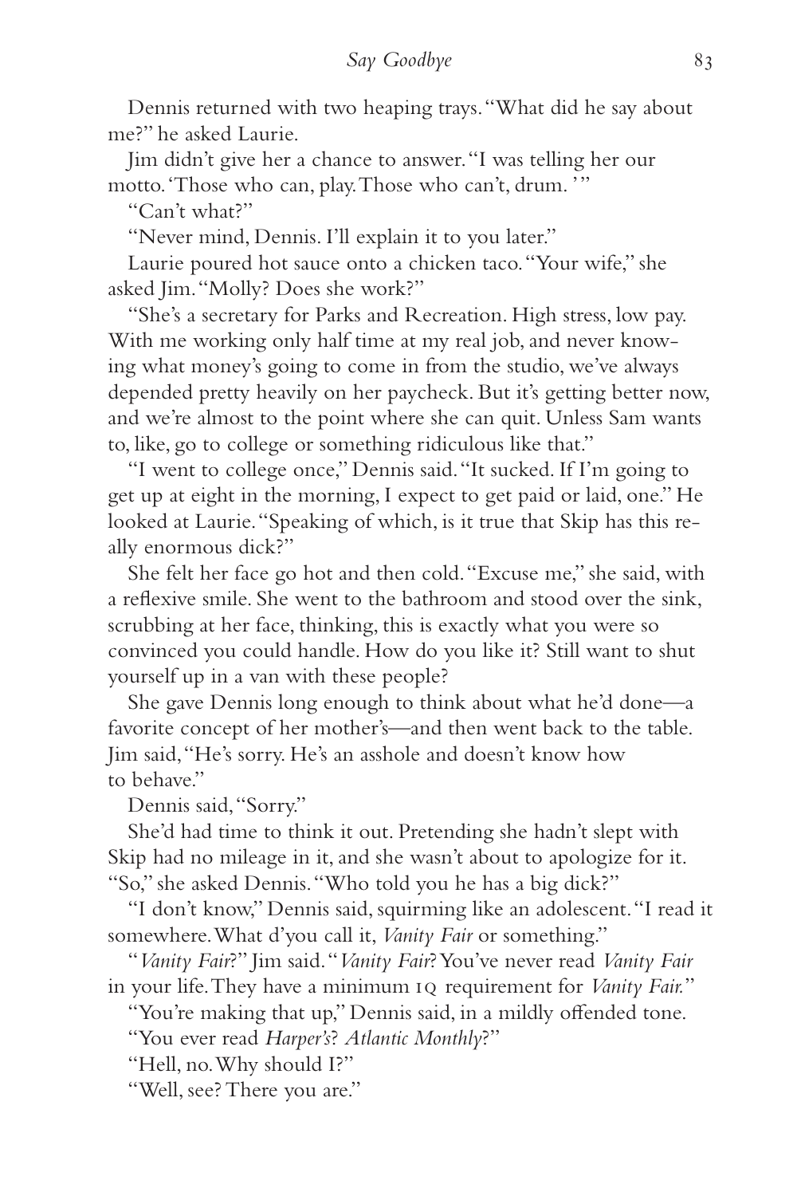Dennis returned with two heaping trays. "What did he say about me?" he asked Laurie.

Jim didn't give her a chance to answer. "I was telling her our motto. 'Those who can, play. Those who can't, drum.'"

"Can't what?"

"Never mind, Dennis. I'll explain it to you later."

Laurie poured hot sauce onto a chicken taco. "Your wife," she asked Jim. "Molly? Does she work?"

"She's a secretary for Parks and Recreation. High stress, low pay. With me working only half time at my real job, and never knowing what money's going to come in from the studio, we've always depended pretty heavily on her paycheck. But it's getting better now, and we're almost to the point where she can quit. Unless Sam wants to, like, go to college or something ridiculous like that."

"I went to college once," Dennis said. "It sucked. If I'm going to get up at eight in the morning, I expect to get paid or laid, one." He looked at Laurie. "Speaking of which, is it true that Skip has this really enormous dick?"

She felt her face go hot and then cold. "Excuse me," she said, with a reflexive smile. She went to the bathroom and stood over the sink, scrubbing at her face, thinking, this is exactly what you were so convinced you could handle. How do you like it? Still want to shut yourself up in a van with these people?

She gave Dennis long enough to think about what he'd done—a favorite concept of her mother's—and then went back to the table. Jim said, "He's sorry. He's an asshole and doesn't know how to behave."

Dennis said, "Sorry."

She'd had time to think it out. Pretending she hadn't slept with Skip had no mileage in it, and she wasn't about to apologize for it. "So," she asked Dennis. "Who told you he has a big dick?"

"I don't know," Dennis said, squirming like an adolescent. "I read it somewhere. What d'you call it, *Vanity Fair* or something."

"*Vanity Fair*?" Jim said. "*Vanity Fair*? You've never read *Vanity Fair* in your life. They have a minimum IQ requirement for *Vanity Fair*."

"You're making that up," Dennis said, in a mildly offended tone.

"You ever read *Harper's*? *Atlantic Monthly*?"

"Hell, no. Why should I?"

"Well, see? There you are."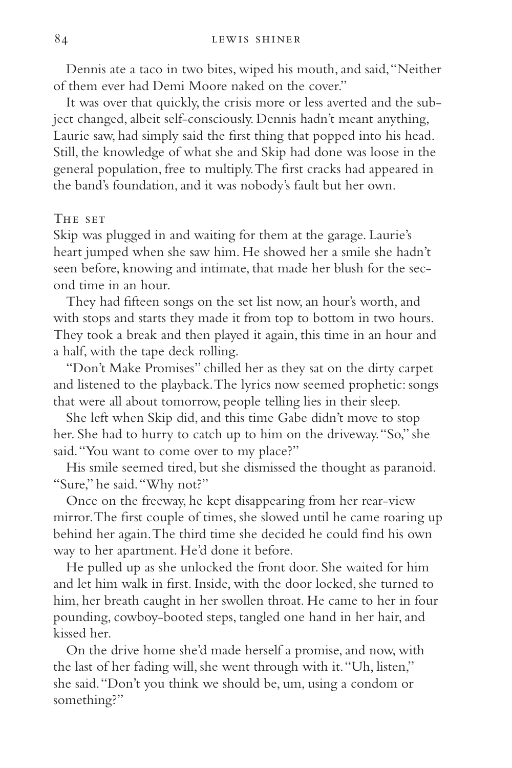Dennis ate a taco in two bites, wiped his mouth, and said, "Neither of them ever had Demi Moore naked on the cover."

It was over that quickly, the crisis more or less averted and the subject changed, albeit self-consciously. Dennis hadn't meant anything, Laurie saw, had simply said the first thing that popped into his head. Still, the knowledge of what she and Skip had done was loose in the general population, free to multiply. The first cracks had appeared in the band's foundation, and it was nobody's fault but her own.

The set

Skip was plugged in and waiting for them at the garage. Laurie's heart jumped when she saw him. He showed her a smile she hadn't seen before, knowing and intimate, that made her blush for the second time in an hour.

They had fifteen songs on the set list now, an hour's worth, and with stops and starts they made it from top to bottom in two hours. They took a break and then played it again, this time in an hour and a half, with the tape deck rolling.

"Don't Make Promises" chilled her as they sat on the dirty carpet and listened to the playback. The lyrics now seemed prophetic: songs that were all about tomorrow, people telling lies in their sleep.

She left when Skip did, and this time Gabe didn't move to stop her. She had to hurry to catch up to him on the driveway. "So," she said. "You want to come over to my place?"

His smile seemed tired, but she dismissed the thought as paranoid. "Sure," he said. "Why not?"

Once on the freeway, he kept disappearing from her rear-view mirror. The first couple of times, she slowed until he came roaring up behind her again. The third time she decided he could find his own way to her apartment. He'd done it before.

He pulled up as she unlocked the front door. She waited for him and let him walk in first. Inside, with the door locked, she turned to him, her breath caught in her swollen throat. He came to her in four pounding, cowboy-booted steps, tangled one hand in her hair, and kissed her.

On the drive home she'd made herself a promise, and now, with the last of her fading will, she went through with it. "Uh, listen," she said. "Don't you think we should be, um, using a condom or something?"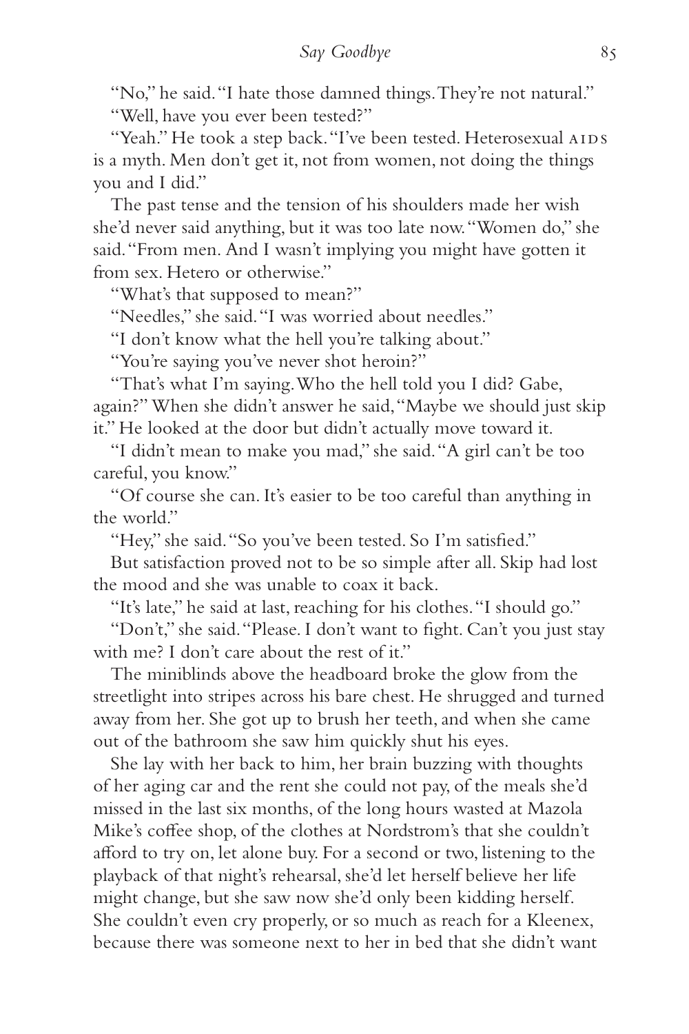"No," he said. "I hate those damned things. They're not natural."

"Well, have you ever been tested?"

"Yeah." He took a step back. "I've been tested. Heterosexual AIDS is a myth. Men don't get it, not from women, not doing the things you and I did."

The past tense and the tension of his shoulders made her wish she'd never said anything, but it was too late now. "Women do," she said. "From men. And I wasn't implying you might have gotten it from sex. Hetero or otherwise."

"What's that supposed to mean?"

"Needles," she said. "I was worried about needles."

"I don't know what the hell you're talking about."

"You're saying you've never shot heroin?"

"That's what I'm saying. Who the hell told you I did? Gabe, again?" When she didn't answer he said, "Maybe we should just skip it." He looked at the door but didn't actually move toward it.

"I didn't mean to make you mad," she said. "A girl can't be too careful, you know."

"Of course she can. It's easier to be too careful than anything in the world."

"Hey," she said. "So you've been tested. So I'm satisfied."

But satisfaction proved not to be so simple after all. Skip had lost the mood and she was unable to coax it back.

"It's late," he said at last, reaching for his clothes. "I should go."

"Don't," she said. "Please. I don't want to fight. Can't you just stay with me? I don't care about the rest of it."

The miniblinds above the headboard broke the glow from the streetlight into stripes across his bare chest. He shrugged and turned away from her. She got up to brush her teeth, and when she came out of the bathroom she saw him quickly shut his eyes.

She lay with her back to him, her brain buzzing with thoughts of her aging car and the rent she could not pay, of the meals she'd missed in the last six months, of the long hours wasted at Mazola Mike's coffee shop, of the clothes at Nordstrom's that she couldn't afford to try on, let alone buy. For a second or two, listening to the playback of that night's rehearsal, she'd let herself believe her life might change, but she saw now she'd only been kidding herself. She couldn't even cry properly, or so much as reach for a Kleenex, because there was someone next to her in bed that she didn't want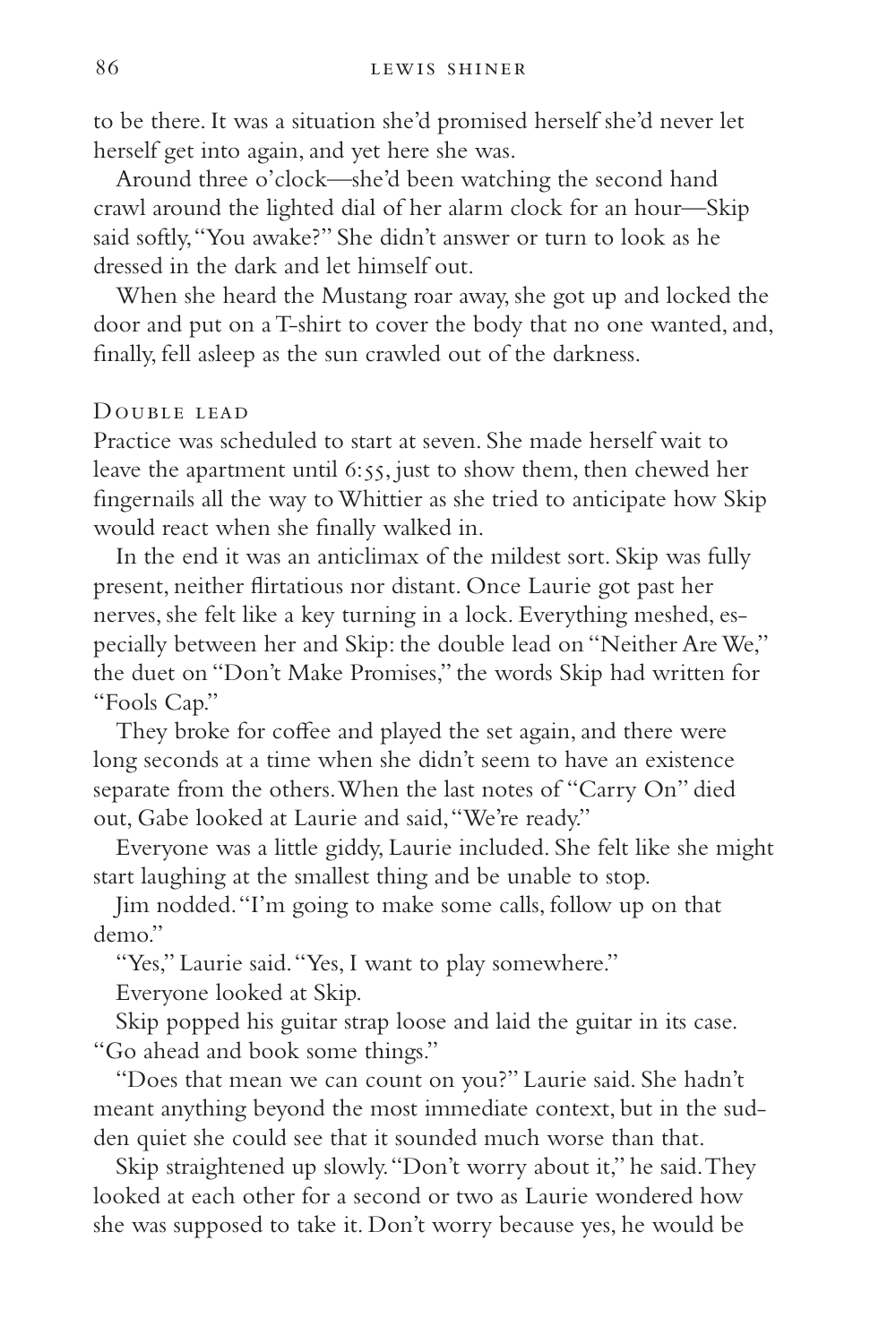to be there. It was a situation she'd promised herself she'd never let herself get into again, and yet here she was.

Around three o'clock—she'd been watching the second hand crawl around the lighted dial of her alarm clock for an hour—Skip said softly, "You awake?" She didn't answer or turn to look as he dressed in the dark and let himself out.

When she heard the Mustang roar away, she got up and locked the door and put on a T-shirt to cover the body that no one wanted, and, finally, fell asleep as the sun crawled out of the darkness.

### Double lead

Practice was scheduled to start at seven. She made herself wait to leave the apartment until 6:55, just to show them, then chewed her fingernails all the way to Whittier as she tried to anticipate how Skip would react when she finally walked in.

In the end it was an anticlimax of the mildest sort. Skip was fully present, neither flirtatious nor distant. Once Laurie got past her nerves, she felt like a key turning in a lock. Everything meshed, especially between her and Skip: the double lead on "Neither Are We," the duet on "Don't Make Promises," the words Skip had written for "Fools Cap."

They broke for coffee and played the set again, and there were long seconds at a time when she didn't seem to have an existence separate from the others. When the last notes of "Carry On" died out, Gabe looked at Laurie and said, "We're ready."

Everyone was a little giddy, Laurie included. She felt like she might start laughing at the smallest thing and be unable to stop.

Jim nodded. "I'm going to make some calls, follow up on that demo."

"Yes," Laurie said. "Yes, I want to play somewhere."

Everyone looked at Skip.

Skip popped his guitar strap loose and laid the guitar in its case. "Go ahead and book some things."

"Does that mean we can count on you?" Laurie said. She hadn't meant anything beyond the most immediate context, but in the sudden quiet she could see that it sounded much worse than that.

Skip straightened up slowly. "Don't worry about it," he said. They looked at each other for a second or two as Laurie wondered how she was supposed to take it. Don't worry because yes, he would be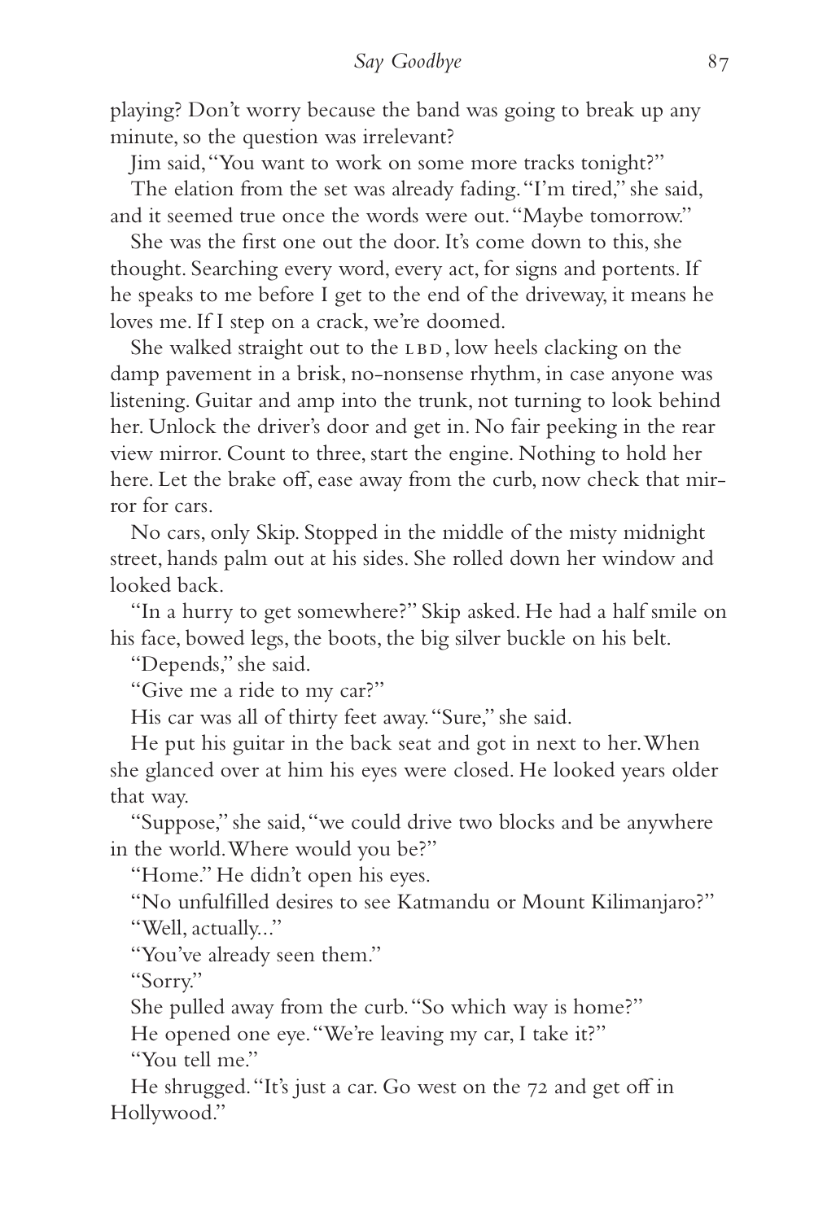playing? Don't worry because the band was going to break up any minute, so the question was irrelevant?

Jim said, "You want to work on some more tracks tonight?"

The elation from the set was already fading. "I'm tired," she said, and it seemed true once the words were out. "Maybe tomorrow."

She was the first one out the door. It's come down to this, she thought. Searching every word, every act, for signs and portents. If he speaks to me before I get to the end of the driveway, it means he loves me. If I step on a crack, we're doomed.

She walked straight out to the LBD, low heels clacking on the damp pavement in a brisk, no-nonsense rhythm, in case anyone was listening. Guitar and amp into the trunk, not turning to look behind her. Unlock the driver's door and get in. No fair peeking in the rear view mirror. Count to three, start the engine. Nothing to hold her here. Let the brake off, ease away from the curb, now check that mirror for cars.

No cars, only Skip. Stopped in the middle of the misty midnight street, hands palm out at his sides. She rolled down her window and looked back.

"In a hurry to get somewhere?" Skip asked. He had a half smile on his face, bowed legs, the boots, the big silver buckle on his belt.

"Depends," she said.

"Give me a ride to my car?"

His car was all of thirty feet away. "Sure," she said.

He put his guitar in the back seat and got in next to her. When she glanced over at him his eyes were closed. He looked years older that way.

"Suppose," she said, "we could drive two blocks and be anywhere in the world. Where would you be?"

"Home." He didn't open his eyes.

"No unfulfilled desires to see Katmandu or Mount Kilimanjaro?"

"Well, actually..."

"You've already seen them."

"Sorry."

She pulled away from the curb. "So which way is home?"

He opened one eye. "We're leaving my car, I take it?"

"You tell me."

He shrugged. "It's just a car. Go west on the 72 and get off in Hollywood."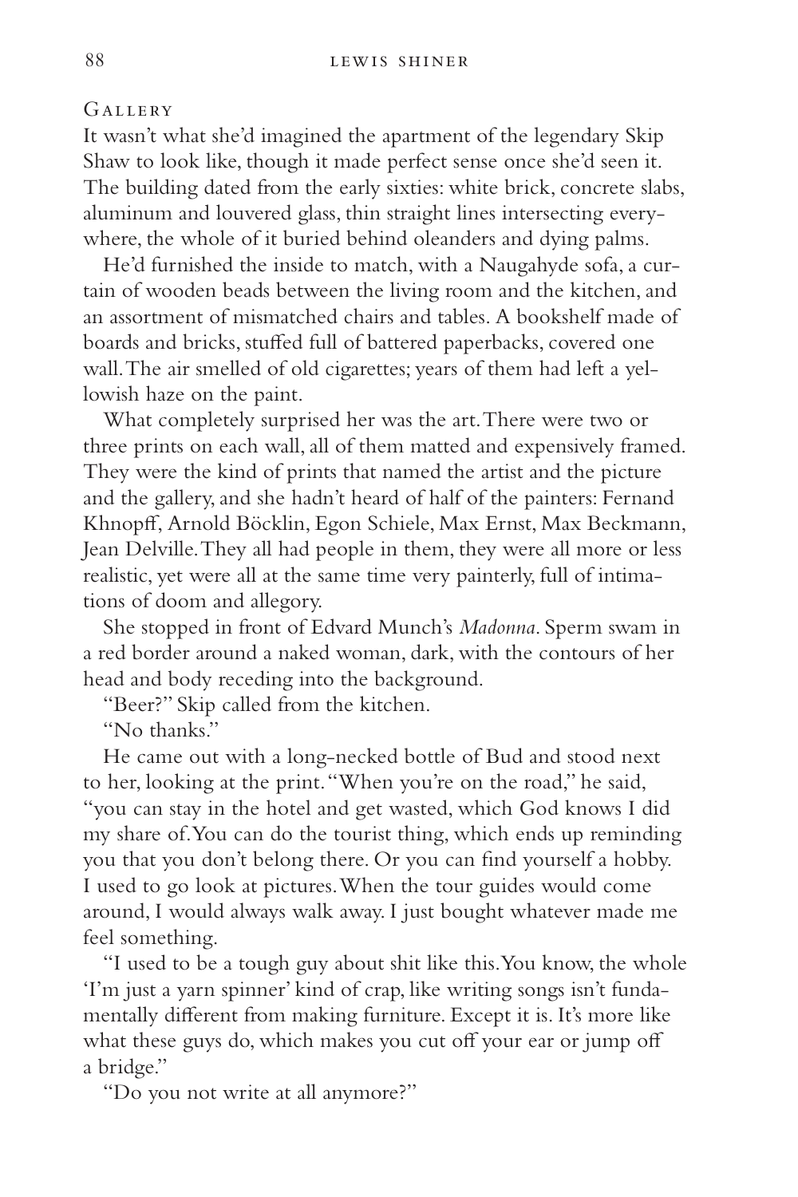Gallery

It wasn't what she'd imagined the apartment of the legendary Skip Shaw to look like, though it made perfect sense once she'd seen it. The building dated from the early sixties: white brick, concrete slabs, aluminum and louvered glass, thin straight lines intersecting everywhere, the whole of it buried behind oleanders and dying palms.

He'd furnished the inside to match, with a Naugahyde sofa, a curtain of wooden beads between the living room and the kitchen, and an assortment of mismatched chairs and tables. A bookshelf made of boards and bricks, stuffed full of battered paperbacks, covered one wall. The air smelled of old cigarettes; years of them had left a yellowish haze on the paint.

What completely surprised her was the art. There were two or three prints on each wall, all of them matted and expensively framed. They were the kind of prints that named the artist and the picture and the gallery, and she hadn't heard of half of the painters: Fernand Khnopff, Arnold Böcklin, Egon Schiele, Max Ernst, Max Beckmann, Jean Delville. They all had people in them, they were all more or less realistic, yet were all at the same time very painterly, full of intimations of doom and allegory.

She stopped in front of Edvard Munch's *Madonna*. Sperm swam in a red border around a naked woman, dark, with the contours of her head and body receding into the background.

"Beer?" Skip called from the kitchen.

"No thanks."

He came out with a long-necked bottle of Bud and stood next to her, looking at the print. "When you're on the road," he said, "you can stay in the hotel and get wasted, which God knows I did my share of. You can do the tourist thing, which ends up reminding you that you don't belong there. Or you can find yourself a hobby. I used to go look at pictures. When the tour guides would come around, I would always walk away. I just bought whatever made me feel something.

"I used to be a tough guy about shit like this. You know, the whole 'I'm just a yarn spinner' kind of crap, like writing songs isn't fundamentally different from making furniture. Except it is. It's more like what these guys do, which makes you cut off your ear or jump off a bridge."

"Do you not write at all anymore?"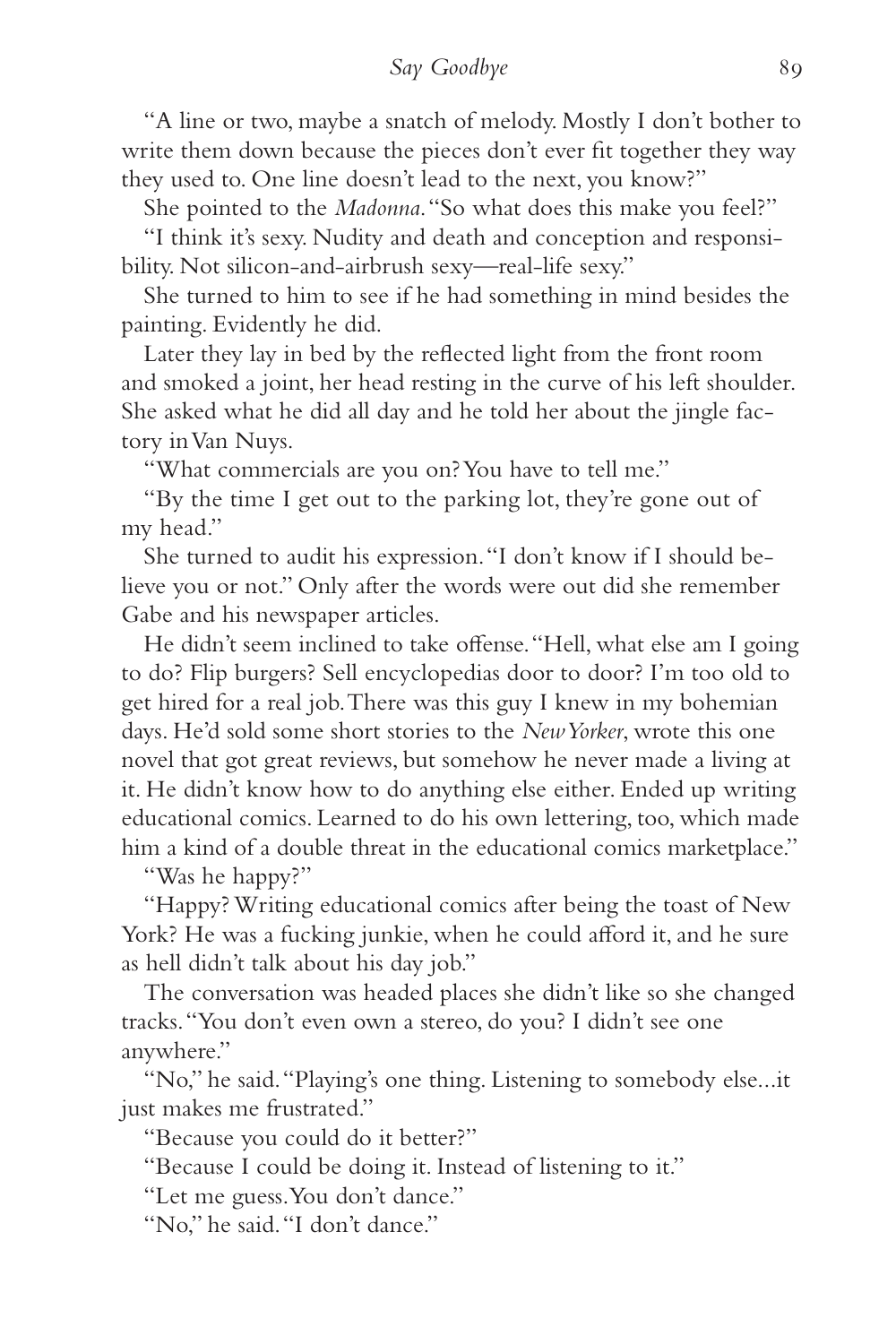"A line or two, maybe a snatch of melody. Mostly I don't bother to write them down because the pieces don't ever fit together they way they used to. One line doesn't lead to the next, you know?"

She pointed to the *Madonna*. "So what does this make you feel?"

"I think it's sexy. Nudity and death and conception and responsibility. Not silicon-and-airbrush sexy—real-life sexy."

She turned to him to see if he had something in mind besides the painting. Evidently he did.

Later they lay in bed by the reflected light from the front room and smoked a joint, her head resting in the curve of his left shoulder. She asked what he did all day and he told her about the jingle factory in Van Nuys.

"What commercials are you on? You have to tell me."

"By the time I get out to the parking lot, they're gone out of my head."

She turned to audit his expression. "I don't know if I should believe you or not." Only after the words were out did she remember Gabe and his newspaper articles.

He didn't seem inclined to take offense. "Hell, what else am I going to do? Flip burgers? Sell encyclopedias door to door? I'm too old to get hired for a real job. There was this guy I knew in my bohemian days. He'd sold some short stories to the *New Yorker*, wrote this one novel that got great reviews, but somehow he never made a living at it. He didn't know how to do anything else either. Ended up writing educational comics. Learned to do his own lettering, too, which made him a kind of a double threat in the educational comics marketplace."

"Was he happy?"

"Happy? Writing educational comics after being the toast of New York? He was a fucking junkie, when he could afford it, and he sure as hell didn't talk about his day job."

The conversation was headed places she didn't like so she changed tracks. "You don't even own a stereo, do you? I didn't see one anywhere."

"No," he said. "Playing's one thing. Listening to somebody else...it just makes me frustrated."

"Because you could do it better?"

"Because I could be doing it. Instead of listening to it."

"Let me guess. You don't dance."

"No," he said. "I don't dance."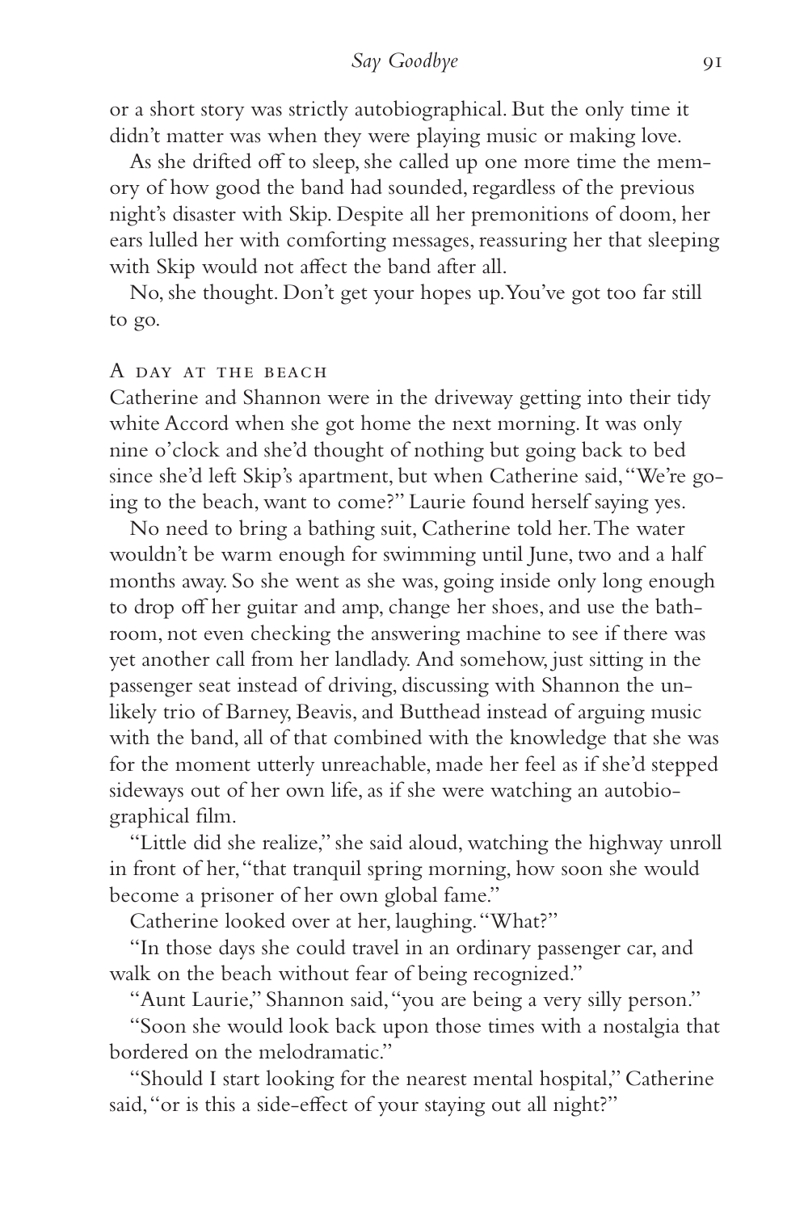or a short story was strictly autobiographical. But the only time it didn't matter was when they were playing music or making love.

As she drifted off to sleep, she called up one more time the memory of how good the band had sounded, regardless of the previous night's disaster with Skip. Despite all her premonitions of doom, her ears lulled her with comforting messages, reassuring her that sleeping with Skip would not affect the band after all.

No, she thought. Don't get your hopes up. You've got too far still to go.

## A day at the beach

Catherine and Shannon were in the driveway getting into their tidy white Accord when she got home the next morning. It was only nine o'clock and she'd thought of nothing but going back to bed since she'd left Skip's apartment, but when Catherine said, "We're going to the beach, want to come?" Laurie found herself saying yes.

No need to bring a bathing suit, Catherine told her. The water wouldn't be warm enough for swimming until June, two and a half months away. So she went as she was, going inside only long enough to drop off her guitar and amp, change her shoes, and use the bathroom, not even checking the answering machine to see if there was yet another call from her landlady. And somehow, just sitting in the passenger seat instead of driving, discussing with Shannon the unlikely trio of Barney, Beavis, and Butthead instead of arguing music with the band, all of that combined with the knowledge that she was for the moment utterly unreachable, made her feel as if she'd stepped sideways out of her own life, as if she were watching an autobiographical film.

"Little did she realize," she said aloud, watching the highway unroll in front of her, "that tranquil spring morning, how soon she would become a prisoner of her own global fame."

Catherine looked over at her, laughing. "What?"

"In those days she could travel in an ordinary passenger car, and walk on the beach without fear of being recognized."

"Aunt Laurie," Shannon said, "you are being a very silly person."

"Soon she would look back upon those times with a nostalgia that bordered on the melodramatic."

"Should I start looking for the nearest mental hospital," Catherine said, "or is this a side-effect of your staying out all night?"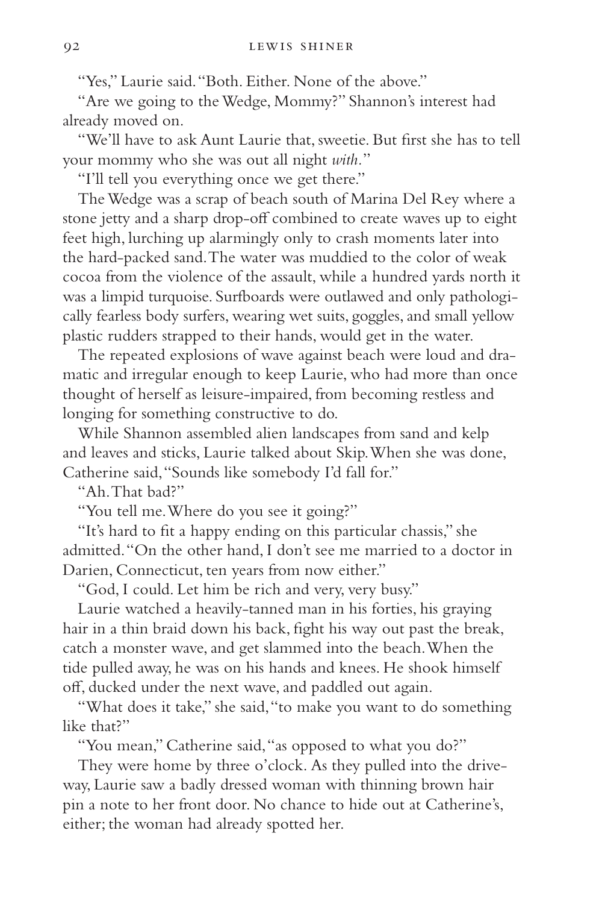"Yes," Laurie said. "Both. Either. None of the above."

"Are we going to the Wedge, Mommy?" Shannon's interest had already moved on.

"We'll have to ask Aunt Laurie that, sweetie. But first she has to tell your mommy who she was out all night *with.*"

"I'll tell you everything once we get there."

The Wedge was a scrap of beach south of Marina Del Rey where a stone jetty and a sharp drop-off combined to create waves up to eight feet high, lurching up alarmingly only to crash moments later into the hard-packed sand. The water was muddied to the color of weak cocoa from the violence of the assault, while a hundred yards north it was a limpid turquoise. Surfboards were outlawed and only pathologically fearless body surfers, wearing wet suits, goggles, and small yellow plastic rudders strapped to their hands, would get in the water.

The repeated explosions of wave against beach were loud and dramatic and irregular enough to keep Laurie, who had more than once thought of herself as leisure-impaired, from becoming restless and longing for something constructive to do.

While Shannon assembled alien landscapes from sand and kelp and leaves and sticks, Laurie talked about Skip. When she was done, Catherine said, "Sounds like somebody I'd fall for."

"Ah. That bad?"

"You tell me. Where do you see it going?"

"It's hard to fit a happy ending on this particular chassis," she admitted. "On the other hand, I don't see me married to a doctor in Darien, Connecticut, ten years from now either."

"God, I could. Let him be rich and very, very busy."

Laurie watched a heavily-tanned man in his forties, his graying hair in a thin braid down his back, fight his way out past the break, catch a monster wave, and get slammed into the beach. When the tide pulled away, he was on his hands and knees. He shook himself off, ducked under the next wave, and paddled out again.

"What does it take," she said, "to make you want to do something like that?"

"You mean," Catherine said, "as opposed to what you do?"

They were home by three o'clock. As they pulled into the driveway, Laurie saw a badly dressed woman with thinning brown hair pin a note to her front door. No chance to hide out at Catherine's, either; the woman had already spotted her.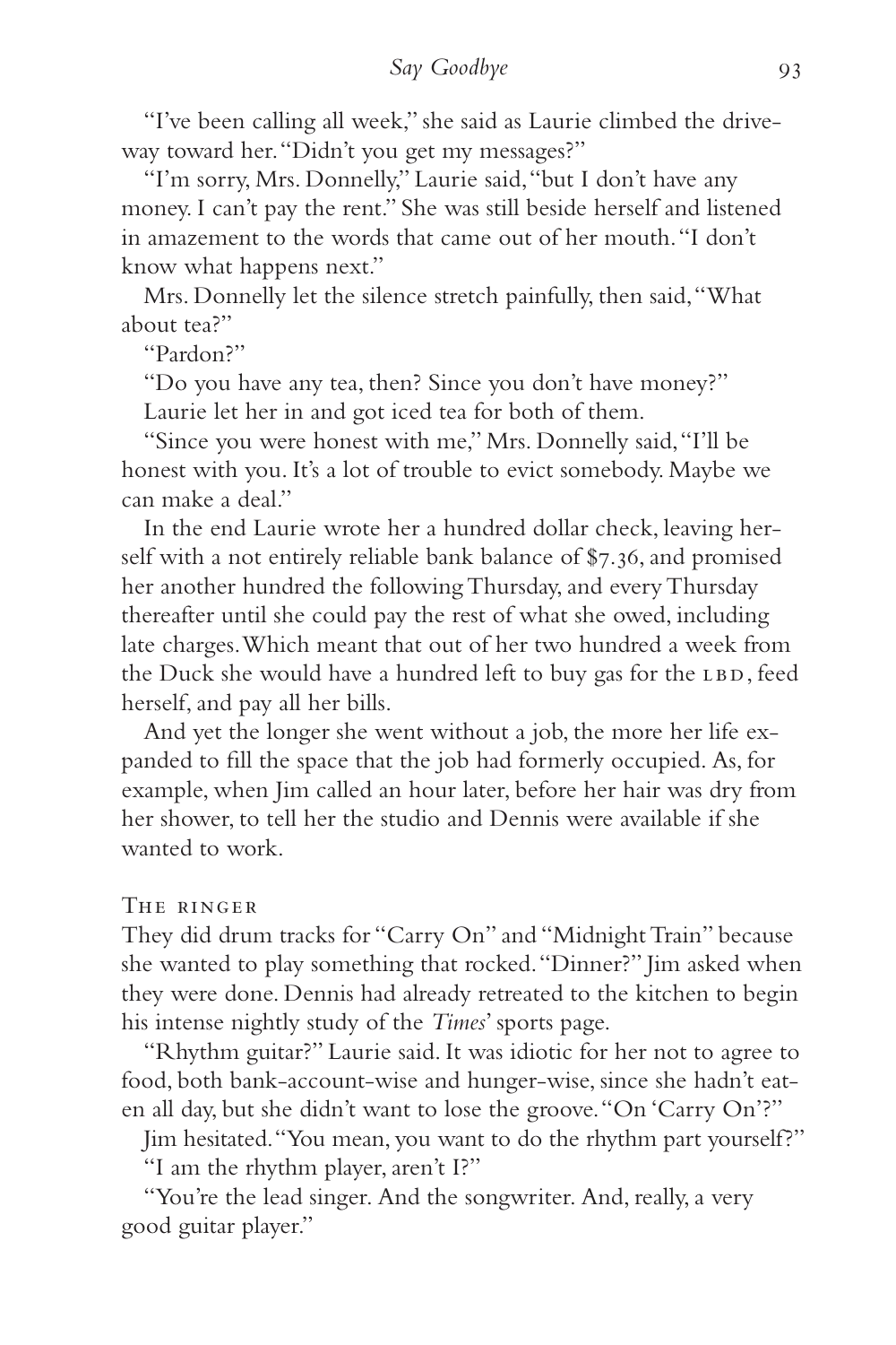"I've been calling all week," she said as Laurie climbed the driveway toward her. "Didn't you get my messages?"

"I'm sorry, Mrs. Donnelly," Laurie said, "but I don't have any money. I can't pay the rent." She was still beside herself and listened in amazement to the words that came out of her mouth. "I don't know what happens next."

Mrs. Donnelly let the silence stretch painfully, then said, "What about tea?"

"Pardon?"

"Do you have any tea, then? Since you don't have money?"

Laurie let her in and got iced tea for both of them.

"Since you were honest with me," Mrs. Donnelly said, "I'll be honest with you. It's a lot of trouble to evict somebody. Maybe we can make a deal."

In the end Laurie wrote her a hundred dollar check, leaving herself with a not entirely reliable bank balance of $7.36, and promised her another hundred the following Thursday, and every Thursday thereafter until she could pay the rest of what she owed, including late charges. Which meant that out of her two hundred a week from the Duck she would have a hundred left to buy gas for the LBD, feed herself, and pay all her bills.

And yet the longer she went without a job, the more her life expanded to fill the space that the job had formerly occupied. As, for example, when Jim called an hour later, before her hair was dry from her shower, to tell her the studio and Dennis were available if she wanted to work.

THE RINGER

They did drum tracks for "Carry On" and "Midnight Train" because she wanted to play something that rocked. "Dinner?" Jim asked when they were done. Dennis had already retreated to the kitchen to begin his intense nightly study of the *Times'* sports page.

"Rhythm guitar?" Laurie said. It was idiotic for her not to agree to food, both bank-account-wise and hunger-wise, since she hadn't eaten all day, but she didn't want to lose the groove. "On 'Carry On'?"

Jim hesitated. "You mean, you want to do the rhythm part yourself?"

"I am the rhythm player, aren't I?"

"You're the lead singer. And the songwriter. And, really, a very good guitar player."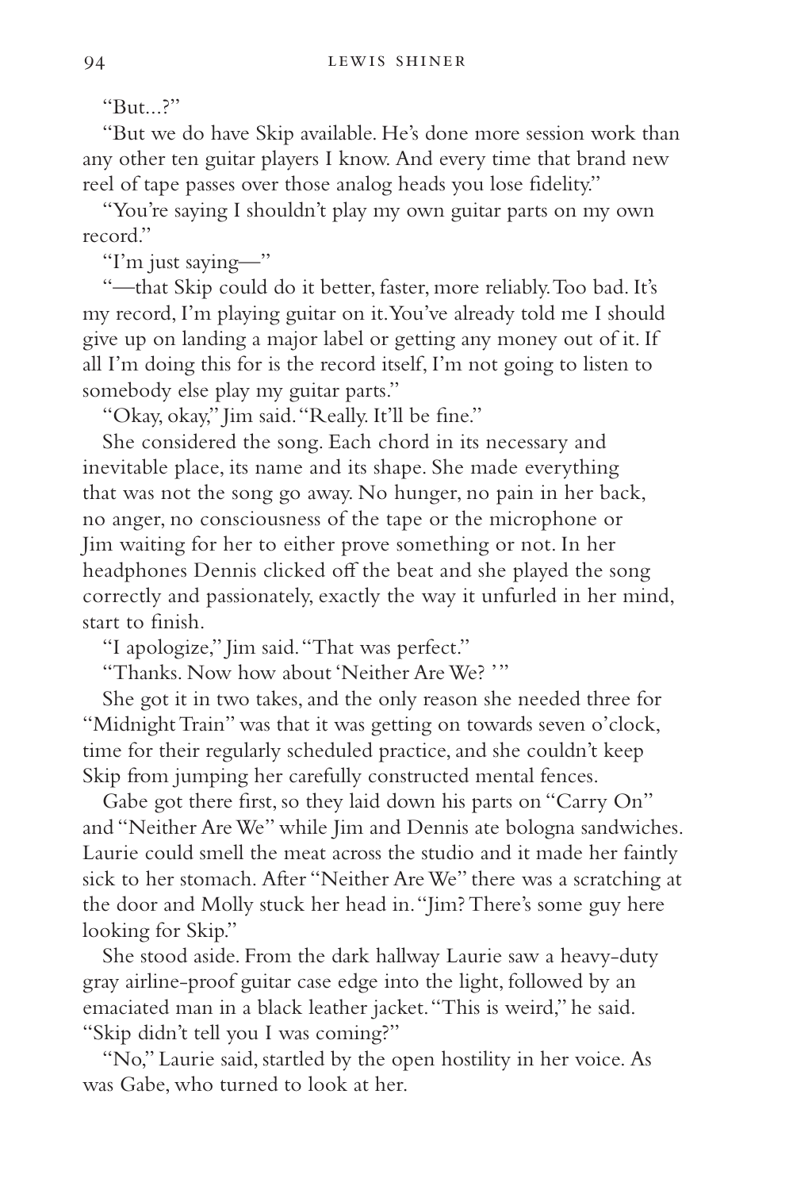"But...?"

"But we do have Skip available. He's done more session work than any other ten guitar players I know. And every time that brand new reel of tape passes over those analog heads you lose fidelity."

"You're saying I shouldn't play my own guitar parts on my own record."

"I'm just saying—"

"—that Skip could do it better, faster, more reliably. Too bad. It's my record, I'm playing guitar on it. You've already told me I should give up on landing a major label or getting any money out of it. If all I'm doing this for is the record itself, I'm not going to listen to somebody else play my guitar parts."

"Okay, okay," Jim said. "Really. It'll be fine."

She considered the song. Each chord in its necessary and inevitable place, its name and its shape. She made everything that was not the song go away. No hunger, no pain in her back, no anger, no consciousness of the tape or the microphone or Jim waiting for her to either prove something or not. In her headphones Dennis clicked off the beat and she played the song correctly and passionately, exactly the way it unfurled in her mind, start to finish.

"I apologize," Jim said. "That was perfect."

"Thanks. Now how about 'Neither Are We?'"

She got it in two takes, and the only reason she needed three for "Midnight Train" was that it was getting on towards seven o'clock, time for their regularly scheduled practice, and she couldn't keep Skip from jumping her carefully constructed mental fences.

Gabe got there first, so they laid down his parts on "Carry On" and "Neither Are We" while Jim and Dennis ate bologna sandwiches. Laurie could smell the meat across the studio and it made her faintly sick to her stomach. After "Neither Are We" there was a scratching at the door and Molly stuck her head in. "Jim? There's some guy here looking for Skip."

She stood aside. From the dark hallway Laurie saw a heavy-duty gray airline-proof guitar case edge into the light, followed by an emaciated man in a black leather jacket. "This is weird," he said. "Skip didn't tell you I was coming?"

"No," Laurie said, startled by the open hostility in her voice. As was Gabe, who turned to look at her.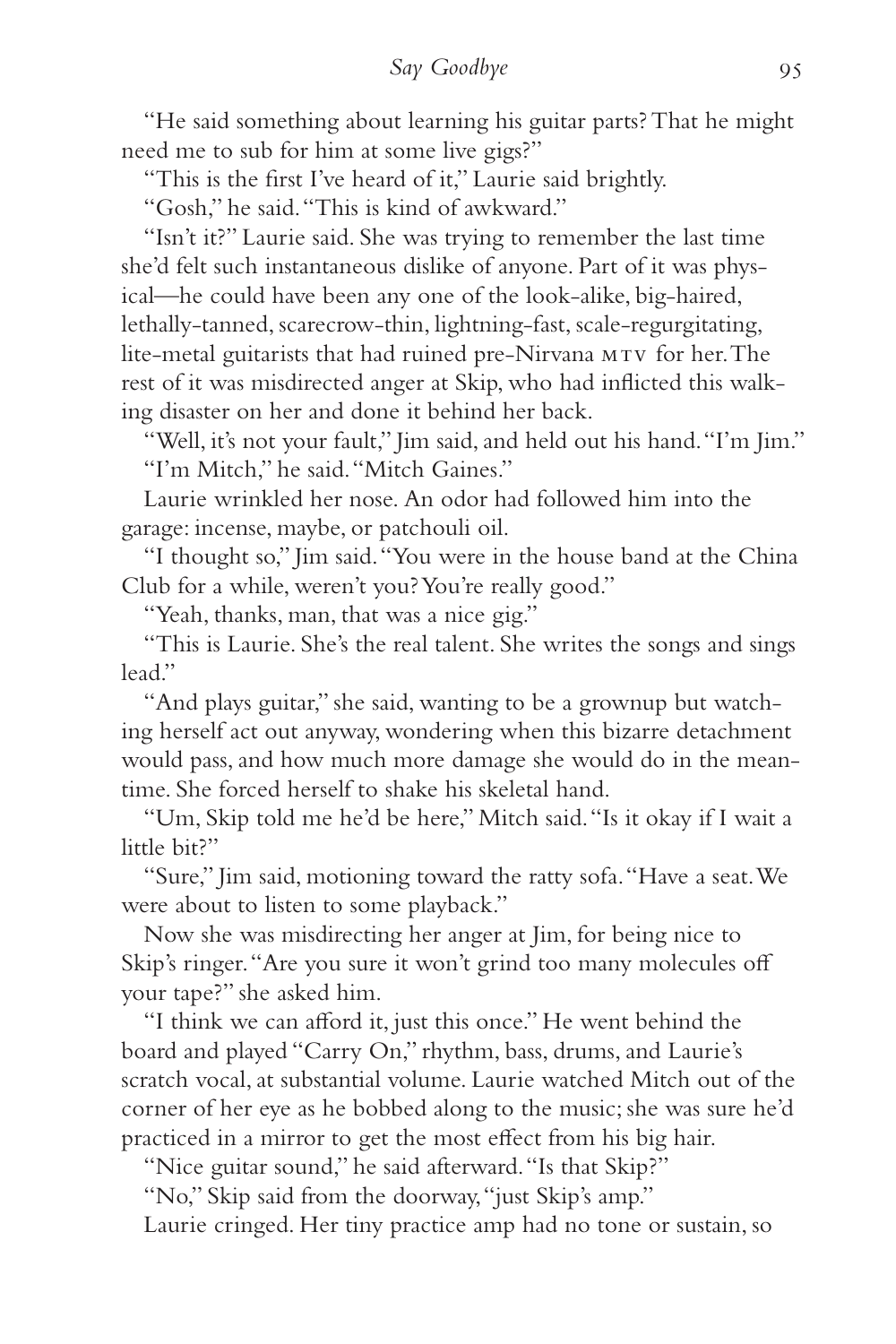"He said something about learning his guitar parts? That he might need me to sub for him at some live gigs?"

"This is the first I've heard of it," Laurie said brightly.

"Gosh," he said. "This is kind of awkward."

"Isn't it?" Laurie said. She was trying to remember the last time she'd felt such instantaneous dislike of anyone. Part of it was physical—he could have been any one of the look-alike, big-haired, lethally-tanned, scarecrow-thin, lightning-fast, scale-regurgitating, lite-metal guitarists that had ruined pre-Nirvana MTV for her. The rest of it was misdirected anger at Skip, who had inflicted this walking disaster on her and done it behind her back.

"Well, it's not your fault," Jim said, and held out his hand. "I'm Jim."

"I'm Mitch," he said. "Mitch Gaines."

Laurie wrinkled her nose. An odor had followed him into the garage: incense, maybe, or patchouli oil.

"I thought so," Jim said. "You were in the house band at the China Club for a while, weren't you? You're really good."

"Yeah, thanks, man, that was a nice gig."

"This is Laurie. She's the real talent. She writes the songs and sings lead."

"And plays guitar," she said, wanting to be a grownup but watching herself act out anyway, wondering when this bizarre detachment would pass, and how much more damage she would do in the meantime. She forced herself to shake his skeletal hand.

"Um, Skip told me he'd be here," Mitch said. "Is it okay if I wait a little bit?"

"Sure," Jim said, motioning toward the ratty sofa. "Have a seat. We were about to listen to some playback."

Now she was misdirecting her anger at Jim, for being nice to Skip's ringer. "Are you sure it won't grind too many molecules off your tape?" she asked him.

"I think we can afford it, just this once." He went behind the board and played "Carry On," rhythm, bass, drums, and Laurie's scratch vocal, at substantial volume. Laurie watched Mitch out of the corner of her eye as he bobbed along to the music; she was sure he'd practiced in a mirror to get the most effect from his big hair.

"Nice guitar sound," he said afterward. "Is that Skip?"

"No," Skip said from the doorway, "just Skip's amp."

Laurie cringed. Her tiny practice amp had no tone or sustain, so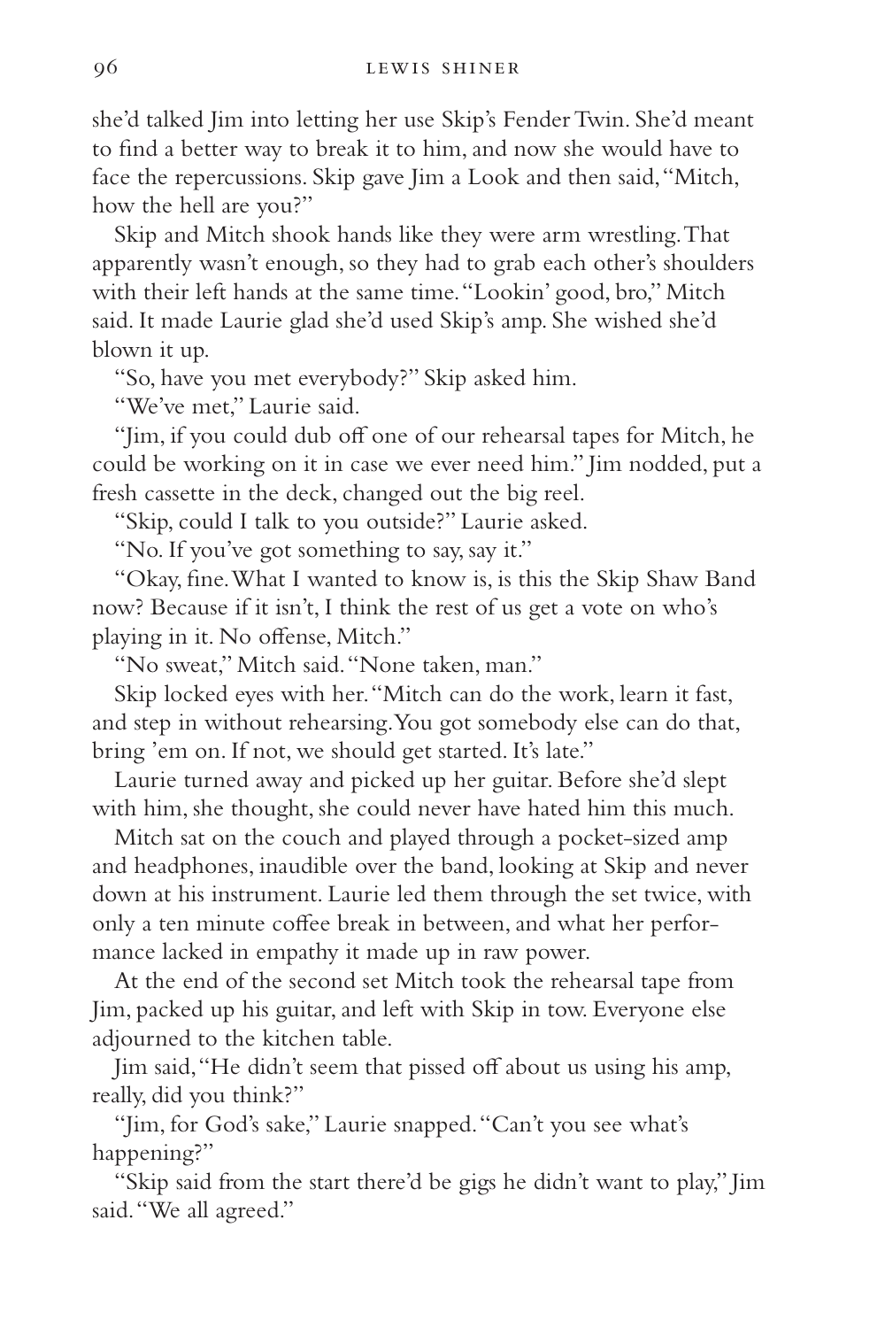she'd talked Jim into letting her use Skip's Fender Twin. She'd meant to find a better way to break it to him, and now she would have to face the repercussions. Skip gave Jim a Look and then said, "Mitch, how the hell are you?"

Skip and Mitch shook hands like they were arm wrestling. That apparently wasn't enough, so they had to grab each other's shoulders with their left hands at the same time. "Lookin' good, bro," Mitch said. It made Laurie glad she'd used Skip's amp. She wished she'd blown it up.

"So, have you met everybody?" Skip asked him.

"We've met," Laurie said.

"Jim, if you could dub off one of our rehearsal tapes for Mitch, he could be working on it in case we ever need him." Jim nodded, put a fresh cassette in the deck, changed out the big reel.

"Skip, could I talk to you outside?" Laurie asked.

"No. If you've got something to say, say it."

"Okay, fine. What I wanted to know is, is this the Skip Shaw Band now? Because if it isn't, I think the rest of us get a vote on who's playing in it. No offense, Mitch."

"No sweat," Mitch said. "None taken, man."

Skip locked eyes with her. "Mitch can do the work, learn it fast, and step in without rehearsing. You got somebody else can do that, bring 'em on. If not, we should get started. It's late."

Laurie turned away and picked up her guitar. Before she'd slept with him, she thought, she could never have hated him this much.

Mitch sat on the couch and played through a pocket-sized amp and headphones, inaudible over the band, looking at Skip and never down at his instrument. Laurie led them through the set twice, with only a ten minute coffee break in between, and what her performance lacked in empathy it made up in raw power.

At the end of the second set Mitch took the rehearsal tape from Jim, packed up his guitar, and left with Skip in tow. Everyone else adjourned to the kitchen table.

Jim said, "He didn't seem that pissed off about us using his amp, really, did you think?"

"Jim, for God's sake," Laurie snapped. "Can't you see what's happening?"

"Skip said from the start there'd be gigs he didn't want to play," Jim said. "We all agreed."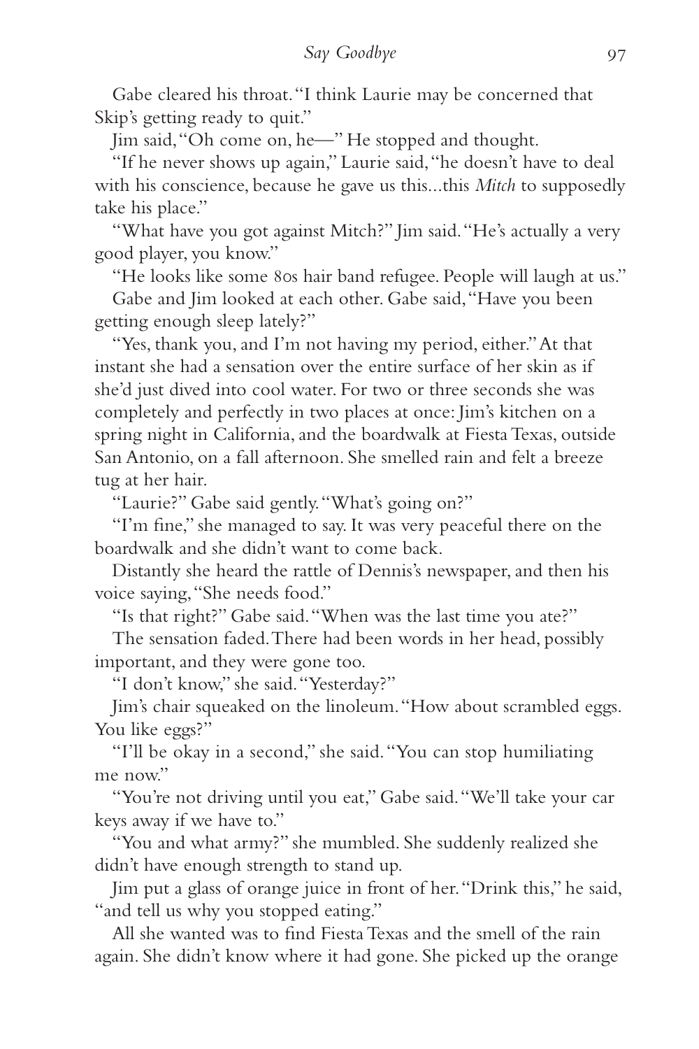Gabe cleared his throat. "I think Laurie may be concerned that Skip's getting ready to quit."

Jim said, "Oh come on, he—" He stopped and thought.

"If he never shows up again," Laurie said, "he doesn't have to deal with his conscience, because he gave us this...this *Mitch* to supposedly take his place."

"What have you got against Mitch?" Jim said. "He's actually a very good player, you know."

"He looks like some 80s hair band refugee. People will laugh at us."

Gabe and Jim looked at each other. Gabe said, "Have you been getting enough sleep lately?"

"Yes, thank you, and I'm not having my period, either." At that instant she had a sensation over the entire surface of her skin as if she'd just dived into cool water. For two or three seconds she was completely and perfectly in two places at once: Jim's kitchen on a spring night in California, and the boardwalk at Fiesta Texas, outside San Antonio, on a fall afternoon. She smelled rain and felt a breeze tug at her hair.

"Laurie?" Gabe said gently. "What's going on?"

"I'm fine," she managed to say. It was very peaceful there on the boardwalk and she didn't want to come back.

Distantly she heard the rattle of Dennis's newspaper, and then his voice saying, "She needs food."

"Is that right?" Gabe said. "When was the last time you ate?"

The sensation faded. There had been words in her head, possibly important, and they were gone too.

"I don't know," she said. "Yesterday?"

Jim's chair squeaked on the linoleum. "How about scrambled eggs. You like eggs?"

"I'll be okay in a second," she said. "You can stop humiliating me now."

"You're not driving until you eat," Gabe said. "We'll take your car keys away if we have to."

"You and what army?" she mumbled. She suddenly realized she didn't have enough strength to stand up.

Jim put a glass of orange juice in front of her. "Drink this," he said, "and tell us why you stopped eating."

All she wanted was to find Fiesta Texas and the smell of the rain again. She didn't know where it had gone. She picked up the orange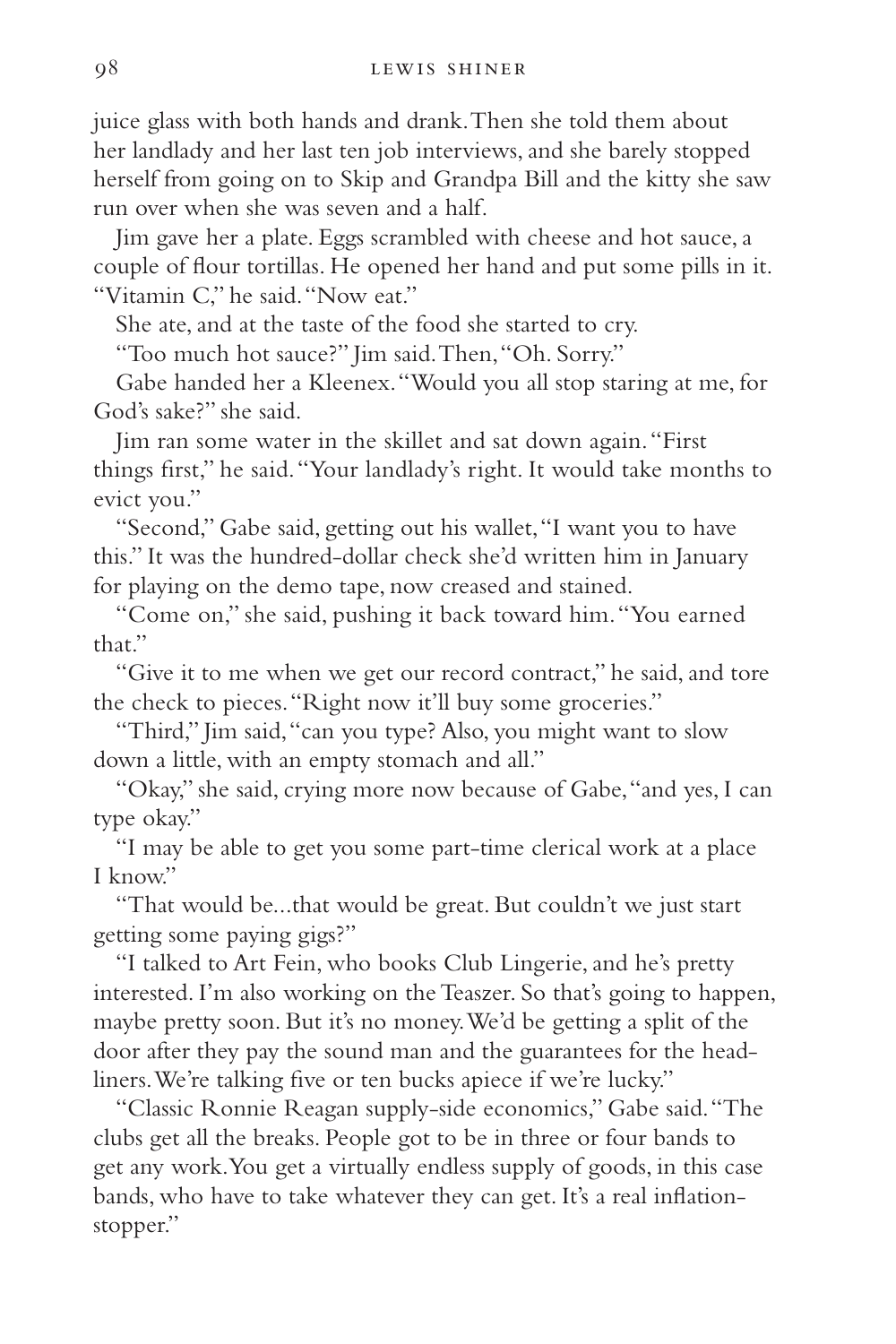juice glass with both hands and drank. Then she told them about her landlady and her last ten job interviews, and she barely stopped herself from going on to Skip and Grandpa Bill and the kitty she saw run over when she was seven and a half.

Jim gave her a plate. Eggs scrambled with cheese and hot sauce, a couple of flour tortillas. He opened her hand and put some pills in it. "Vitamin C," he said. "Now eat."

She ate, and at the taste of the food she started to cry.

"Too much hot sauce?" Jim said. Then, "Oh. Sorry."

Gabe handed her a Kleenex. "Would you all stop staring at me, for God's sake?" she said.

Jim ran some water in the skillet and sat down again. "First things first," he said. "Your landlady's right. It would take months to evict you."

"Second," Gabe said, getting out his wallet, "I want you to have this." It was the hundred-dollar check she'd written him in January for playing on the demo tape, now creased and stained.

"Come on," she said, pushing it back toward him. "You earned that."

"Give it to me when we get our record contract," he said, and tore the check to pieces. "Right now it'll buy some groceries."

"Third," Jim said, "can you type? Also, you might want to slow down a little, with an empty stomach and all."

"Okay," she said, crying more now because of Gabe, "and yes, I can type okay."

"I may be able to get you some part-time clerical work at a place I know."

"That would be...that would be great. But couldn't we just start getting some paying gigs?"

"I talked to Art Fein, who books Club Lingerie, and he's pretty interested. I'm also working on the Teaszer. So that's going to happen, maybe pretty soon. But it's no money. We'd be getting a split of the door after they pay the sound man and the guarantees for the headliners. We're talking five or ten bucks apiece if we're lucky."

"Classic Ronnie Reagan supply-side economics," Gabe said. "The clubs get all the breaks. People got to be in three or four bands to get any work. You get a virtually endless supply of goods, in this case bands, who have to take whatever they can get. It's a real inflation-stopper."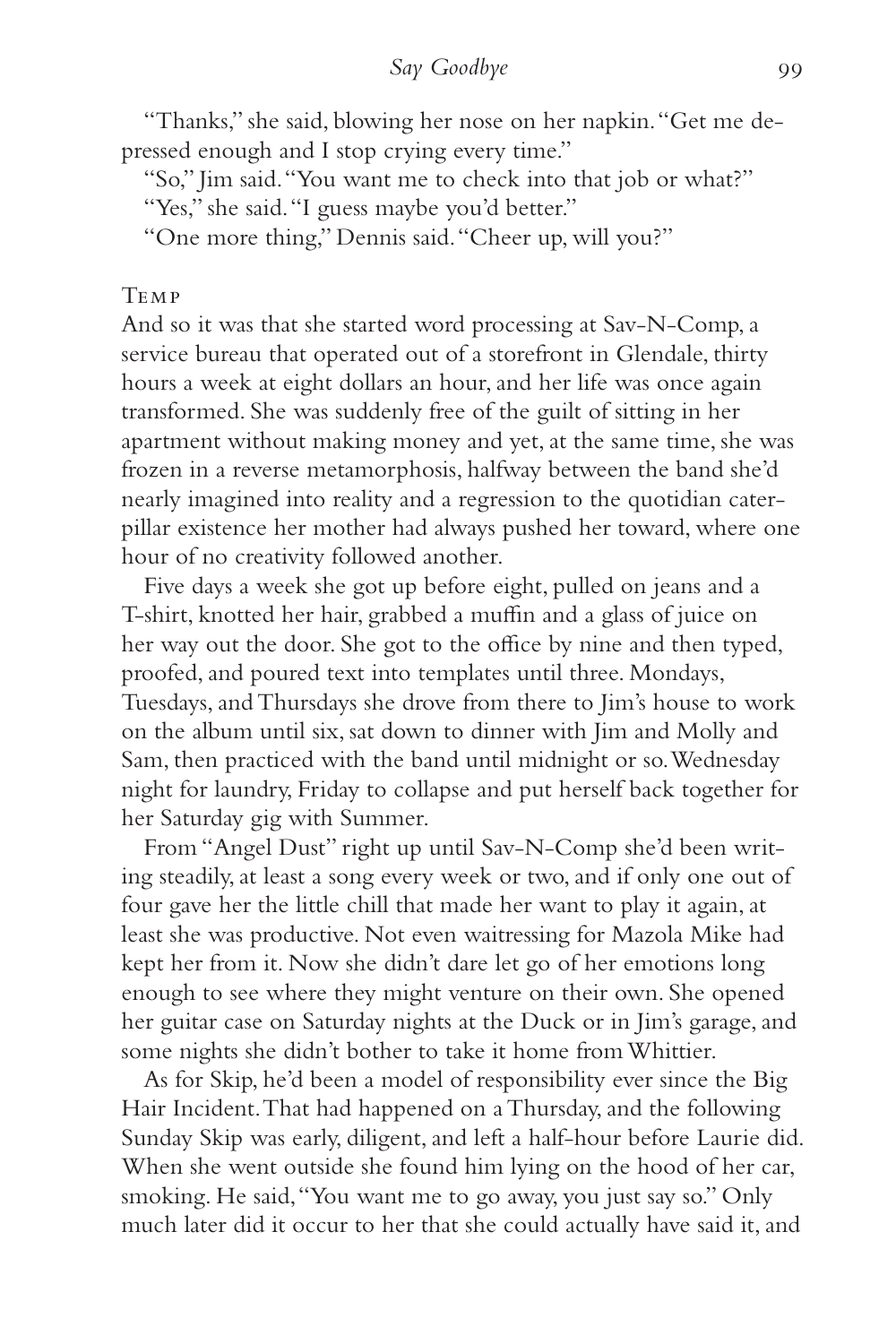"Thanks," she said, blowing her nose on her napkin. "Get me depressed enough and I stop crying every time."

"So," Jim said. "You want me to check into that job or what?"

"Yes," she said. "I guess maybe you'd better."

"One more thing," Dennis said. "Cheer up, will you?"

### Temp

And so it was that she started word processing at Sav-N-Comp, a service bureau that operated out of a storefront in Glendale, thirty hours a week at eight dollars an hour, and her life was once again transformed. She was suddenly free of the guilt of sitting in her apartment without making money and yet, at the same time, she was frozen in a reverse metamorphosis, halfway between the band she'd nearly imagined into reality and a regression to the quotidian caterpillar existence her mother had always pushed her toward, where one hour of no creativity followed another.

Five days a week she got up before eight, pulled on jeans and a T-shirt, knotted her hair, grabbed a muffin and a glass of juice on her way out the door. She got to the office by nine and then typed, proofed, and poured text into templates until three. Mondays, Tuesdays, and Thursdays she drove from there to Jim's house to work on the album until six, sat down to dinner with Jim and Molly and Sam, then practiced with the band until midnight or so. Wednesday night for laundry, Friday to collapse and put herself back together for her Saturday gig with Summer.

From "Angel Dust" right up until Sav-N-Comp she'd been writing steadily, at least a song every week or two, and if only one out of four gave her the little chill that made her want to play it again, at least she was productive. Not even waitressing for Mazola Mike had kept her from it. Now she didn't dare let go of her emotions long enough to see where they might venture on their own. She opened her guitar case on Saturday nights at the Duck or in Jim's garage, and some nights she didn't bother to take it home from Whittier.

As for Skip, he'd been a model of responsibility ever since the Big Hair Incident. That had happened on a Thursday, and the following Sunday Skip was early, diligent, and left a half-hour before Laurie did. When she went outside she found him lying on the hood of her car, smoking. He said, "You want me to go away, you just say so." Only much later did it occur to her that she could actually have said it, and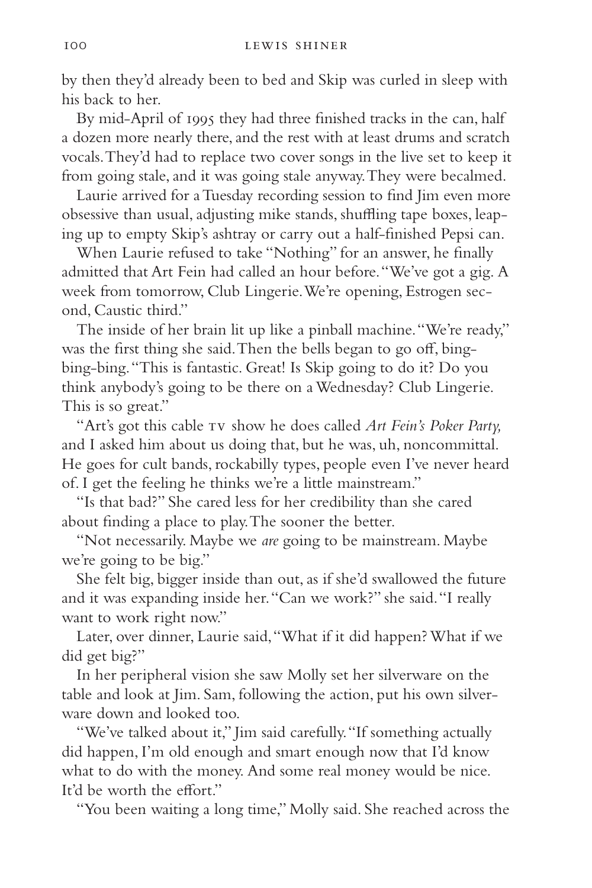by then they'd already been to bed and Skip was curled in sleep with his back to her.

By mid-April of 1995 they had three finished tracks in the can, half a dozen more nearly there, and the rest with at least drums and scratch vocals. They'd had to replace two cover songs in the live set to keep it from going stale, and it was going stale anyway. They were becalmed.

Laurie arrived for a Tuesday recording session to find Jim even more obsessive than usual, adjusting mike stands, shuffling tape boxes, leaping up to empty Skip's ashtray or carry out a half-finished Pepsi can.

When Laurie refused to take "Nothing" for an answer, he finally admitted that Art Fein had called an hour before. "We've got a gig. A week from tomorrow, Club Lingerie. We're opening, Estrogen second, Caustic third."

The inside of her brain lit up like a pinball machine. "We're ready," was the first thing she said. Then the bells began to go off, bing-bing-bing. "This is fantastic. Great! Is Skip going to do it? Do you think anybody's going to be there on a Wednesday? Club Lingerie. This is so great."

"Art's got this cable TV show he does called *Art Fein's Poker Party,* and I asked him about us doing that, but he was, uh, noncommittal. He goes for cult bands, rockabilly types, people even I've never heard of. I get the feeling he thinks we're a little mainstream."

"Is that bad?" She cared less for her credibility than she cared about finding a place to play. The sooner the better.

"Not necessarily. Maybe we *are* going to be mainstream. Maybe we're going to be big."

She felt big, bigger inside than out, as if she'd swallowed the future and it was expanding inside her. "Can we work?" she said. "I really want to work right now."

Later, over dinner, Laurie said, "What if it did happen? What if we did get big?"

In her peripheral vision she saw Molly set her silverware on the table and look at Jim. Sam, following the action, put his own silverware down and looked too.

"We've talked about it," Jim said carefully. "If something actually did happen, I'm old enough and smart enough now that I'd know what to do with the money. And some real money would be nice. It'd be worth the effort."

"You been waiting a long time," Molly said. She reached across the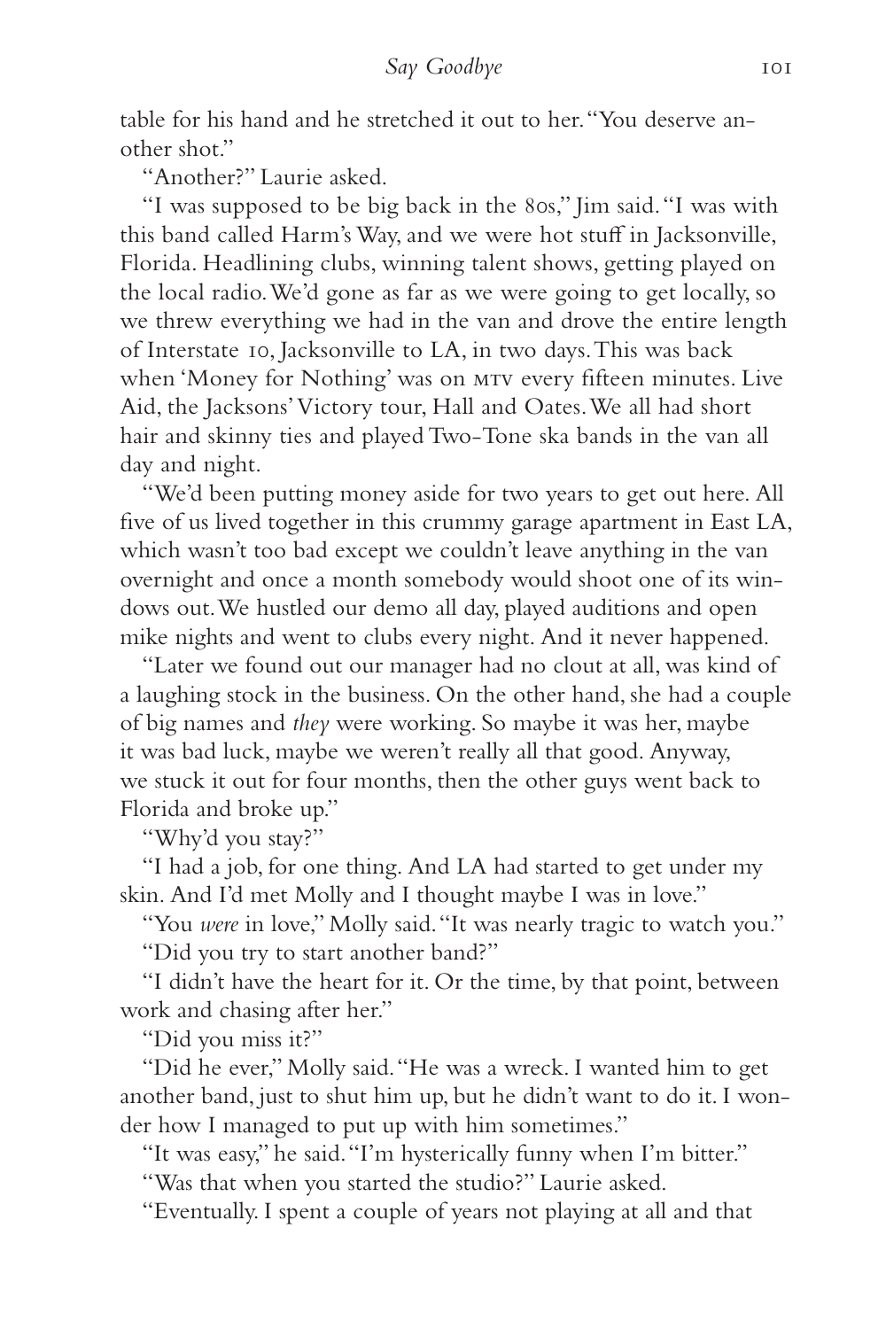table for his hand and he stretched it out to her. "You deserve another shot."

"Another?" Laurie asked.

"I was supposed to be big back in the 80s," Jim said. "I was with this band called Harm's Way, and we were hot stuff in Jacksonville, Florida. Headlining clubs, winning talent shows, getting played on the local radio. We'd gone as far as we were going to get locally, so we threw everything we had in the van and drove the entire length of Interstate 10, Jacksonville to LA, in two days. This was back when 'Money for Nothing' was on MTV every fifteen minutes. Live Aid, the Jacksons' Victory tour, Hall and Oates. We all had short hair and skinny ties and played Two-Tone ska bands in the van all day and night.

"We'd been putting money aside for two years to get out here. All five of us lived together in this crummy garage apartment in East LA, which wasn't too bad except we couldn't leave anything in the van overnight and once a month somebody would shoot one of its windows out. We hustled our demo all day, played auditions and open mike nights and went to clubs every night. And it never happened.

"Later we found out our manager had no clout at all, was kind of a laughing stock in the business. On the other hand, she had a couple of big names and *they* were working. So maybe it was her, maybe it was bad luck, maybe we weren't really all that good. Anyway, we stuck it out for four months, then the other guys went back to Florida and broke up."

"Why'd you stay?"

"I had a job, for one thing. And LA had started to get under my skin. And I'd met Molly and I thought maybe I was in love."

"You *were* in love," Molly said. "It was nearly tragic to watch you."

"Did you try to start another band?"

"I didn't have the heart for it. Or the time, by that point, between work and chasing after her."

"Did you miss it?"

"Did he ever," Molly said. "He was a wreck. I wanted him to get another band, just to shut him up, but he didn't want to do it. I wonder how I managed to put up with him sometimes."

"It was easy," he said. "I'm hysterically funny when I'm bitter."

"Was that when you started the studio?" Laurie asked.

"Eventually. I spent a couple of years not playing at all and that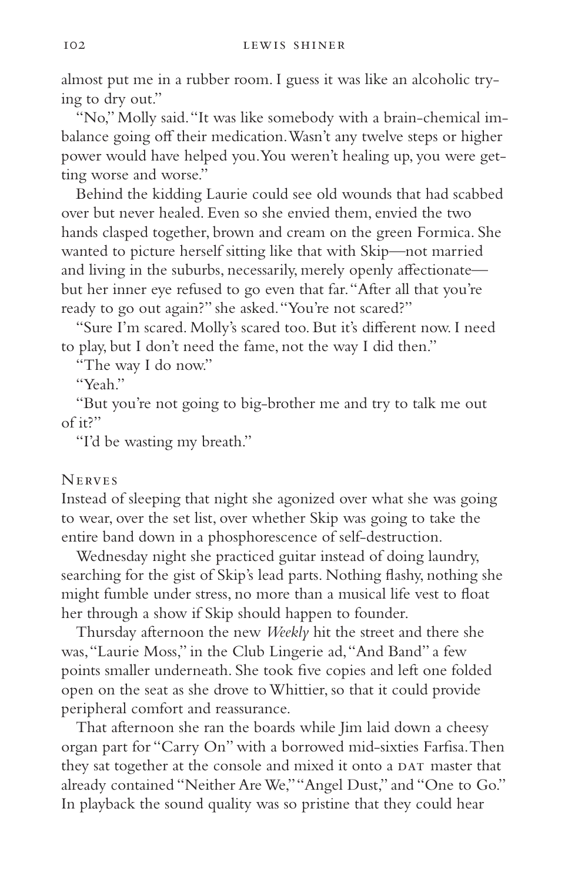almost put me in a rubber room. I guess it was like an alcoholic trying to dry out."

"No," Molly said. "It was like somebody with a brain-chemical imbalance going off their medication. Wasn't any twelve steps or higher power would have helped you. You weren't healing up, you were getting worse and worse."

Behind the kidding Laurie could see old wounds that had scabbed over but never healed. Even so she envied them, envied the two hands clasped together, brown and cream on the green Formica. She wanted to picture herself sitting like that with Skip—not married and living in the suburbs, necessarily, merely openly affectionate—but her inner eye refused to go even that far. "After all that you're ready to go out again?" she asked. "You're not scared?"

"Sure I'm scared. Molly's scared too. But it's different now. I need to play, but I don't need the fame, not the way I did then."

"The way I do now."

"Yeah."

"But you're not going to big-brother me and try to talk me out of it?"

"I'd be wasting my breath."

### Nerves

Instead of sleeping that night she agonized over what she was going to wear, over the set list, over whether Skip was going to take the entire band down in a phosphorescence of self-destruction.

Wednesday night she practiced guitar instead of doing laundry, searching for the gist of Skip's lead parts. Nothing flashy, nothing she might fumble under stress, no more than a musical life vest to float her through a show if Skip should happen to founder.

Thursday afternoon the new *Weekly* hit the street and there she was, "Laurie Moss," in the Club Lingerie ad, "And Band" a few points smaller underneath. She took five copies and left one folded open on the seat as she drove to Whittier, so that it could provide peripheral comfort and reassurance.

That afternoon she ran the boards while Jim laid down a cheesy organ part for "Carry On" with a borrowed mid-sixties Farfisa. Then they sat together at the console and mixed it onto a DAT master that already contained "Neither Are We," "Angel Dust," and "One to Go." In playback the sound quality was so pristine that they could hear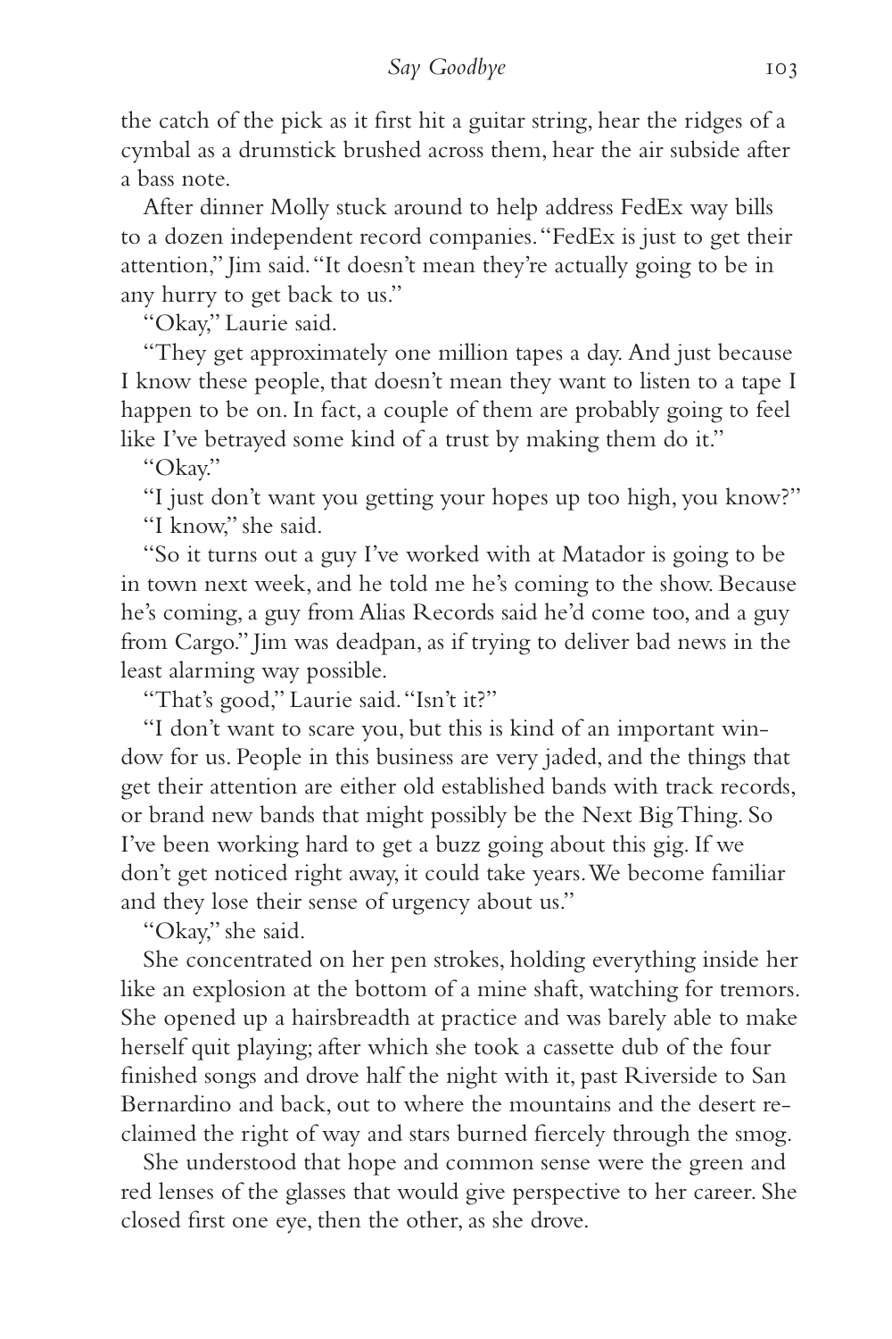the catch of the pick as it first hit a guitar string, hear the ridges of a cymbal as a drumstick brushed across them, hear the air subside after a bass note.

After dinner Molly stuck around to help address FedEx way bills to a dozen independent record companies. "FedEx is just to get their attention," Jim said. "It doesn't mean they're actually going to be in any hurry to get back to us."

"Okay," Laurie said.

"They get approximately one million tapes a day. And just because I know these people, that doesn't mean they want to listen to a tape I happen to be on. In fact, a couple of them are probably going to feel like I've betrayed some kind of a trust by making them do it."

"Okay."

"I just don't want you getting your hopes up too high, you know?"

"I know," she said.

"So it turns out a guy I've worked with at Matador is going to be in town next week, and he told me he's coming to the show. Because he's coming, a guy from Alias Records said he'd come too, and a guy from Cargo." Jim was deadpan, as if trying to deliver bad news in the least alarming way possible.

"That's good," Laurie said. "Isn't it?"

"I don't want to scare you, but this is kind of an important window for us. People in this business are very jaded, and the things that get their attention are either old established bands with track records, or brand new bands that might possibly be the Next Big Thing. So I've been working hard to get a buzz going about this gig. If we don't get noticed right away, it could take years. We become familiar and they lose their sense of urgency about us."

"Okay," she said.

She concentrated on her pen strokes, holding everything inside her like an explosion at the bottom of a mine shaft, watching for tremors. She opened up a hairsbreadth at practice and was barely able to make herself quit playing; after which she took a cassette dub of the four finished songs and drove half the night with it, past Riverside to San Bernardino and back, out to where the mountains and the desert reclaimed the right of way and stars burned fiercely through the smog.

She understood that hope and common sense were the green and red lenses of the glasses that would give perspective to her career. She closed first one eye, then the other, as she drove.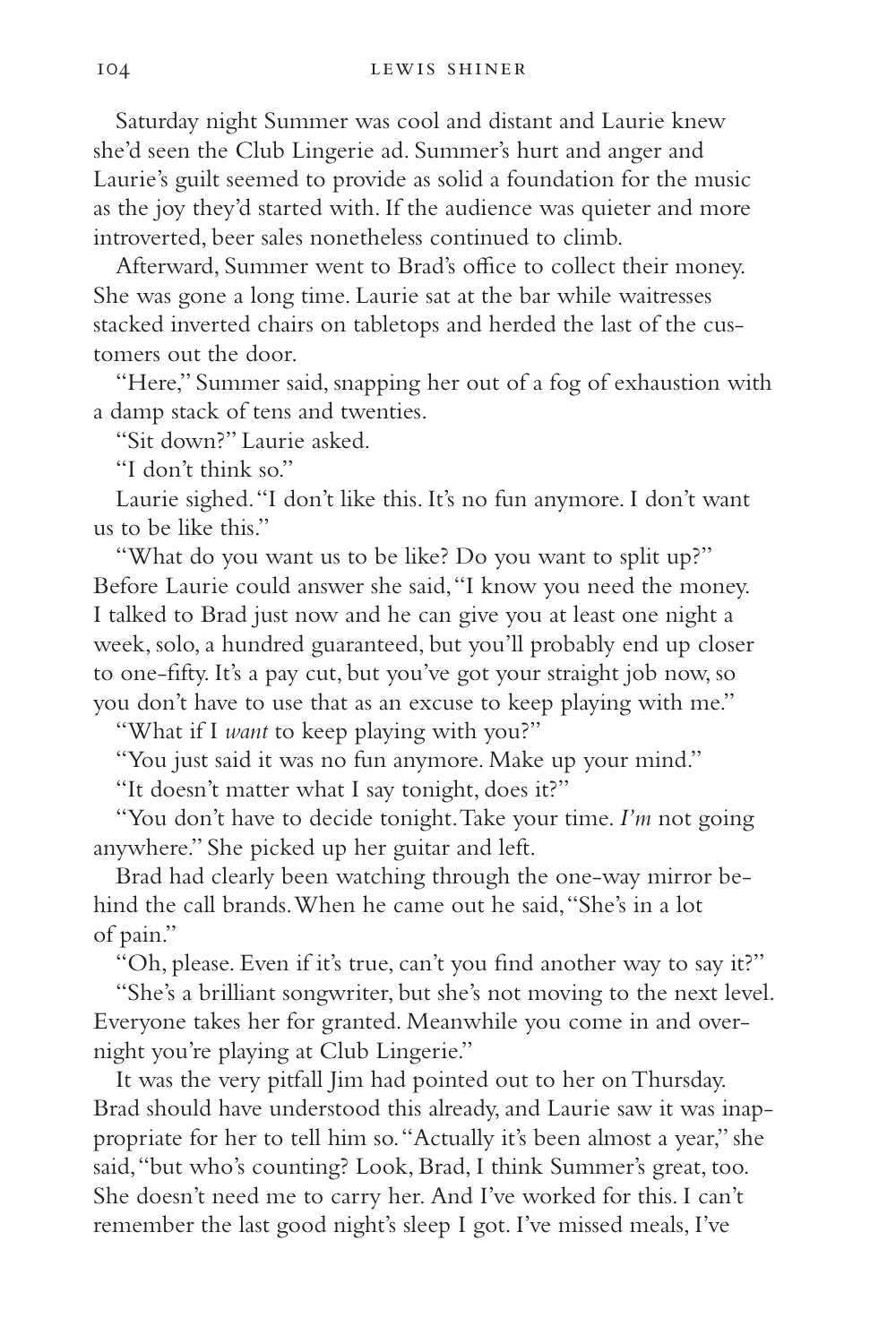Saturday night Summer was cool and distant and Laurie knew she'd seen the Club Lingerie ad. Summer's hurt and anger and Laurie's guilt seemed to provide as solid a foundation for the music as the joy they'd started with. If the audience was quieter and more introverted, beer sales nonetheless continued to climb.

Afterward, Summer went to Brad's office to collect their money. She was gone a long time. Laurie sat at the bar while waitresses stacked inverted chairs on tabletops and herded the last of the customers out the door.

"Here," Summer said, snapping her out of a fog of exhaustion with a damp stack of tens and twenties.

"Sit down?" Laurie asked.

"I don't think so."

Laurie sighed. "I don't like this. It's no fun anymore. I don't want us to be like this."

"What do you want us to be like? Do you want to split up?" Before Laurie could answer she said, "I know you need the money. I talked to Brad just now and he can give you at least one night a week, solo, a hundred guaranteed, but you'll probably end up closer to one-fifty. It's a pay cut, but you've got your straight job now, so you don't have to use that as an excuse to keep playing with me."

"What if I *want* to keep playing with you?"

"You just said it was no fun anymore. Make up your mind."

"It doesn't matter what I say tonight, does it?"

"You don't have to decide tonight. Take your time. *I'm* not going anywhere." She picked up her guitar and left.

Brad had clearly been watching through the one-way mirror behind the call brands. When he came out he said, "She's in a lot of pain."

"Oh, please. Even if it's true, can't you find another way to say it?"

"She's a brilliant songwriter, but she's not moving to the next level. Everyone takes her for granted. Meanwhile you come in and overnight you're playing at Club Lingerie."

It was the very pitfall Jim had pointed out to her on Thursday. Brad should have understood this already, and Laurie saw it was inappropriate for her to tell him so. "Actually it's been almost a year," she said, "but who's counting? Look, Brad, I think Summer's great, too. She doesn't need me to carry her. And I've worked for this. I can't remember the last good night's sleep I got. I've missed meals, I've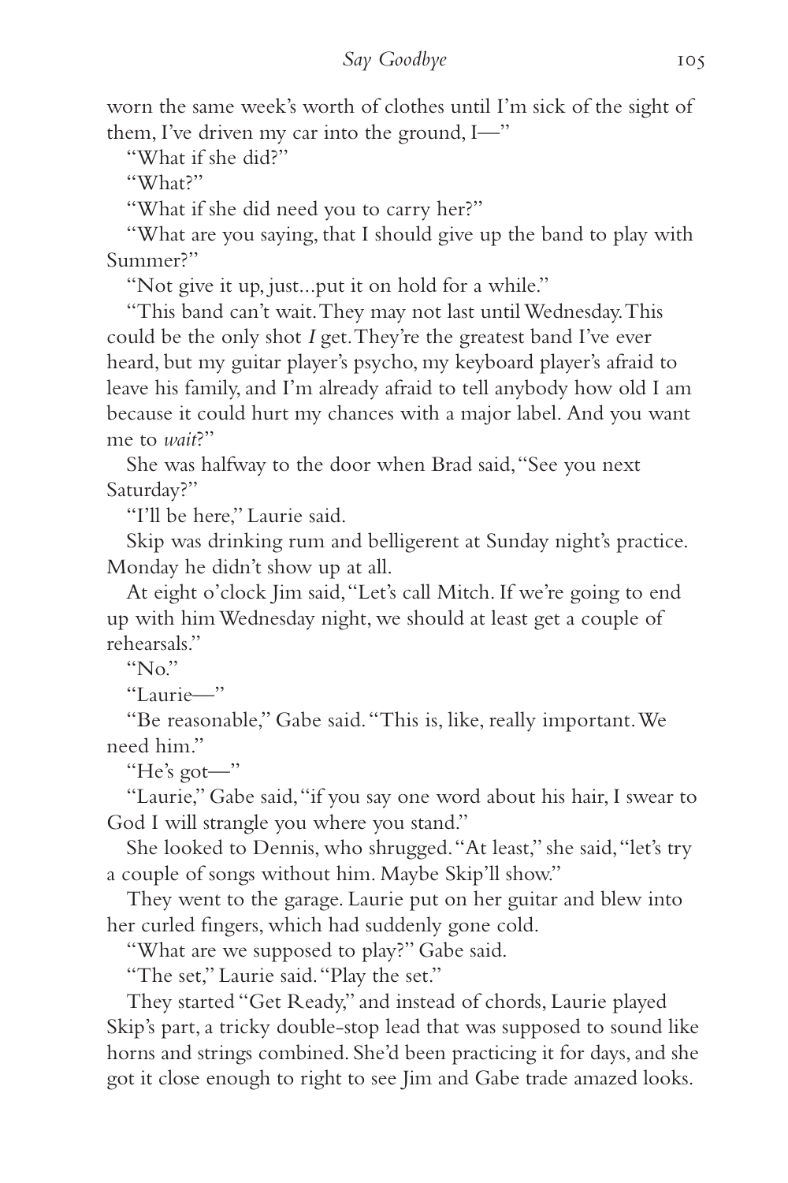worn the same week's worth of clothes until I'm sick of the sight of them, I've driven my car into the ground, I—"

"What if she did?"

"What?"

"What if she did need you to carry her?"

"What are you saying, that I should give up the band to play with Summer?"

"Not give it up, just...put it on hold for a while."

"This band can't wait. They may not last until Wednesday. This could be the only shot *I* get. They're the greatest band I've ever heard, but my guitar player's psycho, my keyboard player's afraid to leave his family, and I'm already afraid to tell anybody how old I am because it could hurt my chances with a major label. And you want me to *wait*?"

She was halfway to the door when Brad said, "See you next Saturday?"

"I'll be here," Laurie said.

Skip was drinking rum and belligerent at Sunday night's practice. Monday he didn't show up at all.

At eight o'clock Jim said, "Let's call Mitch. If we're going to end up with him Wednesday night, we should at least get a couple of rehearsals."

"No."

"Laurie—"

"Be reasonable," Gabe said. "This is, like, really important. We need him."

"He's got—"

"Laurie," Gabe said, "if you say one word about his hair, I swear to God I will strangle you where you stand."

She looked to Dennis, who shrugged. "At least," she said, "let's try a couple of songs without him. Maybe Skip'll show."

They went to the garage. Laurie put on her guitar and blew into her curled fingers, which had suddenly gone cold.

"What are we supposed to play?" Gabe said.

"The set," Laurie said. "Play the set."

They started "Get Ready," and instead of chords, Laurie played Skip's part, a tricky double-stop lead that was supposed to sound like horns and strings combined. She'd been practicing it for days, and she got it close enough to right to see Jim and Gabe trade amazed looks.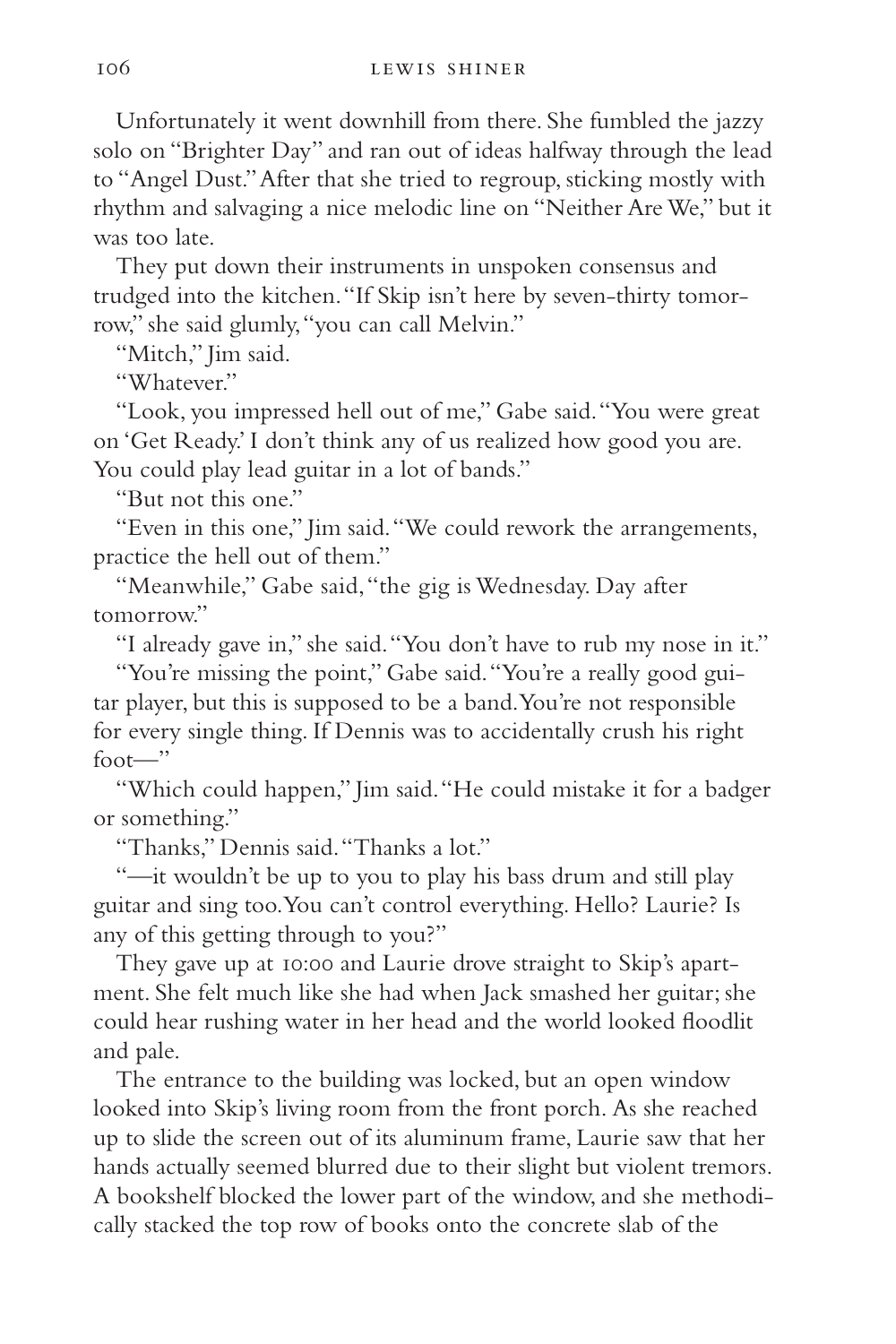Unfortunately it went downhill from there. She fumbled the jazzy solo on "Brighter Day" and ran out of ideas halfway through the lead to "Angel Dust." After that she tried to regroup, sticking mostly with rhythm and salvaging a nice melodic line on "Neither Are We," but it was too late.

They put down their instruments in unspoken consensus and trudged into the kitchen. "If Skip isn't here by seven-thirty tomorrow," she said glumly, "you can call Melvin."

"Mitch," Jim said.

"Whatever."

"Look, you impressed hell out of me," Gabe said. "You were great on 'Get Ready.' I don't think any of us realized how good you are. You could play lead guitar in a lot of bands."

"But not this one."

"Even in this one," Jim said. "We could rework the arrangements, practice the hell out of them."

"Meanwhile," Gabe said, "the gig is Wednesday. Day after tomorrow."

"I already gave in," she said. "You don't have to rub my nose in it."

"You're missing the point," Gabe said. "You're a really good guitar player, but this is supposed to be a band. You're not responsible for every single thing. If Dennis was to accidentally crush his right foot—"

"Which could happen," Jim said. "He could mistake it for a badger or something."

"Thanks," Dennis said. "Thanks a lot."

"—it wouldn't be up to you to play his bass drum and still play guitar and sing too. You can't control everything. Hello? Laurie? Is any of this getting through to you?"

They gave up at 10:00 and Laurie drove straight to Skip's apartment. She felt much like she had when Jack smashed her guitar; she could hear rushing water in her head and the world looked floodlit and pale.

The entrance to the building was locked, but an open window looked into Skip's living room from the front porch. As she reached up to slide the screen out of its aluminum frame, Laurie saw that her hands actually seemed blurred due to their slight but violent tremors. A bookshelf blocked the lower part of the window, and she methodically stacked the top row of books onto the concrete slab of the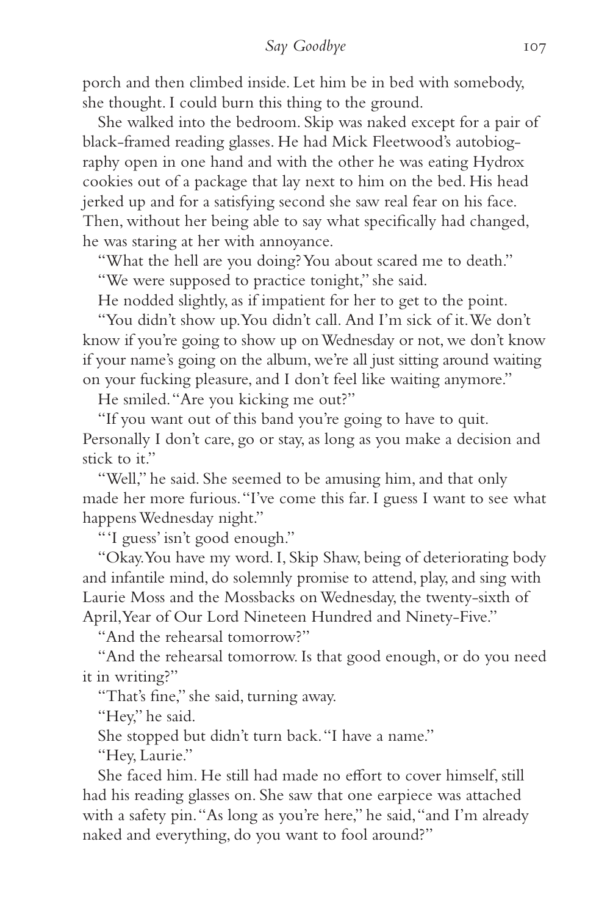porch and then climbed inside. Let him be in bed with somebody, she thought. I could burn this thing to the ground.

She walked into the bedroom. Skip was naked except for a pair of black-framed reading glasses. He had Mick Fleetwood's autobiography open in one hand and with the other he was eating Hydrox cookies out of a package that lay next to him on the bed. His head jerked up and for a satisfying second she saw real fear on his face. Then, without her being able to say what specifically had changed, he was staring at her with annoyance.

"What the hell are you doing? You about scared me to death."

"We were supposed to practice tonight," she said.

He nodded slightly, as if impatient for her to get to the point.

"You didn't show up. You didn't call. And I'm sick of it. We don't know if you're going to show up on Wednesday or not, we don't know if your name's going on the album, we're all just sitting around waiting on your fucking pleasure, and I don't feel like waiting anymore."

He smiled. "Are you kicking me out?"

"If you want out of this band you're going to have to quit. Personally I don't care, go or stay, as long as you make a decision and stick to it."

"Well," he said. She seemed to be amusing him, and that only made her more furious. "I've come this far. I guess I want to see what happens Wednesday night."

"'I guess' isn't good enough."

"Okay. You have my word. I, Skip Shaw, being of deteriorating body and infantile mind, do solemnly promise to attend, play, and sing with Laurie Moss and the Mossbacks on Wednesday, the twenty-sixth of April, Year of Our Lord Nineteen Hundred and Ninety-Five."

"And the rehearsal tomorrow?"

"And the rehearsal tomorrow. Is that good enough, or do you need it in writing?"

"That's fine," she said, turning away.

"Hey," he said.

She stopped but didn't turn back. "I have a name."

"Hey, Laurie."

She faced him. He still had made no effort to cover himself, still had his reading glasses on. She saw that one earpiece was attached with a safety pin. "As long as you're here," he said, "and I'm already naked and everything, do you want to fool around?"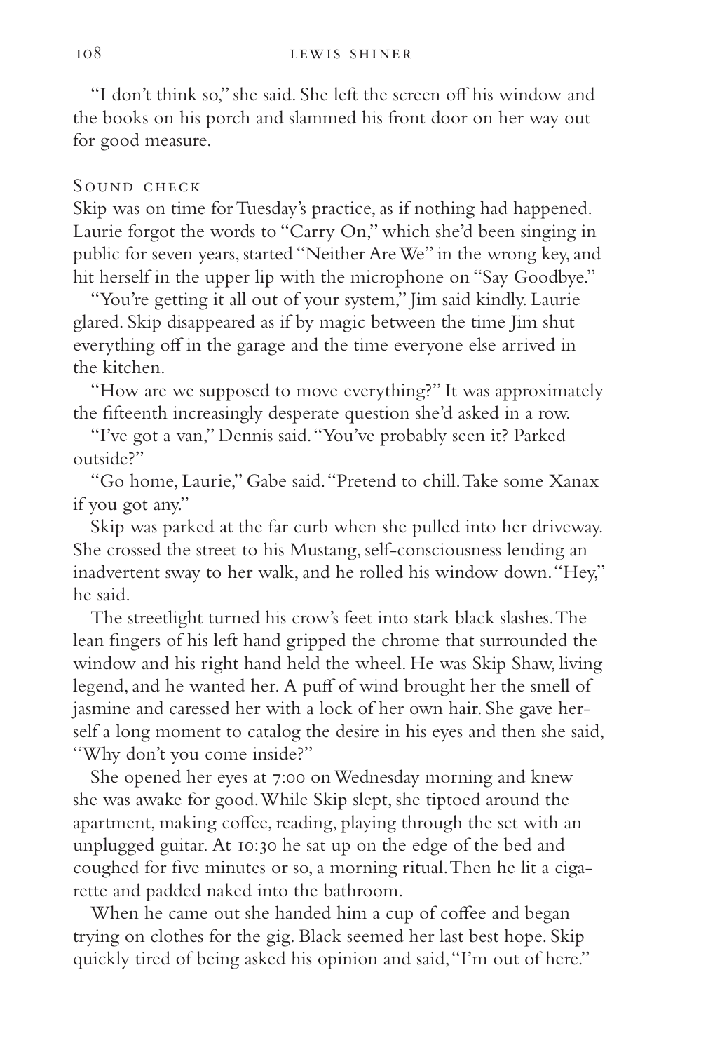"I don't think so," she said. She left the screen off his window and the books on his porch and slammed his front door on her way out for good measure.

### Sound check

Skip was on time for Tuesday's practice, as if nothing had happened. Laurie forgot the words to "Carry On," which she'd been singing in public for seven years, started "Neither Are We" in the wrong key, and hit herself in the upper lip with the microphone on "Say Goodbye."

"You're getting it all out of your system," Jim said kindly. Laurie glared. Skip disappeared as if by magic between the time Jim shut everything off in the garage and the time everyone else arrived in the kitchen.

"How are we supposed to move everything?" It was approximately the fifteenth increasingly desperate question she'd asked in a row.

"I've got a van," Dennis said. "You've probably seen it? Parked outside?"

"Go home, Laurie," Gabe said. "Pretend to chill. Take some Xanax if you got any."

Skip was parked at the far curb when she pulled into her driveway. She crossed the street to his Mustang, self-consciousness lending an inadvertent sway to her walk, and he rolled his window down. "Hey," he said.

The streetlight turned his crow's feet into stark black slashes. The lean fingers of his left hand gripped the chrome that surrounded the window and his right hand held the wheel. He was Skip Shaw, living legend, and he wanted her. A puff of wind brought her the smell of jasmine and caressed her with a lock of her own hair. She gave herself a long moment to catalog the desire in his eyes and then she said, "Why don't you come inside?"

She opened her eyes at 7:00 on Wednesday morning and knew she was awake for good. While Skip slept, she tiptoed around the apartment, making coffee, reading, playing through the set with an unplugged guitar. At 10:30 he sat up on the edge of the bed and coughed for five minutes or so, a morning ritual. Then he lit a cigarette and padded naked into the bathroom.

When he came out she handed him a cup of coffee and began trying on clothes for the gig. Black seemed her last best hope. Skip quickly tired of being asked his opinion and said, "I'm out of here."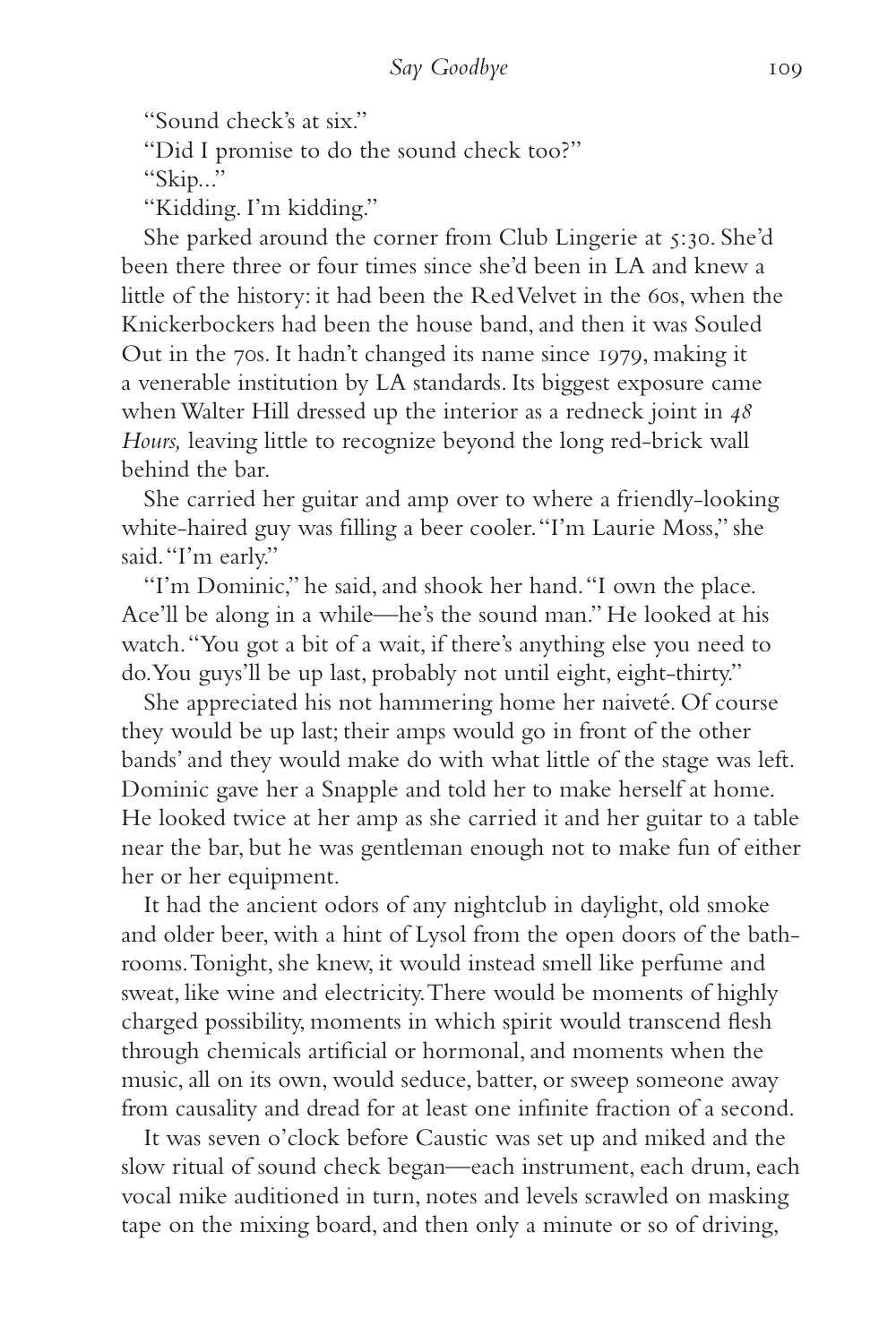"Sound check's at six."

"Did I promise to do the sound check too?"

"Skip..."

"Kidding. I'm kidding."

She parked around the corner from Club Lingerie at 5:30. She'd been there three or four times since she'd been in LA and knew a little of the history: it had been the Red Velvet in the 60s, when the Knickerbockers had been the house band, and then it was Souled Out in the 70s. It hadn't changed its name since 1979, making it a venerable institution by LA standards. Its biggest exposure came when Walter Hill dressed up the interior as a redneck joint in *48 Hours,* leaving little to recognize beyond the long red-brick wall behind the bar.

She carried her guitar and amp over to where a friendly-looking white-haired guy was filling a beer cooler. "I'm Laurie Moss," she said. "I'm early."

"I'm Dominic," he said, and shook her hand. "I own the place. Ace'll be along in a while—he's the sound man." He looked at his watch. "You got a bit of a wait, if there's anything else you need to do. You guys'll be up last, probably not until eight, eight-thirty."

She appreciated his not hammering home her naiveté. Of course they would be up last; their amps would go in front of the other bands' and they would make do with what little of the stage was left. Dominic gave her a Snapple and told her to make herself at home. He looked twice at her amp as she carried it and her guitar to a table near the bar, but he was gentleman enough not to make fun of either her or her equipment.

It had the ancient odors of any nightclub in daylight, old smoke and older beer, with a hint of Lysol from the open doors of the bathrooms. Tonight, she knew, it would instead smell like perfume and sweat, like wine and electricity. There would be moments of highly charged possibility, moments in which spirit would transcend flesh through chemicals artificial or hormonal, and moments when the music, all on its own, would seduce, batter, or sweep someone away from causality and dread for at least one infinite fraction of a second.

It was seven o'clock before Caustic was set up and miked and the slow ritual of sound check began—each instrument, each drum, each vocal mike auditioned in turn, notes and levels scrawled on masking tape on the mixing board, and then only a minute or so of driving,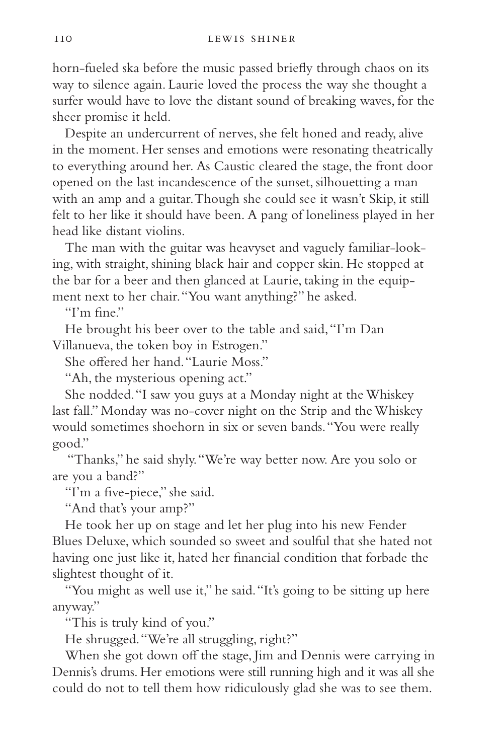horn-fueled ska before the music passed briefly through chaos on its way to silence again. Laurie loved the process the way she thought a surfer would have to love the distant sound of breaking waves, for the sheer promise it held.

Despite an undercurrent of nerves, she felt honed and ready, alive in the moment. Her senses and emotions were resonating theatrically to everything around her. As Caustic cleared the stage, the front door opened on the last incandescence of the sunset, silhouetting a man with an amp and a guitar. Though she could see it wasn't Skip, it still felt to her like it should have been. A pang of loneliness played in her head like distant violins.

The man with the guitar was heavyset and vaguely familiar-looking, with straight, shining black hair and copper skin. He stopped at the bar for a beer and then glanced at Laurie, taking in the equipment next to her chair. "You want anything?" he asked.

"I'm fine."

He brought his beer over to the table and said, "I'm Dan Villanueva, the token boy in Estrogen."

She offered her hand. "Laurie Moss."

"Ah, the mysterious opening act."

She nodded. "I saw you guys at a Monday night at the Whiskey last fall." Monday was no-cover night on the Strip and the Whiskey would sometimes shoehorn in six or seven bands. "You were really good."

"Thanks," he said shyly. "We're way better now. Are you solo or are you a band?"

"I'm a five-piece," she said.

"And that's your amp?"

He took her up on stage and let her plug into his new Fender Blues Deluxe, which sounded so sweet and soulful that she hated not having one just like it, hated her financial condition that forbade the slightest thought of it.

"You might as well use it," he said. "It's going to be sitting up here anyway."

"This is truly kind of you."

He shrugged. "We're all struggling, right?"

When she got down off the stage, Jim and Dennis were carrying in Dennis's drums. Her emotions were still running high and it was all she could do not to tell them how ridiculously glad she was to see them.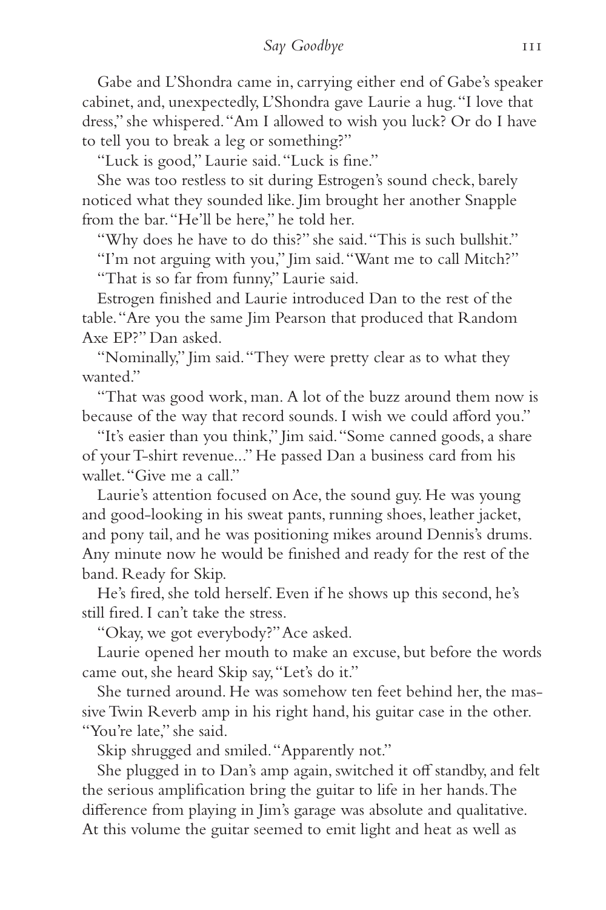Gabe and L'Shondra came in, carrying either end of Gabe's speaker cabinet, and, unexpectedly, L'Shondra gave Laurie a hug. "I love that dress," she whispered. "Am I allowed to wish you luck? Or do I have to tell you to break a leg or something?"

"Luck is good," Laurie said. "Luck is fine."

She was too restless to sit during Estrogen's sound check, barely noticed what they sounded like. Jim brought her another Snapple from the bar. "He'll be here," he told her.

"Why does he have to do this?" she said. "This is such bullshit."

"I'm not arguing with you," Jim said. "Want me to call Mitch?"

"That is so far from funny," Laurie said.

Estrogen finished and Laurie introduced Dan to the rest of the table. "Are you the same Jim Pearson that produced that Random Axe EP?" Dan asked.

"Nominally," Jim said. "They were pretty clear as to what they wanted."

"That was good work, man. A lot of the buzz around them now is because of the way that record sounds. I wish we could afford you."

"It's easier than you think," Jim said. "Some canned goods, a share of your T-shirt revenue..." He passed Dan a business card from his wallet. "Give me a call."

Laurie's attention focused on Ace, the sound guy. He was young and good-looking in his sweat pants, running shoes, leather jacket, and pony tail, and he was positioning mikes around Dennis's drums. Any minute now he would be finished and ready for the rest of the band. Ready for Skip.

He's fired, she told herself. Even if he shows up this second, he's still fired. I can't take the stress.

"Okay, we got everybody?" Ace asked.

Laurie opened her mouth to make an excuse, but before the words came out, she heard Skip say, "Let's do it."

She turned around. He was somehow ten feet behind her, the massive Twin Reverb amp in his right hand, his guitar case in the other. "You're late," she said.

Skip shrugged and smiled. "Apparently not."

She plugged in to Dan's amp again, switched it off standby, and felt the serious amplification bring the guitar to life in her hands. The difference from playing in Jim's garage was absolute and qualitative. At this volume the guitar seemed to emit light and heat as well as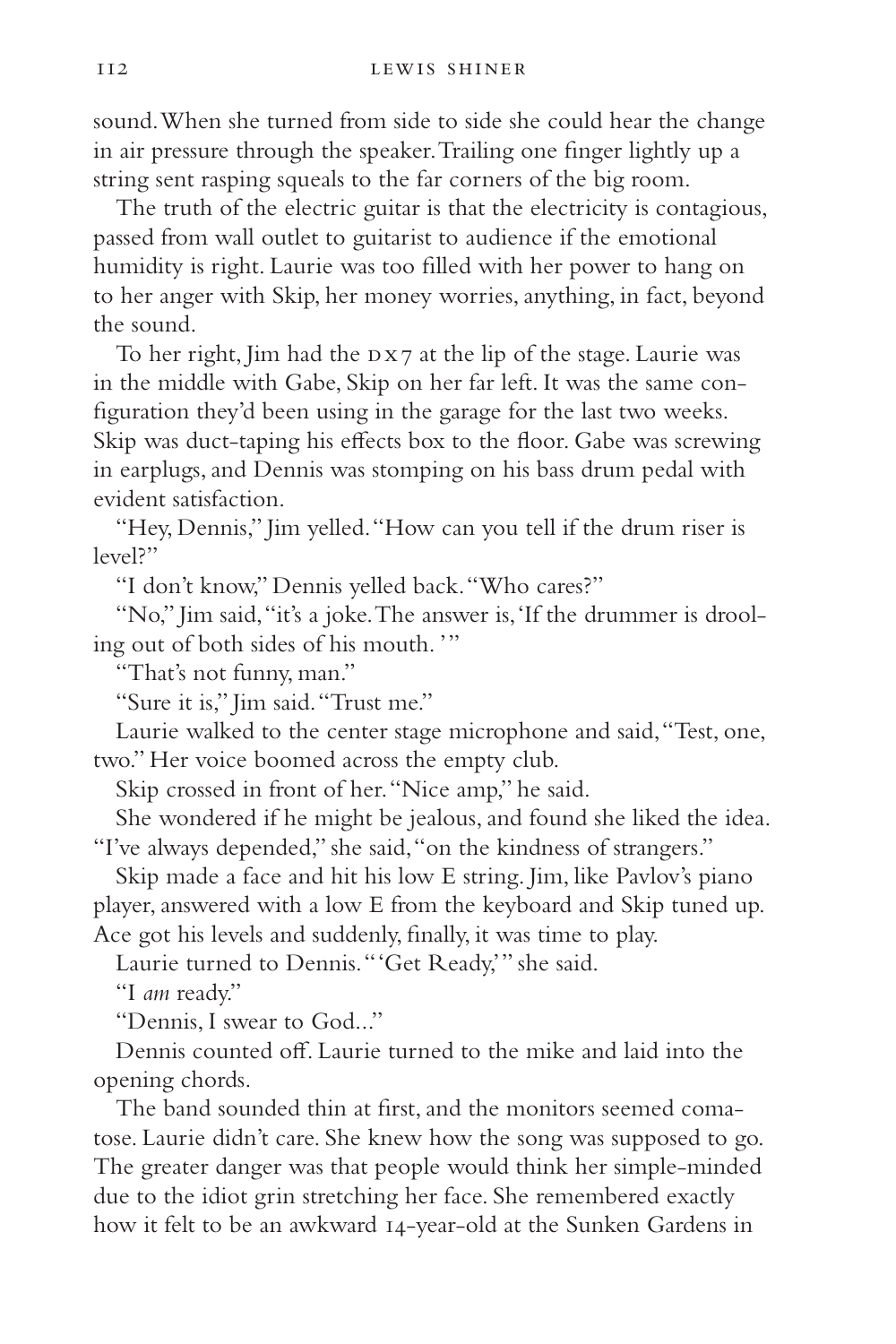sound. When she turned from side to side she could hear the change in air pressure through the speaker. Trailing one finger lightly up a string sent rasping squeals to the far corners of the big room.

The truth of the electric guitar is that the electricity is contagious, passed from wall outlet to guitarist to audience if the emotional humidity is right. Laurie was too filled with her power to hang on to her anger with Skip, her money worries, anything, in fact, beyond the sound.

To her right, Jim had the DX7 at the lip of the stage. Laurie was in the middle with Gabe, Skip on her far left. It was the same configuration they'd been using in the garage for the last two weeks. Skip was duct-taping his effects box to the floor. Gabe was screwing in earplugs, and Dennis was stomping on his bass drum pedal with evident satisfaction.

"Hey, Dennis," Jim yelled. "How can you tell if the drum riser is level?"

"I don't know," Dennis yelled back. "Who cares?"

"No," Jim said, "it's a joke. The answer is, 'If the drummer is drooling out of both sides of his mouth.'"

"That's not funny, man."

"Sure it is," Jim said. "Trust me."

Laurie walked to the center stage microphone and said, "Test, one, two." Her voice boomed across the empty club.

Skip crossed in front of her. "Nice amp," he said.

She wondered if he might be jealous, and found she liked the idea. "I've always depended," she said, "on the kindness of strangers."

Skip made a face and hit his low E string. Jim, like Pavlov's piano player, answered with a low E from the keyboard and Skip tuned up. Ace got his levels and suddenly, finally, it was time to play.

Laurie turned to Dennis. "'Get Ready,'" she said.

"I *am* ready."

"Dennis, I swear to God..."

Dennis counted off. Laurie turned to the mike and laid into the opening chords.

The band sounded thin at first, and the monitors seemed comatose. Laurie didn't care. She knew how the song was supposed to go. The greater danger was that people would think her simple-minded due to the idiot grin stretching her face. She remembered exactly how it felt to be an awkward 14-year-old at the Sunken Gardens in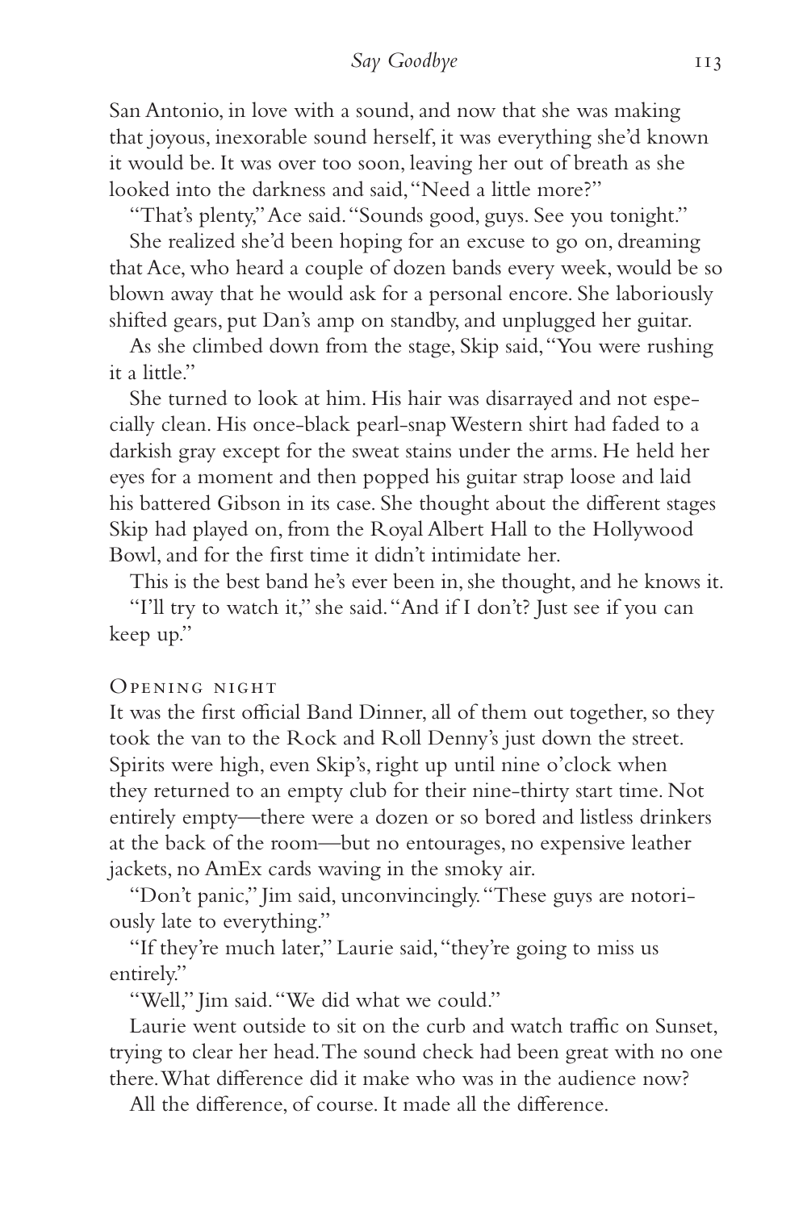San Antonio, in love with a sound, and now that she was making that joyous, inexorable sound herself, it was everything she'd known it would be. It was over too soon, leaving her out of breath as she looked into the darkness and said, "Need a little more?"

"That's plenty," Ace said. "Sounds good, guys. See you tonight."

She realized she'd been hoping for an excuse to go on, dreaming that Ace, who heard a couple of dozen bands every week, would be so blown away that he would ask for a personal encore. She laboriously shifted gears, put Dan's amp on standby, and unplugged her guitar.

As she climbed down from the stage, Skip said, "You were rushing it a little."

She turned to look at him. His hair was disarrayed and not especially clean. His once-black pearl-snap Western shirt had faded to a darkish gray except for the sweat stains under the arms. He held her eyes for a moment and then popped his guitar strap loose and laid his battered Gibson in its case. She thought about the different stages Skip had played on, from the Royal Albert Hall to the Hollywood Bowl, and for the first time it didn't intimidate her.

This is the best band he's ever been in, she thought, and he knows it.

"I'll try to watch it," she said. "And if I don't? Just see if you can keep up."

Opening night

It was the first official Band Dinner, all of them out together, so they took the van to the Rock and Roll Denny's just down the street. Spirits were high, even Skip's, right up until nine o'clock when they returned to an empty club for their nine-thirty start time. Not entirely empty—there were a dozen or so bored and listless drinkers at the back of the room—but no entourages, no expensive leather jackets, no AmEx cards waving in the smoky air.

"Don't panic," Jim said, unconvincingly. "These guys are notoriously late to everything."

"If they're much later," Laurie said, "they're going to miss us entirely."

"Well," Jim said. "We did what we could."

Laurie went outside to sit on the curb and watch traffic on Sunset, trying to clear her head. The sound check had been great with no one there. What difference did it make who was in the audience now?

All the difference, of course. It made all the difference.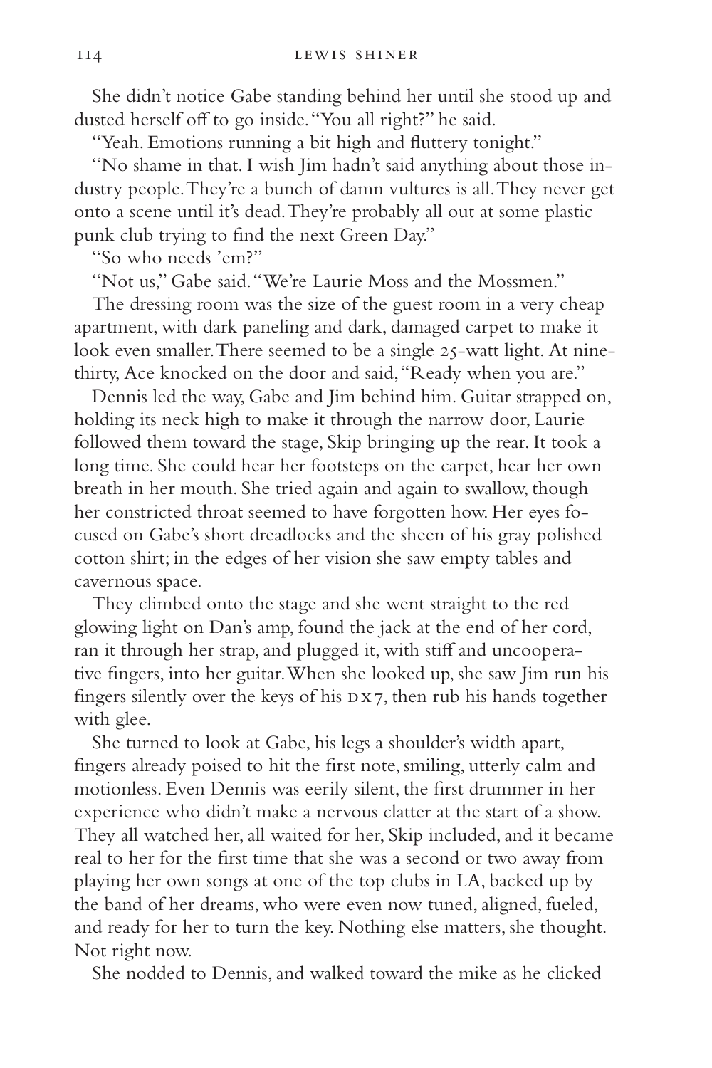She didn't notice Gabe standing behind her until she stood up and dusted herself off to go inside. "You all right?" he said.

"Yeah. Emotions running a bit high and fluttery tonight."

"No shame in that. I wish Jim hadn't said anything about those industry people. They're a bunch of damn vultures is all. They never get onto a scene until it's dead. They're probably all out at some plastic punk club trying to find the next Green Day."

"So who needs 'em?"

"Not us," Gabe said. "We're Laurie Moss and the Mossmen."

The dressing room was the size of the guest room in a very cheap apartment, with dark paneling and dark, damaged carpet to make it look even smaller. There seemed to be a single 25-watt light. At nine-thirty, Ace knocked on the door and said, "Ready when you are."

Dennis led the way, Gabe and Jim behind him. Guitar strapped on, holding its neck high to make it through the narrow door, Laurie followed them toward the stage, Skip bringing up the rear. It took a long time. She could hear her footsteps on the carpet, hear her own breath in her mouth. She tried again and again to swallow, though her constricted throat seemed to have forgotten how. Her eyes focused on Gabe's short dreadlocks and the sheen of his gray polished cotton shirt; in the edges of her vision she saw empty tables and cavernous space.

They climbed onto the stage and she went straight to the red glowing light on Dan's amp, found the jack at the end of her cord, ran it through her strap, and plugged it, with stiff and uncooperative fingers, into her guitar. When she looked up, she saw Jim run his fingers silently over the keys of his DX7, then rub his hands together with glee.

She turned to look at Gabe, his legs a shoulder's width apart, fingers already poised to hit the first note, smiling, utterly calm and motionless. Even Dennis was eerily silent, the first drummer in her experience who didn't make a nervous clatter at the start of a show. They all watched her, all waited for her, Skip included, and it became real to her for the first time that she was a second or two away from playing her own songs at one of the top clubs in LA, backed up by the band of her dreams, who were even now tuned, aligned, fueled, and ready for her to turn the key. Nothing else matters, she thought. Not right now.

She nodded to Dennis, and walked toward the mike as he clicked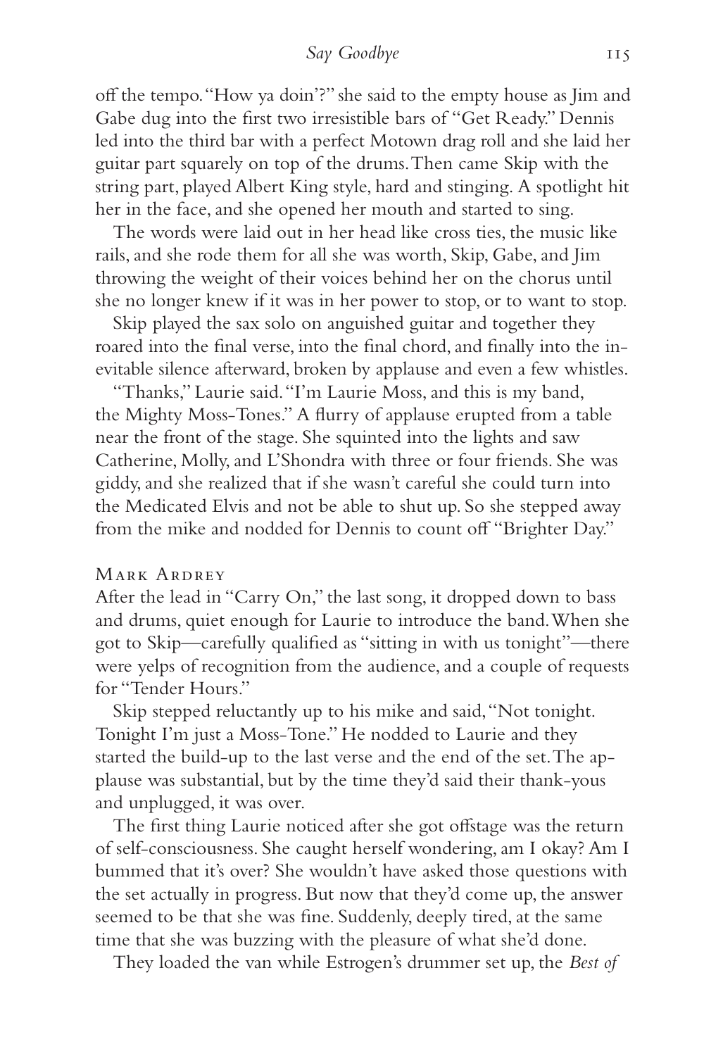off the tempo. "How ya doin'?" she said to the empty house as Jim and Gabe dug into the first two irresistible bars of "Get Ready." Dennis led into the third bar with a perfect Motown drag roll and she laid her guitar part squarely on top of the drums. Then came Skip with the string part, played Albert King style, hard and stinging. A spotlight hit her in the face, and she opened her mouth and started to sing.

The words were laid out in her head like cross ties, the music like rails, and she rode them for all she was worth, Skip, Gabe, and Jim throwing the weight of their voices behind her on the chorus until she no longer knew if it was in her power to stop, or to want to stop.

Skip played the sax solo on anguished guitar and together they roared into the final verse, into the final chord, and finally into the inevitable silence afterward, broken by applause and even a few whistles.

"Thanks," Laurie said. "I'm Laurie Moss, and this is my band, the Mighty Moss-Tones." A flurry of applause erupted from a table near the front of the stage. She squinted into the lights and saw Catherine, Molly, and L'Shondra with three or four friends. She was giddy, and she realized that if she wasn't careful she could turn into the Medicated Elvis and not be able to shut up. So she stepped away from the mike and nodded for Dennis to count off "Brighter Day."

Mark Ardrey

After the lead in "Carry On," the last song, it dropped down to bass and drums, quiet enough for Laurie to introduce the band. When she got to Skip—carefully qualified as "sitting in with us tonight"—there were yelps of recognition from the audience, and a couple of requests for "Tender Hours."

Skip stepped reluctantly up to his mike and said, "Not tonight. Tonight I'm just a Moss-Tone." He nodded to Laurie and they started the build-up to the last verse and the end of the set. The applause was substantial, but by the time they'd said their thank-yous and unplugged, it was over.

The first thing Laurie noticed after she got offstage was the return of self-consciousness. She caught herself wondering, am I okay? Am I bummed that it's over? She wouldn't have asked those questions with the set actually in progress. But now that they'd come up, the answer seemed to be that she was fine. Suddenly, deeply tired, at the same time that she was buzzing with the pleasure of what she'd done.

They loaded the van while Estrogen's drummer set up, the *Best of*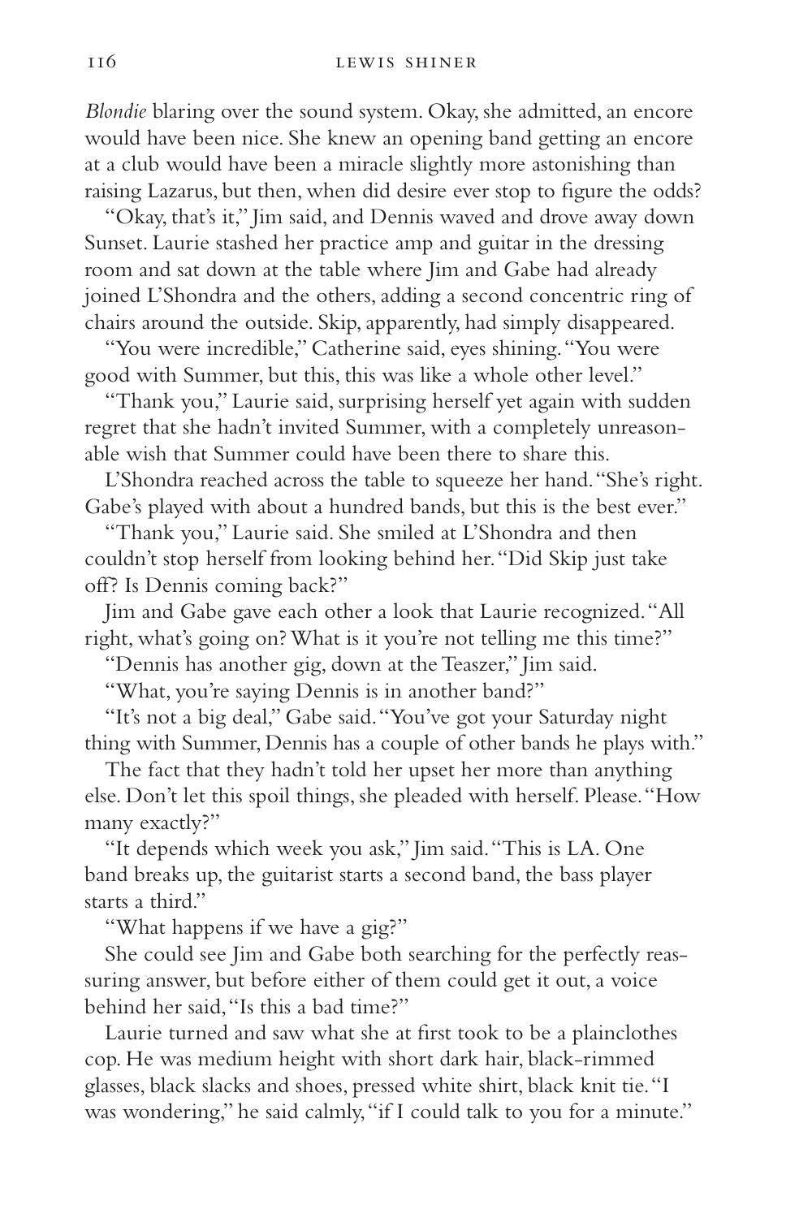*Blondie* blaring over the sound system. Okay, she admitted, an encore would have been nice. She knew an opening band getting an encore at a club would have been a miracle slightly more astonishing than raising Lazarus, but then, when did desire ever stop to figure the odds?

"Okay, that's it," Jim said, and Dennis waved and drove away down Sunset. Laurie stashed her practice amp and guitar in the dressing room and sat down at the table where Jim and Gabe had already joined L'Shondra and the others, adding a second concentric ring of chairs around the outside. Skip, apparently, had simply disappeared.

"You were incredible," Catherine said, eyes shining. "You were good with Summer, but this, this was like a whole other level."

"Thank you," Laurie said, surprising herself yet again with sudden regret that she hadn't invited Summer, with a completely unreasonable wish that Summer could have been there to share this.

L'Shondra reached across the table to squeeze her hand. "She's right. Gabe's played with about a hundred bands, but this is the best ever."

"Thank you," Laurie said. She smiled at L'Shondra and then couldn't stop herself from looking behind her. "Did Skip just take off? Is Dennis coming back?"

Jim and Gabe gave each other a look that Laurie recognized. "All right, what's going on? What is it you're not telling me this time?"

"Dennis has another gig, down at the Teaszer," Jim said.

"What, you're saying Dennis is in another band?"

"It's not a big deal," Gabe said. "You've got your Saturday night thing with Summer, Dennis has a couple of other bands he plays with."

The fact that they hadn't told her upset her more than anything else. Don't let this spoil things, she pleaded with herself. Please. "How many exactly?"

"It depends which week you ask," Jim said. "This is LA. One band breaks up, the guitarist starts a second band, the bass player starts a third."

"What happens if we have a gig?"

She could see Jim and Gabe both searching for the perfectly reassuring answer, but before either of them could get it out, a voice behind her said, "Is this a bad time?"

Laurie turned and saw what she at first took to be a plainclothes cop. He was medium height with short dark hair, black-rimmed glasses, black slacks and shoes, pressed white shirt, black knit tie. "I was wondering," he said calmly, "if I could talk to you for a minute."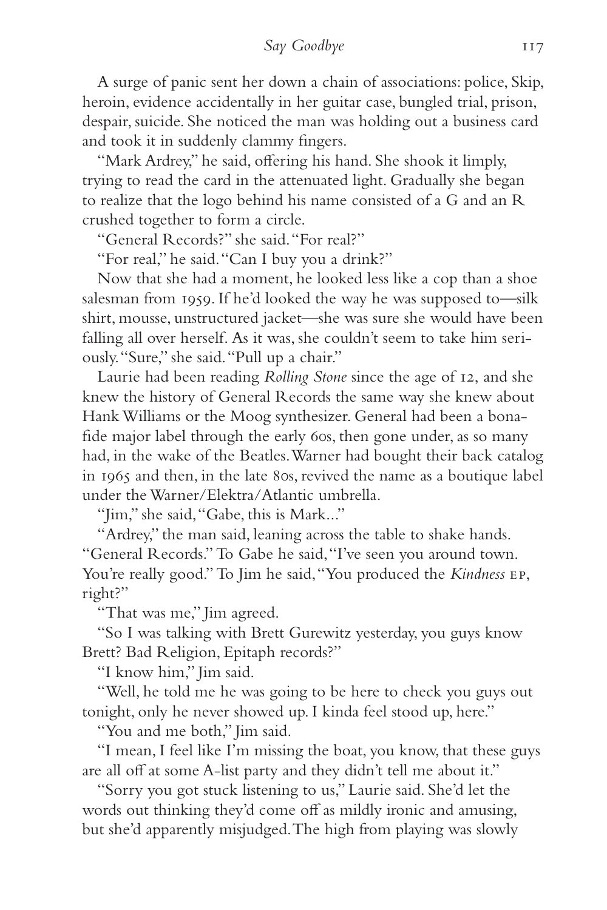A surge of panic sent her down a chain of associations: police, Skip, heroin, evidence accidentally in her guitar case, bungled trial, prison, despair, suicide. She noticed the man was holding out a business card and took it in suddenly clammy fingers.

"Mark Ardrey," he said, offering his hand. She shook it limply, trying to read the card in the attenuated light. Gradually she began to realize that the logo behind his name consisted of a G and an R crushed together to form a circle.

"General Records?" she said. "For real?"

"For real," he said. "Can I buy you a drink?"

Now that she had a moment, he looked less like a cop than a shoe salesman from 1959. If he'd looked the way he was supposed to—silk shirt, mousse, unstructured jacket—she was sure she would have been falling all over herself. As it was, she couldn't seem to take him seriously. "Sure," she said. "Pull up a chair."

Laurie had been reading *Rolling Stone* since the age of 12, and she knew the history of General Records the same way she knew about Hank Williams or the Moog synthesizer. General had been a bona-fide major label through the early 60s, then gone under, as so many had, in the wake of the Beatles. Warner had bought their back catalog in 1965 and then, in the late 80s, revived the name as a boutique label under the Warner/Elektra/Atlantic umbrella.

"Jim," she said, "Gabe, this is Mark..."

"Ardrey," the man said, leaning across the table to shake hands. "General Records." To Gabe he said, "I've seen you around town. You're really good." To Jim he said, "You produced the *Kindness* EP, right?"

"That was me," Jim agreed.

"So I was talking with Brett Gurewitz yesterday, you guys know Brett? Bad Religion, Epitaph records?"

"I know him," Jim said.

"Well, he told me he was going to be here to check you guys out tonight, only he never showed up. I kinda feel stood up, here."

"You and me both," Jim said.

"I mean, I feel like I'm missing the boat, you know, that these guys are all off at some A-list party and they didn't tell me about it."

"Sorry you got stuck listening to us," Laurie said. She'd let the words out thinking they'd come off as mildly ironic and amusing, but she'd apparently misjudged. The high from playing was slowly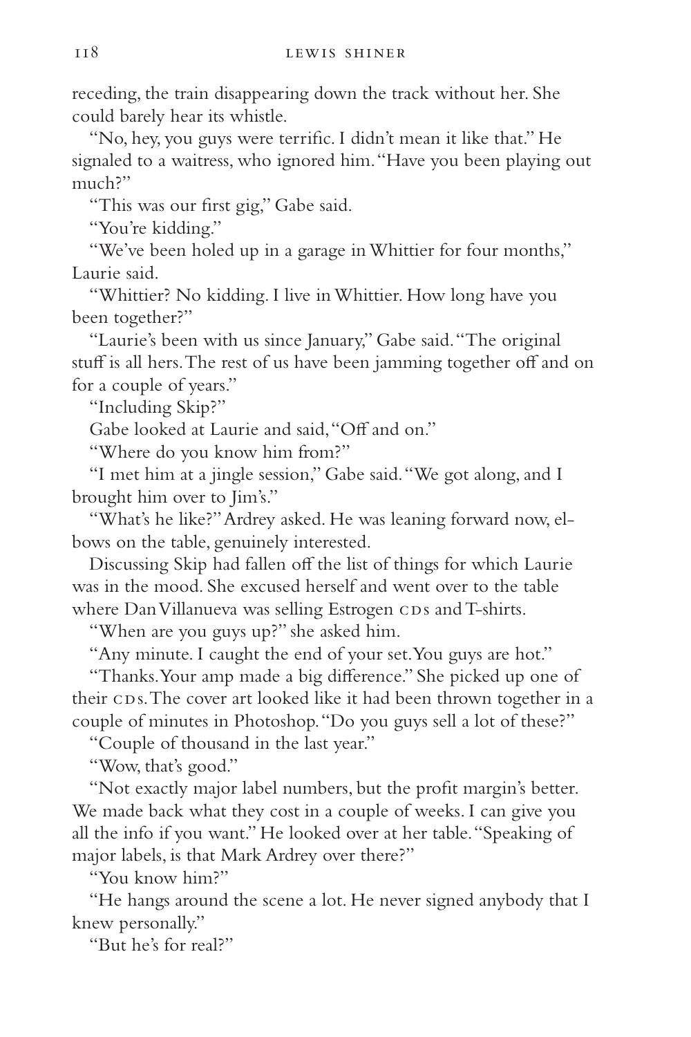receding, the train disappearing down the track without her. She could barely hear its whistle.

"No, hey, you guys were terrific. I didn't mean it like that." He signaled to a waitress, who ignored him. "Have you been playing out much?"

"This was our first gig," Gabe said.

"You're kidding."

"We've been holed up in a garage in Whittier for four months," Laurie said.

"Whittier? No kidding. I live in Whittier. How long have you been together?"

"Laurie's been with us since January," Gabe said. "The original stuff is all hers. The rest of us have been jamming together off and on for a couple of years."

"Including Skip?"

Gabe looked at Laurie and said, "Off and on."

"Where do you know him from?"

"I met him at a jingle session," Gabe said. "We got along, and I brought him over to Jim's."

"What's he like?" Ardrey asked. He was leaning forward now, elbows on the table, genuinely interested.

Discussing Skip had fallen off the list of things for which Laurie was in the mood. She excused herself and went over to the table where Dan Villanueva was selling Estrogen CDs and T-shirts.

"When are you guys up?" she asked him.

"Any minute. I caught the end of your set. You guys are hot."

"Thanks. Your amp made a big difference." She picked up one of their CDs. The cover art looked like it had been thrown together in a couple of minutes in Photoshop. "Do you guys sell a lot of these?"

"Couple of thousand in the last year."

"Wow, that's good."

"Not exactly major label numbers, but the profit margin's better. We made back what they cost in a couple of weeks. I can give you all the info if you want." He looked over at her table. "Speaking of major labels, is that Mark Ardrey over there?"

"You know him?"

"He hangs around the scene a lot. He never signed anybody that I knew personally."

"But he's for real?"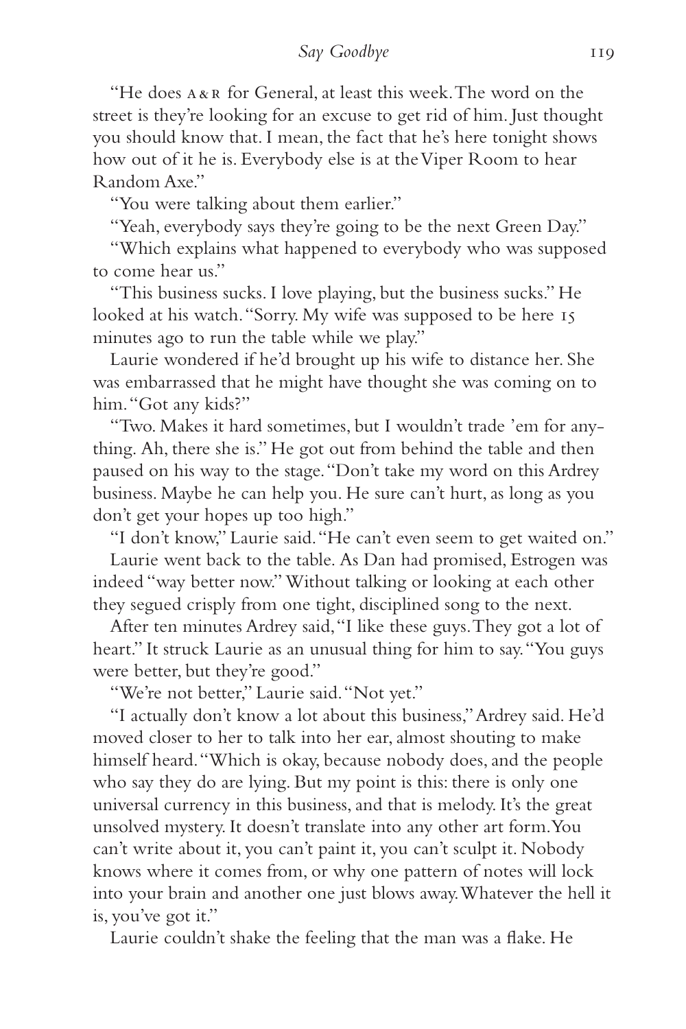"He does A&R for General, at least this week. The word on the street is they're looking for an excuse to get rid of him. Just thought you should know that. I mean, the fact that he's here tonight shows how out of it he is. Everybody else is at the Viper Room to hear Random Axe."

"You were talking about them earlier."

"Yeah, everybody says they're going to be the next Green Day."

"Which explains what happened to everybody who was supposed to come hear us."

"This business sucks. I love playing, but the business sucks." He looked at his watch. "Sorry. My wife was supposed to be here 15 minutes ago to run the table while we play."

Laurie wondered if he'd brought up his wife to distance her. She was embarrassed that he might have thought she was coming on to him. "Got any kids?"

"Two. Makes it hard sometimes, but I wouldn't trade 'em for anything. Ah, there she is." He got out from behind the table and then paused on his way to the stage. "Don't take my word on this Ardrey business. Maybe he can help you. He sure can't hurt, as long as you don't get your hopes up too high."

"I don't know," Laurie said. "He can't even seem to get waited on."

Laurie went back to the table. As Dan had promised, Estrogen was indeed "way better now." Without talking or looking at each other they segued crisply from one tight, disciplined song to the next.

After ten minutes Ardrey said, "I like these guys. They got a lot of heart." It struck Laurie as an unusual thing for him to say. "You guys were better, but they're good."

"We're not better," Laurie said. "Not yet."

"I actually don't know a lot about this business," Ardrey said. He'd moved closer to her to talk into her ear, almost shouting to make himself heard. "Which is okay, because nobody does, and the people who say they do are lying. But my point is this: there is only one universal currency in this business, and that is melody. It's the great unsolved mystery. It doesn't translate into any other art form. You can't write about it, you can't paint it, you can't sculpt it. Nobody knows where it comes from, or why one pattern of notes will lock into your brain and another one just blows away. Whatever the hell it is, you've got it."

Laurie couldn't shake the feeling that the man was a flake. He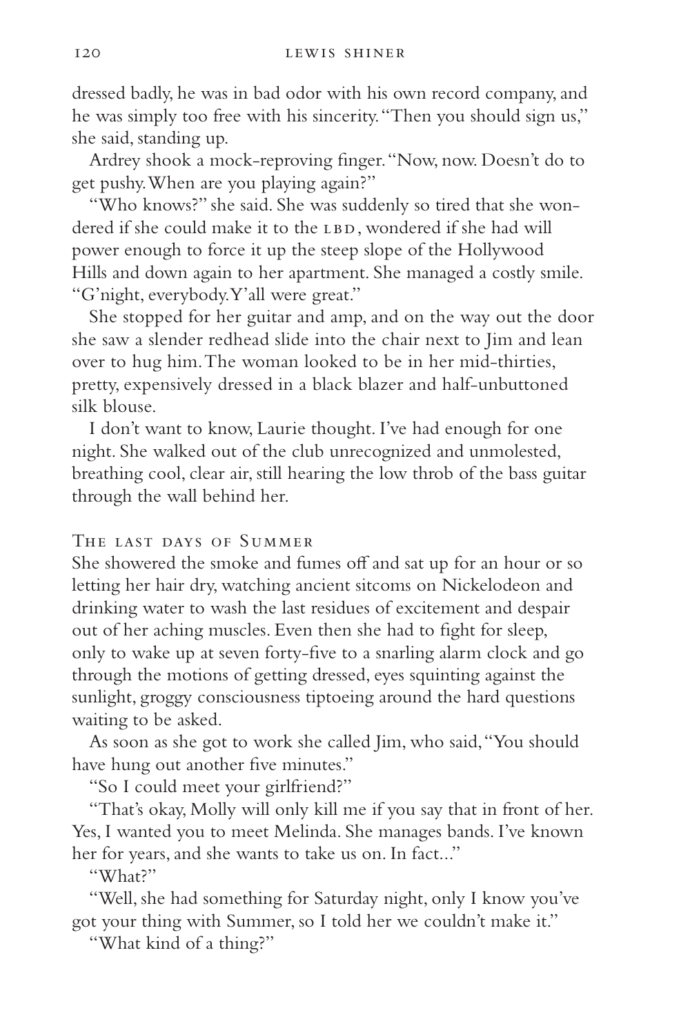dressed badly, he was in bad odor with his own record company, and he was simply too free with his sincerity. "Then you should sign us," she said, standing up.

Ardrey shook a mock-reproving finger. "Now, now. Doesn't do to get pushy. When are you playing again?"

"Who knows?" she said. She was suddenly so tired that she wondered if she could make it to the LBD, wondered if she had will power enough to force it up the steep slope of the Hollywood Hills and down again to her apartment. She managed a costly smile. "G'night, everybody. Y'all were great."

She stopped for her guitar and amp, and on the way out the door she saw a slender redhead slide into the chair next to Jim and lean over to hug him. The woman looked to be in her mid-thirties, pretty, expensively dressed in a black blazer and half-unbuttoned silk blouse.

I don't want to know, Laurie thought. I've had enough for one night. She walked out of the club unrecognized and unmolested, breathing cool, clear air, still hearing the low throb of the bass guitar through the wall behind her.

### The last days of Summer

She showered the smoke and fumes off and sat up for an hour or so letting her hair dry, watching ancient sitcoms on Nickelodeon and drinking water to wash the last residues of excitement and despair out of her aching muscles. Even then she had to fight for sleep, only to wake up at seven forty-five to a snarling alarm clock and go through the motions of getting dressed, eyes squinting against the sunlight, groggy consciousness tiptoeing around the hard questions waiting to be asked.

As soon as she got to work she called Jim, who said, "You should have hung out another five minutes."

"So I could meet your girlfriend?"

"That's okay, Molly will only kill me if you say that in front of her. Yes, I wanted you to meet Melinda. She manages bands. I've known her for years, and she wants to take us on. In fact..."

"What?"

"Well, she had something for Saturday night, only I know you've got your thing with Summer, so I told her we couldn't make it."

"What kind of a thing?"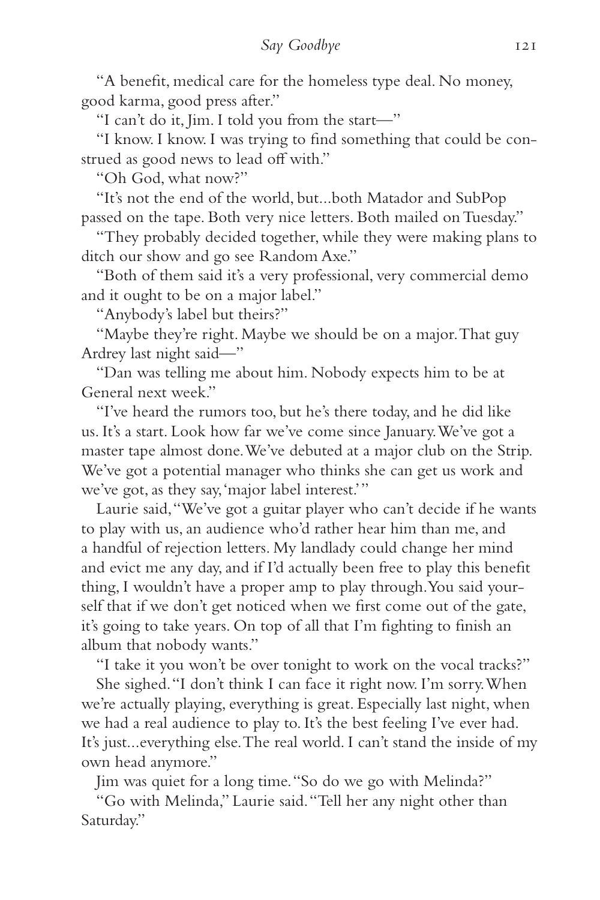"A benefit, medical care for the homeless type deal. No money, good karma, good press after."

"I can't do it, Jim. I told you from the start—"

"I know. I know. I was trying to find something that could be construed as good news to lead off with."

"Oh God, what now?"

"It's not the end of the world, but...both Matador and SubPop passed on the tape. Both very nice letters. Both mailed on Tuesday."

"They probably decided together, while they were making plans to ditch our show and go see Random Axe."

"Both of them said it's a very professional, very commercial demo and it ought to be on a major label."

"Anybody's label but theirs?"

"Maybe they're right. Maybe we should be on a major. That guy Ardrey last night said—"

"Dan was telling me about him. Nobody expects him to be at General next week."

"I've heard the rumors too, but he's there today, and he did like us. It's a start. Look how far we've come since January. We've got a master tape almost done. We've debuted at a major club on the Strip. We've got a potential manager who thinks she can get us work and we've got, as they say, 'major label interest.'"

Laurie said, "We've got a guitar player who can't decide if he wants to play with us, an audience who'd rather hear him than me, and a handful of rejection letters. My landlady could change her mind and evict me any day, and if I'd actually been free to play this benefit thing, I wouldn't have a proper amp to play through. You said yourself that if we don't get noticed when we first come out of the gate, it's going to take years. On top of all that I'm fighting to finish an album that nobody wants."

"I take it you won't be over tonight to work on the vocal tracks?"

She sighed. "I don't think I can face it right now. I'm sorry. When we're actually playing, everything is great. Especially last night, when we had a real audience to play to. It's the best feeling I've ever had. It's just...everything else. The real world. I can't stand the inside of my own head anymore."

Jim was quiet for a long time. "So do we go with Melinda?"

"Go with Melinda," Laurie said. "Tell her any night other than Saturday."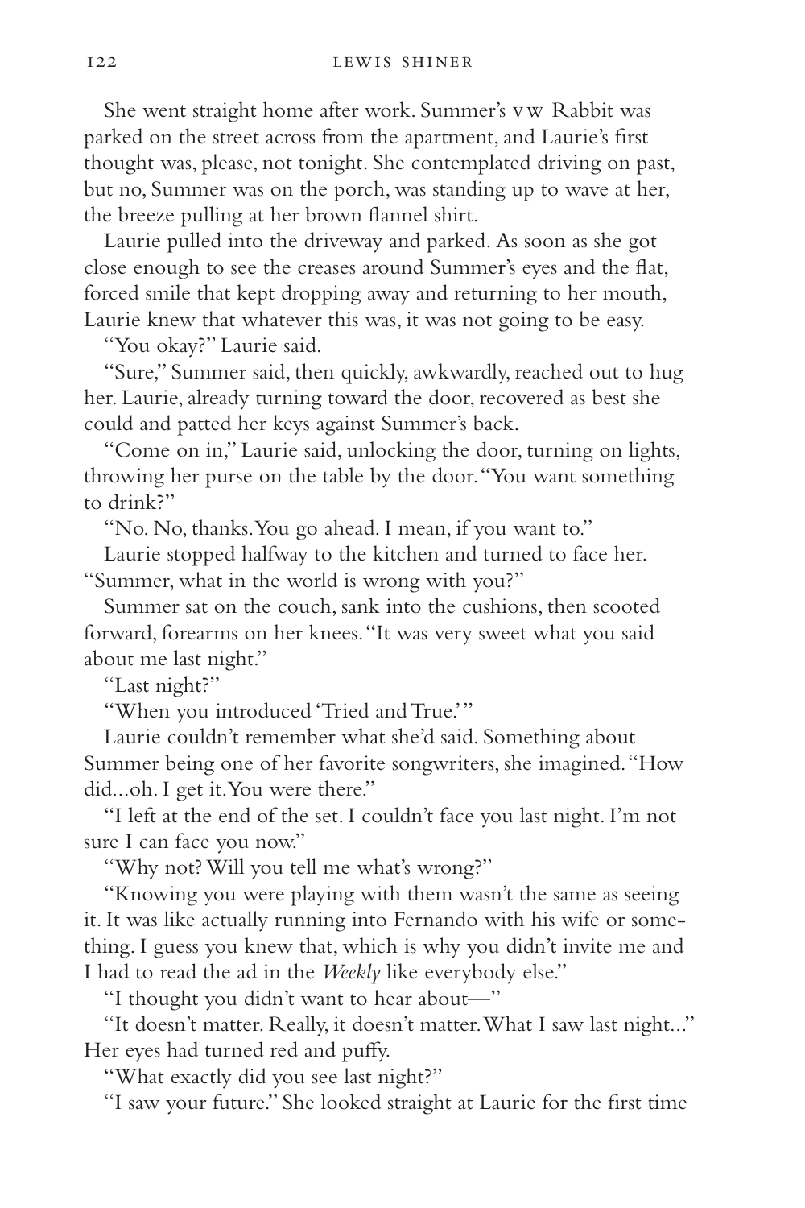She went straight home after work. Summer's VW Rabbit was parked on the street across from the apartment, and Laurie's first thought was, please, not tonight. She contemplated driving on past, but no, Summer was on the porch, was standing up to wave at her, the breeze pulling at her brown flannel shirt.

Laurie pulled into the driveway and parked. As soon as she got close enough to see the creases around Summer's eyes and the flat, forced smile that kept dropping away and returning to her mouth, Laurie knew that whatever this was, it was not going to be easy.

"You okay?" Laurie said.

"Sure," Summer said, then quickly, awkwardly, reached out to hug her. Laurie, already turning toward the door, recovered as best she could and patted her keys against Summer's back.

"Come on in," Laurie said, unlocking the door, turning on lights, throwing her purse on the table by the door. "You want something to drink?"

"No. No, thanks. You go ahead. I mean, if you want to."

Laurie stopped halfway to the kitchen and turned to face her. "Summer, what in the world is wrong with you?"

Summer sat on the couch, sank into the cushions, then scooted forward, forearms on her knees. "It was very sweet what you said about me last night."

"Last night?"

"When you introduced 'Tried and True.'"

Laurie couldn't remember what she'd said. Something about Summer being one of her favorite songwriters, she imagined. "How did...oh. I get it. You were there."

"I left at the end of the set. I couldn't face you last night. I'm not sure I can face you now."

"Why not? Will you tell me what's wrong?"

"Knowing you were playing with them wasn't the same as seeing it. It was like actually running into Fernando with his wife or something. I guess you knew that, which is why you didn't invite me and I had to read the ad in the *Weekly* like everybody else."

"I thought you didn't want to hear about—"

"It doesn't matter. Really, it doesn't matter. What I saw last night..." Her eyes had turned red and puffy.

"What exactly did you see last night?"

"I saw your future." She looked straight at Laurie for the first time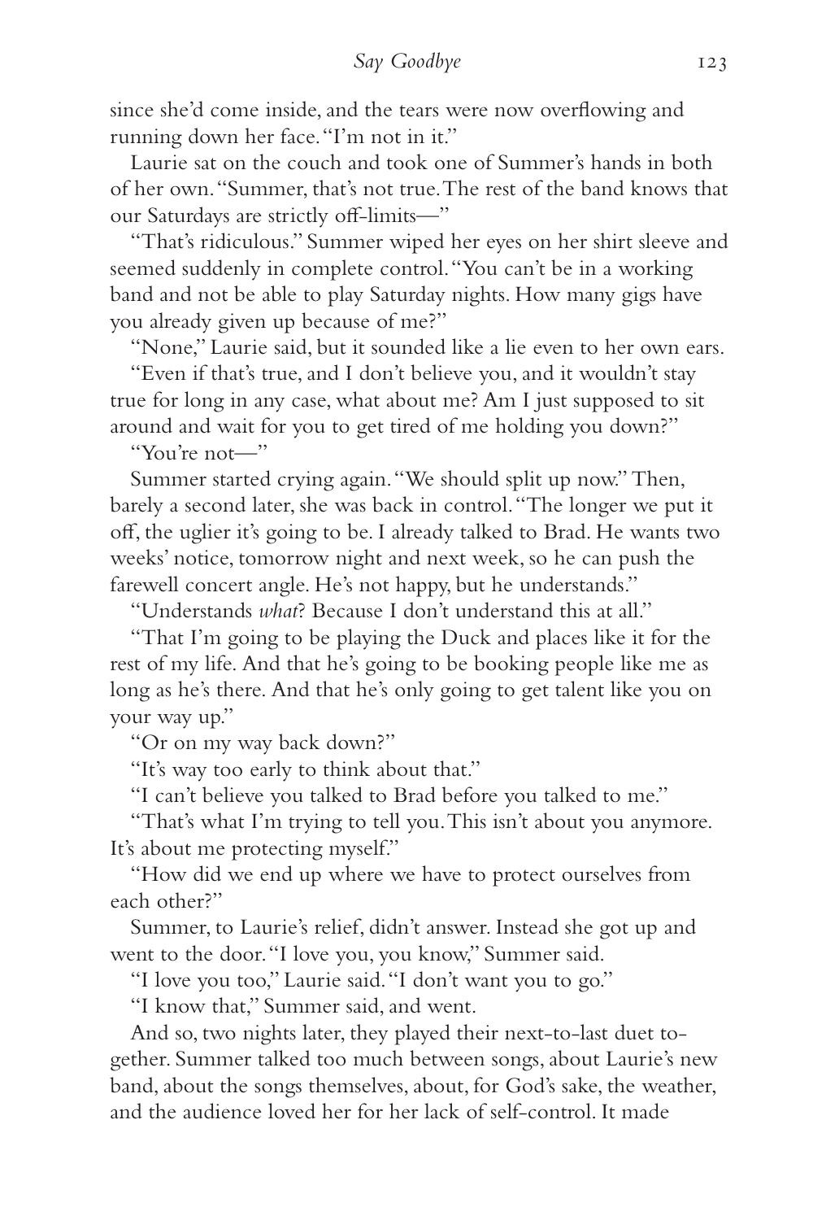since she'd come inside, and the tears were now overflowing and running down her face. "I'm not in it."

Laurie sat on the couch and took one of Summer's hands in both of her own. "Summer, that's not true. The rest of the band knows that our Saturdays are strictly off-limits—"

"That's ridiculous." Summer wiped her eyes on her shirt sleeve and seemed suddenly in complete control. "You can't be in a working band and not be able to play Saturday nights. How many gigs have you already given up because of me?"

"None," Laurie said, but it sounded like a lie even to her own ears.

"Even if that's true, and I don't believe you, and it wouldn't stay true for long in any case, what about me? Am I just supposed to sit around and wait for you to get tired of me holding you down?"

"You're not—"

Summer started crying again. "We should split up now." Then, barely a second later, she was back in control. "The longer we put it off, the uglier it's going to be. I already talked to Brad. He wants two weeks' notice, tomorrow night and next week, so he can push the farewell concert angle. He's not happy, but he understands."

"Understands *what*? Because I don't understand this at all."

"That I'm going to be playing the Duck and places like it for the rest of my life. And that he's going to be booking people like me as long as he's there. And that he's only going to get talent like you on your way up."

"Or on my way back down?"

"It's way too early to think about that."

"I can't believe you talked to Brad before you talked to me."

"That's what I'm trying to tell you. This isn't about you anymore. It's about me protecting myself."

"How did we end up where we have to protect ourselves from each other?"

Summer, to Laurie's relief, didn't answer. Instead she got up and went to the door. "I love you, you know," Summer said.

"I love you too," Laurie said. "I don't want you to go."

"I know that," Summer said, and went.

And so, two nights later, they played their next-to-last duet together. Summer talked too much between songs, about Laurie's new band, about the songs themselves, about, for God's sake, the weather, and the audience loved her for her lack of self-control. It made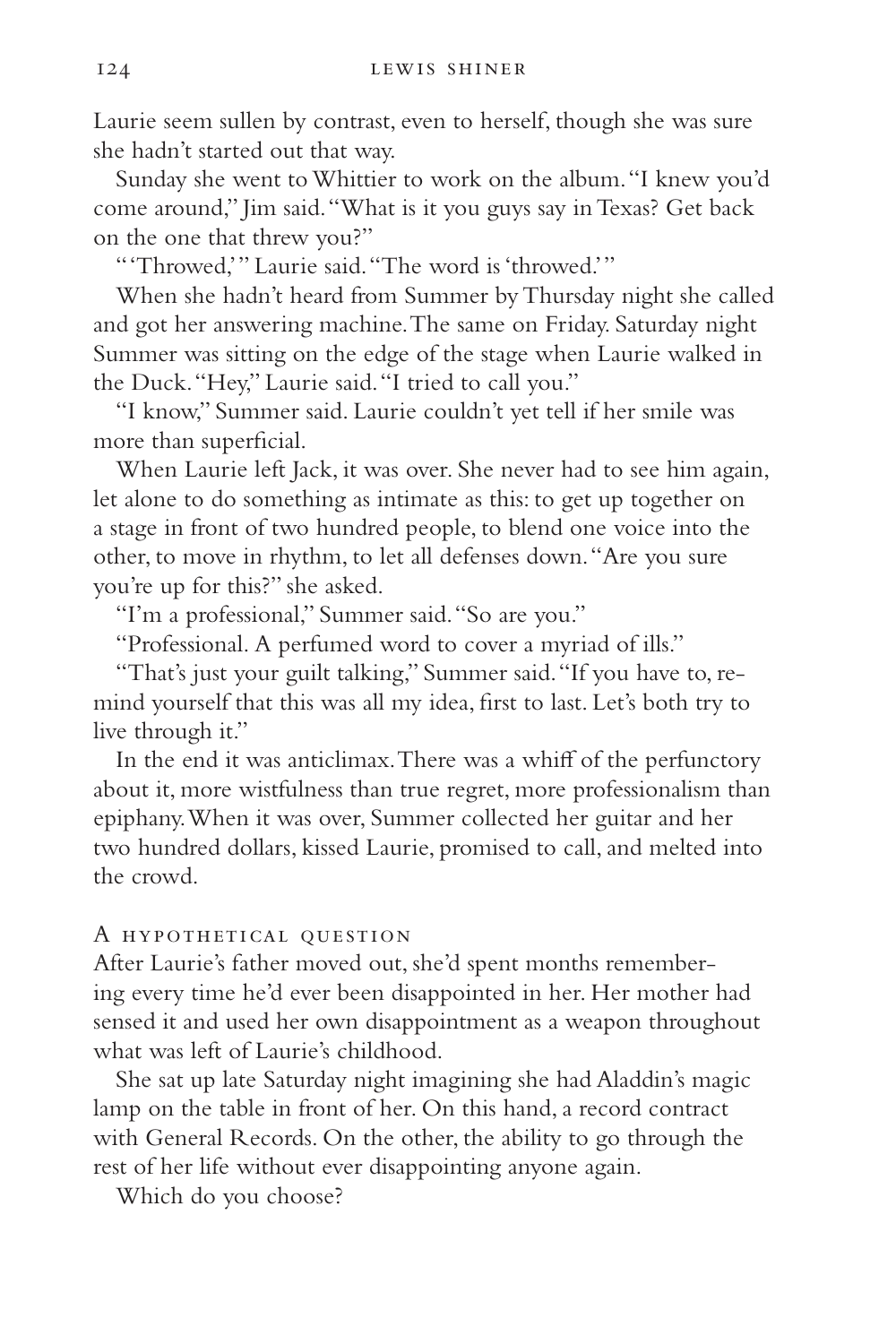Laurie seem sullen by contrast, even to herself, though she was sure she hadn't started out that way.

Sunday she went to Whittier to work on the album. "I knew you'd come around," Jim said. "What is it you guys say in Texas? Get back on the one that threw you?"

"'Throwed,'" Laurie said. "The word is 'throwed.'"

When she hadn't heard from Summer by Thursday night she called and got her answering machine. The same on Friday. Saturday night Summer was sitting on the edge of the stage when Laurie walked in the Duck. "Hey," Laurie said. "I tried to call you."

"I know," Summer said. Laurie couldn't yet tell if her smile was more than superficial.

When Laurie left Jack, it was over. She never had to see him again, let alone to do something as intimate as this: to get up together on a stage in front of two hundred people, to blend one voice into the other, to move in rhythm, to let all defenses down. "Are you sure you're up for this?" she asked.

"I'm a professional," Summer said. "So are you."

"Professional. A perfumed word to cover a myriad of ills."

"That's just your guilt talking," Summer said. "If you have to, remind yourself that this was all my idea, first to last. Let's both try to live through it."

In the end it was anticlimax. There was a whiff of the perfunctory about it, more wistfulness than true regret, more professionalism than epiphany. When it was over, Summer collected her guitar and her two hundred dollars, kissed Laurie, promised to call, and melted into the crowd.

### A hypothetical question

After Laurie's father moved out, she'd spent months remembering every time he'd ever been disappointed in her. Her mother had sensed it and used her own disappointment as a weapon throughout what was left of Laurie's childhood.

She sat up late Saturday night imagining she had Aladdin's magic lamp on the table in front of her. On this hand, a record contract with General Records. On the other, the ability to go through the rest of her life without ever disappointing anyone again.

Which do you choose?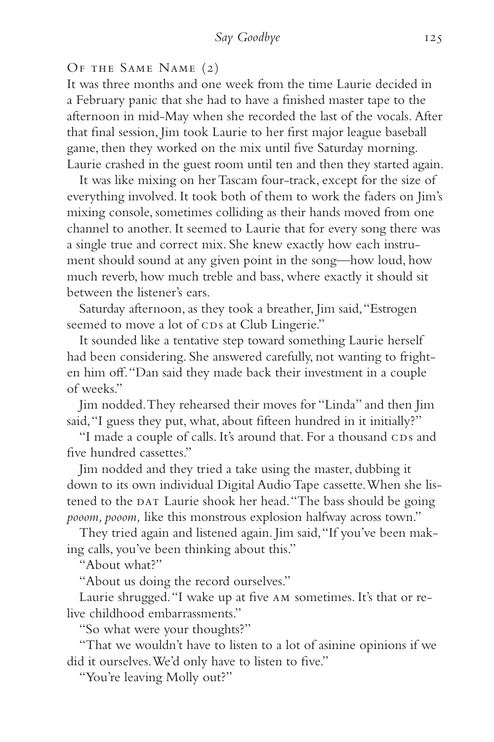## Of the Same Name (2)

It was three months and one week from the time Laurie decided in a February panic that she had to have a finished master tape to the afternoon in mid-May when she recorded the last of the vocals. After that final session, Jim took Laurie to her first major league baseball game, then they worked on the mix until five Saturday morning. Laurie crashed in the guest room until ten and then they started again.

It was like mixing on her Tascam four-track, except for the size of everything involved. It took both of them to work the faders on Jim's mixing console, sometimes colliding as their hands moved from one channel to another. It seemed to Laurie that for every song there was a single true and correct mix. She knew exactly how each instrument should sound at any given point in the song—how loud, how much reverb, how much treble and bass, where exactly it should sit between the listener's ears.

Saturday afternoon, as they took a breather, Jim said, "Estrogen seemed to move a lot of CDs at Club Lingerie."

It sounded like a tentative step toward something Laurie herself had been considering. She answered carefully, not wanting to frighten him off. "Dan said they made back their investment in a couple of weeks."

Jim nodded. They rehearsed their moves for "Linda" and then Jim said, "I guess they put, what, about fifteen hundred in it initially?"

"I made a couple of calls. It's around that. For a thousand CDs and five hundred cassettes."

Jim nodded and they tried a take using the master, dubbing it down to its own individual Digital Audio Tape cassette. When she listened to the DAT Laurie shook her head. "The bass should be going *pooom, pooom,* like this monstrous explosion halfway across town."

They tried again and listened again. Jim said, "If you've been making calls, you've been thinking about this."

"About what?"

"About us doing the record ourselves."

Laurie shrugged. "I wake up at five AM sometimes. It's that or relive childhood embarrassments."

"So what were your thoughts?"

"That we wouldn't have to listen to a lot of asinine opinions if we did it ourselves. We'd only have to listen to five."

"You're leaving Molly out?"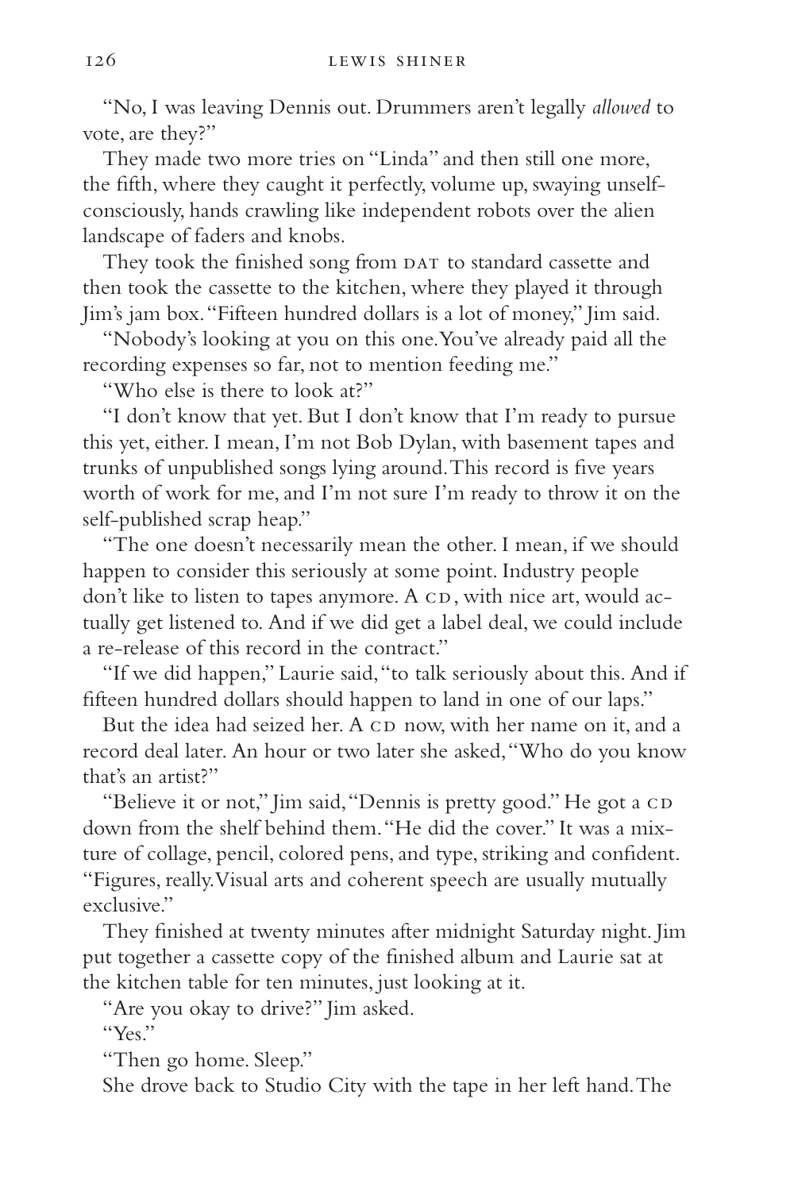"No, I was leaving Dennis out. Drummers aren't legally *allowed* to vote, are they?"

They made two more tries on "Linda" and then still one more, the fifth, where they caught it perfectly, volume up, swaying unselfconsciously, hands crawling like independent robots over the alien landscape of faders and knobs.

They took the finished song from DAT to standard cassette and then took the cassette to the kitchen, where they played it through Jim's jam box. "Fifteen hundred dollars is a lot of money," Jim said.

"Nobody's looking at you on this one. You've already paid all the recording expenses so far, not to mention feeding me."

"Who else is there to look at?"

"I don't know that yet. But I don't know that I'm ready to pursue this yet, either. I mean, I'm not Bob Dylan, with basement tapes and trunks of unpublished songs lying around. This record is five years worth of work for me, and I'm not sure I'm ready to throw it on the self-published scrap heap."

"The one doesn't necessarily mean the other. I mean, if we should happen to consider this seriously at some point. Industry people don't like to listen to tapes anymore. A CD, with nice art, would actually get listened to. And if we did get a label deal, we could include a re-release of this record in the contract."

"If we did happen," Laurie said, "to talk seriously about this. And if fifteen hundred dollars should happen to land in one of our laps."

But the idea had seized her. A CD now, with her name on it, and a record deal later. An hour or two later she asked, "Who do you know that's an artist?"

"Believe it or not," Jim said, "Dennis is pretty good." He got a CD down from the shelf behind them. "He did the cover." It was a mixture of collage, pencil, colored pens, and type, striking and confident. "Figures, really. Visual arts and coherent speech are usually mutually exclusive."

They finished at twenty minutes after midnight Saturday night. Jim put together a cassette copy of the finished album and Laurie sat at the kitchen table for ten minutes, just looking at it.

"Are you okay to drive?" Jim asked.

"Yes."

"Then go home. Sleep."

She drove back to Studio City with the tape in her left hand. The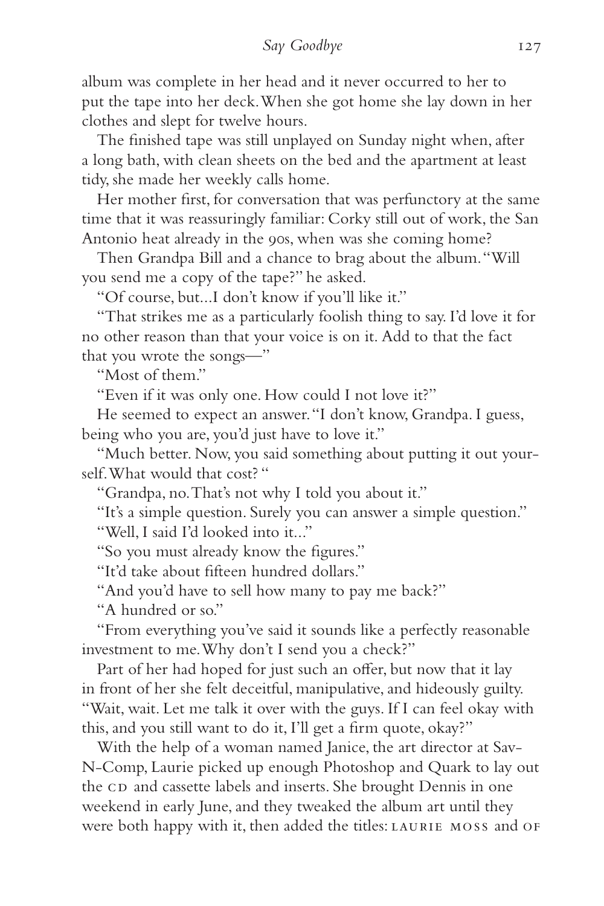album was complete in her head and it never occurred to her to put the tape into her deck. When she got home she lay down in her clothes and slept for twelve hours.

The finished tape was still unplayed on Sunday night when, after a long bath, with clean sheets on the bed and the apartment at least tidy, she made her weekly calls home.

Her mother first, for conversation that was perfunctory at the same time that it was reassuringly familiar: Corky still out of work, the San Antonio heat already in the 90s, when was she coming home?

Then Grandpa Bill and a chance to brag about the album. "Will you send me a copy of the tape?" he asked.

"Of course, but...I don't know if you'll like it."

"That strikes me as a particularly foolish thing to say. I'd love it for no other reason than that your voice is on it. Add to that the fact that you wrote the songs—"

"Most of them."

"Even if it was only one. How could I not love it?"

He seemed to expect an answer. "I don't know, Grandpa. I guess, being who you are, you'd just have to love it."

"Much better. Now, you said something about putting it out yourself. What would that cost? "

"Grandpa, no. That's not why I told you about it."

"It's a simple question. Surely you can answer a simple question."

"Well, I said I'd looked into it..."

"So you must already know the figures."

"It'd take about fifteen hundred dollars."

"And you'd have to sell how many to pay me back?"

"A hundred or so."

"From everything you've said it sounds like a perfectly reasonable investment to me. Why don't I send you a check?"

Part of her had hoped for just such an offer, but now that it lay in front of her she felt deceitful, manipulative, and hideously guilty. "Wait, wait. Let me talk it over with the guys. If I can feel okay with this, and you still want to do it, I'll get a firm quote, okay?"

With the help of a woman named Janice, the art director at Sav-N-Comp, Laurie picked up enough Photoshop and Quark to lay out the CD and cassette labels and inserts. She brought Dennis in one weekend in early June, and they tweaked the album art until they were both happy with it, then added the titles: LAURIE MOSS and OF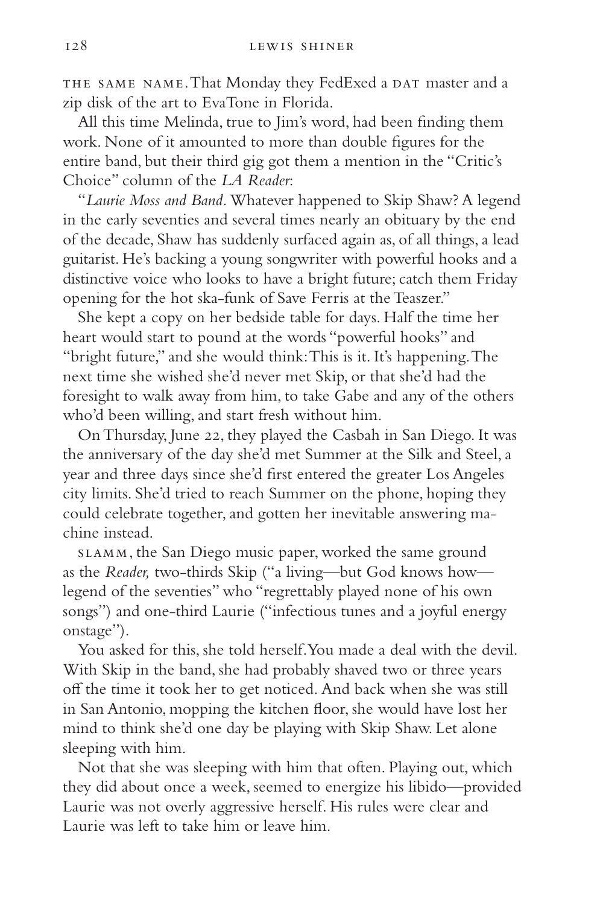THE SAME NAME. That Monday they FedExed a DAT master and a zip disk of the art to EvaTone in Florida.

All this time Melinda, true to Jim's word, had been finding them work. None of it amounted to more than double figures for the entire band, but their third gig got them a mention in the "Critic's Choice" column of the *LA Reader*:

"*Laurie Moss and Band.* Whatever happened to Skip Shaw? A legend in the early seventies and several times nearly an obituary by the end of the decade, Shaw has suddenly surfaced again as, of all things, a lead guitarist. He's backing a young songwriter with powerful hooks and a distinctive voice who looks to have a bright future; catch them Friday opening for the hot ska-funk of Save Ferris at the Teaszer."

She kept a copy on her bedside table for days. Half the time her heart would start to pound at the words "powerful hooks" and "bright future," and she would think: This is it. It's happening. The next time she wished she'd never met Skip, or that she'd had the foresight to walk away from him, to take Gabe and any of the others who'd been willing, and start fresh without him.

On Thursday, June 22, they played the Casbah in San Diego. It was the anniversary of the day she'd met Summer at the Silk and Steel, a year and three days since she'd first entered the greater Los Angeles city limits. She'd tried to reach Summer on the phone, hoping they could celebrate together, and gotten her inevitable answering machine instead.

SLAMM, the San Diego music paper, worked the same ground as the *Reader,* two-thirds Skip ("a living—but God knows how—legend of the seventies" who "regrettably played none of his own songs") and one-third Laurie ("infectious tunes and a joyful energy onstage").

You asked for this, she told herself. You made a deal with the devil. With Skip in the band, she had probably shaved two or three years off the time it took her to get noticed. And back when she was still in San Antonio, mopping the kitchen floor, she would have lost her mind to think she'd one day be playing with Skip Shaw. Let alone sleeping with him.

Not that she was sleeping with him that often. Playing out, which they did about once a week, seemed to energize his libido—provided Laurie was not overly aggressive herself. His rules were clear and Laurie was left to take him or leave him.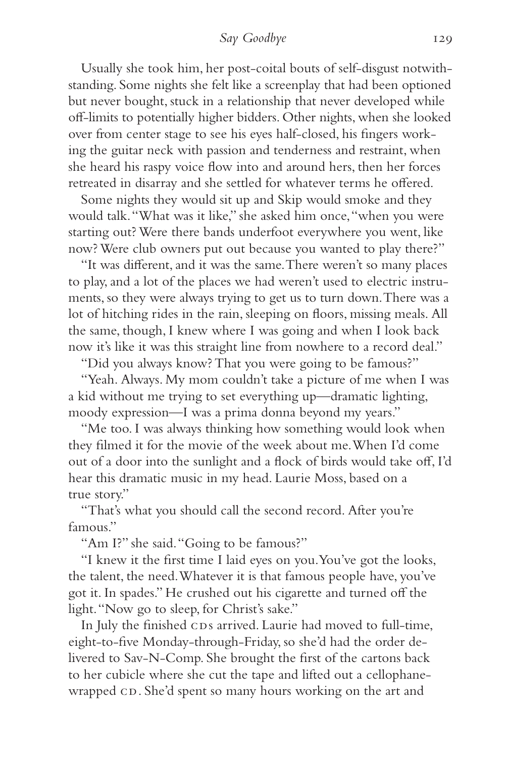Usually she took him, her post-coital bouts of self-disgust notwithstanding. Some nights she felt like a screenplay that had been optioned but never bought, stuck in a relationship that never developed while off-limits to potentially higher bidders. Other nights, when she looked over from center stage to see his eyes half-closed, his fingers working the guitar neck with passion and tenderness and restraint, when she heard his raspy voice flow into and around hers, then her forces retreated in disarray and she settled for whatever terms he offered.

Some nights they would sit up and Skip would smoke and they would talk. "What was it like," she asked him once, "when you were starting out? Were there bands underfoot everywhere you went, like now? Were club owners put out because you wanted to play there?"

"It was different, and it was the same. There weren't so many places to play, and a lot of the places we had weren't used to electric instruments, so they were always trying to get us to turn down. There was a lot of hitching rides in the rain, sleeping on floors, missing meals. All the same, though, I knew where I was going and when I look back now it's like it was this straight line from nowhere to a record deal."

"Did you always know? That you were going to be famous?"

"Yeah. Always. My mom couldn't take a picture of me when I was a kid without me trying to set everything up—dramatic lighting, moody expression—I was a prima donna beyond my years."

"Me too. I was always thinking how something would look when they filmed it for the movie of the week about me. When I'd come out of a door into the sunlight and a flock of birds would take off, I'd hear this dramatic music in my head. Laurie Moss, based on a true story."

"That's what you should call the second record. After you're famous."

"Am I?" she said. "Going to be famous?"

"I knew it the first time I laid eyes on you. You've got the looks, the talent, the need. Whatever it is that famous people have, you've got it. In spades." He crushed out his cigarette and turned off the light. "Now go to sleep, for Christ's sake."

In July the finished CDs arrived. Laurie had moved to full-time, eight-to-five Monday-through-Friday, so she'd had the order delivered to Sav-N-Comp. She brought the first of the cartons back to her cubicle where she cut the tape and lifted out a cellophane-wrapped CD. She'd spent so many hours working on the art and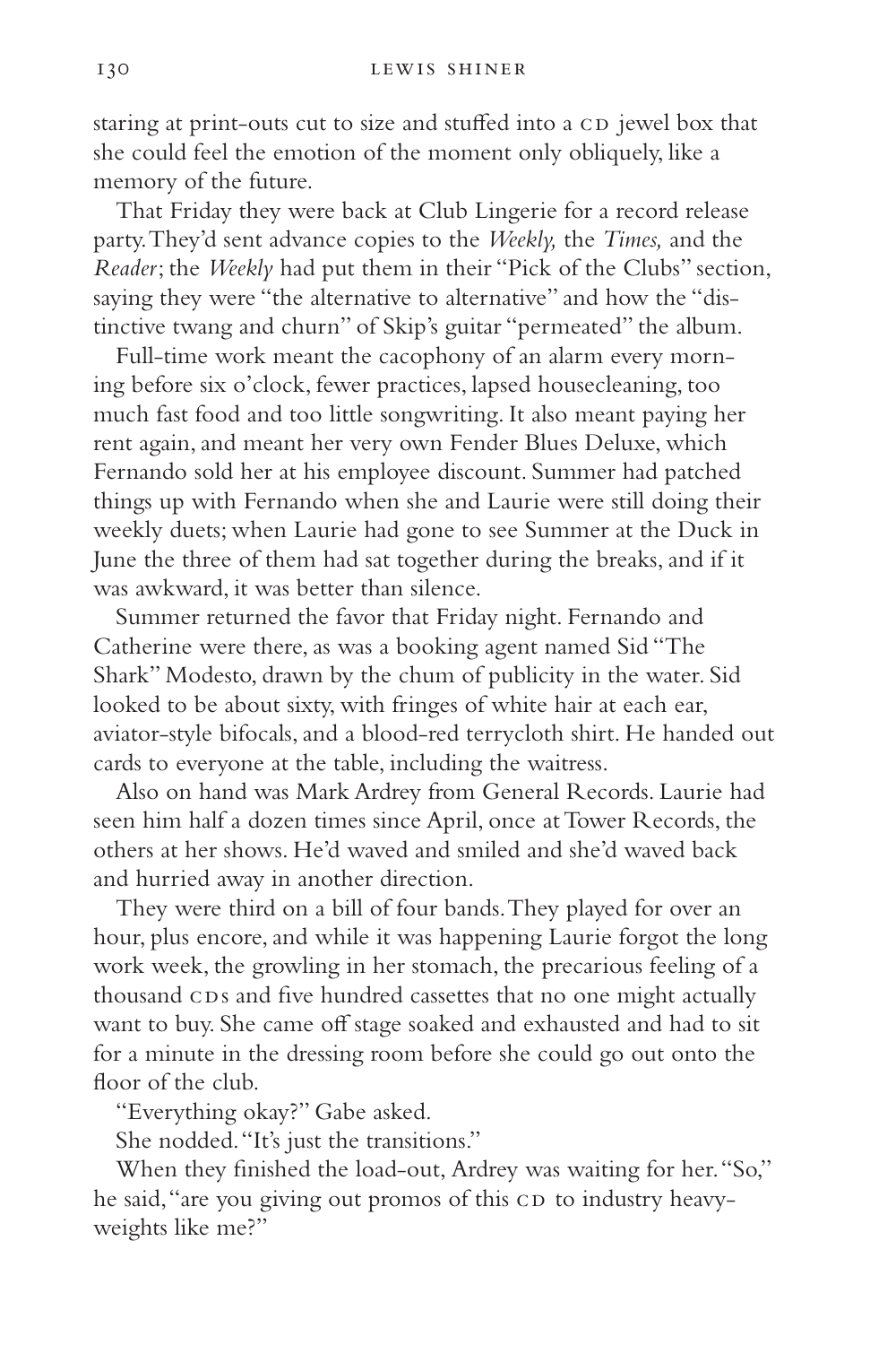staring at print-outs cut to size and stuffed into a CD jewel box that she could feel the emotion of the moment only obliquely, like a memory of the future.

That Friday they were back at Club Lingerie for a record release party. They'd sent advance copies to the *Weekly,* the *Times,* and the *Reader*; the *Weekly* had put them in their "Pick of the Clubs" section, saying they were "the alternative to alternative" and how the "distinctive twang and churn" of Skip's guitar "permeated" the album.

Full-time work meant the cacophony of an alarm every morning before six o'clock, fewer practices, lapsed housecleaning, too much fast food and too little songwriting. It also meant paying her rent again, and meant her very own Fender Blues Deluxe, which Fernando sold her at his employee discount. Summer had patched things up with Fernando when she and Laurie were still doing their weekly duets; when Laurie had gone to see Summer at the Duck in June the three of them had sat together during the breaks, and if it was awkward, it was better than silence.

Summer returned the favor that Friday night. Fernando and Catherine were there, as was a booking agent named Sid "The Shark" Modesto, drawn by the chum of publicity in the water. Sid looked to be about sixty, with fringes of white hair at each ear, aviator-style bifocals, and a blood-red terrycloth shirt. He handed out cards to everyone at the table, including the waitress.

Also on hand was Mark Ardrey from General Records. Laurie had seen him half a dozen times since April, once at Tower Records, the others at her shows. He'd waved and smiled and she'd waved back and hurried away in another direction.

They were third on a bill of four bands. They played for over an hour, plus encore, and while it was happening Laurie forgot the long work week, the growling in her stomach, the precarious feeling of a thousand CDs and five hundred cassettes that no one might actually want to buy. She came off stage soaked and exhausted and had to sit for a minute in the dressing room before she could go out onto the floor of the club.

"Everything okay?" Gabe asked.

She nodded. "It's just the transitions."

When they finished the load-out, Ardrey was waiting for her. "So," he said, "are you giving out promos of this CD to industry heavyweights like me?"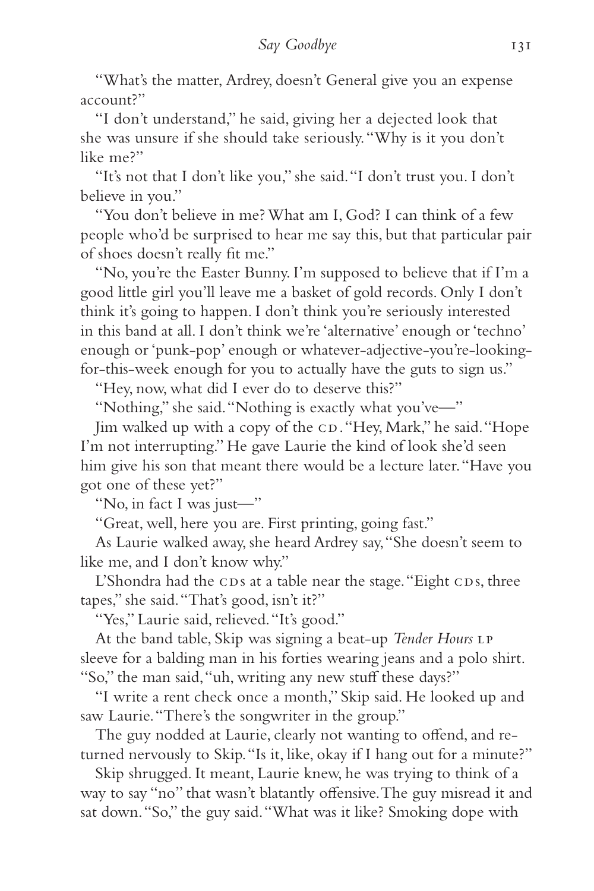"What's the matter, Ardrey, doesn't General give you an expense account?"

"I don't understand," he said, giving her a dejected look that she was unsure if she should take seriously. "Why is it you don't like me?"

"It's not that I don't like you," she said. "I don't trust you. I don't believe in you."

"You don't believe in me? What am I, God? I can think of a few people who'd be surprised to hear me say this, but that particular pair of shoes doesn't really fit me."

"No, you're the Easter Bunny. I'm supposed to believe that if I'm a good little girl you'll leave me a basket of gold records. Only I don't think it's going to happen. I don't think you're seriously interested in this band at all. I don't think we're 'alternative' enough or 'techno' enough or 'punk-pop' enough or whatever-adjective-you're-looking-for-this-week enough for you to actually have the guts to sign us."

"Hey, now, what did I ever do to deserve this?"

"Nothing," she said. "Nothing is exactly what you've—"

Jim walked up with a copy of the CD. "Hey, Mark," he said. "Hope I'm not interrupting." He gave Laurie the kind of look she'd seen him give his son that meant there would be a lecture later. "Have you got one of these yet?"

"No, in fact I was just—"

"Great, well, here you are. First printing, going fast."

As Laurie walked away, she heard Ardrey say, "She doesn't seem to like me, and I don't know why."

L'Shondra had the CDs at a table near the stage. "Eight CDs, three tapes," she said. "That's good, isn't it?"

"Yes," Laurie said, relieved. "It's good."

At the band table, Skip was signing a beat-up *Tender Hours* LP sleeve for a balding man in his forties wearing jeans and a polo shirt. "So," the man said, "uh, writing any new stuff these days?"

"I write a rent check once a month," Skip said. He looked up and saw Laurie. "There's the songwriter in the group."

The guy nodded at Laurie, clearly not wanting to offend, and returned nervously to Skip. "Is it, like, okay if I hang out for a minute?"

Skip shrugged. It meant, Laurie knew, he was trying to think of a way to say "no" that wasn't blatantly offensive. The guy misread it and sat down. "So," the guy said. "What was it like? Smoking dope with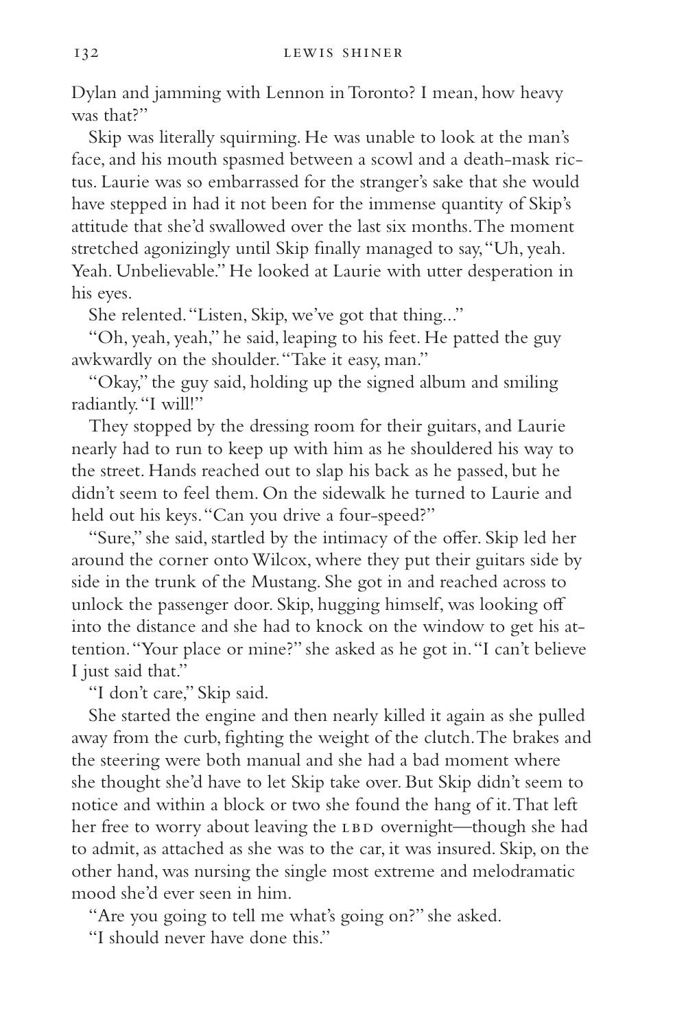Dylan and jamming with Lennon in Toronto? I mean, how heavy was that?"

Skip was literally squirming. He was unable to look at the man's face, and his mouth spasmed between a scowl and a death-mask rictus. Laurie was so embarrassed for the stranger's sake that she would have stepped in had it not been for the immense quantity of Skip's attitude that she'd swallowed over the last six months. The moment stretched agonizingly until Skip finally managed to say, "Uh, yeah. Yeah. Unbelievable." He looked at Laurie with utter desperation in his eyes.

She relented. "Listen, Skip, we've got that thing..."

"Oh, yeah, yeah," he said, leaping to his feet. He patted the guy awkwardly on the shoulder. "Take it easy, man."

"Okay," the guy said, holding up the signed album and smiling radiantly. "I will!"

They stopped by the dressing room for their guitars, and Laurie nearly had to run to keep up with him as he shouldered his way to the street. Hands reached out to slap his back as he passed, but he didn't seem to feel them. On the sidewalk he turned to Laurie and held out his keys. "Can you drive a four-speed?"

"Sure," she said, startled by the intimacy of the offer. Skip led her around the corner onto Wilcox, where they put their guitars side by side in the trunk of the Mustang. She got in and reached across to unlock the passenger door. Skip, hugging himself, was looking off into the distance and she had to knock on the window to get his attention. "Your place or mine?" she asked as he got in. "I can't believe I just said that."

"I don't care," Skip said.

She started the engine and then nearly killed it again as she pulled away from the curb, fighting the weight of the clutch. The brakes and the steering were both manual and she had a bad moment where she thought she'd have to let Skip take over. But Skip didn't seem to notice and within a block or two she found the hang of it. That left her free to worry about leaving the LBD overnight—though she had to admit, as attached as she was to the car, it was insured. Skip, on the other hand, was nursing the single most extreme and melodramatic mood she'd ever seen in him.

"Are you going to tell me what's going on?" she asked.

"I should never have done this."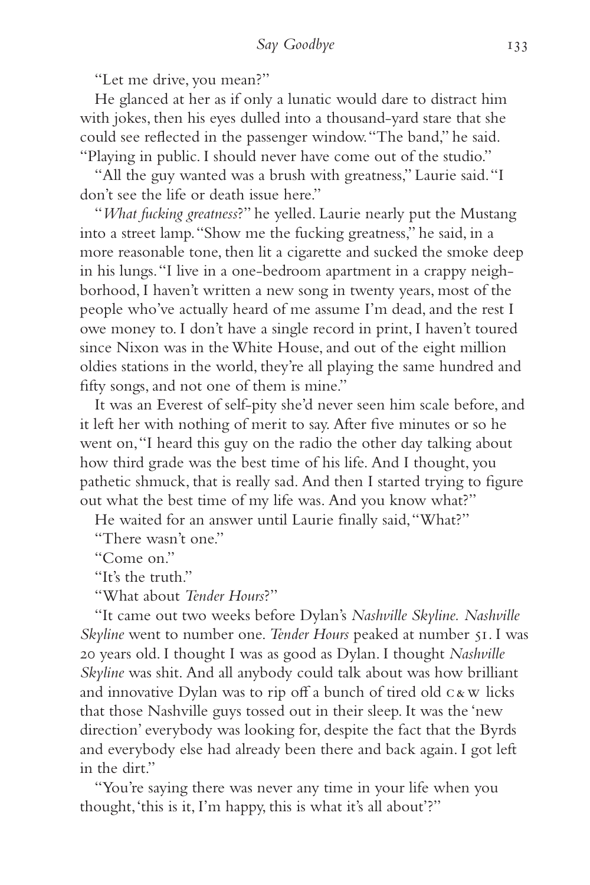"Let me drive, you mean?"

He glanced at her as if only a lunatic would dare to distract him with jokes, then his eyes dulled into a thousand-yard stare that she could see reflected in the passenger window. "The band," he said. "Playing in public. I should never have come out of the studio."

"All the guy wanted was a brush with greatness," Laurie said. "I don't see the life or death issue here."

"*What fucking greatness*?" he yelled. Laurie nearly put the Mustang into a street lamp. "Show me the fucking greatness," he said, in a more reasonable tone, then lit a cigarette and sucked the smoke deep in his lungs. "I live in a one-bedroom apartment in a crappy neighborhood, I haven't written a new song in twenty years, most of the people who've actually heard of me assume I'm dead, and the rest I owe money to. I don't have a single record in print, I haven't toured since Nixon was in the White House, and out of the eight million oldies stations in the world, they're all playing the same hundred and fifty songs, and not one of them is mine."

It was an Everest of self-pity she'd never seen him scale before, and it left her with nothing of merit to say. After five minutes or so he went on, "I heard this guy on the radio the other day talking about how third grade was the best time of his life. And I thought, you pathetic shmuck, that is really sad. And then I started trying to figure out what the best time of my life was. And you know what?"

He waited for an answer until Laurie finally said, "What?"

"There wasn't one."

"Come on."

"It's the truth."

"What about *Tender Hours*?"

"It came out two weeks before Dylan's *Nashville Skyline. Nashville Skyline* went to number one. *Tender Hours* peaked at number 51. I was 20 years old. I thought I was as good as Dylan. I thought *Nashville Skyline* was shit. And all anybody could talk about was how brilliant and innovative Dylan was to rip off a bunch of tired old C&W licks that those Nashville guys tossed out in their sleep. It was the 'new direction' everybody was looking for, despite the fact that the Byrds and everybody else had already been there and back again. I got left in the dirt."

"You're saying there was never any time in your life when you thought, 'this is it, I'm happy, this is what it's all about'?"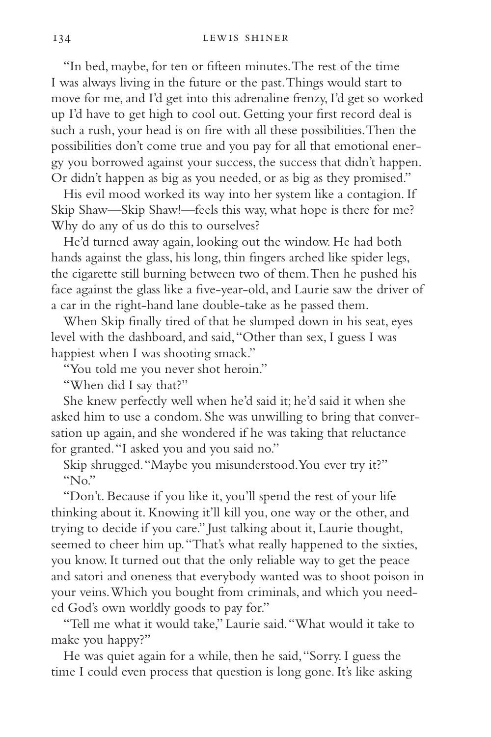"In bed, maybe, for ten or fifteen minutes. The rest of the time I was always living in the future or the past. Things would start to move for me, and I'd get into this adrenaline frenzy, I'd get so worked up I'd have to get high to cool out. Getting your first record deal is such a rush, your head is on fire with all these possibilities. Then the possibilities don't come true and you pay for all that emotional energy you borrowed against your success, the success that didn't happen. Or didn't happen as big as you needed, or as big as they promised."

His evil mood worked its way into her system like a contagion. If Skip Shaw—Skip Shaw!—feels this way, what hope is there for me? Why do any of us do this to ourselves?

He'd turned away again, looking out the window. He had both hands against the glass, his long, thin fingers arched like spider legs, the cigarette still burning between two of them. Then he pushed his face against the glass like a five-year-old, and Laurie saw the driver of a car in the right-hand lane double-take as he passed them.

When Skip finally tired of that he slumped down in his seat, eyes level with the dashboard, and said, "Other than sex, I guess I was happiest when I was shooting smack."

"You told me you never shot heroin."

"When did I say that?"

She knew perfectly well when he'd said it; he'd said it when she asked him to use a condom. She was unwilling to bring that conversation up again, and she wondered if he was taking that reluctance for granted. "I asked you and you said no."

Skip shrugged. "Maybe you misunderstood. You ever try it?"

"No."

"Don't. Because if you like it, you'll spend the rest of your life thinking about it. Knowing it'll kill you, one way or the other, and trying to decide if you care." Just talking about it, Laurie thought, seemed to cheer him up. "That's what really happened to the sixties, you know. It turned out that the only reliable way to get the peace and satori and oneness that everybody wanted was to shoot poison in your veins. Which you bought from criminals, and which you needed God's own worldly goods to pay for."

"Tell me what it would take," Laurie said. "What would it take to make you happy?"

He was quiet again for a while, then he said, "Sorry. I guess the time I could even process that question is long gone. It's like asking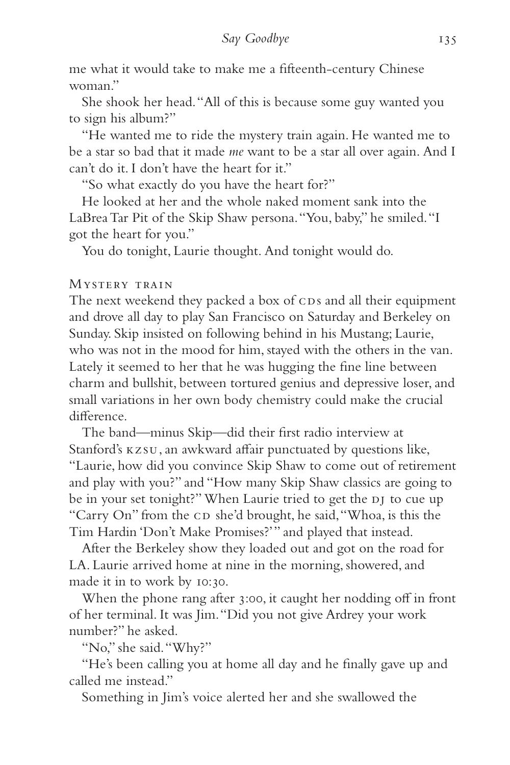me what it would take to make me a fifteenth-century Chinese woman."

She shook her head. "All of this is because some guy wanted you to sign his album?"

"He wanted me to ride the mystery train again. He wanted me to be a star so bad that it made *me* want to be a star all over again. And I can't do it. I don't have the heart for it."

"So what exactly do you have the heart for?"

He looked at her and the whole naked moment sank into the LaBrea Tar Pit of the Skip Shaw persona. "You, baby," he smiled. "I got the heart for you."

You do tonight, Laurie thought. And tonight would do.

Mystery train

The next weekend they packed a box of CDs and all their equipment and drove all day to play San Francisco on Saturday and Berkeley on Sunday. Skip insisted on following behind in his Mustang; Laurie, who was not in the mood for him, stayed with the others in the van. Lately it seemed to her that he was hugging the fine line between charm and bullshit, between tortured genius and depressive loser, and small variations in her own body chemistry could make the crucial difference.

The band—minus Skip—did their first radio interview at Stanford's KZSU, an awkward affair punctuated by questions like, "Laurie, how did you convince Skip Shaw to come out of retirement and play with you?" and "How many Skip Shaw classics are going to be in your set tonight?" When Laurie tried to get the DJ to cue up "Carry On" from the CD she'd brought, he said, "Whoa, is this the Tim Hardin 'Don't Make Promises?'" and played that instead.

After the Berkeley show they loaded out and got on the road for LA. Laurie arrived home at nine in the morning, showered, and made it in to work by 10:30.

When the phone rang after 3:00, it caught her nodding off in front of her terminal. It was Jim. "Did you not give Ardrey your work number?" he asked.

"No," she said. "Why?"

"He's been calling you at home all day and he finally gave up and called me instead."

Something in Jim's voice alerted her and she swallowed the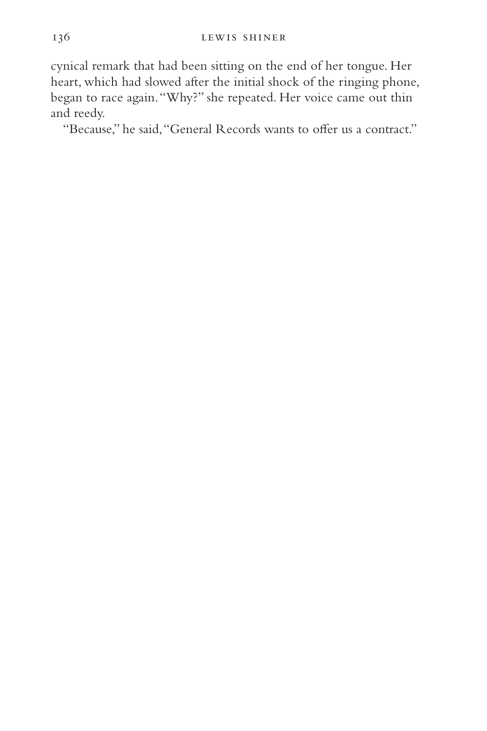cynical remark that had been sitting on the end of her tongue. Her heart, which had slowed after the initial shock of the ringing phone, began to race again. "Why?" she repeated. Her voice came out thin and reedy.

"Because," he said, "General Records wants to offer us a contract."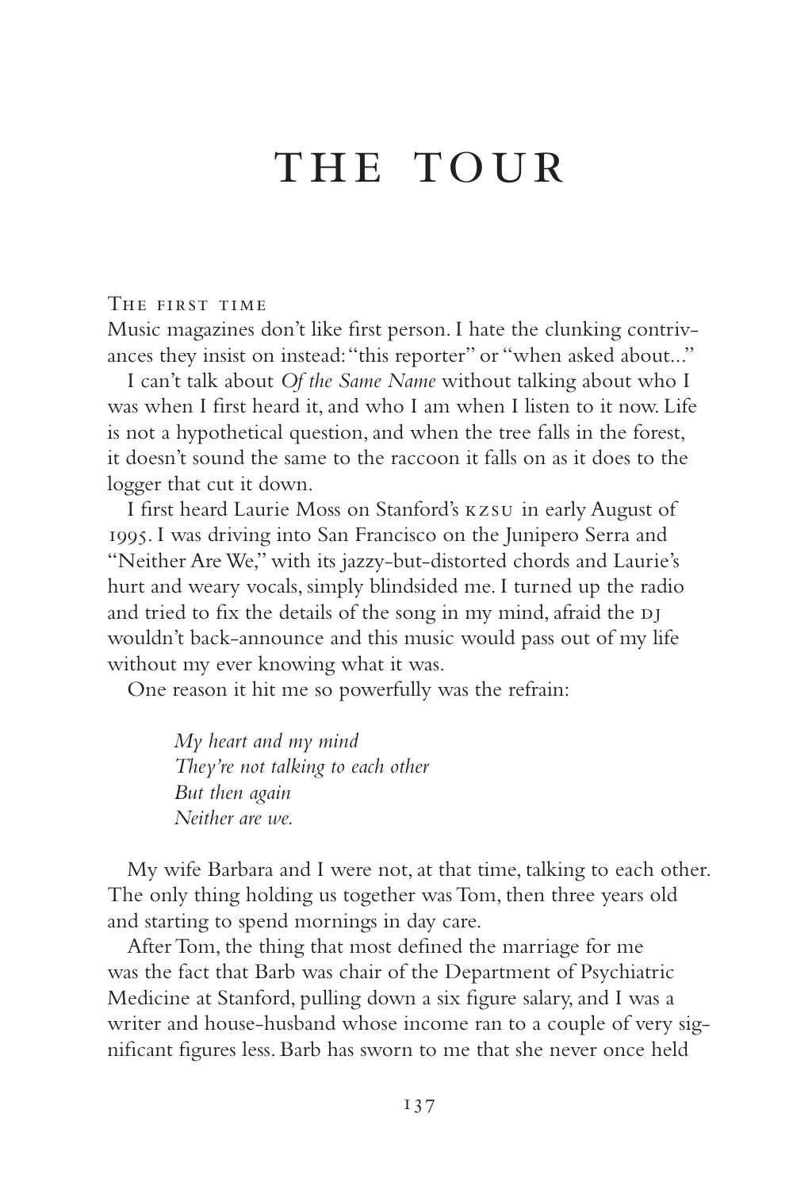# THE TOUR

The first time

Music magazines don't like first person. I hate the clunking contrivances they insist on instead: "this reporter" or "when asked about..."

I can't talk about *Of the Same Name* without talking about who I was when I first heard it, and who I am when I listen to it now. Life is not a hypothetical question, and when the tree falls in the forest, it doesn't sound the same to the raccoon it falls on as it does to the logger that cut it down.

I first heard Laurie Moss on Stanford's KZSU in early August of 1995. I was driving into San Francisco on the Junipero Serra and "Neither Are We," with its jazzy-but-distorted chords and Laurie's hurt and weary vocals, simply blindsided me. I turned up the radio and tried to fix the details of the song in my mind, afraid the DJ wouldn't back-announce and this music would pass out of my life without my ever knowing what it was.

One reason it hit me so powerfully was the refrain:

> *My heart and my mind*
> *They're not talking to each other*
> *But then again*
> *Neither are we.*

My wife Barbara and I were not, at that time, talking to each other. The only thing holding us together was Tom, then three years old and starting to spend mornings in day care.

After Tom, the thing that most defined the marriage for me was the fact that Barb was chair of the Department of Psychiatric Medicine at Stanford, pulling down a six figure salary, and I was a writer and house-husband whose income ran to a couple of very significant figures less. Barb has sworn to me that she never once held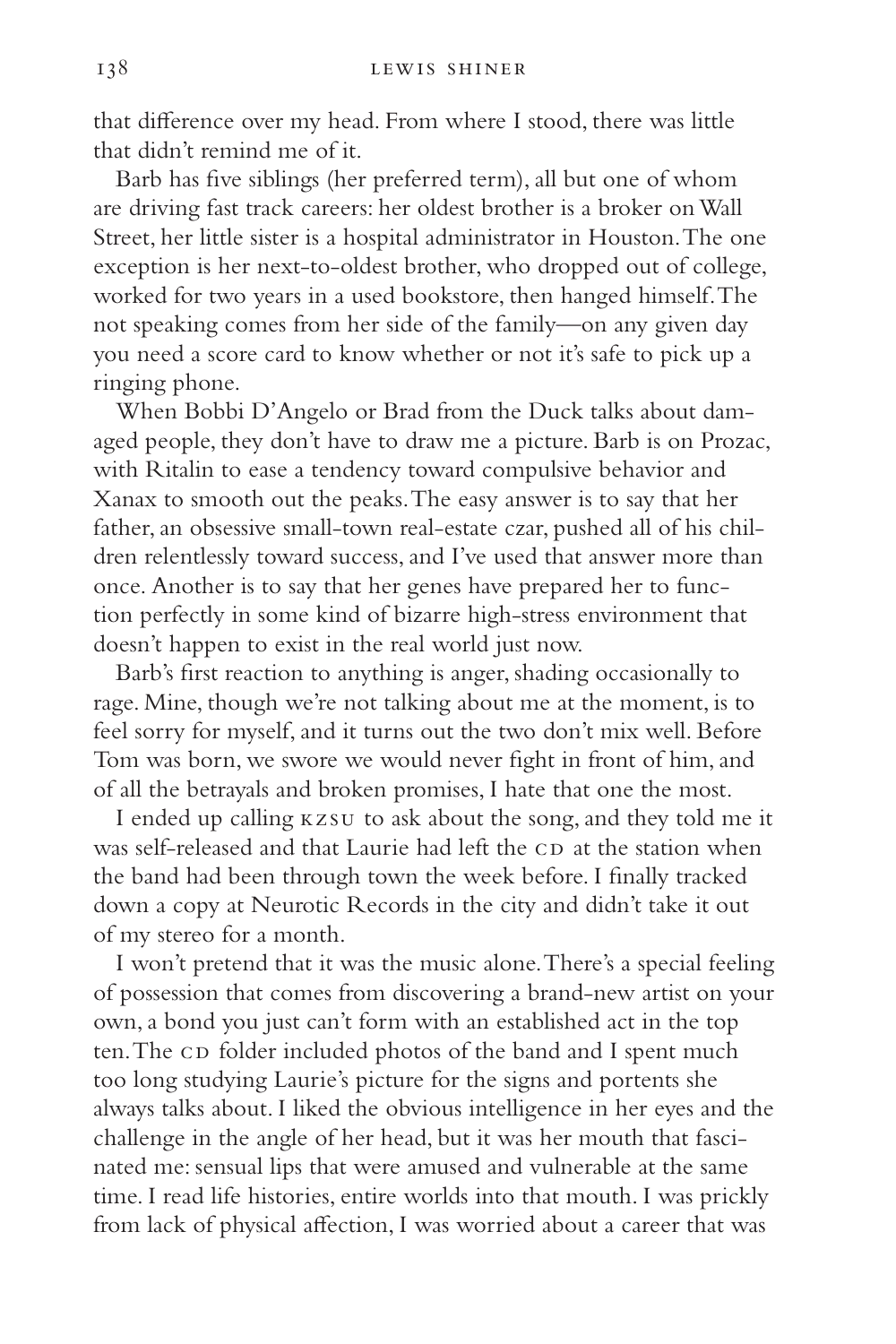that difference over my head. From where I stood, there was little that didn't remind me of it.

Barb has five siblings (her preferred term), all but one of whom are driving fast track careers: her oldest brother is a broker on Wall Street, her little sister is a hospital administrator in Houston. The one exception is her next-to-oldest brother, who dropped out of college, worked for two years in a used bookstore, then hanged himself. The not speaking comes from her side of the family—on any given day you need a score card to know whether or not it's safe to pick up a ringing phone.

When Bobbi D'Angelo or Brad from the Duck talks about damaged people, they don't have to draw me a picture. Barb is on Prozac, with Ritalin to ease a tendency toward compulsive behavior and Xanax to smooth out the peaks. The easy answer is to say that her father, an obsessive small-town real-estate czar, pushed all of his children relentlessly toward success, and I've used that answer more than once. Another is to say that her genes have prepared her to function perfectly in some kind of bizarre high-stress environment that doesn't happen to exist in the real world just now.

Barb's first reaction to anything is anger, shading occasionally to rage. Mine, though we're not talking about me at the moment, is to feel sorry for myself, and it turns out the two don't mix well. Before Tom was born, we swore we would never fight in front of him, and of all the betrayals and broken promises, I hate that one the most.

I ended up calling KZSU to ask about the song, and they told me it was self-released and that Laurie had left the CD at the station when the band had been through town the week before. I finally tracked down a copy at Neurotic Records in the city and didn't take it out of my stereo for a month.

I won't pretend that it was the music alone. There's a special feeling of possession that comes from discovering a brand-new artist on your own, a bond you just can't form with an established act in the top ten. The CD folder included photos of the band and I spent much too long studying Laurie's picture for the signs and portents she always talks about. I liked the obvious intelligence in her eyes and the challenge in the angle of her head, but it was her mouth that fascinated me: sensual lips that were amused and vulnerable at the same time. I read life histories, entire worlds into that mouth. I was prickly from lack of physical affection, I was worried about a career that was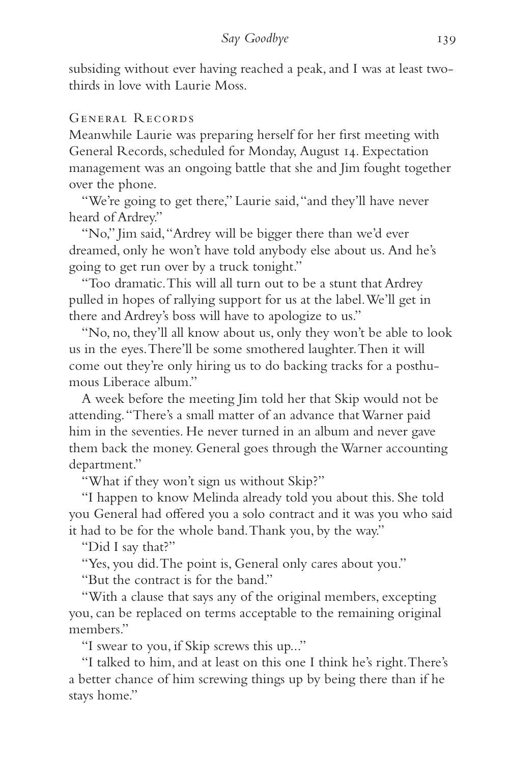subsiding without ever having reached a peak, and I was at least two-thirds in love with Laurie Moss.

## General Records

Meanwhile Laurie was preparing herself for her first meeting with General Records, scheduled for Monday, August 14. Expectation management was an ongoing battle that she and Jim fought together over the phone.

"We're going to get there," Laurie said, "and they'll have never heard of Ardrey."

"No," Jim said, "Ardrey will be bigger there than we'd ever dreamed, only he won't have told anybody else about us. And he's going to get run over by a truck tonight."

"Too dramatic. This will all turn out to be a stunt that Ardrey pulled in hopes of rallying support for us at the label. We'll get in there and Ardrey's boss will have to apologize to us."

"No, no, they'll all know about us, only they won't be able to look us in the eyes. There'll be some smothered laughter. Then it will come out they're only hiring us to do backing tracks for a posthumous Liberace album."

A week before the meeting Jim told her that Skip would not be attending. "There's a small matter of an advance that Warner paid him in the seventies. He never turned in an album and never gave them back the money. General goes through the Warner accounting department."

"What if they won't sign us without Skip?"

"I happen to know Melinda already told you about this. She told you General had offered you a solo contract and it was you who said it had to be for the whole band. Thank you, by the way."

"Did I say that?"

"Yes, you did. The point is, General only cares about you."

"But the contract is for the band."

"With a clause that says any of the original members, excepting you, can be replaced on terms acceptable to the remaining original members."

"I swear to you, if Skip screws this up..."

"I talked to him, and at least on this one I think he's right. There's a better chance of him screwing things up by being there than if he stays home."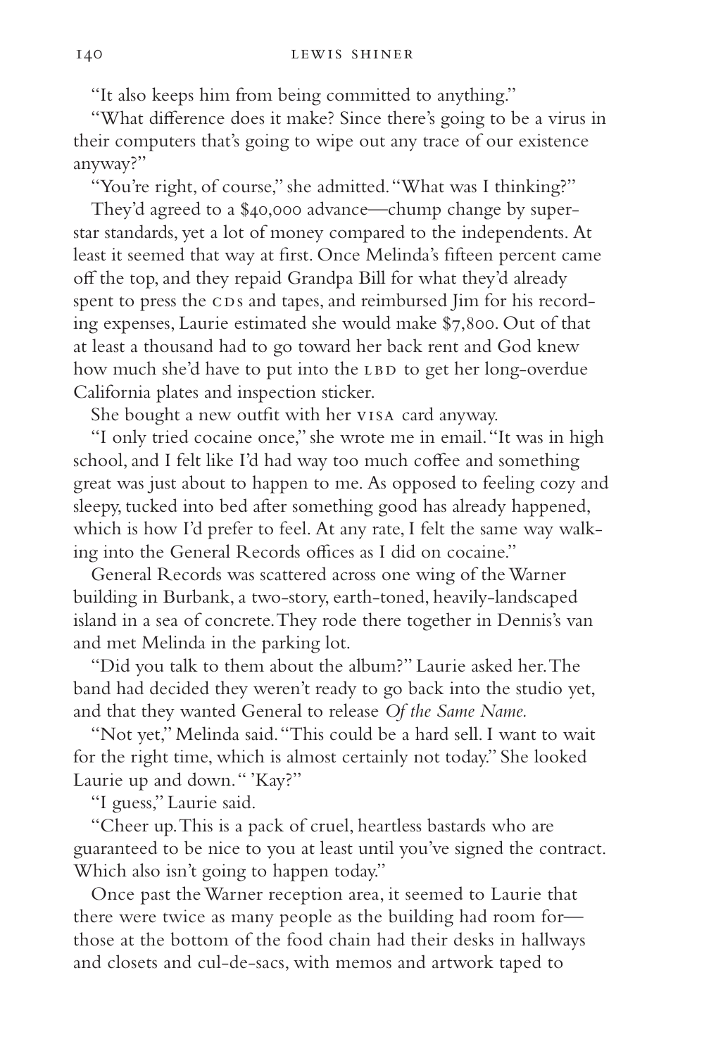"It also keeps him from being committed to anything."

"What difference does it make? Since there's going to be a virus in their computers that's going to wipe out any trace of our existence anyway?"

"You're right, of course," she admitted. "What was I thinking?"

They'd agreed to a $40,000 advance—chump change by superstar standards, yet a lot of money compared to the independents. At least it seemed that way at first. Once Melinda's fifteen percent came off the top, and they repaid Grandpa Bill for what they'd already spent to press the CDs and tapes, and reimbursed Jim for his recording expenses, Laurie estimated she would make $7,800. Out of that at least a thousand had to go toward her back rent and God knew how much she'd have to put into the LBD to get her long-overdue California plates and inspection sticker.

She bought a new outfit with her VISA card anyway.

"I only tried cocaine once," she wrote me in email. "It was in high school, and I felt like I'd had way too much coffee and something great was just about to happen to me. As opposed to feeling cozy and sleepy, tucked into bed after something good has already happened, which is how I'd prefer to feel. At any rate, I felt the same way walking into the General Records offices as I did on cocaine."

General Records was scattered across one wing of the Warner building in Burbank, a two-story, earth-toned, heavily-landscaped island in a sea of concrete. They rode there together in Dennis's van and met Melinda in the parking lot.

"Did you talk to them about the album?" Laurie asked her. The band had decided they weren't ready to go back into the studio yet, and that they wanted General to release *Of the Same Name.*

"Not yet," Melinda said. "This could be a hard sell. I want to wait for the right time, which is almost certainly not today." She looked Laurie up and down. " 'Kay?"

"I guess," Laurie said.

"Cheer up. This is a pack of cruel, heartless bastards who are guaranteed to be nice to you at least until you've signed the contract. Which also isn't going to happen today."

Once past the Warner reception area, it seemed to Laurie that there were twice as many people as the building had room for—those at the bottom of the food chain had their desks in hallways and closets and cul-de-sacs, with memos and artwork taped to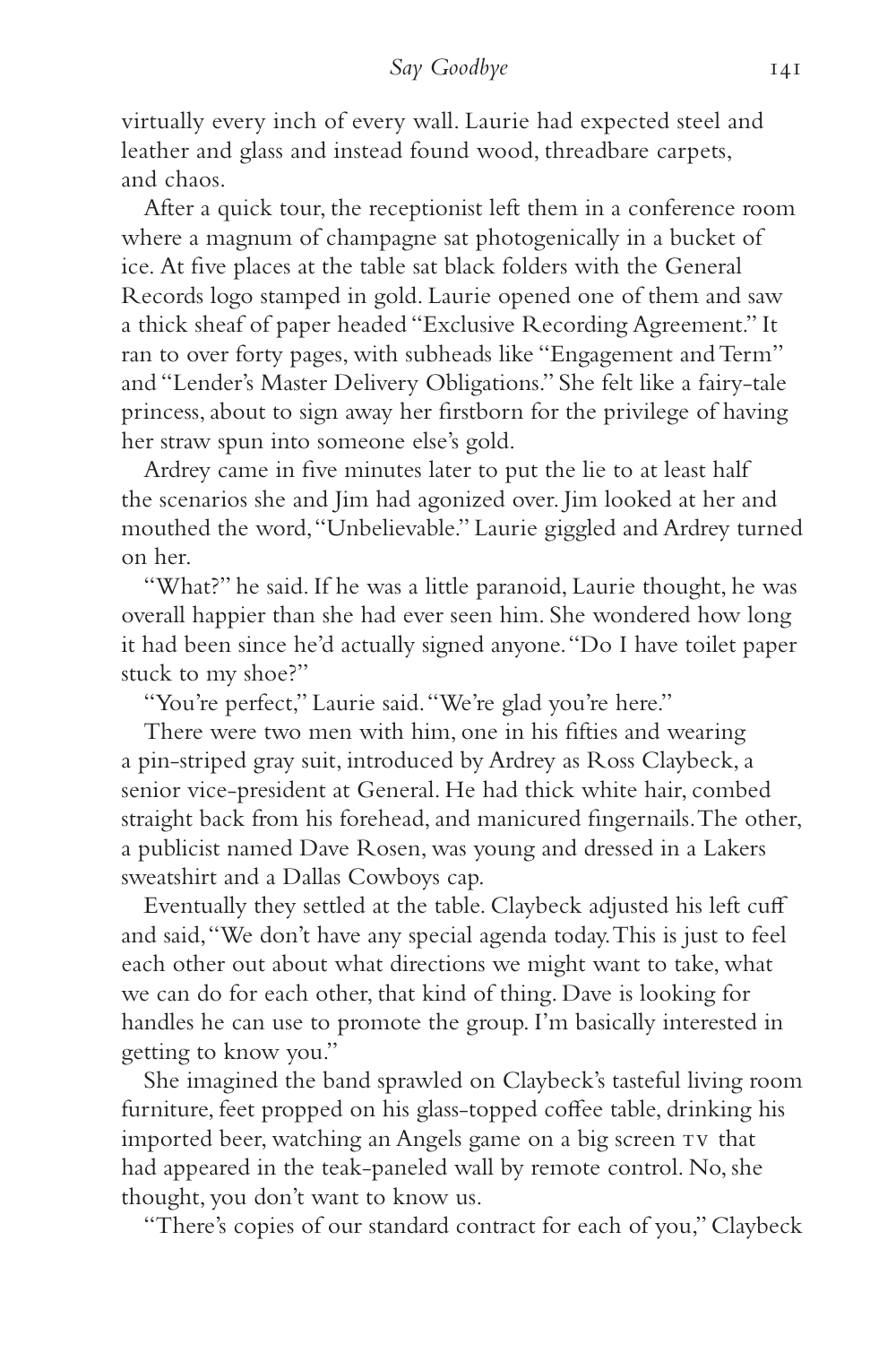virtually every inch of every wall. Laurie had expected steel and leather and glass and instead found wood, threadbare carpets, and chaos.

After a quick tour, the receptionist left them in a conference room where a magnum of champagne sat photogenically in a bucket of ice. At five places at the table sat black folders with the General Records logo stamped in gold. Laurie opened one of them and saw a thick sheaf of paper headed "Exclusive Recording Agreement." It ran to over forty pages, with subheads like "Engagement and Term" and "Lender's Master Delivery Obligations." She felt like a fairy-tale princess, about to sign away her firstborn for the privilege of having her straw spun into someone else's gold.

Ardrey came in five minutes later to put the lie to at least half the scenarios she and Jim had agonized over. Jim looked at her and mouthed the word, "Unbelievable." Laurie giggled and Ardrey turned on her.

"What?" he said. If he was a little paranoid, Laurie thought, he was overall happier than she had ever seen him. She wondered how long it had been since he'd actually signed anyone. "Do I have toilet paper stuck to my shoe?"

"You're perfect," Laurie said. "We're glad you're here."

There were two men with him, one in his fifties and wearing a pin-striped gray suit, introduced by Ardrey as Ross Claybeck, a senior vice-president at General. He had thick white hair, combed straight back from his forehead, and manicured fingernails. The other, a publicist named Dave Rosen, was young and dressed in a Lakers sweatshirt and a Dallas Cowboys cap.

Eventually they settled at the table. Claybeck adjusted his left cuff and said, "We don't have any special agenda today. This is just to feel each other out about what directions we might want to take, what we can do for each other, that kind of thing. Dave is looking for handles he can use to promote the group. I'm basically interested in getting to know you."

She imagined the band sprawled on Claybeck's tasteful living room furniture, feet propped on his glass-topped coffee table, drinking his imported beer, watching an Angels game on a big screen TV that had appeared in the teak-paneled wall by remote control. No, she thought, you don't want to know us.

"There's copies of our standard contract for each of you," Claybeck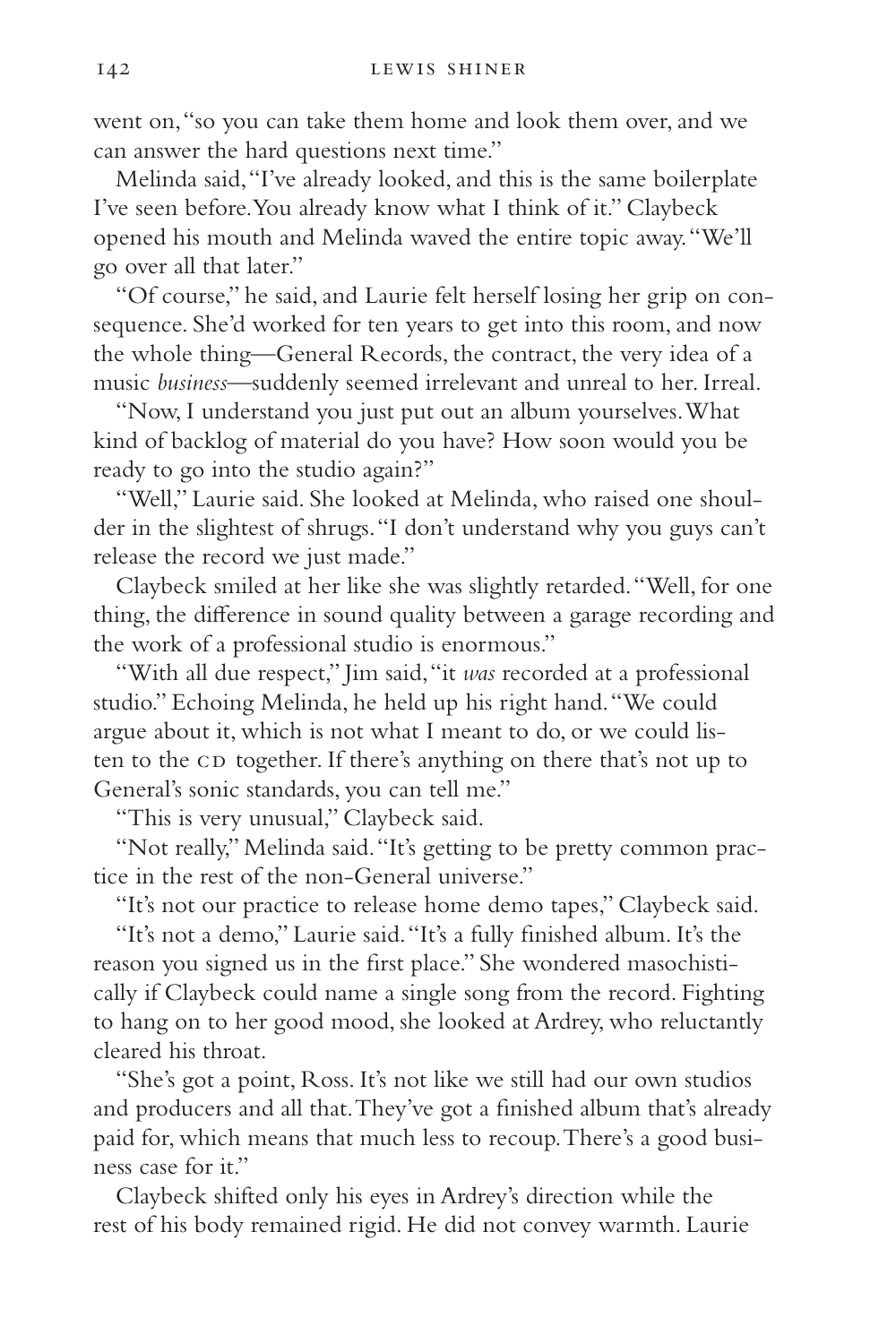went on, "so you can take them home and look them over, and we can answer the hard questions next time."

Melinda said, "I've already looked, and this is the same boilerplate I've seen before. You already know what I think of it." Claybeck opened his mouth and Melinda waved the entire topic away. "We'll go over all that later."

"Of course," he said, and Laurie felt herself losing her grip on consequence. She'd worked for ten years to get into this room, and now the whole thing—General Records, the contract, the very idea of a music *business*—suddenly seemed irrelevant and unreal to her. Irreal.

"Now, I understand you just put out an album yourselves. What kind of backlog of material do you have? How soon would you be ready to go into the studio again?"

"Well," Laurie said. She looked at Melinda, who raised one shoulder in the slightest of shrugs. "I don't understand why you guys can't release the record we just made."

Claybeck smiled at her like she was slightly retarded. "Well, for one thing, the difference in sound quality between a garage recording and the work of a professional studio is enormous."

"With all due respect," Jim said, "it *was* recorded at a professional studio." Echoing Melinda, he held up his right hand. "We could argue about it, which is not what I meant to do, or we could listen to the CD together. If there's anything on there that's not up to General's sonic standards, you can tell me."

"This is very unusual," Claybeck said.

"Not really," Melinda said. "It's getting to be pretty common practice in the rest of the non-General universe."

"It's not our practice to release home demo tapes," Claybeck said.

"It's not a demo," Laurie said. "It's a fully finished album. It's the reason you signed us in the first place." She wondered masochistically if Claybeck could name a single song from the record. Fighting to hang on to her good mood, she looked at Ardrey, who reluctantly cleared his throat.

"She's got a point, Ross. It's not like we still had our own studios and producers and all that. They've got a finished album that's already paid for, which means that much less to recoup. There's a good business case for it."

Claybeck shifted only his eyes in Ardrey's direction while the rest of his body remained rigid. He did not convey warmth. Laurie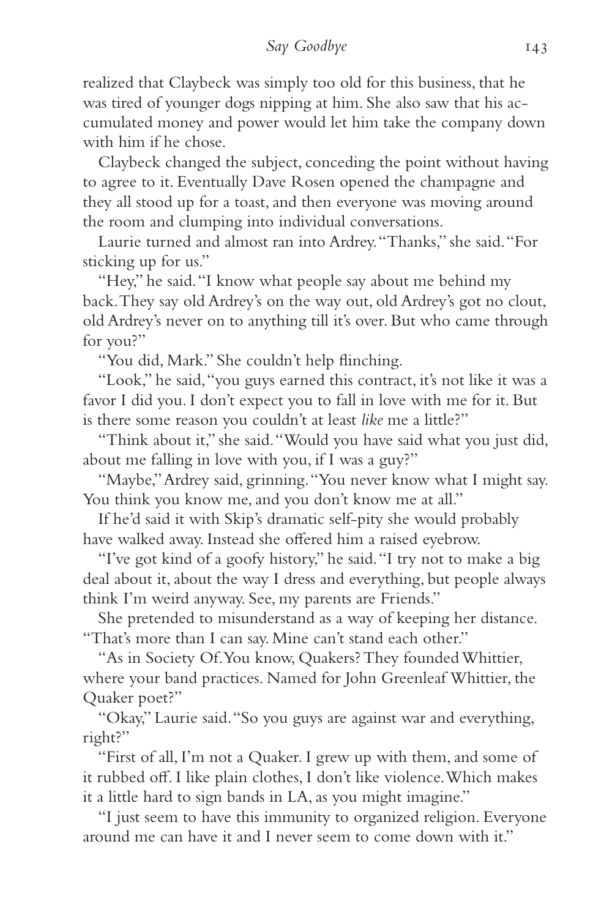realized that Claybeck was simply too old for this business, that he was tired of younger dogs nipping at him. She also saw that his accumulated money and power would let him take the company down with him if he chose.

Claybeck changed the subject, conceding the point without having to agree to it. Eventually Dave Rosen opened the champagne and they all stood up for a toast, and then everyone was moving around the room and clumping into individual conversations.

Laurie turned and almost ran into Ardrey. "Thanks," she said. "For sticking up for us."

"Hey," he said. "I know what people say about me behind my back. They say old Ardrey's on the way out, old Ardrey's got no clout, old Ardrey's never on to anything till it's over. But who came through for you?"

"You did, Mark." She couldn't help flinching.

"Look," he said, "you guys earned this contract, it's not like it was a favor I did you. I don't expect you to fall in love with me for it. But is there some reason you couldn't at least *like* me a little?"

"Think about it," she said. "Would you have said what you just did, about me falling in love with you, if I was a guy?"

"Maybe," Ardrey said, grinning. "You never know what I might say. You think you know me, and you don't know me at all."

If he'd said it with Skip's dramatic self-pity she would probably have walked away. Instead she offered him a raised eyebrow.

"I've got kind of a goofy history," he said. "I try not to make a big deal about it, about the way I dress and everything, but people always think I'm weird anyway. See, my parents are Friends."

She pretended to misunderstand as a way of keeping her distance. "That's more than I can say. Mine can't stand each other."

"As in Society Of. You know, Quakers? They founded Whittier, where your band practices. Named for John Greenleaf Whittier, the Quaker poet?"

"Okay," Laurie said. "So you guys are against war and everything, right?"

"First of all, I'm not a Quaker. I grew up with them, and some of it rubbed off. I like plain clothes, I don't like violence. Which makes it a little hard to sign bands in LA, as you might imagine."

"I just seem to have this immunity to organized religion. Everyone around me can have it and I never seem to come down with it."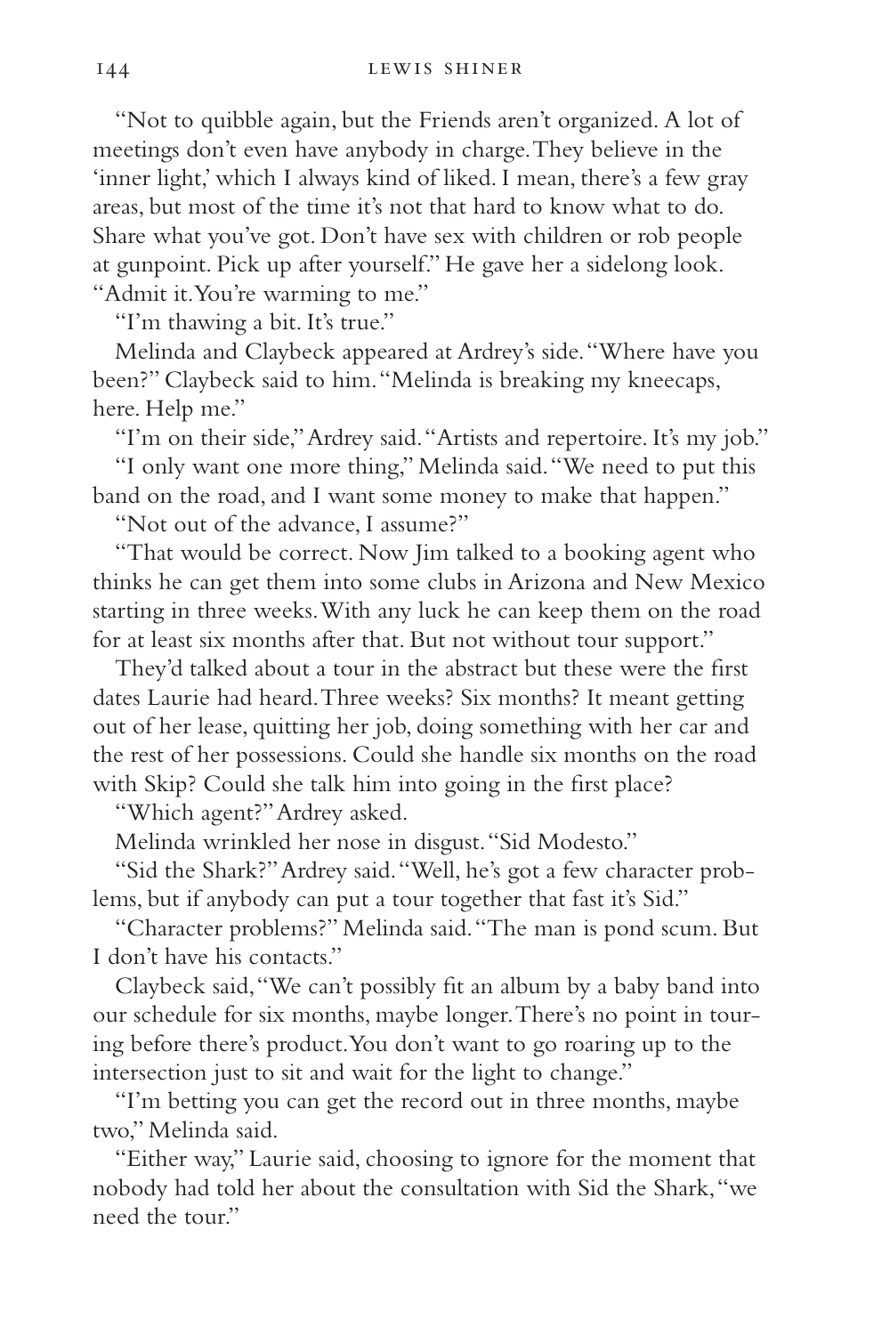"Not to quibble again, but the Friends aren't organized. A lot of meetings don't even have anybody in charge. They believe in the 'inner light,' which I always kind of liked. I mean, there's a few gray areas, but most of the time it's not that hard to know what to do. Share what you've got. Don't have sex with children or rob people at gunpoint. Pick up after yourself." He gave her a sidelong look. "Admit it. You're warming to me."

"I'm thawing a bit. It's true."

Melinda and Claybeck appeared at Ardrey's side. "Where have you been?" Claybeck said to him. "Melinda is breaking my kneecaps, here. Help me."

"I'm on their side," Ardrey said. "Artists and repertoire. It's my job."

"I only want one more thing," Melinda said. "We need to put this band on the road, and I want some money to make that happen."

"Not out of the advance, I assume?"

"That would be correct. Now Jim talked to a booking agent who thinks he can get them into some clubs in Arizona and New Mexico starting in three weeks. With any luck he can keep them on the road for at least six months after that. But not without tour support."

They'd talked about a tour in the abstract but these were the first dates Laurie had heard. Three weeks? Six months? It meant getting out of her lease, quitting her job, doing something with her car and the rest of her possessions. Could she handle six months on the road with Skip? Could she talk him into going in the first place?

"Which agent?" Ardrey asked.

Melinda wrinkled her nose in disgust. "Sid Modesto."

"Sid the Shark?" Ardrey said. "Well, he's got a few character problems, but if anybody can put a tour together that fast it's Sid."

"Character problems?" Melinda said. "The man is pond scum. But I don't have his contacts."

Claybeck said, "We can't possibly fit an album by a baby band into our schedule for six months, maybe longer. There's no point in touring before there's product. You don't want to go roaring up to the intersection just to sit and wait for the light to change."

"I'm betting you can get the record out in three months, maybe two," Melinda said.

"Either way," Laurie said, choosing to ignore for the moment that nobody had told her about the consultation with Sid the Shark, "we need the tour."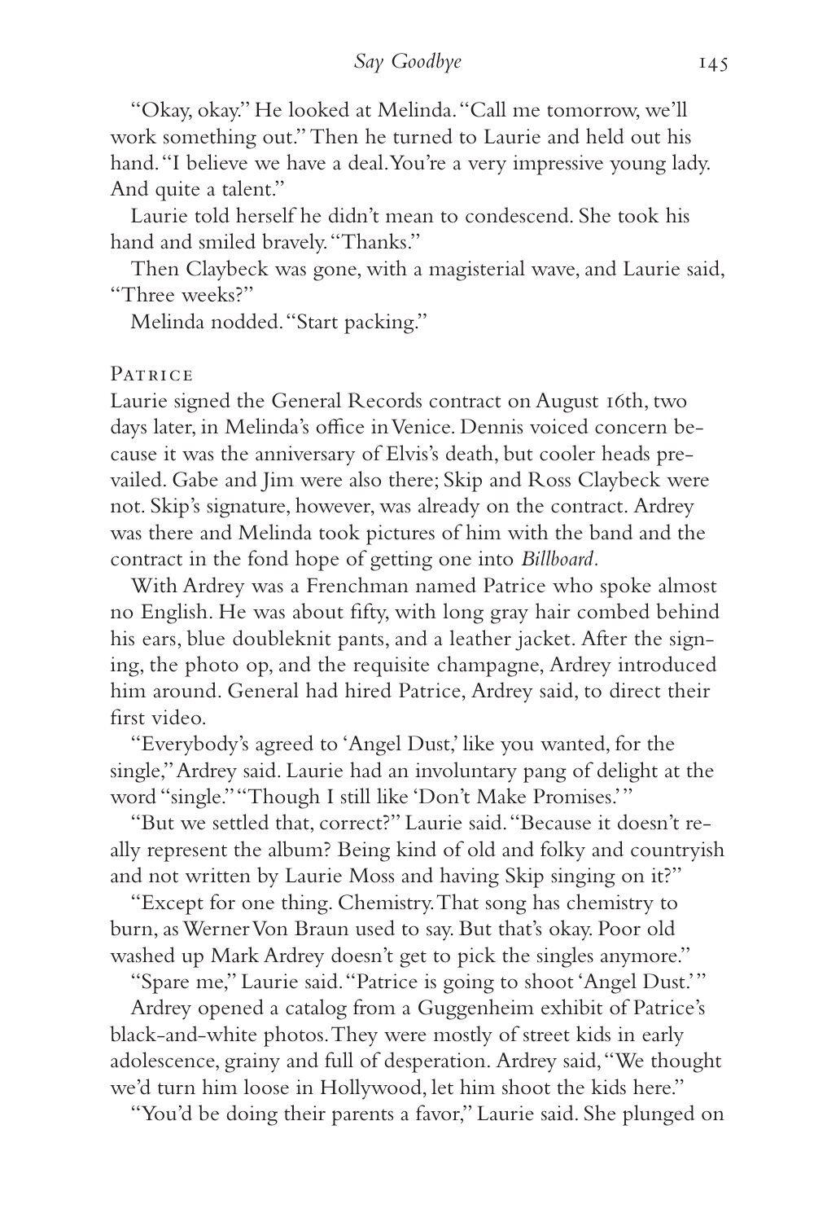"Okay, okay." He looked at Melinda. "Call me tomorrow, we'll work something out." Then he turned to Laurie and held out his hand. "I believe we have a deal. You're a very impressive young lady. And quite a talent."

Laurie told herself he didn't mean to condescend. She took his hand and smiled bravely. "Thanks."

Then Claybeck was gone, with a magisterial wave, and Laurie said, "Three weeks?"

Melinda nodded. "Start packing."

Patrice

Laurie signed the General Records contract on August 16th, two days later, in Melinda's office in Venice. Dennis voiced concern because it was the anniversary of Elvis's death, but cooler heads prevailed. Gabe and Jim were also there; Skip and Ross Claybeck were not. Skip's signature, however, was already on the contract. Ardrey was there and Melinda took pictures of him with the band and the contract in the fond hope of getting one into *Billboard*.

With Ardrey was a Frenchman named Patrice who spoke almost no English. He was about fifty, with long gray hair combed behind his ears, blue doubleknit pants, and a leather jacket. After the signing, the photo op, and the requisite champagne, Ardrey introduced him around. General had hired Patrice, Ardrey said, to direct their first video.

"Everybody's agreed to 'Angel Dust,' like you wanted, for the single," Ardrey said. Laurie had an involuntary pang of delight at the word "single." "Though I still like 'Don't Make Promises.'"

"But we settled that, correct?" Laurie said. "Because it doesn't really represent the album? Being kind of old and folky and countryish and not written by Laurie Moss and having Skip singing on it?"

"Except for one thing. Chemistry. That song has chemistry to burn, as Werner Von Braun used to say. But that's okay. Poor old washed up Mark Ardrey doesn't get to pick the singles anymore."

"Spare me," Laurie said. "Patrice is going to shoot 'Angel Dust.'"

Ardrey opened a catalog from a Guggenheim exhibit of Patrice's black-and-white photos. They were mostly of street kids in early adolescence, grainy and full of desperation. Ardrey said, "We thought we'd turn him loose in Hollywood, let him shoot the kids here."

"You'd be doing their parents a favor," Laurie said. She plunged on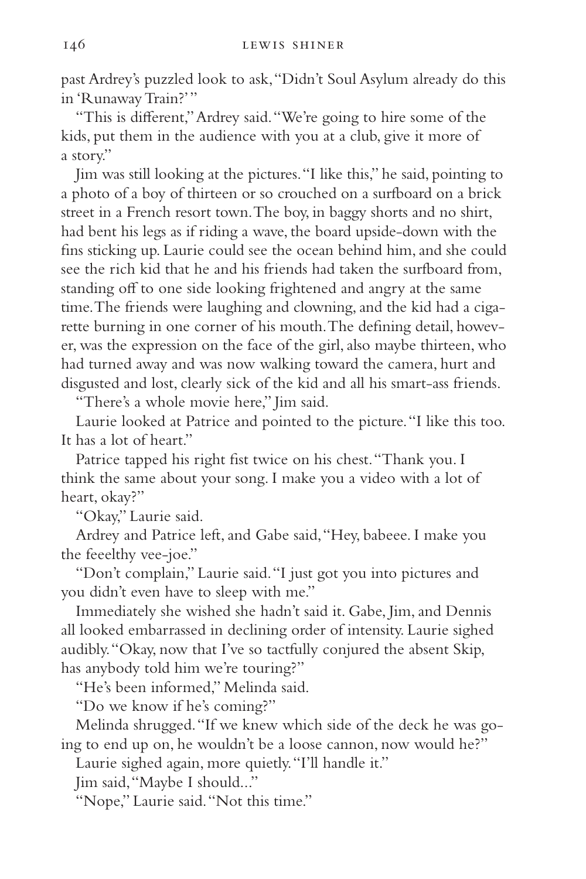past Ardrey's puzzled look to ask, "Didn't Soul Asylum already do this in 'Runaway Train?'"

"This is different," Ardrey said. "We're going to hire some of the kids, put them in the audience with you at a club, give it more of a story."

Jim was still looking at the pictures. "I like this," he said, pointing to a photo of a boy of thirteen or so crouched on a surfboard on a brick street in a French resort town. The boy, in baggy shorts and no shirt, had bent his legs as if riding a wave, the board upside-down with the fins sticking up. Laurie could see the ocean behind him, and she could see the rich kid that he and his friends had taken the surfboard from, standing off to one side looking frightened and angry at the same time. The friends were laughing and clowning, and the kid had a cigarette burning in one corner of his mouth. The defining detail, however, was the expression on the face of the girl, also maybe thirteen, who had turned away and was now walking toward the camera, hurt and disgusted and lost, clearly sick of the kid and all his smart-ass friends.

"There's a whole movie here," Jim said.

Laurie looked at Patrice and pointed to the picture. "I like this too. It has a lot of heart."

Patrice tapped his right fist twice on his chest. "Thank you. I think the same about your song. I make you a video with a lot of heart, okay?"

"Okay," Laurie said.

Ardrey and Patrice left, and Gabe said, "Hey, babeee. I make you the feeelthy vee-joe."

"Don't complain," Laurie said. "I just got you into pictures and you didn't even have to sleep with me."

Immediately she wished she hadn't said it. Gabe, Jim, and Dennis all looked embarrassed in declining order of intensity. Laurie sighed audibly. "Okay, now that I've so tactfully conjured the absent Skip, has anybody told him we're touring?"

"He's been informed," Melinda said.

"Do we know if he's coming?"

Melinda shrugged. "If we knew which side of the deck he was going to end up on, he wouldn't be a loose cannon, now would he?"

Laurie sighed again, more quietly. "I'll handle it."

Jim said, "Maybe I should..."

"Nope," Laurie said. "Not this time."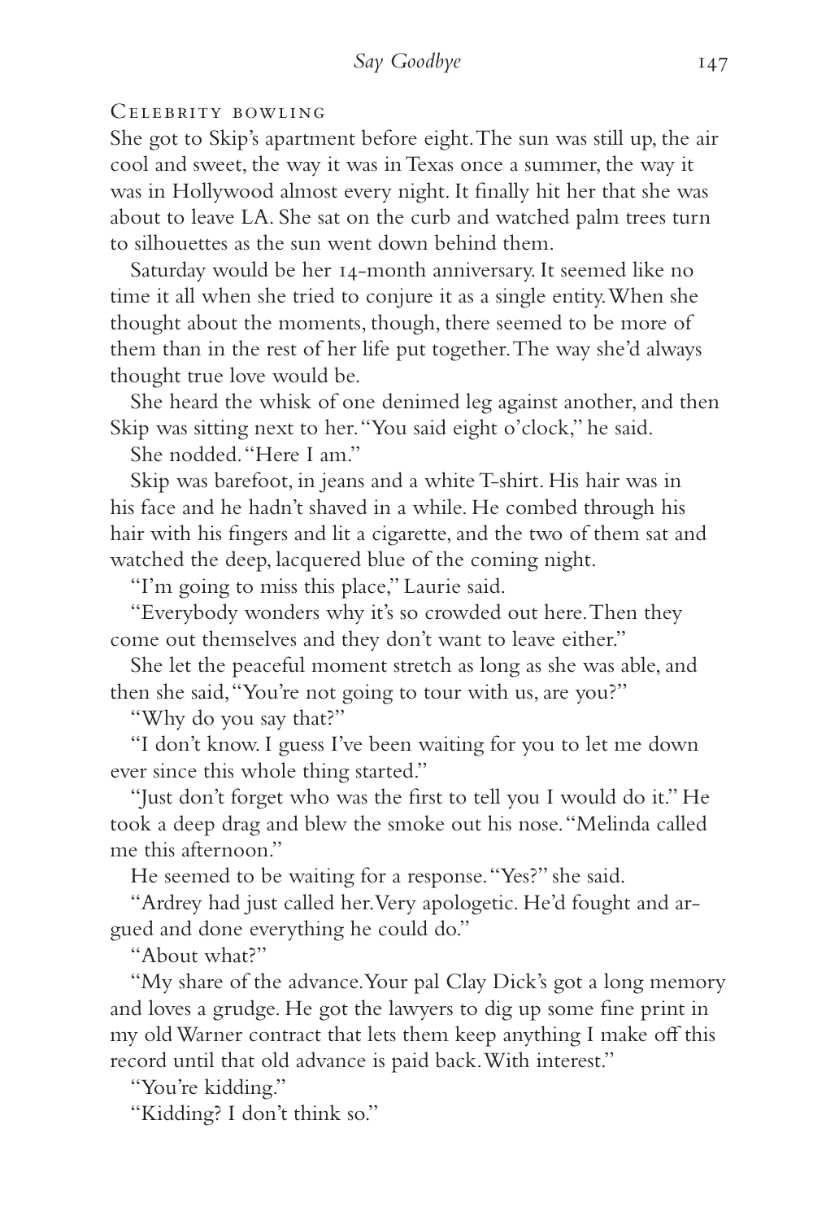Celebrity bowling

She got to Skip's apartment before eight. The sun was still up, the air cool and sweet, the way it was in Texas once a summer, the way it was in Hollywood almost every night. It finally hit her that she was about to leave LA. She sat on the curb and watched palm trees turn to silhouettes as the sun went down behind them.

Saturday would be her 14-month anniversary. It seemed like no time it all when she tried to conjure it as a single entity. When she thought about the moments, though, there seemed to be more of them than in the rest of her life put together. The way she'd always thought true love would be.

She heard the whisk of one denimed leg against another, and then Skip was sitting next to her. "You said eight o'clock," he said.

She nodded. "Here I am."

Skip was barefoot, in jeans and a white T-shirt. His hair was in his face and he hadn't shaved in a while. He combed through his hair with his fingers and lit a cigarette, and the two of them sat and watched the deep, lacquered blue of the coming night.

"I'm going to miss this place," Laurie said.

"Everybody wonders why it's so crowded out here. Then they come out themselves and they don't want to leave either."

She let the peaceful moment stretch as long as she was able, and then she said, "You're not going to tour with us, are you?"

"Why do you say that?"

"I don't know. I guess I've been waiting for you to let me down ever since this whole thing started."

"Just don't forget who was the first to tell you I would do it." He took a deep drag and blew the smoke out his nose. "Melinda called me this afternoon."

He seemed to be waiting for a response. "Yes?" she said.

"Ardrey had just called her. Very apologetic. He'd fought and argued and done everything he could do."

"About what?"

"My share of the advance. Your pal Clay Dick's got a long memory and loves a grudge. He got the lawyers to dig up some fine print in my old Warner contract that lets them keep anything I make off this record until that old advance is paid back. With interest."

"You're kidding."

"Kidding? I don't think so."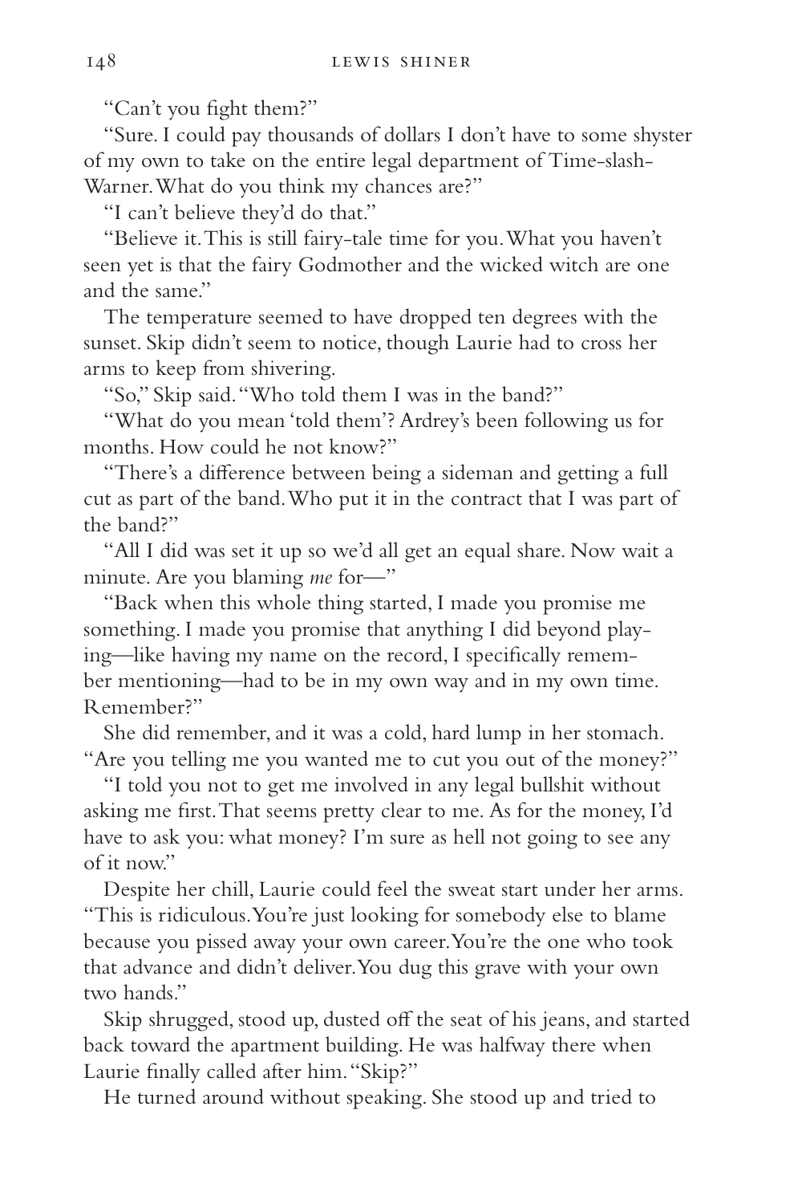"Can't you fight them?"

"Sure. I could pay thousands of dollars I don't have to some shyster of my own to take on the entire legal department of Time-slash-Warner. What do you think my chances are?"

"I can't believe they'd do that."

"Believe it. This is still fairy-tale time for you. What you haven't seen yet is that the fairy Godmother and the wicked witch are one and the same."

The temperature seemed to have dropped ten degrees with the sunset. Skip didn't seem to notice, though Laurie had to cross her arms to keep from shivering.

"So," Skip said. "Who told them I was in the band?"

"What do you mean 'told them'? Ardrey's been following us for months. How could he not know?"

"There's a difference between being a sideman and getting a full cut as part of the band. Who put it in the contract that I was part of the band?"

"All I did was set it up so we'd all get an equal share. Now wait a minute. Are you blaming *me* for—"

"Back when this whole thing started, I made you promise me something. I made you promise that anything I did beyond playing—like having my name on the record, I specifically remember mentioning—had to be in my own way and in my own time. Remember?"

She did remember, and it was a cold, hard lump in her stomach. "Are you telling me you wanted me to cut you out of the money?"

"I told you not to get me involved in any legal bullshit without asking me first. That seems pretty clear to me. As for the money, I'd have to ask you: what money? I'm sure as hell not going to see any of it now."

Despite her chill, Laurie could feel the sweat start under her arms. "This is ridiculous. You're just looking for somebody else to blame because you pissed away your own career. You're the one who took that advance and didn't deliver. You dug this grave with your own two hands."

Skip shrugged, stood up, dusted off the seat of his jeans, and started back toward the apartment building. He was halfway there when Laurie finally called after him. "Skip?"

He turned around without speaking. She stood up and tried to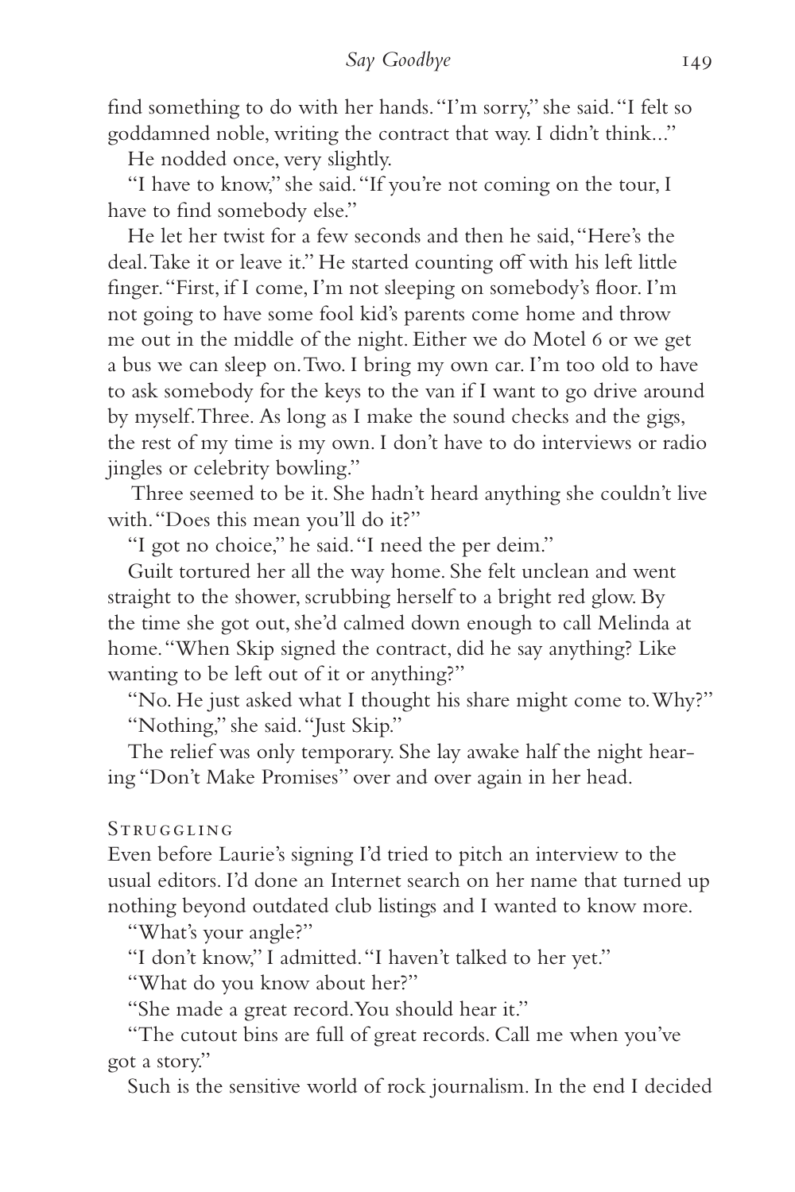find something to do with her hands. "I'm sorry," she said. "I felt so goddamned noble, writing the contract that way. I didn't think..."

He nodded once, very slightly.

"I have to know," she said. "If you're not coming on the tour, I have to find somebody else."

He let her twist for a few seconds and then he said, "Here's the deal. Take it or leave it." He started counting off with his left little finger. "First, if I come, I'm not sleeping on somebody's floor. I'm not going to have some fool kid's parents come home and throw me out in the middle of the night. Either we do Motel 6 or we get a bus we can sleep on. Two. I bring my own car. I'm too old to have to ask somebody for the keys to the van if I want to go drive around by myself. Three. As long as I make the sound checks and the gigs, the rest of my time is my own. I don't have to do interviews or radio jingles or celebrity bowling."

Three seemed to be it. She hadn't heard anything she couldn't live with. "Does this mean you'll do it?"

"I got no choice," he said. "I need the per deim."

Guilt tortured her all the way home. She felt unclean and went straight to the shower, scrubbing herself to a bright red glow. By the time she got out, she'd calmed down enough to call Melinda at home. "When Skip signed the contract, did he say anything? Like wanting to be left out of it or anything?"

"No. He just asked what I thought his share might come to. Why?"

"Nothing," she said. "Just Skip."

The relief was only temporary. She lay awake half the night hearing "Don't Make Promises" over and over again in her head.

Struggling

Even before Laurie's signing I'd tried to pitch an interview to the usual editors. I'd done an Internet search on her name that turned up nothing beyond outdated club listings and I wanted to know more.

"What's your angle?"

"I don't know," I admitted. "I haven't talked to her yet."

"What do you know about her?"

"She made a great record. You should hear it."

"The cutout bins are full of great records. Call me when you've got a story."

Such is the sensitive world of rock journalism. In the end I decided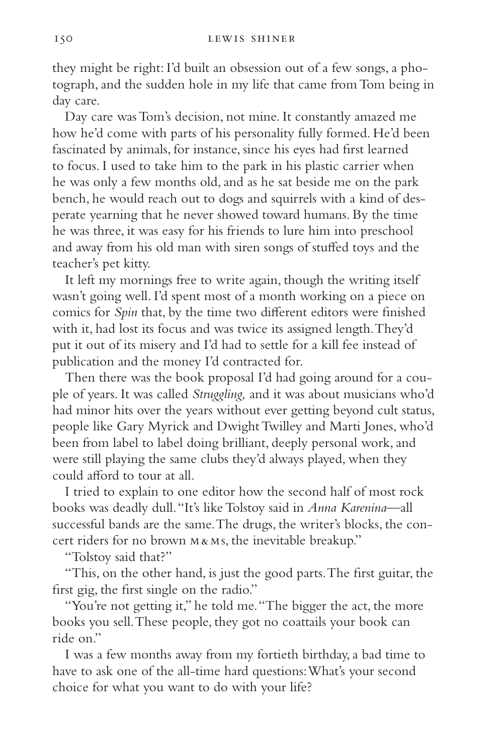they might be right: I'd built an obsession out of a few songs, a photograph, and the sudden hole in my life that came from Tom being in day care.

Day care was Tom's decision, not mine. It constantly amazed me how he'd come with parts of his personality fully formed. He'd been fascinated by animals, for instance, since his eyes had first learned to focus. I used to take him to the park in his plastic carrier when he was only a few months old, and as he sat beside me on the park bench, he would reach out to dogs and squirrels with a kind of desperate yearning that he never showed toward humans. By the time he was three, it was easy for his friends to lure him into preschool and away from his old man with siren songs of stuffed toys and the teacher's pet kitty.

It left my mornings free to write again, though the writing itself wasn't going well. I'd spent most of a month working on a piece on comics for *Spin* that, by the time two different editors were finished with it, had lost its focus and was twice its assigned length. They'd put it out of its misery and I'd had to settle for a kill fee instead of publication and the money I'd contracted for.

Then there was the book proposal I'd had going around for a couple of years. It was called *Struggling,* and it was about musicians who'd had minor hits over the years without ever getting beyond cult status, people like Gary Myrick and Dwight Twilley and Marti Jones, who'd been from label to label doing brilliant, deeply personal work, and were still playing the same clubs they'd always played, when they could afford to tour at all.

I tried to explain to one editor how the second half of most rock books was deadly dull. "It's like Tolstoy said in *Anna Karenina*—all successful bands are the same. The drugs, the writer's blocks, the concert riders for no brown M&Ms, the inevitable breakup."

"Tolstoy said that?"

"This, on the other hand, is just the good parts. The first guitar, the first gig, the first single on the radio."

"You're not getting it," he told me. "The bigger the act, the more books you sell. These people, they got no coattails your book can ride on."

I was a few months away from my fortieth birthday, a bad time to have to ask one of the all-time hard questions: What's your second choice for what you want to do with your life?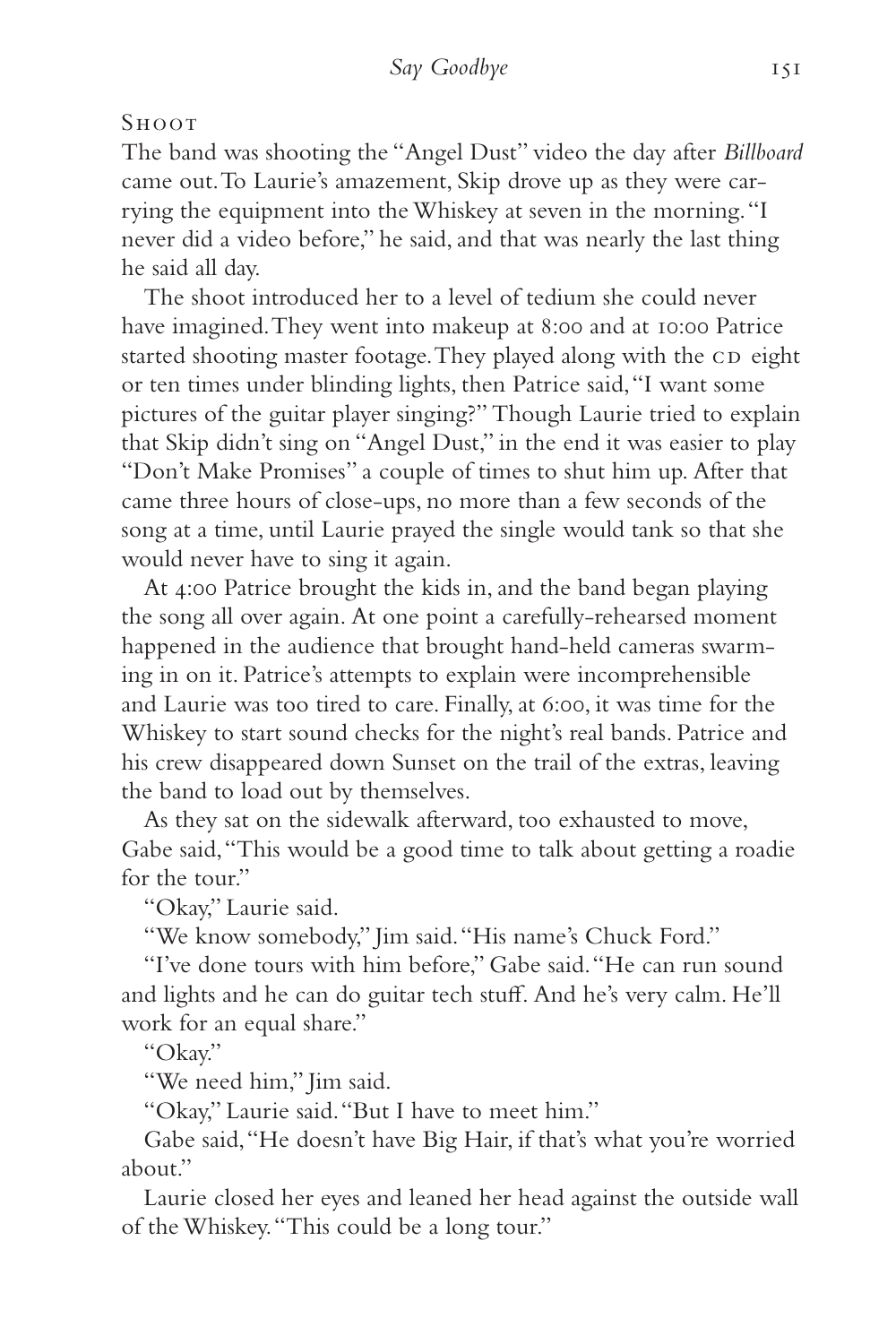## Shoot

The band was shooting the "Angel Dust" video the day after *Billboard* came out. To Laurie's amazement, Skip drove up as they were carrying the equipment into the Whiskey at seven in the morning. "I never did a video before," he said, and that was nearly the last thing he said all day.

The shoot introduced her to a level of tedium she could never have imagined. They went into makeup at 8:00 and at 10:00 Patrice started shooting master footage. They played along with the CD eight or ten times under blinding lights, then Patrice said, "I want some pictures of the guitar player singing?" Though Laurie tried to explain that Skip didn't sing on "Angel Dust," in the end it was easier to play "Don't Make Promises" a couple of times to shut him up. After that came three hours of close-ups, no more than a few seconds of the song at a time, until Laurie prayed the single would tank so that she would never have to sing it again.

At 4:00 Patrice brought the kids in, and the band began playing the song all over again. At one point a carefully-rehearsed moment happened in the audience that brought hand-held cameras swarming in on it. Patrice's attempts to explain were incomprehensible and Laurie was too tired to care. Finally, at 6:00, it was time for the Whiskey to start sound checks for the night's real bands. Patrice and his crew disappeared down Sunset on the trail of the extras, leaving the band to load out by themselves.

As they sat on the sidewalk afterward, too exhausted to move, Gabe said, "This would be a good time to talk about getting a roadie for the tour."

"Okay," Laurie said.

"We know somebody," Jim said. "His name's Chuck Ford."

"I've done tours with him before," Gabe said. "He can run sound and lights and he can do guitar tech stuff. And he's very calm. He'll work for an equal share."

"Okay."

"We need him," Jim said.

"Okay," Laurie said. "But I have to meet him."

Gabe said, "He doesn't have Big Hair, if that's what you're worried about."

Laurie closed her eyes and leaned her head against the outside wall of the Whiskey. "This could be a long tour."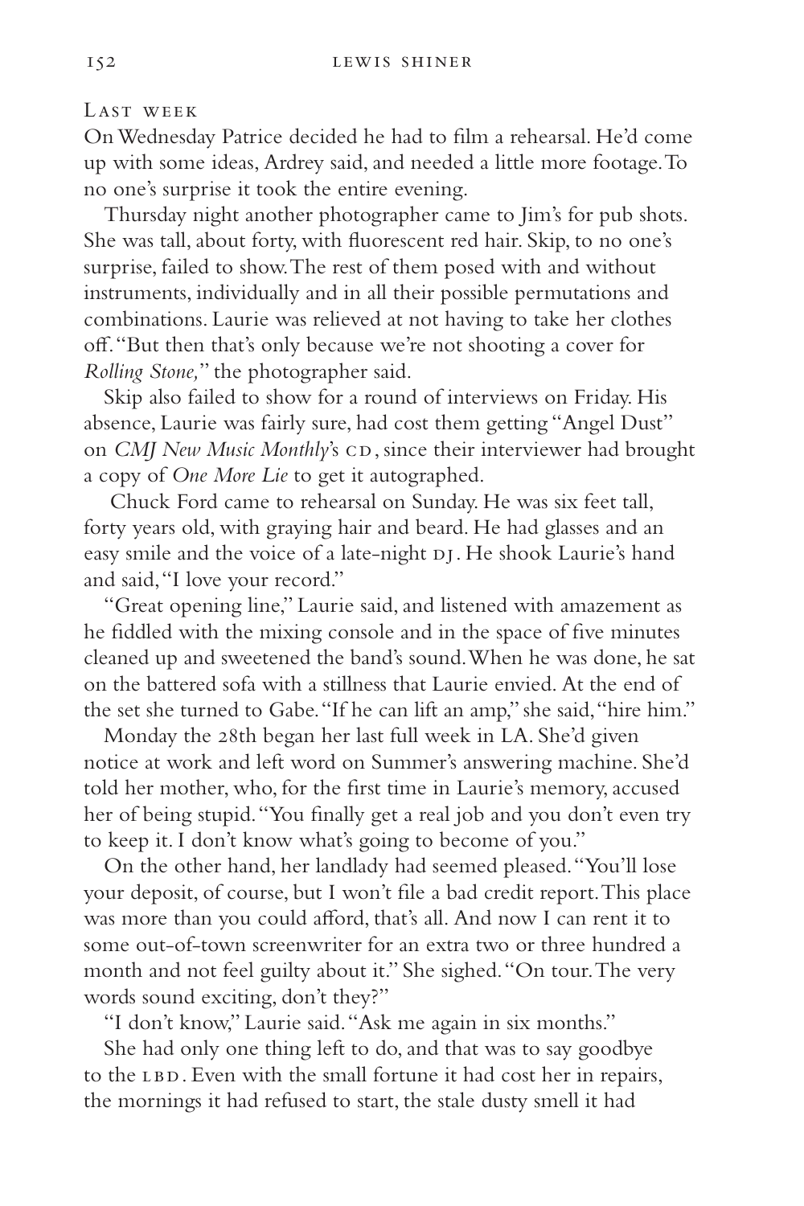Last week

On Wednesday Patrice decided he had to film a rehearsal. He'd come up with some ideas, Ardrey said, and needed a little more footage. To no one's surprise it took the entire evening.

Thursday night another photographer came to Jim's for pub shots. She was tall, about forty, with fluorescent red hair. Skip, to no one's surprise, failed to show. The rest of them posed with and without instruments, individually and in all their possible permutations and combinations. Laurie was relieved at not having to take her clothes off. "But then that's only because we're not shooting a cover for *Rolling Stone,*" the photographer said.

Skip also failed to show for a round of interviews on Friday. His absence, Laurie was fairly sure, had cost them getting "Angel Dust" on *CMJ New Music Monthly*'s CD, since their interviewer had brought a copy of *One More Lie* to get it autographed.

Chuck Ford came to rehearsal on Sunday. He was six feet tall, forty years old, with graying hair and beard. He had glasses and an easy smile and the voice of a late-night DJ. He shook Laurie's hand and said, "I love your record."

"Great opening line," Laurie said, and listened with amazement as he fiddled with the mixing console and in the space of five minutes cleaned up and sweetened the band's sound. When he was done, he sat on the battered sofa with a stillness that Laurie envied. At the end of the set she turned to Gabe. "If he can lift an amp," she said, "hire him."

Monday the 28th began her last full week in LA. She'd given notice at work and left word on Summer's answering machine. She'd told her mother, who, for the first time in Laurie's memory, accused her of being stupid. "You finally get a real job and you don't even try to keep it. I don't know what's going to become of you."

On the other hand, her landlady had seemed pleased. "You'll lose your deposit, of course, but I won't file a bad credit report. This place was more than you could afford, that's all. And now I can rent it to some out-of-town screenwriter for an extra two or three hundred a month and not feel guilty about it." She sighed. "On tour. The very words sound exciting, don't they?"

"I don't know," Laurie said. "Ask me again in six months."

She had only one thing left to do, and that was to say goodbye to the LBD. Even with the small fortune it had cost her in repairs, the mornings it had refused to start, the stale dusty smell it had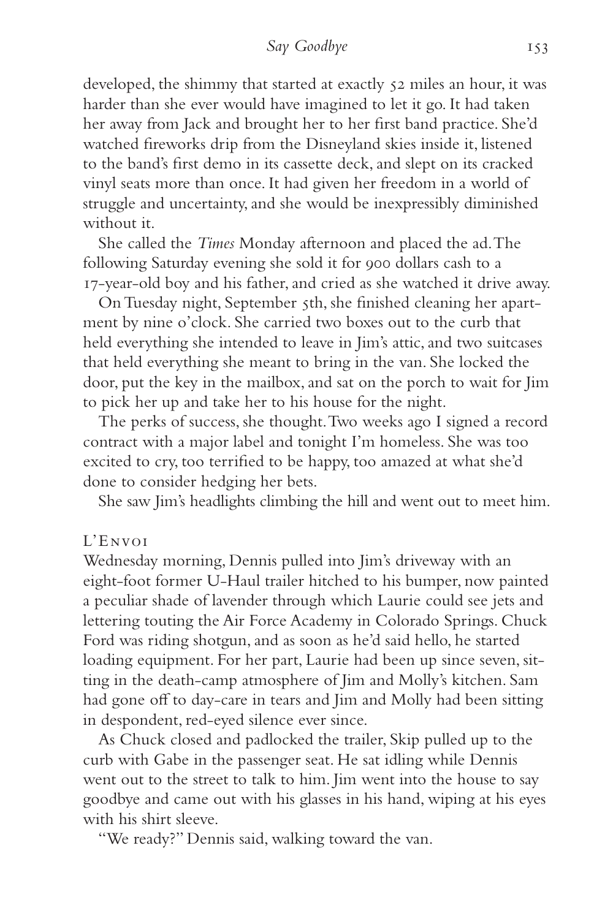developed, the shimmy that started at exactly 52 miles an hour, it was harder than she ever would have imagined to let it go. It had taken her away from Jack and brought her to her first band practice. She'd watched fireworks drip from the Disneyland skies inside it, listened to the band's first demo in its cassette deck, and slept on its cracked vinyl seats more than once. It had given her freedom in a world of struggle and uncertainty, and she would be inexpressibly diminished without it.

She called the *Times* Monday afternoon and placed the ad. The following Saturday evening she sold it for 900 dollars cash to a 17-year-old boy and his father, and cried as she watched it drive away.

On Tuesday night, September 5th, she finished cleaning her apartment by nine o'clock. She carried two boxes out to the curb that held everything she intended to leave in Jim's attic, and two suitcases that held everything she meant to bring in the van. She locked the door, put the key in the mailbox, and sat on the porch to wait for Jim to pick her up and take her to his house for the night.

The perks of success, she thought. Two weeks ago I signed a record contract with a major label and tonight I'm homeless. She was too excited to cry, too terrified to be happy, too amazed at what she'd done to consider hedging her bets.

She saw Jim's headlights climbing the hill and went out to meet him.

## L'Envoi

Wednesday morning, Dennis pulled into Jim's driveway with an eight-foot former U-Haul trailer hitched to his bumper, now painted a peculiar shade of lavender through which Laurie could see jets and lettering touting the Air Force Academy in Colorado Springs. Chuck Ford was riding shotgun, and as soon as he'd said hello, he started loading equipment. For her part, Laurie had been up since seven, sitting in the death-camp atmosphere of Jim and Molly's kitchen. Sam had gone off to day-care in tears and Jim and Molly had been sitting in despondent, red-eyed silence ever since.

As Chuck closed and padlocked the trailer, Skip pulled up to the curb with Gabe in the passenger seat. He sat idling while Dennis went out to the street to talk to him. Jim went into the house to say goodbye and came out with his glasses in his hand, wiping at his eyes with his shirt sleeve.

"We ready?" Dennis said, walking toward the van.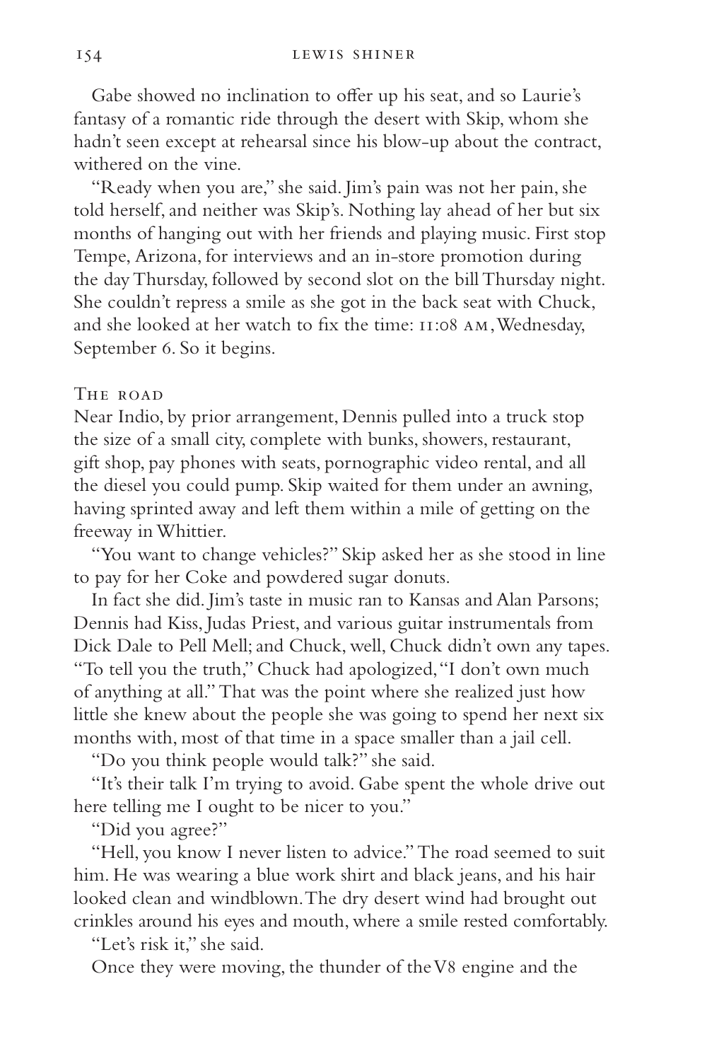Gabe showed no inclination to offer up his seat, and so Laurie's fantasy of a romantic ride through the desert with Skip, whom she hadn't seen except at rehearsal since his blow-up about the contract, withered on the vine.

"Ready when you are," she said. Jim's pain was not her pain, she told herself, and neither was Skip's. Nothing lay ahead of her but six months of hanging out with her friends and playing music. First stop Tempe, Arizona, for interviews and an in-store promotion during the day Thursday, followed by second slot on the bill Thursday night. She couldn't repress a smile as she got in the back seat with Chuck, and she looked at her watch to fix the time: 11:08 AM, Wednesday, September 6. So it begins.

THE ROAD

Near Indio, by prior arrangement, Dennis pulled into a truck stop the size of a small city, complete with bunks, showers, restaurant, gift shop, pay phones with seats, pornographic video rental, and all the diesel you could pump. Skip waited for them under an awning, having sprinted away and left them within a mile of getting on the freeway in Whittier.

"You want to change vehicles?" Skip asked her as she stood in line to pay for her Coke and powdered sugar donuts.

In fact she did. Jim's taste in music ran to Kansas and Alan Parsons; Dennis had Kiss, Judas Priest, and various guitar instrumentals from Dick Dale to Pell Mell; and Chuck, well, Chuck didn't own any tapes. "To tell you the truth," Chuck had apologized, "I don't own much of anything at all." That was the point where she realized just how little she knew about the people she was going to spend her next six months with, most of that time in a space smaller than a jail cell.

"Do you think people would talk?" she said.

"It's their talk I'm trying to avoid. Gabe spent the whole drive out here telling me I ought to be nicer to you."

"Did you agree?"

"Hell, you know I never listen to advice." The road seemed to suit him. He was wearing a blue work shirt and black jeans, and his hair looked clean and windblown. The dry desert wind had brought out crinkles around his eyes and mouth, where a smile rested comfortably.

"Let's risk it," she said.

Once they were moving, the thunder of the V8 engine and the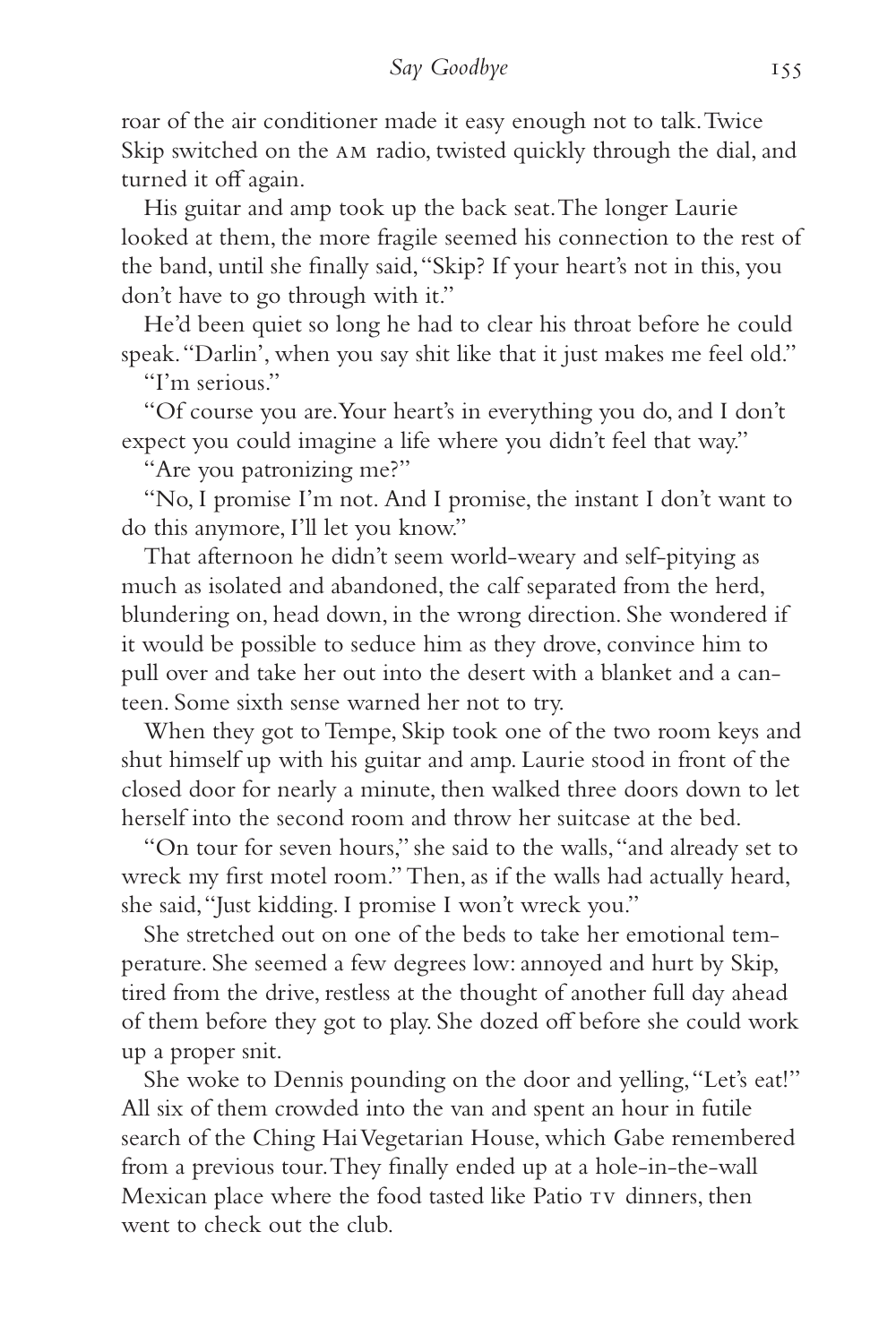roar of the air conditioner made it easy enough not to talk. Twice Skip switched on the AM radio, twisted quickly through the dial, and turned it off again.

His guitar and amp took up the back seat. The longer Laurie looked at them, the more fragile seemed his connection to the rest of the band, until she finally said, "Skip? If your heart's not in this, you don't have to go through with it."

He'd been quiet so long he had to clear his throat before he could speak. "Darlin', when you say shit like that it just makes me feel old."

"I'm serious."

"Of course you are. Your heart's in everything you do, and I don't expect you could imagine a life where you didn't feel that way."

"Are you patronizing me?"

"No, I promise I'm not. And I promise, the instant I don't want to do this anymore, I'll let you know."

That afternoon he didn't seem world-weary and self-pitying as much as isolated and abandoned, the calf separated from the herd, blundering on, head down, in the wrong direction. She wondered if it would be possible to seduce him as they drove, convince him to pull over and take her out into the desert with a blanket and a canteen. Some sixth sense warned her not to try.

When they got to Tempe, Skip took one of the two room keys and shut himself up with his guitar and amp. Laurie stood in front of the closed door for nearly a minute, then walked three doors down to let herself into the second room and throw her suitcase at the bed.

"On tour for seven hours," she said to the walls, "and already set to wreck my first motel room." Then, as if the walls had actually heard, she said, "Just kidding. I promise I won't wreck you."

She stretched out on one of the beds to take her emotional temperature. She seemed a few degrees low: annoyed and hurt by Skip, tired from the drive, restless at the thought of another full day ahead of them before they got to play. She dozed off before she could work up a proper snit.

She woke to Dennis pounding on the door and yelling, "Let's eat!" All six of them crowded into the van and spent an hour in futile search of the Ching Hai Vegetarian House, which Gabe remembered from a previous tour. They finally ended up at a hole-in-the-wall Mexican place where the food tasted like Patio TV dinners, then went to check out the club.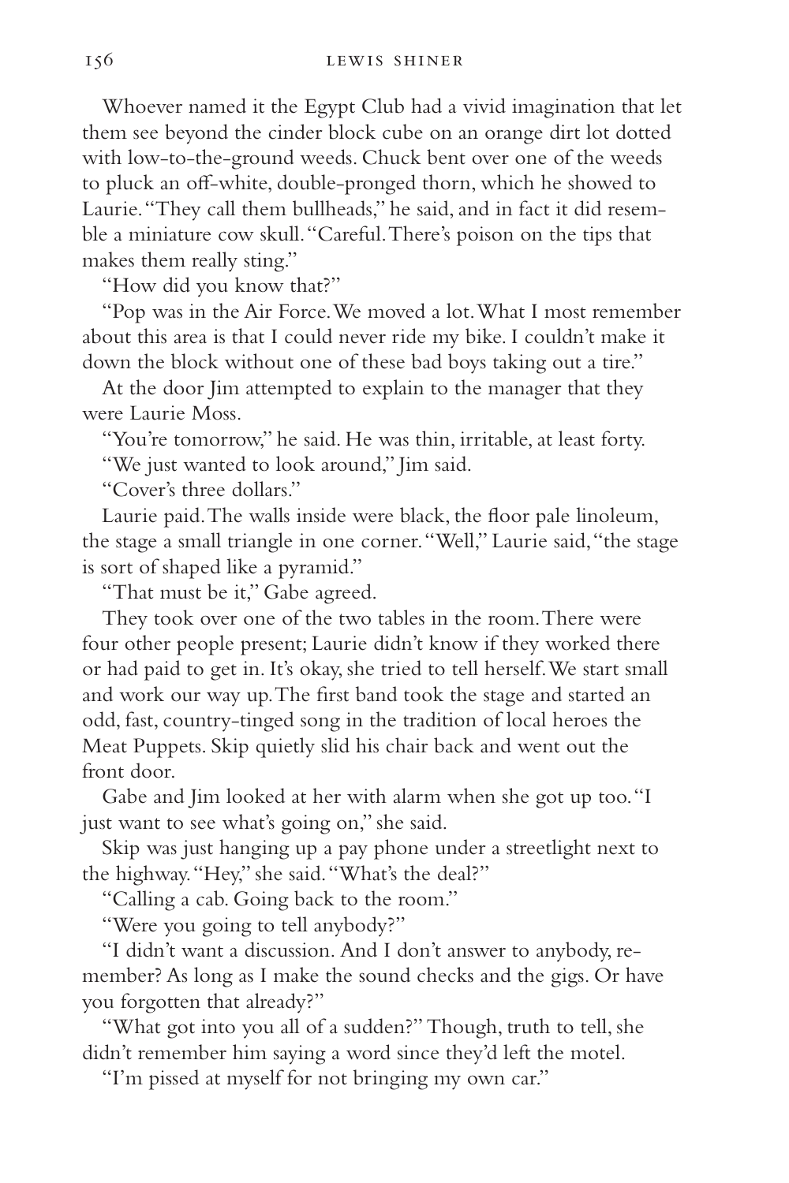Whoever named it the Egypt Club had a vivid imagination that let them see beyond the cinder block cube on an orange dirt lot dotted with low-to-the-ground weeds. Chuck bent over one of the weeds to pluck an off-white, double-pronged thorn, which he showed to Laurie. "They call them bullheads," he said, and in fact it did resemble a miniature cow skull. "Careful. There's poison on the tips that makes them really sting."

"How did you know that?"

"Pop was in the Air Force. We moved a lot. What I most remember about this area is that I could never ride my bike. I couldn't make it down the block without one of these bad boys taking out a tire."

At the door Jim attempted to explain to the manager that they were Laurie Moss.

"You're tomorrow," he said. He was thin, irritable, at least forty.

"We just wanted to look around," Jim said.

"Cover's three dollars."

Laurie paid. The walls inside were black, the floor pale linoleum, the stage a small triangle in one corner. "Well," Laurie said, "the stage is sort of shaped like a pyramid."

"That must be it," Gabe agreed.

They took over one of the two tables in the room. There were four other people present; Laurie didn't know if they worked there or had paid to get in. It's okay, she tried to tell herself. We start small and work our way up. The first band took the stage and started an odd, fast, country-tinged song in the tradition of local heroes the Meat Puppets. Skip quietly slid his chair back and went out the front door.

Gabe and Jim looked at her with alarm when she got up too. "I just want to see what's going on," she said.

Skip was just hanging up a pay phone under a streetlight next to the highway. "Hey," she said. "What's the deal?"

"Calling a cab. Going back to the room."

"Were you going to tell anybody?"

"I didn't want a discussion. And I don't answer to anybody, remember? As long as I make the sound checks and the gigs. Or have you forgotten that already?"

"What got into you all of a sudden?" Though, truth to tell, she didn't remember him saying a word since they'd left the motel.

"I'm pissed at myself for not bringing my own car."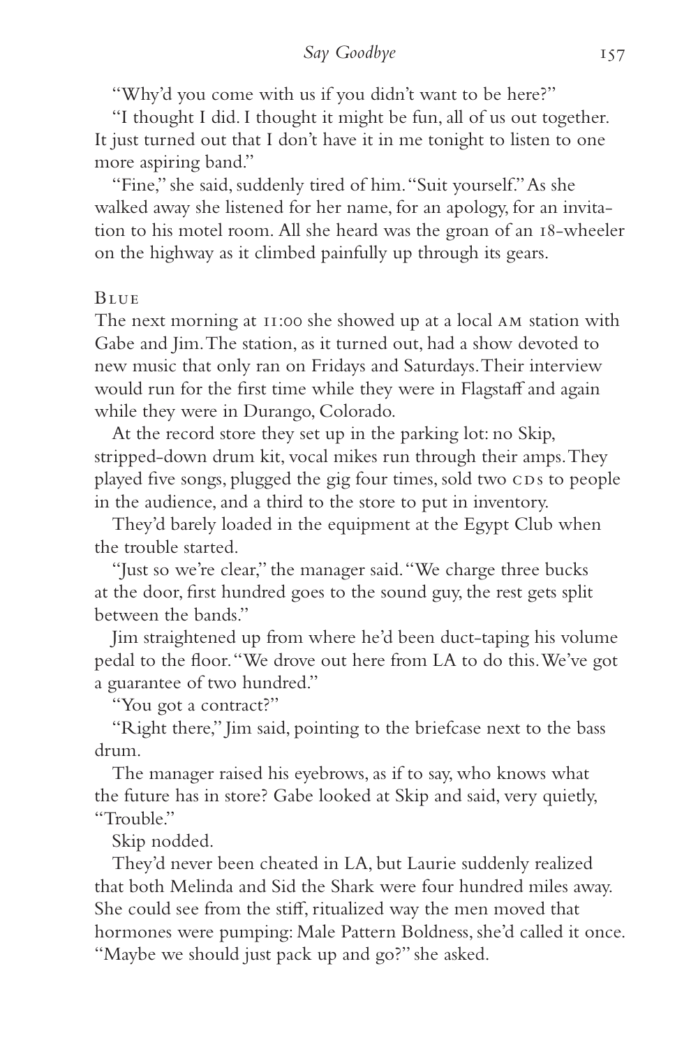"Why'd you come with us if you didn't want to be here?"

"I thought I did. I thought it might be fun, all of us out together. It just turned out that I don't have it in me tonight to listen to one more aspiring band."

"Fine," she said, suddenly tired of him. "Suit yourself." As she walked away she listened for her name, for an apology, for an invitation to his motel room. All she heard was the groan of an 18-wheeler on the highway as it climbed painfully up through its gears.

Blue

The next morning at 11:00 she showed up at a local AM station with Gabe and Jim. The station, as it turned out, had a show devoted to new music that only ran on Fridays and Saturdays. Their interview would run for the first time while they were in Flagstaff and again while they were in Durango, Colorado.

At the record store they set up in the parking lot: no Skip, stripped-down drum kit, vocal mikes run through their amps. They played five songs, plugged the gig four times, sold two CDs to people in the audience, and a third to the store to put in inventory.

They'd barely loaded in the equipment at the Egypt Club when the trouble started.

"Just so we're clear," the manager said. "We charge three bucks at the door, first hundred goes to the sound guy, the rest gets split between the bands."

Jim straightened up from where he'd been duct-taping his volume pedal to the floor. "We drove out here from LA to do this. We've got a guarantee of two hundred."

"You got a contract?"

"Right there," Jim said, pointing to the briefcase next to the bass drum.

The manager raised his eyebrows, as if to say, who knows what the future has in store? Gabe looked at Skip and said, very quietly, "Trouble."

Skip nodded.

They'd never been cheated in LA, but Laurie suddenly realized that both Melinda and Sid the Shark were four hundred miles away. She could see from the stiff, ritualized way the men moved that hormones were pumping: Male Pattern Boldness, she'd called it once. "Maybe we should just pack up and go?" she asked.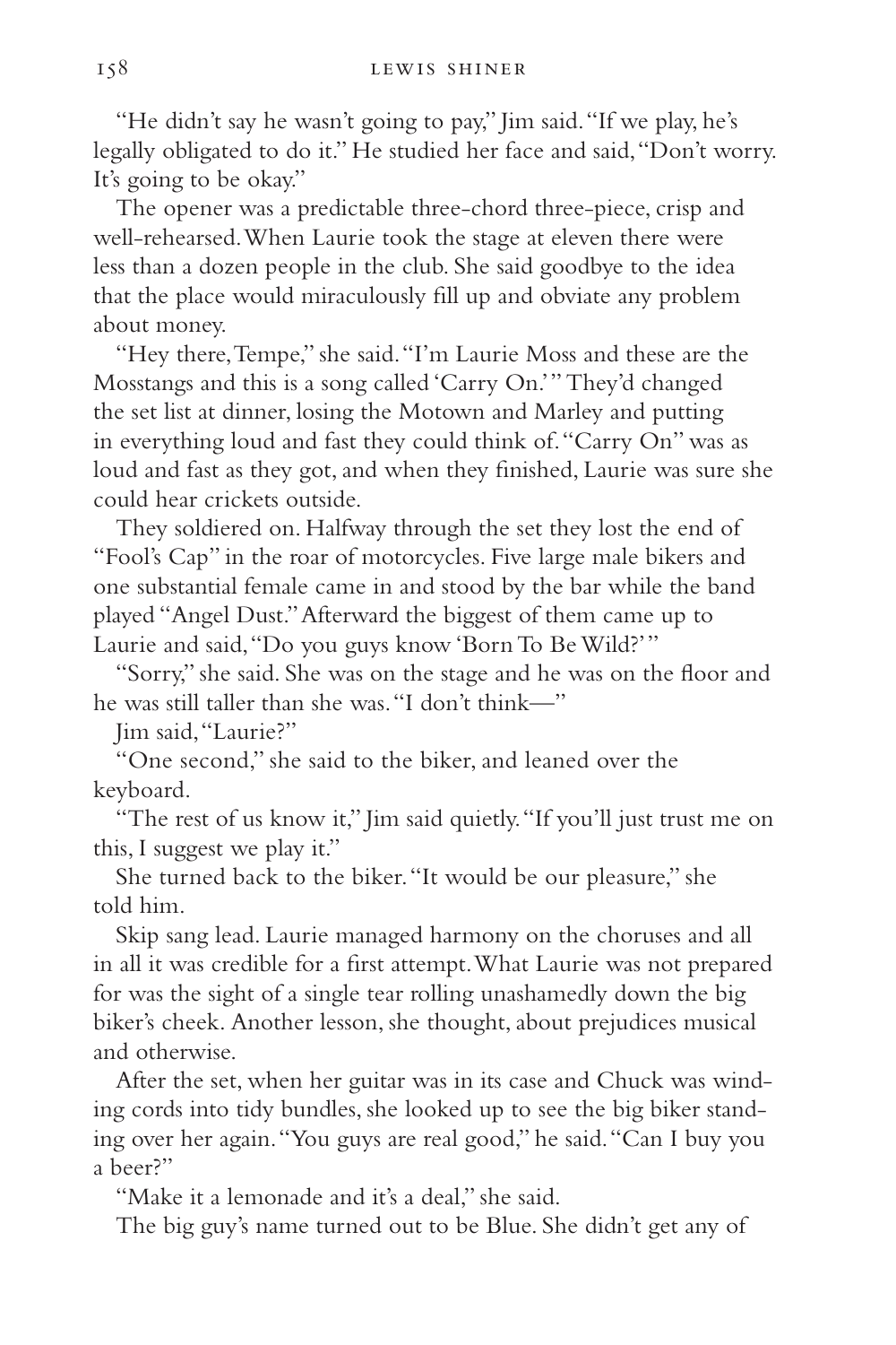"He didn't say he wasn't going to pay," Jim said. "If we play, he's legally obligated to do it." He studied her face and said, "Don't worry. It's going to be okay."

The opener was a predictable three-chord three-piece, crisp and well-rehearsed. When Laurie took the stage at eleven there were less than a dozen people in the club. She said goodbye to the idea that the place would miraculously fill up and obviate any problem about money.

"Hey there, Tempe," she said. "I'm Laurie Moss and these are the Mosstangs and this is a song called 'Carry On.'" They'd changed the set list at dinner, losing the Motown and Marley and putting in everything loud and fast they could think of. "Carry On" was as loud and fast as they got, and when they finished, Laurie was sure she could hear crickets outside.

They soldiered on. Halfway through the set they lost the end of "Fool's Cap" in the roar of motorcycles. Five large male bikers and one substantial female came in and stood by the bar while the band played "Angel Dust." Afterward the biggest of them came up to Laurie and said, "Do you guys know 'Born To Be Wild?'"

"Sorry," she said. She was on the stage and he was on the floor and he was still taller than she was. "I don't think—"

Jim said, "Laurie?"

"One second," she said to the biker, and leaned over the keyboard.

"The rest of us know it," Jim said quietly. "If you'll just trust me on this, I suggest we play it."

She turned back to the biker. "It would be our pleasure," she told him.

Skip sang lead. Laurie managed harmony on the choruses and all in all it was credible for a first attempt. What Laurie was not prepared for was the sight of a single tear rolling unashamedly down the big biker's cheek. Another lesson, she thought, about prejudices musical and otherwise.

After the set, when her guitar was in its case and Chuck was winding cords into tidy bundles, she looked up to see the big biker standing over her again. "You guys are real good," he said. "Can I buy you a beer?"

"Make it a lemonade and it's a deal," she said.

The big guy's name turned out to be Blue. She didn't get any of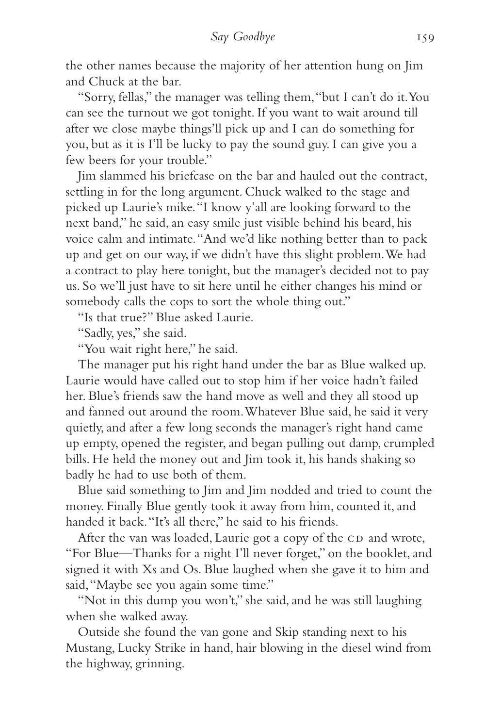the other names because the majority of her attention hung on Jim and Chuck at the bar.

"Sorry, fellas," the manager was telling them, "but I can't do it. You can see the turnout we got tonight. If you want to wait around till after we close maybe things'll pick up and I can do something for you, but as it is I'll be lucky to pay the sound guy. I can give you a few beers for your trouble."

Jim slammed his briefcase on the bar and hauled out the contract, settling in for the long argument. Chuck walked to the stage and picked up Laurie's mike. "I know y'all are looking forward to the next band," he said, an easy smile just visible behind his beard, his voice calm and intimate. "And we'd like nothing better than to pack up and get on our way, if we didn't have this slight problem. We had a contract to play here tonight, but the manager's decided not to pay us. So we'll just have to sit here until he either changes his mind or somebody calls the cops to sort the whole thing out."

"Is that true?" Blue asked Laurie.

"Sadly, yes," she said.

"You wait right here," he said.

The manager put his right hand under the bar as Blue walked up. Laurie would have called out to stop him if her voice hadn't failed her. Blue's friends saw the hand move as well and they all stood up and fanned out around the room. Whatever Blue said, he said it very quietly, and after a few long seconds the manager's right hand came up empty, opened the register, and began pulling out damp, crumpled bills. He held the money out and Jim took it, his hands shaking so badly he had to use both of them.

Blue said something to Jim and Jim nodded and tried to count the money. Finally Blue gently took it away from him, counted it, and handed it back. "It's all there," he said to his friends.

After the van was loaded, Laurie got a copy of the CD and wrote, "For Blue—Thanks for a night I'll never forget," on the booklet, and signed it with Xs and Os. Blue laughed when she gave it to him and said, "Maybe see you again some time."

"Not in this dump you won't," she said, and he was still laughing when she walked away.

Outside she found the van gone and Skip standing next to his Mustang, Lucky Strike in hand, hair blowing in the diesel wind from the highway, grinning.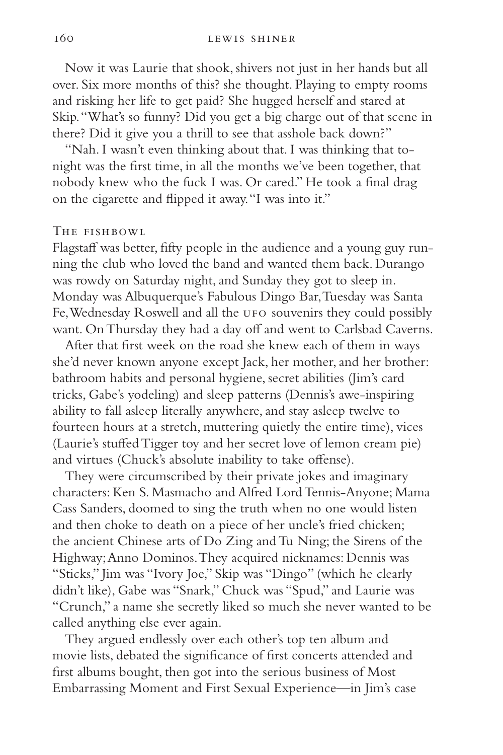Now it was Laurie that shook, shivers not just in her hands but all over. Six more months of this? she thought. Playing to empty rooms and risking her life to get paid? She hugged herself and stared at Skip. "What's so funny? Did you get a big charge out of that scene in there? Did it give you a thrill to see that asshole back down?"

"Nah. I wasn't even thinking about that. I was thinking that tonight was the first time, in all the months we've been together, that nobody knew who the fuck I was. Or cared." He took a final drag on the cigarette and flipped it away. "I was into it."

THE FISHBOWL

Flagstaff was better, fifty people in the audience and a young guy running the club who loved the band and wanted them back. Durango was rowdy on Saturday night, and Sunday they got to sleep in. Monday was Albuquerque's Fabulous Dingo Bar, Tuesday was Santa Fe, Wednesday Roswell and all the UFO souvenirs they could possibly want. On Thursday they had a day off and went to Carlsbad Caverns.

After that first week on the road she knew each of them in ways she'd never known anyone except Jack, her mother, and her brother: bathroom habits and personal hygiene, secret abilities (Jim's card tricks, Gabe's yodeling) and sleep patterns (Dennis's awe-inspiring ability to fall asleep literally anywhere, and stay asleep twelve to fourteen hours at a stretch, muttering quietly the entire time), vices (Laurie's stuffed Tigger toy and her secret love of lemon cream pie) and virtues (Chuck's absolute inability to take offense).

They were circumscribed by their private jokes and imaginary characters: Ken S. Masmacho and Alfred Lord Tennis-Anyone; Mama Cass Sanders, doomed to sing the truth when no one would listen and then choke to death on a piece of her uncle's fried chicken; the ancient Chinese arts of Do Zing and Tu Ning; the Sirens of the Highway; Anno Dominos. They acquired nicknames: Dennis was "Sticks," Jim was "Ivory Joe," Skip was "Dingo" (which he clearly didn't like), Gabe was "Snark," Chuck was "Spud," and Laurie was "Crunch," a name she secretly liked so much she never wanted to be called anything else ever again.

They argued endlessly over each other's top ten album and movie lists, debated the significance of first concerts attended and first albums bought, then got into the serious business of Most Embarrassing Moment and First Sexual Experience—in Jim's case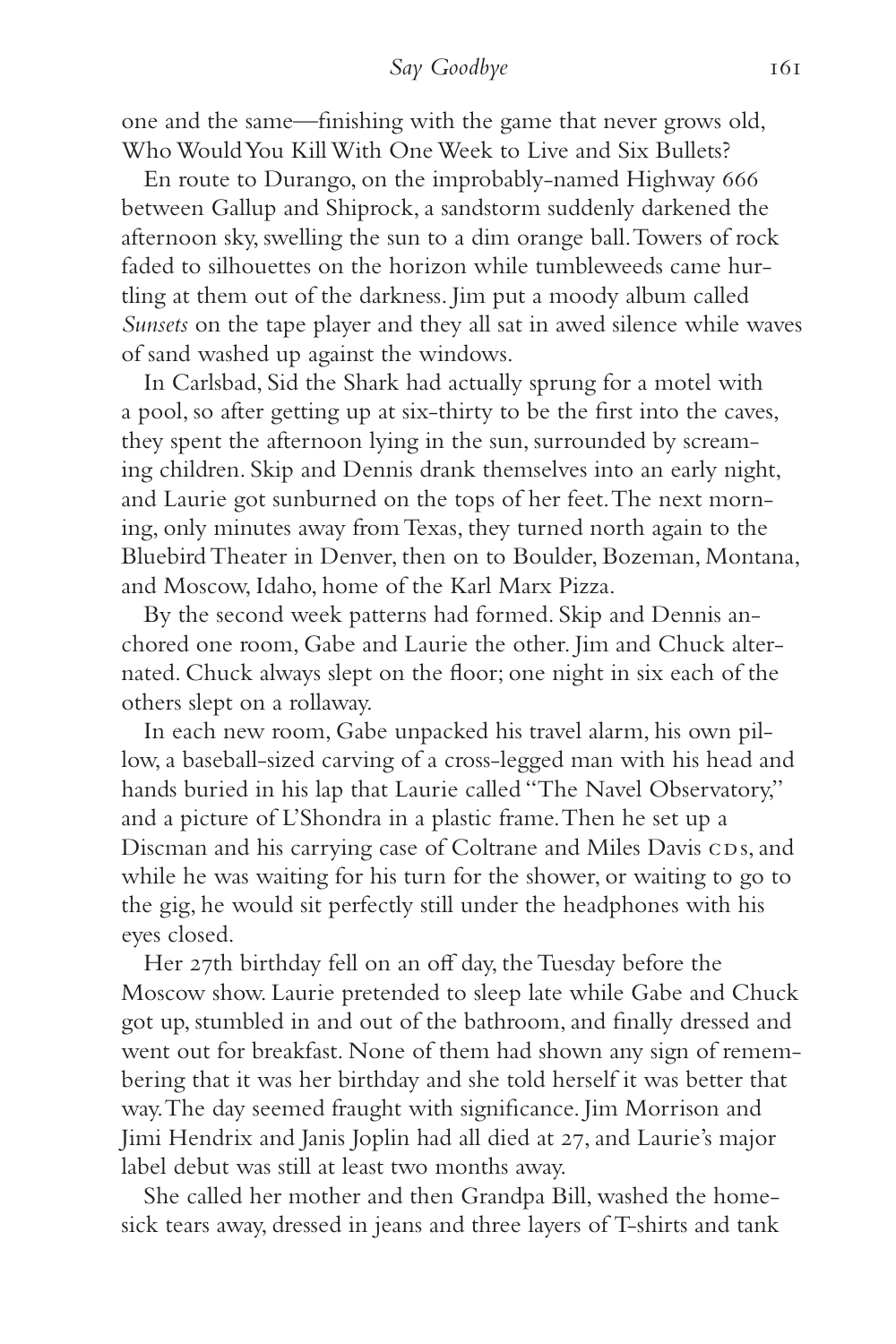one and the same—finishing with the game that never grows old, Who Would You Kill With One Week to Live and Six Bullets?

En route to Durango, on the improbably-named Highway 666 between Gallup and Shiprock, a sandstorm suddenly darkened the afternoon sky, swelling the sun to a dim orange ball. Towers of rock faded to silhouettes on the horizon while tumbleweeds came hurtling at them out of the darkness. Jim put a moody album called *Sunsets* on the tape player and they all sat in awed silence while waves of sand washed up against the windows.

In Carlsbad, Sid the Shark had actually sprung for a motel with a pool, so after getting up at six-thirty to be the first into the caves, they spent the afternoon lying in the sun, surrounded by screaming children. Skip and Dennis drank themselves into an early night, and Laurie got sunburned on the tops of her feet. The next morning, only minutes away from Texas, they turned north again to the Bluebird Theater in Denver, then on to Boulder, Bozeman, Montana, and Moscow, Idaho, home of the Karl Marx Pizza.

By the second week patterns had formed. Skip and Dennis anchored one room, Gabe and Laurie the other. Jim and Chuck alternated. Chuck always slept on the floor; one night in six each of the others slept on a rollaway.

In each new room, Gabe unpacked his travel alarm, his own pillow, a baseball-sized carving of a cross-legged man with his head and hands buried in his lap that Laurie called "The Navel Observatory," and a picture of L'Shondra in a plastic frame. Then he set up a Discman and his carrying case of Coltrane and Miles Davis CDs, and while he was waiting for his turn for the shower, or waiting to go to the gig, he would sit perfectly still under the headphones with his eyes closed.

Her 27th birthday fell on an off day, the Tuesday before the Moscow show. Laurie pretended to sleep late while Gabe and Chuck got up, stumbled in and out of the bathroom, and finally dressed and went out for breakfast. None of them had shown any sign of remembering that it was her birthday and she told herself it was better that way. The day seemed fraught with significance. Jim Morrison and Jimi Hendrix and Janis Joplin had all died at 27, and Laurie's major label debut was still at least two months away.

She called her mother and then Grandpa Bill, washed the homesick tears away, dressed in jeans and three layers of T-shirts and tank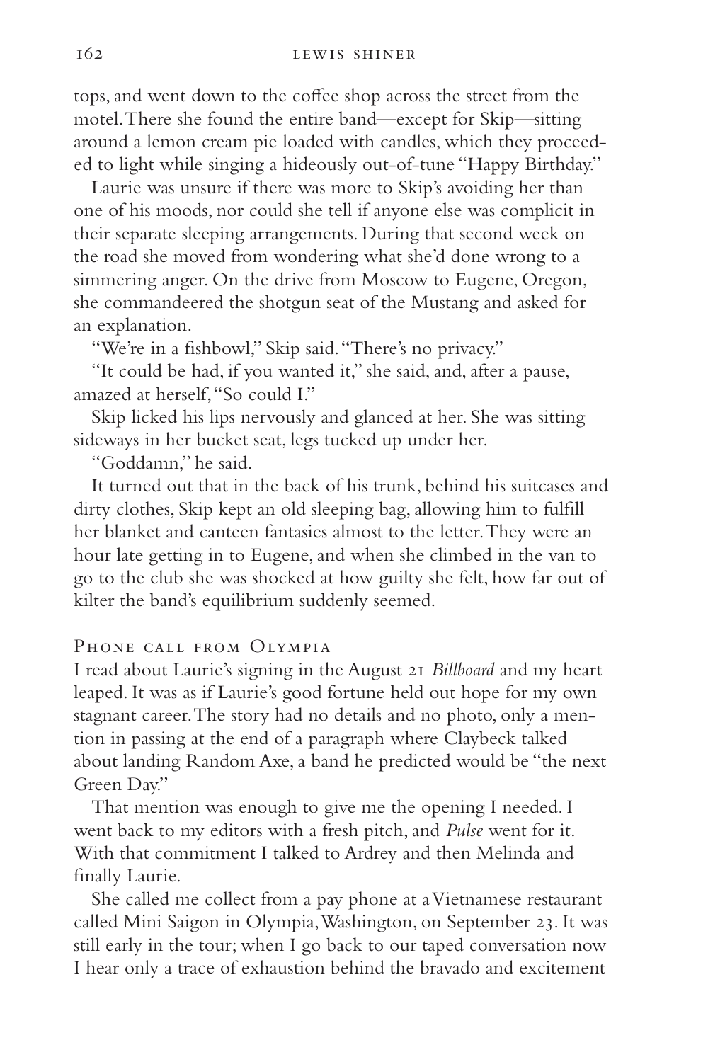tops, and went down to the coffee shop across the street from the motel. There she found the entire band—except for Skip—sitting around a lemon cream pie loaded with candles, which they proceeded to light while singing a hideously out-of-tune "Happy Birthday."

Laurie was unsure if there was more to Skip's avoiding her than one of his moods, nor could she tell if anyone else was complicit in their separate sleeping arrangements. During that second week on the road she moved from wondering what she'd done wrong to a simmering anger. On the drive from Moscow to Eugene, Oregon, she commandeered the shotgun seat of the Mustang and asked for an explanation.

"We're in a fishbowl," Skip said. "There's no privacy."

"It could be had, if you wanted it," she said, and, after a pause, amazed at herself, "So could I."

Skip licked his lips nervously and glanced at her. She was sitting sideways in her bucket seat, legs tucked up under her.

"Goddamn," he said.

It turned out that in the back of his trunk, behind his suitcases and dirty clothes, Skip kept an old sleeping bag, allowing him to fulfill her blanket and canteen fantasies almost to the letter. They were an hour late getting in to Eugene, and when she climbed in the van to go to the club she was shocked at how guilty she felt, how far out of kilter the band's equilibrium suddenly seemed.

### Phone call from Olympia

I read about Laurie's signing in the August 21 *Billboard* and my heart leaped. It was as if Laurie's good fortune held out hope for my own stagnant career. The story had no details and no photo, only a mention in passing at the end of a paragraph where Claybeck talked about landing Random Axe, a band he predicted would be "the next Green Day."

That mention was enough to give me the opening I needed. I went back to my editors with a fresh pitch, and *Pulse* went for it. With that commitment I talked to Ardrey and then Melinda and finally Laurie.

She called me collect from a pay phone at a Vietnamese restaurant called Mini Saigon in Olympia, Washington, on September 23. It was still early in the tour; when I go back to our taped conversation now I hear only a trace of exhaustion behind the bravado and excitement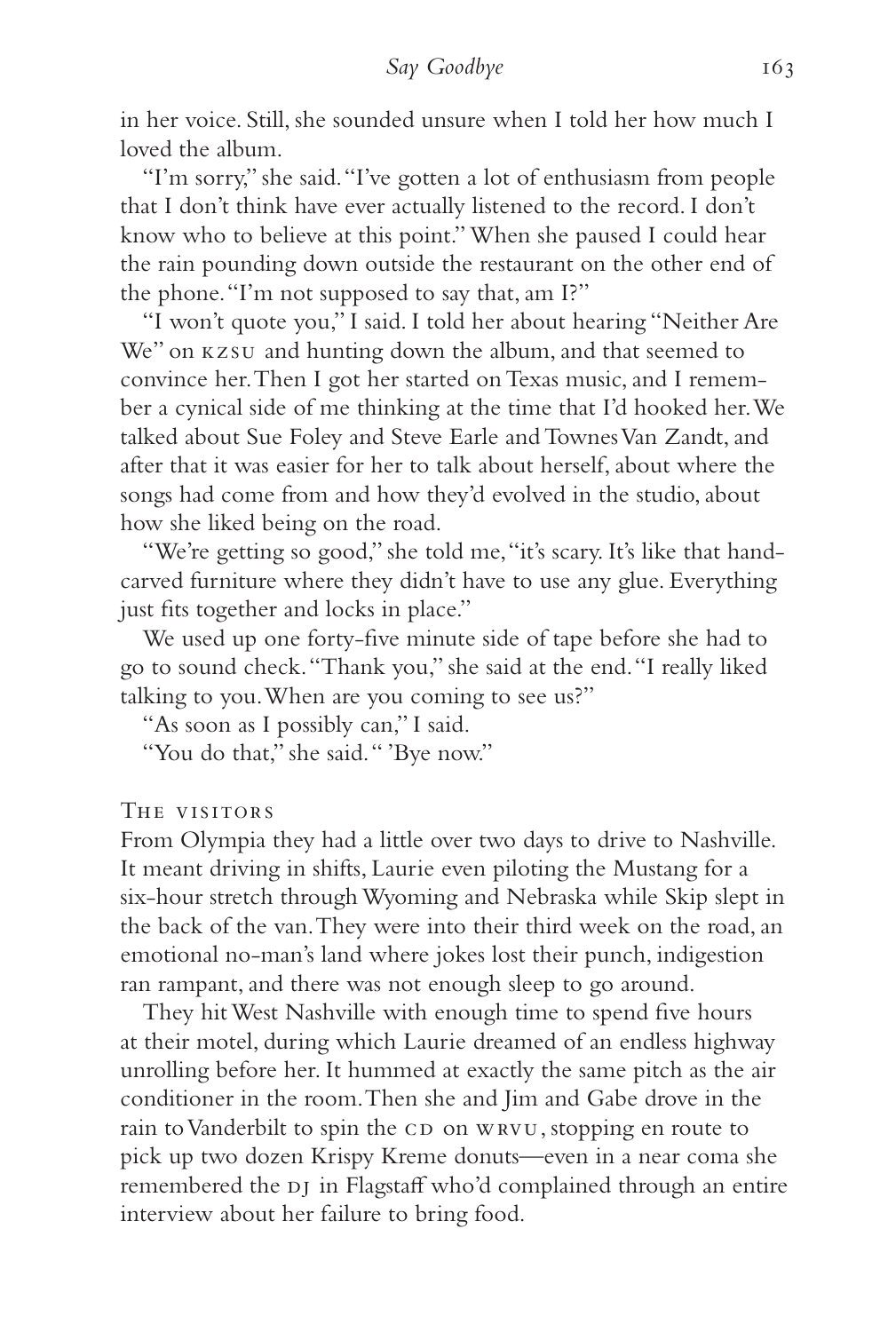in her voice. Still, she sounded unsure when I told her how much I loved the album.

"I'm sorry," she said. "I've gotten a lot of enthusiasm from people that I don't think have ever actually listened to the record. I don't know who to believe at this point." When she paused I could hear the rain pounding down outside the restaurant on the other end of the phone. "I'm not supposed to say that, am I?"

"I won't quote you," I said. I told her about hearing "Neither Are We" on KZSU and hunting down the album, and that seemed to convince her. Then I got her started on Texas music, and I remember a cynical side of me thinking at the time that I'd hooked her. We talked about Sue Foley and Steve Earle and Townes Van Zandt, and after that it was easier for her to talk about herself, about where the songs had come from and how they'd evolved in the studio, about how she liked being on the road.

"We're getting so good," she told me, "it's scary. It's like that hand-carved furniture where they didn't have to use any glue. Everything just fits together and locks in place."

We used up one forty-five minute side of tape before she had to go to sound check. "Thank you," she said at the end. "I really liked talking to you. When are you coming to see us?"

"As soon as I possibly can," I said.

"You do that," she said. " 'Bye now."

THE VISITORS

From Olympia they had a little over two days to drive to Nashville. It meant driving in shifts, Laurie even piloting the Mustang for a six-hour stretch through Wyoming and Nebraska while Skip slept in the back of the van. They were into their third week on the road, an emotional no-man's land where jokes lost their punch, indigestion ran rampant, and there was not enough sleep to go around.

They hit West Nashville with enough time to spend five hours at their motel, during which Laurie dreamed of an endless highway unrolling before her. It hummed at exactly the same pitch as the air conditioner in the room. Then she and Jim and Gabe drove in the rain to Vanderbilt to spin the CD on WRVU, stopping en route to pick up two dozen Krispy Kreme donuts—even in a near coma she remembered the DJ in Flagstaff who'd complained through an entire interview about her failure to bring food.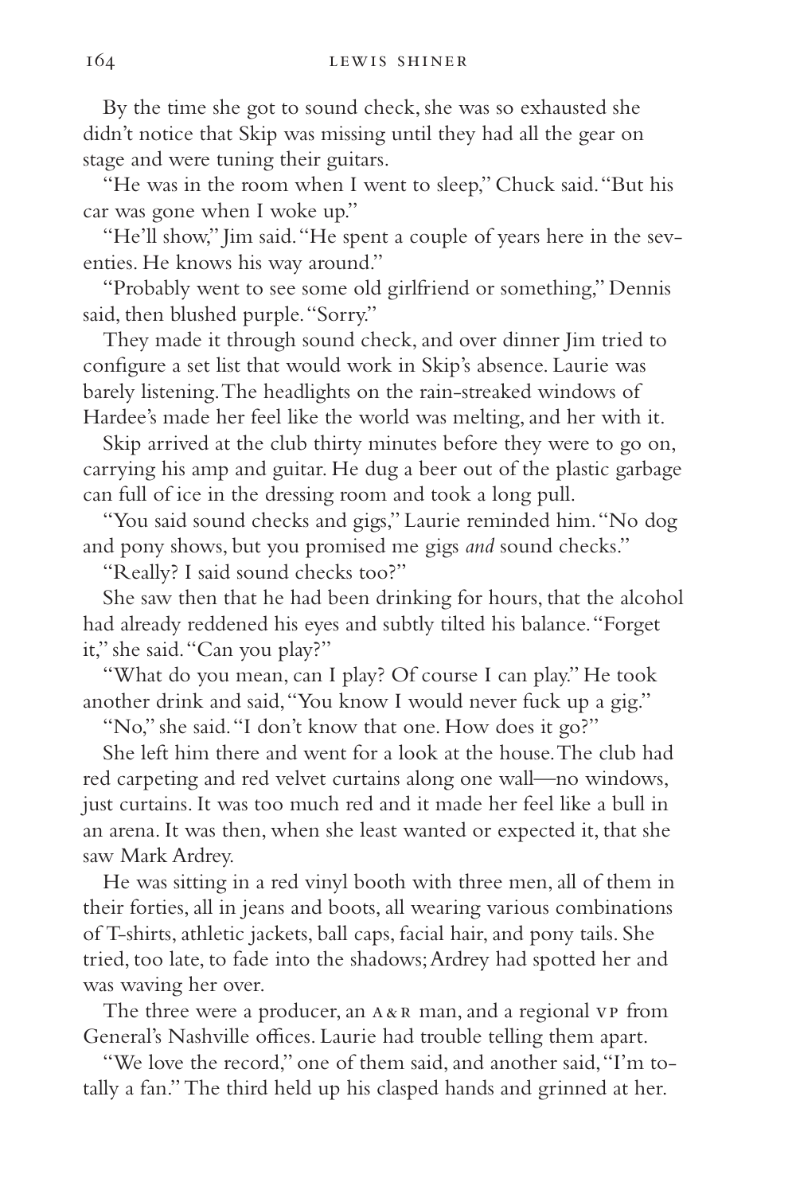By the time she got to sound check, she was so exhausted she didn't notice that Skip was missing until they had all the gear on stage and were tuning their guitars.

"He was in the room when I went to sleep," Chuck said. "But his car was gone when I woke up."

"He'll show," Jim said. "He spent a couple of years here in the seventies. He knows his way around."

"Probably went to see some old girlfriend or something," Dennis said, then blushed purple. "Sorry."

They made it through sound check, and over dinner Jim tried to configure a set list that would work in Skip's absence. Laurie was barely listening. The headlights on the rain-streaked windows of Hardee's made her feel like the world was melting, and her with it.

Skip arrived at the club thirty minutes before they were to go on, carrying his amp and guitar. He dug a beer out of the plastic garbage can full of ice in the dressing room and took a long pull.

"You said sound checks and gigs," Laurie reminded him. "No dog and pony shows, but you promised me gigs *and* sound checks."

"Really? I said sound checks too?"

She saw then that he had been drinking for hours, that the alcohol had already reddened his eyes and subtly tilted his balance. "Forget it," she said. "Can you play?"

"What do you mean, can I play? Of course I can play." He took another drink and said, "You know I would never fuck up a gig."

"No," she said. "I don't know that one. How does it go?"

She left him there and went for a look at the house. The club had red carpeting and red velvet curtains along one wall—no windows, just curtains. It was too much red and it made her feel like a bull in an arena. It was then, when she least wanted or expected it, that she saw Mark Ardrey.

He was sitting in a red vinyl booth with three men, all of them in their forties, all in jeans and boots, all wearing various combinations of T-shirts, athletic jackets, ball caps, facial hair, and pony tails. She tried, too late, to fade into the shadows; Ardrey had spotted her and was waving her over.

The three were a producer, an A&R man, and a regional VP from General's Nashville offices. Laurie had trouble telling them apart.

"We love the record," one of them said, and another said, "I'm totally a fan." The third held up his clasped hands and grinned at her.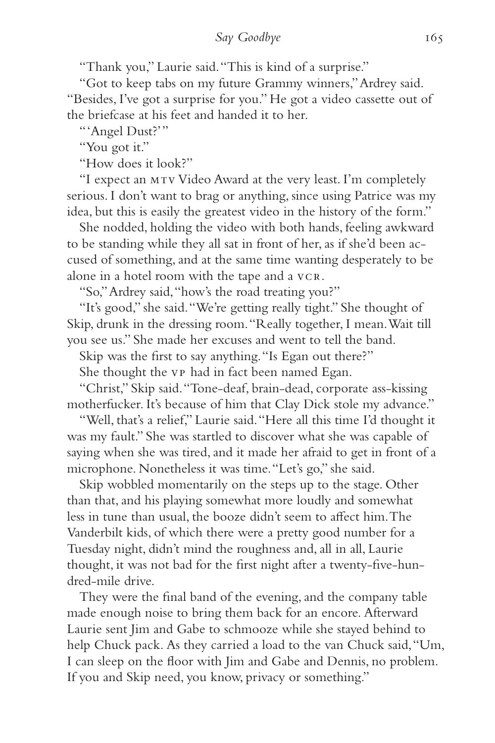"Thank you," Laurie said. "This is kind of a surprise."

"Got to keep tabs on my future Grammy winners," Ardrey said. "Besides, I've got a surprise for you." He got a video cassette out of the briefcase at his feet and handed it to her.

"'Angel Dust?'"

"You got it."

"How does it look?"

"I expect an MTV Video Award at the very least. I'm completely serious. I don't want to brag or anything, since using Patrice was my idea, but this is easily the greatest video in the history of the form."

She nodded, holding the video with both hands, feeling awkward to be standing while they all sat in front of her, as if she'd been accused of something, and at the same time wanting desperately to be alone in a hotel room with the tape and a VCR.

"So," Ardrey said, "how's the road treating you?"

"It's good," she said. "We're getting really tight." She thought of Skip, drunk in the dressing room. "Really together, I mean. Wait till you see us." She made her excuses and went to tell the band.

Skip was the first to say anything. "Is Egan out there?"

She thought the VP had in fact been named Egan.

"Christ," Skip said. "Tone-deaf, brain-dead, corporate ass-kissing motherfucker. It's because of him that Clay Dick stole my advance."

"Well, that's a relief," Laurie said. "Here all this time I'd thought it was my fault." She was startled to discover what she was capable of saying when she was tired, and it made her afraid to get in front of a microphone. Nonetheless it was time. "Let's go," she said.

Skip wobbled momentarily on the steps up to the stage. Other than that, and his playing somewhat more loudly and somewhat less in tune than usual, the booze didn't seem to affect him. The Vanderbilt kids, of which there were a pretty good number for a Tuesday night, didn't mind the roughness and, all in all, Laurie thought, it was not bad for the first night after a twenty-five-hundred-mile drive.

They were the final band of the evening, and the company table made enough noise to bring them back for an encore. Afterward Laurie sent Jim and Gabe to schmooze while she stayed behind to help Chuck pack. As they carried a load to the van Chuck said, "Um, I can sleep on the floor with Jim and Gabe and Dennis, no problem. If you and Skip need, you know, privacy or something."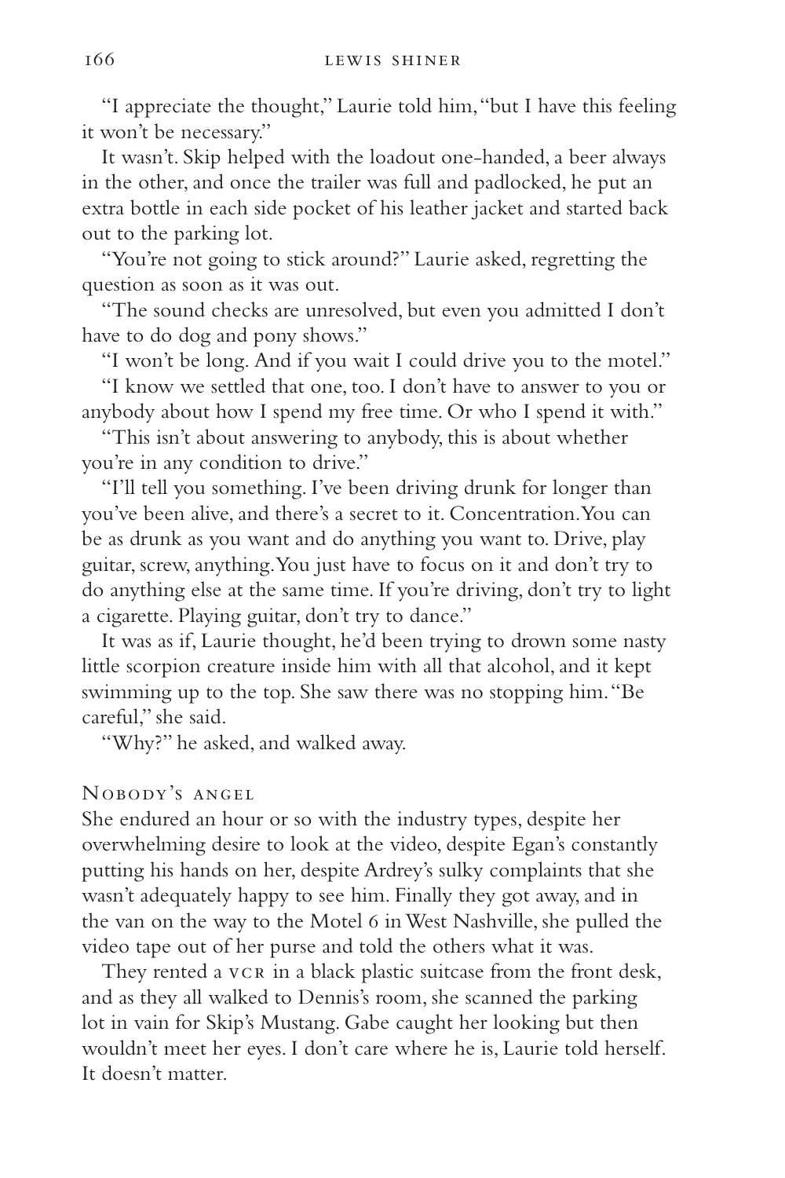"I appreciate the thought," Laurie told him, "but I have this feeling it won't be necessary."

It wasn't. Skip helped with the loadout one-handed, a beer always in the other, and once the trailer was full and padlocked, he put an extra bottle in each side pocket of his leather jacket and started back out to the parking lot.

"You're not going to stick around?" Laurie asked, regretting the question as soon as it was out.

"The sound checks are unresolved, but even you admitted I don't have to do dog and pony shows."

"I won't be long. And if you wait I could drive you to the motel."

"I know we settled that one, too. I don't have to answer to you or anybody about how I spend my free time. Or who I spend it with."

"This isn't about answering to anybody, this is about whether you're in any condition to drive."

"I'll tell you something. I've been driving drunk for longer than you've been alive, and there's a secret to it. Concentration. You can be as drunk as you want and do anything you want to. Drive, play guitar, screw, anything. You just have to focus on it and don't try to do anything else at the same time. If you're driving, don't try to light a cigarette. Playing guitar, don't try to dance."

It was as if, Laurie thought, he'd been trying to drown some nasty little scorpion creature inside him with all that alcohol, and it kept swimming up to the top. She saw there was no stopping him. "Be careful," she said.

"Why?" he asked, and walked away.

## Nobody's angel

She endured an hour or so with the industry types, despite her overwhelming desire to look at the video, despite Egan's constantly putting his hands on her, despite Ardrey's sulky complaints that she wasn't adequately happy to see him. Finally they got away, and in the van on the way to the Motel 6 in West Nashville, she pulled the video tape out of her purse and told the others what it was.

They rented a VCR in a black plastic suitcase from the front desk, and as they all walked to Dennis's room, she scanned the parking lot in vain for Skip's Mustang. Gabe caught her looking but then wouldn't meet her eyes. I don't care where he is, Laurie told herself. It doesn't matter.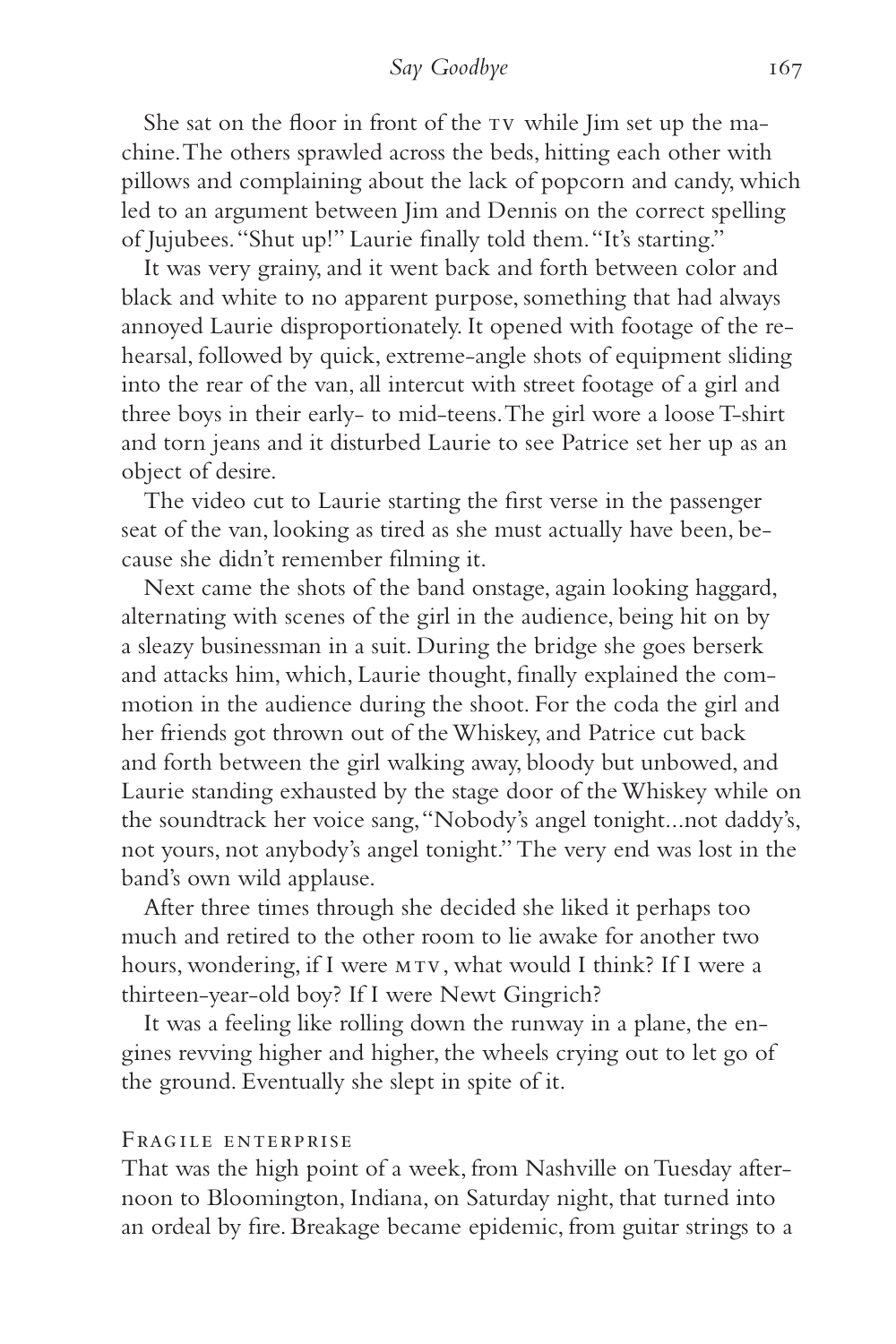She sat on the floor in front of the TV while Jim set up the machine. The others sprawled across the beds, hitting each other with pillows and complaining about the lack of popcorn and candy, which led to an argument between Jim and Dennis on the correct spelling of Jujubees. "Shut up!" Laurie finally told them. "It's starting."

It was very grainy, and it went back and forth between color and black and white to no apparent purpose, something that had always annoyed Laurie disproportionately. It opened with footage of the rehearsal, followed by quick, extreme-angle shots of equipment sliding into the rear of the van, all intercut with street footage of a girl and three boys in their early- to mid-teens. The girl wore a loose T-shirt and torn jeans and it disturbed Laurie to see Patrice set her up as an object of desire.

The video cut to Laurie starting the first verse in the passenger seat of the van, looking as tired as she must actually have been, because she didn't remember filming it.

Next came the shots of the band onstage, again looking haggard, alternating with scenes of the girl in the audience, being hit on by a sleazy businessman in a suit. During the bridge she goes berserk and attacks him, which, Laurie thought, finally explained the commotion in the audience during the shoot. For the coda the girl and her friends got thrown out of the Whiskey, and Patrice cut back and forth between the girl walking away, bloody but unbowed, and Laurie standing exhausted by the stage door of the Whiskey while on the soundtrack her voice sang, "Nobody's angel tonight...not daddy's, not yours, not anybody's angel tonight." The very end was lost in the band's own wild applause.

After three times through she decided she liked it perhaps too much and retired to the other room to lie awake for another two hours, wondering, if I were MTV, what would I think? If I were a thirteen-year-old boy? If I were Newt Gingrich?

It was a feeling like rolling down the runway in a plane, the engines revving higher and higher, the wheels crying out to let go of the ground. Eventually she slept in spite of it.

### Fragile enterprise

That was the high point of a week, from Nashville on Tuesday afternoon to Bloomington, Indiana, on Saturday night, that turned into an ordeal by fire. Breakage became epidemic, from guitar strings to a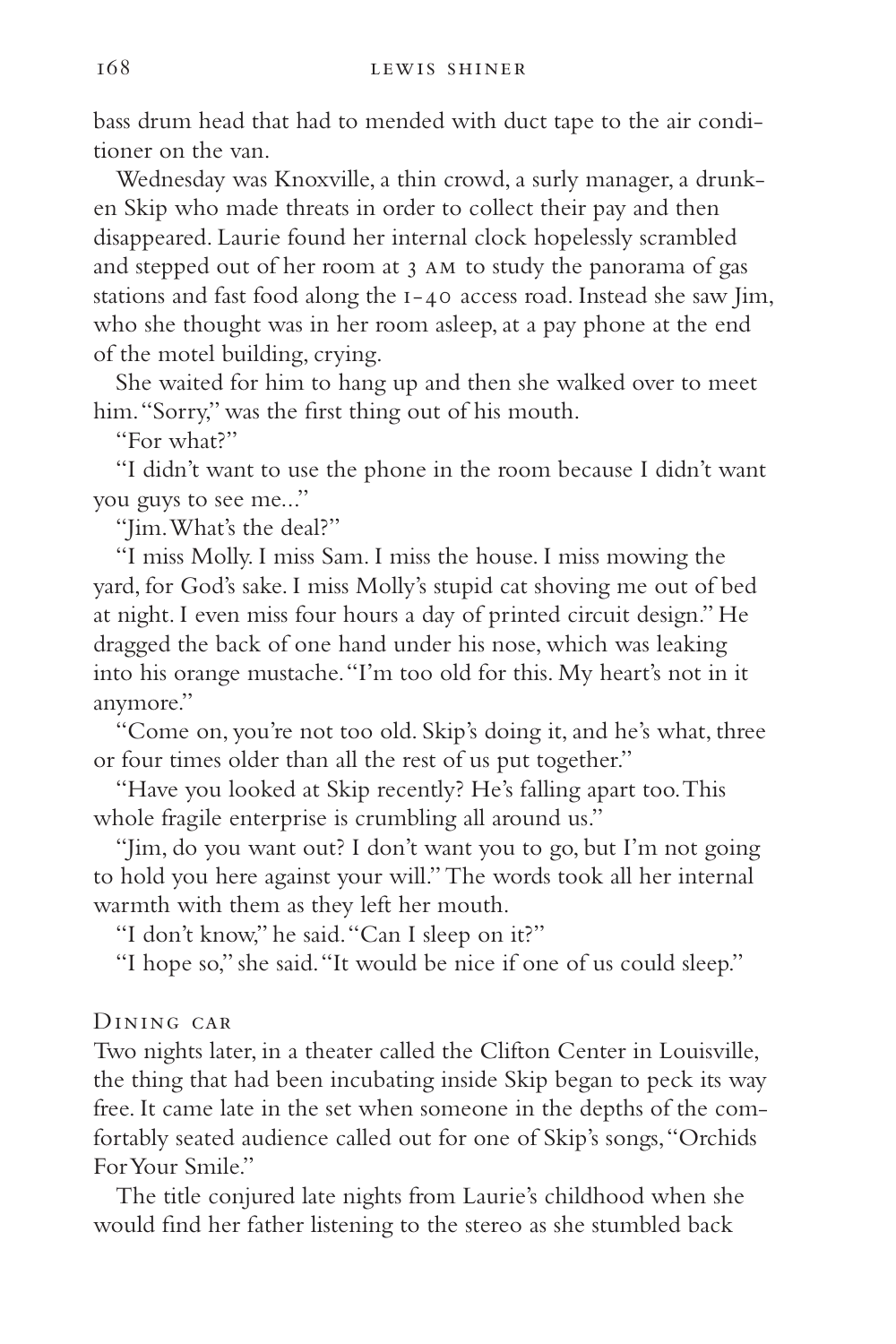bass drum head that had to mended with duct tape to the air conditioner on the van.

Wednesday was Knoxville, a thin crowd, a surly manager, a drunken Skip who made threats in order to collect their pay and then disappeared. Laurie found her internal clock hopelessly scrambled and stepped out of her room at 3 AM to study the panorama of gas stations and fast food along the I-40 access road. Instead she saw Jim, who she thought was in her room asleep, at a pay phone at the end of the motel building, crying.

She waited for him to hang up and then she walked over to meet him. "Sorry," was the first thing out of his mouth.

"For what?"

"I didn't want to use the phone in the room because I didn't want you guys to see me..."

"Jim. What's the deal?"

"I miss Molly. I miss Sam. I miss the house. I miss mowing the yard, for God's sake. I miss Molly's stupid cat shoving me out of bed at night. I even miss four hours a day of printed circuit design." He dragged the back of one hand under his nose, which was leaking into his orange mustache. "I'm too old for this. My heart's not in it anymore."

"Come on, you're not too old. Skip's doing it, and he's what, three or four times older than all the rest of us put together."

"Have you looked at Skip recently? He's falling apart too. This whole fragile enterprise is crumbling all around us."

"Jim, do you want out? I don't want you to go, but I'm not going to hold you here against your will." The words took all her internal warmth with them as they left her mouth.

"I don't know," he said. "Can I sleep on it?"

"I hope so," she said. "It would be nice if one of us could sleep."

Dining car

Two nights later, in a theater called the Clifton Center in Louisville, the thing that had been incubating inside Skip began to peck its way free. It came late in the set when someone in the depths of the comfortably seated audience called out for one of Skip's songs, "Orchids For Your Smile."

The title conjured late nights from Laurie's childhood when she would find her father listening to the stereo as she stumbled back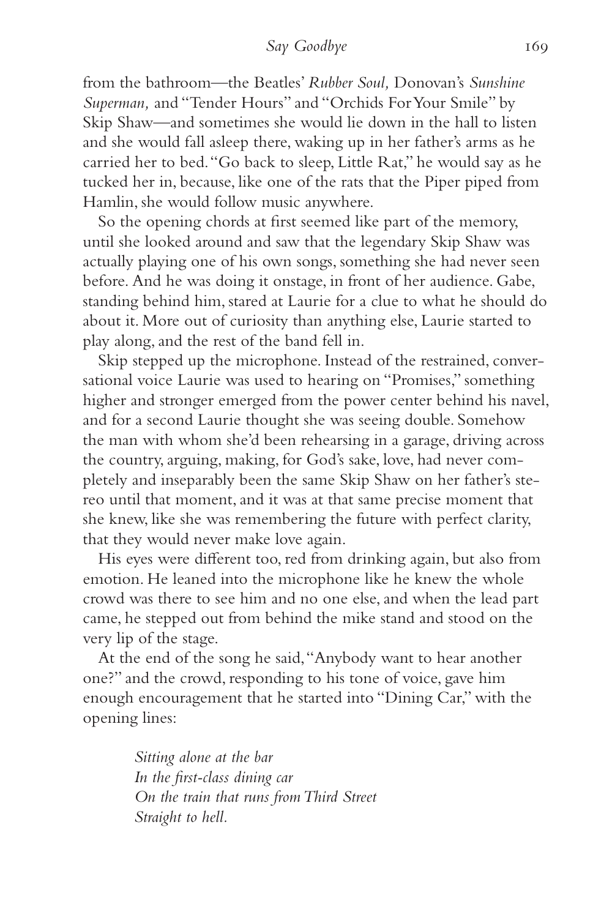from the bathroom—the Beatles' *Rubber Soul,* Donovan's *Sunshine Superman,* and "Tender Hours" and "Orchids For Your Smile" by Skip Shaw—and sometimes she would lie down in the hall to listen and she would fall asleep there, waking up in her father's arms as he carried her to bed. "Go back to sleep, Little Rat," he would say as he tucked her in, because, like one of the rats that the Piper piped from Hamlin, she would follow music anywhere.

So the opening chords at first seemed like part of the memory, until she looked around and saw that the legendary Skip Shaw was actually playing one of his own songs, something she had never seen before. And he was doing it onstage, in front of her audience. Gabe, standing behind him, stared at Laurie for a clue to what he should do about it. More out of curiosity than anything else, Laurie started to play along, and the rest of the band fell in.

Skip stepped up the microphone. Instead of the restrained, conversational voice Laurie was used to hearing on "Promises," something higher and stronger emerged from the power center behind his navel, and for a second Laurie thought she was seeing double. Somehow the man with whom she'd been rehearsing in a garage, driving across the country, arguing, making, for God's sake, love, had never completely and inseparably been the same Skip Shaw on her father's stereo until that moment, and it was at that same precise moment that she knew, like she was remembering the future with perfect clarity, that they would never make love again.

His eyes were different too, red from drinking again, but also from emotion. He leaned into the microphone like he knew the whole crowd was there to see him and no one else, and when the lead part came, he stepped out from behind the mike stand and stood on the very lip of the stage.

At the end of the song he said, "Anybody want to hear another one?" and the crowd, responding to his tone of voice, gave him enough encouragement that he started into "Dining Car," with the opening lines:

> *Sitting alone at the bar*
> *In the first-class dining car*
> *On the train that runs from Third Street*
> *Straight to hell.*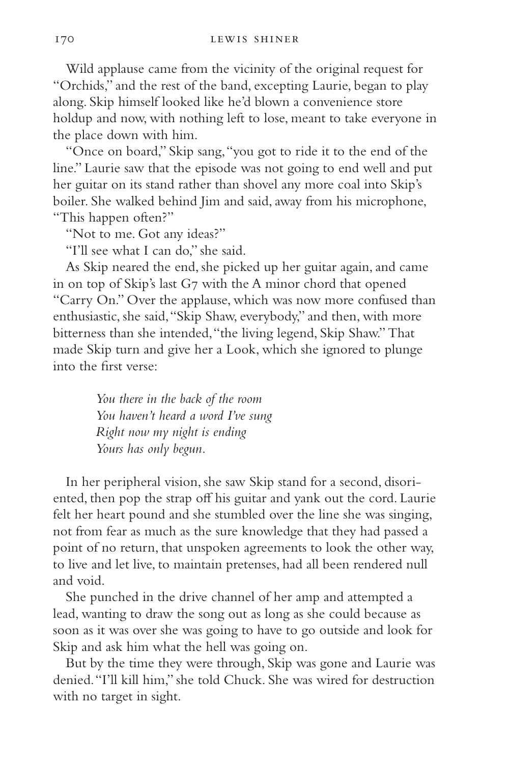Wild applause came from the vicinity of the original request for "Orchids," and the rest of the band, excepting Laurie, began to play along. Skip himself looked like he'd blown a convenience store holdup and now, with nothing left to lose, meant to take everyone in the place down with him.

"Once on board," Skip sang, "you got to ride it to the end of the line." Laurie saw that the episode was not going to end well and put her guitar on its stand rather than shovel any more coal into Skip's boiler. She walked behind Jim and said, away from his microphone, "This happen often?"

"Not to me. Got any ideas?"

"I'll see what I can do," she said.

As Skip neared the end, she picked up her guitar again, and came in on top of Skip's last G7 with the A minor chord that opened "Carry On." Over the applause, which was now more confused than enthusiastic, she said, "Skip Shaw, everybody," and then, with more bitterness than she intended, "the living legend, Skip Shaw." That made Skip turn and give her a Look, which she ignored to plunge into the first verse:

> *You there in the back of the room*
> *You haven't heard a word I've sung*
> *Right now my night is ending*
> *Yours has only begun.*

In her peripheral vision, she saw Skip stand for a second, disoriented, then pop the strap off his guitar and yank out the cord. Laurie felt her heart pound and she stumbled over the line she was singing, not from fear as much as the sure knowledge that they had passed a point of no return, that unspoken agreements to look the other way, to live and let live, to maintain pretenses, had all been rendered null and void.

She punched in the drive channel of her amp and attempted a lead, wanting to draw the song out as long as she could because as soon as it was over she was going to have to go outside and look for Skip and ask him what the hell was going on.

But by the time they were through, Skip was gone and Laurie was denied. "I'll kill him," she told Chuck. She was wired for destruction with no target in sight.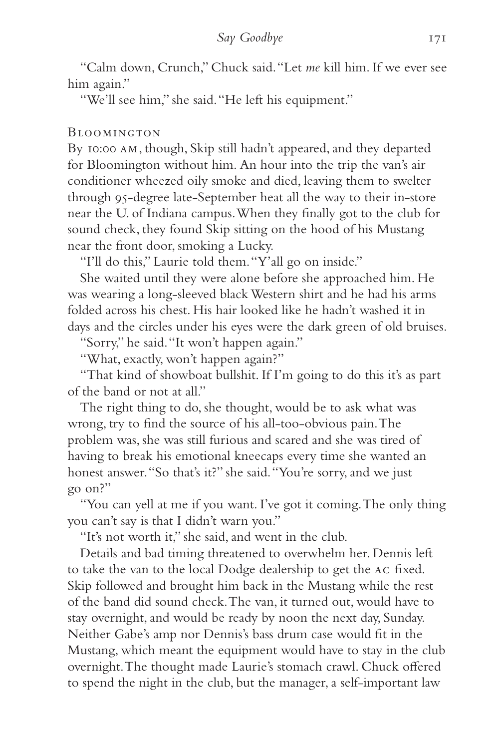"Calm down, Crunch," Chuck said. "Let *me* kill him. If we ever see him again."

"We'll see him," she said. "He left his equipment."

## Bloomington

By 10:00 AM, though, Skip still hadn't appeared, and they departed for Bloomington without him. An hour into the trip the van's air conditioner wheezed oily smoke and died, leaving them to swelter through 95-degree late-September heat all the way to their in-store near the U. of Indiana campus. When they finally got to the club for sound check, they found Skip sitting on the hood of his Mustang near the front door, smoking a Lucky.

"I'll do this," Laurie told them. "Y'all go on inside."

She waited until they were alone before she approached him. He was wearing a long-sleeved black Western shirt and he had his arms folded across his chest. His hair looked like he hadn't washed it in days and the circles under his eyes were the dark green of old bruises.

"Sorry," he said. "It won't happen again."

"What, exactly, won't happen again?"

"That kind of showboat bullshit. If I'm going to do this it's as part of the band or not at all."

The right thing to do, she thought, would be to ask what was wrong, try to find the source of his all-too-obvious pain. The problem was, she was still furious and scared and she was tired of having to break his emotional kneecaps every time she wanted an honest answer. "So that's it?" she said. "You're sorry, and we just go on?"

"You can yell at me if you want. I've got it coming. The only thing you can't say is that I didn't warn you."

"It's not worth it," she said, and went in the club.

Details and bad timing threatened to overwhelm her. Dennis left to take the van to the local Dodge dealership to get the AC fixed. Skip followed and brought him back in the Mustang while the rest of the band did sound check. The van, it turned out, would have to stay overnight, and would be ready by noon the next day, Sunday. Neither Gabe's amp nor Dennis's bass drum case would fit in the Mustang, which meant the equipment would have to stay in the club overnight. The thought made Laurie's stomach crawl. Chuck offered to spend the night in the club, but the manager, a self-important law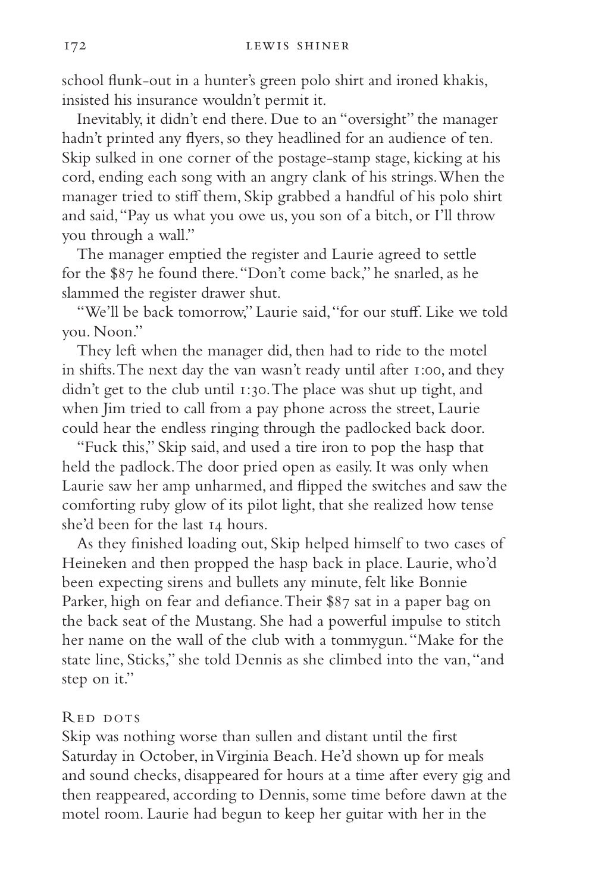school flunk-out in a hunter's green polo shirt and ironed khakis, insisted his insurance wouldn't permit it.

Inevitably, it didn't end there. Due to an "oversight" the manager hadn't printed any flyers, so they headlined for an audience of ten. Skip sulked in one corner of the postage-stamp stage, kicking at his cord, ending each song with an angry clank of his strings. When the manager tried to stiff them, Skip grabbed a handful of his polo shirt and said, "Pay us what you owe us, you son of a bitch, or I'll throw you through a wall."

The manager emptied the register and Laurie agreed to settle for the $87 he found there. "Don't come back," he snarled, as he slammed the register drawer shut.

"We'll be back tomorrow," Laurie said, "for our stuff. Like we told you. Noon."

They left when the manager did, then had to ride to the motel in shifts. The next day the van wasn't ready until after 1:00, and they didn't get to the club until 1:30. The place was shut up tight, and when Jim tried to call from a pay phone across the street, Laurie could hear the endless ringing through the padlocked back door.

"Fuck this," Skip said, and used a tire iron to pop the hasp that held the padlock. The door pried open as easily. It was only when Laurie saw her amp unharmed, and flipped the switches and saw the comforting ruby glow of its pilot light, that she realized how tense she'd been for the last 14 hours.

As they finished loading out, Skip helped himself to two cases of Heineken and then propped the hasp back in place. Laurie, who'd been expecting sirens and bullets any minute, felt like Bonnie Parker, high on fear and defiance. Their $87 sat in a paper bag on the back seat of the Mustang. She had a powerful impulse to stitch her name on the wall of the club with a tommygun. "Make for the state line, Sticks," she told Dennis as she climbed into the van, "and step on it."

## Red dots

Skip was nothing worse than sullen and distant until the first Saturday in October, in Virginia Beach. He'd shown up for meals and sound checks, disappeared for hours at a time after every gig and then reappeared, according to Dennis, some time before dawn at the motel room. Laurie had begun to keep her guitar with her in the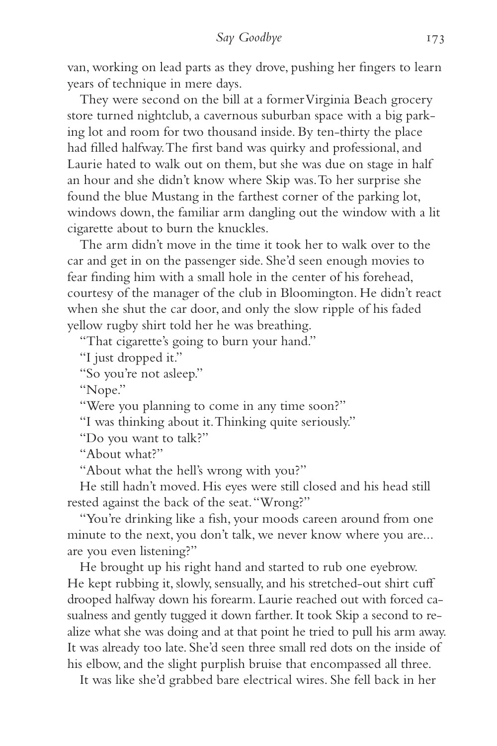van, working on lead parts as they drove, pushing her fingers to learn years of technique in mere days.

They were second on the bill at a former Virginia Beach grocery store turned nightclub, a cavernous suburban space with a big parking lot and room for two thousand inside. By ten-thirty the place had filled halfway. The first band was quirky and professional, and Laurie hated to walk out on them, but she was due on stage in half an hour and she didn't know where Skip was. To her surprise she found the blue Mustang in the farthest corner of the parking lot, windows down, the familiar arm dangling out the window with a lit cigarette about to burn the knuckles.

The arm didn't move in the time it took her to walk over to the car and get in on the passenger side. She'd seen enough movies to fear finding him with a small hole in the center of his forehead, courtesy of the manager of the club in Bloomington. He didn't react when she shut the car door, and only the slow ripple of his faded yellow rugby shirt told her he was breathing.

"That cigarette's going to burn your hand."

"I just dropped it."

"So you're not asleep."

"Nope."

"Were you planning to come in any time soon?"

"I was thinking about it. Thinking quite seriously."

"Do you want to talk?"

"About what?"

"About what the hell's wrong with you?"

He still hadn't moved. His eyes were still closed and his head still rested against the back of the seat. "Wrong?"

"You're drinking like a fish, your moods careen around from one minute to the next, you don't talk, we never know where you are... are you even listening?"

He brought up his right hand and started to rub one eyebrow. He kept rubbing it, slowly, sensually, and his stretched-out shirt cuff drooped halfway down his forearm. Laurie reached out with forced casualness and gently tugged it down farther. It took Skip a second to realize what she was doing and at that point he tried to pull his arm away. It was already too late. She'd seen three small red dots on the inside of his elbow, and the slight purplish bruise that encompassed all three.

It was like she'd grabbed bare electrical wires. She fell back in her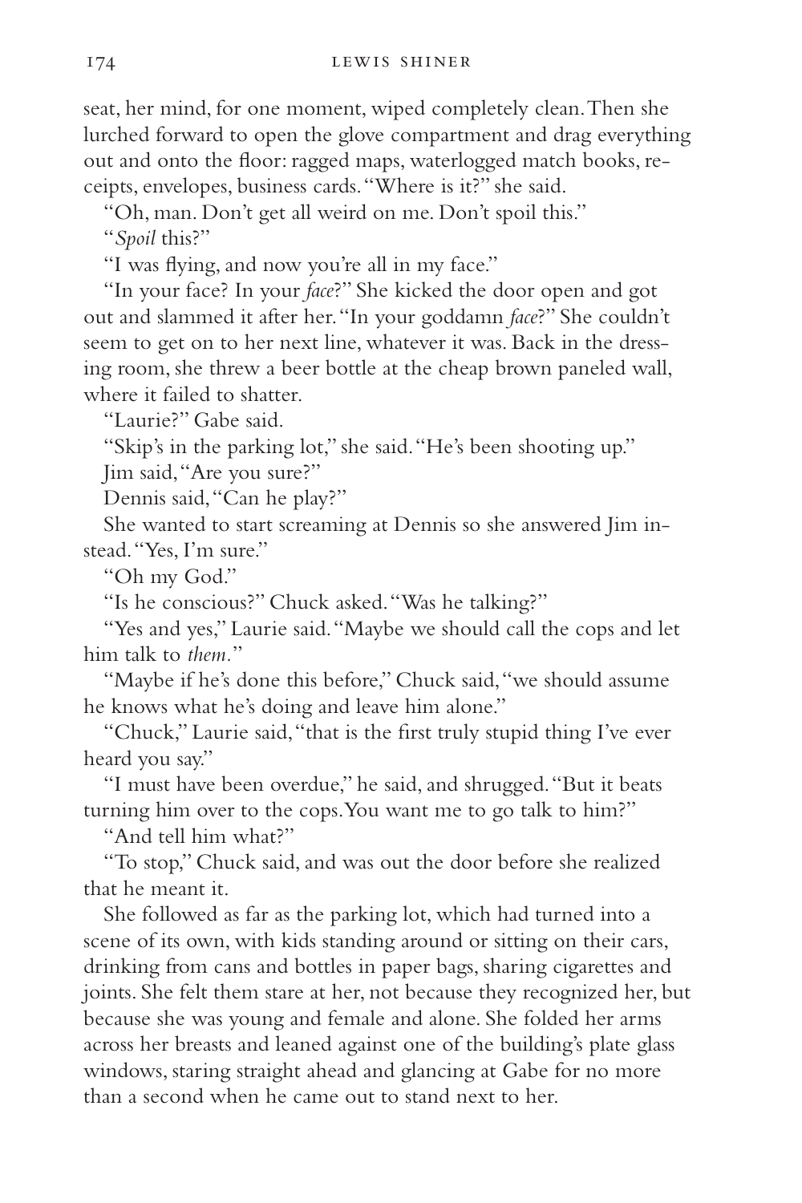seat, her mind, for one moment, wiped completely clean. Then she lurched forward to open the glove compartment and drag everything out and onto the floor: ragged maps, waterlogged match books, receipts, envelopes, business cards. "Where is it?" she said.

"Oh, man. Don't get all weird on me. Don't spoil this."

"*Spoil* this?"

"I was flying, and now you're all in my face."

"In your face? In your *face*?" She kicked the door open and got out and slammed it after her. "In your goddamn *face*?" She couldn't seem to get on to her next line, whatever it was. Back in the dressing room, she threw a beer bottle at the cheap brown paneled wall, where it failed to shatter.

"Laurie?" Gabe said.

"Skip's in the parking lot," she said. "He's been shooting up."

Jim said, "Are you sure?"

Dennis said, "Can he play?"

She wanted to start screaming at Dennis so she answered Jim instead. "Yes, I'm sure."

"Oh my God."

"Is he conscious?" Chuck asked. "Was he talking?"

"Yes and yes," Laurie said. "Maybe we should call the cops and let him talk to *them*."

"Maybe if he's done this before," Chuck said, "we should assume he knows what he's doing and leave him alone."

"Chuck," Laurie said, "that is the first truly stupid thing I've ever heard you say."

"I must have been overdue," he said, and shrugged. "But it beats turning him over to the cops. You want me to go talk to him?"

"And tell him what?"

"To stop," Chuck said, and was out the door before she realized that he meant it.

She followed as far as the parking lot, which had turned into a scene of its own, with kids standing around or sitting on their cars, drinking from cans and bottles in paper bags, sharing cigarettes and joints. She felt them stare at her, not because they recognized her, but because she was young and female and alone. She folded her arms across her breasts and leaned against one of the building's plate glass windows, staring straight ahead and glancing at Gabe for no more than a second when he came out to stand next to her.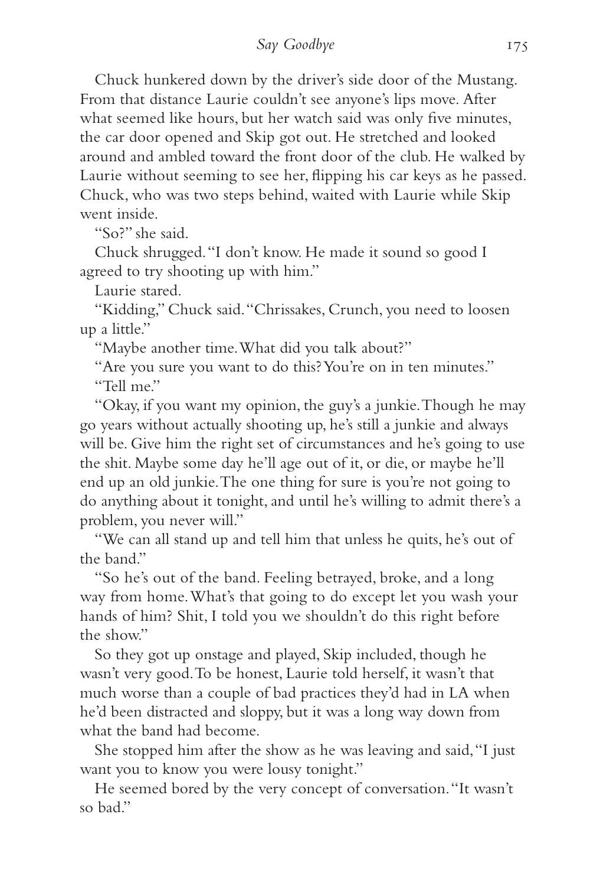Chuck hunkered down by the driver's side door of the Mustang. From that distance Laurie couldn't see anyone's lips move. After what seemed like hours, but her watch said was only five minutes, the car door opened and Skip got out. He stretched and looked around and ambled toward the front door of the club. He walked by Laurie without seeming to see her, flipping his car keys as he passed. Chuck, who was two steps behind, waited with Laurie while Skip went inside.

"So?" she said.

Chuck shrugged. "I don't know. He made it sound so good I agreed to try shooting up with him."

Laurie stared.

"Kidding," Chuck said. "Chrissakes, Crunch, you need to loosen up a little."

"Maybe another time. What did you talk about?"

"Are you sure you want to do this? You're on in ten minutes."

"Tell me."

"Okay, if you want my opinion, the guy's a junkie. Though he may go years without actually shooting up, he's still a junkie and always will be. Give him the right set of circumstances and he's going to use the shit. Maybe some day he'll age out of it, or die, or maybe he'll end up an old junkie. The one thing for sure is you're not going to do anything about it tonight, and until he's willing to admit there's a problem, you never will."

"We can all stand up and tell him that unless he quits, he's out of the band."

"So he's out of the band. Feeling betrayed, broke, and a long way from home. What's that going to do except let you wash your hands of him? Shit, I told you we shouldn't do this right before the show."

So they got up onstage and played, Skip included, though he wasn't very good. To be honest, Laurie told herself, it wasn't that much worse than a couple of bad practices they'd had in LA when he'd been distracted and sloppy, but it was a long way down from what the band had become.

She stopped him after the show as he was leaving and said, "I just want you to know you were lousy tonight."

He seemed bored by the very concept of conversation. "It wasn't so bad."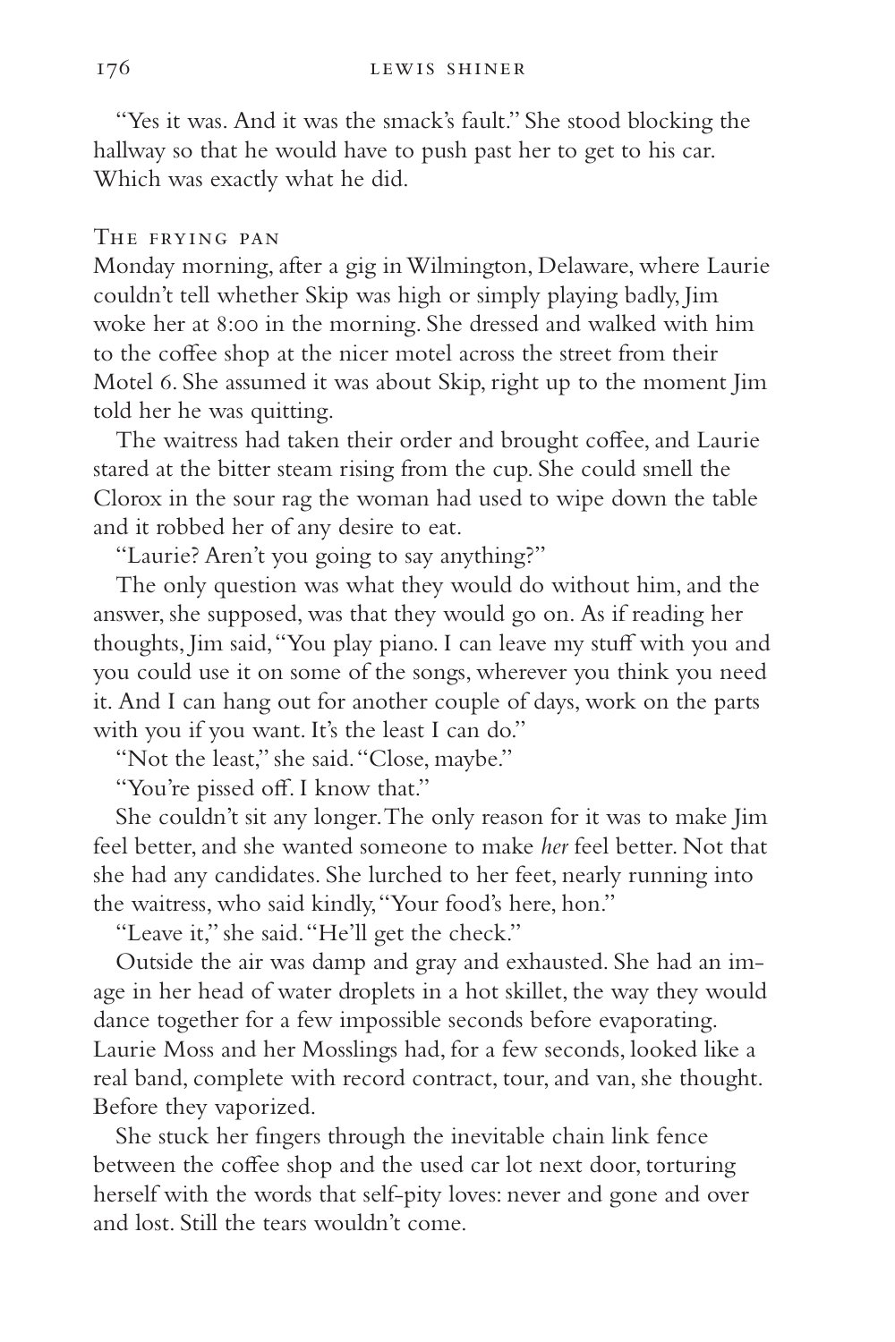"Yes it was. And it was the smack's fault." She stood blocking the hallway so that he would have to push past her to get to his car. Which was exactly what he did.

### The frying pan

Monday morning, after a gig in Wilmington, Delaware, where Laurie couldn't tell whether Skip was high or simply playing badly, Jim woke her at 8:00 in the morning. She dressed and walked with him to the coffee shop at the nicer motel across the street from their Motel 6. She assumed it was about Skip, right up to the moment Jim told her he was quitting.

The waitress had taken their order and brought coffee, and Laurie stared at the bitter steam rising from the cup. She could smell the Clorox in the sour rag the woman had used to wipe down the table and it robbed her of any desire to eat.

"Laurie? Aren't you going to say anything?"

The only question was what they would do without him, and the answer, she supposed, was that they would go on. As if reading her thoughts, Jim said, "You play piano. I can leave my stuff with you and you could use it on some of the songs, wherever you think you need it. And I can hang out for another couple of days, work on the parts with you if you want. It's the least I can do."

"Not the least," she said. "Close, maybe."

"You're pissed off. I know that."

She couldn't sit any longer. The only reason for it was to make Jim feel better, and she wanted someone to make *her* feel better. Not that she had any candidates. She lurched to her feet, nearly running into the waitress, who said kindly, "Your food's here, hon."

"Leave it," she said. "He'll get the check."

Outside the air was damp and gray and exhausted. She had an image in her head of water droplets in a hot skillet, the way they would dance together for a few impossible seconds before evaporating. Laurie Moss and her Mosslings had, for a few seconds, looked like a real band, complete with record contract, tour, and van, she thought. Before they vaporized.

She stuck her fingers through the inevitable chain link fence between the coffee shop and the used car lot next door, torturing herself with the words that self-pity loves: never and gone and over and lost. Still the tears wouldn't come.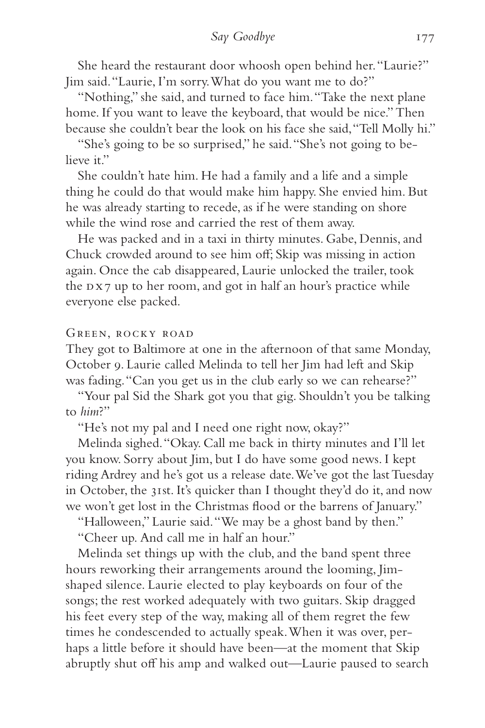She heard the restaurant door whoosh open behind her. "Laurie?" Jim said. "Laurie, I'm sorry. What do you want me to do?"

"Nothing," she said, and turned to face him. "Take the next plane home. If you want to leave the keyboard, that would be nice." Then because she couldn't bear the look on his face she said, "Tell Molly hi."

"She's going to be so surprised," he said. "She's not going to believe it."

She couldn't hate him. He had a family and a life and a simple thing he could do that would make him happy. She envied him. But he was already starting to recede, as if he were standing on shore while the wind rose and carried the rest of them away.

He was packed and in a taxi in thirty minutes. Gabe, Dennis, and Chuck crowded around to see him off; Skip was missing in action again. Once the cab disappeared, Laurie unlocked the trailer, took the DX7 up to her room, and got in half an hour's practice while everyone else packed.

GREEN, ROCKY ROAD

They got to Baltimore at one in the afternoon of that same Monday, October 9. Laurie called Melinda to tell her Jim had left and Skip was fading. "Can you get us in the club early so we can rehearse?"

"Your pal Sid the Shark got you that gig. Shouldn't you be talking to *him*?"

"He's not my pal and I need one right now, okay?"

Melinda sighed. "Okay. Call me back in thirty minutes and I'll let you know. Sorry about Jim, but I do have some good news. I kept riding Ardrey and he's got us a release date. We've got the last Tuesday in October, the 31st. It's quicker than I thought they'd do it, and now we won't get lost in the Christmas flood or the barrens of January."

"Halloween," Laurie said. "We may be a ghost band by then."

"Cheer up. And call me in half an hour."

Melinda set things up with the club, and the band spent three hours reworking their arrangements around the looming, Jim-shaped silence. Laurie elected to play keyboards on four of the songs; the rest worked adequately with two guitars. Skip dragged his feet every step of the way, making all of them regret the few times he condescended to actually speak. When it was over, perhaps a little before it should have been—at the moment that Skip abruptly shut off his amp and walked out—Laurie paused to search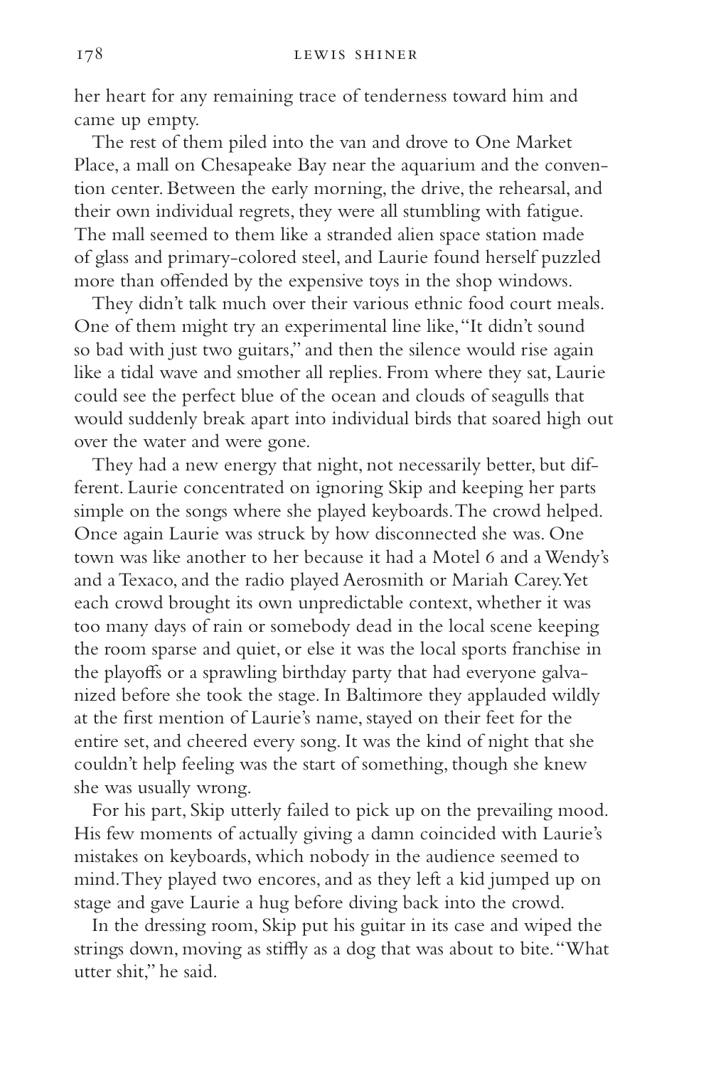her heart for any remaining trace of tenderness toward him and came up empty.

The rest of them piled into the van and drove to One Market Place, a mall on Chesapeake Bay near the aquarium and the convention center. Between the early morning, the drive, the rehearsal, and their own individual regrets, they were all stumbling with fatigue. The mall seemed to them like a stranded alien space station made of glass and primary-colored steel, and Laurie found herself puzzled more than offended by the expensive toys in the shop windows.

They didn't talk much over their various ethnic food court meals. One of them might try an experimental line like, "It didn't sound so bad with just two guitars," and then the silence would rise again like a tidal wave and smother all replies. From where they sat, Laurie could see the perfect blue of the ocean and clouds of seagulls that would suddenly break apart into individual birds that soared high out over the water and were gone.

They had a new energy that night, not necessarily better, but different. Laurie concentrated on ignoring Skip and keeping her parts simple on the songs where she played keyboards. The crowd helped. Once again Laurie was struck by how disconnected she was. One town was like another to her because it had a Motel 6 and a Wendy's and a Texaco, and the radio played Aerosmith or Mariah Carey. Yet each crowd brought its own unpredictable context, whether it was too many days of rain or somebody dead in the local scene keeping the room sparse and quiet, or else it was the local sports franchise in the playoffs or a sprawling birthday party that had everyone galvanized before she took the stage. In Baltimore they applauded wildly at the first mention of Laurie's name, stayed on their feet for the entire set, and cheered every song. It was the kind of night that she couldn't help feeling was the start of something, though she knew she was usually wrong.

For his part, Skip utterly failed to pick up on the prevailing mood. His few moments of actually giving a damn coincided with Laurie's mistakes on keyboards, which nobody in the audience seemed to mind. They played two encores, and as they left a kid jumped up on stage and gave Laurie a hug before diving back into the crowd.

In the dressing room, Skip put his guitar in its case and wiped the strings down, moving as stiffly as a dog that was about to bite. "What utter shit," he said.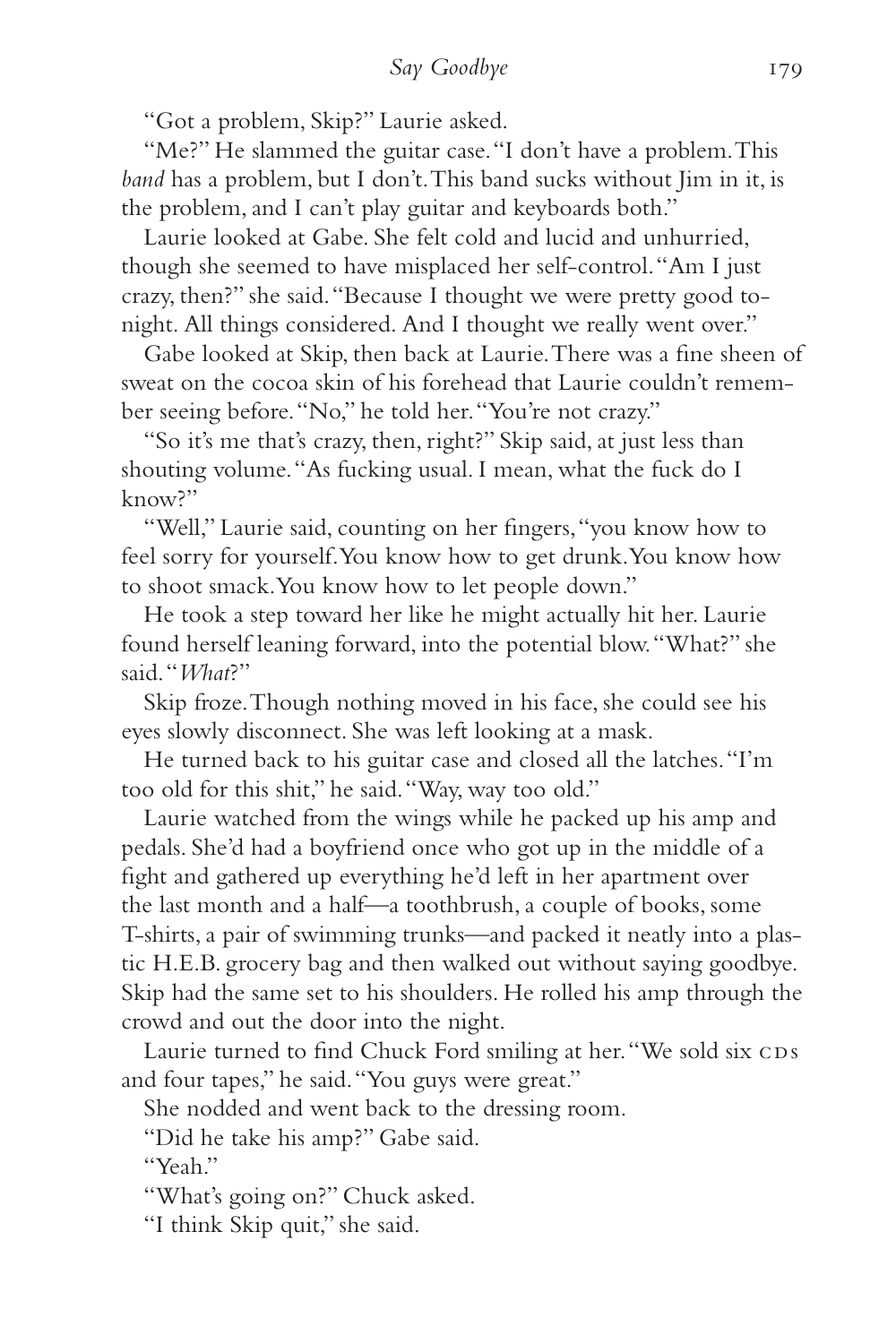"Got a problem, Skip?" Laurie asked.

"Me?" He slammed the guitar case. "I don't have a problem. This *band* has a problem, but I don't. This band sucks without Jim in it, is the problem, and I can't play guitar and keyboards both."

Laurie looked at Gabe. She felt cold and lucid and unhurried, though she seemed to have misplaced her self-control. "Am I just crazy, then?" she said. "Because I thought we were pretty good tonight. All things considered. And I thought we really went over."

Gabe looked at Skip, then back at Laurie. There was a fine sheen of sweat on the cocoa skin of his forehead that Laurie couldn't remember seeing before. "No," he told her. "You're not crazy."

"So it's me that's crazy, then, right?" Skip said, at just less than shouting volume. "As fucking usual. I mean, what the fuck do I know?"

"Well," Laurie said, counting on her fingers, "you know how to feel sorry for yourself. You know how to get drunk. You know how to shoot smack. You know how to let people down."

He took a step toward her like he might actually hit her. Laurie found herself leaning forward, into the potential blow. "What?" she said. "*What*?"

Skip froze. Though nothing moved in his face, she could see his eyes slowly disconnect. She was left looking at a mask.

He turned back to his guitar case and closed all the latches. "I'm too old for this shit," he said. "Way, way too old."

Laurie watched from the wings while he packed up his amp and pedals. She'd had a boyfriend once who got up in the middle of a fight and gathered up everything he'd left in her apartment over the last month and a half—a toothbrush, a couple of books, some T-shirts, a pair of swimming trunks—and packed it neatly into a plastic H.E.B. grocery bag and then walked out without saying goodbye. Skip had the same set to his shoulders. He rolled his amp through the crowd and out the door into the night.

Laurie turned to find Chuck Ford smiling at her. "We sold six CDs and four tapes," he said. "You guys were great."

She nodded and went back to the dressing room.

"Did he take his amp?" Gabe said.

"Yeah."

"What's going on?" Chuck asked.

"I think Skip quit," she said.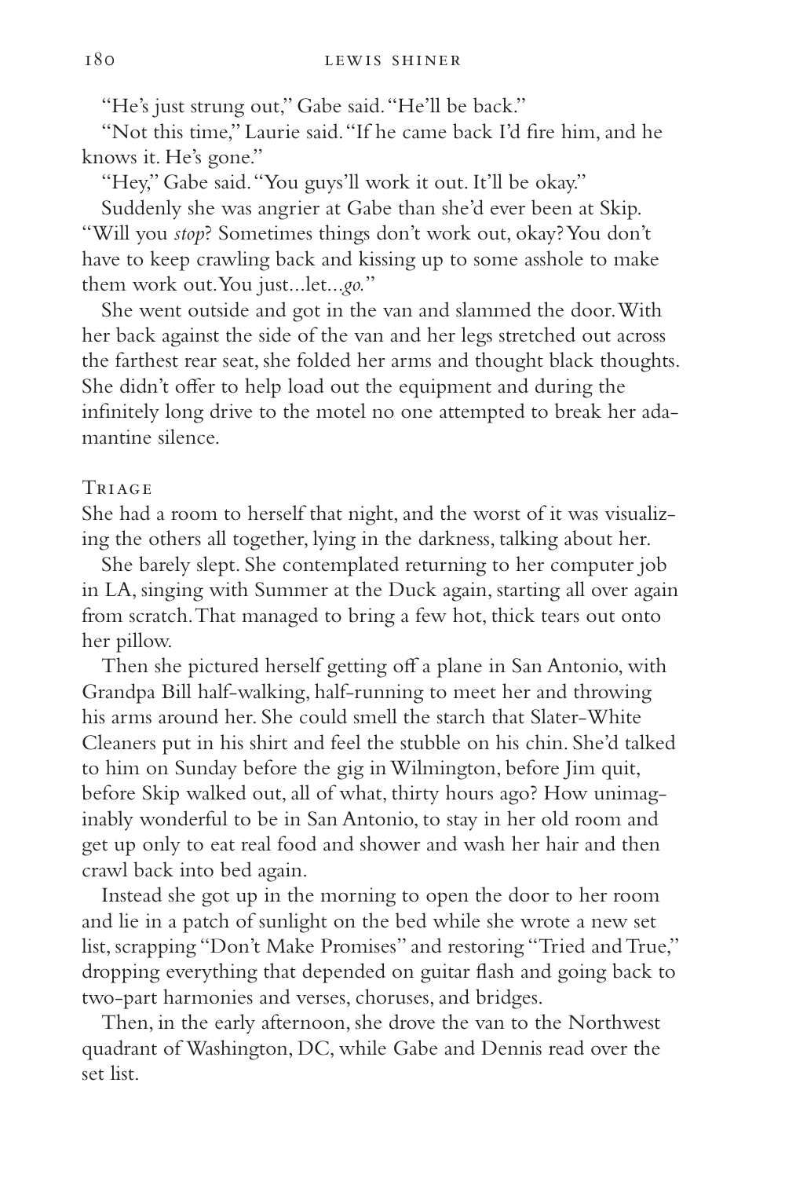"He's just strung out," Gabe said. "He'll be back."

"Not this time," Laurie said. "If he came back I'd fire him, and he knows it. He's gone."

"Hey," Gabe said. "You guys'll work it out. It'll be okay."

Suddenly she was angrier at Gabe than she'd ever been at Skip. "Will you *stop*? Sometimes things don't work out, okay? You don't have to keep crawling back and kissing up to some asshole to make them work out. You just...let...*go*."

She went outside and got in the van and slammed the door. With her back against the side of the van and her legs stretched out across the farthest rear seat, she folded her arms and thought black thoughts. She didn't offer to help load out the equipment and during the infinitely long drive to the motel no one attempted to break her adamantine silence.

### Triage

She had a room to herself that night, and the worst of it was visualizing the others all together, lying in the darkness, talking about her.

She barely slept. She contemplated returning to her computer job in LA, singing with Summer at the Duck again, starting all over again from scratch. That managed to bring a few hot, thick tears out onto her pillow.

Then she pictured herself getting off a plane in San Antonio, with Grandpa Bill half-walking, half-running to meet her and throwing his arms around her. She could smell the starch that Slater-White Cleaners put in his shirt and feel the stubble on his chin. She'd talked to him on Sunday before the gig in Wilmington, before Jim quit, before Skip walked out, all of what, thirty hours ago? How unimaginably wonderful to be in San Antonio, to stay in her old room and get up only to eat real food and shower and wash her hair and then crawl back into bed again.

Instead she got up in the morning to open the door to her room and lie in a patch of sunlight on the bed while she wrote a new set list, scrapping "Don't Make Promises" and restoring "Tried and True," dropping everything that depended on guitar flash and going back to two-part harmonies and verses, choruses, and bridges.

Then, in the early afternoon, she drove the van to the Northwest quadrant of Washington, DC, while Gabe and Dennis read over the set list.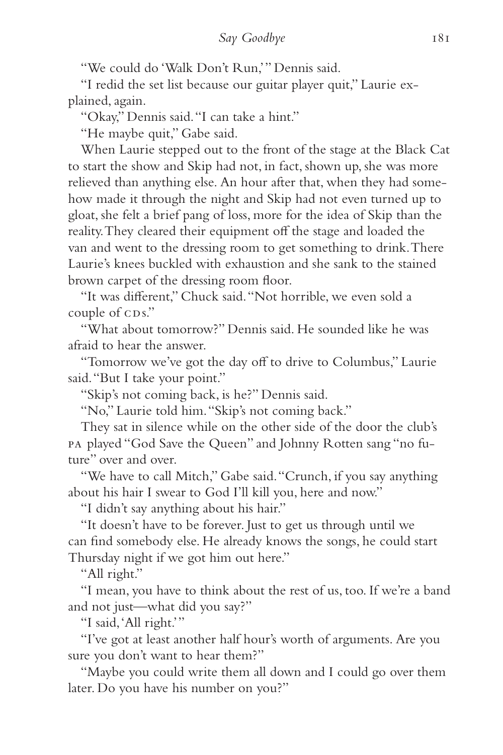"We could do 'Walk Don't Run,'" Dennis said.

"I redid the set list because our guitar player quit," Laurie explained, again.

"Okay," Dennis said. "I can take a hint."

"He maybe quit," Gabe said.

When Laurie stepped out to the front of the stage at the Black Cat to start the show and Skip had not, in fact, shown up, she was more relieved than anything else. An hour after that, when they had somehow made it through the night and Skip had not even turned up to gloat, she felt a brief pang of loss, more for the idea of Skip than the reality. They cleared their equipment off the stage and loaded the van and went to the dressing room to get something to drink. There Laurie's knees buckled with exhaustion and she sank to the stained brown carpet of the dressing room floor.

"It was different," Chuck said. "Not horrible, we even sold a couple of CDs."

"What about tomorrow?" Dennis said. He sounded like he was afraid to hear the answer.

"Tomorrow we've got the day off to drive to Columbus," Laurie said. "But I take your point."

"Skip's not coming back, is he?" Dennis said.

"No," Laurie told him. "Skip's not coming back."

They sat in silence while on the other side of the door the club's PA played "God Save the Queen" and Johnny Rotten sang "no future" over and over.

"We have to call Mitch," Gabe said. "Crunch, if you say anything about his hair I swear to God I'll kill you, here and now."

"I didn't say anything about his hair."

"It doesn't have to be forever. Just to get us through until we can find somebody else. He already knows the songs, he could start Thursday night if we got him out here."

"All right."

"I mean, you have to think about the rest of us, too. If we're a band and not just—what did you say?"

"I said, 'All right.'"

"I've got at least another half hour's worth of arguments. Are you sure you don't want to hear them?"

"Maybe you could write them all down and I could go over them later. Do you have his number on you?"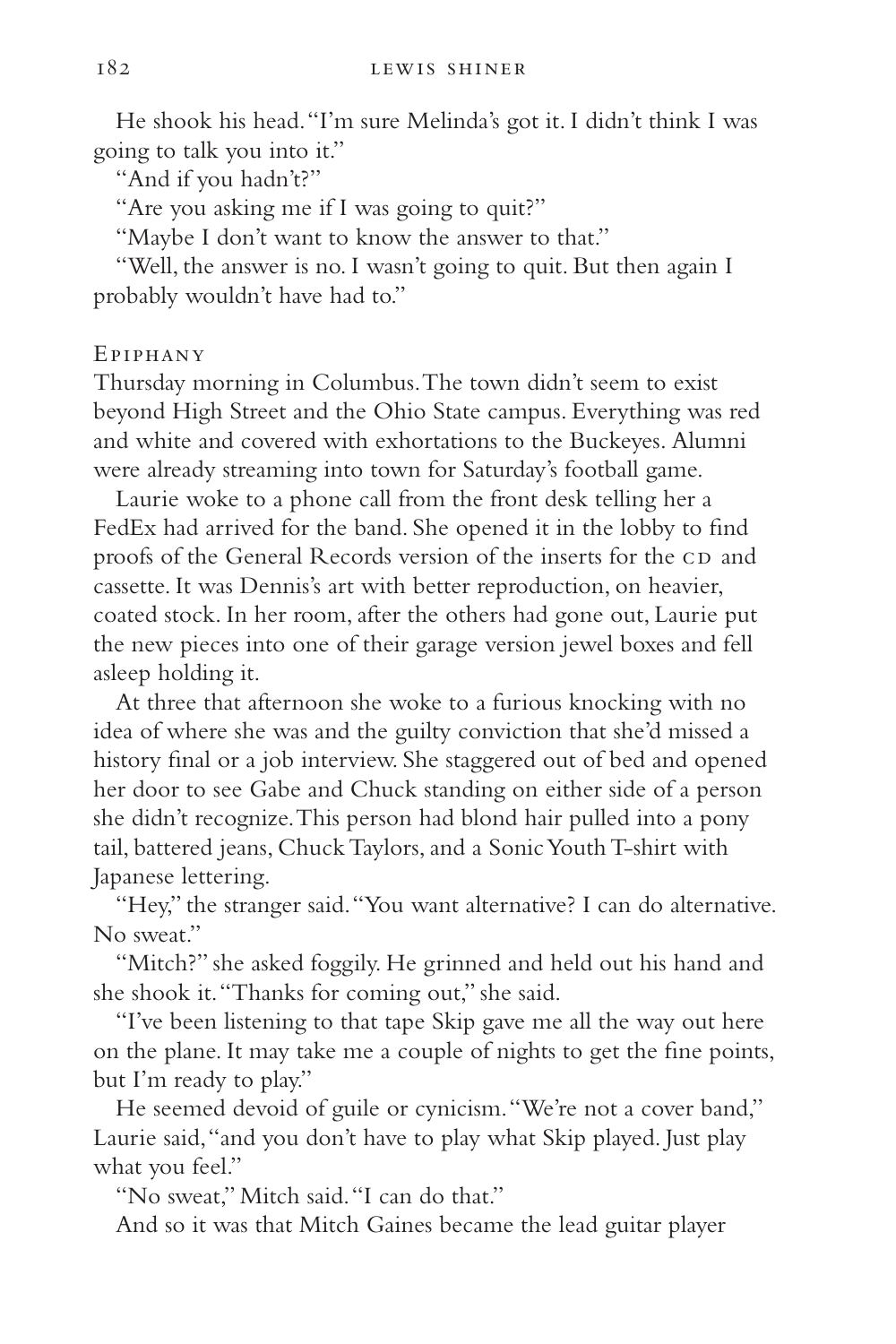He shook his head. "I'm sure Melinda's got it. I didn't think I was going to talk you into it."

"And if you hadn't?"

"Are you asking me if I was going to quit?"

"Maybe I don't want to know the answer to that."

"Well, the answer is no. I wasn't going to quit. But then again I probably wouldn't have had to."

Epiphany

Thursday morning in Columbus. The town didn't seem to exist beyond High Street and the Ohio State campus. Everything was red and white and covered with exhortations to the Buckeyes. Alumni were already streaming into town for Saturday's football game.

Laurie woke to a phone call from the front desk telling her a FedEx had arrived for the band. She opened it in the lobby to find proofs of the General Records version of the inserts for the CD and cassette. It was Dennis's art with better reproduction, on heavier, coated stock. In her room, after the others had gone out, Laurie put the new pieces into one of their garage version jewel boxes and fell asleep holding it.

At three that afternoon she woke to a furious knocking with no idea of where she was and the guilty conviction that she'd missed a history final or a job interview. She staggered out of bed and opened her door to see Gabe and Chuck standing on either side of a person she didn't recognize. This person had blond hair pulled into a pony tail, battered jeans, Chuck Taylors, and a Sonic Youth T-shirt with Japanese lettering.

"Hey," the stranger said. "You want alternative? I can do alternative. No sweat."

"Mitch?" she asked foggily. He grinned and held out his hand and she shook it. "Thanks for coming out," she said.

"I've been listening to that tape Skip gave me all the way out here on the plane. It may take me a couple of nights to get the fine points, but I'm ready to play."

He seemed devoid of guile or cynicism. "We're not a cover band," Laurie said, "and you don't have to play what Skip played. Just play what you feel."

"No sweat," Mitch said. "I can do that."

And so it was that Mitch Gaines became the lead guitar player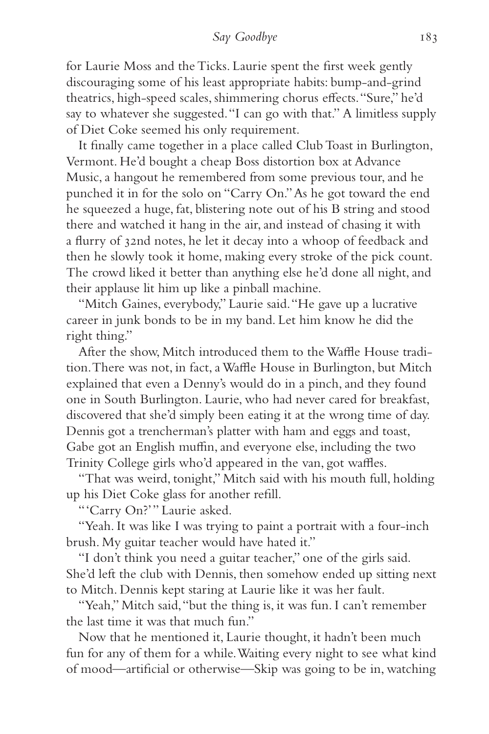for Laurie Moss and the Ticks. Laurie spent the first week gently discouraging some of his least appropriate habits: bump-and-grind theatrics, high-speed scales, shimmering chorus effects. "Sure," he'd say to whatever she suggested. "I can go with that." A limitless supply of Diet Coke seemed his only requirement.

It finally came together in a place called Club Toast in Burlington, Vermont. He'd bought a cheap Boss distortion box at Advance Music, a hangout he remembered from some previous tour, and he punched it in for the solo on "Carry On." As he got toward the end he squeezed a huge, fat, blistering note out of his B string and stood there and watched it hang in the air, and instead of chasing it with a flurry of 32nd notes, he let it decay into a whoop of feedback and then he slowly took it home, making every stroke of the pick count. The crowd liked it better than anything else he'd done all night, and their applause lit him up like a pinball machine.

"Mitch Gaines, everybody," Laurie said. "He gave up a lucrative career in junk bonds to be in my band. Let him know he did the right thing."

After the show, Mitch introduced them to the Waffle House tradition. There was not, in fact, a Waffle House in Burlington, but Mitch explained that even a Denny's would do in a pinch, and they found one in South Burlington. Laurie, who had never cared for breakfast, discovered that she'd simply been eating it at the wrong time of day. Dennis got a trencherman's platter with ham and eggs and toast, Gabe got an English muffin, and everyone else, including the two Trinity College girls who'd appeared in the van, got waffles.

"That was weird, tonight," Mitch said with his mouth full, holding up his Diet Coke glass for another refill.

"'Carry On?'" Laurie asked.

"Yeah. It was like I was trying to paint a portrait with a four-inch brush. My guitar teacher would have hated it."

"I don't think you need a guitar teacher," one of the girls said. She'd left the club with Dennis, then somehow ended up sitting next to Mitch. Dennis kept staring at Laurie like it was her fault.

"Yeah," Mitch said, "but the thing is, it was fun. I can't remember the last time it was that much fun."

Now that he mentioned it, Laurie thought, it hadn't been much fun for any of them for a while. Waiting every night to see what kind of mood—artificial or otherwise—Skip was going to be in, watching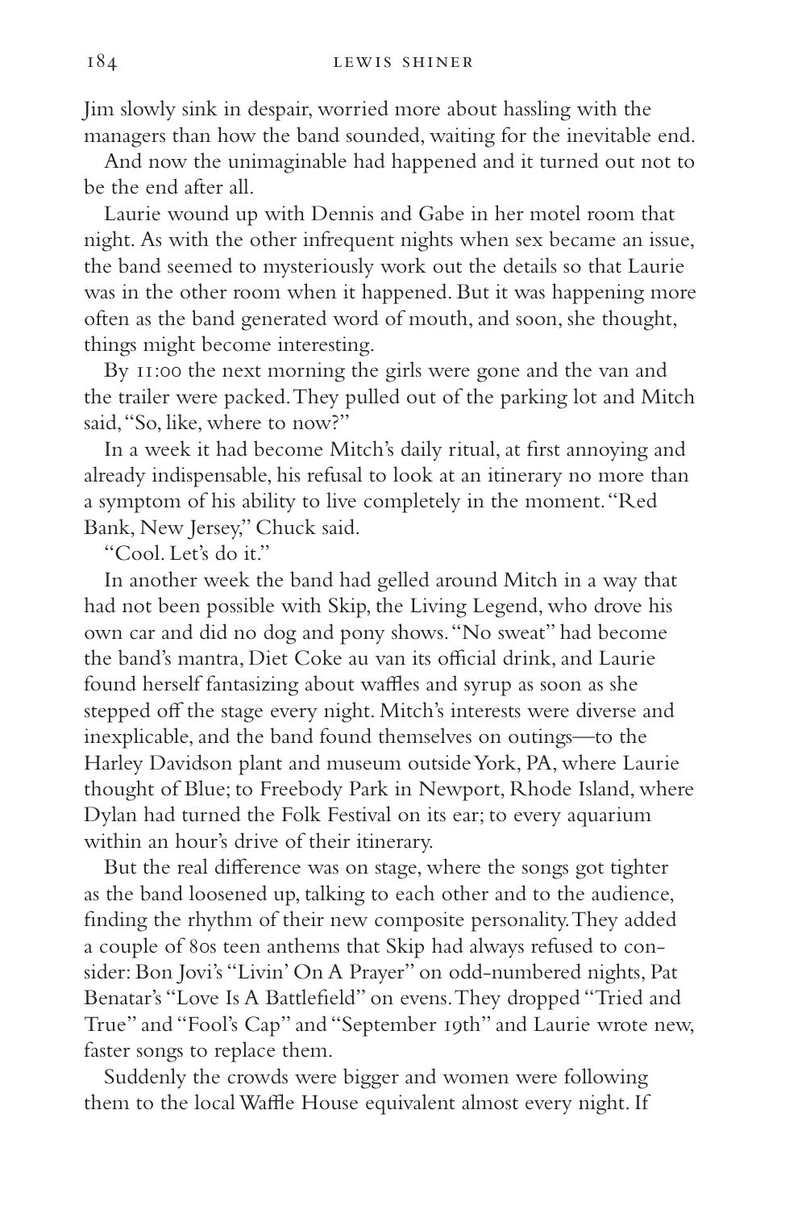Jim slowly sink in despair, worried more about hassling with the managers than how the band sounded, waiting for the inevitable end.

And now the unimaginable had happened and it turned out not to be the end after all.

Laurie wound up with Dennis and Gabe in her motel room that night. As with the other infrequent nights when sex became an issue, the band seemed to mysteriously work out the details so that Laurie was in the other room when it happened. But it was happening more often as the band generated word of mouth, and soon, she thought, things might become interesting.

By 11:00 the next morning the girls were gone and the van and the trailer were packed. They pulled out of the parking lot and Mitch said, "So, like, where to now?"

In a week it had become Mitch's daily ritual, at first annoying and already indispensable, his refusal to look at an itinerary no more than a symptom of his ability to live completely in the moment. "Red Bank, New Jersey," Chuck said.

"Cool. Let's do it."

In another week the band had gelled around Mitch in a way that had not been possible with Skip, the Living Legend, who drove his own car and did no dog and pony shows. "No sweat" had become the band's mantra, Diet Coke au van its official drink, and Laurie found herself fantasizing about waffles and syrup as soon as she stepped off the stage every night. Mitch's interests were diverse and inexplicable, and the band found themselves on outings—to the Harley Davidson plant and museum outside York, PA, where Laurie thought of Blue; to Freebody Park in Newport, Rhode Island, where Dylan had turned the Folk Festival on its ear; to every aquarium within an hour's drive of their itinerary.

But the real difference was on stage, where the songs got tighter as the band loosened up, talking to each other and to the audience, finding the rhythm of their new composite personality. They added a couple of 80s teen anthems that Skip had always refused to consider: Bon Jovi's "Livin' On A Prayer" on odd-numbered nights, Pat Benatar's "Love Is A Battlefield" on evens. They dropped "Tried and True" and "Fool's Cap" and "September 19th" and Laurie wrote new, faster songs to replace them.

Suddenly the crowds were bigger and women were following them to the local Waffle House equivalent almost every night. If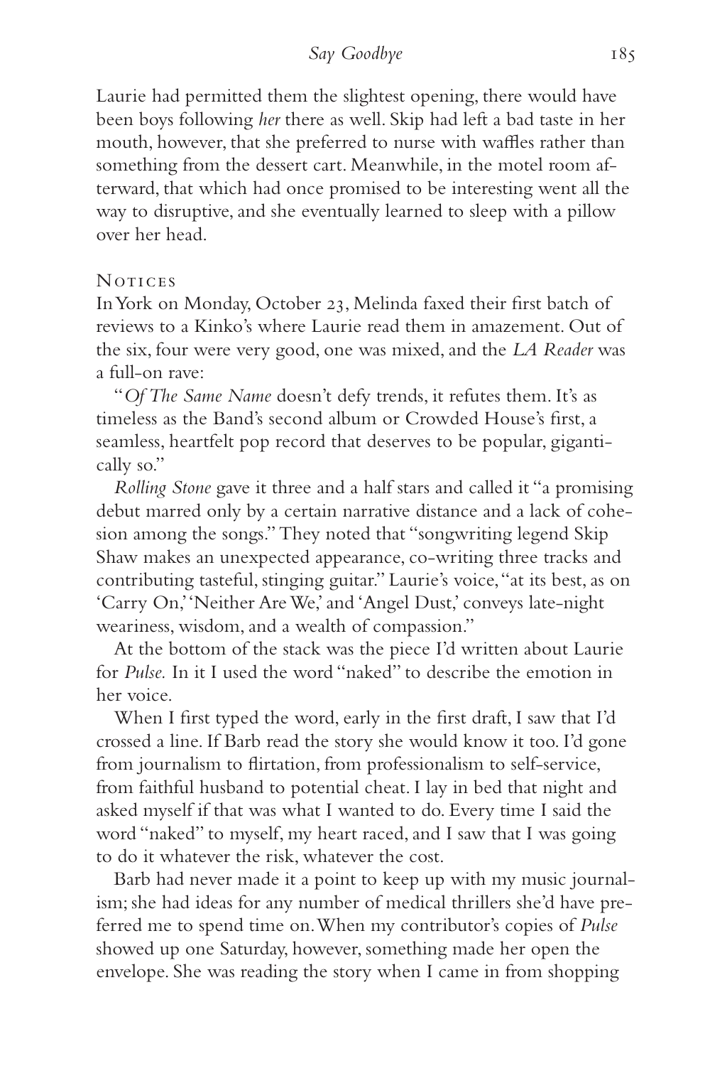Laurie had permitted them the slightest opening, there would have been boys following *her* there as well. Skip had left a bad taste in her mouth, however, that she preferred to nurse with waffles rather than something from the dessert cart. Meanwhile, in the motel room afterward, that which had once promised to be interesting went all the way to disruptive, and she eventually learned to sleep with a pillow over her head.

NOTICES

In York on Monday, October 23, Melinda faxed their first batch of reviews to a Kinko's where Laurie read them in amazement. Out of the six, four were very good, one was mixed, and the *LA Reader* was a full-on rave:

"*Of The Same Name* doesn't defy trends, it refutes them. It's as timeless as the Band's second album or Crowded House's first, a seamless, heartfelt pop record that deserves to be popular, gigantically so."

*Rolling Stone* gave it three and a half stars and called it "a promising debut marred only by a certain narrative distance and a lack of cohesion among the songs." They noted that "songwriting legend Skip Shaw makes an unexpected appearance, co-writing three tracks and contributing tasteful, stinging guitar." Laurie's voice, "at its best, as on 'Carry On,' 'Neither Are We,' and 'Angel Dust,' conveys late-night weariness, wisdom, and a wealth of compassion."

At the bottom of the stack was the piece I'd written about Laurie for *Pulse.* In it I used the word "naked" to describe the emotion in her voice.

When I first typed the word, early in the first draft, I saw that I'd crossed a line. If Barb read the story she would know it too. I'd gone from journalism to flirtation, from professionalism to self-service, from faithful husband to potential cheat. I lay in bed that night and asked myself if that was what I wanted to do. Every time I said the word "naked" to myself, my heart raced, and I saw that I was going to do it whatever the risk, whatever the cost.

Barb had never made it a point to keep up with my music journalism; she had ideas for any number of medical thrillers she'd have preferred me to spend time on. When my contributor's copies of *Pulse* showed up one Saturday, however, something made her open the envelope. She was reading the story when I came in from shopping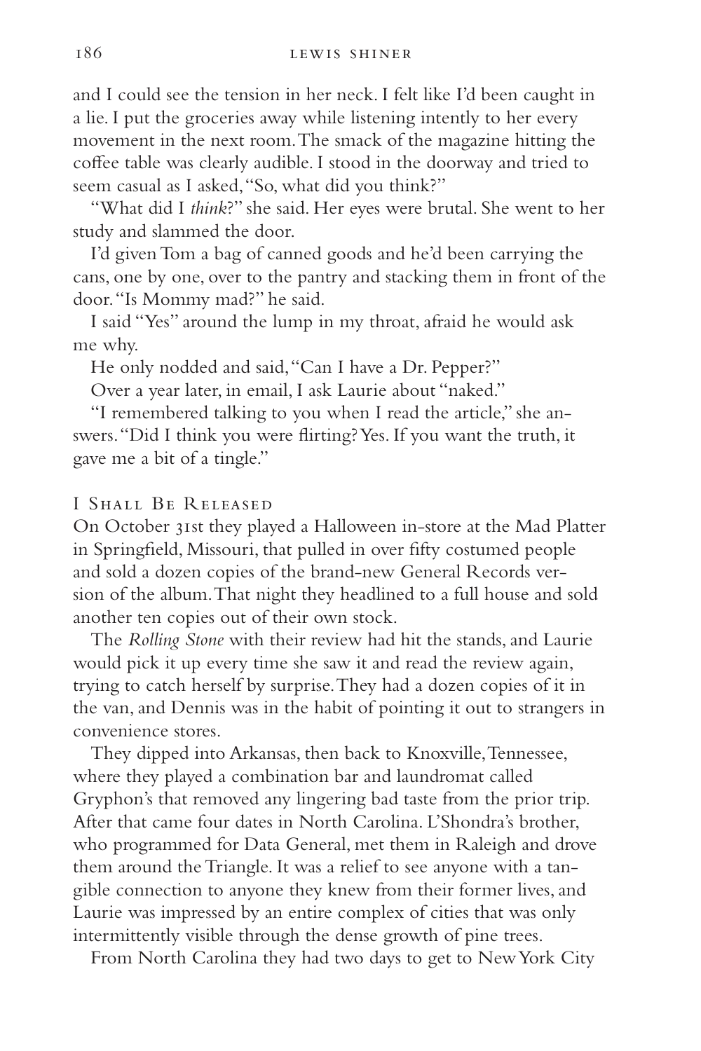and I could see the tension in her neck. I felt like I'd been caught in a lie. I put the groceries away while listening intently to her every movement in the next room. The smack of the magazine hitting the coffee table was clearly audible. I stood in the doorway and tried to seem casual as I asked, "So, what did you think?"

"What did I *think*?" she said. Her eyes were brutal. She went to her study and slammed the door.

I'd given Tom a bag of canned goods and he'd been carrying the cans, one by one, over to the pantry and stacking them in front of the door. "Is Mommy mad?" he said.

I said "Yes" around the lump in my throat, afraid he would ask me why.

He only nodded and said, "Can I have a Dr. Pepper?"

Over a year later, in email, I ask Laurie about "naked."

"I remembered talking to you when I read the article," she answers. "Did I think you were flirting? Yes. If you want the truth, it gave me a bit of a tingle."

## I Shall Be Released

On October 31st they played a Halloween in-store at the Mad Platter in Springfield, Missouri, that pulled in over fifty costumed people and sold a dozen copies of the brand-new General Records version of the album. That night they headlined to a full house and sold another ten copies out of their own stock.

The *Rolling Stone* with their review had hit the stands, and Laurie would pick it up every time she saw it and read the review again, trying to catch herself by surprise. They had a dozen copies of it in the van, and Dennis was in the habit of pointing it out to strangers in convenience stores.

They dipped into Arkansas, then back to Knoxville, Tennessee, where they played a combination bar and laundromat called Gryphon's that removed any lingering bad taste from the prior trip. After that came four dates in North Carolina. L'Shondra's brother, who programmed for Data General, met them in Raleigh and drove them around the Triangle. It was a relief to see anyone with a tangible connection to anyone they knew from their former lives, and Laurie was impressed by an entire complex of cities that was only intermittently visible through the dense growth of pine trees.

From North Carolina they had two days to get to New York City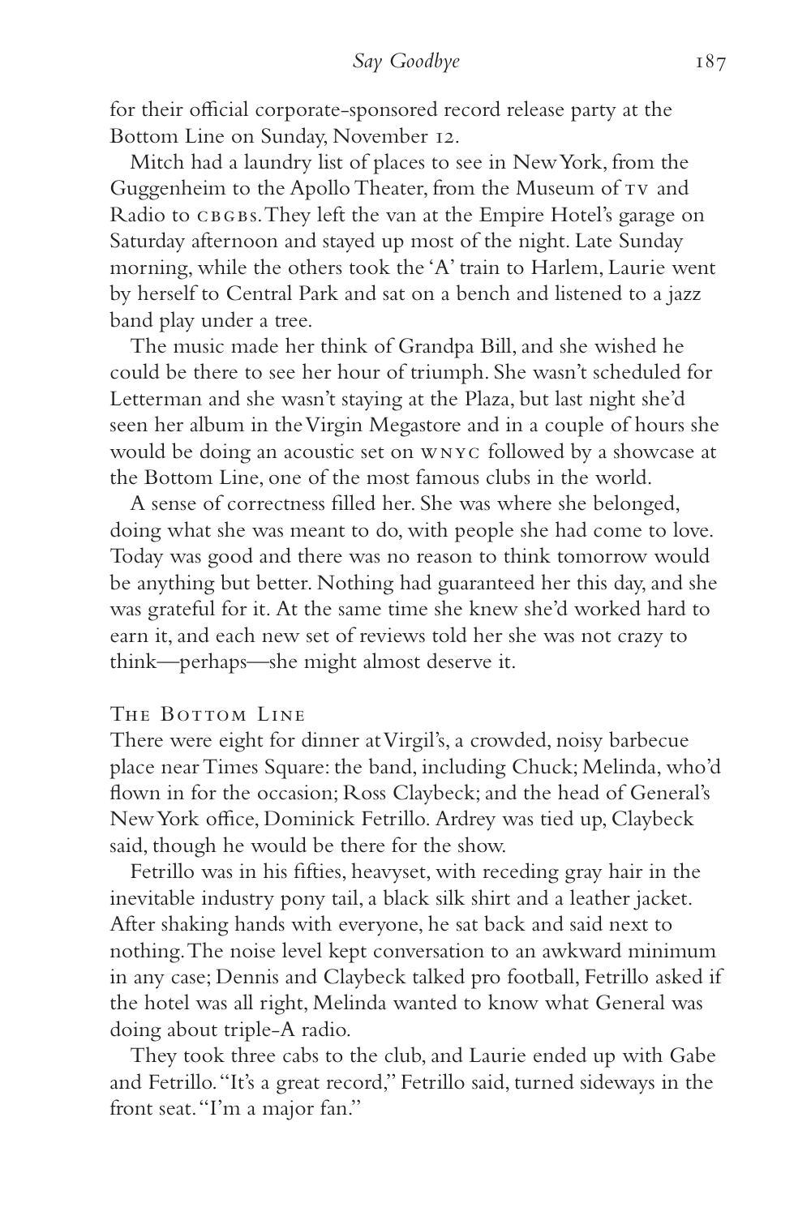for their official corporate-sponsored record release party at the Bottom Line on Sunday, November 12.

Mitch had a laundry list of places to see in New York, from the Guggenheim to the Apollo Theater, from the Museum of TV and Radio to CBGBs. They left the van at the Empire Hotel's garage on Saturday afternoon and stayed up most of the night. Late Sunday morning, while the others took the 'A' train to Harlem, Laurie went by herself to Central Park and sat on a bench and listened to a jazz band play under a tree.

The music made her think of Grandpa Bill, and she wished he could be there to see her hour of triumph. She wasn't scheduled for Letterman and she wasn't staying at the Plaza, but last night she'd seen her album in the Virgin Megastore and in a couple of hours she would be doing an acoustic set on WNYC followed by a showcase at the Bottom Line, one of the most famous clubs in the world.

A sense of correctness filled her. She was where she belonged, doing what she was meant to do, with people she had come to love. Today was good and there was no reason to think tomorrow would be anything but better. Nothing had guaranteed her this day, and she was grateful for it. At the same time she knew she'd worked hard to earn it, and each new set of reviews told her she was not crazy to think—perhaps—she might almost deserve it.

### The Bottom Line

There were eight for dinner at Virgil's, a crowded, noisy barbecue place near Times Square: the band, including Chuck; Melinda, who'd flown in for the occasion; Ross Claybeck; and the head of General's New York office, Dominick Fetrillo. Ardrey was tied up, Claybeck said, though he would be there for the show.

Fetrillo was in his fifties, heavyset, with receding gray hair in the inevitable industry pony tail, a black silk shirt and a leather jacket. After shaking hands with everyone, he sat back and said next to nothing. The noise level kept conversation to an awkward minimum in any case; Dennis and Claybeck talked pro football, Fetrillo asked if the hotel was all right, Melinda wanted to know what General was doing about triple-A radio.

They took three cabs to the club, and Laurie ended up with Gabe and Fetrillo. "It's a great record," Fetrillo said, turned sideways in the front seat. "I'm a major fan."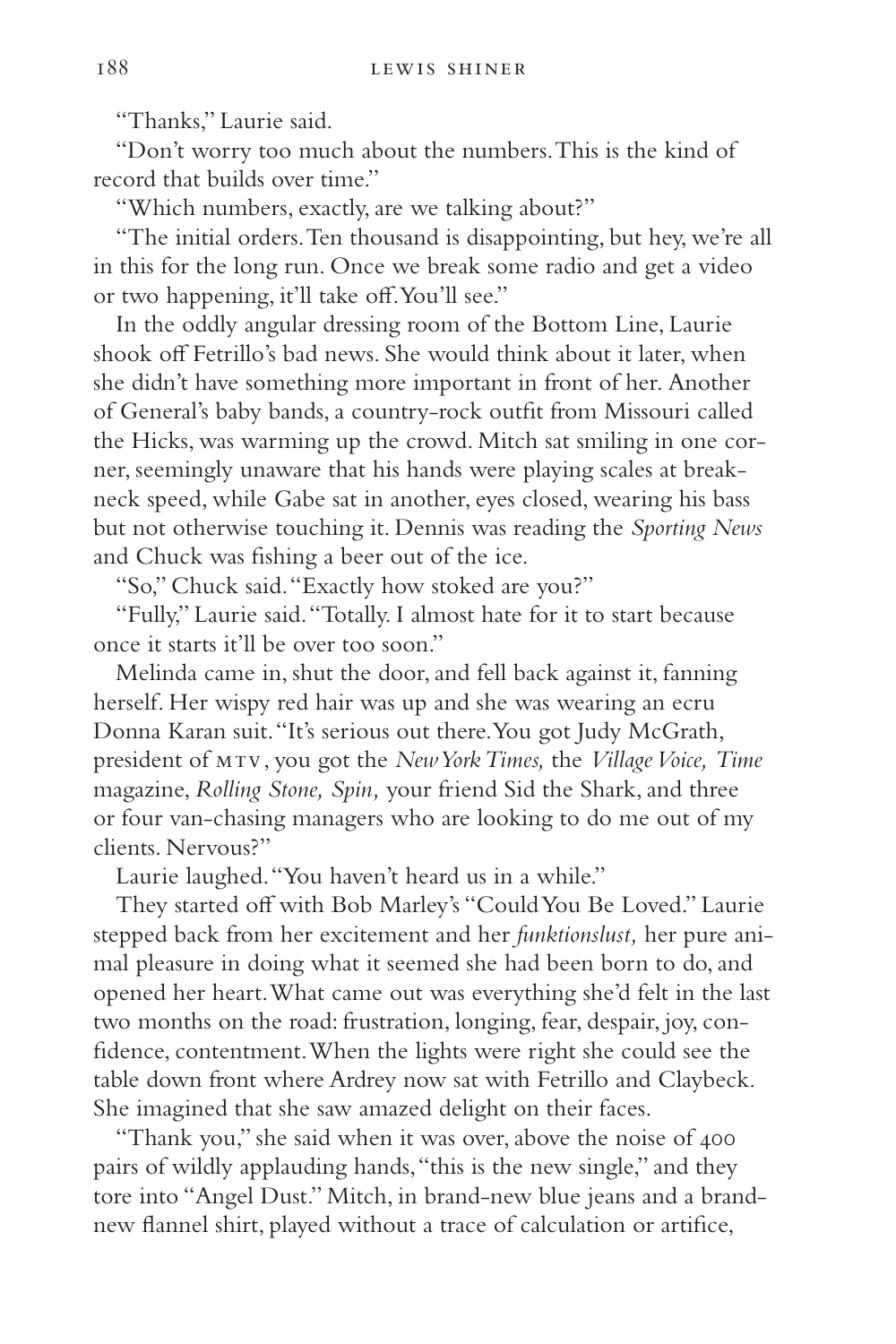"Thanks," Laurie said.

"Don't worry too much about the numbers. This is the kind of record that builds over time."

"Which numbers, exactly, are we talking about?"

"The initial orders. Ten thousand is disappointing, but hey, we're all in this for the long run. Once we break some radio and get a video or two happening, it'll take off. You'll see."

In the oddly angular dressing room of the Bottom Line, Laurie shook off Fetrillo's bad news. She would think about it later, when she didn't have something more important in front of her. Another of General's baby bands, a country-rock outfit from Missouri called the Hicks, was warming up the crowd. Mitch sat smiling in one corner, seemingly unaware that his hands were playing scales at breakneck speed, while Gabe sat in another, eyes closed, wearing his bass but not otherwise touching it. Dennis was reading the *Sporting News* and Chuck was fishing a beer out of the ice.

"So," Chuck said. "Exactly how stoked are you?"

"Fully," Laurie said. "Totally. I almost hate for it to start because once it starts it'll be over too soon."

Melinda came in, shut the door, and fell back against it, fanning herself. Her wispy red hair was up and she was wearing an ecru Donna Karan suit. "It's serious out there. You got Judy McGrath, president of MTV, you got the *New York Times,* the *Village Voice, Time* magazine, *Rolling Stone, Spin,* your friend Sid the Shark, and three or four van-chasing managers who are looking to do me out of my clients. Nervous?"

Laurie laughed. "You haven't heard us in a while."

They started off with Bob Marley's "Could You Be Loved." Laurie stepped back from her excitement and her *funktionslust,* her pure animal pleasure in doing what it seemed she had been born to do, and opened her heart. What came out was everything she'd felt in the last two months on the road: frustration, longing, fear, despair, joy, confidence, contentment. When the lights were right she could see the table down front where Ardrey now sat with Fetrillo and Claybeck. She imagined that she saw amazed delight on their faces.

"Thank you," she said when it was over, above the noise of 400 pairs of wildly applauding hands, "this is the new single," and they tore into "Angel Dust." Mitch, in brand-new blue jeans and a brand-new flannel shirt, played without a trace of calculation or artifice,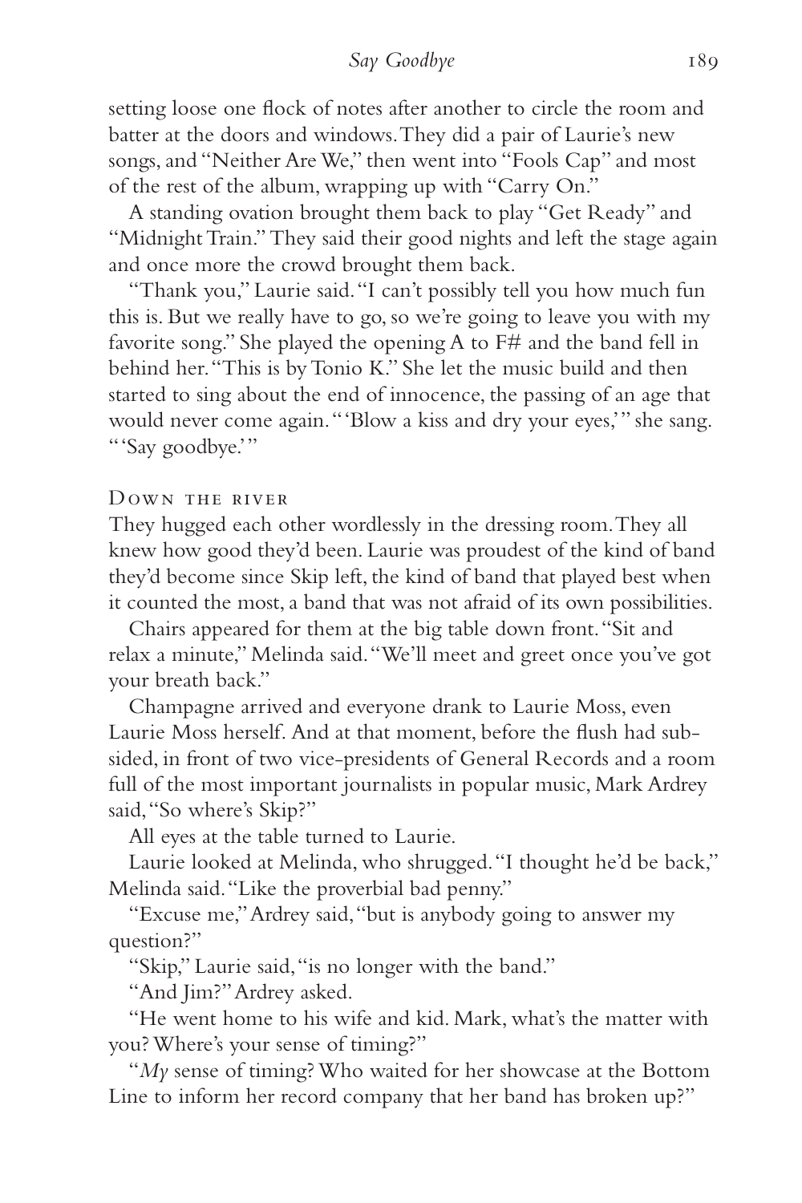setting loose one flock of notes after another to circle the room and batter at the doors and windows. They did a pair of Laurie's new songs, and "Neither Are We," then went into "Fools Cap" and most of the rest of the album, wrapping up with "Carry On."

A standing ovation brought them back to play "Get Ready" and "Midnight Train." They said their good nights and left the stage again and once more the crowd brought them back.

"Thank you," Laurie said. "I can't possibly tell you how much fun this is. But we really have to go, so we're going to leave you with my favorite song." She played the opening A to F# and the band fell in behind her. "This is by Tonio K." She let the music build and then started to sing about the end of innocence, the passing of an age that would never come again. "'Blow a kiss and dry your eyes,'" she sang. "'Say goodbye.'"

Down the river

They hugged each other wordlessly in the dressing room. They all knew how good they'd been. Laurie was proudest of the kind of band they'd become since Skip left, the kind of band that played best when it counted the most, a band that was not afraid of its own possibilities.

Chairs appeared for them at the big table down front. "Sit and relax a minute," Melinda said. "We'll meet and greet once you've got your breath back."

Champagne arrived and everyone drank to Laurie Moss, even Laurie Moss herself. And at that moment, before the flush had subsided, in front of two vice-presidents of General Records and a room full of the most important journalists in popular music, Mark Ardrey said, "So where's Skip?"

All eyes at the table turned to Laurie.

Laurie looked at Melinda, who shrugged. "I thought he'd be back," Melinda said. "Like the proverbial bad penny."

"Excuse me," Ardrey said, "but is anybody going to answer my question?"

"Skip," Laurie said, "is no longer with the band."

"And Jim?" Ardrey asked.

"He went home to his wife and kid. Mark, what's the matter with you? Where's your sense of timing?"

"*My* sense of timing? Who waited for her showcase at the Bottom Line to inform her record company that her band has broken up?"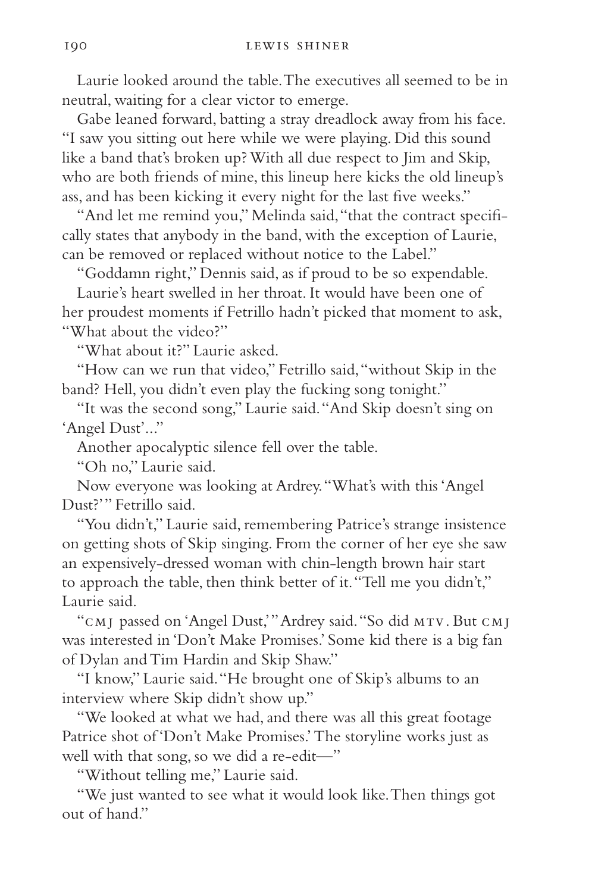Laurie looked around the table. The executives all seemed to be in neutral, waiting for a clear victor to emerge.

Gabe leaned forward, batting a stray dreadlock away from his face. "I saw you sitting out here while we were playing. Did this sound like a band that's broken up? With all due respect to Jim and Skip, who are both friends of mine, this lineup here kicks the old lineup's ass, and has been kicking it every night for the last five weeks."

"And let me remind you," Melinda said, "that the contract specifically states that anybody in the band, with the exception of Laurie, can be removed or replaced without notice to the Label."

"Goddamn right," Dennis said, as if proud to be so expendable.

Laurie's heart swelled in her throat. It would have been one of her proudest moments if Fetrillo hadn't picked that moment to ask, "What about the video?"

"What about it?" Laurie asked.

"How can we run that video," Fetrillo said, "without Skip in the band? Hell, you didn't even play the fucking song tonight."

"It was the second song," Laurie said. "And Skip doesn't sing on 'Angel Dust'..."

Another apocalyptic silence fell over the table.

"Oh no," Laurie said.

Now everyone was looking at Ardrey. "What's with this 'Angel Dust?'" Fetrillo said.

"You didn't," Laurie said, remembering Patrice's strange insistence on getting shots of Skip singing. From the corner of her eye she saw an expensively-dressed woman with chin-length brown hair start to approach the table, then think better of it. "Tell me you didn't," Laurie said.

"CMJ passed on 'Angel Dust,'" Ardrey said. "So did MTV. But CMJ was interested in 'Don't Make Promises.' Some kid there is a big fan of Dylan and Tim Hardin and Skip Shaw."

"I know," Laurie said. "He brought one of Skip's albums to an interview where Skip didn't show up."

"We looked at what we had, and there was all this great footage Patrice shot of 'Don't Make Promises.' The storyline works just as well with that song, so we did a re-edit—"

"Without telling me," Laurie said.

"We just wanted to see what it would look like. Then things got out of hand."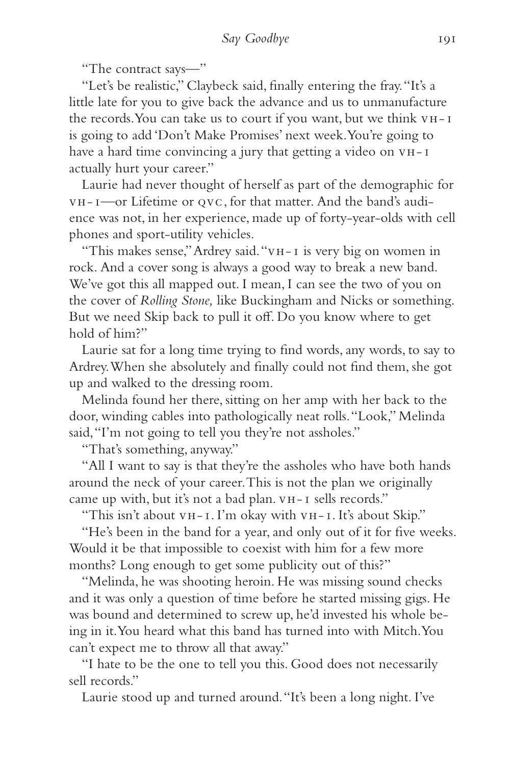"The contract says—"

"Let's be realistic," Claybeck said, finally entering the fray. "It's a little late for you to give back the advance and us to unmanufacture the records. You can take us to court if you want, but we think VH-1 is going to add 'Don't Make Promises' next week. You're going to have a hard time convincing a jury that getting a video on VH-1 actually hurt your career."

Laurie had never thought of herself as part of the demographic for VH-1—or Lifetime or QVC, for that matter. And the band's audience was not, in her experience, made up of forty-year-olds with cell phones and sport-utility vehicles.

"This makes sense," Ardrey said. "VH-1 is very big on women in rock. And a cover song is always a good way to break a new band. We've got this all mapped out. I mean, I can see the two of you on the cover of *Rolling Stone,* like Buckingham and Nicks or something. But we need Skip back to pull it off. Do you know where to get hold of him?"

Laurie sat for a long time trying to find words, any words, to say to Ardrey. When she absolutely and finally could not find them, she got up and walked to the dressing room.

Melinda found her there, sitting on her amp with her back to the door, winding cables into pathologically neat rolls. "Look," Melinda said, "I'm not going to tell you they're not assholes."

"That's something, anyway."

"All I want to say is that they're the assholes who have both hands around the neck of your career. This is not the plan we originally came up with, but it's not a bad plan. VH-1 sells records."

"This isn't about VH-1. I'm okay with VH-1. It's about Skip."

"He's been in the band for a year, and only out of it for five weeks. Would it be that impossible to coexist with him for a few more months? Long enough to get some publicity out of this?"

"Melinda, he was shooting heroin. He was missing sound checks and it was only a question of time before he started missing gigs. He was bound and determined to screw up, he'd invested his whole being in it. You heard what this band has turned into with Mitch. You can't expect me to throw all that away."

"I hate to be the one to tell you this. Good does not necessarily sell records."

Laurie stood up and turned around. "It's been a long night. I've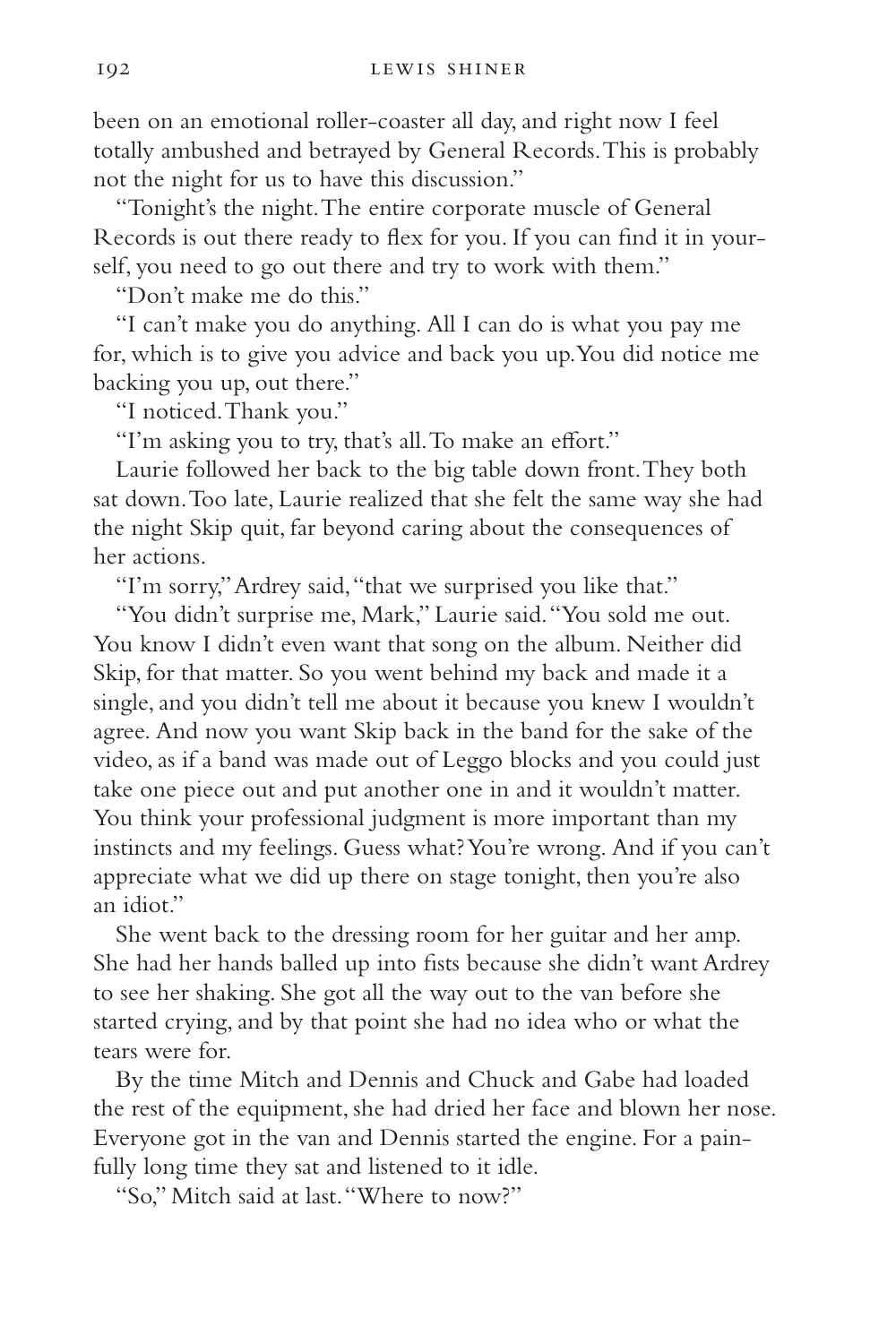been on an emotional roller-coaster all day, and right now I feel totally ambushed and betrayed by General Records. This is probably not the night for us to have this discussion."

"Tonight's the night. The entire corporate muscle of General Records is out there ready to flex for you. If you can find it in yourself, you need to go out there and try to work with them."

"Don't make me do this."

"I can't make you do anything. All I can do is what you pay me for, which is to give you advice and back you up. You did notice me backing you up, out there."

"I noticed. Thank you."

"I'm asking you to try, that's all. To make an effort."

Laurie followed her back to the big table down front. They both sat down. Too late, Laurie realized that she felt the same way she had the night Skip quit, far beyond caring about the consequences of her actions.

"I'm sorry," Ardrey said, "that we surprised you like that."

"You didn't surprise me, Mark," Laurie said. "You sold me out. You know I didn't even want that song on the album. Neither did Skip, for that matter. So you went behind my back and made it a single, and you didn't tell me about it because you knew I wouldn't agree. And now you want Skip back in the band for the sake of the video, as if a band was made out of Leggo blocks and you could just take one piece out and put another one in and it wouldn't matter. You think your professional judgment is more important than my instincts and my feelings. Guess what? You're wrong. And if you can't appreciate what we did up there on stage tonight, then you're also an idiot."

She went back to the dressing room for her guitar and her amp. She had her hands balled up into fists because she didn't want Ardrey to see her shaking. She got all the way out to the van before she started crying, and by that point she had no idea who or what the tears were for.

By the time Mitch and Dennis and Chuck and Gabe had loaded the rest of the equipment, she had dried her face and blown her nose. Everyone got in the van and Dennis started the engine. For a painfully long time they sat and listened to it idle.

"So," Mitch said at last. "Where to now?"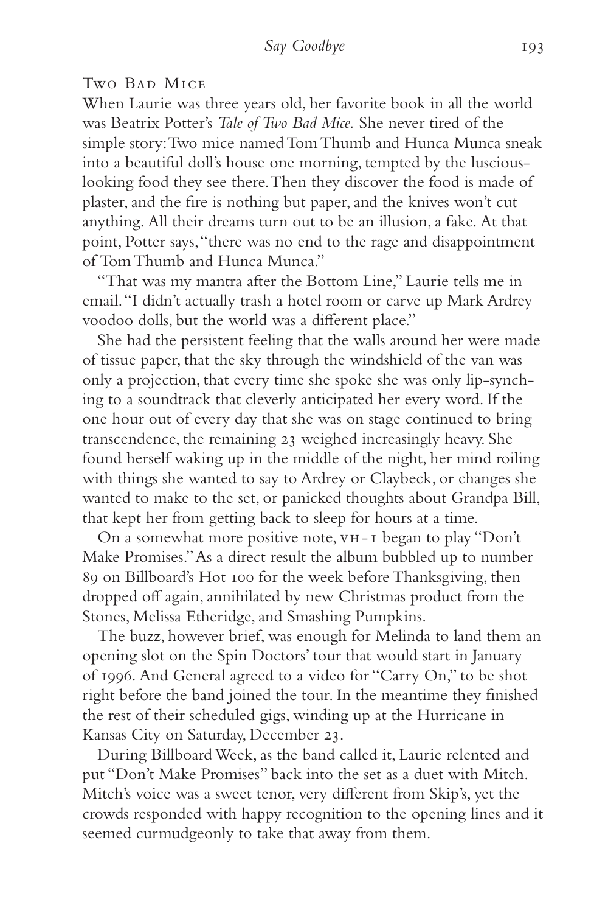## Two Bad Mice

When Laurie was three years old, her favorite book in all the world was Beatrix Potter's *Tale of Two Bad Mice.* She never tired of the simple story: Two mice named Tom Thumb and Hunca Munca sneak into a beautiful doll's house one morning, tempted by the luscious-looking food they see there. Then they discover the food is made of plaster, and the fire is nothing but paper, and the knives won't cut anything. All their dreams turn out to be an illusion, a fake. At that point, Potter says, "there was no end to the rage and disappointment of Tom Thumb and Hunca Munca."

"That was my mantra after the Bottom Line," Laurie tells me in email. "I didn't actually trash a hotel room or carve up Mark Ardrey voodoo dolls, but the world was a different place."

She had the persistent feeling that the walls around her were made of tissue paper, that the sky through the windshield of the van was only a projection, that every time she spoke she was only lip-synching to a soundtrack that cleverly anticipated her every word. If the one hour out of every day that she was on stage continued to bring transcendence, the remaining 23 weighed increasingly heavy. She found herself waking up in the middle of the night, her mind roiling with things she wanted to say to Ardrey or Claybeck, or changes she wanted to make to the set, or panicked thoughts about Grandpa Bill, that kept her from getting back to sleep for hours at a time.

On a somewhat more positive note, VH-1 began to play "Don't Make Promises." As a direct result the album bubbled up to number 89 on Billboard's Hot 100 for the week before Thanksgiving, then dropped off again, annihilated by new Christmas product from the Stones, Melissa Etheridge, and Smashing Pumpkins.

The buzz, however brief, was enough for Melinda to land them an opening slot on the Spin Doctors' tour that would start in January of 1996. And General agreed to a video for "Carry On," to be shot right before the band joined the tour. In the meantime they finished the rest of their scheduled gigs, winding up at the Hurricane in Kansas City on Saturday, December 23.

During Billboard Week, as the band called it, Laurie relented and put "Don't Make Promises" back into the set as a duet with Mitch. Mitch's voice was a sweet tenor, very different from Skip's, yet the crowds responded with happy recognition to the opening lines and it seemed curmudgeonly to take that away from them.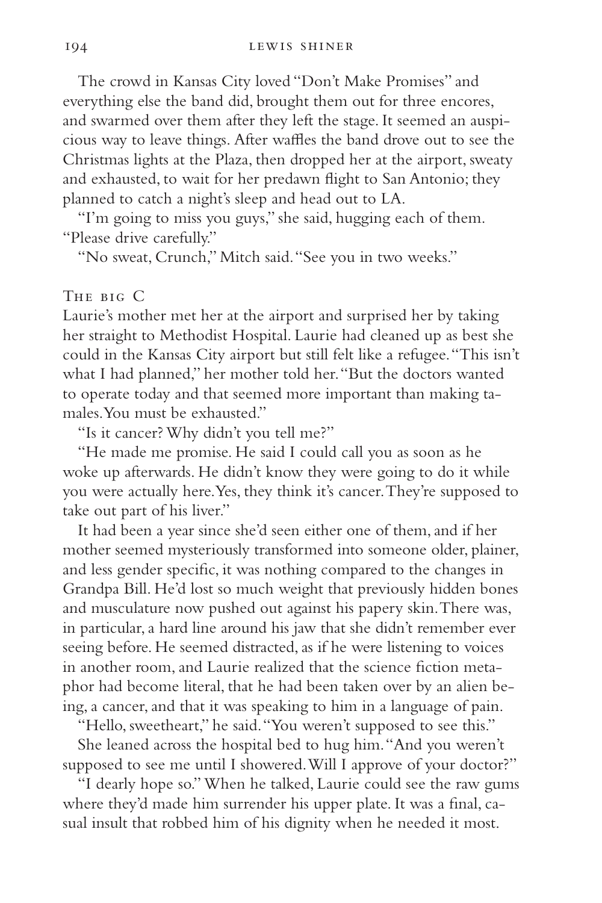The crowd in Kansas City loved "Don't Make Promises" and everything else the band did, brought them out for three encores, and swarmed over them after they left the stage. It seemed an auspicious way to leave things. After waffles the band drove out to see the Christmas lights at the Plaza, then dropped her at the airport, sweaty and exhausted, to wait for her predawn flight to San Antonio; they planned to catch a night's sleep and head out to LA.

"I'm going to miss you guys," she said, hugging each of them. "Please drive carefully."

"No sweat, Crunch," Mitch said. "See you in two weeks."

### The big C

Laurie's mother met her at the airport and surprised her by taking her straight to Methodist Hospital. Laurie had cleaned up as best she could in the Kansas City airport but still felt like a refugee. "This isn't what I had planned," her mother told her. "But the doctors wanted to operate today and that seemed more important than making tamales. You must be exhausted."

"Is it cancer? Why didn't you tell me?"

"He made me promise. He said I could call you as soon as he woke up afterwards. He didn't know they were going to do it while you were actually here. Yes, they think it's cancer. They're supposed to take out part of his liver."

It had been a year since she'd seen either one of them, and if her mother seemed mysteriously transformed into someone older, plainer, and less gender specific, it was nothing compared to the changes in Grandpa Bill. He'd lost so much weight that previously hidden bones and musculature now pushed out against his papery skin. There was, in particular, a hard line around his jaw that she didn't remember ever seeing before. He seemed distracted, as if he were listening to voices in another room, and Laurie realized that the science fiction metaphor had become literal, that he had been taken over by an alien being, a cancer, and that it was speaking to him in a language of pain.

"Hello, sweetheart," he said. "You weren't supposed to see this."

She leaned across the hospital bed to hug him. "And you weren't supposed to see me until I showered. Will I approve of your doctor?"

"I dearly hope so." When he talked, Laurie could see the raw gums where they'd made him surrender his upper plate. It was a final, casual insult that robbed him of his dignity when he needed it most.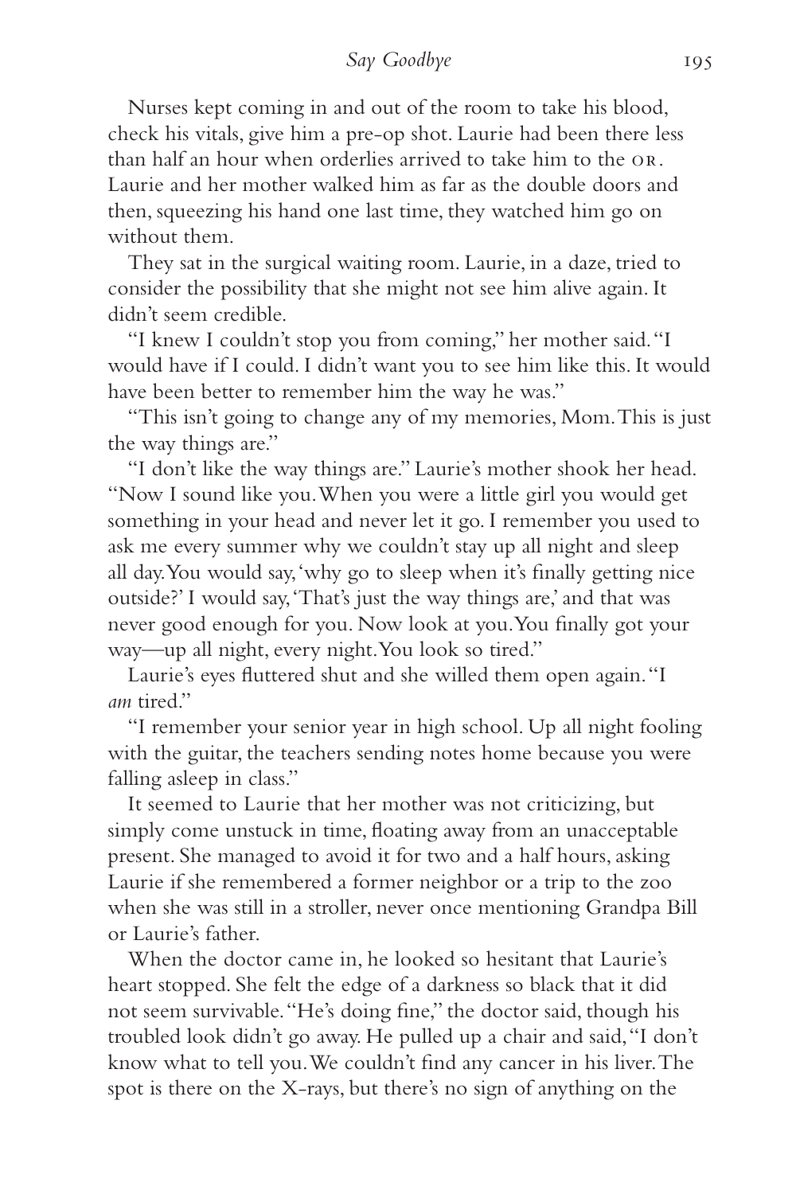Nurses kept coming in and out of the room to take his blood, check his vitals, give him a pre-op shot. Laurie had been there less than half an hour when orderlies arrived to take him to the OR. Laurie and her mother walked him as far as the double doors and then, squeezing his hand one last time, they watched him go on without them.

They sat in the surgical waiting room. Laurie, in a daze, tried to consider the possibility that she might not see him alive again. It didn't seem credible.

"I knew I couldn't stop you from coming," her mother said. "I would have if I could. I didn't want you to see him like this. It would have been better to remember him the way he was."

"This isn't going to change any of my memories, Mom. This is just the way things are."

"I don't like the way things are." Laurie's mother shook her head. "Now I sound like you. When you were a little girl you would get something in your head and never let it go. I remember you used to ask me every summer why we couldn't stay up all night and sleep all day. You would say, 'why go to sleep when it's finally getting nice outside?' I would say, 'That's just the way things are,' and that was never good enough for you. Now look at you. You finally got your way—up all night, every night. You look so tired."

Laurie's eyes fluttered shut and she willed them open again. "I *am* tired."

"I remember your senior year in high school. Up all night fooling with the guitar, the teachers sending notes home because you were falling asleep in class."

It seemed to Laurie that her mother was not criticizing, but simply come unstuck in time, floating away from an unacceptable present. She managed to avoid it for two and a half hours, asking Laurie if she remembered a former neighbor or a trip to the zoo when she was still in a stroller, never once mentioning Grandpa Bill or Laurie's father.

When the doctor came in, he looked so hesitant that Laurie's heart stopped. She felt the edge of a darkness so black that it did not seem survivable. "He's doing fine," the doctor said, though his troubled look didn't go away. He pulled up a chair and said, "I don't know what to tell you. We couldn't find any cancer in his liver. The spot is there on the X-rays, but there's no sign of anything on the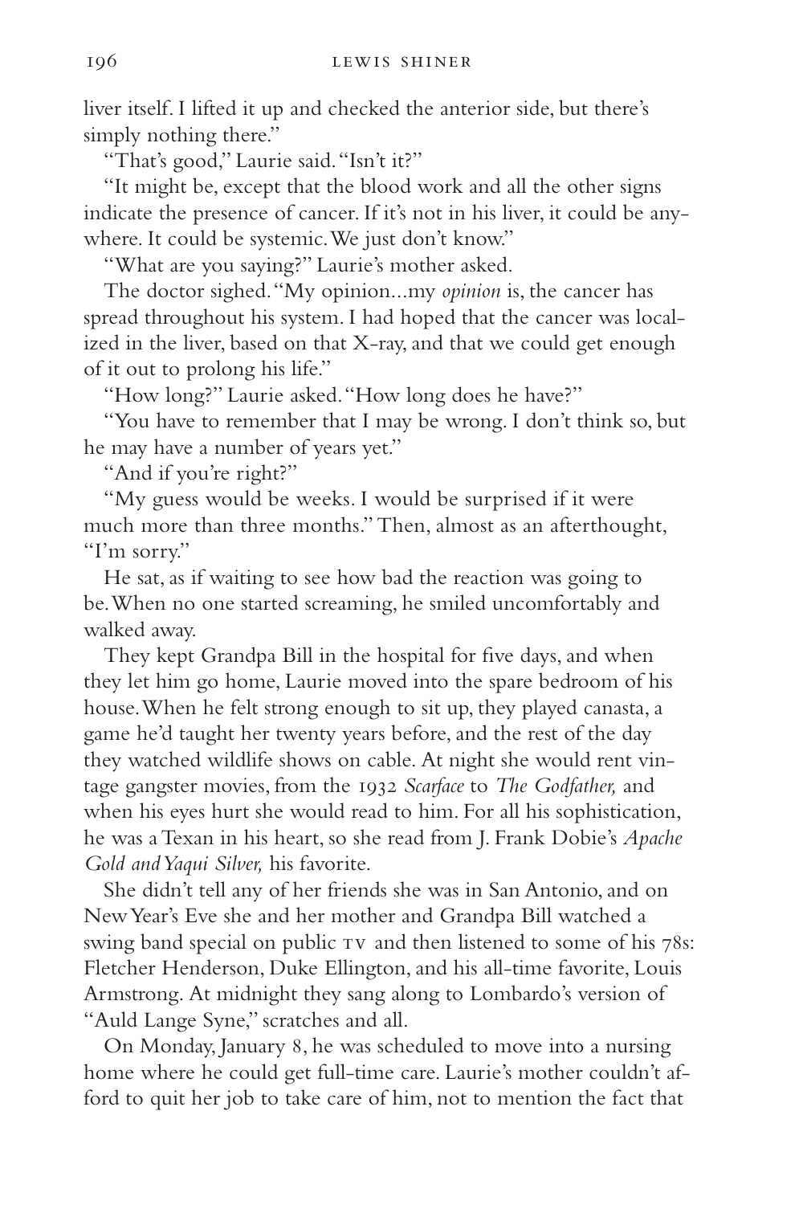liver itself. I lifted it up and checked the anterior side, but there's simply nothing there."

"That's good," Laurie said. "Isn't it?"

"It might be, except that the blood work and all the other signs indicate the presence of cancer. If it's not in his liver, it could be anywhere. It could be systemic. We just don't know."

"What are you saying?" Laurie's mother asked.

The doctor sighed. "My opinion...my *opinion* is, the cancer has spread throughout his system. I had hoped that the cancer was localized in the liver, based on that X-ray, and that we could get enough of it out to prolong his life."

"How long?" Laurie asked. "How long does he have?"

"You have to remember that I may be wrong. I don't think so, but he may have a number of years yet."

"And if you're right?"

"My guess would be weeks. I would be surprised if it were much more than three months." Then, almost as an afterthought, "I'm sorry."

He sat, as if waiting to see how bad the reaction was going to be. When no one started screaming, he smiled uncomfortably and walked away.

They kept Grandpa Bill in the hospital for five days, and when they let him go home, Laurie moved into the spare bedroom of his house. When he felt strong enough to sit up, they played canasta, a game he'd taught her twenty years before, and the rest of the day they watched wildlife shows on cable. At night she would rent vintage gangster movies, from the 1932 *Scarface* to *The Godfather,* and when his eyes hurt she would read to him. For all his sophistication, he was a Texan in his heart, so she read from J. Frank Dobie's *Apache Gold and Yaqui Silver,* his favorite.

She didn't tell any of her friends she was in San Antonio, and on New Year's Eve she and her mother and Grandpa Bill watched a swing band special on public TV and then listened to some of his 78s: Fletcher Henderson, Duke Ellington, and his all-time favorite, Louis Armstrong. At midnight they sang along to Lombardo's version of "Auld Lange Syne," scratches and all.

On Monday, January 8, he was scheduled to move into a nursing home where he could get full-time care. Laurie's mother couldn't afford to quit her job to take care of him, not to mention the fact that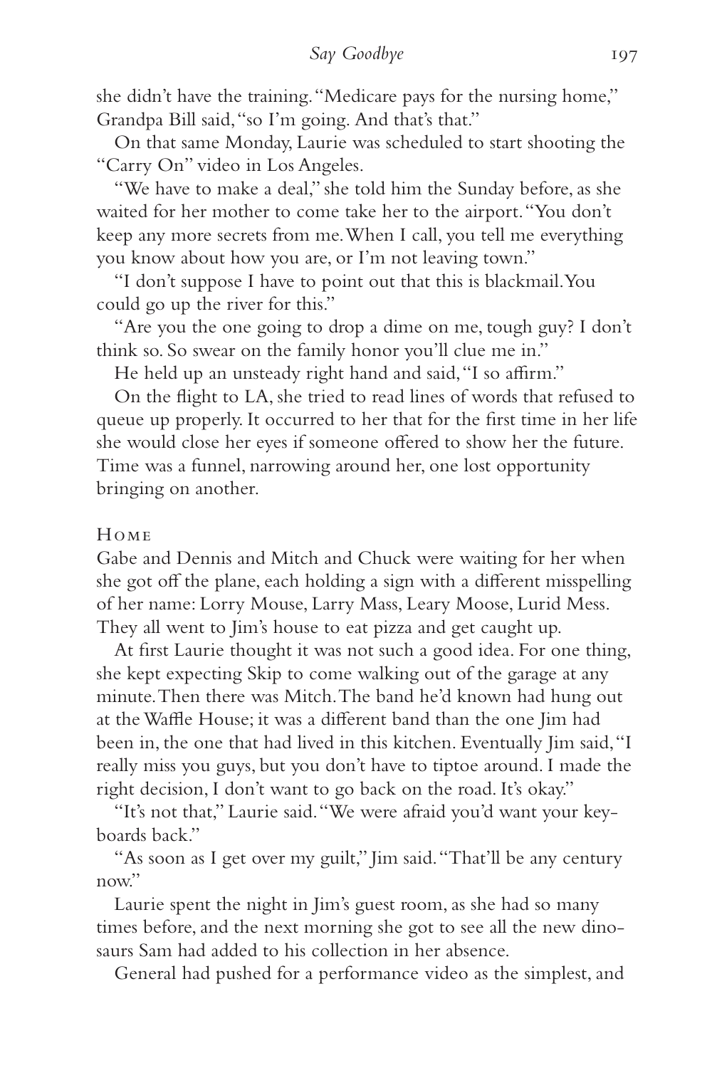she didn't have the training. "Medicare pays for the nursing home," Grandpa Bill said, "so I'm going. And that's that."

On that same Monday, Laurie was scheduled to start shooting the "Carry On" video in Los Angeles.

"We have to make a deal," she told him the Sunday before, as she waited for her mother to come take her to the airport. "You don't keep any more secrets from me. When I call, you tell me everything you know about how you are, or I'm not leaving town."

"I don't suppose I have to point out that this is blackmail. You could go up the river for this."

"Are you the one going to drop a dime on me, tough guy? I don't think so. So swear on the family honor you'll clue me in."

He held up an unsteady right hand and said, "I so affirm."

On the flight to LA, she tried to read lines of words that refused to queue up properly. It occurred to her that for the first time in her life she would close her eyes if someone offered to show her the future. Time was a funnel, narrowing around her, one lost opportunity bringing on another.

## Home

Gabe and Dennis and Mitch and Chuck were waiting for her when she got off the plane, each holding a sign with a different misspelling of her name: Lorry Mouse, Larry Mass, Leary Moose, Lurid Mess. They all went to Jim's house to eat pizza and get caught up.

At first Laurie thought it was not such a good idea. For one thing, she kept expecting Skip to come walking out of the garage at any minute. Then there was Mitch. The band he'd known had hung out at the Waffle House; it was a different band than the one Jim had been in, the one that had lived in this kitchen. Eventually Jim said, "I really miss you guys, but you don't have to tiptoe around. I made the right decision, I don't want to go back on the road. It's okay."

"It's not that," Laurie said. "We were afraid you'd want your keyboards back."

"As soon as I get over my guilt," Jim said. "That'll be any century now."

Laurie spent the night in Jim's guest room, as she had so many times before, and the next morning she got to see all the new dinosaurs Sam had added to his collection in her absence.

General had pushed for a performance video as the simplest, and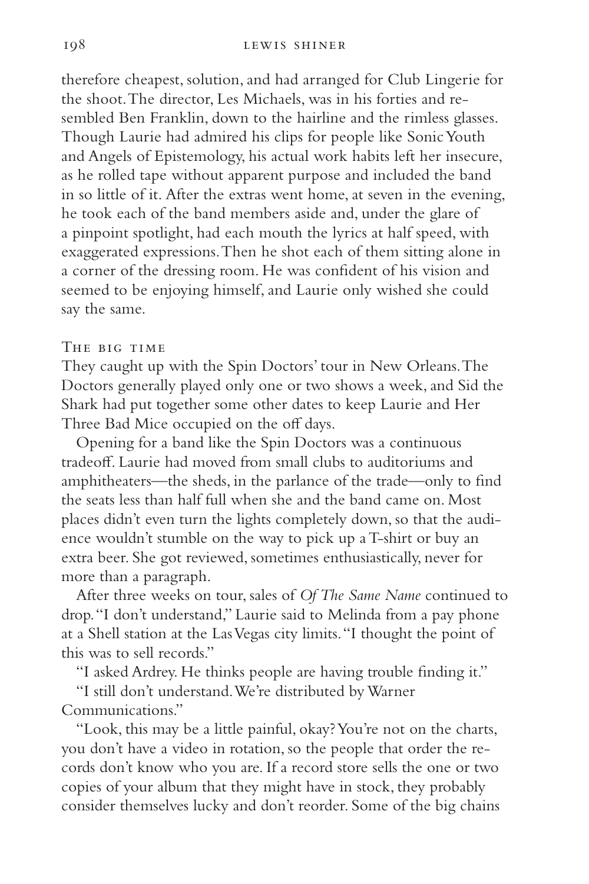therefore cheapest, solution, and had arranged for Club Lingerie for the shoot. The director, Les Michaels, was in his forties and resembled Ben Franklin, down to the hairline and the rimless glasses. Though Laurie had admired his clips for people like Sonic Youth and Angels of Epistemology, his actual work habits left her insecure, as he rolled tape without apparent purpose and included the band in so little of it. After the extras went home, at seven in the evening, he took each of the band members aside and, under the glare of a pinpoint spotlight, had each mouth the lyrics at half speed, with exaggerated expressions. Then he shot each of them sitting alone in a corner of the dressing room. He was confident of his vision and seemed to be enjoying himself, and Laurie only wished she could say the same.

The big time

They caught up with the Spin Doctors' tour in New Orleans. The Doctors generally played only one or two shows a week, and Sid the Shark had put together some other dates to keep Laurie and Her Three Bad Mice occupied on the off days.

Opening for a band like the Spin Doctors was a continuous tradeoff. Laurie had moved from small clubs to auditoriums and amphitheaters—the sheds, in the parlance of the trade—only to find the seats less than half full when she and the band came on. Most places didn't even turn the lights completely down, so that the audience wouldn't stumble on the way to pick up a T-shirt or buy an extra beer. She got reviewed, sometimes enthusiastically, never for more than a paragraph.

After three weeks on tour, sales of *Of The Same Name* continued to drop. "I don't understand," Laurie said to Melinda from a pay phone at a Shell station at the Las Vegas city limits. "I thought the point of this was to sell records."

"I asked Ardrey. He thinks people are having trouble finding it."

"I still don't understand. We're distributed by Warner Communications."

"Look, this may be a little painful, okay? You're not on the charts, you don't have a video in rotation, so the people that order the records don't know who you are. If a record store sells the one or two copies of your album that they might have in stock, they probably consider themselves lucky and don't reorder. Some of the big chains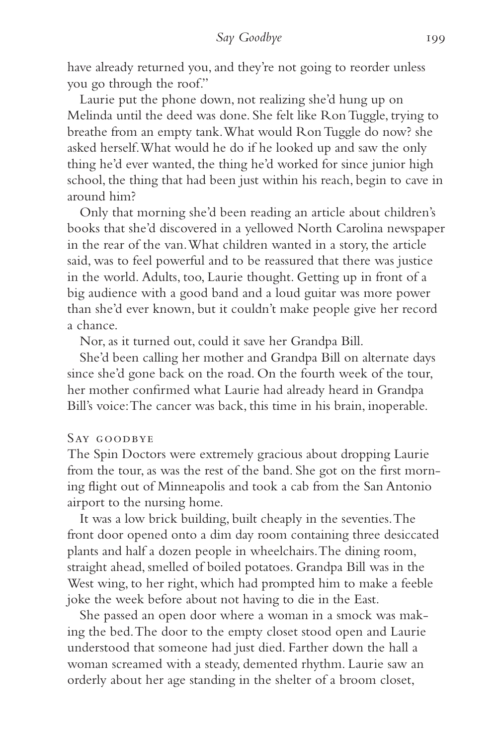have already returned you, and they're not going to reorder unless you go through the roof."

Laurie put the phone down, not realizing she'd hung up on Melinda until the deed was done. She felt like Ron Tuggle, trying to breathe from an empty tank. What would Ron Tuggle do now? she asked herself. What would he do if he looked up and saw the only thing he'd ever wanted, the thing he'd worked for since junior high school, the thing that had been just within his reach, begin to cave in around him?

Only that morning she'd been reading an article about children's books that she'd discovered in a yellowed North Carolina newspaper in the rear of the van. What children wanted in a story, the article said, was to feel powerful and to be reassured that there was justice in the world. Adults, too, Laurie thought. Getting up in front of a big audience with a good band and a loud guitar was more power than she'd ever known, but it couldn't make people give her record a chance.

Nor, as it turned out, could it save her Grandpa Bill.

She'd been calling her mother and Grandpa Bill on alternate days since she'd gone back on the road. On the fourth week of the tour, her mother confirmed what Laurie had already heard in Grandpa Bill's voice: The cancer was back, this time in his brain, inoperable.

Say goodbye

The Spin Doctors were extremely gracious about dropping Laurie from the tour, as was the rest of the band. She got on the first morning flight out of Minneapolis and took a cab from the San Antonio airport to the nursing home.

It was a low brick building, built cheaply in the seventies. The front door opened onto a dim day room containing three desiccated plants and half a dozen people in wheelchairs. The dining room, straight ahead, smelled of boiled potatoes. Grandpa Bill was in the West wing, to her right, which had prompted him to make a feeble joke the week before about not having to die in the East.

She passed an open door where a woman in a smock was making the bed. The door to the empty closet stood open and Laurie understood that someone had just died. Farther down the hall a woman screamed with a steady, demented rhythm. Laurie saw an orderly about her age standing in the shelter of a broom closet,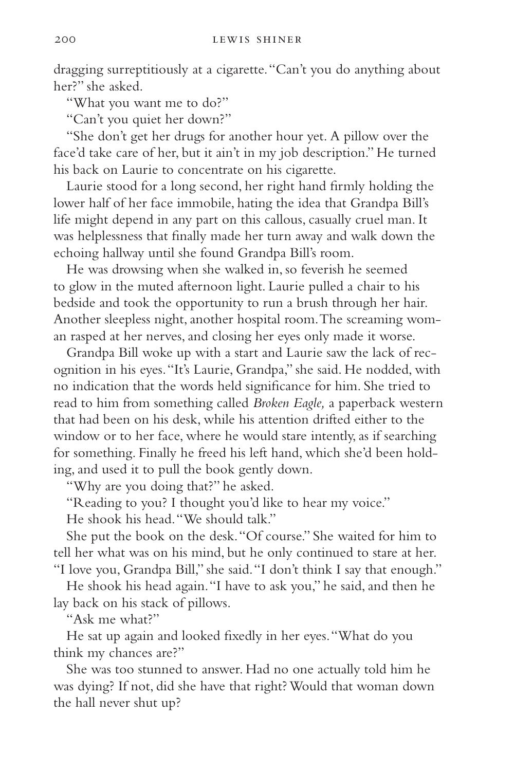dragging surreptitiously at a cigarette. "Can't you do anything about her?" she asked.

"What you want me to do?"

"Can't you quiet her down?"

"She don't get her drugs for another hour yet. A pillow over the face'd take care of her, but it ain't in my job description." He turned his back on Laurie to concentrate on his cigarette.

Laurie stood for a long second, her right hand firmly holding the lower half of her face immobile, hating the idea that Grandpa Bill's life might depend in any part on this callous, casually cruel man. It was helplessness that finally made her turn away and walk down the echoing hallway until she found Grandpa Bill's room.

He was drowsing when she walked in, so feverish he seemed to glow in the muted afternoon light. Laurie pulled a chair to his bedside and took the opportunity to run a brush through her hair. Another sleepless night, another hospital room. The screaming woman rasped at her nerves, and closing her eyes only made it worse.

Grandpa Bill woke up with a start and Laurie saw the lack of recognition in his eyes. "It's Laurie, Grandpa," she said. He nodded, with no indication that the words held significance for him. She tried to read to him from something called *Broken Eagle,* a paperback western that had been on his desk, while his attention drifted either to the window or to her face, where he would stare intently, as if searching for something. Finally he freed his left hand, which she'd been holding, and used it to pull the book gently down.

"Why are you doing that?" he asked.

"Reading to you? I thought you'd like to hear my voice."

He shook his head. "We should talk."

She put the book on the desk. "Of course." She waited for him to tell her what was on his mind, but he only continued to stare at her. "I love you, Grandpa Bill," she said. "I don't think I say that enough."

He shook his head again. "I have to ask you," he said, and then he lay back on his stack of pillows.

"Ask me what?"

He sat up again and looked fixedly in her eyes. "What do you think my chances are?"

She was too stunned to answer. Had no one actually told him he was dying? If not, did she have that right? Would that woman down the hall never shut up?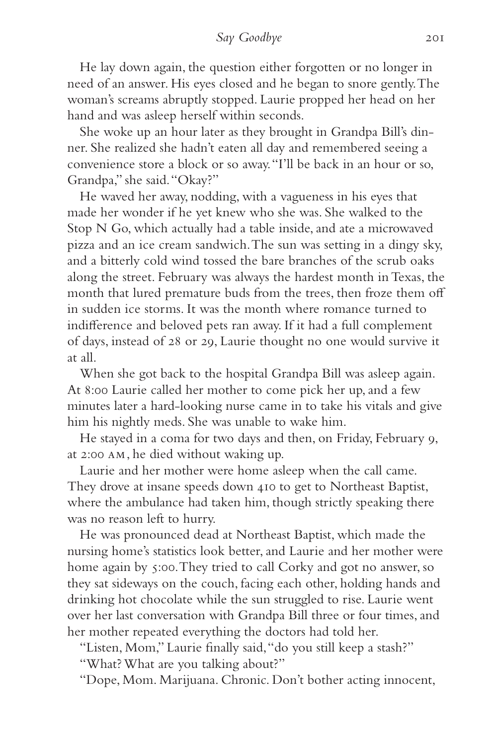He lay down again, the question either forgotten or no longer in need of an answer. His eyes closed and he began to snore gently. The woman's screams abruptly stopped. Laurie propped her head on her hand and was asleep herself within seconds.

She woke up an hour later as they brought in Grandpa Bill's dinner. She realized she hadn't eaten all day and remembered seeing a convenience store a block or so away. "I'll be back in an hour or so, Grandpa," she said. "Okay?"

He waved her away, nodding, with a vagueness in his eyes that made her wonder if he yet knew who she was. She walked to the Stop N Go, which actually had a table inside, and ate a microwaved pizza and an ice cream sandwich. The sun was setting in a dingy sky, and a bitterly cold wind tossed the bare branches of the scrub oaks along the street. February was always the hardest month in Texas, the month that lured premature buds from the trees, then froze them off in sudden ice storms. It was the month where romance turned to indifference and beloved pets ran away. If it had a full complement of days, instead of 28 or 29, Laurie thought no one would survive it at all.

When she got back to the hospital Grandpa Bill was asleep again. At 8:00 Laurie called her mother to come pick her up, and a few minutes later a hard-looking nurse came in to take his vitals and give him his nightly meds. She was unable to wake him.

He stayed in a coma for two days and then, on Friday, February 9, at 2:00 AM, he died without waking up.

Laurie and her mother were home asleep when the call came. They drove at insane speeds down 410 to get to Northeast Baptist, where the ambulance had taken him, though strictly speaking there was no reason left to hurry.

He was pronounced dead at Northeast Baptist, which made the nursing home's statistics look better, and Laurie and her mother were home again by 5:00. They tried to call Corky and got no answer, so they sat sideways on the couch, facing each other, holding hands and drinking hot chocolate while the sun struggled to rise. Laurie went over her last conversation with Grandpa Bill three or four times, and her mother repeated everything the doctors had told her.

"Listen, Mom," Laurie finally said, "do you still keep a stash?"

"What? What are you talking about?"

"Dope, Mom. Marijuana. Chronic. Don't bother acting innocent,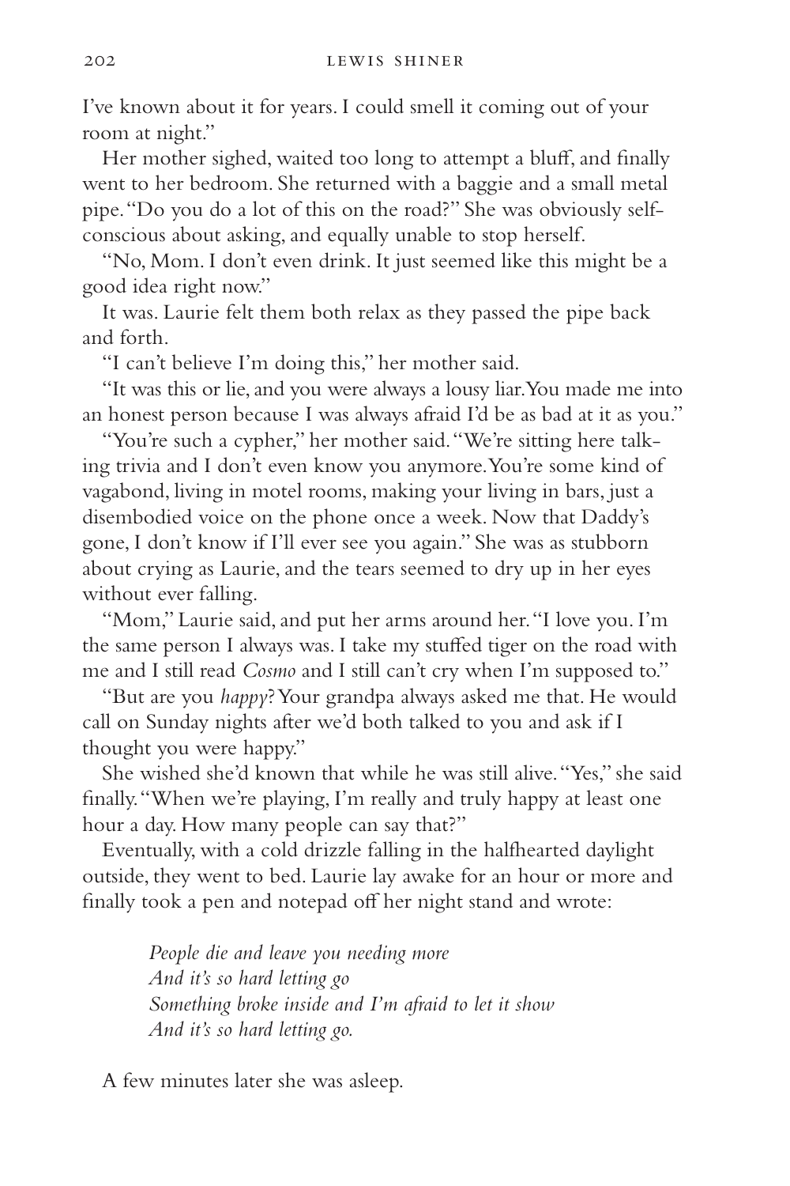I've known about it for years. I could smell it coming out of your room at night."

Her mother sighed, waited too long to attempt a bluff, and finally went to her bedroom. She returned with a baggie and a small metal pipe. "Do you do a lot of this on the road?" She was obviously self-conscious about asking, and equally unable to stop herself.

"No, Mom. I don't even drink. It just seemed like this might be a good idea right now."

It was. Laurie felt them both relax as they passed the pipe back and forth.

"I can't believe I'm doing this," her mother said.

"It was this or lie, and you were always a lousy liar. You made me into an honest person because I was always afraid I'd be as bad at it as you."

"You're such a cypher," her mother said. "We're sitting here talking trivia and I don't even know you anymore. You're some kind of vagabond, living in motel rooms, making your living in bars, just a disembodied voice on the phone once a week. Now that Daddy's gone, I don't know if I'll ever see you again." She was as stubborn about crying as Laurie, and the tears seemed to dry up in her eyes without ever falling.

"Mom," Laurie said, and put her arms around her. "I love you. I'm the same person I always was. I take my stuffed tiger on the road with me and I still read *Cosmo* and I still can't cry when I'm supposed to."

"But are you *happy*? Your grandpa always asked me that. He would call on Sunday nights after we'd both talked to you and ask if I thought you were happy."

She wished she'd known that while he was still alive. "Yes," she said finally. "When we're playing, I'm really and truly happy at least one hour a day. How many people can say that?"

Eventually, with a cold drizzle falling in the halfhearted daylight outside, they went to bed. Laurie lay awake for an hour or more and finally took a pen and notepad off her night stand and wrote:

> *People die and leave you needing more*
> *And it's so hard letting go*
> *Something broke inside and I'm afraid to let it show*
> *And it's so hard letting go.*

A few minutes later she was asleep.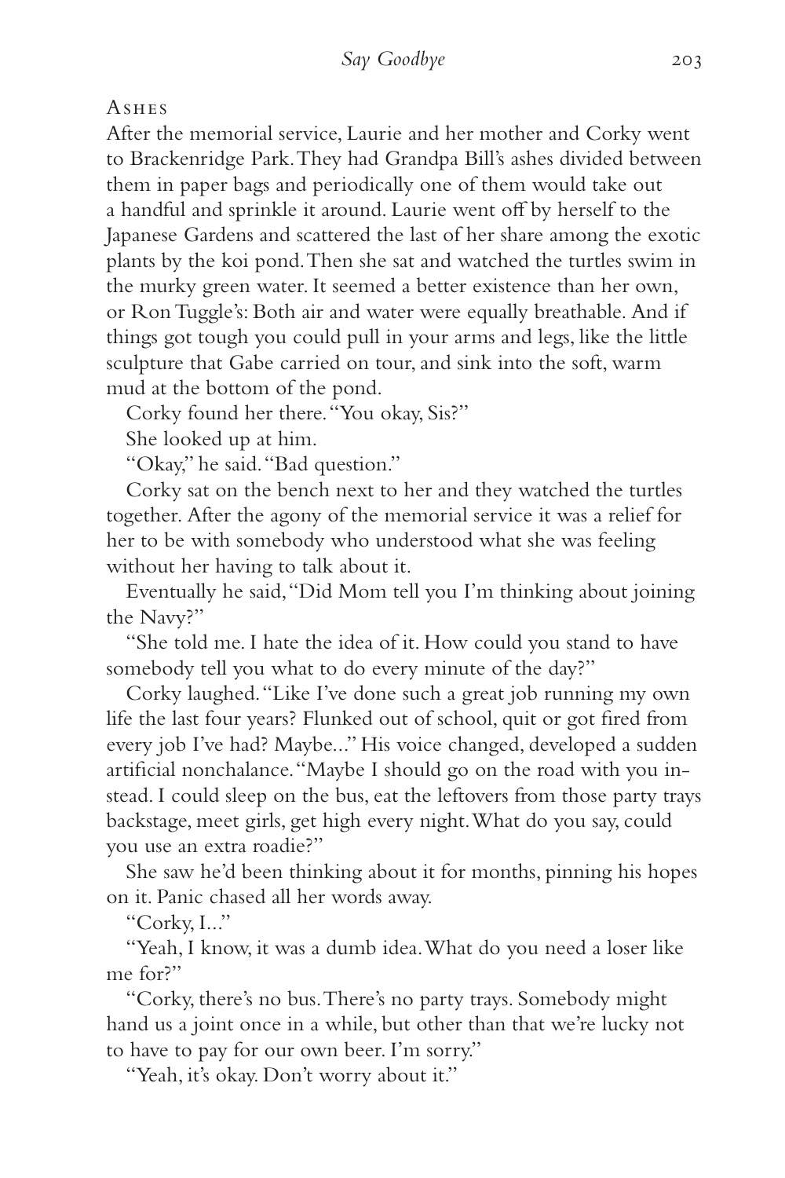### Ashes

After the memorial service, Laurie and her mother and Corky went to Brackenridge Park. They had Grandpa Bill's ashes divided between them in paper bags and periodically one of them would take out a handful and sprinkle it around. Laurie went off by herself to the Japanese Gardens and scattered the last of her share among the exotic plants by the koi pond. Then she sat and watched the turtles swim in the murky green water. It seemed a better existence than her own, or Ron Tuggle's: Both air and water were equally breathable. And if things got tough you could pull in your arms and legs, like the little sculpture that Gabe carried on tour, and sink into the soft, warm mud at the bottom of the pond.

Corky found her there. "You okay, Sis?"

She looked up at him.

"Okay," he said. "Bad question."

Corky sat on the bench next to her and they watched the turtles together. After the agony of the memorial service it was a relief for her to be with somebody who understood what she was feeling without her having to talk about it.

Eventually he said, "Did Mom tell you I'm thinking about joining the Navy?"

"She told me. I hate the idea of it. How could you stand to have somebody tell you what to do every minute of the day?"

Corky laughed. "Like I've done such a great job running my own life the last four years? Flunked out of school, quit or got fired from every job I've had? Maybe..." His voice changed, developed a sudden artificial nonchalance. "Maybe I should go on the road with you instead. I could sleep on the bus, eat the leftovers from those party trays backstage, meet girls, get high every night. What do you say, could you use an extra roadie?"

She saw he'd been thinking about it for months, pinning his hopes on it. Panic chased all her words away.

"Corky, I..."

"Yeah, I know, it was a dumb idea. What do you need a loser like me for?"

"Corky, there's no bus. There's no party trays. Somebody might hand us a joint once in a while, but other than that we're lucky not to have to pay for our own beer. I'm sorry."

"Yeah, it's okay. Don't worry about it."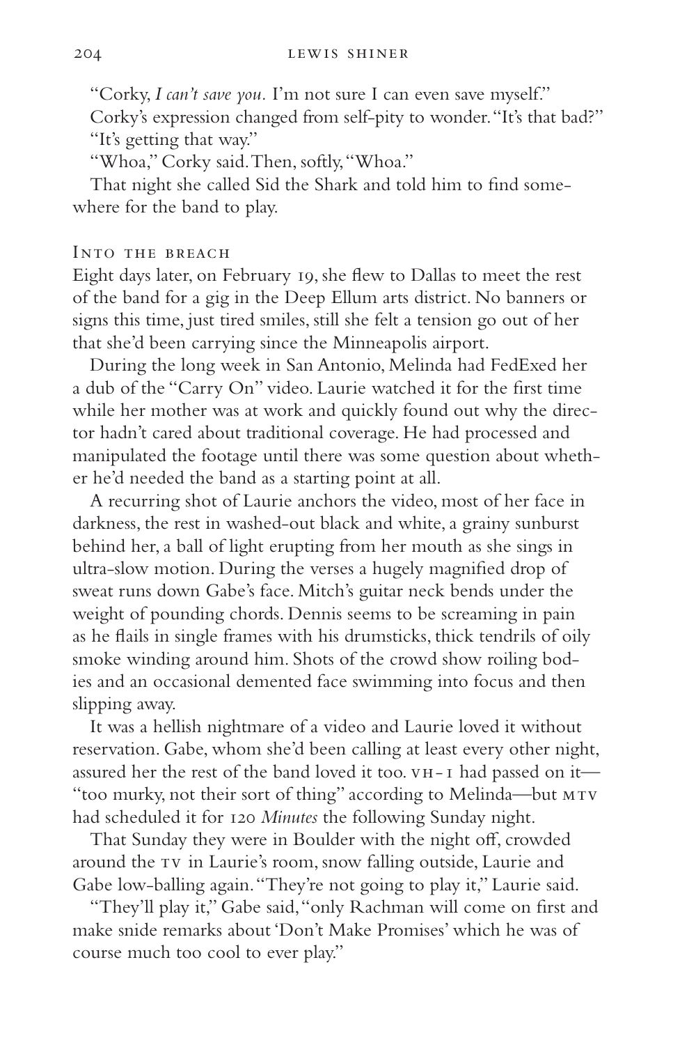"Corky, *I can't save you.* I'm not sure I can even save myself."

Corky's expression changed from self-pity to wonder. "It's that bad?"

"It's getting that way."

"Whoa," Corky said. Then, softly, "Whoa."

That night she called Sid the Shark and told him to find somewhere for the band to play.

### Into the breach

Eight days later, on February 19, she flew to Dallas to meet the rest of the band for a gig in the Deep Ellum arts district. No banners or signs this time, just tired smiles, still she felt a tension go out of her that she'd been carrying since the Minneapolis airport.

During the long week in San Antonio, Melinda had FedExed her a dub of the "Carry On" video. Laurie watched it for the first time while her mother was at work and quickly found out why the director hadn't cared about traditional coverage. He had processed and manipulated the footage until there was some question about whether he'd needed the band as a starting point at all.

A recurring shot of Laurie anchors the video, most of her face in darkness, the rest in washed-out black and white, a grainy sunburst behind her, a ball of light erupting from her mouth as she sings in ultra-slow motion. During the verses a hugely magnified drop of sweat runs down Gabe's face. Mitch's guitar neck bends under the weight of pounding chords. Dennis seems to be screaming in pain as he flails in single frames with his drumsticks, thick tendrils of oily smoke winding around him. Shots of the crowd show roiling bodies and an occasional demented face swimming into focus and then slipping away.

It was a hellish nightmare of a video and Laurie loved it without reservation. Gabe, whom she'd been calling at least every other night, assured her the rest of the band loved it too. VH-1 had passed on it—"too murky, not their sort of thing" according to Melinda—but MTV had scheduled it for *120 Minutes* the following Sunday night.

That Sunday they were in Boulder with the night off, crowded around the TV in Laurie's room, snow falling outside, Laurie and Gabe low-balling again. "They're not going to play it," Laurie said.

"They'll play it," Gabe said, "only Rachman will come on first and make snide remarks about 'Don't Make Promises' which he was of course much too cool to ever play."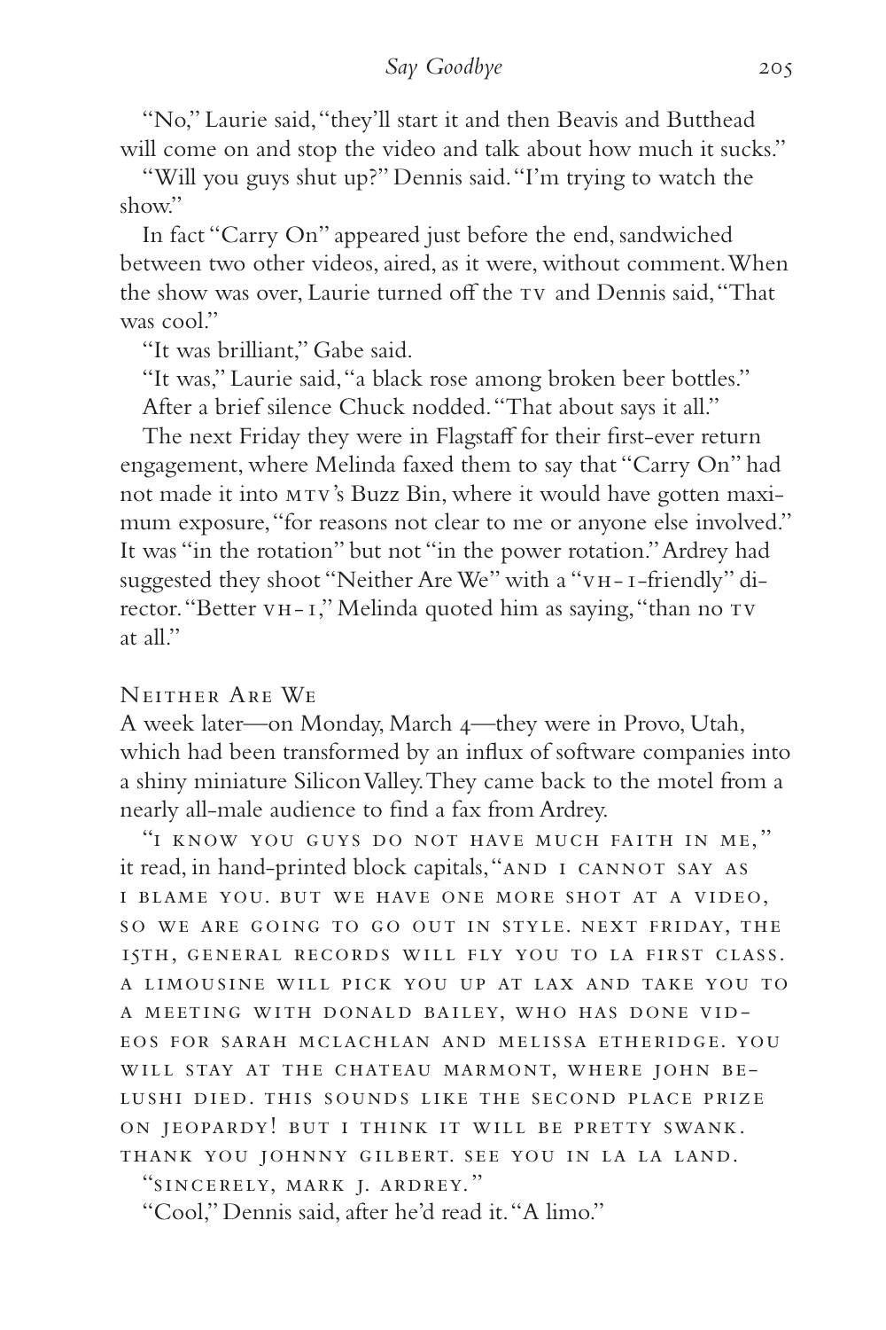"No," Laurie said, "they'll start it and then Beavis and Butthead will come on and stop the video and talk about how much it sucks."

"Will you guys shut up?" Dennis said. "I'm trying to watch the show."

In fact "Carry On" appeared just before the end, sandwiched between two other videos, aired, as it were, without comment. When the show was over, Laurie turned off the TV and Dennis said, "That was cool."

"It was brilliant," Gabe said.

"It was," Laurie said, "a black rose among broken beer bottles."

After a brief silence Chuck nodded. "That about says it all."

The next Friday they were in Flagstaff for their first-ever return engagement, where Melinda faxed them to say that "Carry On" had not made it into MTV's Buzz Bin, where it would have gotten maximum exposure, "for reasons not clear to me or anyone else involved." It was "in the rotation" but not "in the power rotation." Ardrey had suggested they shoot "Neither Are We" with a "VH-1-friendly" director. "Better VH-1," Melinda quoted him as saying, "than no TV at all."

## Neither Are We

A week later—on Monday, March 4—they were in Provo, Utah, which had been transformed by an influx of software companies into a shiny miniature Silicon Valley. They came back to the motel from a nearly all-male audience to find a fax from Ardrey.

"I KNOW YOU GUYS DO NOT HAVE MUCH FAITH IN ME," it read, in hand-printed block capitals, "AND I CANNOT SAY AS I BLAME YOU. BUT WE HAVE ONE MORE SHOT AT A VIDEO, SO WE ARE GOING TO GO OUT IN STYLE. NEXT FRIDAY, THE 15TH, GENERAL RECORDS WILL FLY YOU TO LA FIRST CLASS. A LIMOUSINE WILL PICK YOU UP AT LAX AND TAKE YOU TO A MEETING WITH DONALD BAILEY, WHO HAS DONE VIDEOS FOR SARAH MCLACHLAN AND MELISSA ETHERIDGE. YOU WILL STAY AT THE CHATEAU MARMONT, WHERE JOHN BELUSHI DIED. THIS SOUNDS LIKE THE SECOND PLACE PRIZE ON JEOPARDY! BUT I THINK IT WILL BE PRETTY SWANK. THANK YOU JOHNNY GILBERT. SEE YOU IN LA LA LAND.

"SINCERELY, MARK J. ARDREY."

"Cool," Dennis said, after he'd read it. "A limo."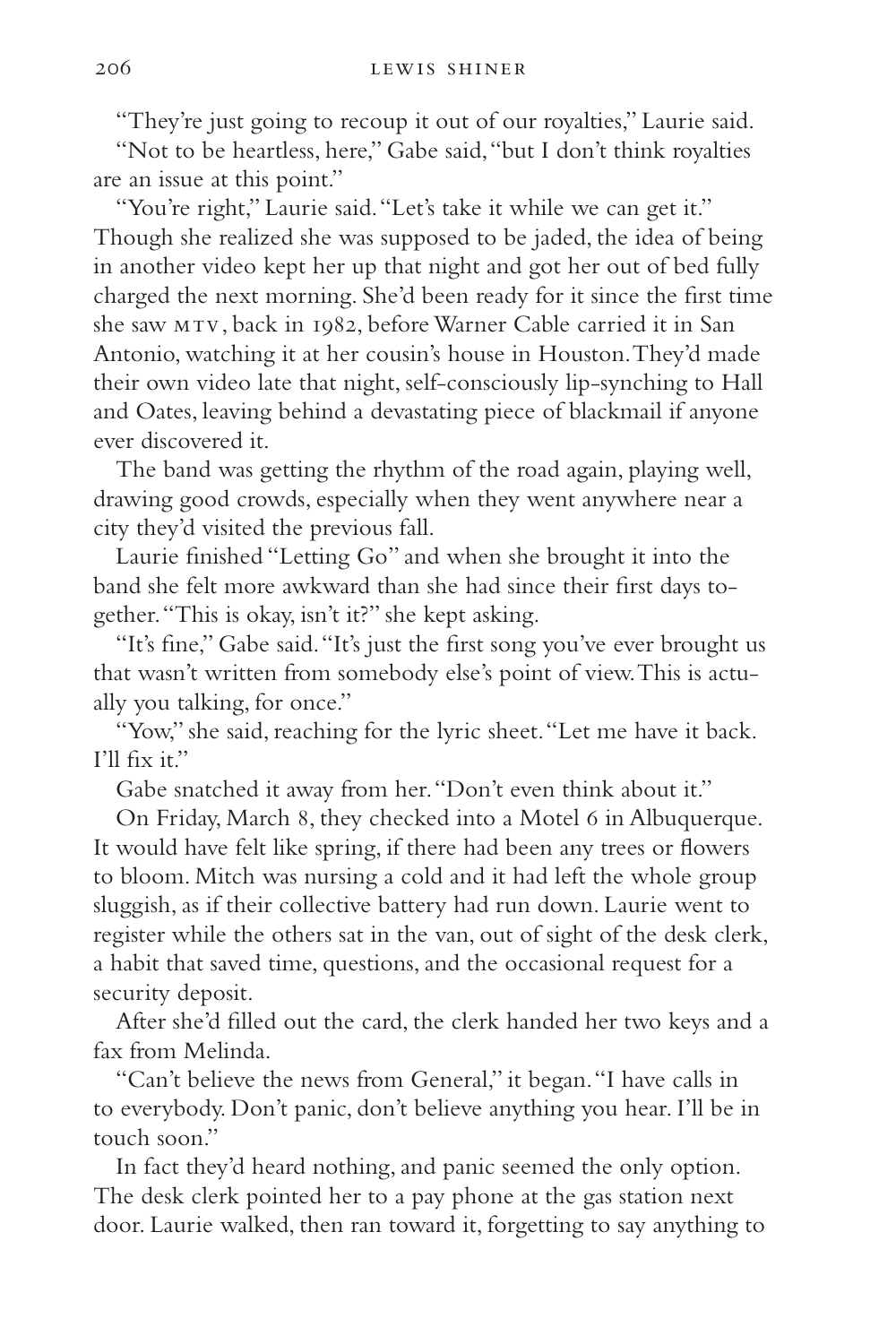"They're just going to recoup it out of our royalties," Laurie said.

"Not to be heartless, here," Gabe said, "but I don't think royalties are an issue at this point."

"You're right," Laurie said. "Let's take it while we can get it." Though she realized she was supposed to be jaded, the idea of being in another video kept her up that night and got her out of bed fully charged the next morning. She'd been ready for it since the first time she saw MTV, back in 1982, before Warner Cable carried it in San Antonio, watching it at her cousin's house in Houston. They'd made their own video late that night, self-consciously lip-synching to Hall and Oates, leaving behind a devastating piece of blackmail if anyone ever discovered it.

The band was getting the rhythm of the road again, playing well, drawing good crowds, especially when they went anywhere near a city they'd visited the previous fall.

Laurie finished "Letting Go" and when she brought it into the band she felt more awkward than she had since their first days together. "This is okay, isn't it?" she kept asking.

"It's fine," Gabe said. "It's just the first song you've ever brought us that wasn't written from somebody else's point of view. This is actually you talking, for once."

"Yow," she said, reaching for the lyric sheet. "Let me have it back. I'll fix it."

Gabe snatched it away from her. "Don't even think about it."

On Friday, March 8, they checked into a Motel 6 in Albuquerque. It would have felt like spring, if there had been any trees or flowers to bloom. Mitch was nursing a cold and it had left the whole group sluggish, as if their collective battery had run down. Laurie went to register while the others sat in the van, out of sight of the desk clerk, a habit that saved time, questions, and the occasional request for a security deposit.

After she'd filled out the card, the clerk handed her two keys and a fax from Melinda.

"Can't believe the news from General," it began. "I have calls in to everybody. Don't panic, don't believe anything you hear. I'll be in touch soon."

In fact they'd heard nothing, and panic seemed the only option. The desk clerk pointed her to a pay phone at the gas station next door. Laurie walked, then ran toward it, forgetting to say anything to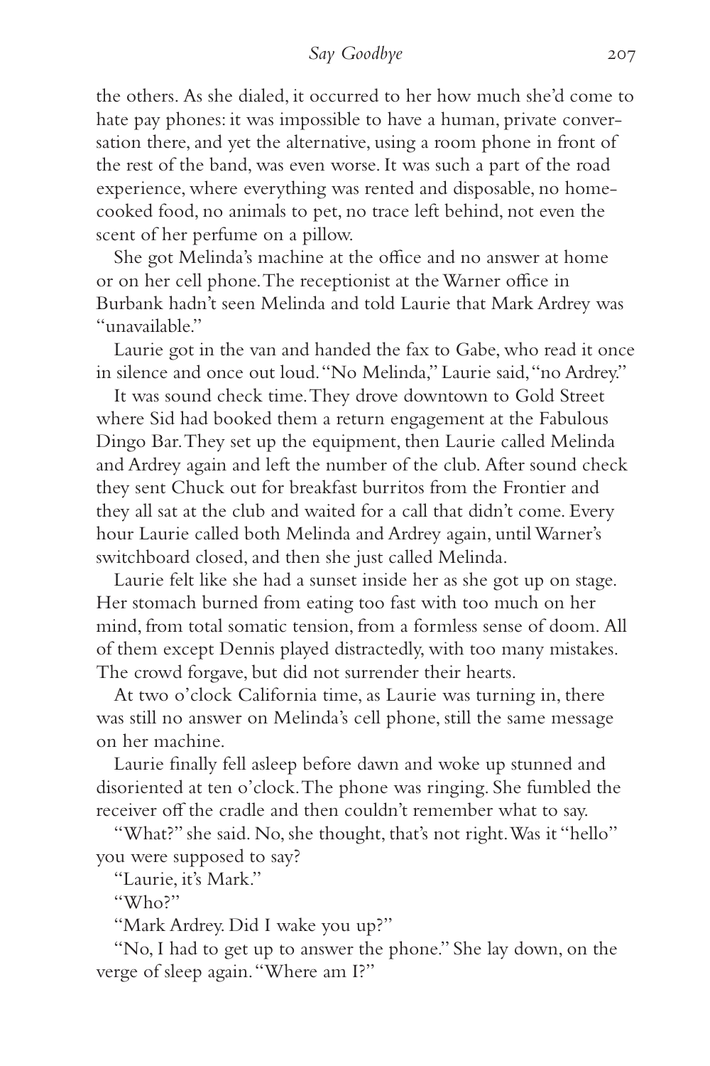the others. As she dialed, it occurred to her how much she'd come to hate pay phones: it was impossible to have a human, private conversation there, and yet the alternative, using a room phone in front of the rest of the band, was even worse. It was such a part of the road experience, where everything was rented and disposable, no home-cooked food, no animals to pet, no trace left behind, not even the scent of her perfume on a pillow.

She got Melinda's machine at the office and no answer at home or on her cell phone. The receptionist at the Warner office in Burbank hadn't seen Melinda and told Laurie that Mark Ardrey was "unavailable."

Laurie got in the van and handed the fax to Gabe, who read it once in silence and once out loud. "No Melinda," Laurie said, "no Ardrey."

It was sound check time. They drove downtown to Gold Street where Sid had booked them a return engagement at the Fabulous Dingo Bar. They set up the equipment, then Laurie called Melinda and Ardrey again and left the number of the club. After sound check they sent Chuck out for breakfast burritos from the Frontier and they all sat at the club and waited for a call that didn't come. Every hour Laurie called both Melinda and Ardrey again, until Warner's switchboard closed, and then she just called Melinda.

Laurie felt like she had a sunset inside her as she got up on stage. Her stomach burned from eating too fast with too much on her mind, from total somatic tension, from a formless sense of doom. All of them except Dennis played distractedly, with too many mistakes. The crowd forgave, but did not surrender their hearts.

At two o'clock California time, as Laurie was turning in, there was still no answer on Melinda's cell phone, still the same message on her machine.

Laurie finally fell asleep before dawn and woke up stunned and disoriented at ten o'clock. The phone was ringing. She fumbled the receiver off the cradle and then couldn't remember what to say.

"What?" she said. No, she thought, that's not right. Was it "hello" you were supposed to say?

"Laurie, it's Mark."

"Who?"

"Mark Ardrey. Did I wake you up?"

"No, I had to get up to answer the phone." She lay down, on the verge of sleep again. "Where am I?"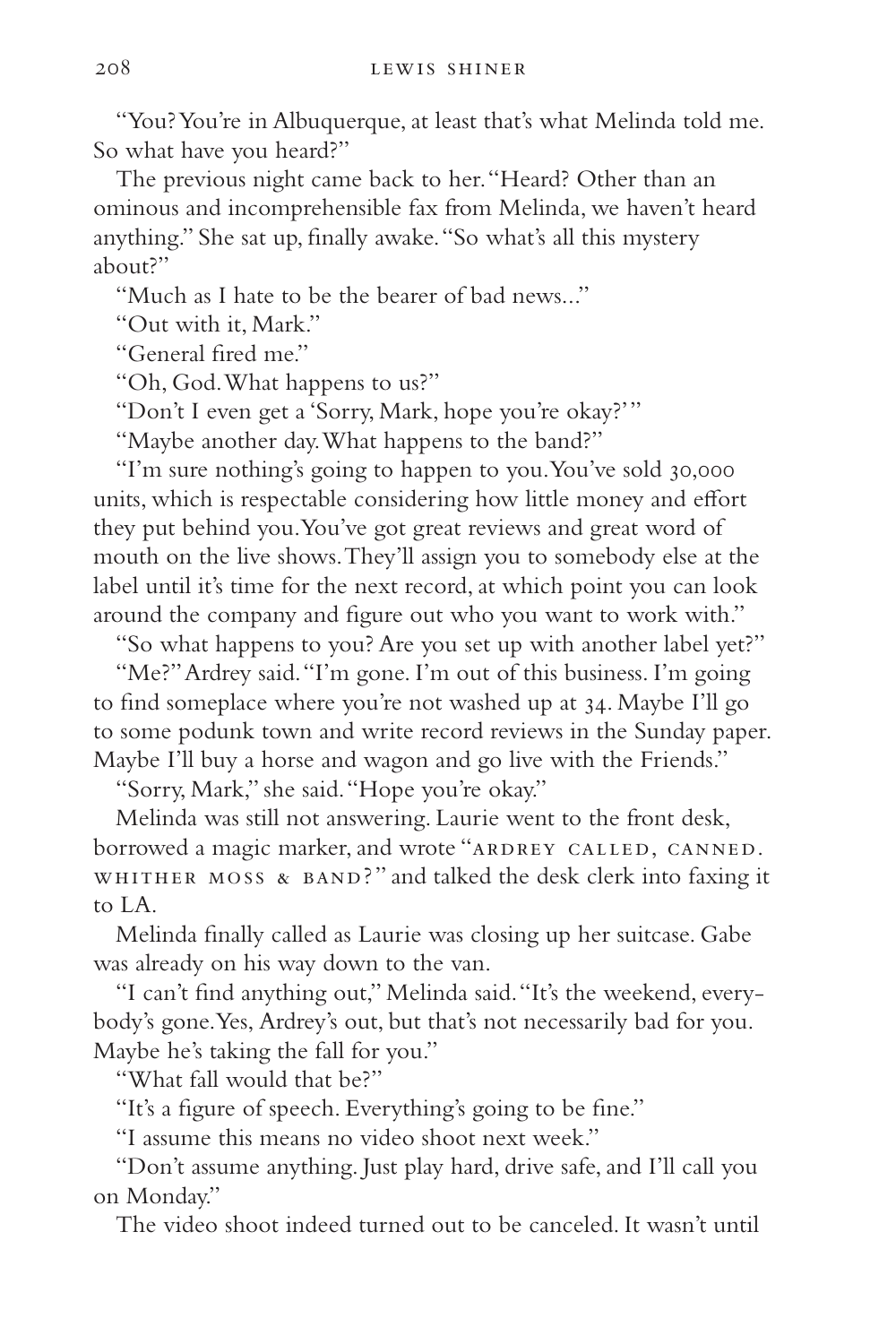"You? You're in Albuquerque, at least that's what Melinda told me. So what have you heard?"

The previous night came back to her. "Heard? Other than an ominous and incomprehensible fax from Melinda, we haven't heard anything." She sat up, finally awake. "So what's all this mystery about?"

"Much as I hate to be the bearer of bad news..."

"Out with it, Mark."

"General fired me."

"Oh, God. What happens to us?"

"Don't I even get a 'Sorry, Mark, hope you're okay?'"

"Maybe another day. What happens to the band?"

"I'm sure nothing's going to happen to you. You've sold 30,000 units, which is respectable considering how little money and effort they put behind you. You've got great reviews and great word of mouth on the live shows. They'll assign you to somebody else at the label until it's time for the next record, at which point you can look around the company and figure out who you want to work with."

"So what happens to you? Are you set up with another label yet?"

"Me?" Ardrey said. "I'm gone. I'm out of this business. I'm going to find someplace where you're not washed up at 34. Maybe I'll go to some podunk town and write record reviews in the Sunday paper. Maybe I'll buy a horse and wagon and go live with the Friends."

"Sorry, Mark," she said. "Hope you're okay."

Melinda was still not answering. Laurie went to the front desk, borrowed a magic marker, and wrote "ARDREY CALLED, CANNED. WHITHER MOSS & BAND?" and talked the desk clerk into faxing it to LA.

Melinda finally called as Laurie was closing up her suitcase. Gabe was already on his way down to the van.

"I can't find anything out," Melinda said. "It's the weekend, everybody's gone. Yes, Ardrey's out, but that's not necessarily bad for you. Maybe he's taking the fall for you."

"What fall would that be?"

"It's a figure of speech. Everything's going to be fine."

"I assume this means no video shoot next week."

"Don't assume anything. Just play hard, drive safe, and I'll call you on Monday."

The video shoot indeed turned out to be canceled. It wasn't until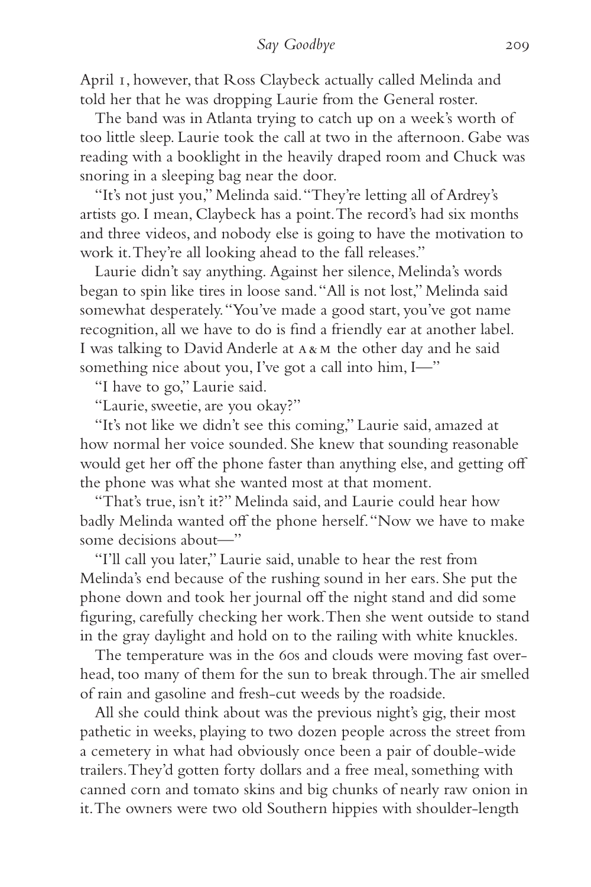April 1, however, that Ross Claybeck actually called Melinda and told her that he was dropping Laurie from the General roster.

The band was in Atlanta trying to catch up on a week's worth of too little sleep. Laurie took the call at two in the afternoon. Gabe was reading with a booklight in the heavily draped room and Chuck was snoring in a sleeping bag near the door.

"It's not just you," Melinda said. "They're letting all of Ardrey's artists go. I mean, Claybeck has a point. The record's had six months and three videos, and nobody else is going to have the motivation to work it. They're all looking ahead to the fall releases."

Laurie didn't say anything. Against her silence, Melinda's words began to spin like tires in loose sand. "All is not lost," Melinda said somewhat desperately. "You've made a good start, you've got name recognition, all we have to do is find a friendly ear at another label. I was talking to David Anderle at A&M the other day and he said something nice about you, I've got a call into him, I—"

"I have to go," Laurie said.

"Laurie, sweetie, are you okay?"

"It's not like we didn't see this coming," Laurie said, amazed at how normal her voice sounded. She knew that sounding reasonable would get her off the phone faster than anything else, and getting off the phone was what she wanted most at that moment.

"That's true, isn't it?" Melinda said, and Laurie could hear how badly Melinda wanted off the phone herself. "Now we have to make some decisions about—"

"I'll call you later," Laurie said, unable to hear the rest from Melinda's end because of the rushing sound in her ears. She put the phone down and took her journal off the night stand and did some figuring, carefully checking her work. Then she went outside to stand in the gray daylight and hold on to the railing with white knuckles.

The temperature was in the 60s and clouds were moving fast overhead, too many of them for the sun to break through. The air smelled of rain and gasoline and fresh-cut weeds by the roadside.

All she could think about was the previous night's gig, their most pathetic in weeks, playing to two dozen people across the street from a cemetery in what had obviously once been a pair of double-wide trailers. They'd gotten forty dollars and a free meal, something with canned corn and tomato skins and big chunks of nearly raw onion in it. The owners were two old Southern hippies with shoulder-length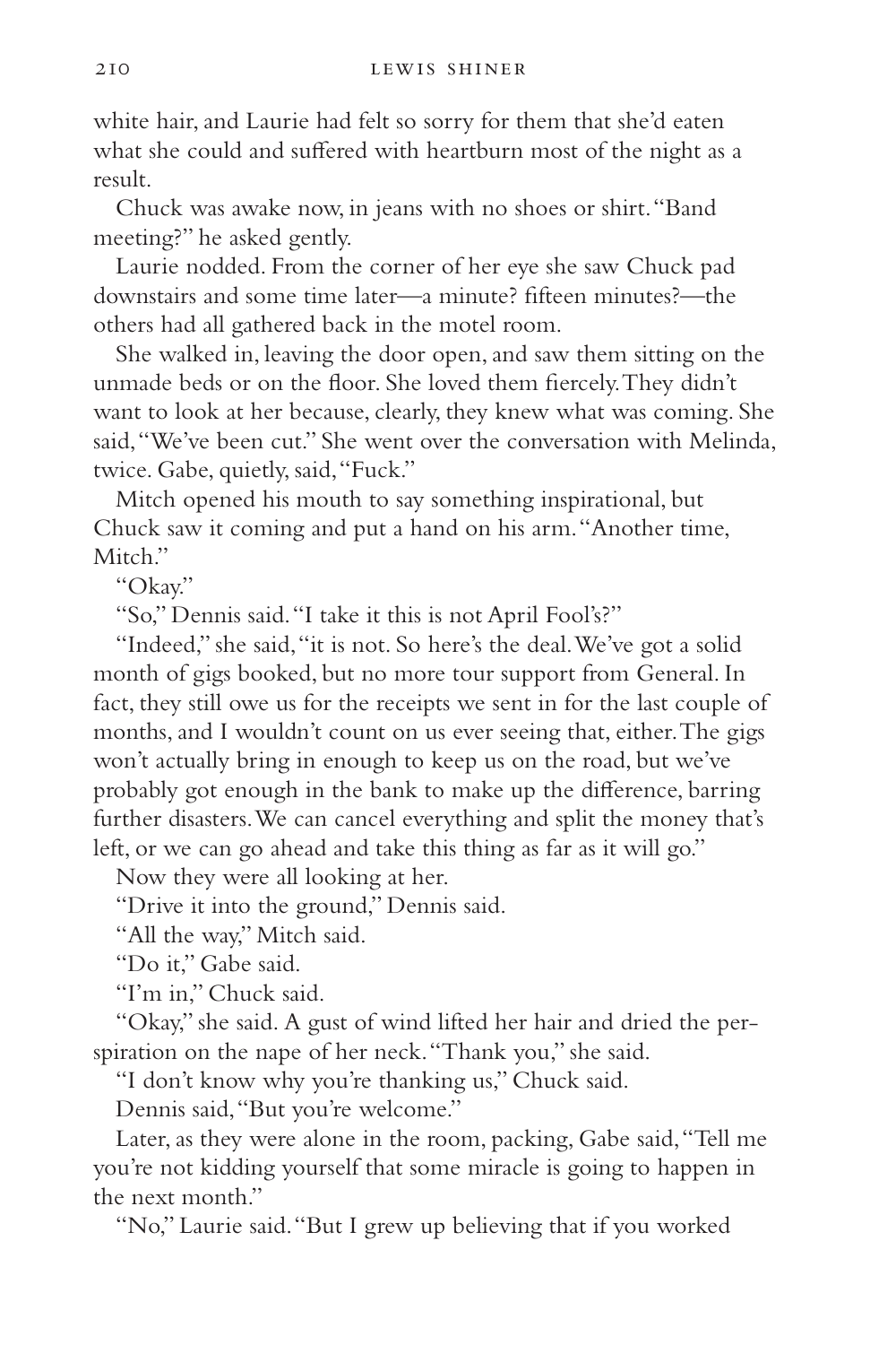white hair, and Laurie had felt so sorry for them that she'd eaten what she could and suffered with heartburn most of the night as a result.

Chuck was awake now, in jeans with no shoes or shirt. "Band meeting?" he asked gently.

Laurie nodded. From the corner of her eye she saw Chuck pad downstairs and some time later—a minute? fifteen minutes?—the others had all gathered back in the motel room.

She walked in, leaving the door open, and saw them sitting on the unmade beds or on the floor. She loved them fiercely. They didn't want to look at her because, clearly, they knew what was coming. She said, "We've been cut." She went over the conversation with Melinda, twice. Gabe, quietly, said, "Fuck."

Mitch opened his mouth to say something inspirational, but Chuck saw it coming and put a hand on his arm. "Another time, Mitch."

"Okay."

"So," Dennis said. "I take it this is not April Fool's?"

"Indeed," she said, "it is not. So here's the deal. We've got a solid month of gigs booked, but no more tour support from General. In fact, they still owe us for the receipts we sent in for the last couple of months, and I wouldn't count on us ever seeing that, either. The gigs won't actually bring in enough to keep us on the road, but we've probably got enough in the bank to make up the difference, barring further disasters. We can cancel everything and split the money that's left, or we can go ahead and take this thing as far as it will go."

Now they were all looking at her.

"Drive it into the ground," Dennis said.

"All the way," Mitch said.

"Do it," Gabe said.

"I'm in," Chuck said.

"Okay," she said. A gust of wind lifted her hair and dried the perspiration on the nape of her neck. "Thank you," she said.

"I don't know why you're thanking us," Chuck said.

Dennis said, "But you're welcome."

Later, as they were alone in the room, packing, Gabe said, "Tell me you're not kidding yourself that some miracle is going to happen in the next month."

"No," Laurie said. "But I grew up believing that if you worked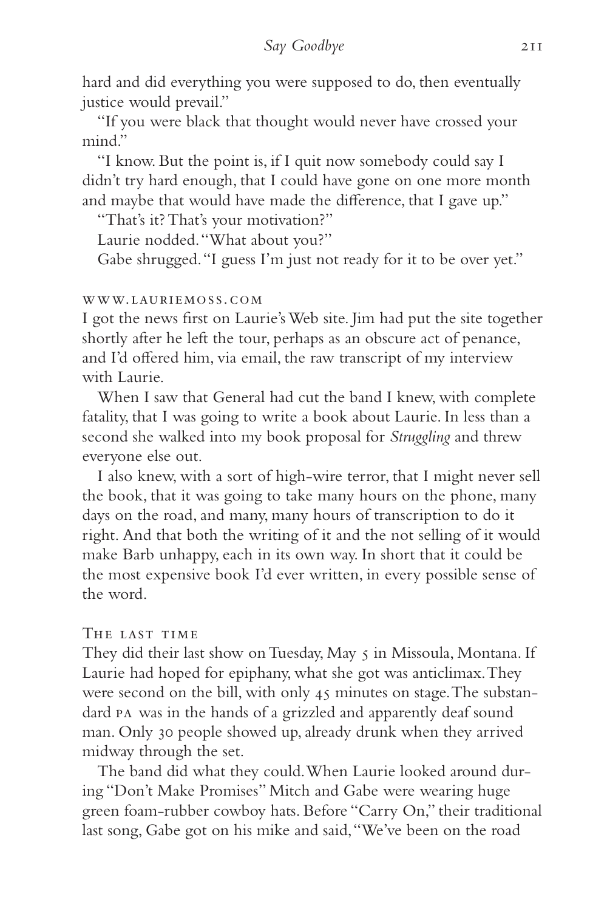hard and did everything you were supposed to do, then eventually justice would prevail."

"If you were black that thought would never have crossed your mind."

"I know. But the point is, if I quit now somebody could say I didn't try hard enough, that I could have gone on one more month and maybe that would have made the difference, that I gave up."

"That's it? That's your motivation?"

Laurie nodded. "What about you?"

Gabe shrugged. "I guess I'm just not ready for it to be over yet."

WWW.LAURIEMOSS.COM

I got the news first on Laurie's Web site. Jim had put the site together shortly after he left the tour, perhaps as an obscure act of penance, and I'd offered him, via email, the raw transcript of my interview with Laurie.

When I saw that General had cut the band I knew, with complete fatality, that I was going to write a book about Laurie. In less than a second she walked into my book proposal for *Struggling* and threw everyone else out.

I also knew, with a sort of high-wire terror, that I might never sell the book, that it was going to take many hours on the phone, many days on the road, and many, many hours of transcription to do it right. And that both the writing of it and the not selling of it would make Barb unhappy, each in its own way. In short that it could be the most expensive book I'd ever written, in every possible sense of the word.

THE LAST TIME

They did their last show on Tuesday, May 5 in Missoula, Montana. If Laurie had hoped for epiphany, what she got was anticlimax. They were second on the bill, with only 45 minutes on stage. The substandard PA was in the hands of a grizzled and apparently deaf sound man. Only 30 people showed up, already drunk when they arrived midway through the set.

The band did what they could. When Laurie looked around during "Don't Make Promises" Mitch and Gabe were wearing huge green foam-rubber cowboy hats. Before "Carry On," their traditional last song, Gabe got on his mike and said, "We've been on the road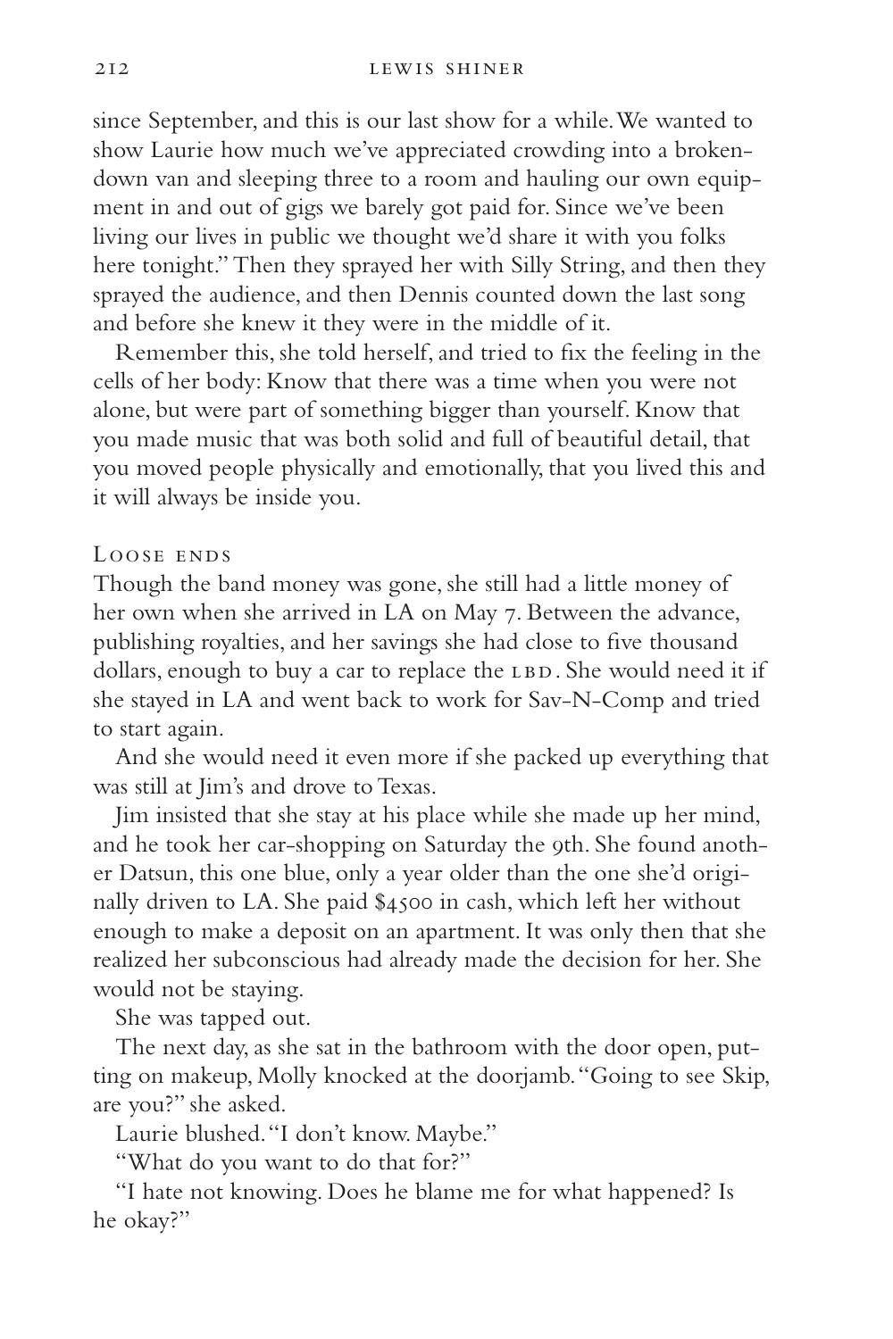since September, and this is our last show for a while. We wanted to show Laurie how much we've appreciated crowding into a broken-down van and sleeping three to a room and hauling our own equipment in and out of gigs we barely got paid for. Since we've been living our lives in public we thought we'd share it with you folks here tonight." Then they sprayed her with Silly String, and then they sprayed the audience, and then Dennis counted down the last song and before she knew it they were in the middle of it.

Remember this, she told herself, and tried to fix the feeling in the cells of her body: Know that there was a time when you were not alone, but were part of something bigger than yourself. Know that you made music that was both solid and full of beautiful detail, that you moved people physically and emotionally, that you lived this and it will always be inside you.

Loose ends

Though the band money was gone, she still had a little money of her own when she arrived in LA on May 7. Between the advance, publishing royalties, and her savings she had close to five thousand dollars, enough to buy a car to replace the LBD. She would need it if she stayed in LA and went back to work for Sav-N-Comp and tried to start again.

And she would need it even more if she packed up everything that was still at Jim's and drove to Texas.

Jim insisted that she stay at his place while she made up her mind, and he took her car-shopping on Saturday the 9th. She found another Datsun, this one blue, only a year older than the one she'd originally driven to LA. She paid $4500 in cash, which left her without enough to make a deposit on an apartment. It was only then that she realized her subconscious had already made the decision for her. She would not be staying.

She was tapped out.

The next day, as she sat in the bathroom with the door open, putting on makeup, Molly knocked at the doorjamb. "Going to see Skip, are you?" she asked.

Laurie blushed. "I don't know. Maybe."

"What do you want to do that for?"

"I hate not knowing. Does he blame me for what happened? Is he okay?"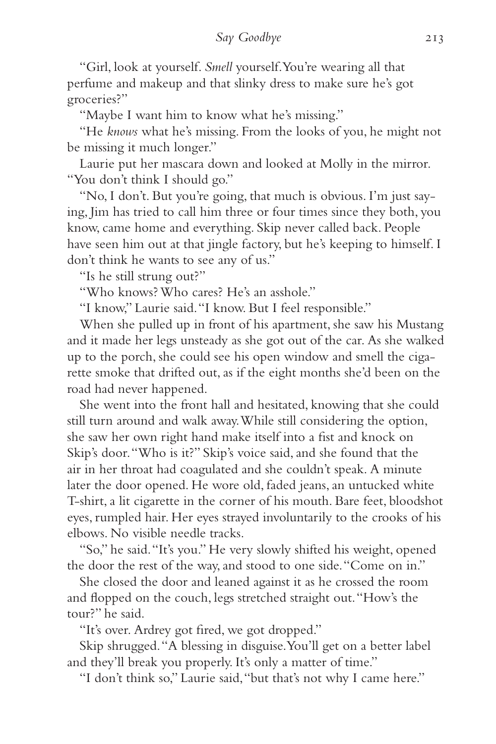"Girl, look at yourself. *Smell* yourself. You're wearing all that perfume and makeup and that slinky dress to make sure he's got groceries?"

"Maybe I want him to know what he's missing."

"He *knows* what he's missing. From the looks of you, he might not be missing it much longer."

Laurie put her mascara down and looked at Molly in the mirror. "You don't think I should go."

"No, I don't. But you're going, that much is obvious. I'm just saying, Jim has tried to call him three or four times since they both, you know, came home and everything. Skip never called back. People have seen him out at that jingle factory, but he's keeping to himself. I don't think he wants to see any of us."

"Is he still strung out?"

"Who knows? Who cares? He's an asshole."

"I know," Laurie said. "I know. But I feel responsible."

When she pulled up in front of his apartment, she saw his Mustang and it made her legs unsteady as she got out of the car. As she walked up to the porch, she could see his open window and smell the cigarette smoke that drifted out, as if the eight months she'd been on the road had never happened.

She went into the front hall and hesitated, knowing that she could still turn around and walk away. While still considering the option, she saw her own right hand make itself into a fist and knock on Skip's door. "Who is it?" Skip's voice said, and she found that the air in her throat had coagulated and she couldn't speak. A minute later the door opened. He wore old, faded jeans, an untucked white T-shirt, a lit cigarette in the corner of his mouth. Bare feet, bloodshot eyes, rumpled hair. Her eyes strayed involuntarily to the crooks of his elbows. No visible needle tracks.

"So," he said. "It's you." He very slowly shifted his weight, opened the door the rest of the way, and stood to one side. "Come on in."

She closed the door and leaned against it as he crossed the room and flopped on the couch, legs stretched straight out. "How's the tour?" he said.

"It's over. Ardrey got fired, we got dropped."

Skip shrugged. "A blessing in disguise. You'll get on a better label and they'll break you properly. It's only a matter of time."

"I don't think so," Laurie said, "but that's not why I came here."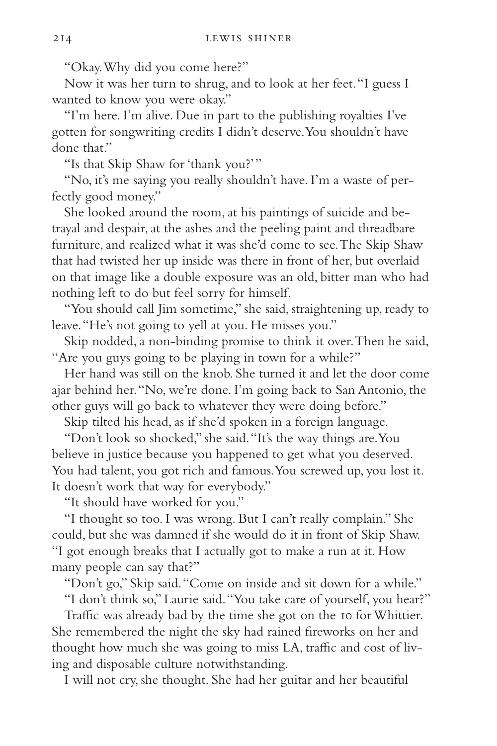"Okay. Why did you come here?"

Now it was her turn to shrug, and to look at her feet. "I guess I wanted to know you were okay."

"I'm here. I'm alive. Due in part to the publishing royalties I've gotten for songwriting credits I didn't deserve. You shouldn't have done that."

"Is that Skip Shaw for 'thank you?'"

"No, it's me saying you really shouldn't have. I'm a waste of perfectly good money."

She looked around the room, at his paintings of suicide and betrayal and despair, at the ashes and the peeling paint and threadbare furniture, and realized what it was she'd come to see. The Skip Shaw that had twisted her up inside was there in front of her, but overlaid on that image like a double exposure was an old, bitter man who had nothing left to do but feel sorry for himself.

"You should call Jim sometime," she said, straightening up, ready to leave. "He's not going to yell at you. He misses you."

Skip nodded, a non-binding promise to think it over. Then he said, "Are you guys going to be playing in town for a while?"

Her hand was still on the knob. She turned it and let the door come ajar behind her. "No, we're done. I'm going back to San Antonio, the other guys will go back to whatever they were doing before."

Skip tilted his head, as if she'd spoken in a foreign language.

"Don't look so shocked," she said. "It's the way things are. You believe in justice because you happened to get what you deserved. You had talent, you got rich and famous. You screwed up, you lost it. It doesn't work that way for everybody."

"It should have worked for you."

"I thought so too. I was wrong. But I can't really complain." She could, but she was damned if she would do it in front of Skip Shaw. "I got enough breaks that I actually got to make a run at it. How many people can say that?"

"Don't go," Skip said. "Come on inside and sit down for a while."

"I don't think so," Laurie said. "You take care of yourself, you hear?"

Traffic was already bad by the time she got on the 10 for Whittier. She remembered the night the sky had rained fireworks on her and thought how much she was going to miss LA, traffic and cost of living and disposable culture notwithstanding.

I will not cry, she thought. She had her guitar and her beautiful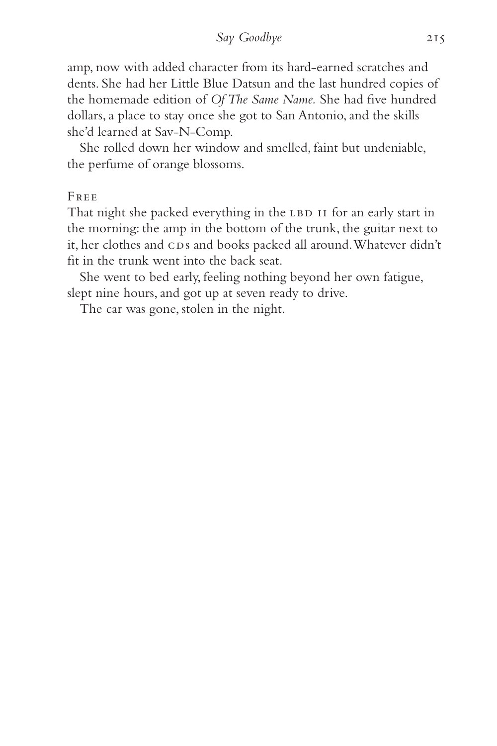amp, now with added character from its hard-earned scratches and dents. She had her Little Blue Datsun and the last hundred copies of the homemade edition of *Of The Same Name.* She had five hundred dollars, a place to stay once she got to San Antonio, and the skills she'd learned at Sav-N-Comp.

She rolled down her window and smelled, faint but undeniable, the perfume of orange blossoms.

### Free

That night she packed everything in the LBD II for an early start in the morning: the amp in the bottom of the trunk, the guitar next to it, her clothes and CDs and books packed all around. Whatever didn't fit in the trunk went into the back seat.

She went to bed early, feeling nothing beyond her own fatigue, slept nine hours, and got up at seven ready to drive.

The car was gone, stolen in the night.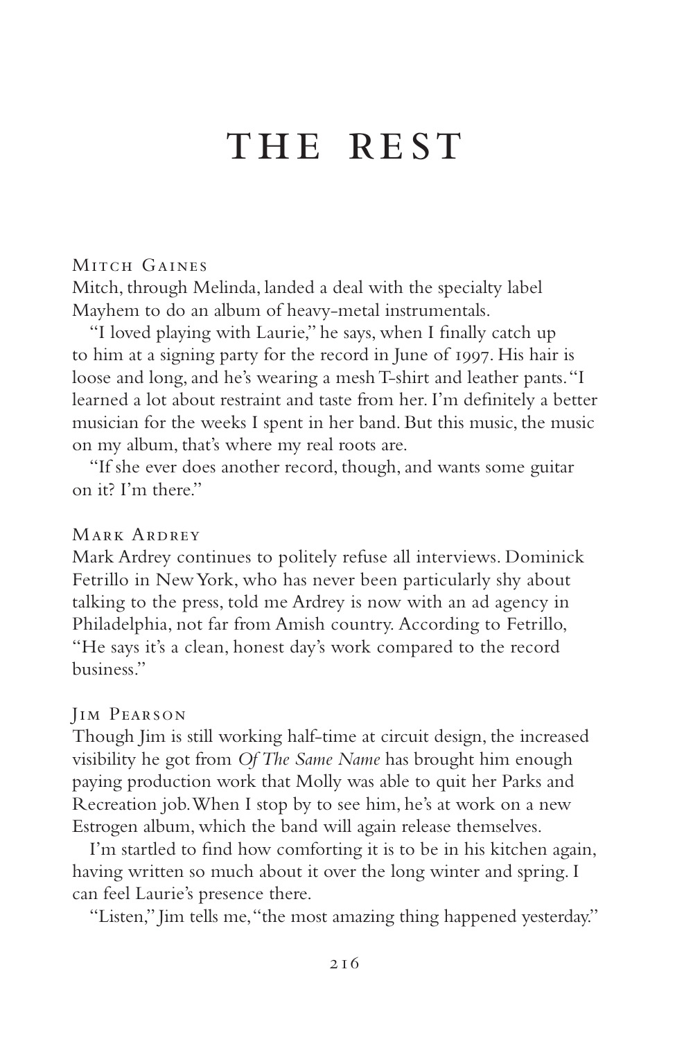# THE REST

### Mitch Gaines

Mitch, through Melinda, landed a deal with the specialty label Mayhem to do an album of heavy-metal instrumentals.

"I loved playing with Laurie," he says, when I finally catch up to him at a signing party for the record in June of 1997. His hair is loose and long, and he's wearing a mesh T-shirt and leather pants. "I learned a lot about restraint and taste from her. I'm definitely a better musician for the weeks I spent in her band. But this music, the music on my album, that's where my real roots are.

"If she ever does another record, though, and wants some guitar on it? I'm there."

### Mark Ardrey

Mark Ardrey continues to politely refuse all interviews. Dominick Fetrillo in New York, who has never been particularly shy about talking to the press, told me Ardrey is now with an ad agency in Philadelphia, not far from Amish country. According to Fetrillo, "He says it's a clean, honest day's work compared to the record business."

### Jim Pearson

Though Jim is still working half-time at circuit design, the increased visibility he got from *Of The Same Name* has brought him enough paying production work that Molly was able to quit her Parks and Recreation job. When I stop by to see him, he's at work on a new Estrogen album, which the band will again release themselves.

I'm startled to find how comforting it is to be in his kitchen again, having written so much about it over the long winter and spring. I can feel Laurie's presence there.

"Listen," Jim tells me, "the most amazing thing happened yesterday."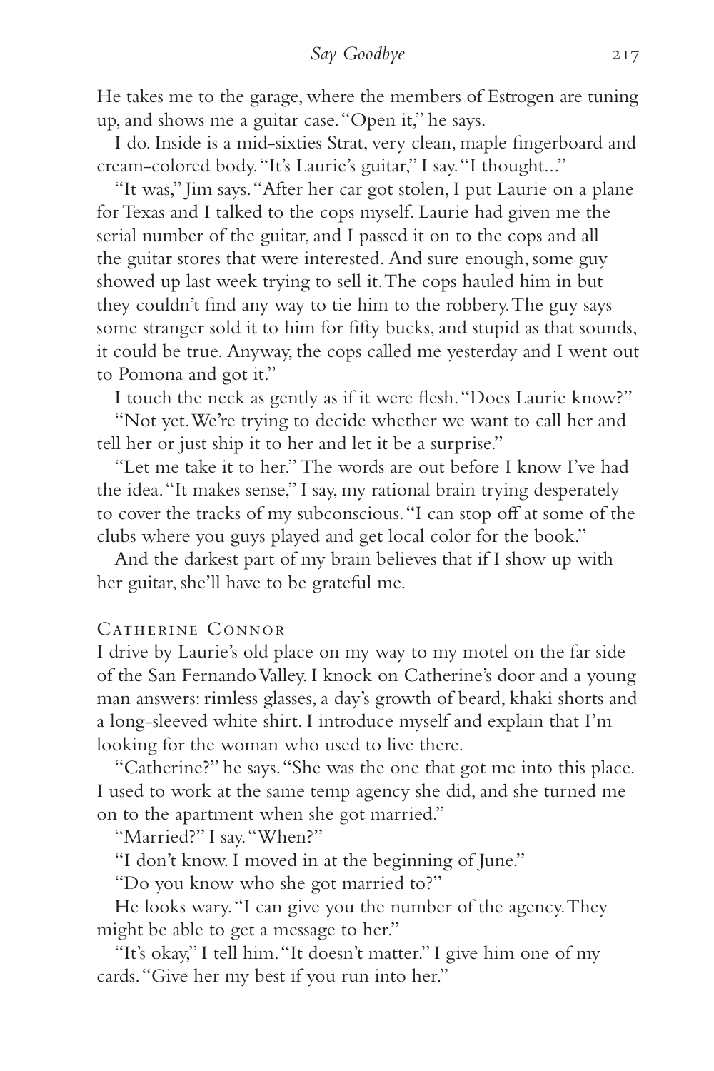He takes me to the garage, where the members of Estrogen are tuning up, and shows me a guitar case. "Open it," he says.

I do. Inside is a mid-sixties Strat, very clean, maple fingerboard and cream-colored body. "It's Laurie's guitar," I say. "I thought..."

"It was," Jim says. "After her car got stolen, I put Laurie on a plane for Texas and I talked to the cops myself. Laurie had given me the serial number of the guitar, and I passed it on to the cops and all the guitar stores that were interested. And sure enough, some guy showed up last week trying to sell it. The cops hauled him in but they couldn't find any way to tie him to the robbery. The guy says some stranger sold it to him for fifty bucks, and stupid as that sounds, it could be true. Anyway, the cops called me yesterday and I went out to Pomona and got it."

I touch the neck as gently as if it were flesh. "Does Laurie know?"

"Not yet. We're trying to decide whether we want to call her and tell her or just ship it to her and let it be a surprise."

"Let me take it to her." The words are out before I know I've had the idea. "It makes sense," I say, my rational brain trying desperately to cover the tracks of my subconscious. "I can stop off at some of the clubs where you guys played and get local color for the book."

And the darkest part of my brain believes that if I show up with her guitar, she'll have to be grateful me.

### Catherine Connor

I drive by Laurie's old place on my way to my motel on the far side of the San Fernando Valley. I knock on Catherine's door and a young man answers: rimless glasses, a day's growth of beard, khaki shorts and a long-sleeved white shirt. I introduce myself and explain that I'm looking for the woman who used to live there.

"Catherine?" he says. "She was the one that got me into this place. I used to work at the same temp agency she did, and she turned me on to the apartment when she got married."

"Married?" I say. "When?"

"I don't know. I moved in at the beginning of June."

"Do you know who she got married to?"

He looks wary. "I can give you the number of the agency. They might be able to get a message to her."

"It's okay," I tell him. "It doesn't matter." I give him one of my cards. "Give her my best if you run into her."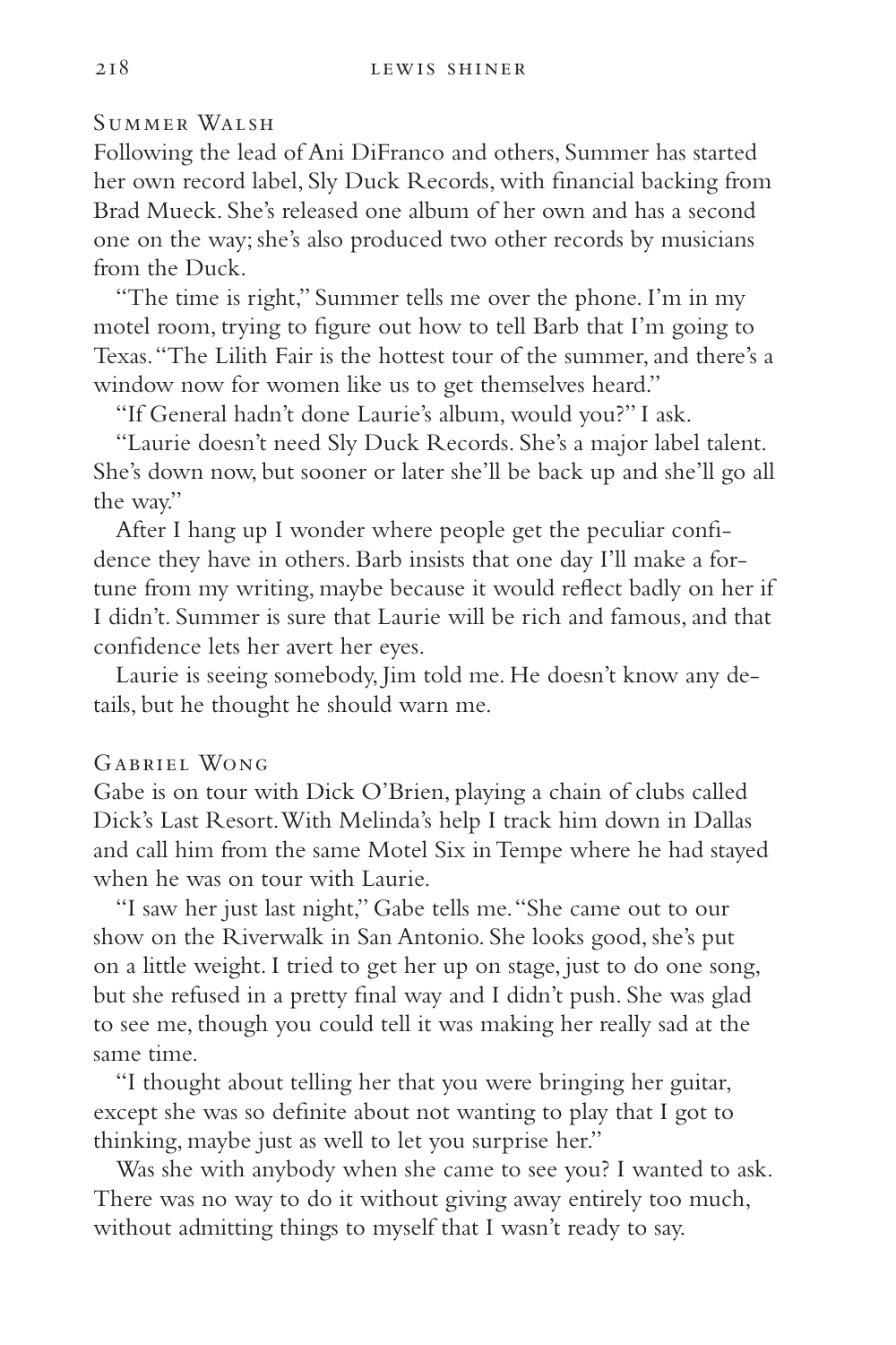### Summer Walsh

Following the lead of Ani DiFranco and others, Summer has started her own record label, Sly Duck Records, with financial backing from Brad Mueck. She's released one album of her own and has a second one on the way; she's also produced two other records by musicians from the Duck.

"The time is right," Summer tells me over the phone. I'm in my motel room, trying to figure out how to tell Barb that I'm going to Texas. "The Lilith Fair is the hottest tour of the summer, and there's a window now for women like us to get themselves heard."

"If General hadn't done Laurie's album, would you?" I ask.

"Laurie doesn't need Sly Duck Records. She's a major label talent. She's down now, but sooner or later she'll be back up and she'll go all the way."

After I hang up I wonder where people get the peculiar confidence they have in others. Barb insists that one day I'll make a fortune from my writing, maybe because it would reflect badly on her if I didn't. Summer is sure that Laurie will be rich and famous, and that confidence lets her avert her eyes.

Laurie is seeing somebody, Jim told me. He doesn't know any details, but he thought he should warn me.

### Gabriel Wong

Gabe is on tour with Dick O'Brien, playing a chain of clubs called Dick's Last Resort. With Melinda's help I track him down in Dallas and call him from the same Motel Six in Tempe where he had stayed when he was on tour with Laurie.

"I saw her just last night," Gabe tells me. "She came out to our show on the Riverwalk in San Antonio. She looks good, she's put on a little weight. I tried to get her up on stage, just to do one song, but she refused in a pretty final way and I didn't push. She was glad to see me, though you could tell it was making her really sad at the same time.

"I thought about telling her that you were bringing her guitar, except she was so definite about not wanting to play that I got to thinking, maybe just as well to let you surprise her."

Was she with anybody when she came to see you? I wanted to ask. There was no way to do it without giving away entirely too much, without admitting things to myself that I wasn't ready to say.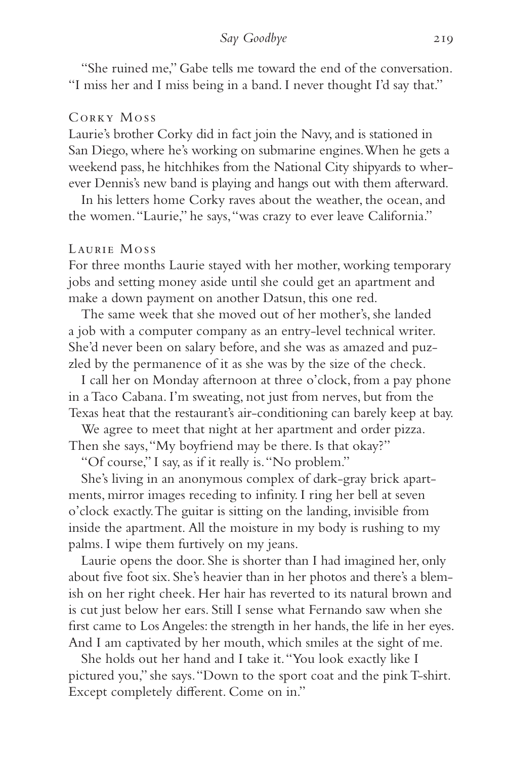"She ruined me," Gabe tells me toward the end of the conversation. "I miss her and I miss being in a band. I never thought I'd say that."

### Corky Moss

Laurie's brother Corky did in fact join the Navy, and is stationed in San Diego, where he's working on submarine engines. When he gets a weekend pass, he hitchhikes from the National City shipyards to wherever Dennis's new band is playing and hangs out with them afterward.

In his letters home Corky raves about the weather, the ocean, and the women. "Laurie," he says, "was crazy to ever leave California."

### Laurie Moss

For three months Laurie stayed with her mother, working temporary jobs and setting money aside until she could get an apartment and make a down payment on another Datsun, this one red.

The same week that she moved out of her mother's, she landed a job with a computer company as an entry-level technical writer. She'd never been on salary before, and she was as amazed and puzzled by the permanence of it as she was by the size of the check.

I call her on Monday afternoon at three o'clock, from a pay phone in a Taco Cabana. I'm sweating, not just from nerves, but from the Texas heat that the restaurant's air-conditioning can barely keep at bay.

We agree to meet that night at her apartment and order pizza. Then she says, "My boyfriend may be there. Is that okay?"

"Of course," I say, as if it really is. "No problem."

She's living in an anonymous complex of dark-gray brick apartments, mirror images receding to infinity. I ring her bell at seven o'clock exactly. The guitar is sitting on the landing, invisible from inside the apartment. All the moisture in my body is rushing to my palms. I wipe them furtively on my jeans.

Laurie opens the door. She is shorter than I had imagined her, only about five foot six. She's heavier than in her photos and there's a blemish on her right cheek. Her hair has reverted to its natural brown and is cut just below her ears. Still I sense what Fernando saw when she first came to Los Angeles: the strength in her hands, the life in her eyes. And I am captivated by her mouth, which smiles at the sight of me.

She holds out her hand and I take it. "You look exactly like I pictured you," she says. "Down to the sport coat and the pink T-shirt. Except completely different. Come on in."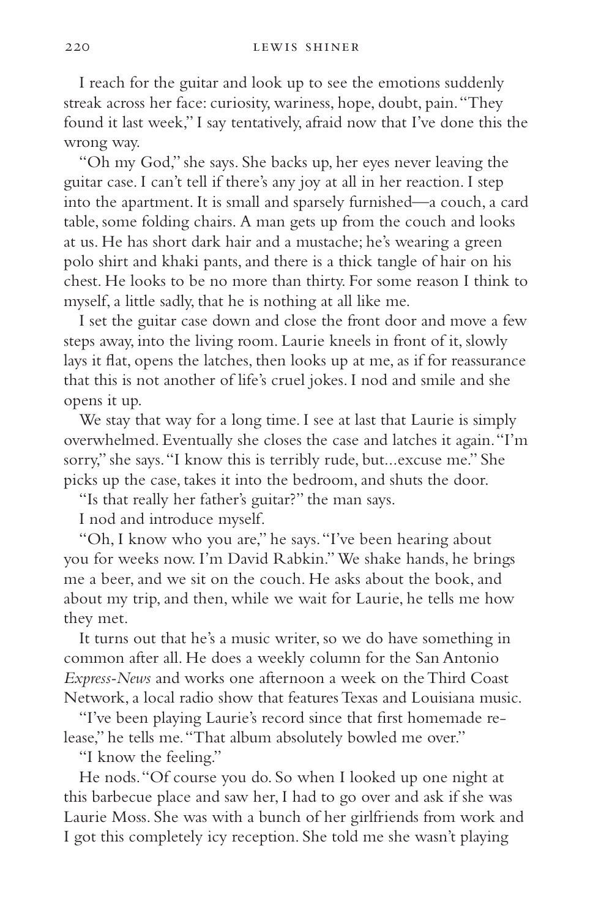I reach for the guitar and look up to see the emotions suddenly streak across her face: curiosity, wariness, hope, doubt, pain. "They found it last week," I say tentatively, afraid now that I've done this the wrong way.

"Oh my God," she says. She backs up, her eyes never leaving the guitar case. I can't tell if there's any joy at all in her reaction. I step into the apartment. It is small and sparsely furnished—a couch, a card table, some folding chairs. A man gets up from the couch and looks at us. He has short dark hair and a mustache; he's wearing a green polo shirt and khaki pants, and there is a thick tangle of hair on his chest. He looks to be no more than thirty. For some reason I think to myself, a little sadly, that he is nothing at all like me.

I set the guitar case down and close the front door and move a few steps away, into the living room. Laurie kneels in front of it, slowly lays it flat, opens the latches, then looks up at me, as if for reassurance that this is not another of life's cruel jokes. I nod and smile and she opens it up.

We stay that way for a long time. I see at last that Laurie is simply overwhelmed. Eventually she closes the case and latches it again. "I'm sorry," she says. "I know this is terribly rude, but...excuse me." She picks up the case, takes it into the bedroom, and shuts the door.

"Is that really her father's guitar?" the man says.

I nod and introduce myself.

"Oh, I know who you are," he says. "I've been hearing about you for weeks now. I'm David Rabkin." We shake hands, he brings me a beer, and we sit on the couch. He asks about the book, and about my trip, and then, while we wait for Laurie, he tells me how they met.

It turns out that he's a music writer, so we do have something in common after all. He does a weekly column for the San Antonio *Express-News* and works one afternoon a week on the Third Coast Network, a local radio show that features Texas and Louisiana music.

"I've been playing Laurie's record since that first homemade release," he tells me. "That album absolutely bowled me over."

"I know the feeling."

He nods. "Of course you do. So when I looked up one night at this barbecue place and saw her, I had to go over and ask if she was Laurie Moss. She was with a bunch of her girlfriends from work and I got this completely icy reception. She told me she wasn't playing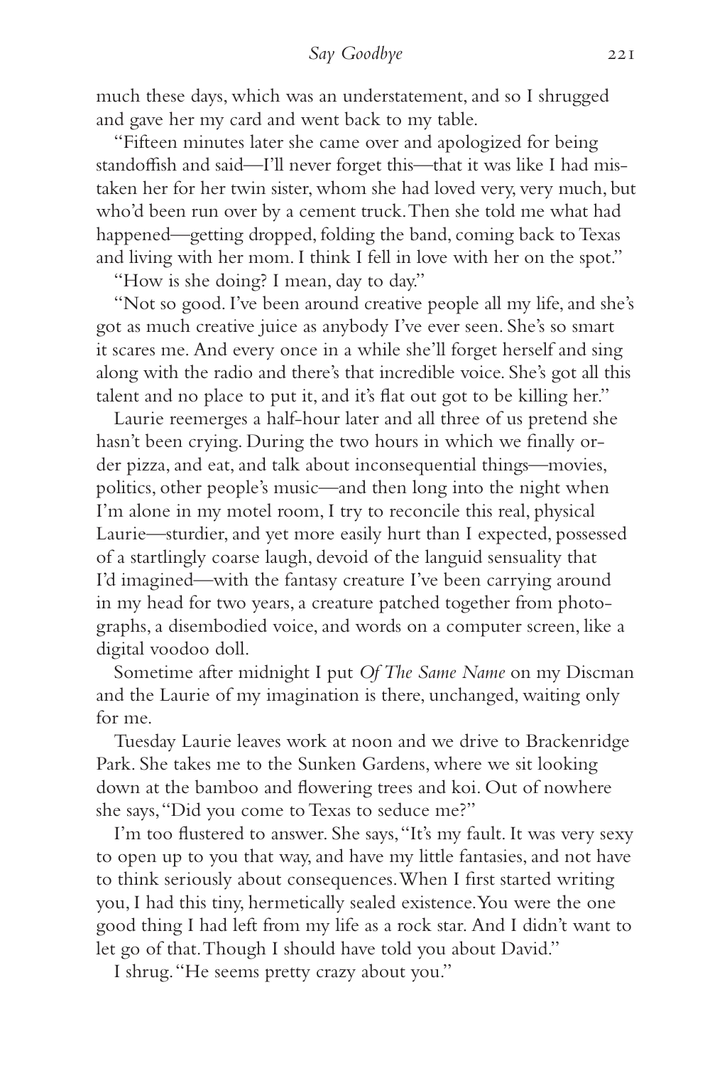much these days, which was an understatement, and so I shrugged and gave her my card and went back to my table.

"Fifteen minutes later she came over and apologized for being standoffish and said—I'll never forget this—that it was like I had mistaken her for her twin sister, whom she had loved very, very much, but who'd been run over by a cement truck. Then she told me what had happened—getting dropped, folding the band, coming back to Texas and living with her mom. I think I fell in love with her on the spot."

"How is she doing? I mean, day to day."

"Not so good. I've been around creative people all my life, and she's got as much creative juice as anybody I've ever seen. She's so smart it scares me. And every once in a while she'll forget herself and sing along with the radio and there's that incredible voice. She's got all this talent and no place to put it, and it's flat out got to be killing her."

Laurie reemerges a half-hour later and all three of us pretend she hasn't been crying. During the two hours in which we finally order pizza, and eat, and talk about inconsequential things—movies, politics, other people's music—and then long into the night when I'm alone in my motel room, I try to reconcile this real, physical Laurie—sturdier, and yet more easily hurt than I expected, possessed of a startlingly coarse laugh, devoid of the languid sensuality that I'd imagined—with the fantasy creature I've been carrying around in my head for two years, a creature patched together from photographs, a disembodied voice, and words on a computer screen, like a digital voodoo doll.

Sometime after midnight I put *Of The Same Name* on my Discman and the Laurie of my imagination is there, unchanged, waiting only for me.

Tuesday Laurie leaves work at noon and we drive to Brackenridge Park. She takes me to the Sunken Gardens, where we sit looking down at the bamboo and flowering trees and koi. Out of nowhere she says, "Did you come to Texas to seduce me?"

I'm too flustered to answer. She says, "It's my fault. It was very sexy to open up to you that way, and have my little fantasies, and not have to think seriously about consequences. When I first started writing you, I had this tiny, hermetically sealed existence. You were the one good thing I had left from my life as a rock star. And I didn't want to let go of that. Though I should have told you about David."

I shrug. "He seems pretty crazy about you."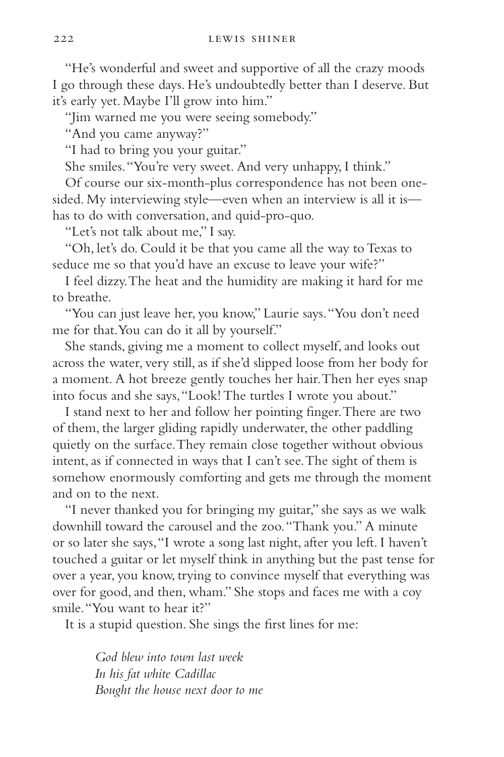"He's wonderful and sweet and supportive of all the crazy moods I go through these days. He's undoubtedly better than I deserve. But it's early yet. Maybe I'll grow into him."

"Jim warned me you were seeing somebody."

"And you came anyway?"

"I had to bring you your guitar."

She smiles. "You're very sweet. And very unhappy, I think."

Of course our six-month-plus correspondence has not been one-sided. My interviewing style—even when an interview is all it is—has to do with conversation, and quid-pro-quo.

"Let's not talk about me," I say.

"Oh, let's do. Could it be that you came all the way to Texas to seduce me so that you'd have an excuse to leave your wife?"

I feel dizzy. The heat and the humidity are making it hard for me to breathe.

"You can just leave her, you know," Laurie says. "You don't need me for that. You can do it all by yourself."

She stands, giving me a moment to collect myself, and looks out across the water, very still, as if she'd slipped loose from her body for a moment. A hot breeze gently touches her hair. Then her eyes snap into focus and she says, "Look! The turtles I wrote you about."

I stand next to her and follow her pointing finger. There are two of them, the larger gliding rapidly underwater, the other paddling quietly on the surface. They remain close together without obvious intent, as if connected in ways that I can't see. The sight of them is somehow enormously comforting and gets me through the moment and on to the next.

"I never thanked you for bringing my guitar," she says as we walk downhill toward the carousel and the zoo. "Thank you." A minute or so later she says, "I wrote a song last night, after you left. I haven't touched a guitar or let myself think in anything but the past tense for over a year, you know, trying to convince myself that everything was over for good, and then, wham." She stops and faces me with a coy smile. "You want to hear it?"

It is a stupid question. She sings the first lines for me:

> *God blew into town last week*
> *In his fat white Cadillac*
> *Bought the house next door to me*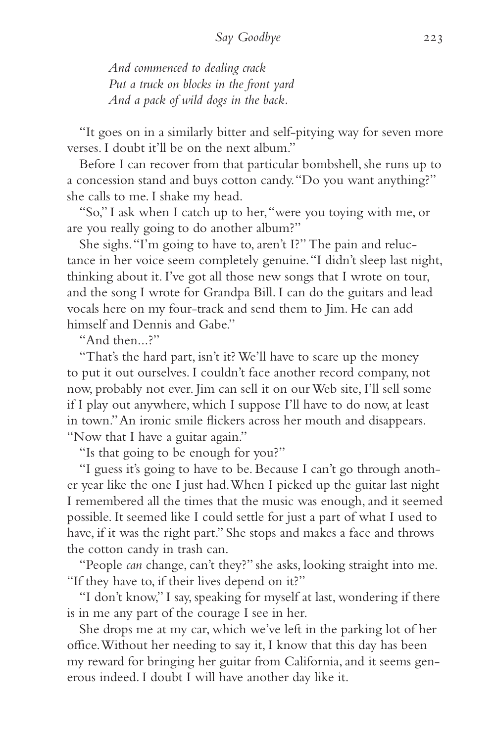*And commenced to dealing crack*  
*Put a truck on blocks in the front yard*  
*And a pack of wild dogs in the back.*

"It goes on in a similarly bitter and self-pitying way for seven more verses. I doubt it'll be on the next album."

Before I can recover from that particular bombshell, she runs up to a concession stand and buys cotton candy. "Do you want anything?" she calls to me. I shake my head.

"So," I ask when I catch up to her, "were you toying with me, or are you really going to do another album?"

She sighs. "I'm going to have to, aren't I?" The pain and reluctance in her voice seem completely genuine. "I didn't sleep last night, thinking about it. I've got all those new songs that I wrote on tour, and the song I wrote for Grandpa Bill. I can do the guitars and lead vocals here on my four-track and send them to Jim. He can add himself and Dennis and Gabe."

"And then...?"

"That's the hard part, isn't it? We'll have to scare up the money to put it out ourselves. I couldn't face another record company, not now, probably not ever. Jim can sell it on our Web site, I'll sell some if I play out anywhere, which I suppose I'll have to do now, at least in town." An ironic smile flickers across her mouth and disappears. "Now that I have a guitar again."

"Is that going to be enough for you?"

"I guess it's going to have to be. Because I can't go through another year like the one I just had. When I picked up the guitar last night I remembered all the times that the music was enough, and it seemed possible. It seemed like I could settle for just a part of what I used to have, if it was the right part." She stops and makes a face and throws the cotton candy in trash can.

"People *can* change, can't they?" she asks, looking straight into me. "If they have to, if their lives depend on it?"

"I don't know," I say, speaking for myself at last, wondering if there is in me any part of the courage I see in her.

She drops me at my car, which we've left in the parking lot of her office. Without her needing to say it, I know that this day has been my reward for bringing her guitar from California, and it seems generous indeed. I doubt I will have another day like it.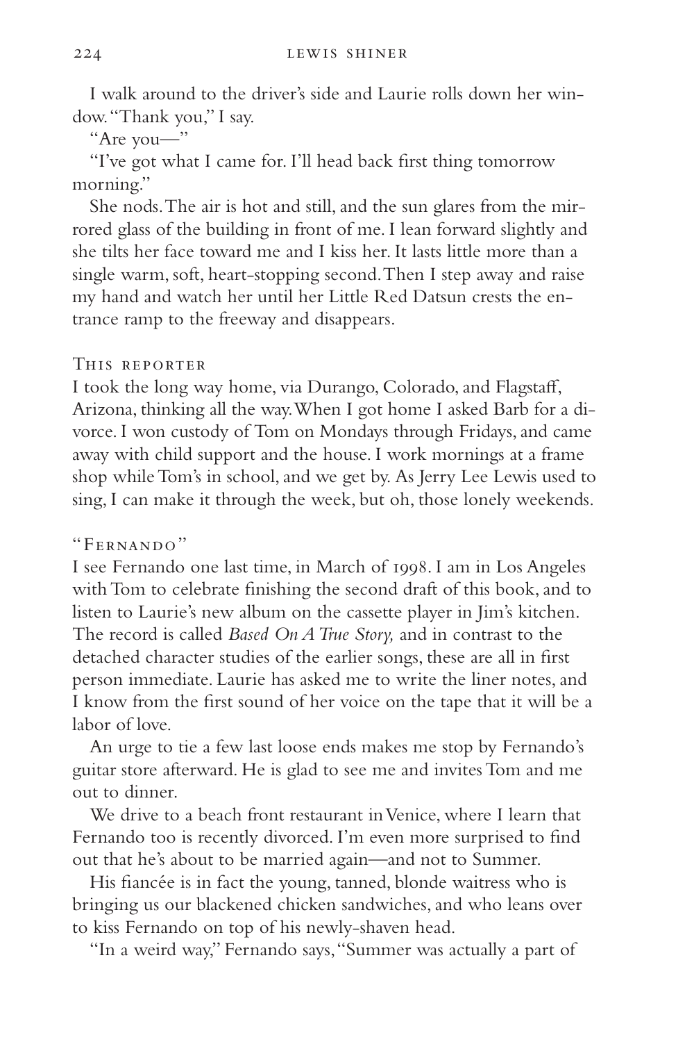I walk around to the driver's side and Laurie rolls down her window. "Thank you," I say.

"Are you—"

"I've got what I came for. I'll head back first thing tomorrow morning."

She nods. The air is hot and still, and the sun glares from the mirrored glass of the building in front of me. I lean forward slightly and she tilts her face toward me and I kiss her. It lasts little more than a single warm, soft, heart-stopping second. Then I step away and raise my hand and watch her until her Little Red Datsun crests the entrance ramp to the freeway and disappears.

### This reporter

I took the long way home, via Durango, Colorado, and Flagstaff, Arizona, thinking all the way. When I got home I asked Barb for a divorce. I won custody of Tom on Mondays through Fridays, and came away with child support and the house. I work mornings at a frame shop while Tom's in school, and we get by. As Jerry Lee Lewis used to sing, I can make it through the week, but oh, those lonely weekends.

### "Fernando"

I see Fernando one last time, in March of 1998. I am in Los Angeles with Tom to celebrate finishing the second draft of this book, and to listen to Laurie's new album on the cassette player in Jim's kitchen. The record is called *Based On A True Story,* and in contrast to the detached character studies of the earlier songs, these are all in first person immediate. Laurie has asked me to write the liner notes, and I know from the first sound of her voice on the tape that it will be a labor of love.

An urge to tie a few last loose ends makes me stop by Fernando's guitar store afterward. He is glad to see me and invites Tom and me out to dinner.

We drive to a beach front restaurant in Venice, where I learn that Fernando too is recently divorced. I'm even more surprised to find out that he's about to be married again—and not to Summer.

His fiancée is in fact the young, tanned, blonde waitress who is bringing us our blackened chicken sandwiches, and who leans over to kiss Fernando on top of his newly-shaven head.

"In a weird way," Fernando says, "Summer was actually a part of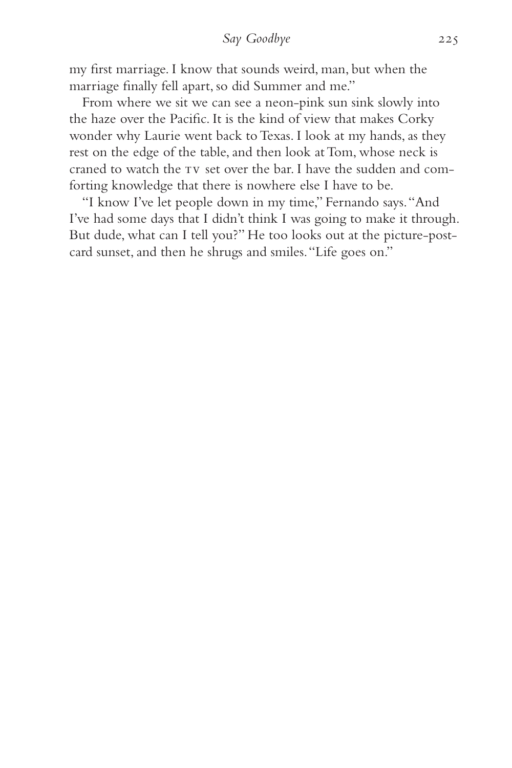my first marriage. I know that sounds weird, man, but when the marriage finally fell apart, so did Summer and me."

From where we sit we can see a neon-pink sun sink slowly into the haze over the Pacific. It is the kind of view that makes Corky wonder why Laurie went back to Texas. I look at my hands, as they rest on the edge of the table, and then look at Tom, whose neck is craned to watch the TV set over the bar. I have the sudden and comforting knowledge that there is nowhere else I have to be.

"I know I've let people down in my time," Fernando says. "And I've had some days that I didn't think I was going to make it through. But dude, what can I tell you?" He too looks out at the picture-postcard sunset, and then he shrugs and smiles. "Life goes on."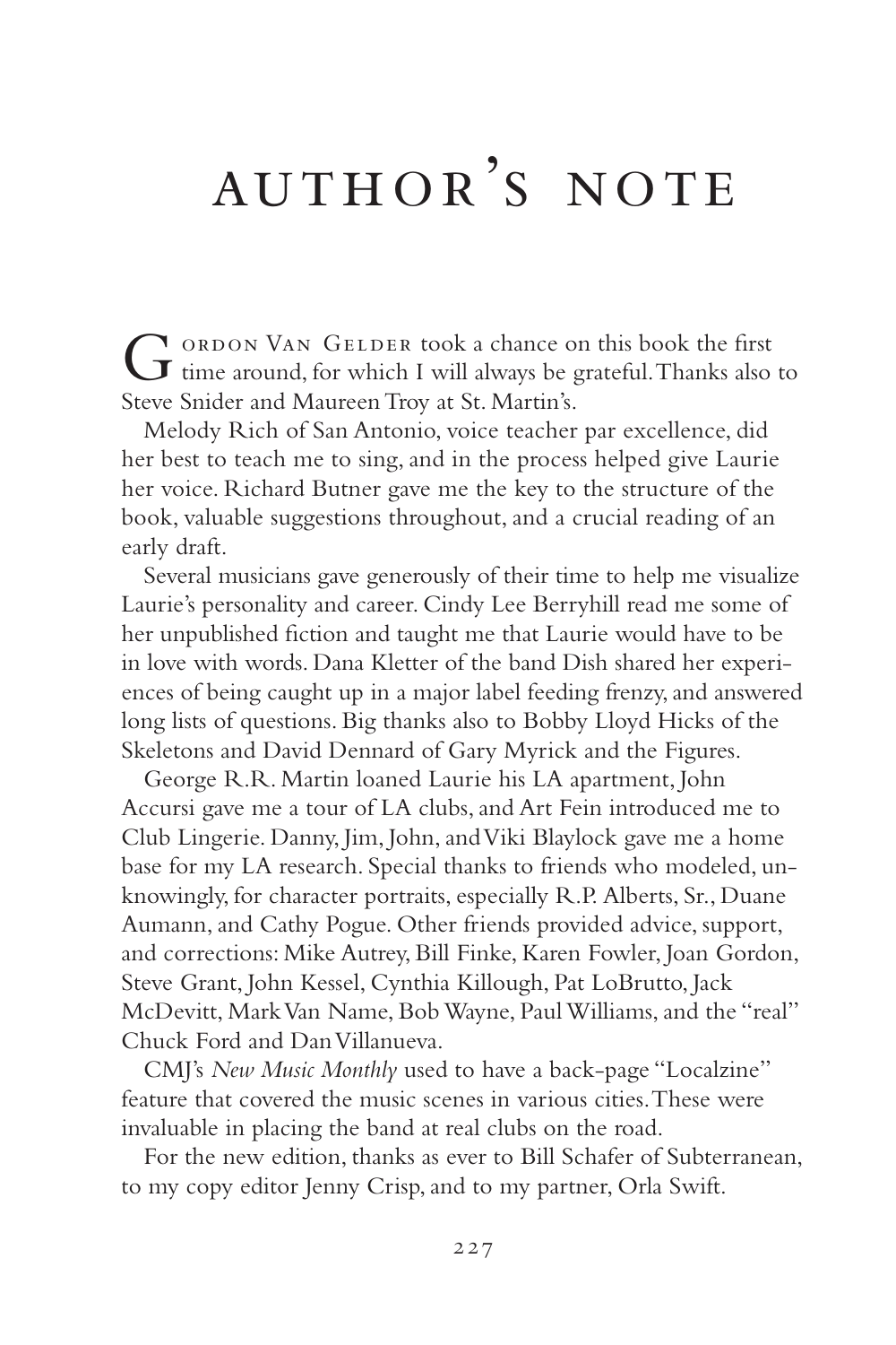# AUTHOR'S NOTE

Gordon Van Gelder took a chance on this book the first time around, for which I will always be grateful. Thanks also to Steve Snider and Maureen Troy at St. Martin's.

Melody Rich of San Antonio, voice teacher par excellence, did her best to teach me to sing, and in the process helped give Laurie her voice. Richard Butner gave me the key to the structure of the book, valuable suggestions throughout, and a crucial reading of an early draft.

Several musicians gave generously of their time to help me visualize Laurie's personality and career. Cindy Lee Berryhill read me some of her unpublished fiction and taught me that Laurie would have to be in love with words. Dana Kletter of the band Dish shared her experiences of being caught up in a major label feeding frenzy, and answered long lists of questions. Big thanks also to Bobby Lloyd Hicks of the Skeletons and David Dennard of Gary Myrick and the Figures.

George R.R. Martin loaned Laurie his LA apartment, John Accursi gave me a tour of LA clubs, and Art Fein introduced me to Club Lingerie. Danny, Jim, John, and Viki Blaylock gave me a home base for my LA research. Special thanks to friends who modeled, unknowingly, for character portraits, especially R.P. Alberts, Sr., Duane Aumann, and Cathy Pogue. Other friends provided advice, support, and corrections: Mike Autrey, Bill Finke, Karen Fowler, Joan Gordon, Steve Grant, John Kessel, Cynthia Killough, Pat LoBrutto, Jack McDevitt, Mark Van Name, Bob Wayne, Paul Williams, and the "real" Chuck Ford and Dan Villanueva.

CMJ's *New Music Monthly* used to have a back-page "Localzine" feature that covered the music scenes in various cities. These were invaluable in placing the band at real clubs on the road.

For the new edition, thanks as ever to Bill Schafer of Subterranean, to my copy editor Jenny Crisp, and to my partner, Orla Swift.